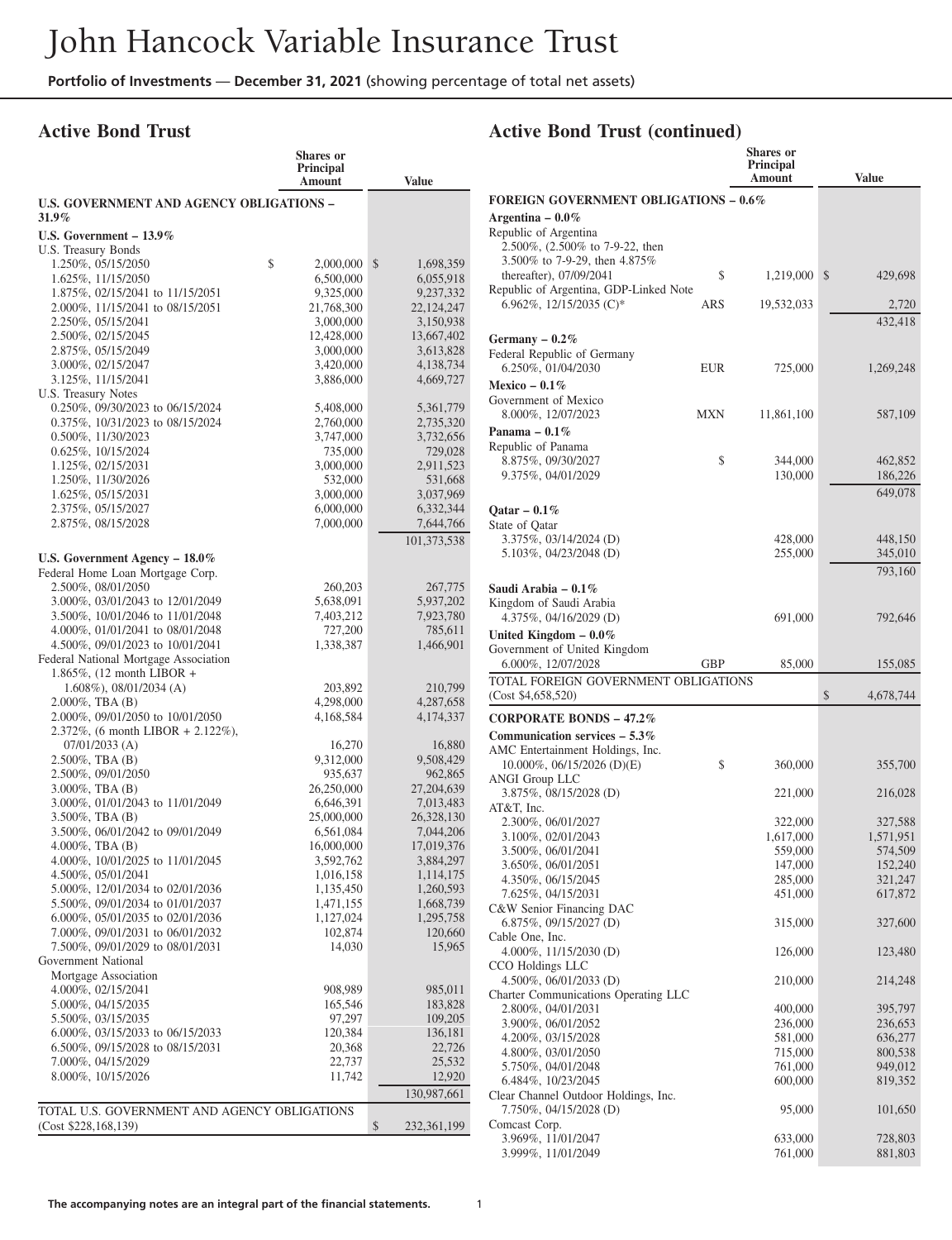# John Hancock Variable Insurance Trust

**Portfolio of Investments** — **December 31, 2021** (showing percentage of total net assets)

## Active Bond Trust

| | | Shares or Principal Amount | Value |
|---|---|---|---|
| **U.S. GOVERNMENT AND AGENCY OBLIGATIONS – 31.9%** | | | |
| **U.S. Government – 13.9%** | | | |
| U.S. Treasury Bonds | | | |
| 1.250%, 05/15/2050 | $ | 2,000,000 | $ 1,698,359 |
| 1.625%, 11/15/2050 | | 6,500,000 | 6,055,918 |
| 1.875%, 02/15/2041 to 11/15/2051 | | 9,325,000 | 9,237,332 |
| 2.000%, 11/15/2041 to 08/15/2051 | | 21,768,300 | 22,124,247 |
| 2.250%, 05/15/2041 | | 3,000,000 | 3,150,938 |
| 2.500%, 02/15/2045 | | 12,428,000 | 13,667,402 |
| 2.875%, 05/15/2049 | | 3,000,000 | 3,613,828 |
| 3.000%, 02/15/2047 | | 3,420,000 | 4,138,734 |
| 3.125%, 11/15/2041 | | 3,886,000 | 4,669,727 |
| U.S. Treasury Notes | | | |
| 0.250%, 09/30/2023 to 06/15/2024 | | 5,408,000 | 5,361,779 |
| 0.375%, 10/31/2023 to 08/15/2024 | | 2,760,000 | 2,735,320 |
| 0.500%, 11/30/2023 | | 3,747,000 | 3,732,656 |
| 0.625%, 10/15/2024 | | 735,000 | 729,028 |
| 1.125%, 02/15/2031 | | 3,000,000 | 2,911,523 |
| 1.250%, 11/30/2026 | | 532,000 | 531,668 |
| 1.625%, 05/15/2031 | | 3,000,000 | 3,037,969 |
| 2.375%, 05/15/2027 | | 6,000,000 | 6,332,344 |
| 2.875%, 08/15/2028 | | 7,000,000 | 7,644,766 |
| | | | 101,373,538 |
| **U.S. Government Agency – 18.0%** | | | |
| Federal Home Loan Mortgage Corp. | | | |
| 2.500%, 08/01/2050 | | 260,203 | 267,775 |
| 3.000%, 03/01/2043 to 12/01/2049 | | 5,638,091 | 5,937,202 |
| 3.500%, 10/01/2046 to 11/01/2048 | | 7,403,212 | 7,923,780 |
| 4.000%, 01/01/2041 to 08/01/2048 | | 727,200 | 785,611 |
| 4.500%, 09/01/2023 to 10/01/2041 | | 1,338,387 | 1,466,901 |
| Federal National Mortgage Association | | | |
| 1.865%, (12 month LIBOR + 1.608%), 08/01/2034 (A) | | 203,892 | 210,799 |
| 2.000%, TBA (B) | | 4,298,000 | 4,287,658 |
| 2.000%, 09/01/2050 to 10/01/2050 | | 4,168,584 | 4,174,337 |
| 2.372%, (6 month LIBOR + 2.122%), 07/01/2033 (A) | | 16,270 | 16,880 |
| 2.500%, TBA (B) | | 9,312,000 | 9,508,429 |
| 2.500%, 09/01/2050 | | 935,637 | 962,865 |
| 3.000%, TBA (B) | | 26,250,000 | 27,204,639 |
| 3.000%, 01/01/2043 to 11/01/2049 | | 6,646,391 | 7,013,483 |
| 3.500%, TBA (B) | | 25,000,000 | 26,328,130 |
| 3.500%, 06/01/2042 to 09/01/2049 | | 6,561,084 | 7,044,206 |
| 4.000%, TBA (B) | | 16,000,000 | 17,019,376 |
| 4.000%, 10/01/2025 to 11/01/2045 | | 3,592,762 | 3,884,297 |
| 4.500%, 05/01/2041 | | 1,016,158 | 1,114,175 |
| 5.000%, 12/01/2034 to 02/01/2036 | | 1,135,450 | 1,260,593 |
| 5.500%, 09/01/2034 to 01/01/2037 | | 1,471,155 | 1,668,739 |
| 6.000%, 05/01/2035 to 02/01/2036 | | 1,127,024 | 1,295,758 |
| 7.000%, 09/01/2031 to 06/01/2032 | | 102,874 | 120,660 |
| 7.500%, 09/01/2029 to 08/01/2031 | | 14,030 | 15,965 |
| Government National Mortgage Association | | | |
| 4.000%, 02/15/2041 | | 908,989 | 985,011 |
| 5.000%, 04/15/2035 | | 165,546 | 183,828 |
| 5.500%, 03/15/2035 | | 97,297 | 109,205 |
| 6.000%, 03/15/2033 to 06/15/2033 | | 120,384 | 136,181 |
| 6.500%, 09/15/2028 to 08/15/2031 | | 20,368 | 22,726 |
| 7.000%, 04/15/2029 | | 22,737 | 25,532 |
| 8.000%, 10/15/2026 | | 11,742 | 12,920 |
| | | | 130,987,661 |
| TOTAL U.S. GOVERNMENT AND AGENCY OBLIGATIONS (Cost $228,168,139) | | | $ 232,361,199 |

## Active Bond Trust (continued)

| | | Shares or Principal Amount | Value |
|---|---|---|---|
| **FOREIGN GOVERNMENT OBLIGATIONS – 0.6%** | | | |
| **Argentina – 0.0%** | | | |
| Republic of Argentina | | | |
| 2.500%, (2.500% to 7-9-22, then 3.500% to 7-9-29, then 4.875% thereafter), 07/09/2041 | $ | 1,219,000 | $ 429,698 |
| Republic of Argentina, GDP-Linked Note | | | |
| 6.962%, 12/15/2035 (C)* | ARS | 19,532,033 | 2,720 |
| | | | 432,418 |
| **Germany – 0.2%** | | | |
| Federal Republic of Germany | | | |
| 6.250%, 01/04/2030 | EUR | 725,000 | 1,269,248 |
| **Mexico – 0.1%** | | | |
| Government of Mexico | | | |
| 8.000%, 12/07/2023 | MXN | 11,861,100 | 587,109 |
| **Panama – 0.1%** | | | |
| Republic of Panama | | | |
| 8.875%, 09/30/2027 | $ | 344,000 | 462,852 |
| 9.375%, 04/01/2029 | | 130,000 | 186,226 |
| | | | 649,078 |
| **Qatar – 0.1%** | | | |
| State of Qatar | | | |
| 3.375%, 03/14/2024 (D) | | 428,000 | 448,150 |
| 5.103%, 04/23/2048 (D) | | 255,000 | 345,010 |
| | | | 793,160 |
| **Saudi Arabia – 0.1%** | | | |
| Kingdom of Saudi Arabia | | | |
| 4.375%, 04/16/2029 (D) | | 691,000 | 792,646 |
| **United Kingdom – 0.0%** | | | |
| Government of United Kingdom | | | |
| 6.000%, 12/07/2028 | GBP | 85,000 | 155,085 |
| TOTAL FOREIGN GOVERNMENT OBLIGATIONS (Cost $4,658,520) | | | $ 4,678,744 |
| **CORPORATE BONDS – 47.2%** | | | |
| **Communication services – 5.3%** | | | |
| AMC Entertainment Holdings, Inc. | | | |
| 10.000%, 06/15/2026 (D)(E) | $ | 360,000 | 355,700 |
| ANGI Group LLC | | | |
| 3.875%, 08/15/2028 (D) | | 221,000 | 216,028 |
| AT&T, Inc. | | | |
| 2.300%, 06/01/2027 | | 322,000 | 327,588 |
| 3.100%, 02/01/2043 | | 1,617,000 | 1,571,951 |
| 3.500%, 06/01/2041 | | 559,000 | 574,509 |
| 3.650%, 06/01/2051 | | 147,000 | 152,240 |
| 4.350%, 06/15/2045 | | 285,000 | 321,247 |
| 7.625%, 04/15/2031 | | 451,000 | 617,872 |
| C&W Senior Financing DAC | | | |
| 6.875%, 09/15/2027 (D) | | 315,000 | 327,600 |
| Cable One, Inc. | | | |
| 4.000%, 11/15/2030 (D) | | 126,000 | 123,480 |
| CCO Holdings LLC | | | |
| 4.500%, 06/01/2033 (D) | | 210,000 | 214,248 |
| Charter Communications Operating LLC | | | |
| 2.800%, 04/01/2031 | | 400,000 | 395,797 |
| 3.900%, 06/01/2052 | | 236,000 | 236,653 |
| 4.200%, 03/15/2028 | | 581,000 | 636,277 |
| 4.800%, 03/01/2050 | | 715,000 | 800,538 |
| 5.750%, 04/01/2048 | | 761,000 | 949,012 |
| 6.484%, 10/23/2045 | | 600,000 | 819,352 |
| Clear Channel Outdoor Holdings, Inc. | | | |
| 7.750%, 04/15/2028 (D) | | 95,000 | 101,650 |
| Comcast Corp. | | | |
| 3.969%, 11/01/2047 | | 633,000 | 728,803 |
| 3.999%, 11/01/2049 | | 761,000 | 881,803 |

The accompanying notes are an integral part of the financial statements.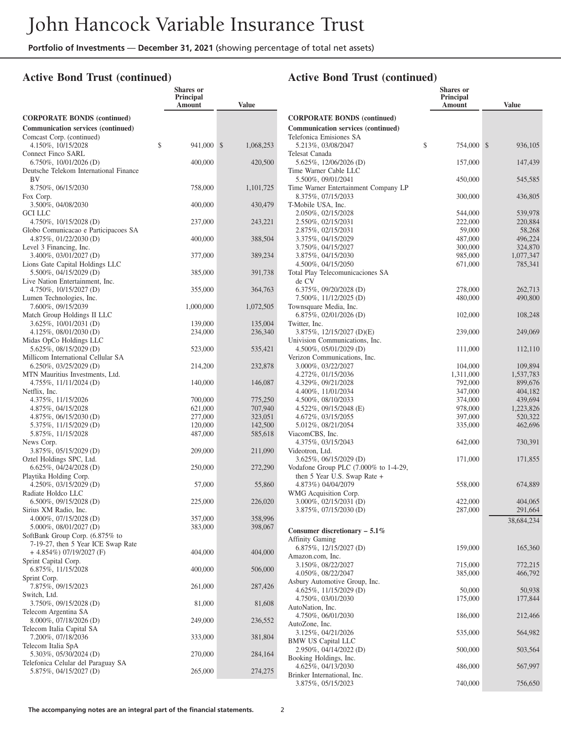# John Hancock Variable Insurance Trust

**Portfolio of Investments — December 31, 2021** (showing percentage of total net assets)

## Active Bond Trust (continued)

| | Shares or Principal Amount | Value |
|---|---|---|
| **CORPORATE BONDS (continued)** | | |
| **Communication services (continued)** | | |
| Comcast Corp. (continued) | | |
| 4.150%, 10/15/2028 | $ 941,000 | $ 1,068,253 |
| Connect Finco SARL | | |
| 6.750%, 10/01/2026 (D) | 400,000 | 420,500 |
| Deutsche Telekom International Finance BV | | |
| 8.750%, 06/15/2030 | 758,000 | 1,101,725 |
| Fox Corp. | | |
| 3.500%, 04/08/2030 | 400,000 | 430,479 |
| GCI LLC | | |
| 4.750%, 10/15/2028 (D) | 237,000 | 243,221 |
| Globo Comunicacao e Participacoes SA | | |
| 4.875%, 01/22/2030 (D) | 400,000 | 388,504 |
| Level 3 Financing, Inc. | | |
| 3.400%, 03/01/2027 (D) | 377,000 | 389,234 |
| Lions Gate Capital Holdings LLC | | |
| 5.500%, 04/15/2029 (D) | 385,000 | 391,738 |
| Live Nation Entertainment, Inc. | | |
| 4.750%, 10/15/2027 (D) | 355,000 | 364,763 |
| Lumen Technologies, Inc. | | |
| 7.600%, 09/15/2039 | 1,000,000 | 1,072,505 |
| Match Group Holdings II LLC | | |
| 3.625%, 10/01/2031 (D) | 139,000 | 135,004 |
| 4.125%, 08/01/2030 (D) | 234,000 | 236,340 |
| Midas OpCo Holdings LLC | | |
| 5.625%, 08/15/2029 (D) | 523,000 | 535,421 |
| Millicom International Cellular SA | | |
| 6.250%, 03/25/2029 (D) | 214,200 | 232,878 |
| MTN Mauritius Investments, Ltd. | | |
| 4.755%, 11/11/2024 (D) | 140,000 | 146,087 |
| Netflix, Inc. | | |
| 4.375%, 11/15/2026 | 700,000 | 775,250 |
| 4.875%, 04/15/2028 | 621,000 | 707,940 |
| 4.875%, 06/15/2030 (D) | 277,000 | 323,051 |
| 5.375%, 11/15/2029 (D) | 120,000 | 142,500 |
| 5.875%, 11/15/2028 | 487,000 | 585,618 |
| News Corp. | | |
| 3.875%, 05/15/2029 (D) | 209,000 | 211,090 |
| Oztel Holdings SPC, Ltd. | | |
| 6.625%, 04/24/2028 (D) | 250,000 | 272,290 |
| Playtika Holding Corp. | | |
| 4.250%, 03/15/2029 (D) | 57,000 | 55,860 |
| Radiate Holdco LLC | | |
| 6.500%, 09/15/2028 (D) | 225,000 | 226,020 |
| Sirius XM Radio, Inc. | | |
| 4.000%, 07/15/2028 (D) | 357,000 | 358,996 |
| 5.000%, 08/01/2027 (D) | 383,000 | 398,067 |
| SoftBank Group Corp. (6.875% to 7-19-27, then 5 Year ICE Swap Rate + 4.854%) 07/19/2027 (F) | 404,000 | 404,000 |
| Sprint Capital Corp. | | |
| 6.875%, 11/15/2028 | 400,000 | 506,000 |
| Sprint Corp. | | |
| 7.875%, 09/15/2023 | 261,000 | 287,426 |
| Switch, Ltd. | | |
| 3.750%, 09/15/2028 (D) | 81,000 | 81,608 |
| Telecom Argentina SA | | |
| 8.000%, 07/18/2026 (D) | 249,000 | 236,552 |
| Telecom Italia Capital SA | | |
| 7.200%, 07/18/2036 | 333,000 | 381,804 |
| Telecom Italia SpA | | |
| 5.303%, 05/30/2024 (D) | 270,000 | 284,164 |
| Telefonica Celular del Paraguay SA | | |
| 5.875%, 04/15/2027 (D) | 265,000 | 274,275 |
| Telefonica Emisiones SA | | |
| 5.213%, 03/08/2047 | $ 754,000 | $ 936,105 |
| Telesat Canada | | |
| 5.625%, 12/06/2026 (D) | 157,000 | 147,439 |
| Time Warner Cable LLC | | |
| 5.500%, 09/01/2041 | 450,000 | 545,585 |
| Time Warner Entertainment Company LP | | |
| 8.375%, 07/15/2033 | 300,000 | 436,805 |
| T-Mobile USA, Inc. | | |
| 2.050%, 02/15/2028 | 544,000 | 539,978 |
| 2.550%, 02/15/2031 | 222,000 | 220,884 |
| 2.875%, 02/15/2031 | 59,000 | 58,268 |
| 3.375%, 04/15/2029 | 487,000 | 496,224 |
| 3.750%, 04/15/2027 | 300,000 | 324,870 |
| 3.875%, 04/15/2030 | 985,000 | 1,077,347 |
| 4.500%, 04/15/2050 | 671,000 | 785,341 |
| Total Play Telecomunicaciones SA de CV | | |
| 6.375%, 09/20/2028 (D) | 278,000 | 262,713 |
| 7.500%, 11/12/2025 (D) | 480,000 | 490,800 |
| Townsquare Media, Inc. | | |
| 6.875%, 02/01/2026 (D) | 102,000 | 108,248 |
| Twitter, Inc. | | |
| 3.875%, 12/15/2027 (D)(E) | 239,000 | 249,069 |
| Univision Communications, Inc. | | |
| 4.500%, 05/01/2029 (D) | 111,000 | 112,110 |
| Verizon Communications, Inc. | | |
| 3.000%, 03/22/2027 | 104,000 | 109,894 |
| 4.272%, 01/15/2036 | 1,311,000 | 1,537,783 |
| 4.329%, 09/21/2028 | 792,000 | 899,676 |
| 4.400%, 11/01/2034 | 347,000 | 404,182 |
| 4.500%, 08/10/2033 | 374,000 | 439,694 |
| 4.522%, 09/15/2048 (E) | 978,000 | 1,223,826 |
| 4.672%, 03/15/2055 | 397,000 | 520,322 |
| 5.012%, 08/21/2054 | 335,000 | 462,696 |
| ViacomCBS, Inc. | | |
| 4.375%, 03/15/2043 | 642,000 | 730,391 |
| Videotron, Ltd. | | |
| 3.625%, 06/15/2029 (D) | 171,000 | 171,855 |
| Vodafone Group PLC (7.000% to 1-4-29, then 5 Year U.S. Swap Rate + 4.873%) 04/04/2079 | 558,000 | 674,889 |
| WMG Acquisition Corp. | | |
| 3.000%, 02/15/2031 (D) | 422,000 | 404,065 |
| 3.875%, 07/15/2030 (D) | 287,000 | 291,664 |
| | | 38,684,234 |
| ***Consumer discretionary – 5.1%*** | | |
| Affinity Gaming | | |
| 6.875%, 12/15/2027 (D) | 159,000 | 165,360 |
| Amazon.com, Inc. | | |
| 3.150%, 08/22/2027 | 715,000 | 772,215 |
| 4.050%, 08/22/2047 | 385,000 | 466,792 |
| Asbury Automotive Group, Inc. | | |
| 4.625%, 11/15/2029 (D) | 50,000 | 50,938 |
| 4.750%, 03/01/2030 | 175,000 | 177,844 |
| AutoNation, Inc. | | |
| 4.750%, 06/01/2030 | 186,000 | 212,466 |
| AutoZone, Inc. | | |
| 3.125%, 04/21/2026 | 535,000 | 564,982 |
| BMW US Capital LLC | | |
| 2.950%, 04/14/2022 (D) | 500,000 | 503,564 |
| Booking Holdings, Inc. | | |
| 4.625%, 04/13/2030 | 486,000 | 567,997 |
| Brinker International, Inc. | | |
| 3.875%, 05/15/2023 | 740,000 | 756,650 |

**The accompanying notes are an integral part of the financial statements.**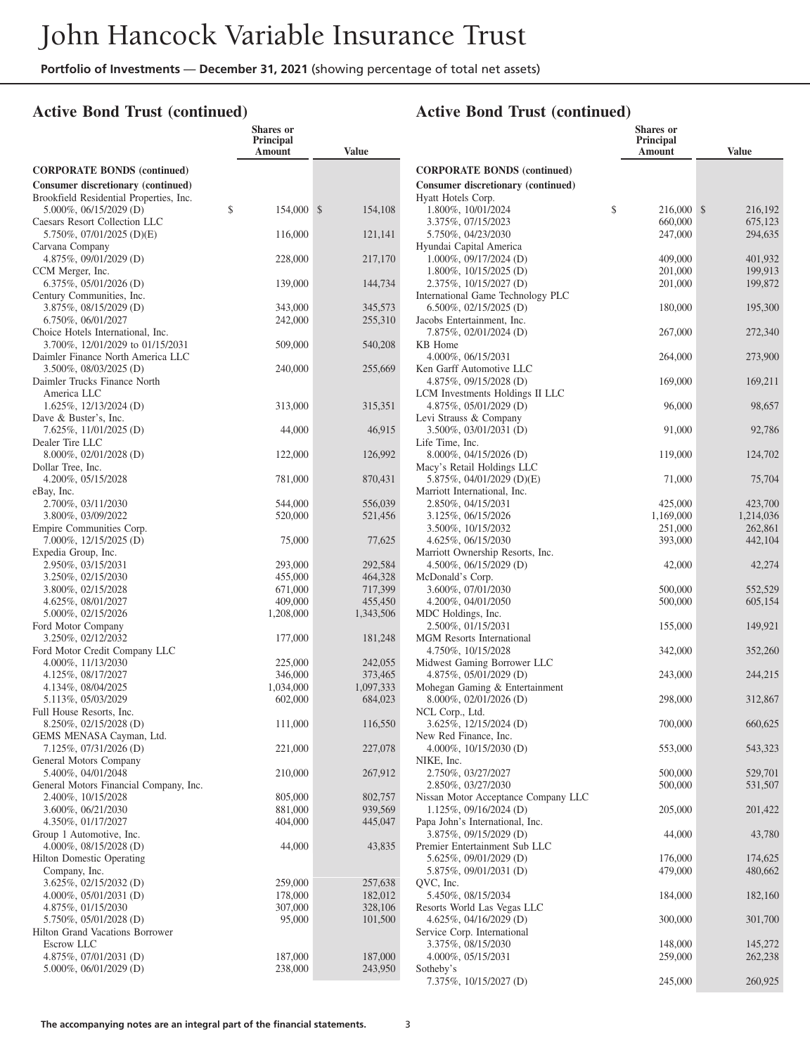# John Hancock Variable Insurance Trust

**Portfolio of Investments — December 31, 2021** (showing percentage of total net assets)

## Active Bond Trust (continued)

| | Shares or Principal Amount | Value |
|---|---|---|
| **CORPORATE BONDS (continued)** | | |
| **Consumer discretionary (continued)** | | |
| Brookfield Residential Properties, Inc. | | |
| 5.000%, 06/15/2029 (D) | $ 154,000 | $ 154,108 |
| Caesars Resort Collection LLC | | |
| 5.750%, 07/01/2025 (D)(E) | 116,000 | 121,141 |
| Carvana Company | | |
| 4.875%, 09/01/2029 (D) | 228,000 | 217,170 |
| CCM Merger, Inc. | | |
| 6.375%, 05/01/2026 (D) | 139,000 | 144,734 |
| Century Communities, Inc. | | |
| 3.875%, 08/15/2029 (D) | 343,000 | 345,573 |
| 6.750%, 06/01/2027 | 242,000 | 255,310 |
| Choice Hotels International, Inc. | | |
| 3.700%, 12/01/2029 to 01/15/2031 | 509,000 | 540,208 |
| Daimler Finance North America LLC | | |
| 3.500%, 08/03/2025 (D) | 240,000 | 255,669 |
| Daimler Trucks Finance North America LLC | | |
| 1.625%, 12/13/2024 (D) | 313,000 | 315,351 |
| Dave & Buster's, Inc. | | |
| 7.625%, 11/01/2025 (D) | 44,000 | 46,915 |
| Dealer Tire LLC | | |
| 8.000%, 02/01/2028 (D) | 122,000 | 126,992 |
| Dollar Tree, Inc. | | |
| 4.200%, 05/15/2028 | 781,000 | 870,431 |
| eBay, Inc. | | |
| 2.700%, 03/11/2030 | 544,000 | 556,039 |
| 3.800%, 03/09/2022 | 520,000 | 521,456 |
| Empire Communities Corp. | | |
| 7.000%, 12/15/2025 (D) | 75,000 | 77,625 |
| Expedia Group, Inc. | | |
| 2.950%, 03/15/2031 | 293,000 | 292,584 |
| 3.250%, 02/15/2030 | 455,000 | 464,328 |
| 3.800%, 02/15/2028 | 671,000 | 717,399 |
| 4.625%, 08/01/2027 | 409,000 | 455,450 |
| 5.000%, 02/15/2026 | 1,208,000 | 1,343,506 |
| Ford Motor Company | | |
| 3.250%, 02/12/2032 | 177,000 | 181,248 |
| Ford Motor Credit Company LLC | | |
| 4.000%, 11/13/2030 | 225,000 | 242,055 |
| 4.125%, 08/17/2027 | 346,000 | 373,465 |
| 4.134%, 08/04/2025 | 1,034,000 | 1,097,333 |
| 5.113%, 05/03/2029 | 602,000 | 684,023 |
| Full House Resorts, Inc. | | |
| 8.250%, 02/15/2028 (D) | 111,000 | 116,550 |
| GEMS MENASA Cayman, Ltd. | | |
| 7.125%, 07/31/2026 (D) | 221,000 | 227,078 |
| General Motors Company | | |
| 5.400%, 04/01/2048 | 210,000 | 267,912 |
| General Motors Financial Company, Inc. | | |
| 2.400%, 10/15/2028 | 805,000 | 802,757 |
| 3.600%, 06/21/2030 | 881,000 | 939,569 |
| 4.350%, 01/17/2027 | 404,000 | 445,047 |
| Group 1 Automotive, Inc. | | |
| 4.000%, 08/15/2028 (D) | 44,000 | 43,835 |
| Hilton Domestic Operating Company, Inc. | | |
| 3.625%, 02/15/2032 (D) | 259,000 | 257,638 |
| 4.000%, 05/01/2031 (D) | 178,000 | 182,012 |
| 4.875%, 01/15/2030 | 307,000 | 328,106 |
| 5.750%, 05/01/2028 (D) | 95,000 | 101,500 |
| Hilton Grand Vacations Borrower Escrow LLC | | |
| 4.875%, 07/01/2031 (D) | 187,000 | 187,000 |
| 5.000%, 06/01/2029 (D) | 238,000 | 243,950 |
| Hyatt Hotels Corp. | | |
| 1.800%, 10/01/2024 | $ 216,000 | $ 216,192 |
| 3.375%, 07/15/2023 | 660,000 | 675,123 |
| 5.750%, 04/23/2030 | 247,000 | 294,635 |
| Hyundai Capital America | | |
| 1.000%, 09/17/2024 (D) | 409,000 | 401,932 |
| 1.800%, 10/15/2025 (D) | 201,000 | 199,913 |
| 2.375%, 10/15/2027 (D) | 201,000 | 199,872 |
| International Game Technology PLC | | |
| 6.500%, 02/15/2025 (D) | 180,000 | 195,300 |
| Jacobs Entertainment, Inc. | | |
| 7.875%, 02/01/2024 (D) | 267,000 | 272,340 |
| KB Home | | |
| 4.000%, 06/15/2031 | 264,000 | 273,900 |
| Ken Garff Automotive LLC | | |
| 4.875%, 09/15/2028 (D) | 169,000 | 169,211 |
| LCM Investments Holdings II LLC | | |
| 4.875%, 05/01/2029 (D) | 96,000 | 98,657 |
| Levi Strauss & Company | | |
| 3.500%, 03/01/2031 (D) | 91,000 | 92,786 |
| Life Time, Inc. | | |
| 8.000%, 04/15/2026 (D) | 119,000 | 124,702 |
| Macy's Retail Holdings LLC | | |
| 5.875%, 04/01/2029 (D)(E) | 71,000 | 75,704 |
| Marriott International, Inc. | | |
| 2.850%, 04/15/2031 | 425,000 | 423,700 |
| 3.125%, 06/15/2026 | 1,169,000 | 1,214,036 |
| 3.500%, 10/15/2032 | 251,000 | 262,861 |
| 4.625%, 06/15/2030 | 393,000 | 442,104 |
| Marriott Ownership Resorts, Inc. | | |
| 4.500%, 06/15/2029 (D) | 42,000 | 42,274 |
| McDonald's Corp. | | |
| 3.600%, 07/01/2030 | 500,000 | 552,529 |
| 4.200%, 04/01/2050 | 500,000 | 605,154 |
| MDC Holdings, Inc. | | |
| 2.500%, 01/15/2031 | 155,000 | 149,921 |
| MGM Resorts International | | |
| 4.750%, 10/15/2028 | 342,000 | 352,260 |
| Midwest Gaming Borrower LLC | | |
| 4.875%, 05/01/2029 (D) | 243,000 | 244,215 |
| Mohegan Gaming & Entertainment | | |
| 8.000%, 02/01/2026 (D) | 298,000 | 312,867 |
| NCL Corp., Ltd. | | |
| 3.625%, 12/15/2024 (D) | 700,000 | 660,625 |
| New Red Finance, Inc. | | |
| 4.000%, 10/15/2030 (D) | 553,000 | 543,323 |
| NIKE, Inc. | | |
| 2.750%, 03/27/2027 | 500,000 | 529,701 |
| 2.850%, 03/27/2030 | 500,000 | 531,507 |
| Nissan Motor Acceptance Company LLC | | |
| 1.125%, 09/16/2024 (D) | 205,000 | 201,422 |
| Papa John's International, Inc. | | |
| 3.875%, 09/15/2029 (D) | 44,000 | 43,780 |
| Premier Entertainment Sub LLC | | |
| 5.625%, 09/01/2029 (D) | 176,000 | 174,625 |
| 5.875%, 09/01/2031 (D) | 479,000 | 480,662 |
| QVC, Inc. | | |
| 5.450%, 08/15/2034 | 184,000 | 182,160 |
| Resorts World Las Vegas LLC | | |
| 4.625%, 04/16/2029 (D) | 300,000 | 301,700 |
| Service Corp. International | | |
| 3.375%, 08/15/2030 | 148,000 | 145,272 |
| 4.000%, 05/15/2031 | 259,000 | 262,238 |
| Sotheby's | | |
| 7.375%, 10/15/2027 (D) | 245,000 | 260,925 |

The accompanying notes are an integral part of the financial statements.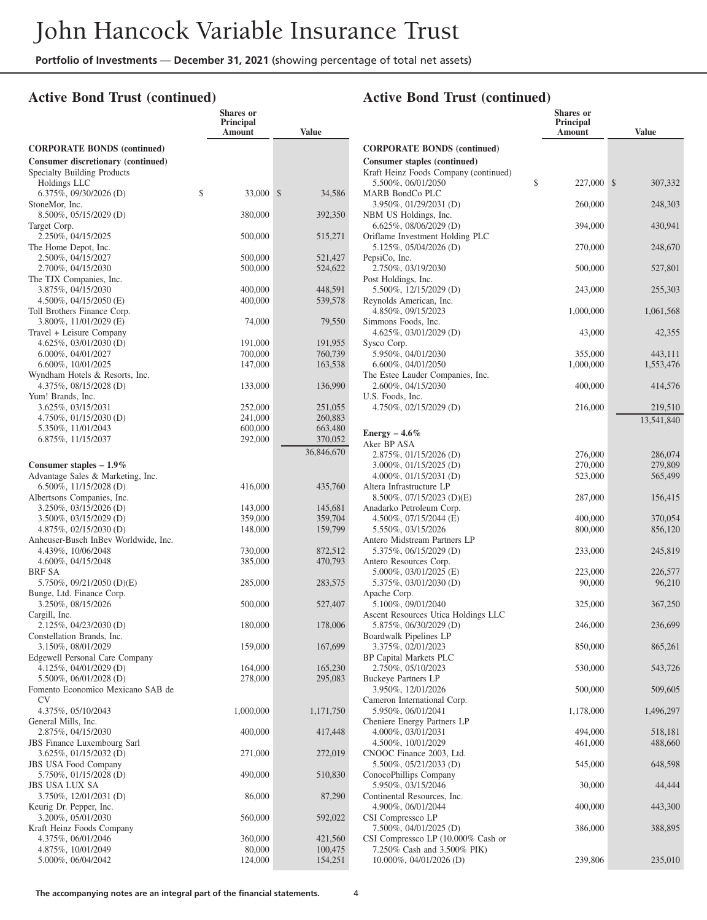# John Hancock Variable Insurance Trust

**Portfolio of Investments** — **December 31, 2021** (showing percentage of total net assets)

## Active Bond Trust (continued)

| | Shares or Principal Amount | Value |
|---|---|---|
| **CORPORATE BONDS (continued)** | | |
| **Consumer discretionary (continued)** | | |
| Specialty Building Products Holdings LLC | | |
| 6.375%, 09/30/2026 (D) | $ 33,000 | $ 34,586 |
| StoneMor, Inc. | | |
| 8.500%, 05/15/2029 (D) | 380,000 | 392,350 |
| Target Corp. | | |
| 2.250%, 04/15/2025 | 500,000 | 515,271 |
| The Home Depot, Inc. | | |
| 2.500%, 04/15/2027 | 500,000 | 521,427 |
| 2.700%, 04/15/2030 | 500,000 | 524,622 |
| The TJX Companies, Inc. | | |
| 3.875%, 04/15/2030 | 400,000 | 448,591 |
| 4.500%, 04/15/2050 (E) | 400,000 | 539,578 |
| Toll Brothers Finance Corp. | | |
| 3.800%, 11/01/2029 (E) | 74,000 | 79,550 |
| Travel + Leisure Company | | |
| 4.625%, 03/01/2030 (D) | 191,000 | 191,955 |
| 6.000%, 04/01/2027 | 700,000 | 760,739 |
| 6.600%, 10/01/2025 | 147,000 | 163,538 |
| Wyndham Hotels & Resorts, Inc. | | |
| 4.375%, 08/15/2028 (D) | 133,000 | 136,990 |
| Yum! Brands, Inc. | | |
| 3.625%, 03/15/2031 | 252,000 | 251,055 |
| 4.750%, 01/15/2030 (D) | 241,000 | 260,883 |
| 5.350%, 11/01/2043 | 600,000 | 663,480 |
| 6.875%, 11/15/2037 | 292,000 | 370,052 |
| | | 36,846,670 |
| **Consumer staples – 1.9%** | | |
| Advantage Sales & Marketing, Inc. | | |
| 6.500%, 11/15/2028 (D) | 416,000 | 435,760 |
| Albertsons Companies, Inc. | | |
| 3.250%, 03/15/2026 (D) | 143,000 | 145,681 |
| 3.500%, 03/15/2029 (D) | 359,000 | 359,704 |
| 4.875%, 02/15/2030 (D) | 148,000 | 159,799 |
| Anheuser-Busch InBev Worldwide, Inc. | | |
| 4.439%, 10/06/2048 | 730,000 | 872,512 |
| 4.600%, 04/15/2048 | 385,000 | 470,793 |
| BRF SA | | |
| 5.750%, 09/21/2050 (D)(E) | 285,000 | 283,575 |
| Bunge, Ltd. Finance Corp. | | |
| 3.250%, 08/15/2026 | 500,000 | 527,407 |
| Cargill, Inc. | | |
| 2.125%, 04/23/2030 (D) | 180,000 | 178,006 |
| Constellation Brands, Inc. | | |
| 3.150%, 08/01/2029 | 159,000 | 167,699 |
| Edgewell Personal Care Company | | |
| 4.125%, 04/01/2029 (D) | 164,000 | 165,230 |
| 5.500%, 06/01/2028 (D) | 278,000 | 295,083 |
| Fomento Economico Mexicano SAB de CV | | |
| 4.375%, 05/10/2043 | 1,000,000 | 1,171,750 |
| General Mills, Inc. | | |
| 2.875%, 04/15/2030 | 400,000 | 417,448 |
| JBS Finance Luxembourg Sarl | | |
| 3.625%, 01/15/2032 (D) | 271,000 | 272,019 |
| JBS USA Food Company | | |
| 5.750%, 01/15/2028 (D) | 490,000 | 510,830 |
| JBS USA LUX SA | | |
| 3.750%, 12/01/2031 (D) | 86,000 | 87,290 |
| Keurig Dr. Pepper, Inc. | | |
| 3.200%, 05/01/2030 | 560,000 | 592,022 |
| Kraft Heinz Foods Company | | |
| 4.375%, 06/01/2046 | 360,000 | 421,560 |
| 4.875%, 10/01/2049 | 80,000 | 100,475 |
| 5.000%, 06/04/2042 | 124,000 | 154,251 |
| **CORPORATE BONDS (continued)** | | |
| **Consumer staples (continued)** | | |
| Kraft Heinz Foods Company (continued) | | |
| 5.500%, 06/01/2050 | $ 227,000 | $ 307,332 |
| MARB BondCo PLC | | |
| 3.950%, 01/29/2031 (D) | 260,000 | 248,303 |
| NBM US Holdings, Inc. | | |
| 6.625%, 08/06/2029 (D) | 394,000 | 430,941 |
| Oriflame Investment Holding PLC | | |
| 5.125%, 05/04/2026 (D) | 270,000 | 248,670 |
| PepsiCo, Inc. | | |
| 2.750%, 03/19/2030 | 500,000 | 527,801 |
| Post Holdings, Inc. | | |
| 5.500%, 12/15/2029 (D) | 243,000 | 255,303 |
| Reynolds American, Inc. | | |
| 4.850%, 09/15/2023 | 1,000,000 | 1,061,568 |
| Simmons Foods, Inc. | | |
| 4.625%, 03/01/2029 (D) | 43,000 | 42,355 |
| Sysco Corp. | | |
| 5.950%, 04/01/2030 | 355,000 | 443,111 |
| 6.600%, 04/01/2050 | 1,000,000 | 1,553,476 |
| The Estee Lauder Companies, Inc. | | |
| 2.600%, 04/15/2030 | 400,000 | 414,576 |
| U.S. Foods, Inc. | | |
| 4.750%, 02/15/2029 (D) | 216,000 | 219,510 |
| | | 13,541,840 |
| **Energy – 4.6%** | | |
| Aker BP ASA | | |
| 2.875%, 01/15/2026 (D) | 276,000 | 286,074 |
| 3.000%, 01/15/2025 (D) | 270,000 | 279,809 |
| 4.000%, 01/15/2031 (D) | 523,000 | 565,499 |
| Altera Infrastructure LP | | |
| 8.500%, 07/15/2023 (D)(E) | 287,000 | 156,415 |
| Anadarko Petroleum Corp. | | |
| 4.500%, 07/15/2044 (E) | 400,000 | 370,054 |
| 5.550%, 03/15/2026 | 800,000 | 856,120 |
| Antero Midstream Partners LP | | |
| 5.375%, 06/15/2029 (D) | 233,000 | 245,819 |
| Antero Resources Corp. | | |
| 5.000%, 03/01/2025 (E) | 223,000 | 226,577 |
| 5.375%, 03/01/2030 (D) | 90,000 | 96,210 |
| Apache Corp. | | |
| 5.100%, 09/01/2040 | 325,000 | 367,250 |
| Ascent Resources Utica Holdings LLC | | |
| 5.875%, 06/30/2029 (D) | 246,000 | 236,699 |
| Boardwalk Pipelines LP | | |
| 3.375%, 02/01/2023 | 850,000 | 865,261 |
| BP Capital Markets PLC | | |
| 2.750%, 05/10/2023 | 530,000 | 543,726 |
| Buckeye Partners LP | | |
| 3.950%, 12/01/2026 | 500,000 | 509,605 |
| Cameron International Corp. | | |
| 5.950%, 06/01/2041 | 1,178,000 | 1,496,297 |
| Cheniere Energy Partners LP | | |
| 4.000%, 03/01/2031 | 494,000 | 518,181 |
| 4.500%, 10/01/2029 | 461,000 | 488,660 |
| CNOOC Finance 2003, Ltd. | | |
| 5.500%, 05/21/2033 (D) | 545,000 | 648,598 |
| ConocoPhillips Company | | |
| 5.950%, 03/15/2046 | 30,000 | 44,444 |
| Continental Resources, Inc. | | |
| 4.900%, 06/01/2044 | 400,000 | 443,300 |
| CSI Compressco LP | | |
| 7.500%, 04/01/2025 (D) | 386,000 | 388,895 |
| CSI Compressco LP (10.000% Cash or 7.250% Cash and 3.500% PIK) | | |
| 10.000%, 04/01/2026 (D) | 239,806 | 235,010 |

**The accompanying notes are an integral part of the financial statements.**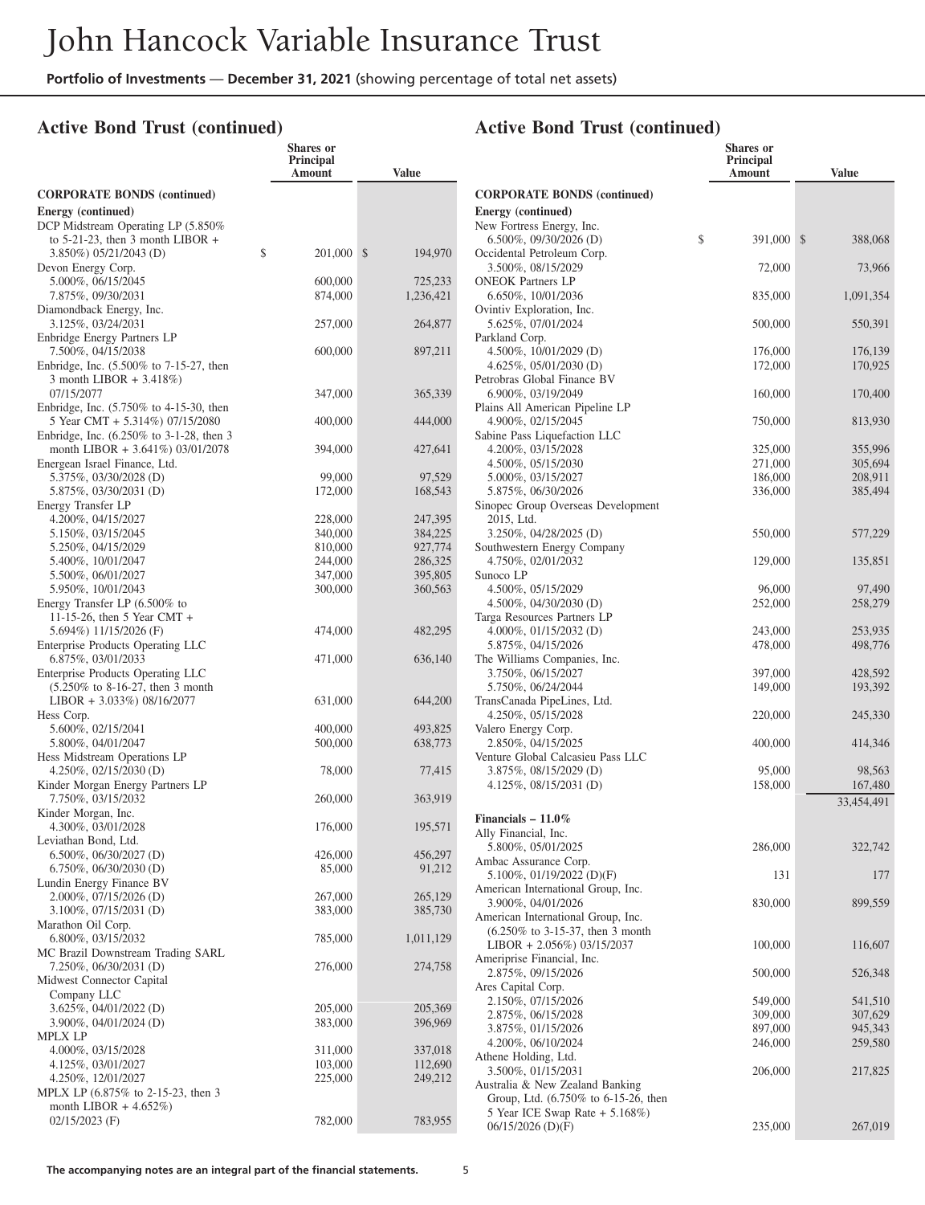# John Hancock Variable Insurance Trust

**Portfolio of Investments — December 31, 2021** (showing percentage of total net assets)

## Active Bond Trust (continued)

| | Shares or Principal Amount | Value |
|---|---|---|
| **CORPORATE BONDS (continued)** | | |
| **Energy (continued)** | | |
| DCP Midstream Operating LP (5.850% to 5-21-23, then 3 month LIBOR + 3.850%) 05/21/2043 (D) | $ 201,000 | $ 194,970 |
| Devon Energy Corp. | | |
| 5.000%, 06/15/2045 | 600,000 | 725,233 |
| 7.875%, 09/30/2031 | 874,000 | 1,236,421 |
| Diamondback Energy, Inc. | | |
| 3.125%, 03/24/2031 | 257,000 | 264,877 |
| Enbridge Energy Partners LP | | |
| 7.500%, 04/15/2038 | 600,000 | 897,211 |
| Enbridge, Inc. (5.500% to 7-15-27, then 3 month LIBOR + 3.418%) 07/15/2077 | 347,000 | 365,339 |
| Enbridge, Inc. (5.750% to 4-15-30, then 5 Year CMT + 5.314%) 07/15/2080 | 400,000 | 444,000 |
| Enbridge, Inc. (6.250% to 3-1-28, then 3 month LIBOR + 3.641%) 03/01/2078 | 394,000 | 427,641 |
| Energean Israel Finance, Ltd. | | |
| 5.375%, 03/30/2028 (D) | 99,000 | 97,529 |
| 5.875%, 03/30/2031 (D) | 172,000 | 168,543 |
| Energy Transfer LP | | |
| 4.200%, 04/15/2027 | 228,000 | 247,395 |
| 5.150%, 03/15/2045 | 340,000 | 384,225 |
| 5.250%, 04/15/2029 | 810,000 | 927,774 |
| 5.400%, 10/01/2047 | 244,000 | 286,325 |
| 5.500%, 06/01/2027 | 347,000 | 395,805 |
| 5.950%, 10/01/2043 | 300,000 | 360,563 |
| Energy Transfer LP (6.500% to 11-15-26, then 5 Year CMT + 5.694%) 11/15/2026 (F) | 474,000 | 482,295 |
| Enterprise Products Operating LLC | | |
| 6.875%, 03/01/2033 | 471,000 | 636,140 |
| Enterprise Products Operating LLC (5.250% to 8-16-27, then 3 month LIBOR + 3.033%) 08/16/2077 | 631,000 | 644,200 |
| Hess Corp. | | |
| 5.600%, 02/15/2041 | 400,000 | 493,825 |
| 5.800%, 04/01/2047 | 500,000 | 638,773 |
| Hess Midstream Operations LP | | |
| 4.250%, 02/15/2030 (D) | 78,000 | 77,415 |
| Kinder Morgan Energy Partners LP | | |
| 7.750%, 03/15/2032 | 260,000 | 363,919 |
| Kinder Morgan, Inc. | | |
| 4.300%, 03/01/2028 | 176,000 | 195,571 |
| Leviathan Bond, Ltd. | | |
| 6.500%, 06/30/2027 (D) | 426,000 | 456,297 |
| 6.750%, 06/30/2030 (D) | 85,000 | 91,212 |
| Lundin Energy Finance BV | | |
| 2.000%, 07/15/2026 (D) | 267,000 | 265,129 |
| 3.100%, 07/15/2031 (D) | 383,000 | 385,730 |
| Marathon Oil Corp. | | |
| 6.800%, 03/15/2032 | 785,000 | 1,011,129 |
| MC Brazil Downstream Trading SARL | | |
| 7.250%, 06/30/2031 (D) | 276,000 | 274,758 |
| Midwest Connector Capital Company LLC | | |
| 3.625%, 04/01/2022 (D) | 205,000 | 205,369 |
| 3.900%, 04/01/2024 (D) | 383,000 | 396,969 |
| MPLX LP | | |
| 4.000%, 03/15/2028 | 311,000 | 337,018 |
| 4.125%, 03/01/2027 | 103,000 | 112,690 |
| 4.250%, 12/01/2027 | 225,000 | 249,212 |
| MPLX LP (6.875% to 2-15-23, then 3 month LIBOR + 4.652%) 02/15/2023 (F) | 782,000 | 783,955 |
| New Fortress Energy, Inc. | | |
| 6.500%, 09/30/2026 (D) | $ 391,000 | $ 388,068 |
| Occidental Petroleum Corp. | | |
| 3.500%, 08/15/2029 | 72,000 | 73,966 |
| ONEOK Partners LP | | |
| 6.650%, 10/01/2036 | 835,000 | 1,091,354 |
| Ovintiv Exploration, Inc. | | |
| 5.625%, 07/01/2024 | 500,000 | 550,391 |
| Parkland Corp. | | |
| 4.500%, 10/01/2029 (D) | 176,000 | 176,139 |
| 4.625%, 05/01/2030 (D) | 172,000 | 170,925 |
| Petrobras Global Finance BV | | |
| 6.900%, 03/19/2049 | 160,000 | 170,400 |
| Plains All American Pipeline LP | | |
| 4.900%, 02/15/2045 | 750,000 | 813,930 |
| Sabine Pass Liquefaction LLC | | |
| 4.200%, 03/15/2028 | 325,000 | 355,996 |
| 4.500%, 05/15/2030 | 271,000 | 305,694 |
| 5.000%, 03/15/2027 | 186,000 | 208,911 |
| 5.875%, 06/30/2026 | 336,000 | 385,494 |
| Sinopec Group Overseas Development 2015, Ltd. | | |
| 3.250%, 04/28/2025 (D) | 550,000 | 577,229 |
| Southwestern Energy Company | | |
| 4.750%, 02/01/2032 | 129,000 | 135,851 |
| Sunoco LP | | |
| 4.500%, 05/15/2029 | 96,000 | 97,490 |
| 4.500%, 04/30/2030 (D) | 252,000 | 258,279 |
| Targa Resources Partners LP | | |
| 4.000%, 01/15/2032 (D) | 243,000 | 253,935 |
| 5.875%, 04/15/2026 | 478,000 | 498,776 |
| The Williams Companies, Inc. | | |
| 3.750%, 06/15/2027 | 397,000 | 428,592 |
| 5.750%, 06/24/2044 | 149,000 | 193,392 |
| TransCanada PipeLines, Ltd. | | |
| 4.250%, 05/15/2028 | 220,000 | 245,330 |
| Valero Energy Corp. | | |
| 2.850%, 04/15/2025 | 400,000 | 414,346 |
| Venture Global Calcasieu Pass LLC | | |
| 3.875%, 08/15/2029 (D) | 95,000 | 98,563 |
| 4.125%, 08/15/2031 (D) | 158,000 | 167,480 |
| | | 33,454,491 |
| **Financials – 11.0%** | | |
| Ally Financial, Inc. | | |
| 5.800%, 05/01/2025 | 286,000 | 322,742 |
| Ambac Assurance Corp. | | |
| 5.100%, 01/19/2022 (D)(F) | 131 | 177 |
| American International Group, Inc. | | |
| 3.900%, 04/01/2026 | 830,000 | 899,559 |
| American International Group, Inc. (6.250% to 3-15-37, then 3 month LIBOR + 2.056%) 03/15/2037 | 100,000 | 116,607 |
| Ameriprise Financial, Inc. | | |
| 2.875%, 09/15/2026 | 500,000 | 526,348 |
| Ares Capital Corp. | | |
| 2.150%, 07/15/2026 | 549,000 | 541,510 |
| 2.875%, 06/15/2028 | 309,000 | 307,629 |
| 3.875%, 01/15/2026 | 897,000 | 945,343 |
| 4.200%, 06/10/2024 | 246,000 | 259,580 |
| Athene Holding, Ltd. | | |
| 3.500%, 01/15/2031 | 206,000 | 217,825 |
| Australia & New Zealand Banking Group, Ltd. (6.750% to 6-15-26, then 5 Year ICE Swap Rate + 5.168%) 06/15/2026 (D)(F) | 235,000 | 267,019 |

**The accompanying notes are an integral part of the financial statements.**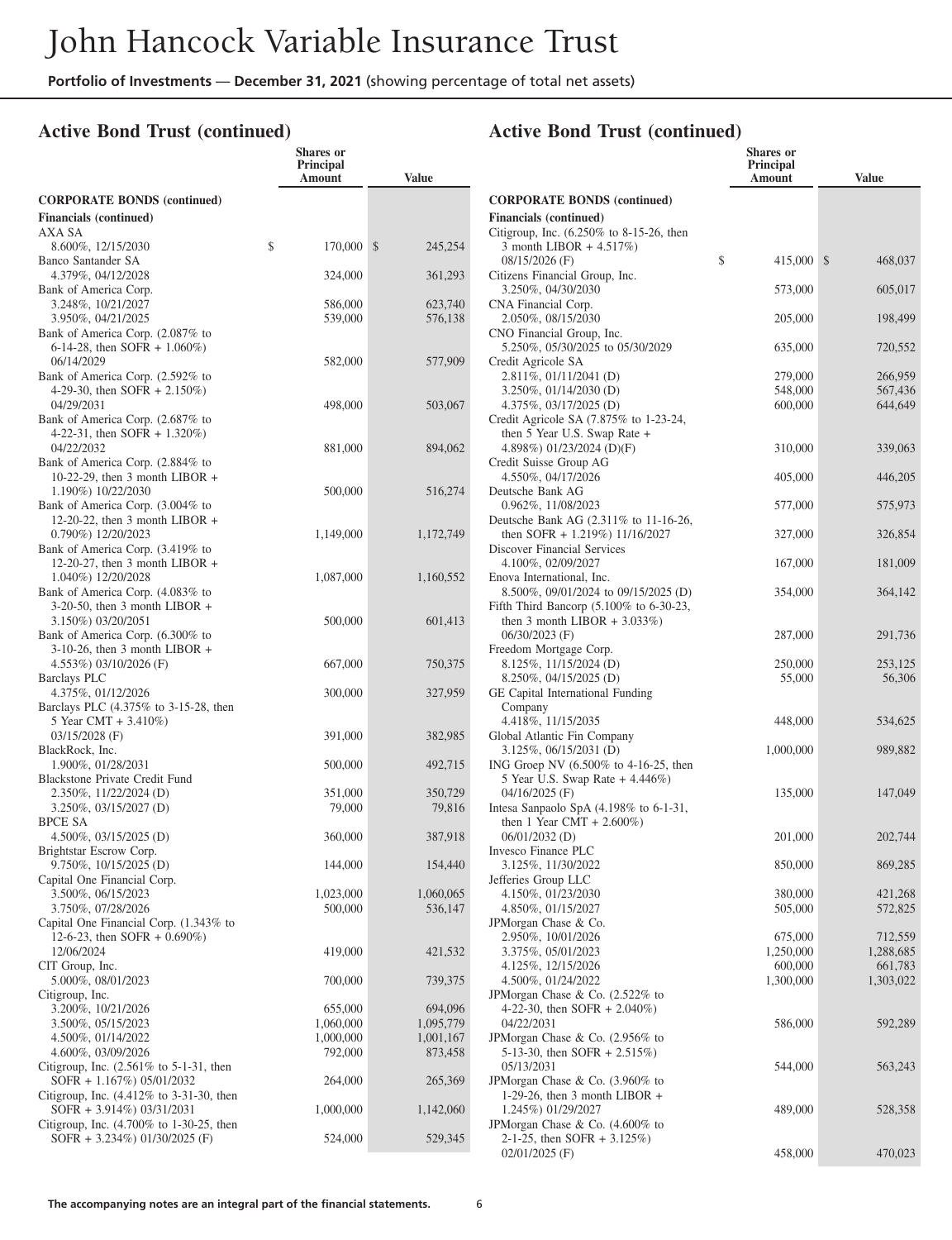# John Hancock Variable Insurance Trust

**Portfolio of Investments — December 31, 2021** (showing percentage of total net assets)

## Active Bond Trust (continued)

| | Shares or Principal Amount | Value |
|---|---|---|
| **CORPORATE BONDS (continued)** | | |
| **Financials (continued)** | | |
| AXA SA | | |
| 8.600%, 12/15/2030 | $ 170,000 | $ 245,254 |
| Banco Santander SA | | |
| 4.379%, 04/12/2028 | 324,000 | 361,293 |
| Bank of America Corp. | | |
| 3.248%, 10/21/2027 | 586,000 | 623,740 |
| 3.950%, 04/21/2025 | 539,000 | 576,138 |
| Bank of America Corp. (2.087% to 6-14-28, then SOFR + 1.060%) 06/14/2029 | 582,000 | 577,909 |
| Bank of America Corp. (2.592% to 4-29-30, then SOFR + 2.150%) 04/29/2031 | 498,000 | 503,067 |
| Bank of America Corp. (2.687% to 4-22-31, then SOFR + 1.320%) 04/22/2032 | 881,000 | 894,062 |
| Bank of America Corp. (2.884% to 10-22-29, then 3 month LIBOR + 1.190%) 10/22/2030 | 500,000 | 516,274 |
| Bank of America Corp. (3.004% to 12-20-22, then 3 month LIBOR + 0.790%) 12/20/2023 | 1,149,000 | 1,172,749 |
| Bank of America Corp. (3.419% to 12-20-27, then 3 month LIBOR + 1.040%) 12/20/2028 | 1,087,000 | 1,160,552 |
| Bank of America Corp. (4.083% to 3-20-50, then 3 month LIBOR + 3.150%) 03/20/2051 | 500,000 | 601,413 |
| Bank of America Corp. (6.300% to 3-10-26, then 3 month LIBOR + 4.553%) 03/10/2026 (F) | 667,000 | 750,375 |
| Barclays PLC | | |
| 4.375%, 01/12/2026 | 300,000 | 327,959 |
| Barclays PLC (4.375% to 3-15-28, then 5 Year CMT + 3.410%) 03/15/2028 (F) | 391,000 | 382,985 |
| BlackRock, Inc. | | |
| 1.900%, 01/28/2031 | 500,000 | 492,715 |
| Blackstone Private Credit Fund | | |
| 2.350%, 11/22/2024 (D) | 351,000 | 350,729 |
| 3.250%, 03/15/2027 (D) | 79,000 | 79,816 |
| BPCE SA | | |
| 4.500%, 03/15/2025 (D) | 360,000 | 387,918 |
| Brightstar Escrow Corp. | | |
| 9.750%, 10/15/2025 (D) | 144,000 | 154,440 |
| Capital One Financial Corp. | | |
| 3.500%, 06/15/2023 | 1,023,000 | 1,060,065 |
| 3.750%, 07/28/2026 | 500,000 | 536,147 |
| Capital One Financial Corp. (1.343% to 12-6-23, then SOFR + 0.690%) 12/06/2024 | 419,000 | 421,532 |
| CIT Group, Inc. | | |
| 5.000%, 08/01/2023 | 700,000 | 739,375 |
| Citigroup, Inc. | | |
| 3.200%, 10/21/2026 | 655,000 | 694,096 |
| 3.500%, 05/15/2023 | 1,060,000 | 1,095,779 |
| 4.500%, 01/14/2022 | 1,000,000 | 1,001,167 |
| 4.600%, 03/09/2026 | 792,000 | 873,458 |
| Citigroup, Inc. (2.561% to 5-1-31, then SOFR + 1.167%) 05/01/2032 | 264,000 | 265,369 |
| Citigroup, Inc. (4.412% to 3-31-30, then SOFR + 3.914%) 03/31/2031 | 1,000,000 | 1,142,060 |
| Citigroup, Inc. (4.700% to 1-30-25, then SOFR + 3.234%) 01/30/2025 (F) | 524,000 | 529,345 |
| Citigroup, Inc. (6.250% to 8-15-26, then 3 month LIBOR + 4.517%) 08/15/2026 (F) | $ 415,000 | $ 468,037 |
| Citizens Financial Group, Inc. | | |
| 3.250%, 04/30/2030 | 573,000 | 605,017 |
| CNA Financial Corp. | | |
| 2.050%, 08/15/2030 | 205,000 | 198,499 |
| CNO Financial Group, Inc. | | |
| 5.250%, 05/30/2025 to 05/30/2029 | 635,000 | 720,552 |
| Credit Agricole SA | | |
| 2.811%, 01/11/2041 (D) | 279,000 | 266,959 |
| 3.250%, 01/14/2030 (D) | 548,000 | 567,436 |
| 4.375%, 03/17/2025 (D) | 600,000 | 644,649 |
| Credit Agricole SA (7.875% to 1-23-24, then 5 Year U.S. Swap Rate + 4.898%) 01/23/2024 (D)(F) | 310,000 | 339,063 |
| Credit Suisse Group AG | | |
| 4.550%, 04/17/2026 | 405,000 | 446,205 |
| Deutsche Bank AG | | |
| 0.962%, 11/08/2023 | 577,000 | 575,973 |
| Deutsche Bank AG (2.311% to 11-16-26, then SOFR + 1.219%) 11/16/2027 | 327,000 | 326,854 |
| Discover Financial Services | | |
| 4.100%, 02/09/2027 | 167,000 | 181,009 |
| Enova International, Inc. | | |
| 8.500%, 09/01/2024 to 09/15/2025 (D) | 354,000 | 364,142 |
| Fifth Third Bancorp (5.100% to 6-30-23, then 3 month LIBOR + 3.033%) 06/30/2023 (F) | 287,000 | 291,736 |
| Freedom Mortgage Corp. | | |
| 8.125%, 11/15/2024 (D) | 250,000 | 253,125 |
| 8.250%, 04/15/2025 (D) | 55,000 | 56,306 |
| GE Capital International Funding Company | | |
| 4.418%, 11/15/2035 | 448,000 | 534,625 |
| Global Atlantic Fin Company | | |
| 3.125%, 06/15/2031 (D) | 1,000,000 | 989,882 |
| ING Groep NV (6.500% to 4-16-25, then 5 Year U.S. Swap Rate + 4.446%) 04/16/2025 (F) | 135,000 | 147,049 |
| Intesa Sanpaolo SpA (4.198% to 6-1-31, then 1 Year CMT + 2.600%) 06/01/2032 (D) | 201,000 | 202,744 |
| Invesco Finance PLC | | |
| 3.125%, 11/30/2022 | 850,000 | 869,285 |
| Jefferies Group LLC | | |
| 4.150%, 01/23/2030 | 380,000 | 421,268 |
| 4.850%, 01/15/2027 | 505,000 | 572,825 |
| JPMorgan Chase & Co. | | |
| 2.950%, 10/01/2026 | 675,000 | 712,559 |
| 3.375%, 05/01/2023 | 1,250,000 | 1,288,685 |
| 4.125%, 12/15/2026 | 600,000 | 661,783 |
| 4.500%, 01/24/2022 | 1,300,000 | 1,303,022 |
| JPMorgan Chase & Co. (2.522% to 4-22-30, then SOFR + 2.040%) 04/22/2031 | 586,000 | 592,289 |
| JPMorgan Chase & Co. (2.956% to 5-13-30, then SOFR + 2.515%) 05/13/2031 | 544,000 | 563,243 |
| JPMorgan Chase & Co. (3.960% to 1-29-26, then 3 month LIBOR + 1.245%) 01/29/2027 | 489,000 | 528,358 |
| JPMorgan Chase & Co. (4.600% to 2-1-25, then SOFR + 3.125%) 02/01/2025 (F) | 458,000 | 470,023 |

**The accompanying notes are an integral part of the financial statements.**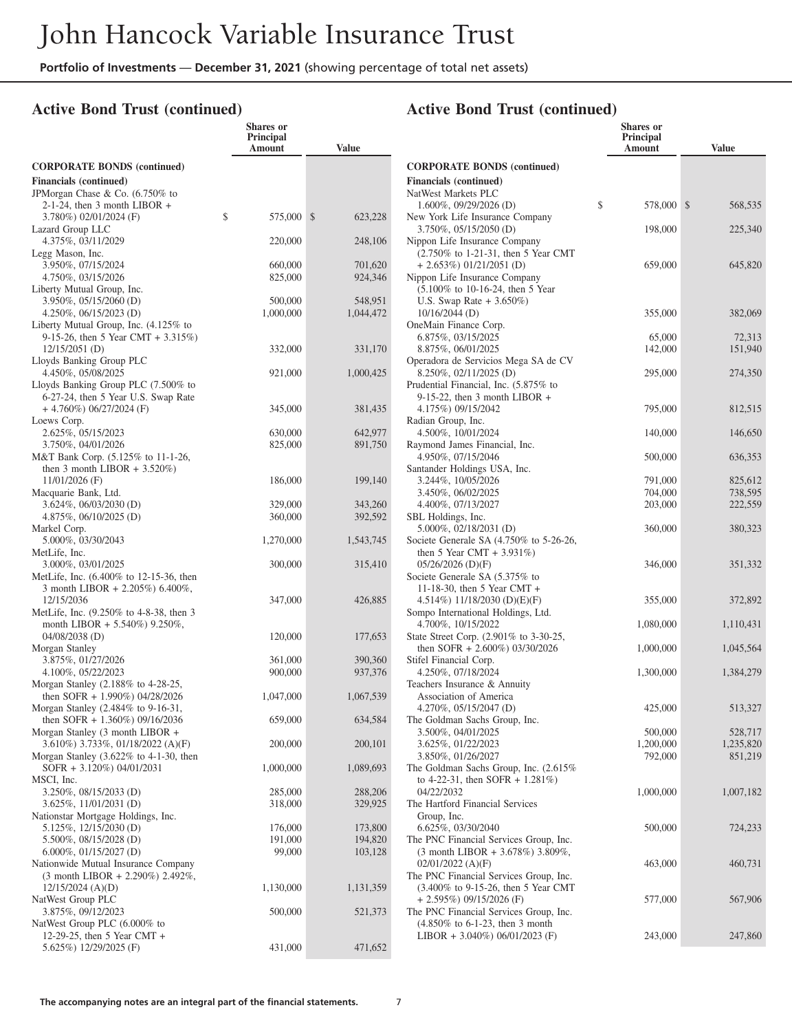# John Hancock Variable Insurance Trust

**Portfolio of Investments — December 31, 2021** (showing percentage of total net assets)

## Active Bond Trust (continued)

| | Shares or Principal Amount | Value |
|---|---|---|
| **CORPORATE BONDS (continued)** | | |
| **Financials (continued)** | | |
| JPMorgan Chase & Co. (6.750% to 2-1-24, then 3 month LIBOR + 3.780%) 02/01/2024 (F) | $ 575,000 | $ 623,228 |
| Lazard Group LLC 4.375%, 03/11/2029 | 220,000 | 248,106 |
| Legg Mason, Inc. | | |
| 3.950%, 07/15/2024 | 660,000 | 701,620 |
| 4.750%, 03/15/2026 | 825,000 | 924,346 |
| Liberty Mutual Group, Inc. | | |
| 3.950%, 05/15/2060 (D) | 500,000 | 548,951 |
| 4.250%, 06/15/2023 (D) | 1,000,000 | 1,044,472 |
| Liberty Mutual Group, Inc. (4.125% to 9-15-26, then 5 Year CMT + 3.315%) 12/15/2051 (D) | 332,000 | 331,170 |
| Lloyds Banking Group PLC 4.450%, 05/08/2025 | 921,000 | 1,000,425 |
| Lloyds Banking Group PLC (7.500% to 6-27-24, then 5 Year U.S. Swap Rate + 4.760%) 06/27/2024 (F) | 345,000 | 381,435 |
| Loews Corp. | | |
| 2.625%, 05/15/2023 | 630,000 | 642,977 |
| 3.750%, 04/01/2026 | 825,000 | 891,750 |
| M&T Bank Corp. (5.125% to 11-1-26, then 3 month LIBOR + 3.520%) 11/01/2026 (F) | 186,000 | 199,140 |
| Macquarie Bank, Ltd. | | |
| 3.624%, 06/03/2030 (D) | 329,000 | 343,260 |
| 4.875%, 06/10/2025 (D) | 360,000 | 392,592 |
| Markel Corp. 5.000%, 03/30/2043 | 1,270,000 | 1,543,745 |
| MetLife, Inc. 3.000%, 03/01/2025 | 300,000 | 315,410 |
| MetLife, Inc. (6.400% to 12-15-36, then 3 month LIBOR + 2.205%) 6.400%, 12/15/2036 | 347,000 | 426,885 |
| MetLife, Inc. (9.250% to 4-8-38, then 3 month LIBOR + 5.540%) 9.250%, 04/08/2038 (D) | 120,000 | 177,653 |
| Morgan Stanley | | |
| 3.875%, 01/27/2026 | 361,000 | 390,360 |
| 4.100%, 05/22/2023 | 900,000 | 937,376 |
| Morgan Stanley (2.188% to 4-28-25, then SOFR + 1.990%) 04/28/2026 | 1,047,000 | 1,067,539 |
| Morgan Stanley (2.484% to 9-16-31, then SOFR + 1.360%) 09/16/2036 | 659,000 | 634,584 |
| Morgan Stanley (3 month LIBOR + 3.610%) 3.733%, 01/18/2022 (A)(F) | 200,000 | 200,101 |
| Morgan Stanley (3.622% to 4-1-30, then SOFR + 3.120%) 04/01/2031 | 1,000,000 | 1,089,693 |
| MSCI, Inc. | | |
| 3.250%, 08/15/2033 (D) | 285,000 | 288,206 |
| 3.625%, 11/01/2031 (D) | 318,000 | 329,925 |
| Nationstar Mortgage Holdings, Inc. | | |
| 5.125%, 12/15/2030 (D) | 176,000 | 173,800 |
| 5.500%, 08/15/2028 (D) | 191,000 | 194,820 |
| 6.000%, 01/15/2027 (D) | 99,000 | 103,128 |
| Nationwide Mutual Insurance Company (3 month LIBOR + 2.290%) 2.492%, 12/15/2024 (A)(D) | 1,130,000 | 1,131,359 |
| NatWest Group PLC 3.875%, 09/12/2023 | 500,000 | 521,373 |
| NatWest Group PLC (6.000% to 12-29-25, then 5 Year CMT + 5.625%) 12/29/2025 (F) | 431,000 | 471,652 |
| NatWest Markets PLC 1.600%, 09/29/2026 (D) | $ 578,000 | $ 568,535 |
| New York Life Insurance Company 3.750%, 05/15/2050 (D) | 198,000 | 225,340 |
| Nippon Life Insurance Company (2.750% to 1-21-31, then 5 Year CMT + 2.653%) 01/21/2051 (D) | 659,000 | 645,820 |
| Nippon Life Insurance Company (5.100% to 10-16-24, then 5 Year U.S. Swap Rate + 3.650%) 10/16/2044 (D) | 355,000 | 382,069 |
| OneMain Finance Corp. | | |
| 6.875%, 03/15/2025 | 65,000 | 72,313 |
| 8.875%, 06/01/2025 | 142,000 | 151,940 |
| Operadora de Servicios Mega SA de CV 8.250%, 02/11/2025 (D) | 295,000 | 274,350 |
| Prudential Financial, Inc. (5.875% to 9-15-22, then 3 month LIBOR + 4.175%) 09/15/2042 | 795,000 | 812,515 |
| Radian Group, Inc. 4.500%, 10/01/2024 | 140,000 | 146,650 |
| Raymond James Financial, Inc. 4.950%, 07/15/2046 | 500,000 | 636,353 |
| Santander Holdings USA, Inc. | | |
| 3.244%, 10/05/2026 | 791,000 | 825,612 |
| 3.450%, 06/02/2025 | 704,000 | 738,595 |
| 4.400%, 07/13/2027 | 203,000 | 222,559 |
| SBL Holdings, Inc. 5.000%, 02/18/2031 (D) | 360,000 | 380,323 |
| Societe Generale SA (4.750% to 5-26-26, then 5 Year CMT + 3.931%) 05/26/2026 (D)(F) | 346,000 | 351,332 |
| Societe Generale SA (5.375% to 11-18-30, then 5 Year CMT + 4.514%) 11/18/2030 (D)(E)(F) | 355,000 | 372,892 |
| Sompo International Holdings, Ltd. 4.700%, 10/15/2022 | 1,080,000 | 1,110,431 |
| State Street Corp. (2.901% to 3-30-25, then SOFR + 2.600%) 03/30/2026 | 1,000,000 | 1,045,564 |
| Stifel Financial Corp. 4.250%, 07/18/2024 | 1,300,000 | 1,384,279 |
| Teachers Insurance & Annuity Association of America 4.270%, 05/15/2047 (D) | 425,000 | 513,327 |
| The Goldman Sachs Group, Inc. | | |
| 3.500%, 04/01/2025 | 500,000 | 528,717 |
| 3.625%, 01/22/2023 | 1,200,000 | 1,235,820 |
| 3.850%, 01/26/2027 | 792,000 | 851,219 |
| The Goldman Sachs Group, Inc. (2.615% to 4-22-31, then SOFR + 1.281%) 04/22/2032 | 1,000,000 | 1,007,182 |
| The Hartford Financial Services Group, Inc. 6.625%, 03/30/2040 | 500,000 | 724,233 |
| The PNC Financial Services Group, Inc. (3 month LIBOR + 3.678%) 3.809%, 02/01/2022 (A)(F) | 463,000 | 460,731 |
| The PNC Financial Services Group, Inc. (3.400% to 9-15-26, then 5 Year CMT + 2.595%) 09/15/2026 (F) | 577,000 | 567,906 |
| The PNC Financial Services Group, Inc. (4.850% to 6-1-23, then 3 month LIBOR + 3.040%) 06/01/2023 (F) | 243,000 | 247,860 |

The accompanying notes are an integral part of the financial statements.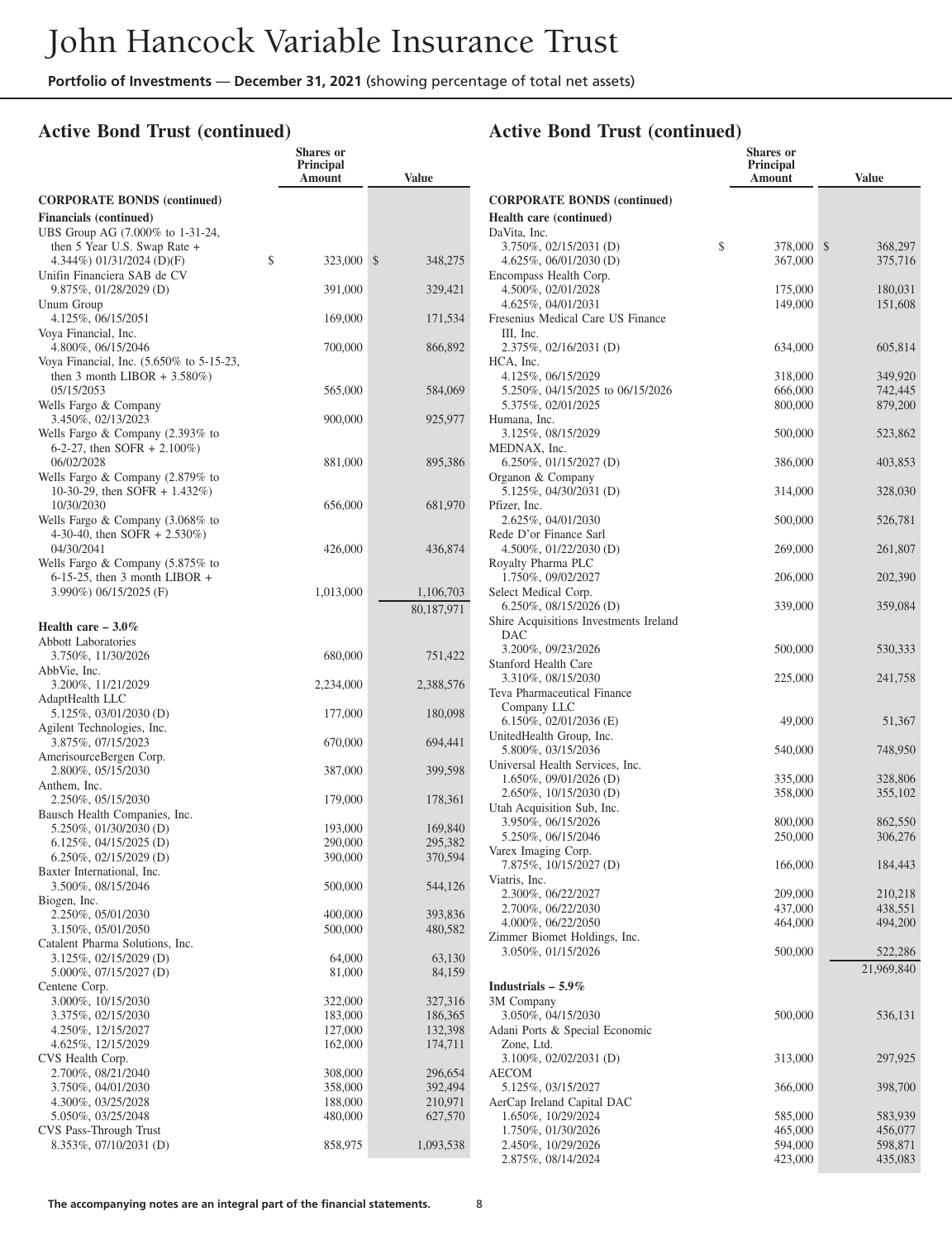# John Hancock Variable Insurance Trust

**Portfolio of Investments — December 31, 2021** (showing percentage of total net assets)

## Active Bond Trust (continued)

| | Shares or Principal Amount | Value |
|---|---|---|
| **CORPORATE BONDS (continued)** | | |
| **Financials (continued)** | | |
| UBS Group AG (7.000% to 1-31-24, then 5 Year U.S. Swap Rate + 4.344%) 01/31/2024 (D)(F) | $ 323,000 | $ 348,275 |
| Unifin Financiera SAB de CV | | |
| 9.875%, 01/28/2029 (D) | 391,000 | 329,421 |
| Unum Group | | |
| 4.125%, 06/15/2051 | 169,000 | 171,534 |
| Voya Financial, Inc. | | |
| 4.800%, 06/15/2046 | 700,000 | 866,892 |
| Voya Financial, Inc. (5.650% to 5-15-23, then 3 month LIBOR + 3.580%) 05/15/2053 | 565,000 | 584,069 |
| Wells Fargo & Company | | |
| 3.450%, 02/13/2023 | 900,000 | 925,977 |
| Wells Fargo & Company (2.393% to 6-2-27, then SOFR + 2.100%) 06/02/2028 | 881,000 | 895,386 |
| Wells Fargo & Company (2.879% to 10-30-29, then SOFR + 1.432%) 10/30/2030 | 656,000 | 681,970 |
| Wells Fargo & Company (3.068% to 4-30-40, then SOFR + 2.530%) 04/30/2041 | 426,000 | 436,874 |
| Wells Fargo & Company (5.875% to 6-15-25, then 3 month LIBOR + 3.990%) 06/15/2025 (F) | 1,013,000 | 1,106,703 |
| | | 80,187,971 |
| **Health care – 3.0%** | | |
| Abbott Laboratories | | |
| 3.750%, 11/30/2026 | 680,000 | 751,422 |
| AbbVie, Inc. | | |
| 3.200%, 11/21/2029 | 2,234,000 | 2,388,576 |
| AdaptHealth LLC | | |
| 5.125%, 03/01/2030 (D) | 177,000 | 180,098 |
| Agilent Technologies, Inc. | | |
| 3.875%, 07/15/2023 | 670,000 | 694,441 |
| AmerisourceBergen Corp. | | |
| 2.800%, 05/15/2030 | 387,000 | 399,598 |
| Anthem, Inc. | | |
| 2.250%, 05/15/2030 | 179,000 | 178,361 |
| Bausch Health Companies, Inc. | | |
| 5.250%, 01/30/2030 (D) | 193,000 | 169,840 |
| 6.125%, 04/15/2025 (D) | 290,000 | 295,382 |
| 6.250%, 02/15/2029 (D) | 390,000 | 370,594 |
| Baxter International, Inc. | | |
| 3.500%, 08/15/2046 | 500,000 | 544,126 |
| Biogen, Inc. | | |
| 2.250%, 05/01/2030 | 400,000 | 393,836 |
| 3.150%, 05/01/2050 | 500,000 | 480,582 |
| Catalent Pharma Solutions, Inc. | | |
| 3.125%, 02/15/2029 (D) | 64,000 | 63,130 |
| 5.000%, 07/15/2027 (D) | 81,000 | 84,159 |
| Centene Corp. | | |
| 3.000%, 10/15/2030 | 322,000 | 327,316 |
| 3.375%, 02/15/2030 | 183,000 | 186,365 |
| 4.250%, 12/15/2027 | 127,000 | 132,398 |
| 4.625%, 12/15/2029 | 162,000 | 174,711 |
| CVS Health Corp. | | |
| 2.700%, 08/21/2040 | 308,000 | 296,654 |
| 3.750%, 04/01/2030 | 358,000 | 392,494 |
| 4.300%, 03/25/2028 | 188,000 | 210,971 |
| 5.050%, 03/25/2048 | 480,000 | 627,570 |
| CVS Pass-Through Trust | | |
| 8.353%, 07/10/2031 (D) | 858,975 | 1,093,538 |
| DaVita, Inc. | | |
| 3.750%, 02/15/2031 (D) | $ 378,000 | $ 368,297 |
| 4.625%, 06/01/2030 (D) | 367,000 | 375,716 |
| Encompass Health Corp. | | |
| 4.500%, 02/01/2028 | 175,000 | 180,031 |
| 4.625%, 04/01/2031 | 149,000 | 151,608 |
| Fresenius Medical Care US Finance III, Inc. | | |
| 2.375%, 02/16/2031 (D) | 634,000 | 605,814 |
| HCA, Inc. | | |
| 4.125%, 06/15/2029 | 318,000 | 349,920 |
| 5.250%, 04/15/2025 to 06/15/2026 | 666,000 | 742,445 |
| 5.375%, 02/01/2025 | 800,000 | 879,200 |
| Humana, Inc. | | |
| 3.125%, 08/15/2029 | 500,000 | 523,862 |
| MEDNAX, Inc. | | |
| 6.250%, 01/15/2027 (D) | 386,000 | 403,853 |
| Organon & Company | | |
| 5.125%, 04/30/2031 (D) | 314,000 | 328,030 |
| Pfizer, Inc. | | |
| 2.625%, 04/01/2030 | 500,000 | 526,781 |
| Rede D'or Finance Sarl | | |
| 4.500%, 01/22/2030 (D) | 269,000 | 261,807 |
| Royalty Pharma PLC | | |
| 1.750%, 09/02/2027 | 206,000 | 202,390 |
| Select Medical Corp. | | |
| 6.250%, 08/15/2026 (D) | 339,000 | 359,084 |
| Shire Acquisitions Investments Ireland DAC | | |
| 3.200%, 09/23/2026 | 500,000 | 530,333 |
| Stanford Health Care | | |
| 3.310%, 08/15/2030 | 225,000 | 241,758 |
| Teva Pharmaceutical Finance Company LLC | | |
| 6.150%, 02/01/2036 (E) | 49,000 | 51,367 |
| UnitedHealth Group, Inc. | | |
| 5.800%, 03/15/2036 | 540,000 | 748,950 |
| Universal Health Services, Inc. | | |
| 1.650%, 09/01/2026 (D) | 335,000 | 328,806 |
| 2.650%, 10/15/2030 (D) | 358,000 | 355,102 |
| Utah Acquisition Sub, Inc. | | |
| 3.950%, 06/15/2026 | 800,000 | 862,550 |
| 5.250%, 06/15/2046 | 250,000 | 306,276 |
| Varex Imaging Corp. | | |
| 7.875%, 10/15/2027 (D) | 166,000 | 184,443 |
| Viatris, Inc. | | |
| 2.300%, 06/22/2027 | 209,000 | 210,218 |
| 2.700%, 06/22/2030 | 437,000 | 438,551 |
| 4.000%, 06/22/2050 | 464,000 | 494,200 |
| Zimmer Biomet Holdings, Inc. | | |
| 3.050%, 01/15/2026 | 500,000 | 522,286 |
| | | 21,969,840 |
| **Industrials – 5.9%** | | |
| 3M Company | | |
| 3.050%, 04/15/2030 | 500,000 | 536,131 |
| Adani Ports & Special Economic Zone, Ltd. | | |
| 3.100%, 02/02/2031 (D) | 313,000 | 297,925 |
| AECOM | | |
| 5.125%, 03/15/2027 | 366,000 | 398,700 |
| AerCap Ireland Capital DAC | | |
| 1.650%, 10/29/2024 | 585,000 | 583,939 |
| 1.750%, 01/30/2026 | 465,000 | 456,077 |
| 2.450%, 10/29/2026 | 594,000 | 598,871 |
| 2.875%, 08/14/2024 | 423,000 | 435,083 |

**The accompanying notes are an integral part of the financial statements.**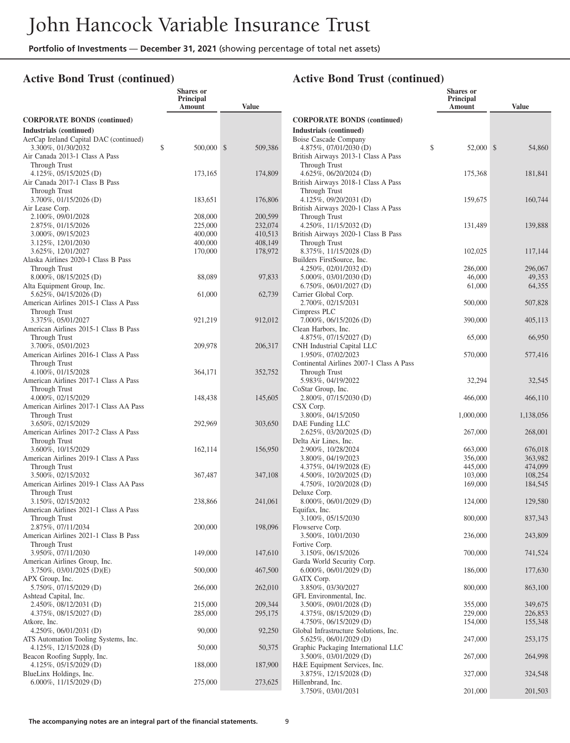## Active Bond Trust (continued)

| | Shares or Principal Amount | Value |
|---|---|---|
| **CORPORATE BONDS (continued)** | | |
| **Industrials (continued)** | | |
| AerCap Ireland Capital DAC (continued) | | |
| 3.300%, 01/30/2032 | $ 500,000 | $ 509,386 |
| Air Canada 2013-1 Class A Pass Through Trust | | |
| 4.125%, 05/15/2025 (D) | 173,165 | 174,809 |
| Air Canada 2017-1 Class B Pass Through Trust | | |
| 3.700%, 01/15/2026 (D) | 183,651 | 176,806 |
| Air Lease Corp. | | |
| 2.100%, 09/01/2028 | 208,000 | 200,599 |
| 2.875%, 01/15/2026 | 225,000 | 232,074 |
| 3.000%, 09/15/2023 | 400,000 | 410,513 |
| 3.125%, 12/01/2030 | 400,000 | 408,149 |
| 3.625%, 12/01/2027 | 170,000 | 178,972 |
| Alaska Airlines 2020-1 Class B Pass Through Trust | | |
| 8.000%, 08/15/2025 (D) | 88,089 | 97,833 |
| Alta Equipment Group, Inc. | | |
| 5.625%, 04/15/2026 (D) | 61,000 | 62,739 |
| American Airlines 2015-1 Class A Pass Through Trust | | |
| 3.375%, 05/01/2027 | 921,219 | 912,012 |
| American Airlines 2015-1 Class B Pass Through Trust | | |
| 3.700%, 05/01/2023 | 209,978 | 206,317 |
| American Airlines 2016-1 Class A Pass Through Trust | | |
| 4.100%, 01/15/2028 | 364,171 | 352,752 |
| American Airlines 2017-1 Class A Pass Through Trust | | |
| 4.000%, 02/15/2029 | 148,438 | 145,605 |
| American Airlines 2017-1 Class AA Pass Through Trust | | |
| 3.650%, 02/15/2029 | 292,969 | 303,650 |
| American Airlines 2017-2 Class A Pass Through Trust | | |
| 3.600%, 10/15/2029 | 162,114 | 156,950 |
| American Airlines 2019-1 Class A Pass Through Trust | | |
| 3.500%, 02/15/2032 | 367,487 | 347,108 |
| American Airlines 2019-1 Class AA Pass Through Trust | | |
| 3.150%, 02/15/2032 | 238,866 | 241,061 |
| American Airlines 2021-1 Class A Pass Through Trust | | |
| 2.875%, 07/11/2034 | 200,000 | 198,096 |
| American Airlines 2021-1 Class B Pass Through Trust | | |
| 3.950%, 07/11/2030 | 149,000 | 147,610 |
| American Airlines Group, Inc. | | |
| 3.750%, 03/01/2025 (D)(E) | 500,000 | 467,500 |
| APX Group, Inc. | | |
| 5.750%, 07/15/2029 (D) | 266,000 | 262,010 |
| Ashtead Capital, Inc. | | |
| 2.450%, 08/12/2031 (D) | 215,000 | 209,344 |
| 4.375%, 08/15/2027 (D) | 285,000 | 295,175 |
| Atkore, Inc. | | |
| 4.250%, 06/01/2031 (D) | 90,000 | 92,250 |
| ATS Automation Tooling Systems, Inc. | | |
| 4.125%, 12/15/2028 (D) | 50,000 | 50,375 |
| Beacon Roofing Supply, Inc. | | |
| 4.125%, 05/15/2029 (D) | 188,000 | 187,900 |
| BlueLinx Holdings, Inc. | | |
| 6.000%, 11/15/2029 (D) | 275,000 | 273,625 |
| Boise Cascade Company | | |
| 4.875%, 07/01/2030 (D) | $ 52,000 | $ 54,860 |
| British Airways 2013-1 Class A Pass Through Trust | | |
| 4.625%, 06/20/2024 (D) | 175,368 | 181,841 |
| British Airways 2018-1 Class A Pass Through Trust | | |
| 4.125%, 09/20/2031 (D) | 159,675 | 160,744 |
| British Airways 2020-1 Class A Pass Through Trust | | |
| 4.250%, 11/15/2032 (D) | 131,489 | 139,888 |
| British Airways 2020-1 Class B Pass Through Trust | | |
| 8.375%, 11/15/2028 (D) | 102,025 | 117,144 |
| Builders FirstSource, Inc. | | |
| 4.250%, 02/01/2032 (D) | 286,000 | 296,067 |
| 5.000%, 03/01/2030 (D) | 46,000 | 49,353 |
| 6.750%, 06/01/2027 (D) | 61,000 | 64,355 |
| Carrier Global Corp. | | |
| 2.700%, 02/15/2031 | 500,000 | 507,828 |
| Cimpress PLC | | |
| 7.000%, 06/15/2026 (D) | 390,000 | 405,113 |
| Clean Harbors, Inc. | | |
| 4.875%, 07/15/2027 (D) | 65,000 | 66,950 |
| CNH Industrial Capital LLC | | |
| 1.950%, 07/02/2023 | 570,000 | 577,416 |
| Continental Airlines 2007-1 Class A Pass Through Trust | | |
| 5.983%, 04/19/2022 | 32,294 | 32,545 |
| CoStar Group, Inc. | | |
| 2.800%, 07/15/2030 (D) | 466,000 | 466,110 |
| CSX Corp. | | |
| 3.800%, 04/15/2050 | 1,000,000 | 1,138,056 |
| DAE Funding LLC | | |
| 2.625%, 03/20/2025 (D) | 267,000 | 268,001 |
| Delta Air Lines, Inc. | | |
| 2.900%, 10/28/2024 | 663,000 | 676,018 |
| 3.800%, 04/19/2023 | 356,000 | 363,982 |
| 4.375%, 04/19/2028 (E) | 445,000 | 474,099 |
| 4.500%, 10/20/2025 (D) | 103,000 | 108,254 |
| 4.750%, 10/20/2028 (D) | 169,000 | 184,545 |
| Deluxe Corp. | | |
| 8.000%, 06/01/2029 (D) | 124,000 | 129,580 |
| Equifax, Inc. | | |
| 3.100%, 05/15/2030 | 800,000 | 837,343 |
| Flowserve Corp. | | |
| 3.500%, 10/01/2030 | 236,000 | 243,809 |
| Fortive Corp. | | |
| 3.150%, 06/15/2026 | 700,000 | 741,524 |
| Garda World Security Corp. | | |
| 6.000%, 06/01/2029 (D) | 186,000 | 177,630 |
| GATX Corp. | | |
| 3.850%, 03/30/2027 | 800,000 | 863,100 |
| GFL Environmental, Inc. | | |
| 3.500%, 09/01/2028 (D) | 355,000 | 349,675 |
| 4.375%, 08/15/2029 (D) | 229,000 | 226,853 |
| 4.750%, 06/15/2029 (D) | 154,000 | 155,348 |
| Global Infrastructure Solutions, Inc. | | |
| 5.625%, 06/01/2029 (D) | 247,000 | 253,175 |
| Graphic Packaging International LLC | | |
| 3.500%, 03/01/2029 (D) | 267,000 | 264,998 |
| H&E Equipment Services, Inc. | | |
| 3.875%, 12/15/2028 (D) | 327,000 | 324,548 |
| Hillenbrand, Inc. | | |
| 3.750%, 03/01/2031 | 201,000 | 201,503 |

The accompanying notes are an integral part of the financial statements.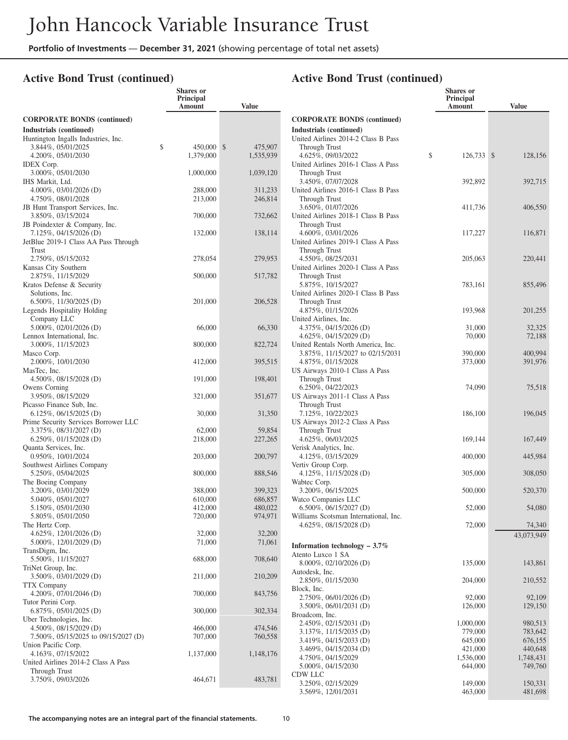# John Hancock Variable Insurance Trust

**Portfolio of Investments** — **December 31, 2021** (showing percentage of total net assets)

## Active Bond Trust (continued)

| | Shares or Principal Amount | Value |
|---|---|---|
| **CORPORATE BONDS (continued)** | | |
| **Industrials (continued)** | | |
| Huntington Ingalls Industries, Inc. | | |
| 3.844%, 05/01/2025 | $ 450,000 | $ 475,907 |
| 4.200%, 05/01/2030 | 1,379,000 | 1,535,939 |
| IDEX Corp. | | |
| 3.000%, 05/01/2030 | 1,000,000 | 1,039,120 |
| IHS Markit, Ltd. | | |
| 4.000%, 03/01/2026 (D) | 288,000 | 311,233 |
| 4.750%, 08/01/2028 | 213,000 | 246,814 |
| JB Hunt Transport Services, Inc. | | |
| 3.850%, 03/15/2024 | 700,000 | 732,662 |
| JB Poindexter & Company, Inc. | | |
| 7.125%, 04/15/2026 (D) | 132,000 | 138,114 |
| JetBlue 2019-1 Class AA Pass Through Trust | | |
| 2.750%, 05/15/2032 | 278,054 | 279,953 |
| Kansas City Southern | | |
| 2.875%, 11/15/2029 | 500,000 | 517,782 |
| Kratos Defense & Security Solutions, Inc. | | |
| 6.500%, 11/30/2025 (D) | 201,000 | 206,528 |
| Legends Hospitality Holding Company LLC | | |
| 5.000%, 02/01/2026 (D) | 66,000 | 66,330 |
| Lennox International, Inc. | | |
| 3.000%, 11/15/2023 | 800,000 | 822,724 |
| Masco Corp. | | |
| 2.000%, 10/01/2030 | 412,000 | 395,515 |
| MasTec, Inc. | | |
| 4.500%, 08/15/2028 (D) | 191,000 | 198,401 |
| Owens Corning | | |
| 3.950%, 08/15/2029 | 321,000 | 351,677 |
| Picasso Finance Sub, Inc. | | |
| 6.125%, 06/15/2025 (D) | 30,000 | 31,350 |
| Prime Security Services Borrower LLC | | |
| 3.375%, 08/31/2027 (D) | 62,000 | 59,854 |
| 6.250%, 01/15/2028 (D) | 218,000 | 227,265 |
| Quanta Services, Inc. | | |
| 0.950%, 10/01/2024 | 203,000 | 200,797 |
| Southwest Airlines Company | | |
| 5.250%, 05/04/2025 | 800,000 | 888,546 |
| The Boeing Company | | |
| 3.200%, 03/01/2029 | 388,000 | 399,323 |
| 5.040%, 05/01/2027 | 610,000 | 686,857 |
| 5.150%, 05/01/2030 | 412,000 | 480,022 |
| 5.805%, 05/01/2050 | 720,000 | 974,971 |
| The Hertz Corp. | | |
| 4.625%, 12/01/2026 (D) | 32,000 | 32,200 |
| 5.000%, 12/01/2029 (D) | 71,000 | 71,061 |
| TransDigm, Inc. | | |
| 5.500%, 11/15/2027 | 688,000 | 708,640 |
| TriNet Group, Inc. | | |
| 3.500%, 03/01/2029 (D) | 211,000 | 210,209 |
| TTX Company | | |
| 4.200%, 07/01/2046 (D) | 700,000 | 843,756 |
| Tutor Perini Corp. | | |
| 6.875%, 05/01/2025 (D) | 300,000 | 302,334 |
| Uber Technologies, Inc. | | |
| 4.500%, 08/15/2029 (D) | 466,000 | 474,546 |
| 7.500%, 05/15/2025 to 09/15/2027 (D) | 707,000 | 760,558 |
| Union Pacific Corp. | | |
| 4.163%, 07/15/2022 | 1,137,000 | 1,148,176 |
| United Airlines 2014-2 Class A Pass Through Trust | | |
| 3.750%, 09/03/2026 | 464,671 | 483,781 |
| United Airlines 2014-2 Class B Pass Through Trust | | |
| 4.625%, 09/03/2022 | $ 126,733 | $ 128,156 |
| United Airlines 2016-1 Class A Pass Through Trust | | |
| 3.450%, 07/07/2028 | 392,892 | 392,715 |
| United Airlines 2016-1 Class B Pass Through Trust | | |
| 3.650%, 01/07/2026 | 411,736 | 406,550 |
| United Airlines 2018-1 Class B Pass Through Trust | | |
| 4.600%, 03/01/2026 | 117,227 | 116,871 |
| United Airlines 2019-1 Class A Pass Through Trust | | |
| 4.550%, 08/25/2031 | 205,063 | 220,441 |
| United Airlines 2020-1 Class A Pass Through Trust | | |
| 5.875%, 10/15/2027 | 783,161 | 855,496 |
| United Airlines 2020-1 Class B Pass Through Trust | | |
| 4.875%, 01/15/2026 | 193,968 | 201,255 |
| United Airlines, Inc. | | |
| 4.375%, 04/15/2026 (D) | 31,000 | 32,325 |
| 4.625%, 04/15/2029 (D) | 70,000 | 72,188 |
| United Rentals North America, Inc. | | |
| 3.875%, 11/15/2027 to 02/15/2031 | 390,000 | 400,994 |
| 4.875%, 01/15/2028 | 373,000 | 391,976 |
| US Airways 2010-1 Class A Pass Through Trust | | |
| 6.250%, 04/22/2023 | 74,090 | 75,518 |
| US Airways 2011-1 Class A Pass Through Trust | | |
| 7.125%, 10/22/2023 | 186,100 | 196,045 |
| US Airways 2012-2 Class A Pass Through Trust | | |
| 4.625%, 06/03/2025 | 169,144 | 167,449 |
| Verisk Analytics, Inc. | | |
| 4.125%, 03/15/2029 | 400,000 | 445,984 |
| Vertiv Group Corp. | | |
| 4.125%, 11/15/2028 (D) | 305,000 | 308,050 |
| Wabtec Corp. | | |
| 3.200%, 06/15/2025 | 500,000 | 520,370 |
| Watco Companies LLC | | |
| 6.500%, 06/15/2027 (D) | 52,000 | 54,080 |
| Williams Scotsman International, Inc. | | |
| 4.625%, 08/15/2028 (D) | 72,000 | 74,340 |
| | | 43,073,949 |
| **Information technology – 3.7%** | | |
| Atento Luxco 1 SA | | |
| 8.000%, 02/10/2026 (D) | 135,000 | 143,861 |
| Autodesk, Inc. | | |
| 2.850%, 01/15/2030 | 204,000 | 210,552 |
| Block, Inc. | | |
| 2.750%, 06/01/2026 (D) | 92,000 | 92,109 |
| 3.500%, 06/01/2031 (D) | 126,000 | 129,150 |
| Broadcom, Inc. | | |
| 2.450%, 02/15/2031 (D) | 1,000,000 | 980,513 |
| 3.137%, 11/15/2035 (D) | 779,000 | 783,642 |
| 3.419%, 04/15/2033 (D) | 645,000 | 676,155 |
| 3.469%, 04/15/2034 (D) | 421,000 | 440,648 |
| 4.750%, 04/15/2029 | 1,536,000 | 1,748,431 |
| 5.000%, 04/15/2030 | 644,000 | 749,760 |
| CDW LLC | | |
| 3.250%, 02/15/2029 | 149,000 | 150,331 |
| 3.569%, 12/01/2031 | 463,000 | 481,698 |

The accompanying notes are an integral part of the financial statements.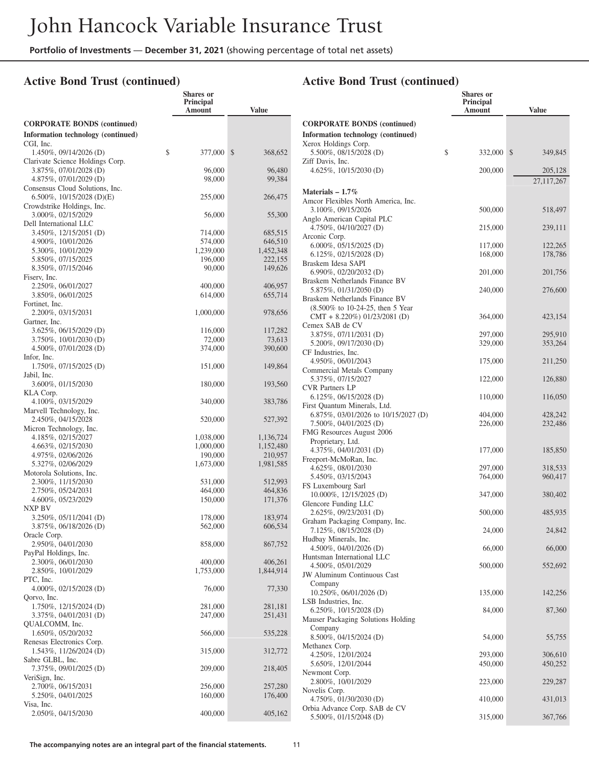# John Hancock Variable Insurance Trust

**Portfolio of Investments — December 31, 2021** (showing percentage of total net assets)

## Active Bond Trust (continued)

| | Shares or Principal Amount | Value |
|---|---|---|
| **CORPORATE BONDS (continued)** | | |
| **Information technology (continued)** | | |
| CGI, Inc. | | |
| 1.450%, 09/14/2026 (D) | $ 377,000 | $ 368,652 |
| Clarivate Science Holdings Corp. | | |
| 3.875%, 07/01/2028 (D) | 96,000 | 96,480 |
| 4.875%, 07/01/2029 (D) | 98,000 | 99,384 |
| Consensus Cloud Solutions, Inc. | | |
| 6.500%, 10/15/2028 (D)(E) | 255,000 | 266,475 |
| Crowdstrike Holdings, Inc. | | |
| 3.000%, 02/15/2029 | 56,000 | 55,300 |
| Dell International LLC | | |
| 3.450%, 12/15/2051 (D) | 714,000 | 685,515 |
| 4.900%, 10/01/2026 | 574,000 | 646,510 |
| 5.300%, 10/01/2029 | 1,239,000 | 1,452,348 |
| 5.850%, 07/15/2025 | 196,000 | 222,155 |
| 8.350%, 07/15/2046 | 90,000 | 149,626 |
| Fiserv, Inc. | | |
| 2.250%, 06/01/2027 | 400,000 | 406,957 |
| 3.850%, 06/01/2025 | 614,000 | 655,714 |
| Fortinet, Inc. | | |
| 2.200%, 03/15/2031 | 1,000,000 | 978,656 |
| Gartner, Inc. | | |
| 3.625%, 06/15/2029 (D) | 116,000 | 117,282 |
| 3.750%, 10/01/2030 (D) | 72,000 | 73,613 |
| 4.500%, 07/01/2028 (D) | 374,000 | 390,600 |
| Infor, Inc. | | |
| 1.750%, 07/15/2025 (D) | 151,000 | 149,864 |
| Jabil, Inc. | | |
| 3.600%, 01/15/2030 | 180,000 | 193,560 |
| KLA Corp. | | |
| 4.100%, 03/15/2029 | 340,000 | 383,786 |
| Marvell Technology, Inc. | | |
| 2.450%, 04/15/2028 | 520,000 | 527,392 |
| Micron Technology, Inc. | | |
| 4.185%, 02/15/2027 | 1,038,000 | 1,136,724 |
| 4.663%, 02/15/2030 | 1,000,000 | 1,152,480 |
| 4.975%, 02/06/2026 | 190,000 | 210,957 |
| 5.327%, 02/06/2029 | 1,673,000 | 1,981,585 |
| Motorola Solutions, Inc. | | |
| 2.300%, 11/15/2030 | 531,000 | 512,993 |
| 2.750%, 05/24/2031 | 464,000 | 464,836 |
| 4.600%, 05/23/2029 | 150,000 | 171,376 |
| NXP BV | | |
| 3.250%, 05/11/2041 (D) | 178,000 | 183,974 |
| 3.875%, 06/18/2026 (D) | 562,000 | 606,534 |
| Oracle Corp. | | |
| 2.950%, 04/01/2030 | 858,000 | 867,752 |
| PayPal Holdings, Inc. | | |
| 2.300%, 06/01/2030 | 400,000 | 406,261 |
| 2.850%, 10/01/2029 | 1,753,000 | 1,844,914 |
| PTC, Inc. | | |
| 4.000%, 02/15/2028 (D) | 76,000 | 77,330 |
| Qorvo, Inc. | | |
| 1.750%, 12/15/2024 (D) | 281,000 | 281,181 |
| 3.375%, 04/01/2031 (D) | 247,000 | 251,431 |
| QUALCOMM, Inc. | | |
| 1.650%, 05/20/2032 | 566,000 | 535,228 |
| Renesas Electronics Corp. | | |
| 1.543%, 11/26/2024 (D) | 315,000 | 312,772 |
| Sabre GLBL, Inc. | | |
| 7.375%, 09/01/2025 (D) | 209,000 | 218,405 |
| VeriSign, Inc. | | |
| 2.700%, 06/15/2031 | 256,000 | 257,280 |
| 5.250%, 04/01/2025 | 160,000 | 176,400 |
| Visa, Inc. | | |
| 2.050%, 04/15/2030 | 400,000 | 405,162 |
| Xerox Holdings Corp. | | |
| 5.500%, 08/15/2028 (D) | $ 332,000 | $ 349,845 |
| Ziff Davis, Inc. | | |
| 4.625%, 10/15/2030 (D) | 200,000 | 205,128 |
| | | 27,117,267 |
| **Materials – 1.7%** | | |
| Amcor Flexibles North America, Inc. | | |
| 3.100%, 09/15/2026 | 500,000 | 518,497 |
| Anglo American Capital PLC | | |
| 4.750%, 04/10/2027 (D) | 215,000 | 239,111 |
| Arconic Corp. | | |
| 6.000%, 05/15/2025 (D) | 117,000 | 122,265 |
| 6.125%, 02/15/2028 (D) | 168,000 | 178,786 |
| Braskem Idesa SAPI | | |
| 6.990%, 02/20/2032 (D) | 201,000 | 201,756 |
| Braskem Netherlands Finance BV | | |
| 5.875%, 01/31/2050 (D) | 240,000 | 276,600 |
| Braskem Netherlands Finance BV (8.500% to 10-24-25, then 5 Year CMT + 8.220%) 01/23/2081 (D) | 364,000 | 423,154 |
| Cemex SAB de CV | | |
| 3.875%, 07/11/2031 (D) | 297,000 | 295,910 |
| 5.200%, 09/17/2030 (D) | 329,000 | 353,264 |
| CF Industries, Inc. | | |
| 4.950%, 06/01/2043 | 175,000 | 211,250 |
| Commercial Metals Company | | |
| 5.375%, 07/15/2027 | 122,000 | 126,880 |
| CVR Partners LP | | |
| 6.125%, 06/15/2028 (D) | 110,000 | 116,050 |
| First Quantum Minerals, Ltd. | | |
| 6.875%, 03/01/2026 to 10/15/2027 (D) | 404,000 | 428,242 |
| 7.500%, 04/01/2025 (D) | 226,000 | 232,486 |
| FMG Resources August 2006 Proprietary, Ltd. | | |
| 4.375%, 04/01/2031 (D) | 177,000 | 185,850 |
| Freeport-McMoRan, Inc. | | |
| 4.625%, 08/01/2030 | 297,000 | 318,533 |
| 5.450%, 03/15/2043 | 764,000 | 960,417 |
| FS Luxembourg Sarl | | |
| 10.000%, 12/15/2025 (D) | 347,000 | 380,402 |
| Glencore Funding LLC | | |
| 2.625%, 09/23/2031 (D) | 500,000 | 485,935 |
| Graham Packaging Company, Inc. | | |
| 7.125%, 08/15/2028 (D) | 24,000 | 24,842 |
| Hudbay Minerals, Inc. | | |
| 4.500%, 04/01/2026 (D) | 66,000 | 66,000 |
| Huntsman International LLC | | |
| 4.500%, 05/01/2029 | 500,000 | 552,692 |
| JW Aluminum Continuous Cast Company | | |
| 10.250%, 06/01/2026 (D) | 135,000 | 142,256 |
| LSB Industries, Inc. | | |
| 6.250%, 10/15/2028 (D) | 84,000 | 87,360 |
| Mauser Packaging Solutions Holding Company | | |
| 8.500%, 04/15/2024 (D) | 54,000 | 55,755 |
| Methanex Corp. | | |
| 4.250%, 12/01/2024 | 293,000 | 306,610 |
| 5.650%, 12/01/2044 | 450,000 | 450,252 |
| Newmont Corp. | | |
| 2.800%, 10/01/2029 | 223,000 | 229,287 |
| Novelis Corp. | | |
| 4.750%, 01/30/2030 (D) | 410,000 | 431,013 |
| Orbia Advance Corp. SAB de CV | | |
| 5.500%, 01/15/2048 (D) | 315,000 | 367,766 |

**The accompanying notes are an integral part of the financial statements.**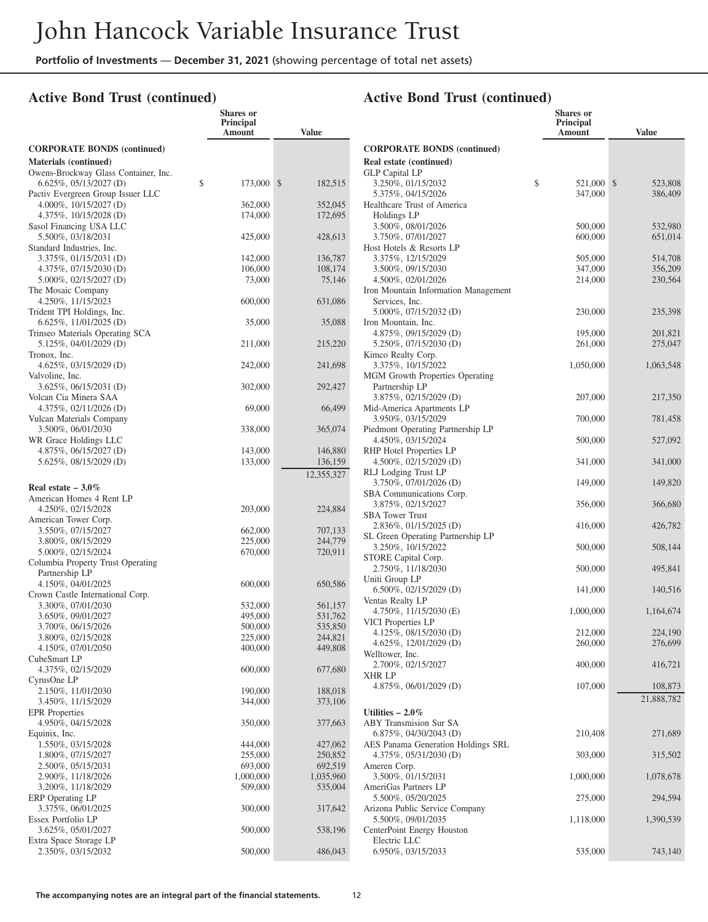# John Hancock Variable Insurance Trust

**Portfolio of Investments — December 31, 2021** (showing percentage of total net assets)

## Active Bond Trust (continued)

| | Shares or Principal Amount | Value |
|---|---|---|
| **CORPORATE BONDS (continued)** | | |
| **Materials (continued)** | | |
| Owens-Brockway Glass Container, Inc. | | |
| 6.625%, 05/13/2027 (D) | $ 173,000 | $ 182,515 |
| Pactiv Evergreen Group Issuer LLC | | |
| 4.000%, 10/15/2027 (D) | 362,000 | 352,045 |
| 4.375%, 10/15/2028 (D) | 174,000 | 172,695 |
| Sasol Financing USA LLC | | |
| 5.500%, 03/18/2031 | 425,000 | 428,613 |
| Standard Industries, Inc. | | |
| 3.375%, 01/15/2031 (D) | 142,000 | 136,787 |
| 4.375%, 07/15/2030 (D) | 106,000 | 108,174 |
| 5.000%, 02/15/2027 (D) | 73,000 | 75,146 |
| The Mosaic Company | | |
| 4.250%, 11/15/2023 | 600,000 | 631,086 |
| Trident TPI Holdings, Inc. | | |
| 6.625%, 11/01/2025 (D) | 35,000 | 35,088 |
| Trinseo Materials Operating SCA | | |
| 5.125%, 04/01/2029 (D) | 211,000 | 215,220 |
| Tronox, Inc. | | |
| 4.625%, 03/15/2029 (D) | 242,000 | 241,698 |
| Valvoline, Inc. | | |
| 3.625%, 06/15/2031 (D) | 302,000 | 292,427 |
| Volcan Cia Minera SAA | | |
| 4.375%, 02/11/2026 (D) | 69,000 | 66,499 |
| Vulcan Materials Company | | |
| 3.500%, 06/01/2030 | 338,000 | 365,074 |
| WR Grace Holdings LLC | | |
| 4.875%, 06/15/2027 (D) | 143,000 | 146,880 |
| 5.625%, 08/15/2029 (D) | 133,000 | 136,159 |
| | | 12,355,327 |
| **Real estate – 3.0%** | | |
| American Homes 4 Rent LP | | |
| 4.250%, 02/15/2028 | 203,000 | 224,884 |
| American Tower Corp. | | |
| 3.550%, 07/15/2027 | 662,000 | 707,133 |
| 3.800%, 08/15/2029 | 225,000 | 244,779 |
| 5.000%, 02/15/2024 | 670,000 | 720,911 |
| Columbia Property Trust Operating Partnership LP | | |
| 4.150%, 04/01/2025 | 600,000 | 650,586 |
| Crown Castle International Corp. | | |
| 3.300%, 07/01/2030 | 532,000 | 561,157 |
| 3.650%, 09/01/2027 | 495,000 | 531,762 |
| 3.700%, 06/15/2026 | 500,000 | 535,850 |
| 3.800%, 02/15/2028 | 225,000 | 244,821 |
| 4.150%, 07/01/2050 | 400,000 | 449,808 |
| CubeSmart LP | | |
| 4.375%, 02/15/2029 | 600,000 | 677,680 |
| CyrusOne LP | | |
| 2.150%, 11/01/2030 | 190,000 | 188,018 |
| 3.450%, 11/15/2029 | 344,000 | 373,106 |
| EPR Properties | | |
| 4.950%, 04/15/2028 | 350,000 | 377,663 |
| Equinix, Inc. | | |
| 1.550%, 03/15/2028 | 444,000 | 427,062 |
| 1.800%, 07/15/2027 | 255,000 | 250,852 |
| 2.500%, 05/15/2031 | 693,000 | 692,519 |
| 2.900%, 11/18/2026 | 1,000,000 | 1,035,960 |
| 3.200%, 11/18/2029 | 509,000 | 535,004 |
| ERP Operating LP | | |
| 3.375%, 06/01/2025 | 300,000 | 317,642 |
| Essex Portfolio LP | | |
| 3.625%, 05/01/2027 | 500,000 | 538,196 |
| Extra Space Storage LP | | |
| 2.350%, 03/15/2032 | 500,000 | 486,043 |
| **CORPORATE BONDS (continued)** | | |
| **Real estate (continued)** | | |
| GLP Capital LP | | |
| 3.250%, 01/15/2032 | $ 521,000 | $ 523,808 |
| 5.375%, 04/15/2026 | 347,000 | 386,409 |
| Healthcare Trust of America Holdings LP | | |
| 3.500%, 08/01/2026 | 500,000 | 532,980 |
| 3.750%, 07/01/2027 | 600,000 | 651,014 |
| Host Hotels & Resorts LP | | |
| 3.375%, 12/15/2029 | 505,000 | 514,708 |
| 3.500%, 09/15/2030 | 347,000 | 356,209 |
| 4.500%, 02/01/2026 | 214,000 | 230,564 |
| Iron Mountain Information Management Services, Inc. | | |
| 5.000%, 07/15/2032 (D) | 230,000 | 235,398 |
| Iron Mountain, Inc. | | |
| 4.875%, 09/15/2029 (D) | 195,000 | 201,821 |
| 5.250%, 07/15/2030 (D) | 261,000 | 275,047 |
| Kimco Realty Corp. | | |
| 3.375%, 10/15/2022 | 1,050,000 | 1,063,548 |
| MGM Growth Properties Operating Partnership LP | | |
| 3.875%, 02/15/2029 (D) | 207,000 | 217,350 |
| Mid-America Apartments LP | | |
| 3.950%, 03/15/2029 | 700,000 | 781,458 |
| Piedmont Operating Partnership LP | | |
| 4.450%, 03/15/2024 | 500,000 | 527,092 |
| RHP Hotel Properties LP | | |
| 4.500%, 02/15/2029 (D) | 341,000 | 341,000 |
| RLJ Lodging Trust LP | | |
| 3.750%, 07/01/2026 (D) | 149,000 | 149,820 |
| SBA Communications Corp. | | |
| 3.875%, 02/15/2027 | 356,000 | 366,680 |
| SBA Tower Trust | | |
| 2.836%, 01/15/2025 (D) | 416,000 | 426,782 |
| SL Green Operating Partnership LP | | |
| 3.250%, 10/15/2022 | 500,000 | 508,144 |
| STORE Capital Corp. | | |
| 2.750%, 11/18/2030 | 500,000 | 495,841 |
| Uniti Group LP | | |
| 6.500%, 02/15/2029 (D) | 141,000 | 140,516 |
| Ventas Realty LP | | |
| 4.750%, 11/15/2030 (E) | 1,000,000 | 1,164,674 |
| VICI Properties LP | | |
| 4.125%, 08/15/2030 (D) | 212,000 | 224,190 |
| 4.625%, 12/01/2029 (D) | 260,000 | 276,699 |
| Welltower, Inc. | | |
| 2.700%, 02/15/2027 | 400,000 | 416,721 |
| XHR LP | | |
| 4.875%, 06/01/2029 (D) | 107,000 | 108,873 |
| | | 21,888,782 |
| **Utilities – 2.0%** | | |
| ABY Transmision Sur SA | | |
| 6.875%, 04/30/2043 (D) | 210,408 | 271,689 |
| AES Panama Generation Holdings SRL | | |
| 4.375%, 05/31/2030 (D) | 303,000 | 315,502 |
| Ameren Corp. | | |
| 3.500%, 01/15/2031 | 1,000,000 | 1,078,678 |
| AmeriGas Partners LP | | |
| 5.500%, 05/20/2025 | 275,000 | 294,594 |
| Arizona Public Service Company | | |
| 5.500%, 09/01/2035 | 1,118,000 | 1,390,539 |
| CenterPoint Energy Houston Electric LLC | | |
| 6.950%, 03/15/2033 | 535,000 | 743,140 |

The accompanying notes are an integral part of the financial statements.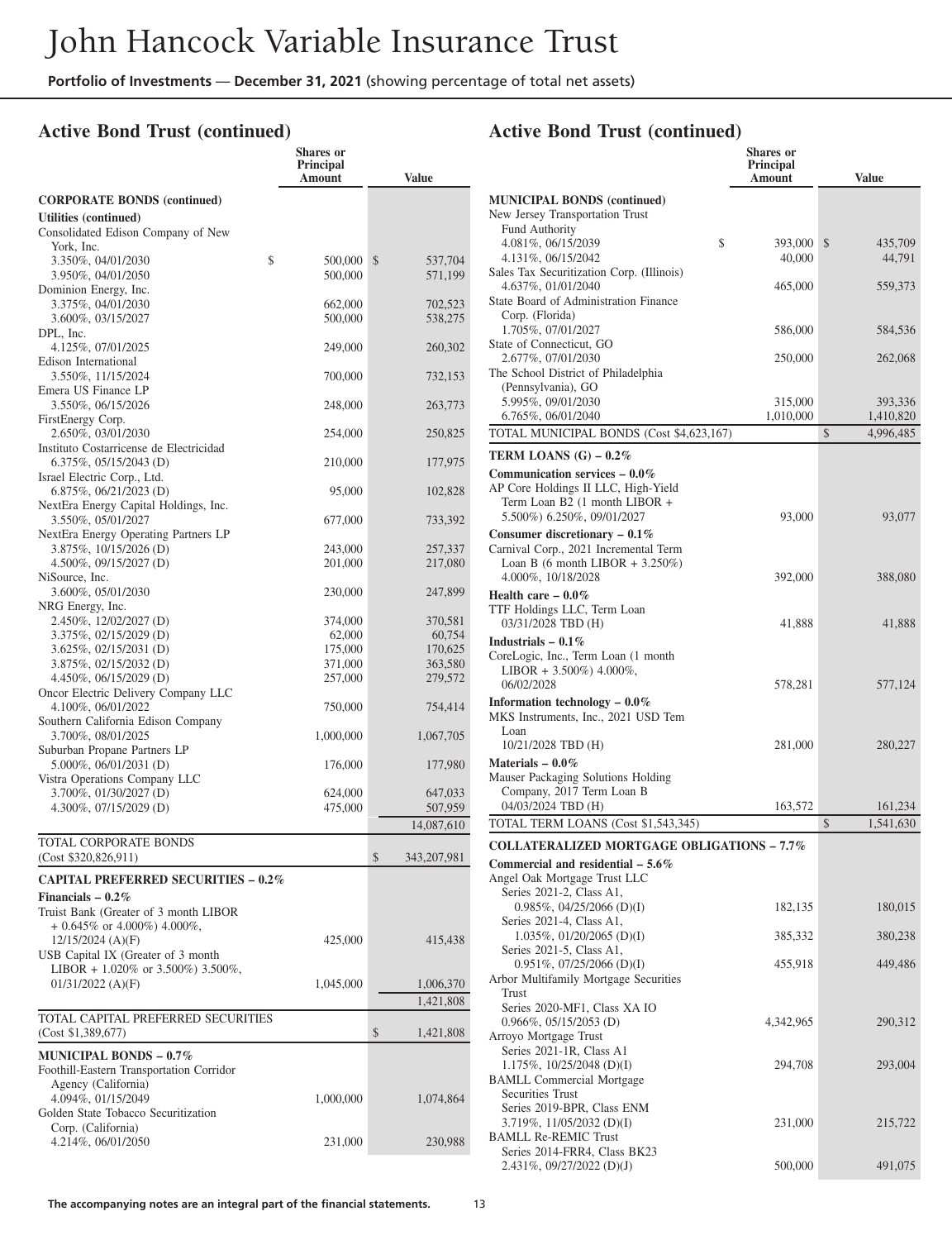## Active Bond Trust (continued)

| | Shares or Principal Amount | Value |
|---|---|---|
| **CORPORATE BONDS (continued)** | | |
| **Utilities (continued)** | | |
| Consolidated Edison Company of New York, Inc. | | |
| 3.350%, 04/01/2030 | $ 500,000 | $ 537,704 |
| 3.950%, 04/01/2050 | 500,000 | 571,199 |
| Dominion Energy, Inc. | | |
| 3.375%, 04/01/2030 | 662,000 | 702,523 |
| 3.600%, 03/15/2027 | 500,000 | 538,275 |
| DPL, Inc. | | |
| 4.125%, 07/01/2025 | 249,000 | 260,302 |
| Edison International | | |
| 3.550%, 11/15/2024 | 700,000 | 732,153 |
| Emera US Finance LP | | |
| 3.550%, 06/15/2026 | 248,000 | 263,773 |
| FirstEnergy Corp. | | |
| 2.650%, 03/01/2030 | 254,000 | 250,825 |
| Instituto Costarricense de Electricidad | | |
| 6.375%, 05/15/2043 (D) | 210,000 | 177,975 |
| Israel Electric Corp., Ltd. | | |
| 6.875%, 06/21/2023 (D) | 95,000 | 102,828 |
| NextEra Energy Capital Holdings, Inc. | | |
| 3.550%, 05/01/2027 | 677,000 | 733,392 |
| NextEra Energy Operating Partners LP | | |
| 3.875%, 10/15/2026 (D) | 243,000 | 257,337 |
| 4.500%, 09/15/2027 (D) | 201,000 | 217,080 |
| NiSource, Inc. | | |
| 3.600%, 05/01/2030 | 230,000 | 247,899 |
| NRG Energy, Inc. | | |
| 2.450%, 12/02/2027 (D) | 374,000 | 370,581 |
| 3.375%, 02/15/2029 (D) | 62,000 | 60,754 |
| 3.625%, 02/15/2031 (D) | 175,000 | 170,625 |
| 3.875%, 02/15/2032 (D) | 371,000 | 363,580 |
| 4.450%, 06/15/2029 (D) | 257,000 | 279,572 |
| Oncor Electric Delivery Company LLC | | |
| 4.100%, 06/01/2022 | 750,000 | 754,414 |
| Southern California Edison Company | | |
| 3.700%, 08/01/2025 | 1,000,000 | 1,067,705 |
| Suburban Propane Partners LP | | |
| 5.000%, 06/01/2031 (D) | 176,000 | 177,980 |
| Vistra Operations Company LLC | | |
| 3.700%, 01/30/2027 (D) | 624,000 | 647,033 |
| 4.300%, 07/15/2029 (D) | 475,000 | 507,959 |
| | | 14,087,610 |
| TOTAL CORPORATE BONDS (Cost $320,826,911) | | $ 343,207,981 |
| **CAPITAL PREFERRED SECURITIES – 0.2%** | | |
| **Financials – 0.2%** | | |
| Truist Bank (Greater of 3 month LIBOR + 0.645% or 4.000%) 4.000%, 12/15/2024 (A)(F) | 425,000 | 415,438 |
| USB Capital IX (Greater of 3 month LIBOR + 1.020% or 3.500%) 3.500%, 01/31/2022 (A)(F) | 1,045,000 | 1,006,370 |
| | | 1,421,808 |
| TOTAL CAPITAL PREFERRED SECURITIES (Cost $1,389,677) | | $ 1,421,808 |
| **MUNICIPAL BONDS – 0.7%** | | |
| Foothill-Eastern Transportation Corridor Agency (California) | | |
| 4.094%, 01/15/2049 | 1,000,000 | 1,074,864 |
| Golden State Tobacco Securitization Corp. (California) | | |
| 4.214%, 06/01/2050 | 231,000 | 230,988 |
| **MUNICIPAL BONDS (continued)** | | |
| New Jersey Transportation Trust Fund Authority | | |
| 4.081%, 06/15/2039 | $ 393,000 | $ 435,709 |
| 4.131%, 06/15/2042 | 40,000 | 44,791 |
| Sales Tax Securitization Corp. (Illinois) | | |
| 4.637%, 01/01/2040 | 465,000 | 559,373 |
| State Board of Administration Finance Corp. (Florida) | | |
| 1.705%, 07/01/2027 | 586,000 | 584,536 |
| State of Connecticut, GO | | |
| 2.677%, 07/01/2030 | 250,000 | 262,068 |
| The School District of Philadelphia (Pennsylvania), GO | | |
| 5.995%, 09/01/2030 | 315,000 | 393,336 |
| 6.765%, 06/01/2040 | 1,010,000 | 1,410,820 |
| TOTAL MUNICIPAL BONDS (Cost $4,623,167) | | $ 4,996,485 |
| **TERM LOANS (G) – 0.2%** | | |
| **Communication services – 0.0%** | | |
| AP Core Holdings II LLC, High-Yield Term Loan B2 (1 month LIBOR + 5.500%) 6.250%, 09/01/2027 | 93,000 | 93,077 |
| **Consumer discretionary – 0.1%** | | |
| Carnival Corp., 2021 Incremental Term Loan B (6 month LIBOR + 3.250%) 4.000%, 10/18/2028 | 392,000 | 388,080 |
| **Health care – 0.0%** | | |
| TTF Holdings LLC, Term Loan 03/31/2028 TBD (H) | 41,888 | 41,888 |
| **Industrials – 0.1%** | | |
| CoreLogic, Inc., Term Loan (1 month LIBOR + 3.500%) 4.000%, 06/02/2028 | 578,281 | 577,124 |
| **Information technology – 0.0%** | | |
| MKS Instruments, Inc., 2021 USD Tem Loan 10/21/2028 TBD (H) | 281,000 | 280,227 |
| **Materials – 0.0%** | | |
| Mauser Packaging Solutions Holding Company, 2017 Term Loan B 04/03/2024 TBD (H) | 163,572 | 161,234 |
| TOTAL TERM LOANS (Cost $1,543,345) | | $ 1,541,630 |
| **COLLATERALIZED MORTGAGE OBLIGATIONS – 7.7%** | | |
| **Commercial and residential – 5.6%** | | |
| Angel Oak Mortgage Trust LLC | | |
| Series 2021-2, Class A1, 0.985%, 04/25/2066 (D)(I) | 182,135 | 180,015 |
| Series 2021-4, Class A1, 1.035%, 01/20/2065 (D)(I) | 385,332 | 380,238 |
| Series 2021-5, Class A1, 0.951%, 07/25/2066 (D)(I) | 455,918 | 449,486 |
| Arbor Multifamily Mortgage Securities Trust | | |
| Series 2020-MF1, Class XA IO 0.966%, 05/15/2053 (D) | 4,342,965 | 290,312 |
| Arroyo Mortgage Trust | | |
| Series 2021-1R, Class A1 1.175%, 10/25/2048 (D)(I) | 294,708 | 293,004 |
| BAMLL Commercial Mortgage Securities Trust | | |
| Series 2019-BPR, Class ENM 3.719%, 11/05/2032 (D)(I) | 231,000 | 215,722 |
| BAMLL Re-REMIC Trust | | |
| Series 2014-FRR4, Class BK23 2.431%, 09/27/2022 (D)(J) | 500,000 | 491,075 |

The accompanying notes are an integral part of the financial statements.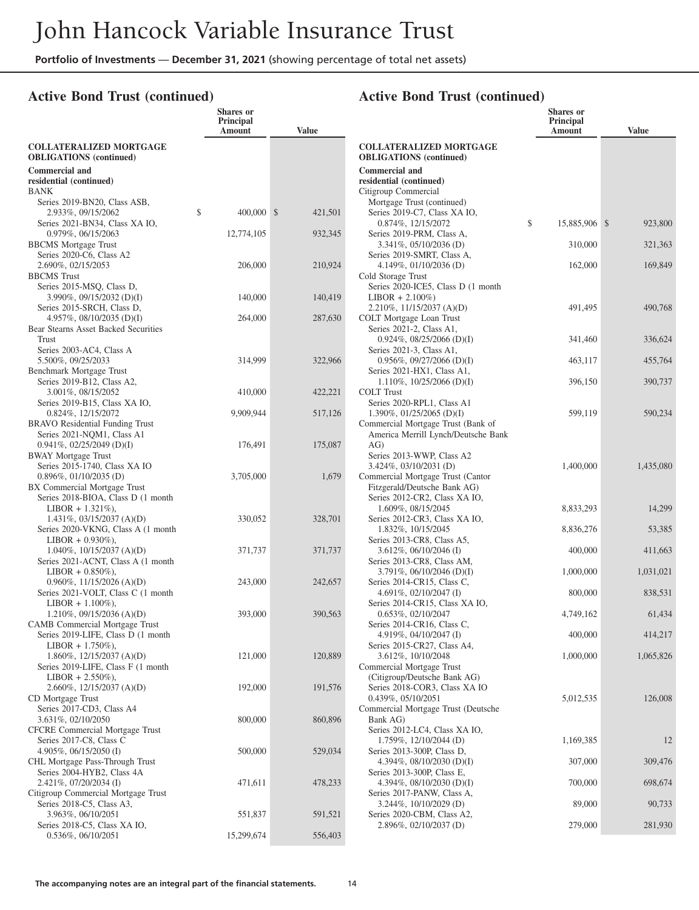## Active Bond Trust (continued)

| | Shares or Principal Amount | Value |
|---|---|---|
| **COLLATERALIZED MORTGAGE OBLIGATIONS (continued)** | | |
| **Commercial and residential (continued)** | | |
| BANK | | |
| Series 2019-BN20, Class ASB, 2.933%, 09/15/2062 | $ 400,000 | $ 421,501 |
| Series 2021-BN34, Class XA IO, 0.979%, 06/15/2063 | 12,774,105 | 932,345 |
| BBCMS Mortgage Trust | | |
| Series 2020-C6, Class A2 2.690%, 02/15/2053 | 206,000 | 210,924 |
| BBCMS Trust | | |
| Series 2015-MSQ, Class D, 3.990%, 09/15/2032 (D)(I) | 140,000 | 140,419 |
| Series 2015-SRCH, Class D, 4.957%, 08/10/2035 (D)(I) | 264,000 | 287,630 |
| Bear Stearns Asset Backed Securities Trust | | |
| Series 2003-AC4, Class A 5.500%, 09/25/2033 | 314,999 | 322,966 |
| Benchmark Mortgage Trust | | |
| Series 2019-B12, Class A2, 3.001%, 08/15/2052 | 410,000 | 422,221 |
| Series 2019-B15, Class XA IO, 0.824%, 12/15/2072 | 9,909,944 | 517,126 |
| BRAVO Residential Funding Trust | | |
| Series 2021-NQM1, Class A1 0.941%, 02/25/2049 (D)(I) | 176,491 | 175,087 |
| BWAY Mortgage Trust | | |
| Series 2015-1740, Class XA IO 0.896%, 01/10/2035 (D) | 3,705,000 | 1,679 |
| BX Commercial Mortgage Trust | | |
| Series 2018-BIOA, Class D (1 month LIBOR + 1.321%), 1.431%, 03/15/2037 (A)(D) | 330,052 | 328,701 |
| Series 2020-VKNG, Class A (1 month LIBOR + 0.930%), 1.040%, 10/15/2037 (A)(D) | 371,737 | 371,737 |
| Series 2021-ACNT, Class A (1 month LIBOR + 0.850%), 0.960%, 11/15/2026 (A)(D) | 243,000 | 242,657 |
| Series 2021-VOLT, Class C (1 month LIBOR + 1.100%), 1.210%, 09/15/2036 (A)(D) | 393,000 | 390,563 |
| CAMB Commercial Mortgage Trust | | |
| Series 2019-LIFE, Class D (1 month LIBOR + 1.750%), 1.860%, 12/15/2037 (A)(D) | 121,000 | 120,889 |
| Series 2019-LIFE, Class F (1 month LIBOR + 2.550%), 2.660%, 12/15/2037 (A)(D) | 192,000 | 191,576 |
| CD Mortgage Trust | | |
| Series 2017-CD3, Class A4 3.631%, 02/10/2050 | 800,000 | 860,896 |
| CFCRE Commercial Mortgage Trust | | |
| Series 2017-C8, Class C 4.905%, 06/15/2050 (I) | 500,000 | 529,034 |
| CHL Mortgage Pass-Through Trust | | |
| Series 2004-HYB2, Class 4A 2.421%, 07/20/2034 (I) | 471,611 | 478,233 |
| Citigroup Commercial Mortgage Trust | | |
| Series 2018-C5, Class A3, 3.963%, 06/10/2051 | 551,837 | 591,521 |
| Series 2018-C5, Class XA IO, 0.536%, 06/10/2051 | 15,299,674 | 556,403 |
| Citigroup Commercial Mortgage Trust (continued) | | |
| Series 2019-C7, Class XA IO, 0.874%, 12/15/2072 | $ 15,885,906 | $ 923,800 |
| Series 2019-PRM, Class A, 3.341%, 05/10/2036 (D) | 310,000 | 321,363 |
| Series 2019-SMRT, Class A, 4.149%, 01/10/2036 (D) | 162,000 | 169,849 |
| Cold Storage Trust | | |
| Series 2020-ICE5, Class D (1 month LIBOR + 2.100%) 2.210%, 11/15/2037 (A)(D) | 491,495 | 490,768 |
| COLT Mortgage Loan Trust | | |
| Series 2021-2, Class A1, 0.924%, 08/25/2066 (D)(I) | 341,460 | 336,624 |
| Series 2021-3, Class A1, 0.956%, 09/27/2066 (D)(I) | 463,117 | 455,764 |
| Series 2021-HX1, Class A1, 1.110%, 10/25/2066 (D)(I) | 396,150 | 390,737 |
| COLT Trust | | |
| Series 2020-RPL1, Class A1 1.390%, 01/25/2065 (D)(I) | 599,119 | 590,234 |
| Commercial Mortgage Trust (Bank of America Merrill Lynch/Deutsche Bank AG) | | |
| Series 2013-WWP, Class A2 3.424%, 03/10/2031 (D) | 1,400,000 | 1,435,080 |
| Commercial Mortgage Trust (Cantor Fitzgerald/Deutsche Bank AG) | | |
| Series 2012-CR2, Class XA IO, 1.609%, 08/15/2045 | 8,833,293 | 14,299 |
| Series 2012-CR3, Class XA IO, 1.832%, 10/15/2045 | 8,836,276 | 53,385 |
| Series 2013-CR8, Class A5, 3.612%, 06/10/2046 (I) | 400,000 | 411,663 |
| Series 2013-CR8, Class AM, 3.791%, 06/10/2046 (D)(I) | 1,000,000 | 1,031,021 |
| Series 2014-CR15, Class C, 4.691%, 02/10/2047 (I) | 800,000 | 838,531 |
| Series 2014-CR15, Class XA IO, 0.653%, 02/10/2047 | 4,749,162 | 61,434 |
| Series 2014-CR16, Class C, 4.919%, 04/10/2047 (I) | 400,000 | 414,217 |
| Series 2015-CR27, Class A4, 3.612%, 10/10/2048 | 1,000,000 | 1,065,826 |
| Commercial Mortgage Trust (Citigroup/Deutsche Bank AG) | | |
| Series 2018-COR3, Class XA IO 0.439%, 05/10/2051 | 5,012,535 | 126,008 |
| Commercial Mortgage Trust (Deutsche Bank AG) | | |
| Series 2012-LC4, Class XA IO, 1.759%, 12/10/2044 (D) | 1,169,385 | 12 |
| Series 2013-300P, Class D, 4.394%, 08/10/2030 (D)(I) | 307,000 | 309,476 |
| Series 2013-300P, Class E, 4.394%, 08/10/2030 (D)(I) | 700,000 | 698,674 |
| Series 2017-PANW, Class A, 3.244%, 10/10/2029 (D) | 89,000 | 90,733 |
| Series 2020-CBM, Class A2, 2.896%, 02/10/2037 (D) | 279,000 | 281,930 |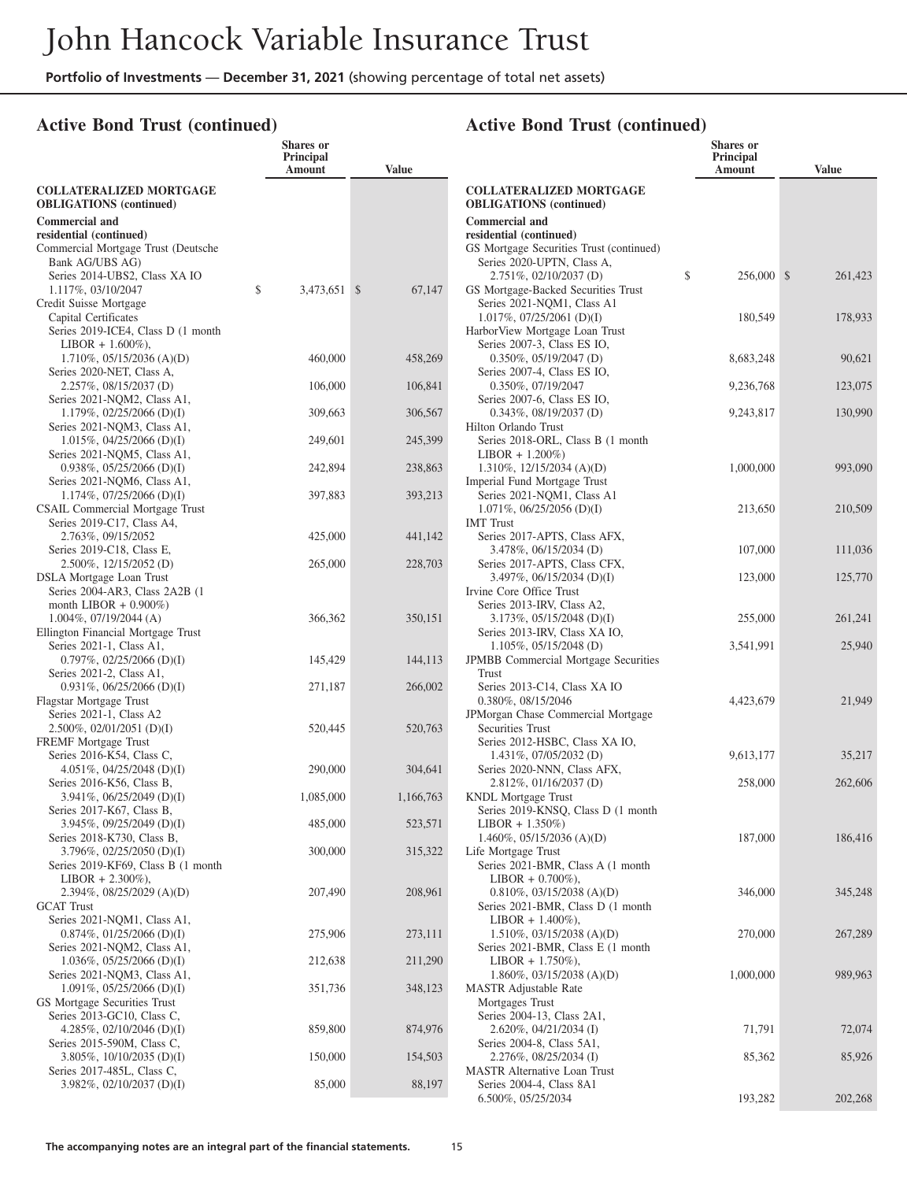# John Hancock Variable Insurance Trust

**Portfolio of Investments — December 31, 2021** (showing percentage of total net assets)

## Active Bond Trust (continued)

| | Shares or Principal Amount | Value |
|---|---|---|
| **COLLATERALIZED MORTGAGE OBLIGATIONS (continued)** | | |
| **Commercial and residential (continued)** | | |
| Commercial Mortgage Trust (Deutsche Bank AG/UBS AG) | | |
| Series 2014-UBS2, Class XA IO 1.117%, 03/10/2047 | $ 3,473,651 | $ 67,147 |
| Credit Suisse Mortgage Capital Certificates | | |
| Series 2019-ICE4, Class D (1 month LIBOR + 1.600%), 1.710%, 05/15/2036 (A)(D) | 460,000 | 458,269 |
| Series 2020-NET, Class A, 2.257%, 08/15/2037 (D) | 106,000 | 106,841 |
| Series 2021-NQM2, Class A1, 1.179%, 02/25/2066 (D)(I) | 309,663 | 306,567 |
| Series 2021-NQM3, Class A1, 1.015%, 04/25/2066 (D)(I) | 249,601 | 245,399 |
| Series 2021-NQM5, Class A1, 0.938%, 05/25/2066 (D)(I) | 242,894 | 238,863 |
| Series 2021-NQM6, Class A1, 1.174%, 07/25/2066 (D)(I) | 397,883 | 393,213 |
| CSAIL Commercial Mortgage Trust | | |
| Series 2019-C17, Class A4, 2.763%, 09/15/2052 | 425,000 | 441,142 |
| Series 2019-C18, Class E, 2.500%, 12/15/2052 (D) | 265,000 | 228,703 |
| DSLA Mortgage Loan Trust | | |
| Series 2004-AR3, Class 2A2B (1 month LIBOR + 0.900%) 1.004%, 07/19/2044 (A) | 366,362 | 350,151 |
| Ellington Financial Mortgage Trust | | |
| Series 2021-1, Class A1, 0.797%, 02/25/2066 (D)(I) | 145,429 | 144,113 |
| Series 2021-2, Class A1, 0.931%, 06/25/2066 (D)(I) | 271,187 | 266,002 |
| Flagstar Mortgage Trust | | |
| Series 2021-1, Class A2 2.500%, 02/01/2051 (D)(I) | 520,445 | 520,763 |
| FREMF Mortgage Trust | | |
| Series 2016-K54, Class C, 4.051%, 04/25/2048 (D)(I) | 290,000 | 304,641 |
| Series 2016-K56, Class B, 3.941%, 06/25/2049 (D)(I) | 1,085,000 | 1,166,763 |
| Series 2017-K67, Class B, 3.945%, 09/25/2049 (D)(I) | 485,000 | 523,571 |
| Series 2018-K730, Class B, 3.796%, 02/25/2050 (D)(I) | 300,000 | 315,322 |
| Series 2019-KF69, Class B (1 month LIBOR + 2.300%), 2.394%, 08/25/2029 (A)(D) | 207,490 | 208,961 |
| GCAT Trust | | |
| Series 2021-NQM1, Class A1, 0.874%, 01/25/2066 (D)(I) | 275,906 | 273,111 |
| Series 2021-NQM2, Class A1, 1.036%, 05/25/2066 (D)(I) | 212,638 | 211,290 |
| Series 2021-NQM3, Class A1, 1.091%, 05/25/2066 (D)(I) | 351,736 | 348,123 |
| GS Mortgage Securities Trust | | |
| Series 2013-GC10, Class C, 4.285%, 02/10/2046 (D)(I) | 859,800 | 874,976 |
| Series 2015-590M, Class C, 3.805%, 10/10/2035 (D)(I) | 150,000 | 154,503 |
| Series 2017-485L, Class C, 3.982%, 02/10/2037 (D)(I) | 85,000 | 88,197 |
| GS Mortgage Securities Trust (continued) | | |
| Series 2020-UPTN, Class A, 2.751%, 02/10/2037 (D) | $ 256,000 | $ 261,423 |
| GS Mortgage-Backed Securities Trust | | |
| Series 2021-NQM1, Class A1 1.017%, 07/25/2061 (D)(I) | 180,549 | 178,933 |
| HarborView Mortgage Loan Trust | | |
| Series 2007-3, Class ES IO, 0.350%, 05/19/2047 (D) | 8,683,248 | 90,621 |
| Series 2007-4, Class ES IO, 0.350%, 07/19/2047 | 9,236,768 | 123,075 |
| Series 2007-6, Class ES IO, 0.343%, 08/19/2037 (D) | 9,243,817 | 130,990 |
| Hilton Orlando Trust | | |
| Series 2018-ORL, Class B (1 month LIBOR + 1.200%) 1.310%, 12/15/2034 (A)(D) | 1,000,000 | 993,090 |
| Imperial Fund Mortgage Trust | | |
| Series 2021-NQM1, Class A1 1.071%, 06/25/2056 (D)(I) | 213,650 | 210,509 |
| IMT Trust | | |
| Series 2017-APTS, Class AFX, 3.478%, 06/15/2034 (D) | 107,000 | 111,036 |
| Series 2017-APTS, Class CFX, 3.497%, 06/15/2034 (D)(I) | 123,000 | 125,770 |
| Irvine Core Office Trust | | |
| Series 2013-IRV, Class A2, 3.173%, 05/15/2048 (D)(I) | 255,000 | 261,241 |
| Series 2013-IRV, Class XA IO, 1.105%, 05/15/2048 (D) | 3,541,991 | 25,940 |
| JPMBB Commercial Mortgage Securities Trust | | |
| Series 2013-C14, Class XA IO 0.380%, 08/15/2046 | 4,423,679 | 21,949 |
| JPMorgan Chase Commercial Mortgage Securities Trust | | |
| Series 2012-HSBC, Class XA IO, 1.431%, 07/05/2032 (D) | 9,613,177 | 35,217 |
| Series 2020-NNN, Class AFX, 2.812%, 01/16/2037 (D) | 258,000 | 262,606 |
| KNDL Mortgage Trust | | |
| Series 2019-KNSQ, Class D (1 month LIBOR + 1.350%) 1.460%, 05/15/2036 (A)(D) | 187,000 | 186,416 |
| Life Mortgage Trust | | |
| Series 2021-BMR, Class A (1 month LIBOR + 0.700%), 0.810%, 03/15/2038 (A)(D) | 346,000 | 345,248 |
| Series 2021-BMR, Class D (1 month LIBOR + 1.400%), 1.510%, 03/15/2038 (A)(D) | 270,000 | 267,289 |
| Series 2021-BMR, Class E (1 month LIBOR + 1.750%), 1.860%, 03/15/2038 (A)(D) | 1,000,000 | 989,963 |
| MASTR Adjustable Rate Mortgages Trust | | |
| Series 2004-13, Class 2A1, 2.620%, 04/21/2034 (I) | 71,791 | 72,074 |
| Series 2004-8, Class 5A1, 2.276%, 08/25/2034 (I) | 85,362 | 85,926 |
| MASTR Alternative Loan Trust | | |
| Series 2004-4, Class 8A1 6.500%, 05/25/2034 | 193,282 | 202,268 |

The accompanying notes are an integral part of the financial statements.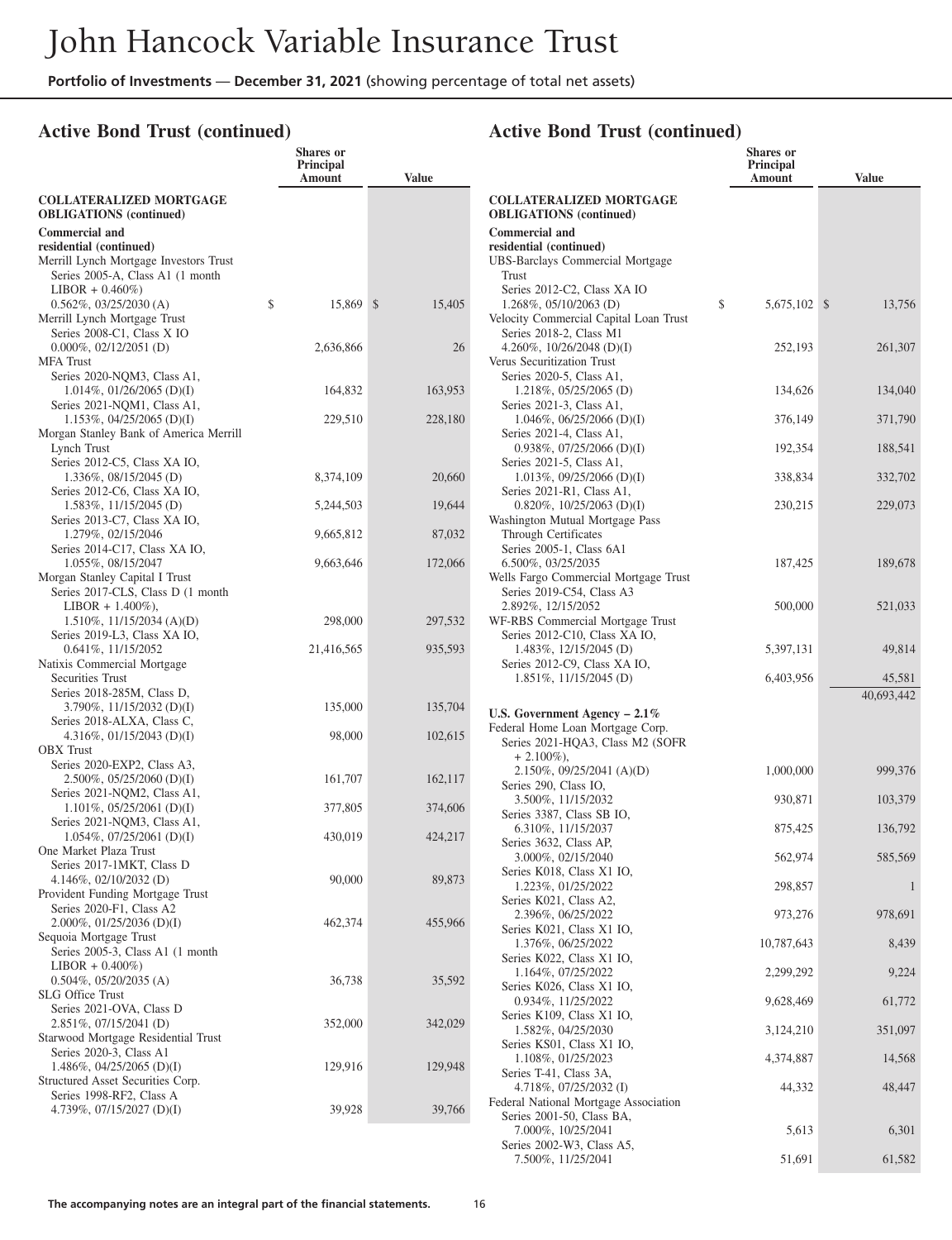## Active Bond Trust (continued)

| | Shares or Principal Amount | Value |
|---|---|---|
| **COLLATERALIZED MORTGAGE OBLIGATIONS (continued)** | | |
| **Commercial and residential (continued)** | | |
| Merrill Lynch Mortgage Investors Trust | | |
| Series 2005-A, Class A1 (1 month LIBOR + 0.460%) 0.562%, 03/25/2030 (A) | $ 15,869 | $ 15,405 |
| Merrill Lynch Mortgage Trust | | |
| Series 2008-C1, Class X IO 0.000%, 02/12/2051 (D) | 2,636,866 | 26 |
| MFA Trust | | |
| Series 2020-NQM3, Class A1, 1.014%, 01/26/2065 (D)(I) | 164,832 | 163,953 |
| Series 2021-NQM1, Class A1, 1.153%, 04/25/2065 (D)(I) | 229,510 | 228,180 |
| Morgan Stanley Bank of America Merrill Lynch Trust | | |
| Series 2012-C5, Class XA IO, 1.336%, 08/15/2045 (D) | 8,374,109 | 20,660 |
| Series 2012-C6, Class XA IO, 1.583%, 11/15/2045 (D) | 5,244,503 | 19,644 |
| Series 2013-C7, Class XA IO, 1.279%, 02/15/2046 | 9,665,812 | 87,032 |
| Series 2014-C17, Class XA IO, 1.055%, 08/15/2047 | 9,663,646 | 172,066 |
| Morgan Stanley Capital I Trust | | |
| Series 2017-CLS, Class D (1 month LIBOR + 1.400%), 1.510%, 11/15/2034 (A)(D) | 298,000 | 297,532 |
| Series 2019-L3, Class XA IO, 0.641%, 11/15/2052 | 21,416,565 | 935,593 |
| Natixis Commercial Mortgage Securities Trust | | |
| Series 2018-285M, Class D, 3.790%, 11/15/2032 (D)(I) | 135,000 | 135,704 |
| Series 2018-ALXA, Class C, 4.316%, 01/15/2043 (D)(I) | 98,000 | 102,615 |
| OBX Trust | | |
| Series 2020-EXP2, Class A3, 2.500%, 05/25/2060 (D)(I) | 161,707 | 162,117 |
| Series 2021-NQM2, Class A1, 1.101%, 05/25/2061 (D)(I) | 377,805 | 374,606 |
| Series 2021-NQM3, Class A1, 1.054%, 07/25/2061 (D)(I) | 430,019 | 424,217 |
| One Market Plaza Trust | | |
| Series 2017-1MKT, Class D 4.146%, 02/10/2032 (D) | 90,000 | 89,873 |
| Provident Funding Mortgage Trust | | |
| Series 2020-F1, Class A2 2.000%, 01/25/2036 (D)(I) | 462,374 | 455,966 |
| Sequoia Mortgage Trust | | |
| Series 2005-3, Class A1 (1 month LIBOR + 0.400%) 0.504%, 05/20/2035 (A) | 36,738 | 35,592 |
| SLG Office Trust | | |
| Series 2021-OVA, Class D 2.851%, 07/15/2041 (D) | 352,000 | 342,029 |
| Starwood Mortgage Residential Trust | | |
| Series 2020-3, Class A1 1.486%, 04/25/2065 (D)(I) | 129,916 | 129,948 |
| Structured Asset Securities Corp. | | |
| Series 1998-RF2, Class A 4.739%, 07/15/2027 (D)(I) | 39,928 | 39,766 |
| UBS-Barclays Commercial Mortgage Trust | | |
| Series 2012-C2, Class XA IO 1.268%, 05/10/2063 (D) | $ 5,675,102 | $ 13,756 |
| Velocity Commercial Capital Loan Trust | | |
| Series 2018-2, Class M1 4.260%, 10/26/2048 (D)(I) | 252,193 | 261,307 |
| Verus Securitization Trust | | |
| Series 2020-5, Class A1, 1.218%, 05/25/2065 (D) | 134,626 | 134,040 |
| Series 2021-3, Class A1, 1.046%, 06/25/2066 (D)(I) | 376,149 | 371,790 |
| Series 2021-4, Class A1, 0.938%, 07/25/2066 (D)(I) | 192,354 | 188,541 |
| Series 2021-5, Class A1, 1.013%, 09/25/2066 (D)(I) | 338,834 | 332,702 |
| Series 2021-R1, Class A1, 0.820%, 10/25/2063 (D)(I) | 230,215 | 229,073 |
| Washington Mutual Mortgage Pass Through Certificates | | |
| Series 2005-1, Class 6A1 6.500%, 03/25/2035 | 187,425 | 189,678 |
| Wells Fargo Commercial Mortgage Trust | | |
| Series 2019-C54, Class A3 2.892%, 12/15/2052 | 500,000 | 521,033 |
| WF-RBS Commercial Mortgage Trust | | |
| Series 2012-C10, Class XA IO, 1.483%, 12/15/2045 (D) | 5,397,131 | 49,814 |
| Series 2012-C9, Class XA IO, 1.851%, 11/15/2045 (D) | 6,403,956 | 45,581 |
| | | 40,693,442 |
| **U.S. Government Agency – 2.1%** | | |
| Federal Home Loan Mortgage Corp. | | |
| Series 2021-HQA3, Class M2 (SOFR + 2.100%), 2.150%, 09/25/2041 (A)(D) | 1,000,000 | 999,376 |
| Series 290, Class IO, 3.500%, 11/15/2032 | 930,871 | 103,379 |
| Series 3387, Class SB IO, 6.310%, 11/15/2037 | 875,425 | 136,792 |
| Series 3632, Class AP, 3.000%, 02/15/2040 | 562,974 | 585,569 |
| Series K018, Class X1 IO, 1.223%, 01/25/2022 | 298,857 | 1 |
| Series K021, Class A2, 2.396%, 06/25/2022 | 973,276 | 978,691 |
| Series K021, Class X1 IO, 1.376%, 06/25/2022 | 10,787,643 | 8,439 |
| Series K022, Class X1 IO, 1.164%, 07/25/2022 | 2,299,292 | 9,224 |
| Series K026, Class X1 IO, 0.934%, 11/25/2022 | 9,628,469 | 61,772 |
| Series K109, Class X1 IO, 1.582%, 04/25/2030 | 3,124,210 | 351,097 |
| Series KS01, Class X1 IO, 1.108%, 01/25/2023 | 4,374,887 | 14,568 |
| Series T-41, Class 3A, 4.718%, 07/25/2032 (I) | 44,332 | 48,447 |
| Federal National Mortgage Association | | |
| Series 2001-50, Class BA, 7.000%, 10/25/2041 | 5,613 | 6,301 |
| Series 2002-W3, Class A5, 7.500%, 11/25/2041 | 51,691 | 61,582 |

**The accompanying notes are an integral part of the financial statements.**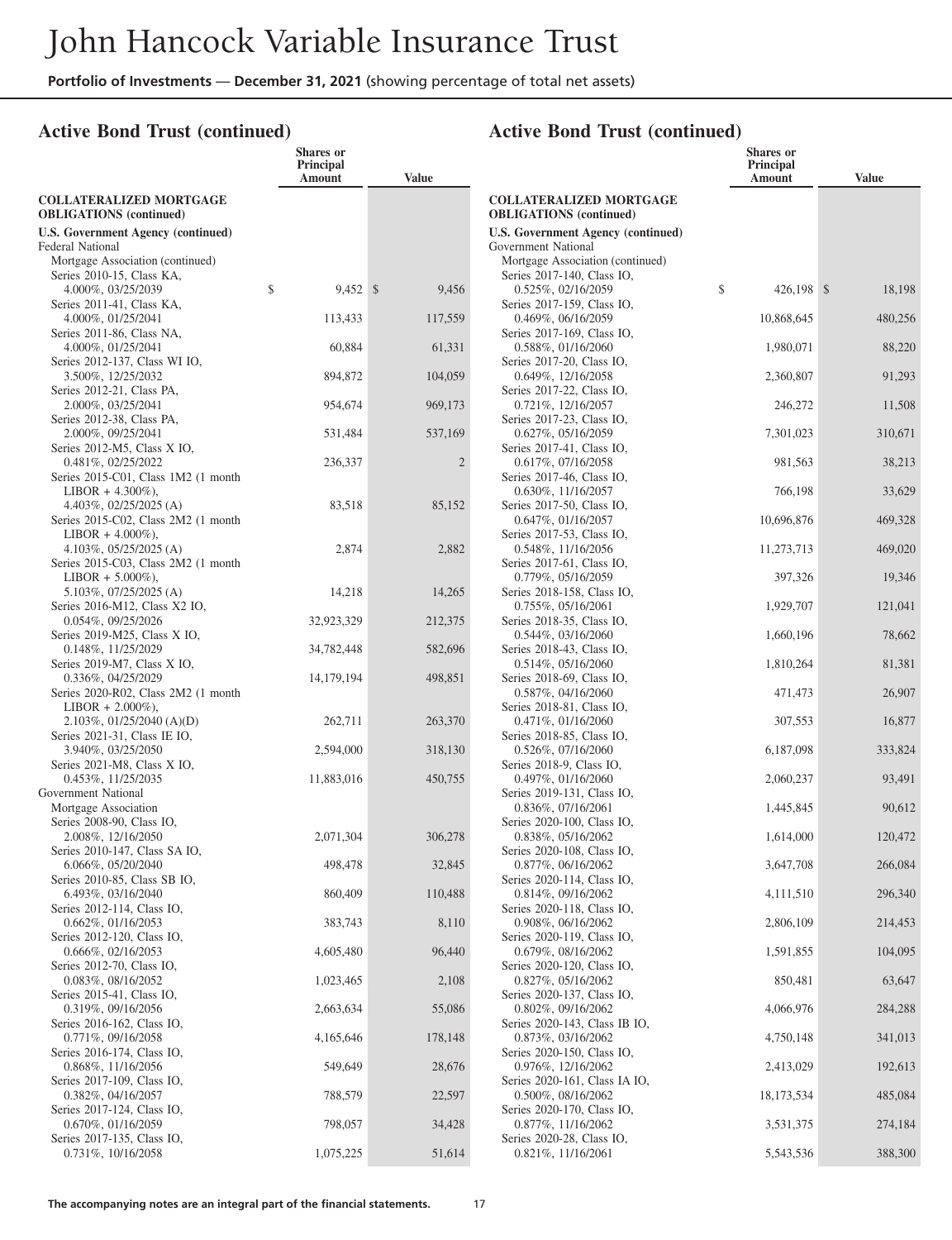# Active Bond Trust (continued)

| | Shares or Principal Amount | Value |
|---|---|---|
| **COLLATERALIZED MORTGAGE OBLIGATIONS (continued)** | | |
| **U.S. Government Agency (continued)** | | |
| Federal National Mortgage Association (continued) | | |
| Series 2010-15, Class KA, 4.000%, 03/25/2039 | $ 9,452 | $ 9,456 |
| Series 2011-41, Class KA, 4.000%, 01/25/2041 | 113,433 | 117,559 |
| Series 2011-86, Class NA, 4.000%, 01/25/2041 | 60,884 | 61,331 |
| Series 2012-137, Class WI IO, 3.500%, 12/25/2032 | 894,872 | 104,059 |
| Series 2012-21, Class PA, 2.000%, 03/25/2041 | 954,674 | 969,173 |
| Series 2012-38, Class PA, 2.000%, 09/25/2041 | 531,484 | 537,169 |
| Series 2012-M5, Class X IO, 0.481%, 02/25/2022 | 236,337 | 2 |
| Series 2015-C01, Class 1M2 (1 month LIBOR + 4.300%), 4.403%, 02/25/2025 (A) | 83,518 | 85,152 |
| Series 2015-C02, Class 2M2 (1 month LIBOR + 4.000%), 4.103%, 05/25/2025 (A) | 2,874 | 2,882 |
| Series 2015-C03, Class 2M2 (1 month LIBOR + 5.000%), 5.103%, 07/25/2025 (A) | 14,218 | 14,265 |
| Series 2016-M12, Class X2 IO, 0.054%, 09/25/2026 | 32,923,329 | 212,375 |
| Series 2019-M25, Class X IO, 0.148%, 11/25/2029 | 34,782,448 | 582,696 |
| Series 2019-M7, Class X IO, 0.336%, 04/25/2029 | 14,179,194 | 498,851 |
| Series 2020-R02, Class 2M2 (1 month LIBOR + 2.000%), 2.103%, 01/25/2040 (A)(D) | 262,711 | 263,370 |
| Series 2021-31, Class IE IO, 3.940%, 03/25/2050 | 2,594,000 | 318,130 |
| Series 2021-M8, Class X IO, 0.453%, 11/25/2035 | 11,883,016 | 450,755 |
| Government National Mortgage Association | | |
| Series 2008-90, Class IO, 2.008%, 12/16/2050 | 2,071,304 | 306,278 |
| Series 2010-147, Class SA IO, 6.066%, 05/20/2040 | 498,478 | 32,845 |
| Series 2010-85, Class SB IO, 6.493%, 03/16/2040 | 860,409 | 110,488 |
| Series 2012-114, Class IO, 0.662%, 01/16/2053 | 383,743 | 8,110 |
| Series 2012-120, Class IO, 0.666%, 02/16/2053 | 4,605,480 | 96,440 |
| Series 2012-70, Class IO, 0.083%, 08/16/2052 | 1,023,465 | 2,108 |
| Series 2015-41, Class IO, 0.319%, 09/16/2056 | 2,663,634 | 55,086 |
| Series 2016-162, Class IO, 0.771%, 09/16/2058 | 4,165,646 | 178,148 |
| Series 2016-174, Class IO, 0.868%, 11/16/2056 | 549,649 | 28,676 |
| Series 2017-109, Class IO, 0.382%, 04/16/2057 | 788,579 | 22,597 |
| Series 2017-124, Class IO, 0.670%, 01/16/2059 | 798,057 | 34,428 |
| Series 2017-135, Class IO, 0.731%, 10/16/2058 | 1,075,225 | 51,614 |
| Government National Mortgage Association (continued) | | |
| Series 2017-140, Class IO, 0.525%, 02/16/2059 | $ 426,198 | $ 18,198 |
| Series 2017-159, Class IO, 0.469%, 06/16/2059 | 10,868,645 | 480,256 |
| Series 2017-169, Class IO, 0.588%, 01/16/2060 | 1,980,071 | 88,220 |
| Series 2017-20, Class IO, 0.649%, 12/16/2058 | 2,360,807 | 91,293 |
| Series 2017-22, Class IO, 0.721%, 12/16/2057 | 246,272 | 11,508 |
| Series 2017-23, Class IO, 0.627%, 05/16/2059 | 7,301,023 | 310,671 |
| Series 2017-41, Class IO, 0.617%, 07/16/2058 | 981,563 | 38,213 |
| Series 2017-46, Class IO, 0.630%, 11/16/2057 | 766,198 | 33,629 |
| Series 2017-50, Class IO, 0.647%, 01/16/2057 | 10,696,876 | 469,328 |
| Series 2017-53, Class IO, 0.548%, 11/16/2056 | 11,273,713 | 469,020 |
| Series 2017-61, Class IO, 0.779%, 05/16/2059 | 397,326 | 19,346 |
| Series 2018-158, Class IO, 0.755%, 05/16/2061 | 1,929,707 | 121,041 |
| Series 2018-35, Class IO, 0.544%, 03/16/2060 | 1,660,196 | 78,662 |
| Series 2018-43, Class IO, 0.514%, 05/16/2060 | 1,810,264 | 81,381 |
| Series 2018-69, Class IO, 0.587%, 04/16/2060 | 471,473 | 26,907 |
| Series 2018-81, Class IO, 0.471%, 01/16/2060 | 307,553 | 16,877 |
| Series 2018-85, Class IO, 0.526%, 07/16/2060 | 6,187,098 | 333,824 |
| Series 2018-9, Class IO, 0.497%, 01/16/2060 | 2,060,237 | 93,491 |
| Series 2019-131, Class IO, 0.836%, 07/16/2061 | 1,445,845 | 90,612 |
| Series 2020-100, Class IO, 0.838%, 05/16/2062 | 1,614,000 | 120,472 |
| Series 2020-108, Class IO, 0.877%, 06/16/2062 | 3,647,708 | 266,084 |
| Series 2020-114, Class IO, 0.814%, 09/16/2062 | 4,111,510 | 296,340 |
| Series 2020-118, Class IO, 0.908%, 06/16/2062 | 2,806,109 | 214,453 |
| Series 2020-119, Class IO, 0.679%, 08/16/2062 | 1,591,855 | 104,095 |
| Series 2020-120, Class IO, 0.827%, 05/16/2062 | 850,481 | 63,647 |
| Series 2020-137, Class IO, 0.802%, 09/16/2062 | 4,066,976 | 284,288 |
| Series 2020-143, Class IB IO, 0.873%, 03/16/2062 | 4,750,148 | 341,013 |
| Series 2020-150, Class IO, 0.976%, 12/16/2062 | 2,413,029 | 192,613 |
| Series 2020-161, Class IA IO, 0.500%, 08/16/2062 | 18,173,534 | 485,084 |
| Series 2020-170, Class IO, 0.877%, 11/16/2062 | 3,531,375 | 274,184 |
| Series 2020-28, Class IO, 0.821%, 11/16/2061 | 5,543,536 | 388,300 |

**The accompanying notes are an integral part of the financial statements.**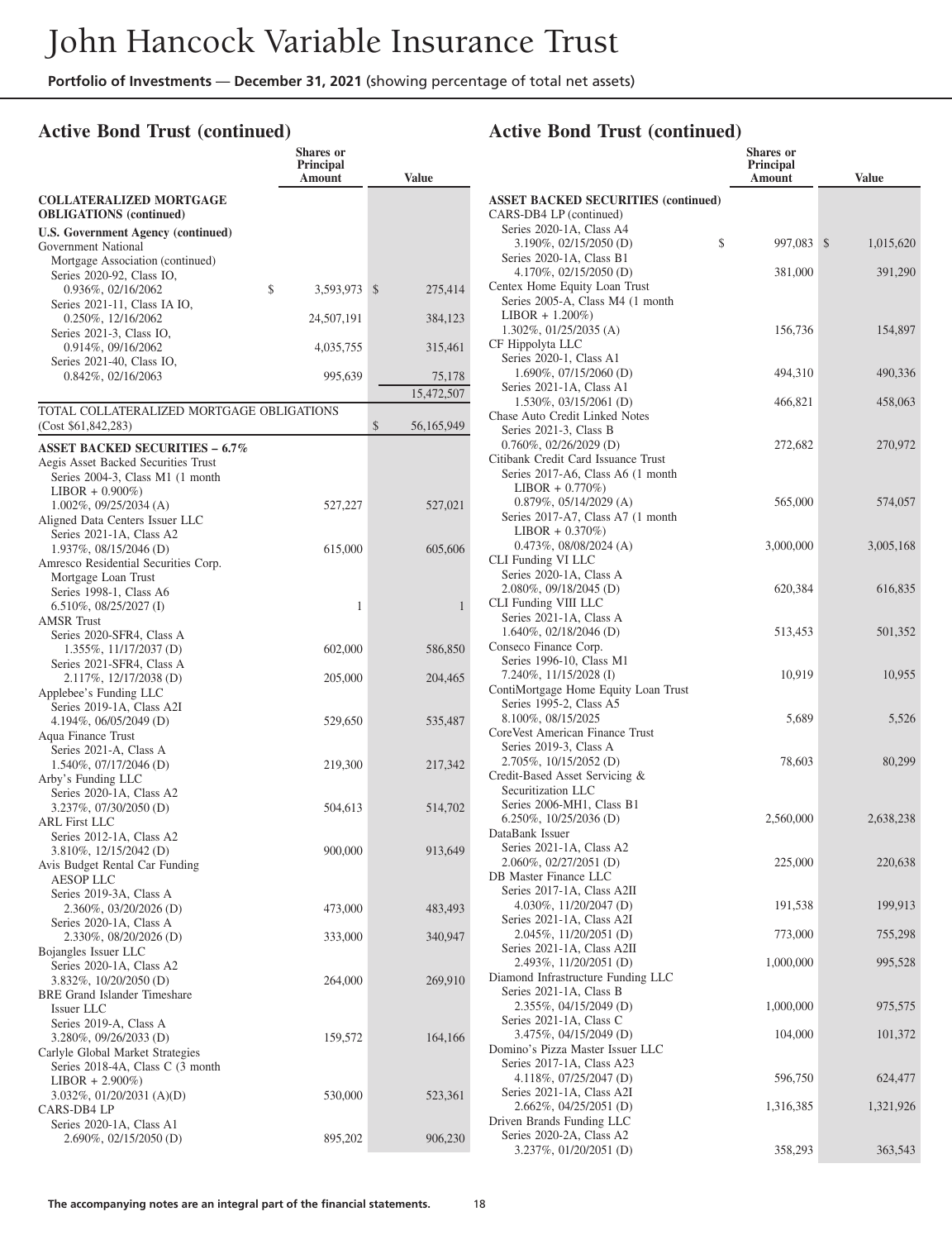# John Hancock Variable Insurance Trust

**Portfolio of Investments — December 31, 2021** (showing percentage of total net assets)

## Active Bond Trust (continued)

| | Shares or Principal Amount | Value |
|---|---|---|
| **COLLATERALIZED MORTGAGE OBLIGATIONS (continued)** | | |
| **U.S. Government Agency (continued)** | | |
| Government National Mortgage Association (continued) | | |
| Series 2020-92, Class IO, 0.936%, 02/16/2062 | $ 3,593,973 | $ 275,414 |
| Series 2021-11, Class IA IO, 0.250%, 12/16/2062 | 24,507,191 | 384,123 |
| Series 2021-3, Class IO, 0.914%, 09/16/2062 | 4,035,755 | 315,461 |
| Series 2021-40, Class IO, 0.842%, 02/16/2063 | 995,639 | 75,178 |
| | | 15,472,507 |
| TOTAL COLLATERALIZED MORTGAGE OBLIGATIONS (Cost $61,842,283) | | $ 56,165,949 |
| **ASSET BACKED SECURITIES – 6.7%** | | |
| Aegis Asset Backed Securities Trust | | |
| Series 2004-3, Class M1 (1 month LIBOR + 0.900%) 1.002%, 09/25/2034 (A) | 527,227 | 527,021 |
| Aligned Data Centers Issuer LLC | | |
| Series 2021-1A, Class A2 1.937%, 08/15/2046 (D) | 615,000 | 605,606 |
| Amresco Residential Securities Corp. Mortgage Loan Trust | | |
| Series 1998-1, Class A6 6.510%, 08/25/2027 (I) | 1 | 1 |
| AMSR Trust | | |
| Series 2020-SFR4, Class A 1.355%, 11/17/2037 (D) | 602,000 | 586,850 |
| Series 2021-SFR4, Class A 2.117%, 12/17/2038 (D) | 205,000 | 204,465 |
| Applebee's Funding LLC | | |
| Series 2019-1A, Class A2I 4.194%, 06/05/2049 (D) | 529,650 | 535,487 |
| Aqua Finance Trust | | |
| Series 2021-A, Class A 1.540%, 07/17/2046 (D) | 219,300 | 217,342 |
| Arby's Funding LLC | | |
| Series 2020-1A, Class A2 3.237%, 07/30/2050 (D) | 504,613 | 514,702 |
| ARL First LLC | | |
| Series 2012-1A, Class A2 3.810%, 12/15/2042 (D) | 900,000 | 913,649 |
| Avis Budget Rental Car Funding AESOP LLC | | |
| Series 2019-3A, Class A 2.360%, 03/20/2026 (D) | 473,000 | 483,493 |
| Series 2020-1A, Class A 2.330%, 08/20/2026 (D) | 333,000 | 340,947 |
| Bojangles Issuer LLC | | |
| Series 2020-1A, Class A2 3.832%, 10/20/2050 (D) | 264,000 | 269,910 |
| BRE Grand Islander Timeshare Issuer LLC | | |
| Series 2019-A, Class A 3.280%, 09/26/2033 (D) | 159,572 | 164,166 |
| Carlyle Global Market Strategies | | |
| Series 2018-4A, Class C (3 month LIBOR + 2.900%) 3.032%, 01/20/2031 (A)(D) | 530,000 | 523,361 |
| CARS-DB4 LP | | |
| Series 2020-1A, Class A1 2.690%, 02/15/2050 (D) | 895,202 | 906,230 |

## Active Bond Trust (continued)

| | Shares or Principal Amount | Value |
|---|---|---|
| **ASSET BACKED SECURITIES (continued)** | | |
| CARS-DB4 LP (continued) | | |
| Series 2020-1A, Class A4 3.190%, 02/15/2050 (D) | $ 997,083 | $ 1,015,620 |
| Series 2020-1A, Class B1 4.170%, 02/15/2050 (D) | 381,000 | 391,290 |
| Centex Home Equity Loan Trust | | |
| Series 2005-A, Class M4 (1 month LIBOR + 1.200%) 1.302%, 01/25/2035 (A) | 156,736 | 154,897 |
| CF Hippolyta LLC | | |
| Series 2020-1, Class A1 1.690%, 07/15/2060 (D) | 494,310 | 490,336 |
| Series 2021-1A, Class A1 1.530%, 03/15/2061 (D) | 466,821 | 458,063 |
| Chase Auto Credit Linked Notes | | |
| Series 2021-3, Class B 0.760%, 02/26/2029 (D) | 272,682 | 270,972 |
| Citibank Credit Card Issuance Trust | | |
| Series 2017-A6, Class A6 (1 month LIBOR + 0.770%) 0.879%, 05/14/2029 (A) | 565,000 | 574,057 |
| Series 2017-A7, Class A7 (1 month LIBOR + 0.370%) 0.473%, 08/08/2024 (A) | 3,000,000 | 3,005,168 |
| CLI Funding VI LLC | | |
| Series 2020-1A, Class A 2.080%, 09/18/2045 (D) | 620,384 | 616,835 |
| CLI Funding VIII LLC | | |
| Series 2021-1A, Class A 1.640%, 02/18/2046 (D) | 513,453 | 501,352 |
| Conseco Finance Corp. | | |
| Series 1996-10, Class M1 7.240%, 11/15/2028 (I) | 10,919 | 10,955 |
| ContiMortgage Home Equity Loan Trust | | |
| Series 1995-2, Class A5 8.100%, 08/15/2025 | 5,689 | 5,526 |
| CoreVest American Finance Trust | | |
| Series 2019-3, Class A 2.705%, 10/15/2052 (D) | 78,603 | 80,299 |
| Credit-Based Asset Servicing & Securitization LLC | | |
| Series 2006-MH1, Class B1 6.250%, 10/25/2036 (D) | 2,560,000 | 2,638,238 |
| DataBank Issuer | | |
| Series 2021-1A, Class A2 2.060%, 02/27/2051 (D) | 225,000 | 220,638 |
| DB Master Finance LLC | | |
| Series 2017-1A, Class A2II 4.030%, 11/20/2047 (D) | 191,538 | 199,913 |
| Series 2021-1A, Class A2I 2.045%, 11/20/2051 (D) | 773,000 | 755,298 |
| Series 2021-1A, Class A2II 2.493%, 11/20/2051 (D) | 1,000,000 | 995,528 |
| Diamond Infrastructure Funding LLC | | |
| Series 2021-1A, Class B 2.355%, 04/15/2049 (D) | 1,000,000 | 975,575 |
| Series 2021-1A, Class C 3.475%, 04/15/2049 (D) | 104,000 | 101,372 |
| Domino's Pizza Master Issuer LLC | | |
| Series 2017-1A, Class A23 4.118%, 07/25/2047 (D) | 596,750 | 624,477 |
| Series 2021-1A, Class A2I 2.662%, 04/25/2051 (D) | 1,316,385 | 1,321,926 |
| Driven Brands Funding LLC | | |
| Series 2020-2A, Class A2 3.237%, 01/20/2051 (D) | 358,293 | 363,543 |

The accompanying notes are an integral part of the financial statements.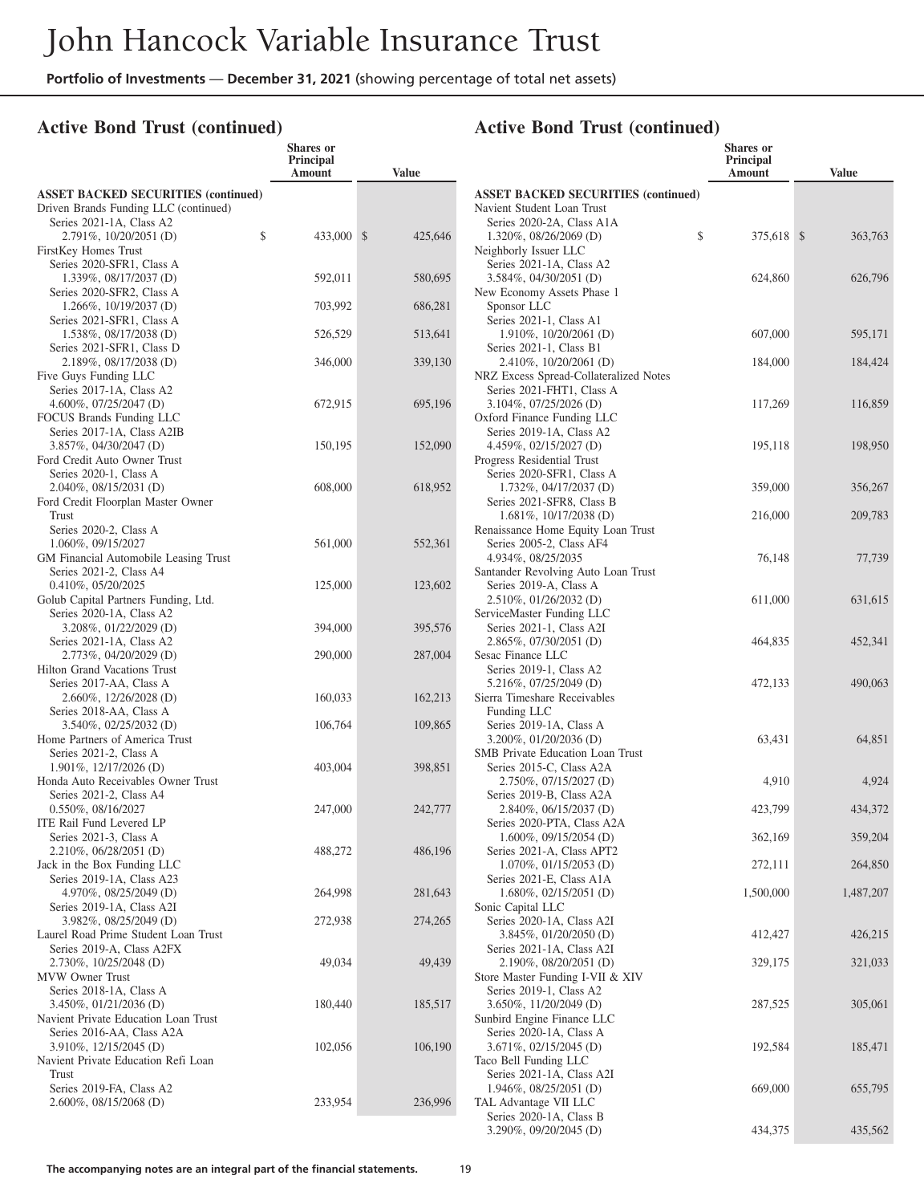# John Hancock Variable Insurance Trust

**Portfolio of Investments** — **December 31, 2021** (showing percentage of total net assets)

## Active Bond Trust (continued)

| | Shares or Principal Amount | Value |
|---|---|---|
| **ASSET BACKED SECURITIES (continued)** | | |
| Driven Brands Funding LLC (continued) | | |
| Series 2021-1A, Class A2 2.791%, 10/20/2051 (D) | $ 433,000 | $ 425,646 |
| FirstKey Homes Trust | | |
| Series 2020-SFR1, Class A 1.339%, 08/17/2037 (D) | 592,011 | 580,695 |
| Series 2020-SFR2, Class A 1.266%, 10/19/2037 (D) | 703,992 | 686,281 |
| Series 2021-SFR1, Class A 1.538%, 08/17/2038 (D) | 526,529 | 513,641 |
| Series 2021-SFR1, Class D 2.189%, 08/17/2038 (D) | 346,000 | 339,130 |
| Five Guys Funding LLC | | |
| Series 2017-1A, Class A2 4.600%, 07/25/2047 (D) | 672,915 | 695,196 |
| FOCUS Brands Funding LLC | | |
| Series 2017-1A, Class A2IB 3.857%, 04/30/2047 (D) | 150,195 | 152,090 |
| Ford Credit Auto Owner Trust | | |
| Series 2020-1, Class A 2.040%, 08/15/2031 (D) | 608,000 | 618,952 |
| Ford Credit Floorplan Master Owner Trust | | |
| Series 2020-2, Class A 1.060%, 09/15/2027 | 561,000 | 552,361 |
| GM Financial Automobile Leasing Trust | | |
| Series 2021-2, Class A4 0.410%, 05/20/2025 | 125,000 | 123,602 |
| Golub Capital Partners Funding, Ltd. | | |
| Series 2020-1A, Class A2 3.208%, 01/22/2029 (D) | 394,000 | 395,576 |
| Series 2021-1A, Class A2 2.773%, 04/20/2029 (D) | 290,000 | 287,004 |
| Hilton Grand Vacations Trust | | |
| Series 2017-AA, Class A 2.660%, 12/26/2028 (D) | 160,033 | 162,213 |
| Series 2018-AA, Class A 3.540%, 02/25/2032 (D) | 106,764 | 109,865 |
| Home Partners of America Trust | | |
| Series 2021-2, Class A 1.901%, 12/17/2026 (D) | 403,004 | 398,851 |
| Honda Auto Receivables Owner Trust | | |
| Series 2021-2, Class A4 0.550%, 08/16/2027 | 247,000 | 242,777 |
| ITE Rail Fund Levered LP | | |
| Series 2021-3, Class A 2.210%, 06/28/2051 (D) | 488,272 | 486,196 |
| Jack in the Box Funding LLC | | |
| Series 2019-1A, Class A23 4.970%, 08/25/2049 (D) | 264,998 | 281,643 |
| Series 2019-1A, Class A2I 3.982%, 08/25/2049 (D) | 272,938 | 274,265 |
| Laurel Road Prime Student Loan Trust | | |
| Series 2019-A, Class A2FX 2.730%, 10/25/2048 (D) | 49,034 | 49,439 |
| MVW Owner Trust | | |
| Series 2018-1A, Class A 3.450%, 01/21/2036 (D) | 180,440 | 185,517 |
| Navient Private Education Loan Trust | | |
| Series 2016-AA, Class A2A 3.910%, 12/15/2045 (D) | 102,056 | 106,190 |
| Navient Private Education Refi Loan Trust | | |
| Series 2019-FA, Class A2 2.600%, 08/15/2068 (D) | 233,954 | 236,996 |
| Navient Student Loan Trust | | |
| Series 2020-2A, Class A1A 1.320%, 08/26/2069 (D) | $ 375,618 | $ 363,763 |
| Neighborly Issuer LLC | | |
| Series 2021-1A, Class A2 3.584%, 04/30/2051 (D) | 624,860 | 626,796 |
| New Economy Assets Phase 1 Sponsor LLC | | |
| Series 2021-1, Class A1 1.910%, 10/20/2061 (D) | 607,000 | 595,171 |
| Series 2021-1, Class B1 2.410%, 10/20/2061 (D) | 184,000 | 184,424 |
| NRZ Excess Spread-Collateralized Notes | | |
| Series 2021-FHT1, Class A 3.104%, 07/25/2026 (D) | 117,269 | 116,859 |
| Oxford Finance Funding LLC | | |
| Series 2019-1A, Class A2 4.459%, 02/15/2027 (D) | 195,118 | 198,950 |
| Progress Residential Trust | | |
| Series 2020-SFR1, Class A 1.732%, 04/17/2037 (D) | 359,000 | 356,267 |
| Series 2021-SFR8, Class B 1.681%, 10/17/2038 (D) | 216,000 | 209,783 |
| Renaissance Home Equity Loan Trust | | |
| Series 2005-2, Class AF4 4.934%, 08/25/2035 | 76,148 | 77,739 |
| Santander Revolving Auto Loan Trust | | |
| Series 2019-A, Class A 2.510%, 01/26/2032 (D) | 611,000 | 631,615 |
| ServiceMaster Funding LLC | | |
| Series 2021-1, Class A2I 2.865%, 07/30/2051 (D) | 464,835 | 452,341 |
| Sesac Finance LLC | | |
| Series 2019-1, Class A2 5.216%, 07/25/2049 (D) | 472,133 | 490,063 |
| Sierra Timeshare Receivables Funding LLC | | |
| Series 2019-1A, Class A 3.200%, 01/20/2036 (D) | 63,431 | 64,851 |
| SMB Private Education Loan Trust | | |
| Series 2015-C, Class A2A 2.750%, 07/15/2027 (D) | 4,910 | 4,924 |
| Series 2019-B, Class A2A 2.840%, 06/15/2037 (D) | 423,799 | 434,372 |
| Series 2020-PTA, Class A2A 1.600%, 09/15/2054 (D) | 362,169 | 359,204 |
| Series 2021-A, Class APT2 1.070%, 01/15/2053 (D) | 272,111 | 264,850 |
| Series 2021-E, Class A1A 1.680%, 02/15/2051 (D) | 1,500,000 | 1,487,207 |
| Sonic Capital LLC | | |
| Series 2020-1A, Class A2I 3.845%, 01/20/2050 (D) | 412,427 | 426,215 |
| Series 2021-1A, Class A2I 2.190%, 08/20/2051 (D) | 329,175 | 321,033 |
| Store Master Funding I-VII & XIV | | |
| Series 2019-1, Class A2 3.650%, 11/20/2049 (D) | 287,525 | 305,061 |
| Sunbird Engine Finance LLC | | |
| Series 2020-1A, Class A 3.671%, 02/15/2045 (D) | 192,584 | 185,471 |
| Taco Bell Funding LLC | | |
| Series 2021-1A, Class A2I 1.946%, 08/25/2051 (D) | 669,000 | 655,795 |
| TAL Advantage VII LLC | | |
| Series 2020-1A, Class B 3.290%, 09/20/2045 (D) | 434,375 | 435,562 |

**The accompanying notes are an integral part of the financial statements.**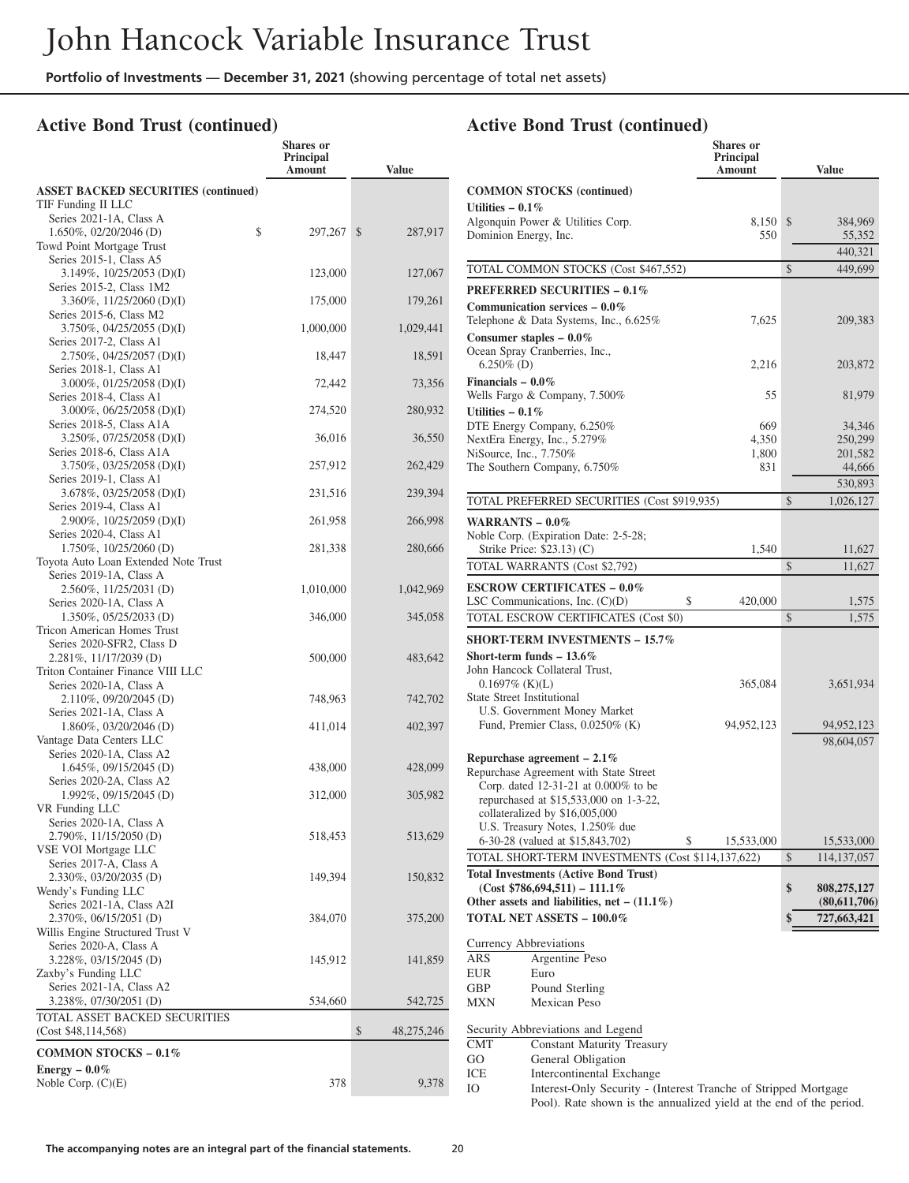# John Hancock Variable Insurance Trust

**Portfolio of Investments — December 31, 2021** (showing percentage of total net assets)

## Active Bond Trust (continued)

| | Shares or Principal Amount | Value |
|---|---|---|
| **ASSET BACKED SECURITIES (continued)** | | |
| TIF Funding II LLC | | |
| Series 2021-1A, Class A 1.650%, 02/20/2046 (D) | $ 297,267 | $ 287,917 |
| Towd Point Mortgage Trust | | |
| Series 2015-1, Class A5 3.149%, 10/25/2053 (D)(I) | 123,000 | 127,067 |
| Series 2015-2, Class 1M2 3.360%, 11/25/2060 (D)(I) | 175,000 | 179,261 |
| Series 2015-6, Class M2 3.750%, 04/25/2055 (D)(I) | 1,000,000 | 1,029,441 |
| Series 2017-2, Class A1 2.750%, 04/25/2057 (D)(I) | 18,447 | 18,591 |
| Series 2018-1, Class A1 3.000%, 01/25/2058 (D)(I) | 72,442 | 73,356 |
| Series 2018-4, Class A1 3.000%, 06/25/2058 (D)(I) | 274,520 | 280,932 |
| Series 2018-5, Class A1A 3.250%, 07/25/2058 (D)(I) | 36,016 | 36,550 |
| Series 2018-6, Class A1A 3.750%, 03/25/2058 (D)(I) | 257,912 | 262,429 |
| Series 2019-1, Class A1 3.678%, 03/25/2058 (D)(I) | 231,516 | 239,394 |
| Series 2019-4, Class A1 2.900%, 10/25/2059 (D)(I) | 261,958 | 266,998 |
| Series 2020-4, Class A1 1.750%, 10/25/2060 (D) | 281,338 | 280,666 |
| Toyota Auto Loan Extended Note Trust | | |
| Series 2019-1A, Class A 2.560%, 11/25/2031 (D) | 1,010,000 | 1,042,969 |
| Series 2020-1A, Class A 1.350%, 05/25/2033 (D) | 346,000 | 345,058 |
| Tricon American Homes Trust | | |
| Series 2020-SFR2, Class D 2.281%, 11/17/2039 (D) | 500,000 | 483,642 |
| Triton Container Finance VIII LLC | | |
| Series 2020-1A, Class A 2.110%, 09/20/2045 (D) | 748,963 | 742,702 |
| Series 2021-1A, Class A 1.860%, 03/20/2046 (D) | 411,014 | 402,397 |
| Vantage Data Centers LLC | | |
| Series 2020-1A, Class A2 1.645%, 09/15/2045 (D) | 438,000 | 428,099 |
| Series 2020-2A, Class A2 1.992%, 09/15/2045 (D) | 312,000 | 305,982 |
| VR Funding LLC | | |
| Series 2020-1A, Class A 2.790%, 11/15/2050 (D) | 518,453 | 513,629 |
| VSE VOI Mortgage LLC | | |
| Series 2017-A, Class A 2.330%, 03/20/2035 (D) | 149,394 | 150,832 |
| Wendy's Funding LLC | | |
| Series 2021-1A, Class A2I 2.370%, 06/15/2051 (D) | 384,070 | 375,200 |
| Willis Engine Structured Trust V | | |
| Series 2020-A, Class A 3.228%, 03/15/2045 (D) | 145,912 | 141,859 |
| Zaxby's Funding LLC | | |
| Series 2021-1A, Class A2 3.238%, 07/30/2051 (D) | 534,660 | 542,725 |
| TOTAL ASSET BACKED SECURITIES (Cost $48,114,568) | | $ 48,275,246 |
| **COMMON STOCKS – 0.1%** | | |
| **Energy – 0.0%** | | |
| Noble Corp. (C)(E) | 378 | 9,378 |
| **Utilities – 0.1%** | | |
| Algonquin Power & Utilities Corp. | 8,150 | $ 384,969 |
| Dominion Energy, Inc. | 550 | 55,352 |
| | | 440,321 |
| TOTAL COMMON STOCKS (Cost $467,552) | | $ 449,699 |
| **PREFERRED SECURITIES – 0.1%** | | |
| **Communication services – 0.0%** | | |
| Telephone & Data Systems, Inc., 6.625% | 7,625 | 209,383 |
| **Consumer staples – 0.0%** | | |
| Ocean Spray Cranberries, Inc., 6.250% (D) | 2,216 | 203,872 |
| **Financials – 0.0%** | | |
| Wells Fargo & Company, 7.500% | 55 | 81,979 |
| **Utilities – 0.1%** | | |
| DTE Energy Company, 6.250% | 669 | 34,346 |
| NextEra Energy, Inc., 5.279% | 4,350 | 250,299 |
| NiSource, Inc., 7.750% | 1,800 | 201,582 |
| The Southern Company, 6.750% | 831 | 44,666 |
| | | 530,893 |
| TOTAL PREFERRED SECURITIES (Cost $919,935) | | $ 1,026,127 |
| **WARRANTS – 0.0%** | | |
| Noble Corp. (Expiration Date: 2-5-28; Strike Price: $23.13) (C) | 1,540 | 11,627 |
| TOTAL WARRANTS (Cost $2,792) | | $ 11,627 |
| **ESCROW CERTIFICATES – 0.0%** | | |
| LSC Communications, Inc. (C)(D) | $ 420,000 | 1,575 |
| TOTAL ESCROW CERTIFICATES (Cost $0) | | $ 1,575 |
| **SHORT-TERM INVESTMENTS – 15.7%** | | |
| **Short-term funds – 13.6%** | | |
| John Hancock Collateral Trust, 0.1697% (K)(L) | 365,084 | 3,651,934 |
| State Street Institutional U.S. Government Money Market Fund, Premier Class, 0.0250% (K) | 94,952,123 | 94,952,123 |
| | | 98,604,057 |
| **Repurchase agreement – 2.1%** | | |
| Repurchase Agreement with State Street Corp. dated 12-31-21 at 0.000% to be repurchased at $15,533,000 on 1-3-22, collateralized by $16,005,000 U.S. Treasury Notes, 1.250% due 6-30-28 (valued at $15,843,702) | $ 15,533,000 | 15,533,000 |
| TOTAL SHORT-TERM INVESTMENTS (Cost $114,137,622) | | $ 114,137,057 |
| **Total Investments (Active Bond Trust) (Cost $786,694,511) – 111.1%** | | **$ 808,275,127** |
| **Other assets and liabilities, net – (11.1%)** | | **(80,611,706)** |
| **TOTAL NET ASSETS – 100.0%** | | **$ 727,663,421** |

Currency Abbreviations

| | |
|---|---|
| ARS | Argentine Peso |
| EUR | Euro |
| GBP | Pound Sterling |
| MXN | Mexican Peso |

Security Abbreviations and Legend

| | |
|---|---|
| CMT | Constant Maturity Treasury |
| GO | General Obligation |
| ICE | Intercontinental Exchange |
| IO | Interest-Only Security - (Interest Tranche of Stripped Mortgage Pool). Rate shown is the annualized yield at the end of the period. |

**The accompanying notes are an integral part of the financial statements.**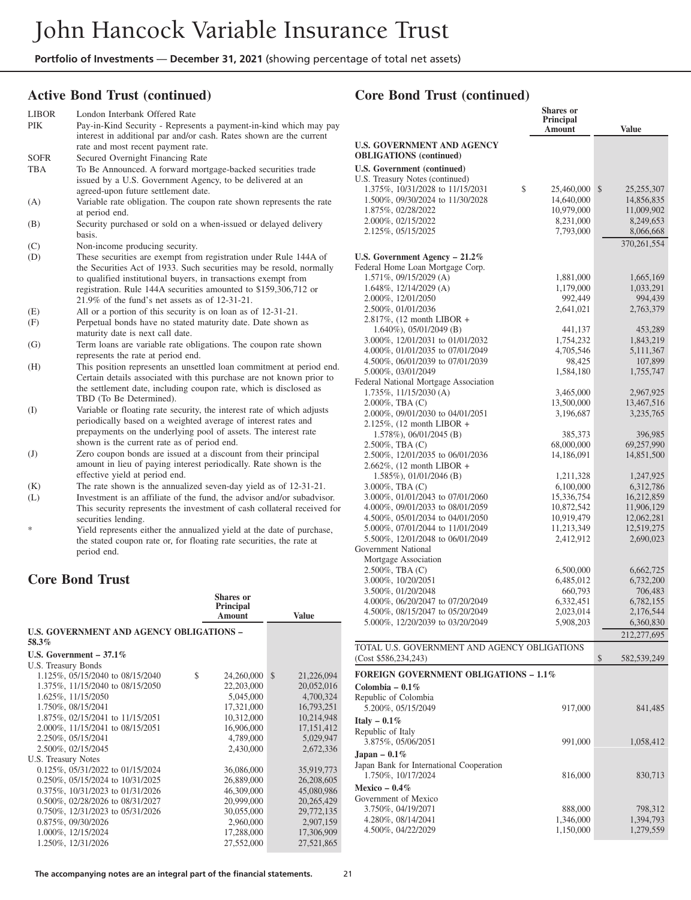## Active Bond Trust (continued)

| | |
|---|---|
| LIBOR | London Interbank Offered Rate |
| PIK | Pay-in-Kind Security - Represents a payment-in-kind which may pay interest in additional par and/or cash. Rates shown are the current rate and most recent payment rate. |
| SOFR | Secured Overnight Financing Rate |
| TBA | To Be Announced. A forward mortgage-backed securities trade issued by a U.S. Government Agency, to be delivered at an agreed-upon future settlement date. |
| (A) | Variable rate obligation. The coupon rate shown represents the rate at period end. |
| (B) | Security purchased or sold on a when-issued or delayed delivery basis. |
| (C) | Non-income producing security. |
| (D) | These securities are exempt from registration under Rule 144A of the Securities Act of 1933. Such securities may be resold, normally to qualified institutional buyers, in transactions exempt from registration. Rule 144A securities amounted to $159,306,712 or 21.9% of the fund's net assets as of 12-31-21. |
| (E) | All or a portion of this security is on loan as of 12-31-21. |
| (F) | Perpetual bonds have no stated maturity date. Date shown as maturity date is next call date. |
| (G) | Term loans are variable rate obligations. The coupon rate shown represents the rate at period end. |
| (H) | This position represents an unsettled loan commitment at period end. Certain details associated with this purchase are not known prior to the settlement date, including coupon rate, which is disclosed as TBD (To Be Determined). |
| (I) | Variable or floating rate security, the interest rate of which adjusts periodically based on a weighted average of interest rates and prepayments on the underlying pool of assets. The interest rate shown is the current rate as of period end. |
| (J) | Zero coupon bonds are issued at a discount from their principal amount in lieu of paying interest periodically. Rate shown is the effective yield at period end. |
| (K) | The rate shown is the annualized seven-day yield as of 12-31-21. |
| (L) | Investment is an affiliate of the fund, the advisor and/or subadvisor. This security represents the investment of cash collateral received for securities lending. |
| * | Yield represents either the annualized yield at the date of purchase, the stated coupon rate or, for floating rate securities, the rate at period end. |

## Core Bond Trust

| | Shares or Principal Amount | Value |
|---|---|---|
| **U.S. GOVERNMENT AND AGENCY OBLIGATIONS – 58.3%** | | |
| **U.S. Government – 37.1%** | | |
| U.S. Treasury Bonds | | |
| 1.125%, 05/15/2040 to 08/15/2040 | $ 24,260,000 | $ 21,226,094 |
| 1.375%, 11/15/2040 to 08/15/2050 | 22,203,000 | 20,052,016 |
| 1.625%, 11/15/2050 | 5,045,000 | 4,700,324 |
| 1.750%, 08/15/2041 | 17,321,000 | 16,793,251 |
| 1.875%, 02/15/2041 to 11/15/2051 | 10,312,000 | 10,214,948 |
| 2.000%, 11/15/2041 to 08/15/2051 | 16,906,000 | 17,151,412 |
| 2.250%, 05/15/2041 | 4,789,000 | 5,029,947 |
| 2.500%, 02/15/2045 | 2,430,000 | 2,672,336 |
| U.S. Treasury Notes | | |
| 0.125%, 05/31/2022 to 01/15/2024 | 36,086,000 | 35,919,773 |
| 0.250%, 05/15/2024 to 10/31/2025 | 26,889,000 | 26,208,605 |
| 0.375%, 10/31/2023 to 01/31/2026 | 46,309,000 | 45,080,986 |
| 0.500%, 02/28/2026 to 08/31/2027 | 20,999,000 | 20,265,429 |
| 0.750%, 12/31/2023 to 05/31/2026 | 30,055,000 | 29,772,135 |
| 0.875%, 09/30/2026 | 2,960,000 | 2,907,159 |
| 1.000%, 12/15/2024 | 17,288,000 | 17,306,909 |
| 1.250%, 12/31/2026 | 27,552,000 | 27,521,865 |

## Core Bond Trust (continued)

| | Shares or Principal Amount | Value |
|---|---|---|
| **U.S. GOVERNMENT AND AGENCY OBLIGATIONS (continued)** | | |
| **U.S. Government (continued)** | | |
| U.S. Treasury Notes (continued) | | |
| 1.375%, 10/31/2028 to 11/15/2031 | $ 25,460,000 | $ 25,255,307 |
| 1.500%, 09/30/2024 to 11/30/2028 | 14,640,000 | 14,856,835 |
| 1.875%, 02/28/2022 | 10,979,000 | 11,009,902 |
| 2.000%, 02/15/2022 | 8,231,000 | 8,249,653 |
| 2.125%, 05/15/2025 | 7,793,000 | 8,066,668 |
| | | 370,261,554 |
| **U.S. Government Agency – 21.2%** | | |
| Federal Home Loan Mortgage Corp. | | |
| 1.571%, 09/15/2029 (A) | 1,881,000 | 1,665,169 |
| 1.648%, 12/14/2029 (A) | 1,179,000 | 1,033,291 |
| 2.000%, 12/01/2050 | 992,449 | 994,439 |
| 2.500%, 01/01/2036 | 2,641,021 | 2,763,379 |
| 2.817%, (12 month LIBOR + 1.640%), 05/01/2049 (B) | 441,137 | 453,289 |
| 3.000%, 12/01/2031 to 01/01/2032 | 1,754,232 | 1,843,219 |
| 4.000%, 01/01/2035 to 07/01/2049 | 4,705,546 | 5,111,367 |
| 4.500%, 06/01/2039 to 07/01/2039 | 98,425 | 107,899 |
| 5.000%, 03/01/2049 | 1,584,180 | 1,755,747 |
| Federal National Mortgage Association | | |
| 1.735%, 11/15/2030 (A) | 3,465,000 | 2,967,925 |
| 2.000%, TBA (C) | 13,500,000 | 13,467,516 |
| 2.000%, 09/01/2030 to 04/01/2051 | 3,196,687 | 3,235,765 |
| 2.125%, (12 month LIBOR + 1.578%), 06/01/2045 (B) | 385,373 | 396,985 |
| 2.500%, TBA (C) | 68,000,000 | 69,257,990 |
| 2.500%, 12/01/2035 to 06/01/2036 | 14,186,091 | 14,851,500 |
| 2.662%, (12 month LIBOR + 1.585%), 01/01/2046 (B) | 1,211,328 | 1,247,925 |
| 3.000%, TBA (C) | 6,100,000 | 6,312,786 |
| 3.000%, 01/01/2043 to 07/01/2060 | 15,336,754 | 16,212,859 |
| 4.000%, 09/01/2033 to 08/01/2059 | 10,872,542 | 11,906,129 |
| 4.500%, 05/01/2034 to 04/01/2050 | 10,919,479 | 12,062,281 |
| 5.000%, 07/01/2044 to 11/01/2049 | 11,213,349 | 12,519,275 |
| 5.500%, 12/01/2048 to 06/01/2049 | 2,412,912 | 2,690,023 |
| Government National Mortgage Association | | |
| 2.500%, TBA (C) | 6,500,000 | 6,662,725 |
| 3.000%, 10/20/2051 | 6,485,012 | 6,732,200 |
| 3.500%, 01/20/2048 | 660,793 | 706,483 |
| 4.000%, 06/20/2047 to 07/20/2049 | 6,332,451 | 6,782,155 |
| 4.500%, 08/15/2047 to 05/20/2049 | 2,023,014 | 2,176,544 |
| 5.000%, 12/20/2039 to 03/20/2049 | 5,908,203 | 6,360,830 |
| | | 212,277,695 |
| TOTAL U.S. GOVERNMENT AND AGENCY OBLIGATIONS (Cost $586,234,243) | | $ 582,539,249 |
| **FOREIGN GOVERNMENT OBLIGATIONS – 1.1%** | | |
| **Colombia – 0.1%** | | |
| Republic of Colombia | | |
| 5.200%, 05/15/2049 | 917,000 | 841,485 |
| **Italy – 0.1%** | | |
| Republic of Italy | | |
| 3.875%, 05/06/2051 | 991,000 | 1,058,412 |
| **Japan – 0.1%** | | |
| Japan Bank for International Cooperation | | |
| 1.750%, 10/17/2024 | 816,000 | 830,713 |
| **Mexico – 0.4%** | | |
| Government of Mexico | | |
| 3.750%, 04/19/2071 | 888,000 | 798,312 |
| 4.280%, 08/14/2041 | 1,346,000 | 1,394,793 |
| 4.500%, 04/22/2029 | 1,150,000 | 1,279,559 |

The accompanying notes are an integral part of the financial statements.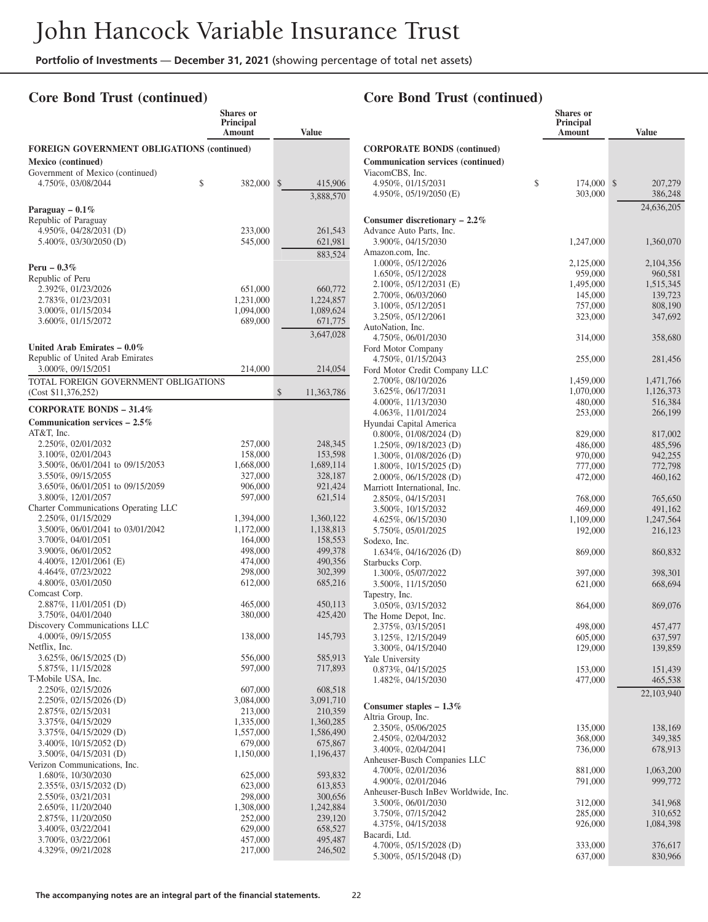## Core Bond Trust (continued)

| | Shares or Principal Amount | Value |
|---|---|---|
| **FOREIGN GOVERNMENT OBLIGATIONS (continued)** | | |
| **Mexico (continued)** | | |
| Government of Mexico (continued) | | |
| 4.750%, 03/08/2044 | $ 382,000 | $ 415,906 |
| | | 3,888,570 |
| **Paraguay – 0.1%** | | |
| Republic of Paraguay | | |
| 4.950%, 04/28/2031 (D) | 233,000 | 261,543 |
| 5.400%, 03/30/2050 (D) | 545,000 | 621,981 |
| | | 883,524 |
| **Peru – 0.3%** | | |
| Republic of Peru | | |
| 2.392%, 01/23/2026 | 651,000 | 660,772 |
| 2.783%, 01/23/2031 | 1,231,000 | 1,224,857 |
| 3.000%, 01/15/2034 | 1,094,000 | 1,089,624 |
| 3.600%, 01/15/2072 | 689,000 | 671,775 |
| | | 3,647,028 |
| **United Arab Emirates – 0.0%** | | |
| Republic of United Arab Emirates | | |
| 3.000%, 09/15/2051 | 214,000 | 214,054 |
| TOTAL FOREIGN GOVERNMENT OBLIGATIONS (Cost $11,376,252) | | $ 11,363,786 |
| **CORPORATE BONDS – 31.4%** | | |
| **Communication services – 2.5%** | | |
| AT&T, Inc. | | |
| 2.250%, 02/01/2032 | 257,000 | 248,345 |
| 3.100%, 02/01/2043 | 158,000 | 153,598 |
| 3.500%, 06/01/2041 to 09/15/2053 | 1,668,000 | 1,689,114 |
| 3.550%, 09/15/2055 | 327,000 | 328,187 |
| 3.650%, 06/01/2051 to 09/15/2059 | 906,000 | 921,424 |
| 3.800%, 12/01/2057 | 597,000 | 621,514 |
| Charter Communications Operating LLC | | |
| 2.250%, 01/15/2029 | 1,394,000 | 1,360,122 |
| 3.500%, 06/01/2041 to 03/01/2042 | 1,172,000 | 1,138,813 |
| 3.700%, 04/01/2051 | 164,000 | 158,553 |
| 3.900%, 06/01/2052 | 498,000 | 499,378 |
| 4.400%, 12/01/2061 (E) | 474,000 | 490,356 |
| 4.464%, 07/23/2022 | 298,000 | 302,399 |
| 4.800%, 03/01/2050 | 612,000 | 685,216 |
| Comcast Corp. | | |
| 2.887%, 11/01/2051 (D) | 465,000 | 450,113 |
| 3.750%, 04/01/2040 | 380,000 | 425,420 |
| Discovery Communications LLC | | |
| 4.000%, 09/15/2055 | 138,000 | 145,793 |
| Netflix, Inc. | | |
| 3.625%, 06/15/2025 (D) | 556,000 | 585,913 |
| 5.875%, 11/15/2028 | 597,000 | 717,893 |
| T-Mobile USA, Inc. | | |
| 2.250%, 02/15/2026 | 607,000 | 608,518 |
| 2.250%, 02/15/2026 (D) | 3,084,000 | 3,091,710 |
| 2.875%, 02/15/2031 | 213,000 | 210,359 |
| 3.375%, 04/15/2029 | 1,335,000 | 1,360,285 |
| 3.375%, 04/15/2029 (D) | 1,557,000 | 1,586,490 |
| 3.400%, 10/15/2052 (D) | 679,000 | 675,867 |
| 3.500%, 04/15/2031 (D) | 1,150,000 | 1,196,437 |
| Verizon Communications, Inc. | | |
| 1.680%, 10/30/2030 | 625,000 | 593,832 |
| 2.355%, 03/15/2032 (D) | 623,000 | 613,853 |
| 2.550%, 03/21/2031 | 298,000 | 300,656 |
| 2.650%, 11/20/2040 | 1,308,000 | 1,242,884 |
| 2.875%, 11/20/2050 | 252,000 | 239,120 |
| 3.400%, 03/22/2041 | 629,000 | 658,527 |
| 3.700%, 03/22/2061 | 457,000 | 495,487 |
| 4.329%, 09/21/2028 | 217,000 | 246,502 |
| **CORPORATE BONDS (continued)** | | |
| **Communication services (continued)** | | |
| ViacomCBS, Inc. | | |
| 4.950%, 01/15/2031 | $ 174,000 | $ 207,279 |
| 4.950%, 05/19/2050 (E) | 303,000 | 386,248 |
| | | 24,636,205 |
| **Consumer discretionary – 2.2%** | | |
| Advance Auto Parts, Inc. | | |
| 3.900%, 04/15/2030 | 1,247,000 | 1,360,070 |
| Amazon.com, Inc. | | |
| 1.000%, 05/12/2026 | 2,125,000 | 2,104,356 |
| 1.650%, 05/12/2028 | 959,000 | 960,581 |
| 2.100%, 05/12/2031 (E) | 1,495,000 | 1,515,345 |
| 2.700%, 06/03/2060 | 145,000 | 139,723 |
| 3.100%, 05/12/2051 | 757,000 | 808,190 |
| 3.250%, 05/12/2061 | 323,000 | 347,692 |
| AutoNation, Inc. | | |
| 4.750%, 06/01/2030 | 314,000 | 358,680 |
| Ford Motor Company | | |
| 4.750%, 01/15/2043 | 255,000 | 281,456 |
| Ford Motor Credit Company LLC | | |
| 2.700%, 08/10/2026 | 1,459,000 | 1,471,766 |
| 3.625%, 06/17/2031 | 1,070,000 | 1,126,373 |
| 4.000%, 11/13/2030 | 480,000 | 516,384 |
| 4.063%, 11/01/2024 | 253,000 | 266,199 |
| Hyundai Capital America | | |
| 0.800%, 01/08/2024 (D) | 829,000 | 817,002 |
| 1.250%, 09/18/2023 (D) | 486,000 | 485,596 |
| 1.300%, 01/08/2026 (D) | 970,000 | 942,255 |
| 1.800%, 10/15/2025 (D) | 777,000 | 772,798 |
| 2.000%, 06/15/2028 (D) | 472,000 | 460,162 |
| Marriott International, Inc. | | |
| 2.850%, 04/15/2031 | 768,000 | 765,650 |
| 3.500%, 10/15/2032 | 469,000 | 491,162 |
| 4.625%, 06/15/2030 | 1,109,000 | 1,247,564 |
| 5.750%, 05/01/2025 | 192,000 | 216,123 |
| Sodexo, Inc. | | |
| 1.634%, 04/16/2026 (D) | 869,000 | 860,832 |
| Starbucks Corp. | | |
| 1.300%, 05/07/2022 | 397,000 | 398,301 |
| 3.500%, 11/15/2050 | 621,000 | 668,694 |
| Tapestry, Inc. | | |
| 3.050%, 03/15/2032 | 864,000 | 869,076 |
| The Home Depot, Inc. | | |
| 2.375%, 03/15/2051 | 498,000 | 457,477 |
| 3.125%, 12/15/2049 | 605,000 | 637,597 |
| 3.300%, 04/15/2040 | 129,000 | 139,859 |
| Yale University | | |
| 0.873%, 04/15/2025 | 153,000 | 151,439 |
| 1.482%, 04/15/2030 | 477,000 | 465,538 |
| | | 22,103,940 |
| **Consumer staples – 1.3%** | | |
| Altria Group, Inc. | | |
| 2.350%, 05/06/2025 | 135,000 | 138,169 |
| 2.450%, 02/04/2032 | 368,000 | 349,385 |
| 3.400%, 02/04/2041 | 736,000 | 678,913 |
| Anheuser-Busch Companies LLC | | |
| 4.700%, 02/01/2036 | 881,000 | 1,063,200 |
| 4.900%, 02/01/2046 | 791,000 | 999,772 |
| Anheuser-Busch InBev Worldwide, Inc. | | |
| 3.500%, 06/01/2030 | 312,000 | 341,968 |
| 3.750%, 07/15/2042 | 285,000 | 310,652 |
| 4.375%, 04/15/2038 | 926,000 | 1,084,398 |
| Bacardi, Ltd. | | |
| 4.700%, 05/15/2028 (D) | 333,000 | 376,617 |
| 5.300%, 05/15/2048 (D) | 637,000 | 830,966 |

The accompanying notes are an integral part of the financial statements.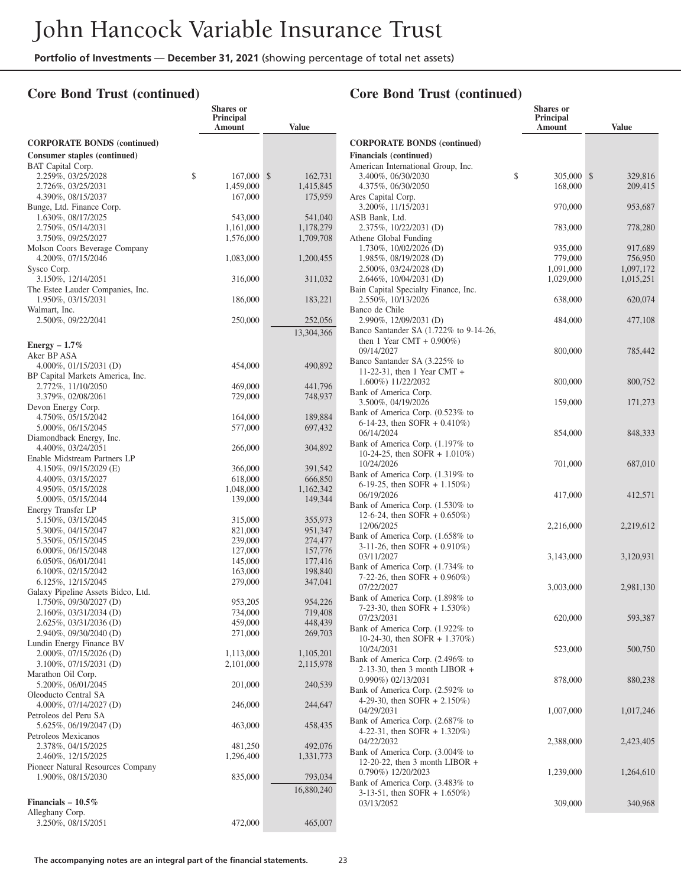# John Hancock Variable Insurance Trust

**Portfolio of Investments** — **December 31, 2021** (showing percentage of total net assets)

## Core Bond Trust (continued)

| | Shares or Principal Amount | Value |
|---|---|---|
| **CORPORATE BONDS (continued)** | | |
| **Consumer staples (continued)** | | |
| BAT Capital Corp. | | |
| 2.259%, 03/25/2028 | $ 167,000 | $ 162,731 |
| 2.726%, 03/25/2031 | 1,459,000 | 1,415,845 |
| 4.390%, 08/15/2037 | 167,000 | 175,959 |
| Bunge, Ltd. Finance Corp. | | |
| 1.630%, 08/17/2025 | 543,000 | 541,040 |
| 2.750%, 05/14/2031 | 1,161,000 | 1,178,279 |
| 3.750%, 09/25/2027 | 1,576,000 | 1,709,708 |
| Molson Coors Beverage Company | | |
| 4.200%, 07/15/2046 | 1,083,000 | 1,200,455 |
| Sysco Corp. | | |
| 3.150%, 12/14/2051 | 316,000 | 311,032 |
| The Estee Lauder Companies, Inc. | | |
| 1.950%, 03/15/2031 | 186,000 | 183,221 |
| Walmart, Inc. | | |
| 2.500%, 09/22/2041 | 250,000 | 252,056 |
| | | 13,304,366 |
| **Energy – 1.7%** | | |
| Aker BP ASA | | |
| 4.000%, 01/15/2031 (D) | 454,000 | 490,892 |
| BP Capital Markets America, Inc. | | |
| 2.772%, 11/10/2050 | 469,000 | 441,796 |
| 3.379%, 02/08/2061 | 729,000 | 748,937 |
| Devon Energy Corp. | | |
| 4.750%, 05/15/2042 | 164,000 | 189,884 |
| 5.000%, 06/15/2045 | 577,000 | 697,432 |
| Diamondback Energy, Inc. | | |
| 4.400%, 03/24/2051 | 266,000 | 304,892 |
| Enable Midstream Partners LP | | |
| 4.150%, 09/15/2029 (E) | 366,000 | 391,542 |
| 4.400%, 03/15/2027 | 618,000 | 666,850 |
| 4.950%, 05/15/2028 | 1,048,000 | 1,162,342 |
| 5.000%, 05/15/2044 | 139,000 | 149,344 |
| Energy Transfer LP | | |
| 5.150%, 03/15/2045 | 315,000 | 355,973 |
| 5.300%, 04/15/2047 | 821,000 | 951,347 |
| 5.350%, 05/15/2045 | 239,000 | 274,477 |
| 6.000%, 06/15/2048 | 127,000 | 157,776 |
| 6.050%, 06/01/2041 | 145,000 | 177,416 |
| 6.100%, 02/15/2042 | 163,000 | 198,840 |
| 6.125%, 12/15/2045 | 279,000 | 347,041 |
| Galaxy Pipeline Assets Bidco, Ltd. | | |
| 1.750%, 09/30/2027 (D) | 953,205 | 954,226 |
| 2.160%, 03/31/2034 (D) | 734,000 | 719,408 |
| 2.625%, 03/31/2036 (D) | 459,000 | 448,439 |
| 2.940%, 09/30/2040 (D) | 271,000 | 269,703 |
| Lundin Energy Finance BV | | |
| 2.000%, 07/15/2026 (D) | 1,113,000 | 1,105,201 |
| 3.100%, 07/15/2031 (D) | 2,101,000 | 2,115,978 |
| Marathon Oil Corp. | | |
| 5.200%, 06/01/2045 | 201,000 | 240,539 |
| Oleoducto Central SA | | |
| 4.000%, 07/14/2027 (D) | 246,000 | 244,647 |
| Petroleos del Peru SA | | |
| 5.625%, 06/19/2047 (D) | 463,000 | 458,435 |
| Petroleos Mexicanos | | |
| 2.378%, 04/15/2025 | 481,250 | 492,076 |
| 2.460%, 12/15/2025 | 1,296,400 | 1,331,773 |
| Pioneer Natural Resources Company | | |
| 1.900%, 08/15/2030 | 835,000 | 793,034 |
| | | 16,880,240 |
| **Financials – 10.5%** | | |
| Alleghany Corp. | | |
| 3.250%, 08/15/2051 | 472,000 | 465,007 |
| American International Group, Inc. | | |
| 3.400%, 06/30/2030 | $ 305,000 | $ 329,816 |
| 4.375%, 06/30/2050 | 168,000 | 209,415 |
| Ares Capital Corp. | | |
| 3.200%, 11/15/2031 | 970,000 | 953,687 |
| ASB Bank, Ltd. | | |
| 2.375%, 10/22/2031 (D) | 783,000 | 778,280 |
| Athene Global Funding | | |
| 1.730%, 10/02/2026 (D) | 935,000 | 917,689 |
| 1.985%, 08/19/2028 (D) | 779,000 | 756,950 |
| 2.500%, 03/24/2028 (D) | 1,091,000 | 1,097,172 |
| 2.646%, 10/04/2031 (D) | 1,029,000 | 1,015,251 |
| Bain Capital Specialty Finance, Inc. | | |
| 2.550%, 10/13/2026 | 638,000 | 620,074 |
| Banco de Chile | | |
| 2.990%, 12/09/2031 (D) | 484,000 | 477,108 |
| Banco Santander SA (1.722% to 9-14-26, then 1 Year CMT + 0.900%) 09/14/2027 | 800,000 | 785,442 |
| Banco Santander SA (3.225% to 11-22-31, then 1 Year CMT + 1.600%) 11/22/2032 | 800,000 | 800,752 |
| Bank of America Corp. | | |
| 3.500%, 04/19/2026 | 159,000 | 171,273 |
| Bank of America Corp. (0.523% to 6-14-23, then SOFR + 0.410%) 06/14/2024 | 854,000 | 848,333 |
| Bank of America Corp. (1.197% to 10-24-25, then SOFR + 1.010%) 10/24/2026 | 701,000 | 687,010 |
| Bank of America Corp. (1.319% to 6-19-25, then SOFR + 1.150%) 06/19/2026 | 417,000 | 412,571 |
| Bank of America Corp. (1.530% to 12-6-24, then SOFR + 0.650%) 12/06/2025 | 2,216,000 | 2,219,612 |
| Bank of America Corp. (1.658% to 3-11-26, then SOFR + 0.910%) 03/11/2027 | 3,143,000 | 3,120,931 |
| Bank of America Corp. (1.734% to 7-22-26, then SOFR + 0.960%) 07/22/2027 | 3,003,000 | 2,981,130 |
| Bank of America Corp. (1.898% to 7-23-30, then SOFR + 1.530%) 07/23/2031 | 620,000 | 593,387 |
| Bank of America Corp. (1.922% to 10-24-30, then SOFR + 1.370%) 10/24/2031 | 523,000 | 500,750 |
| Bank of America Corp. (2.496% to 2-13-30, then 3 month LIBOR + 0.990%) 02/13/2031 | 878,000 | 880,238 |
| Bank of America Corp. (2.592% to 4-29-30, then SOFR + 2.150%) 04/29/2031 | 1,007,000 | 1,017,246 |
| Bank of America Corp. (2.687% to 4-22-31, then SOFR + 1.320%) 04/22/2032 | 2,388,000 | 2,423,405 |
| Bank of America Corp. (3.004% to 12-20-22, then 3 month LIBOR + 0.790%) 12/20/2023 | 1,239,000 | 1,264,610 |
| Bank of America Corp. (3.483% to 3-13-51, then SOFR + 1.650%) 03/13/2052 | 309,000 | 340,968 |

**The accompanying notes are an integral part of the financial statements.**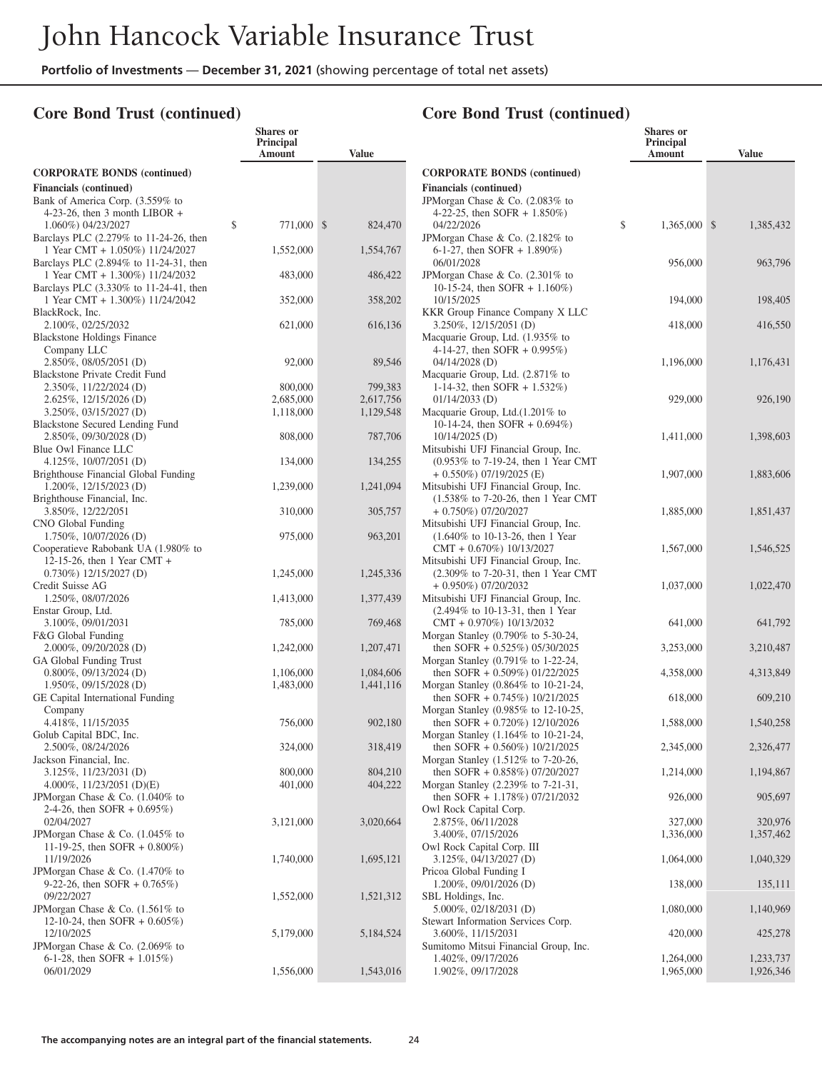# John Hancock Variable Insurance Trust

**Portfolio of Investments** — **December 31, 2021** (showing percentage of total net assets)

## Core Bond Trust (continued)

| | Shares or Principal Amount | Value |
|---|---|---|
| **CORPORATE BONDS (continued)** | | |
| **Financials (continued)** | | |
| Bank of America Corp. (3.559% to 4-23-26, then 3 month LIBOR + 1.060%) 04/23/2027 | $ 771,000 | $ 824,470 |
| Barclays PLC (2.279% to 11-24-26, then 1 Year CMT + 1.050%) 11/24/2027 | 1,552,000 | 1,554,767 |
| Barclays PLC (2.894% to 11-24-31, then 1 Year CMT + 1.300%) 11/24/2032 | 483,000 | 486,422 |
| Barclays PLC (3.330% to 11-24-41, then 1 Year CMT + 1.300%) 11/24/2042 | 352,000 | 358,202 |
| BlackRock, Inc. | | |
| 2.100%, 02/25/2032 | 621,000 | 616,136 |
| Blackstone Holdings Finance Company LLC | | |
| 2.850%, 08/05/2051 (D) | 92,000 | 89,546 |
| Blackstone Private Credit Fund | | |
| 2.350%, 11/22/2024 (D) | 800,000 | 799,383 |
| 2.625%, 12/15/2026 (D) | 2,685,000 | 2,617,756 |
| 3.250%, 03/15/2027 (D) | 1,118,000 | 1,129,548 |
| Blackstone Secured Lending Fund | | |
| 2.850%, 09/30/2028 (D) | 808,000 | 787,706 |
| Blue Owl Finance LLC | | |
| 4.125%, 10/07/2051 (D) | 134,000 | 134,255 |
| Brighthouse Financial Global Funding | | |
| 1.200%, 12/15/2023 (D) | 1,239,000 | 1,241,094 |
| Brighthouse Financial, Inc. | | |
| 3.850%, 12/22/2051 | 310,000 | 305,757 |
| CNO Global Funding | | |
| 1.750%, 10/07/2026 (D) | 975,000 | 963,201 |
| Cooperatieve Rabobank UA (1.980% to 12-15-26, then 1 Year CMT + 0.730%) 12/15/2027 (D) | 1,245,000 | 1,245,336 |
| Credit Suisse AG | | |
| 1.250%, 08/07/2026 | 1,413,000 | 1,377,439 |
| Enstar Group, Ltd. | | |
| 3.100%, 09/01/2031 | 785,000 | 769,468 |
| F&G Global Funding | | |
| 2.000%, 09/20/2028 (D) | 1,242,000 | 1,207,471 |
| GA Global Funding Trust | | |
| 0.800%, 09/13/2024 (D) | 1,106,000 | 1,084,606 |
| 1.950%, 09/15/2028 (D) | 1,483,000 | 1,441,116 |
| GE Capital International Funding Company | | |
| 4.418%, 11/15/2035 | 756,000 | 902,180 |
| Golub Capital BDC, Inc. | | |
| 2.500%, 08/24/2026 | 324,000 | 318,419 |
| Jackson Financial, Inc. | | |
| 3.125%, 11/23/2031 (D) | 800,000 | 804,210 |
| 4.000%, 11/23/2051 (D)(E) | 401,000 | 404,222 |
| JPMorgan Chase & Co. (1.040% to 2-4-26, then SOFR + 0.695%) 02/04/2027 | 3,121,000 | 3,020,664 |
| JPMorgan Chase & Co. (1.045% to 11-19-25, then SOFR + 0.800%) 11/19/2026 | 1,740,000 | 1,695,121 |
| JPMorgan Chase & Co. (1.470% to 9-22-26, then SOFR + 0.765%) 09/22/2027 | 1,552,000 | 1,521,312 |
| JPMorgan Chase & Co. (1.561% to 12-10-24, then SOFR + 0.605%) 12/10/2025 | 5,179,000 | 5,184,524 |
| JPMorgan Chase & Co. (2.069% to 6-1-28, then SOFR + 1.015%) 06/01/2029 | 1,556,000 | 1,543,016 |
| JPMorgan Chase & Co. (2.083% to 4-22-25, then SOFR + 1.850%) 04/22/2026 | $ 1,365,000 | $ 1,385,432 |
| JPMorgan Chase & Co. (2.182% to 6-1-27, then SOFR + 1.890%) 06/01/2028 | 956,000 | 963,796 |
| JPMorgan Chase & Co. (2.301% to 10-15-24, then SOFR + 1.160%) 10/15/2025 | 194,000 | 198,405 |
| KKR Group Finance Company X LLC | | |
| 3.250%, 12/15/2051 (D) | 418,000 | 416,550 |
| Macquarie Group, Ltd. (1.935% to 4-14-27, then SOFR + 0.995%) 04/14/2028 (D) | 1,196,000 | 1,176,431 |
| Macquarie Group, Ltd. (2.871% to 1-14-32, then SOFR + 1.532%) 01/14/2033 (D) | 929,000 | 926,190 |
| Macquarie Group, Ltd.(1.201% to 10-14-24, then SOFR + 0.694%) 10/14/2025 (D) | 1,411,000 | 1,398,603 |
| Mitsubishi UFJ Financial Group, Inc. (0.953% to 7-19-24, then 1 Year CMT + 0.550%) 07/19/2025 (E) | 1,907,000 | 1,883,606 |
| Mitsubishi UFJ Financial Group, Inc. (1.538% to 7-20-26, then 1 Year CMT + 0.750%) 07/20/2027 | 1,885,000 | 1,851,437 |
| Mitsubishi UFJ Financial Group, Inc. (1.640% to 10-13-26, then 1 Year CMT + 0.670%) 10/13/2027 | 1,567,000 | 1,546,525 |
| Mitsubishi UFJ Financial Group, Inc. (2.309% to 7-20-31, then 1 Year CMT + 0.950%) 07/20/2032 | 1,037,000 | 1,022,470 |
| Mitsubishi UFJ Financial Group, Inc. (2.494% to 10-13-31, then 1 Year CMT + 0.970%) 10/13/2032 | 641,000 | 641,792 |
| Morgan Stanley (0.790% to 5-30-24, then SOFR + 0.525%) 05/30/2025 | 3,253,000 | 3,210,487 |
| Morgan Stanley (0.791% to 1-22-24, then SOFR + 0.509%) 01/22/2025 | 4,358,000 | 4,313,849 |
| Morgan Stanley (0.864% to 10-21-24, then SOFR + 0.745%) 10/21/2025 | 618,000 | 609,210 |
| Morgan Stanley (0.985% to 12-10-25, then SOFR + 0.720%) 12/10/2026 | 1,588,000 | 1,540,258 |
| Morgan Stanley (1.164% to 10-21-24, then SOFR + 0.560%) 10/21/2025 | 2,345,000 | 2,326,477 |
| Morgan Stanley (1.512% to 7-20-26, then SOFR + 0.858%) 07/20/2027 | 1,214,000 | 1,194,867 |
| Morgan Stanley (2.239% to 7-21-31, then SOFR + 1.178%) 07/21/2032 | 926,000 | 905,697 |
| Owl Rock Capital Corp. | | |
| 2.875%, 06/11/2028 | 327,000 | 320,976 |
| 3.400%, 07/15/2026 | 1,336,000 | 1,357,462 |
| Owl Rock Capital Corp. III | | |
| 3.125%, 04/13/2027 (D) | 1,064,000 | 1,040,329 |
| Pricoa Global Funding I | | |
| 1.200%, 09/01/2026 (D) | 138,000 | 135,111 |
| SBL Holdings, Inc. | | |
| 5.000%, 02/18/2031 (D) | 1,080,000 | 1,140,969 |
| Stewart Information Services Corp. | | |
| 3.600%, 11/15/2031 | 420,000 | 425,278 |
| Sumitomo Mitsui Financial Group, Inc. | | |
| 1.402%, 09/17/2026 | 1,264,000 | 1,233,737 |
| 1.902%, 09/17/2028 | 1,965,000 | 1,926,346 |

The accompanying notes are an integral part of the financial statements.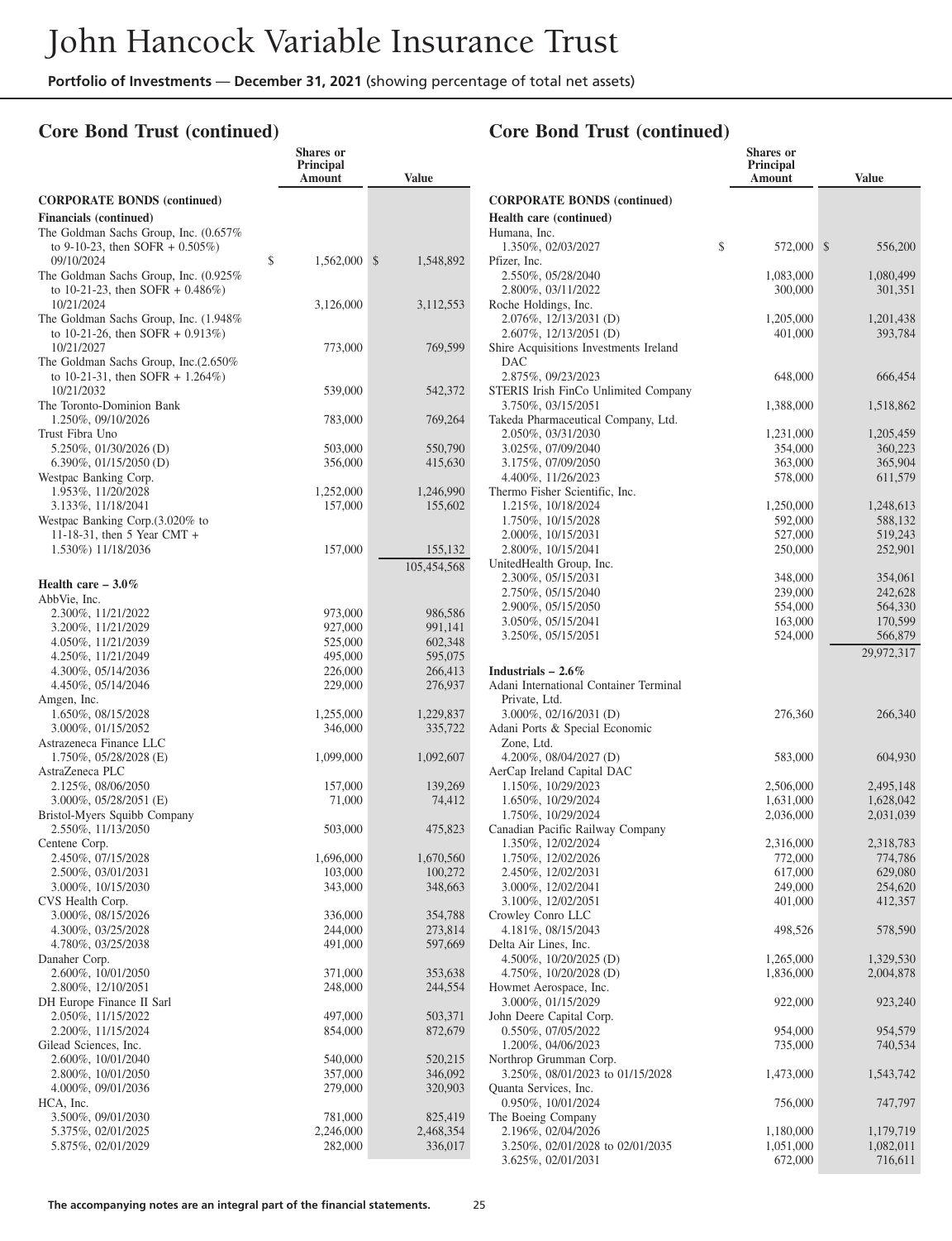## Core Bond Trust (continued)

| | Shares or Principal Amount | Value |
|---|---|---|
| **CORPORATE BONDS (continued)** | | |
| **Financials (continued)** | | |
| The Goldman Sachs Group, Inc. (0.657% to 9-10-23, then SOFR + 0.505%) 09/10/2024 | $ 1,562,000 | $ 1,548,892 |
| The Goldman Sachs Group, Inc. (0.925% to 10-21-23, then SOFR + 0.486%) 10/21/2024 | 3,126,000 | 3,112,553 |
| The Goldman Sachs Group, Inc. (1.948% to 10-21-26, then SOFR + 0.913%) 10/21/2027 | 773,000 | 769,599 |
| The Goldman Sachs Group, Inc.(2.650% to 10-21-31, then SOFR + 1.264%) 10/21/2032 | 539,000 | 542,372 |
| The Toronto-Dominion Bank | | |
| 1.250%, 09/10/2026 | 783,000 | 769,264 |
| Trust Fibra Uno | | |
| 5.250%, 01/30/2026 (D) | 503,000 | 550,790 |
| 6.390%, 01/15/2050 (D) | 356,000 | 415,630 |
| Westpac Banking Corp. | | |
| 1.953%, 11/20/2028 | 1,252,000 | 1,246,990 |
| 3.133%, 11/18/2041 | 157,000 | 155,602 |
| Westpac Banking Corp.(3.020% to 11-18-31, then 5 Year CMT + 1.530%) 11/18/2036 | 157,000 | 155,132 |
| | | 105,454,568 |
| **Health care – 3.0%** | | |
| AbbVie, Inc. | | |
| 2.300%, 11/21/2022 | 973,000 | 986,586 |
| 3.200%, 11/21/2029 | 927,000 | 991,141 |
| 4.050%, 11/21/2039 | 525,000 | 602,348 |
| 4.250%, 11/21/2049 | 495,000 | 595,075 |
| 4.300%, 05/14/2036 | 226,000 | 266,413 |
| 4.450%, 05/14/2046 | 229,000 | 276,937 |
| Amgen, Inc. | | |
| 1.650%, 08/15/2028 | 1,255,000 | 1,229,837 |
| 3.000%, 01/15/2052 | 346,000 | 335,722 |
| Astrazeneca Finance LLC | | |
| 1.750%, 05/28/2028 (E) | 1,099,000 | 1,092,607 |
| AstraZeneca PLC | | |
| 2.125%, 08/06/2050 | 157,000 | 139,269 |
| 3.000%, 05/28/2051 (E) | 71,000 | 74,412 |
| Bristol-Myers Squibb Company | | |
| 2.550%, 11/13/2050 | 503,000 | 475,823 |
| Centene Corp. | | |
| 2.450%, 07/15/2028 | 1,696,000 | 1,670,560 |
| 2.500%, 03/01/2031 | 103,000 | 100,272 |
| 3.000%, 10/15/2030 | 343,000 | 348,663 |
| CVS Health Corp. | | |
| 3.000%, 08/15/2026 | 336,000 | 354,788 |
| 4.300%, 03/25/2028 | 244,000 | 273,814 |
| 4.780%, 03/25/2038 | 491,000 | 597,669 |
| Danaher Corp. | | |
| 2.600%, 10/01/2050 | 371,000 | 353,638 |
| 2.800%, 12/10/2051 | 248,000 | 244,554 |
| DH Europe Finance II Sarl | | |
| 2.050%, 11/15/2022 | 497,000 | 503,371 |
| 2.200%, 11/15/2024 | 854,000 | 872,679 |
| Gilead Sciences, Inc. | | |
| 2.600%, 10/01/2040 | 540,000 | 520,215 |
| 2.800%, 10/01/2050 | 357,000 | 346,092 |
| 4.000%, 09/01/2036 | 279,000 | 320,903 |
| HCA, Inc. | | |
| 3.500%, 09/01/2030 | 781,000 | 825,419 |
| 5.375%, 02/01/2025 | 2,246,000 | 2,468,354 |
| 5.875%, 02/01/2029 | 282,000 | 336,017 |
| Humana, Inc. | | |
| 1.350%, 02/03/2027 | $ 572,000 | $ 556,200 |
| Pfizer, Inc. | | |
| 2.550%, 05/28/2040 | 1,083,000 | 1,080,499 |
| 2.800%, 03/11/2022 | 300,000 | 301,351 |
| Roche Holdings, Inc. | | |
| 2.076%, 12/13/2031 (D) | 1,205,000 | 1,201,438 |
| 2.607%, 12/13/2051 (D) | 401,000 | 393,784 |
| Shire Acquisitions Investments Ireland DAC | | |
| 2.875%, 09/23/2023 | 648,000 | 666,454 |
| STERIS Irish FinCo Unlimited Company | | |
| 3.750%, 03/15/2051 | 1,388,000 | 1,518,862 |
| Takeda Pharmaceutical Company, Ltd. | | |
| 2.050%, 03/31/2030 | 1,231,000 | 1,205,459 |
| 3.025%, 07/09/2040 | 354,000 | 360,223 |
| 3.175%, 07/09/2050 | 363,000 | 365,904 |
| 4.400%, 11/26/2023 | 578,000 | 611,579 |
| Thermo Fisher Scientific, Inc. | | |
| 1.215%, 10/18/2024 | 1,250,000 | 1,248,613 |
| 1.750%, 10/15/2028 | 592,000 | 588,132 |
| 2.000%, 10/15/2031 | 527,000 | 519,243 |
| 2.800%, 10/15/2041 | 250,000 | 252,901 |
| UnitedHealth Group, Inc. | | |
| 2.300%, 05/15/2031 | 348,000 | 354,061 |
| 2.750%, 05/15/2040 | 239,000 | 242,628 |
| 2.900%, 05/15/2050 | 554,000 | 564,330 |
| 3.050%, 05/15/2041 | 163,000 | 170,599 |
| 3.250%, 05/15/2051 | 524,000 | 566,879 |
| | | 29,972,317 |
| **Industrials – 2.6%** | | |
| Adani International Container Terminal Private, Ltd. | | |
| 3.000%, 02/16/2031 (D) | 276,360 | 266,340 |
| Adani Ports & Special Economic Zone, Ltd. | | |
| 4.200%, 08/04/2027 (D) | 583,000 | 604,930 |
| AerCap Ireland Capital DAC | | |
| 1.150%, 10/29/2023 | 2,506,000 | 2,495,148 |
| 1.650%, 10/29/2024 | 1,631,000 | 1,628,042 |
| 1.750%, 10/29/2024 | 2,036,000 | 2,031,039 |
| Canadian Pacific Railway Company | | |
| 1.350%, 12/02/2024 | 2,316,000 | 2,318,783 |
| 1.750%, 12/02/2026 | 772,000 | 774,786 |
| 2.450%, 12/02/2031 | 617,000 | 629,080 |
| 3.000%, 12/02/2041 | 249,000 | 254,620 |
| 3.100%, 12/02/2051 | 401,000 | 412,357 |
| Crowley Conro LLC | | |
| 4.181%, 08/15/2043 | 498,526 | 578,590 |
| Delta Air Lines, Inc. | | |
| 4.500%, 10/20/2025 (D) | 1,265,000 | 1,329,530 |
| 4.750%, 10/20/2028 (D) | 1,836,000 | 2,004,878 |
| Howmet Aerospace, Inc. | | |
| 3.000%, 01/15/2029 | 922,000 | 923,240 |
| John Deere Capital Corp. | | |
| 0.550%, 07/05/2022 | 954,000 | 954,579 |
| 1.200%, 04/06/2023 | 735,000 | 740,534 |
| Northrop Grumman Corp. | | |
| 3.250%, 08/01/2023 to 01/15/2028 | 1,473,000 | 1,543,742 |
| Quanta Services, Inc. | | |
| 0.950%, 10/01/2024 | 756,000 | 747,797 |
| The Boeing Company | | |
| 2.196%, 02/04/2026 | 1,180,000 | 1,179,719 |
| 3.250%, 02/01/2028 to 02/01/2035 | 1,051,000 | 1,082,011 |
| 3.625%, 02/01/2031 | 672,000 | 716,611 |

**The accompanying notes are an integral part of the financial statements.**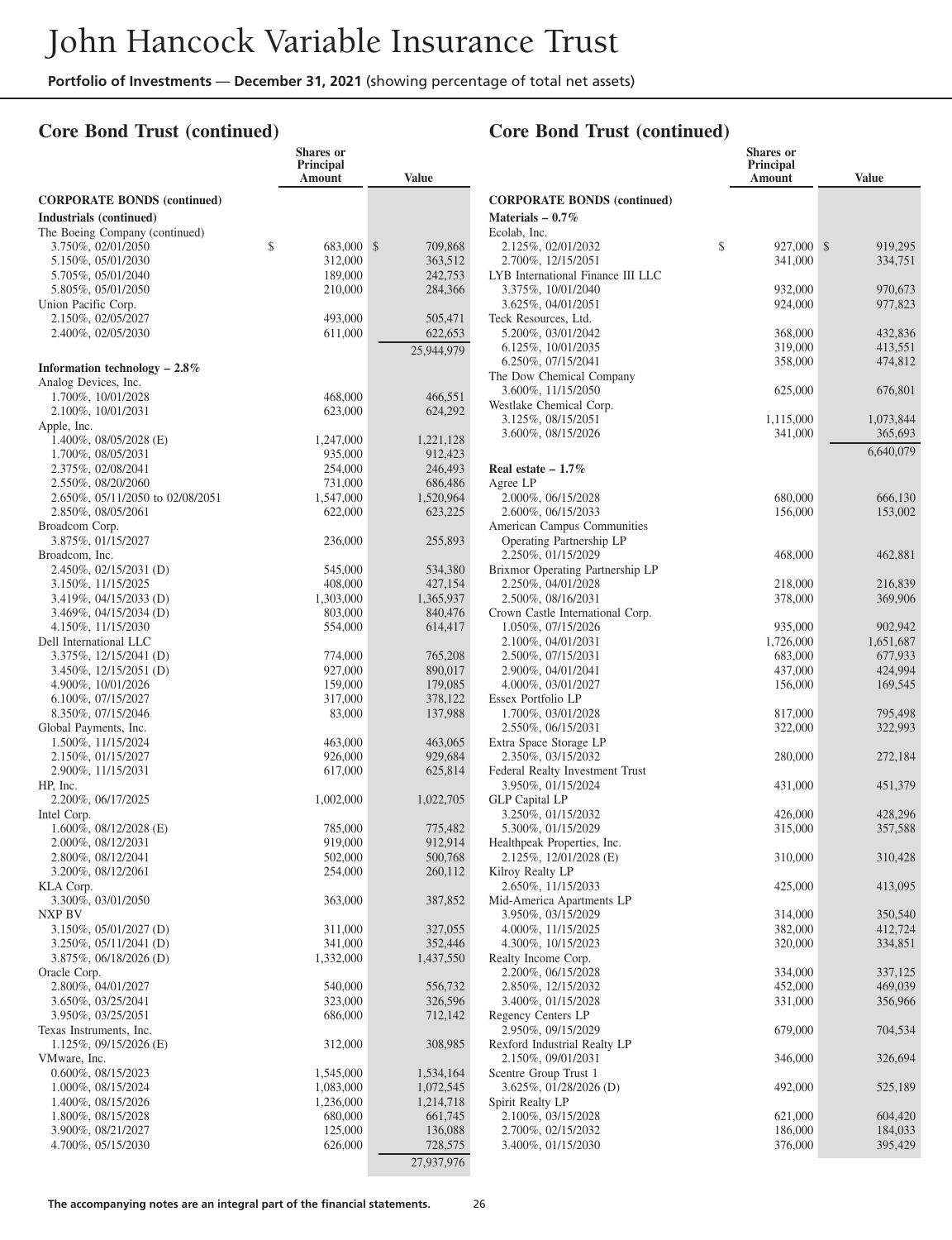# John Hancock Variable Insurance Trust

**Portfolio of Investments** — **December 31, 2021** (showing percentage of total net assets)

## Core Bond Trust (continued)

| | Shares or Principal Amount | Value |
|---|---|---|
| **CORPORATE BONDS (continued)** | | |
| **Industrials (continued)** | | |
| The Boeing Company (continued) | | |
| 3.750%, 02/01/2050 | $ 683,000 | $ 709,868 |
| 5.150%, 05/01/2030 | 312,000 | 363,512 |
| 5.705%, 05/01/2040 | 189,000 | 242,753 |
| 5.805%, 05/01/2050 | 210,000 | 284,366 |
| Union Pacific Corp. | | |
| 2.150%, 02/05/2027 | 493,000 | 505,471 |
| 2.400%, 02/05/2030 | 611,000 | 622,653 |
| | | 25,944,979 |
| **Information technology – 2.8%** | | |
| Analog Devices, Inc. | | |
| 1.700%, 10/01/2028 | 468,000 | 466,551 |
| 2.100%, 10/01/2031 | 623,000 | 624,292 |
| Apple, Inc. | | |
| 1.400%, 08/05/2028 (E) | 1,247,000 | 1,221,128 |
| 1.700%, 08/05/2031 | 935,000 | 912,423 |
| 2.375%, 02/08/2041 | 254,000 | 246,493 |
| 2.550%, 08/20/2060 | 731,000 | 686,486 |
| 2.650%, 05/11/2050 to 02/08/2051 | 1,547,000 | 1,520,964 |
| 2.850%, 08/05/2061 | 622,000 | 623,225 |
| Broadcom Corp. | | |
| 3.875%, 01/15/2027 | 236,000 | 255,893 |
| Broadcom, Inc. | | |
| 2.450%, 02/15/2031 (D) | 545,000 | 534,380 |
| 3.150%, 11/15/2025 | 408,000 | 427,154 |
| 3.419%, 04/15/2033 (D) | 1,303,000 | 1,365,937 |
| 3.469%, 04/15/2034 (D) | 803,000 | 840,476 |
| 4.150%, 11/15/2030 | 554,000 | 614,417 |
| Dell International LLC | | |
| 3.375%, 12/15/2041 (D) | 774,000 | 765,208 |
| 3.450%, 12/15/2051 (D) | 927,000 | 890,017 |
| 4.900%, 10/01/2026 | 159,000 | 179,085 |
| 6.100%, 07/15/2027 | 317,000 | 378,122 |
| 8.350%, 07/15/2046 | 83,000 | 137,988 |
| Global Payments, Inc. | | |
| 1.500%, 11/15/2024 | 463,000 | 463,065 |
| 2.150%, 01/15/2027 | 926,000 | 929,684 |
| 2.900%, 11/15/2031 | 617,000 | 625,814 |
| HP, Inc. | | |
| 2.200%, 06/17/2025 | 1,002,000 | 1,022,705 |
| Intel Corp. | | |
| 1.600%, 08/12/2028 (E) | 785,000 | 775,482 |
| 2.000%, 08/12/2031 | 919,000 | 912,914 |
| 2.800%, 08/12/2041 | 502,000 | 500,768 |
| 3.200%, 08/12/2061 | 254,000 | 260,112 |
| KLA Corp. | | |
| 3.300%, 03/01/2050 | 363,000 | 387,852 |
| NXP BV | | |
| 3.150%, 05/01/2027 (D) | 311,000 | 327,055 |
| 3.250%, 05/11/2041 (D) | 341,000 | 352,446 |
| 3.875%, 06/18/2026 (D) | 1,332,000 | 1,437,550 |
| Oracle Corp. | | |
| 2.800%, 04/01/2027 | 540,000 | 556,732 |
| 3.650%, 03/25/2041 | 323,000 | 326,596 |
| 3.950%, 03/25/2051 | 686,000 | 712,142 |
| Texas Instruments, Inc. | | |
| 1.125%, 09/15/2026 (E) | 312,000 | 308,985 |
| VMware, Inc. | | |
| 0.600%, 08/15/2023 | 1,545,000 | 1,534,164 |
| 1.000%, 08/15/2024 | 1,083,000 | 1,072,545 |
| 1.400%, 08/15/2026 | 1,236,000 | 1,214,718 |
| 1.800%, 08/15/2028 | 680,000 | 661,745 |
| 3.900%, 08/21/2027 | 125,000 | 136,088 |
| 4.700%, 05/15/2030 | 626,000 | 728,575 |
| | | 27,937,976 |
| **Materials – 0.7%** | | |
| Ecolab, Inc. | | |
| 2.125%, 02/01/2032 | $ 927,000 | $ 919,295 |
| 2.700%, 12/15/2051 | 341,000 | 334,751 |
| LYB International Finance III LLC | | |
| 3.375%, 10/01/2040 | 932,000 | 970,673 |
| 3.625%, 04/01/2051 | 924,000 | 977,823 |
| Teck Resources, Ltd. | | |
| 5.200%, 03/01/2042 | 368,000 | 432,836 |
| 6.125%, 10/01/2035 | 319,000 | 413,551 |
| 6.250%, 07/15/2041 | 358,000 | 474,812 |
| The Dow Chemical Company | | |
| 3.600%, 11/15/2050 | 625,000 | 676,801 |
| Westlake Chemical Corp. | | |
| 3.125%, 08/15/2051 | 1,115,000 | 1,073,844 |
| 3.600%, 08/15/2026 | 341,000 | 365,693 |
| | | 6,640,079 |
| **Real estate – 1.7%** | | |
| Agree LP | | |
| 2.000%, 06/15/2028 | 680,000 | 666,130 |
| 2.600%, 06/15/2033 | 156,000 | 153,002 |
| American Campus Communities Operating Partnership LP | | |
| 2.250%, 01/15/2029 | 468,000 | 462,881 |
| Brixmor Operating Partnership LP | | |
| 2.250%, 04/01/2028 | 218,000 | 216,839 |
| 2.500%, 08/16/2031 | 378,000 | 369,906 |
| Crown Castle International Corp. | | |
| 1.050%, 07/15/2026 | 935,000 | 902,942 |
| 2.100%, 04/01/2031 | 1,726,000 | 1,651,687 |
| 2.500%, 07/15/2031 | 683,000 | 677,933 |
| 2.900%, 04/01/2041 | 437,000 | 424,994 |
| 4.000%, 03/01/2027 | 156,000 | 169,545 |
| Essex Portfolio LP | | |
| 1.700%, 03/01/2028 | 817,000 | 795,498 |
| 2.550%, 06/15/2031 | 322,000 | 322,993 |
| Extra Space Storage LP | | |
| 2.350%, 03/15/2032 | 280,000 | 272,184 |
| Federal Realty Investment Trust | | |
| 3.950%, 01/15/2024 | 431,000 | 451,379 |
| GLP Capital LP | | |
| 3.250%, 01/15/2032 | 426,000 | 428,296 |
| 5.300%, 01/15/2029 | 315,000 | 357,588 |
| Healthpeak Properties, Inc. | | |
| 2.125%, 12/01/2028 (E) | 310,000 | 310,428 |
| Kilroy Realty LP | | |
| 2.650%, 11/15/2033 | 425,000 | 413,095 |
| Mid-America Apartments LP | | |
| 3.950%, 03/15/2029 | 314,000 | 350,540 |
| 4.000%, 11/15/2025 | 382,000 | 412,724 |
| 4.300%, 10/15/2023 | 320,000 | 334,851 |
| Realty Income Corp. | | |
| 2.200%, 06/15/2028 | 334,000 | 337,125 |
| 2.850%, 12/15/2032 | 452,000 | 469,039 |
| 3.400%, 01/15/2028 | 331,000 | 356,966 |
| Regency Centers LP | | |
| 2.950%, 09/15/2029 | 679,000 | 704,534 |
| Rexford Industrial Realty LP | | |
| 2.150%, 09/01/2031 | 346,000 | 326,694 |
| Scentre Group Trust 1 | | |
| 3.625%, 01/28/2026 (D) | 492,000 | 525,189 |
| Spirit Realty LP | | |
| 2.100%, 03/15/2028 | 621,000 | 604,420 |
| 2.700%, 02/15/2032 | 186,000 | 184,033 |
| 3.400%, 01/15/2030 | 376,000 | 395,429 |

The accompanying notes are an integral part of the financial statements.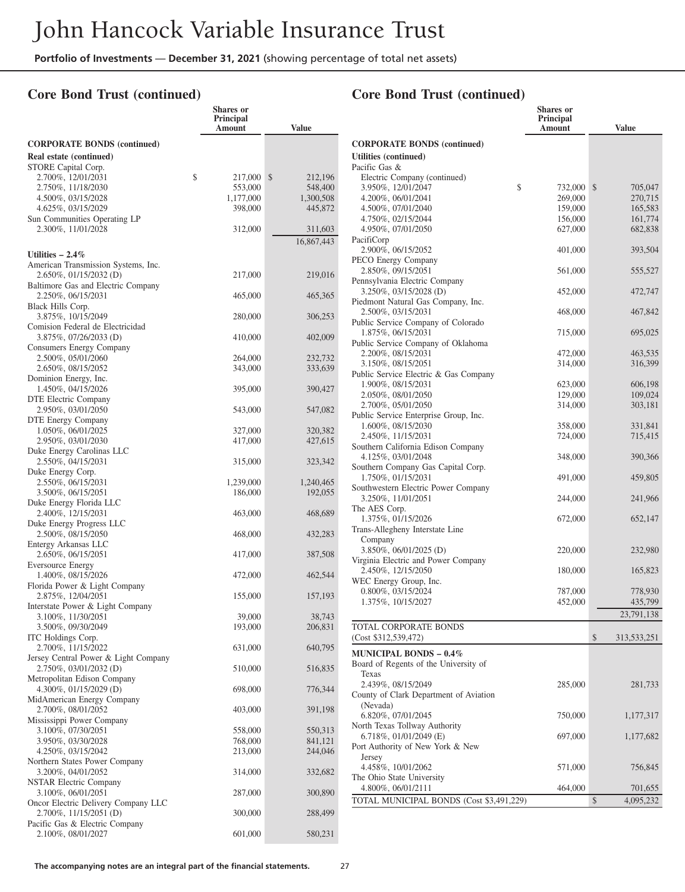## Core Bond Trust (continued)

| | Shares or Principal Amount | Value |
|---|---|---|
| **CORPORATE BONDS (continued)** | | |
| **Real estate (continued)** | | |
| STORE Capital Corp. | | |
| 2.700%, 12/01/2031 | $ 217,000 | $ 212,196 |
| 2.750%, 11/18/2030 | 553,000 | 548,400 |
| 4.500%, 03/15/2028 | 1,177,000 | 1,300,508 |
| 4.625%, 03/15/2029 | 398,000 | 445,872 |
| Sun Communities Operating LP | | |
| 2.300%, 11/01/2028 | 312,000 | 311,603 |
| | | 16,867,443 |
| **Utilities – 2.4%** | | |
| American Transmission Systems, Inc. | | |
| 2.650%, 01/15/2032 (D) | 217,000 | 219,016 |
| Baltimore Gas and Electric Company | | |
| 2.250%, 06/15/2031 | 465,000 | 465,365 |
| Black Hills Corp. | | |
| 3.875%, 10/15/2049 | 280,000 | 306,253 |
| Comision Federal de Electricidad | | |
| 3.875%, 07/26/2033 (D) | 410,000 | 402,009 |
| Consumers Energy Company | | |
| 2.500%, 05/01/2060 | 264,000 | 232,732 |
| 2.650%, 08/15/2052 | 343,000 | 333,639 |
| Dominion Energy, Inc. | | |
| 1.450%, 04/15/2026 | 395,000 | 390,427 |
| DTE Electric Company | | |
| 2.950%, 03/01/2050 | 543,000 | 547,082 |
| DTE Energy Company | | |
| 1.050%, 06/01/2025 | 327,000 | 320,382 |
| 2.950%, 03/01/2030 | 417,000 | 427,615 |
| Duke Energy Carolinas LLC | | |
| 2.550%, 04/15/2031 | 315,000 | 323,342 |
| Duke Energy Corp. | | |
| 2.550%, 06/15/2031 | 1,239,000 | 1,240,465 |
| 3.500%, 06/15/2051 | 186,000 | 192,055 |
| Duke Energy Florida LLC | | |
| 2.400%, 12/15/2031 | 463,000 | 468,689 |
| Duke Energy Progress LLC | | |
| 2.500%, 08/15/2050 | 468,000 | 432,283 |
| Entergy Arkansas LLC | | |
| 2.650%, 06/15/2051 | 417,000 | 387,508 |
| Eversource Energy | | |
| 1.400%, 08/15/2026 | 472,000 | 462,544 |
| Florida Power & Light Company | | |
| 2.875%, 12/04/2051 | 155,000 | 157,193 |
| Interstate Power & Light Company | | |
| 3.100%, 11/30/2051 | 39,000 | 38,743 |
| 3.500%, 09/30/2049 | 193,000 | 206,831 |
| ITC Holdings Corp. | | |
| 2.700%, 11/15/2022 | 631,000 | 640,795 |
| Jersey Central Power & Light Company | | |
| 2.750%, 03/01/2032 (D) | 510,000 | 516,835 |
| Metropolitan Edison Company | | |
| 4.300%, 01/15/2029 (D) | 698,000 | 776,344 |
| MidAmerican Energy Company | | |
| 2.700%, 08/01/2052 | 403,000 | 391,198 |
| Mississippi Power Company | | |
| 3.100%, 07/30/2051 | 558,000 | 550,313 |
| 3.950%, 03/30/2028 | 768,000 | 841,121 |
| 4.250%, 03/15/2042 | 213,000 | 244,046 |
| Northern States Power Company | | |
| 3.200%, 04/01/2052 | 314,000 | 332,682 |
| NSTAR Electric Company | | |
| 3.100%, 06/01/2051 | 287,000 | 300,890 |
| Oncor Electric Delivery Company LLC | | |
| 2.700%, 11/15/2051 (D) | 300,000 | 288,499 |
| Pacific Gas & Electric Company | | |
| 2.100%, 08/01/2027 | 601,000 | 580,231 |
| Pacific Gas & Electric Company (continued) | | |
| 3.950%, 12/01/2047 | $ 732,000 | $ 705,047 |
| 4.200%, 06/01/2041 | 269,000 | 270,715 |
| 4.500%, 07/01/2040 | 159,000 | 165,583 |
| 4.750%, 02/15/2044 | 156,000 | 161,774 |
| 4.950%, 07/01/2050 | 627,000 | 682,838 |
| PacifiCorp | | |
| 2.900%, 06/15/2052 | 401,000 | 393,504 |
| PECO Energy Company | | |
| 2.850%, 09/15/2051 | 561,000 | 555,527 |
| Pennsylvania Electric Company | | |
| 3.250%, 03/15/2028 (D) | 452,000 | 472,747 |
| Piedmont Natural Gas Company, Inc. | | |
| 2.500%, 03/15/2031 | 468,000 | 467,842 |
| Public Service Company of Colorado | | |
| 1.875%, 06/15/2031 | 715,000 | 695,025 |
| Public Service Company of Oklahoma | | |
| 2.200%, 08/15/2031 | 472,000 | 463,535 |
| 3.150%, 08/15/2051 | 314,000 | 316,399 |
| Public Service Electric & Gas Company | | |
| 1.900%, 08/15/2031 | 623,000 | 606,198 |
| 2.050%, 08/01/2050 | 129,000 | 109,024 |
| 2.700%, 05/01/2050 | 314,000 | 303,181 |
| Public Service Enterprise Group, Inc. | | |
| 1.600%, 08/15/2030 | 358,000 | 331,841 |
| 2.450%, 11/15/2031 | 724,000 | 715,415 |
| Southern California Edison Company | | |
| 4.125%, 03/01/2048 | 348,000 | 390,366 |
| Southern Company Gas Capital Corp. | | |
| 1.750%, 01/15/2031 | 491,000 | 459,805 |
| Southwestern Electric Power Company | | |
| 3.250%, 11/01/2051 | 244,000 | 241,966 |
| The AES Corp. | | |
| 1.375%, 01/15/2026 | 672,000 | 652,147 |
| Trans-Allegheny Interstate Line Company | | |
| 3.850%, 06/01/2025 (D) | 220,000 | 232,980 |
| Virginia Electric and Power Company | | |
| 2.450%, 12/15/2050 | 180,000 | 165,823 |
| WEC Energy Group, Inc. | | |
| 0.800%, 03/15/2024 | 787,000 | 778,930 |
| 1.375%, 10/15/2027 | 452,000 | 435,799 |
| | | 23,791,138 |
| TOTAL CORPORATE BONDS (Cost $312,539,472) | | $ 313,533,251 |
| **MUNICIPAL BONDS – 0.4%** | | |
| Board of Regents of the University of Texas | | |
| 2.439%, 08/15/2049 | 285,000 | 281,733 |
| County of Clark Department of Aviation (Nevada) | | |
| 6.820%, 07/01/2045 | 750,000 | 1,177,317 |
| North Texas Tollway Authority | | |
| 6.718%, 01/01/2049 (E) | 697,000 | 1,177,682 |
| Port Authority of New York & New Jersey | | |
| 4.458%, 10/01/2062 | 571,000 | 756,845 |
| The Ohio State University | | |
| 4.800%, 06/01/2111 | 464,000 | 701,655 |
| TOTAL MUNICIPAL BONDS (Cost $3,491,229) | | $ 4,095,232 |

**The accompanying notes are an integral part of the financial statements.**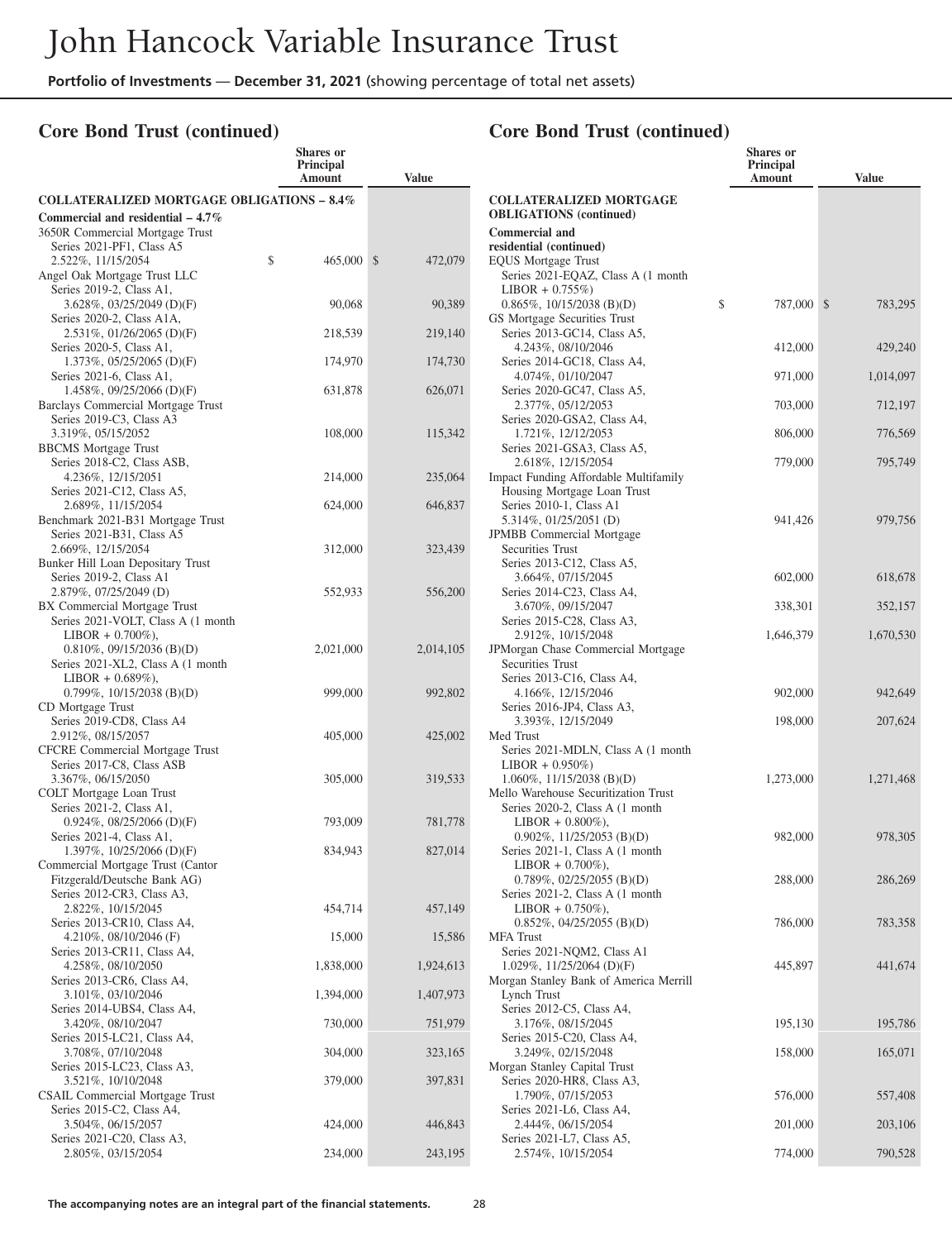# John Hancock Variable Insurance Trust

**Portfolio of Investments** — **December 31, 2021** (showing percentage of total net assets)

## Core Bond Trust (continued)

| | Shares or Principal Amount | Value |
|---|---|---|
| **COLLATERALIZED MORTGAGE OBLIGATIONS – 8.4%** | | |
| **Commercial and residential – 4.7%** | | |
| 3650R Commercial Mortgage Trust Series 2021-PF1, Class A5 2.522%, 11/15/2054 | $ 465,000 | $ 472,079 |
| Angel Oak Mortgage Trust LLC | | |
| Series 2019-2, Class A1, 3.628%, 03/25/2049 (D)(F) | 90,068 | 90,389 |
| Series 2020-2, Class A1A, 2.531%, 01/26/2065 (D)(F) | 218,539 | 219,140 |
| Series 2020-5, Class A1, 1.373%, 05/25/2065 (D)(F) | 174,970 | 174,730 |
| Series 2021-6, Class A1, 1.458%, 09/25/2066 (D)(F) | 631,878 | 626,071 |
| Barclays Commercial Mortgage Trust Series 2019-C3, Class A3 3.319%, 05/15/2052 | 108,000 | 115,342 |
| BBCMS Mortgage Trust | | |
| Series 2018-C2, Class ASB, 4.236%, 12/15/2051 | 214,000 | 235,064 |
| Series 2021-C12, Class A5, 2.689%, 11/15/2054 | 624,000 | 646,837 |
| Benchmark 2021-B31 Mortgage Trust Series 2021-B31, Class A5 2.669%, 12/15/2054 | 312,000 | 323,439 |
| Bunker Hill Loan Depositary Trust Series 2019-2, Class A1 2.879%, 07/25/2049 (D) | 552,933 | 556,200 |
| BX Commercial Mortgage Trust | | |
| Series 2021-VOLT, Class A (1 month LIBOR + 0.700%), 0.810%, 09/15/2036 (B)(D) | 2,021,000 | 2,014,105 |
| Series 2021-XL2, Class A (1 month LIBOR + 0.689%), 0.799%, 10/15/2038 (B)(D) | 999,000 | 992,802 |
| CD Mortgage Trust Series 2019-CD8, Class A4 2.912%, 08/15/2057 | 405,000 | 425,002 |
| CFCRE Commercial Mortgage Trust Series 2017-C8, Class ASB 3.367%, 06/15/2050 | 305,000 | 319,533 |
| COLT Mortgage Loan Trust | | |
| Series 2021-2, Class A1, 0.924%, 08/25/2066 (D)(F) | 793,009 | 781,778 |
| Series 2021-4, Class A1, 1.397%, 10/25/2066 (D)(F) | 834,943 | 827,014 |
| Commercial Mortgage Trust (Cantor Fitzgerald/Deutsche Bank AG) | | |
| Series 2012-CR3, Class A3, 2.822%, 10/15/2045 | 454,714 | 457,149 |
| Series 2013-CR10, Class A4, 4.210%, 08/10/2046 (F) | 15,000 | 15,586 |
| Series 2013-CR11, Class A4, 4.258%, 08/10/2050 | 1,838,000 | 1,924,613 |
| Series 2013-CR6, Class A4, 3.101%, 03/10/2046 | 1,394,000 | 1,407,973 |
| Series 2014-UBS4, Class A4, 3.420%, 08/10/2047 | 730,000 | 751,979 |
| Series 2015-LC21, Class A4, 3.708%, 07/10/2048 | 304,000 | 323,165 |
| Series 2015-LC23, Class A3, 3.521%, 10/10/2048 | 379,000 | 397,831 |
| CSAIL Commercial Mortgage Trust | | |
| Series 2015-C2, Class A4, 3.504%, 06/15/2057 | 424,000 | 446,843 |
| Series 2021-C20, Class A3, 2.805%, 03/15/2054 | 234,000 | 243,195 |

## Core Bond Trust (continued)

| | Shares or Principal Amount | Value |
|---|---|---|
| **COLLATERALIZED MORTGAGE OBLIGATIONS (continued)** | | |
| **Commercial and residential (continued)** | | |
| EQUS Mortgage Trust Series 2021-EQAZ, Class A (1 month LIBOR + 0.755%) 0.865%, 10/15/2038 (B)(D) | $ 787,000 | $ 783,295 |
| GS Mortgage Securities Trust | | |
| Series 2013-GC14, Class A5, 4.243%, 08/10/2046 | 412,000 | 429,240 |
| Series 2014-GC18, Class A4, 4.074%, 01/10/2047 | 971,000 | 1,014,097 |
| Series 2020-GC47, Class A5, 2.377%, 05/12/2053 | 703,000 | 712,197 |
| Series 2020-GSA2, Class A4, 1.721%, 12/12/2053 | 806,000 | 776,569 |
| Series 2021-GSA3, Class A5, 2.618%, 12/15/2054 | 779,000 | 795,749 |
| Impact Funding Affordable Multifamily Housing Mortgage Loan Trust Series 2010-1, Class A1 5.314%, 01/25/2051 (D) | 941,426 | 979,756 |
| JPMBB Commercial Mortgage Securities Trust | | |
| Series 2013-C12, Class A5, 3.664%, 07/15/2045 | 602,000 | 618,678 |
| Series 2014-C23, Class A4, 3.670%, 09/15/2047 | 338,301 | 352,157 |
| Series 2015-C28, Class A3, 2.912%, 10/15/2048 | 1,646,379 | 1,670,530 |
| JPMorgan Chase Commercial Mortgage Securities Trust | | |
| Series 2013-C16, Class A4, 4.166%, 12/15/2046 | 902,000 | 942,649 |
| Series 2016-JP4, Class A3, 3.393%, 12/15/2049 | 198,000 | 207,624 |
| Med Trust Series 2021-MDLN, Class A (1 month LIBOR + 0.950%) 1.060%, 11/15/2038 (B)(D) | 1,273,000 | 1,271,468 |
| Mello Warehouse Securitization Trust | | |
| Series 2020-2, Class A (1 month LIBOR + 0.800%), 0.902%, 11/25/2053 (B)(D) | 982,000 | 978,305 |
| Series 2021-1, Class A (1 month LIBOR + 0.700%), 0.789%, 02/25/2055 (B)(D) | 288,000 | 286,269 |
| Series 2021-2, Class A (1 month LIBOR + 0.750%), 0.852%, 04/25/2055 (B)(D) | 786,000 | 783,358 |
| MFA Trust Series 2021-NQM2, Class A1 1.029%, 11/25/2064 (D)(F) | 445,897 | 441,674 |
| Morgan Stanley Bank of America Merrill Lynch Trust | | |
| Series 2012-C5, Class A4, 3.176%, 08/15/2045 | 195,130 | 195,786 |
| Series 2015-C20, Class A4, 3.249%, 02/15/2048 | 158,000 | 165,071 |
| Morgan Stanley Capital Trust | | |
| Series 2020-HR8, Class A3, 1.790%, 07/15/2053 | 576,000 | 557,408 |
| Series 2021-L6, Class A4, 2.444%, 06/15/2054 | 201,000 | 203,106 |
| Series 2021-L7, Class A5, 2.574%, 10/15/2054 | 774,000 | 790,528 |

The accompanying notes are an integral part of the financial statements.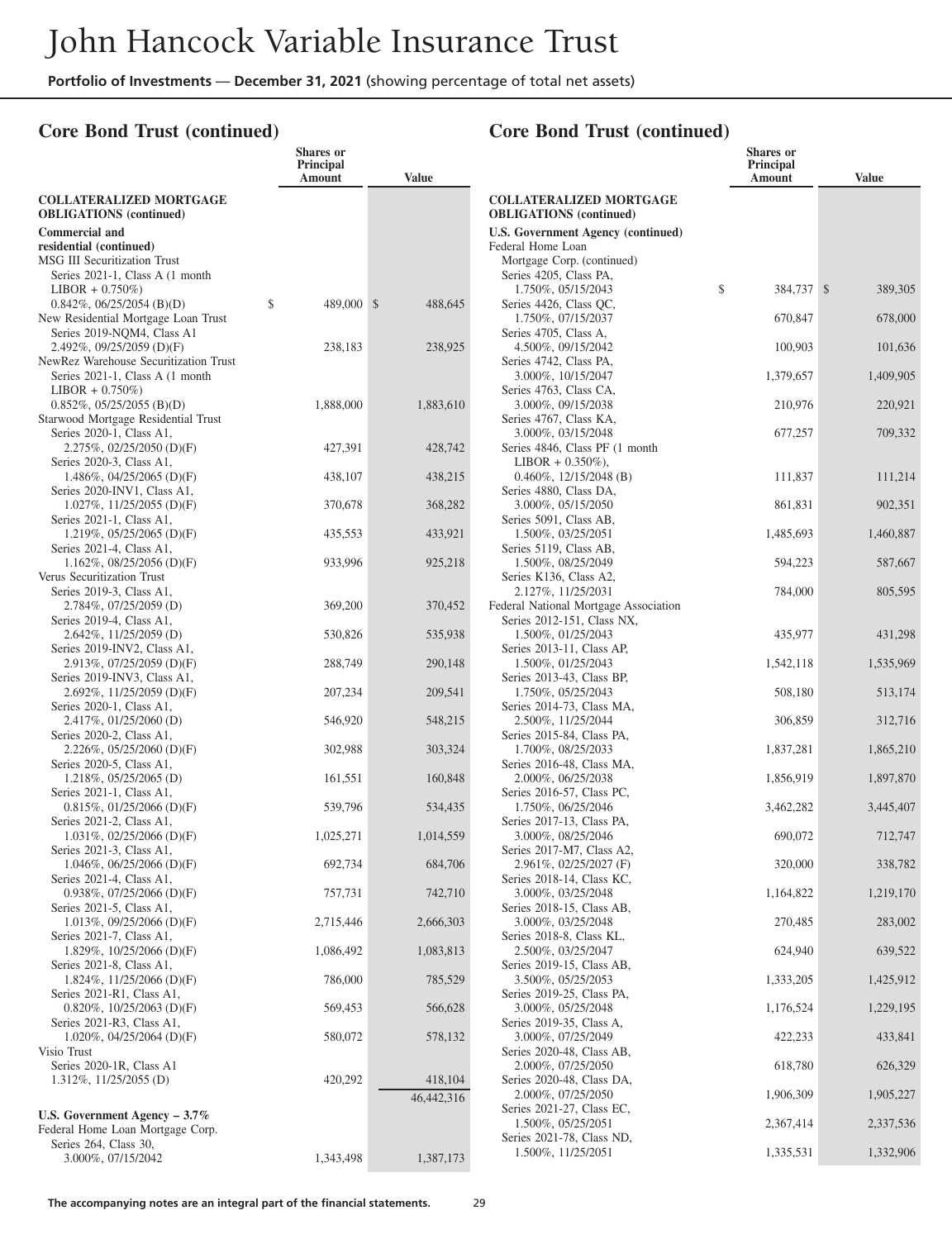## Core Bond Trust (continued)

| | Shares or Principal Amount | Value |
|---|---|---|
| **COLLATERALIZED MORTGAGE OBLIGATIONS (continued)** | | |
| **Commercial and residential (continued)** | | |
| MSG III Securitization Trust | | |
| Series 2021-1, Class A (1 month LIBOR + 0.750%) 0.842%, 06/25/2054 (B)(D) | $ 489,000 | $ 488,645 |
| New Residential Mortgage Loan Trust | | |
| Series 2019-NQM4, Class A1 2.492%, 09/25/2059 (D)(F) | 238,183 | 238,925 |
| NewRez Warehouse Securitization Trust | | |
| Series 2021-1, Class A (1 month LIBOR + 0.750%) 0.852%, 05/25/2055 (B)(D) | 1,888,000 | 1,883,610 |
| Starwood Mortgage Residential Trust | | |
| Series 2020-1, Class A1, 2.275%, 02/25/2050 (D)(F) | 427,391 | 428,742 |
| Series 2020-3, Class A1, 1.486%, 04/25/2065 (D)(F) | 438,107 | 438,215 |
| Series 2020-INV1, Class A1, 1.027%, 11/25/2055 (D)(F) | 370,678 | 368,282 |
| Series 2021-1, Class A1, 1.219%, 05/25/2065 (D)(F) | 435,553 | 433,921 |
| Series 2021-4, Class A1, 1.162%, 08/25/2056 (D)(F) | 933,996 | 925,218 |
| Verus Securitization Trust | | |
| Series 2019-3, Class A1, 2.784%, 07/25/2059 (D) | 369,200 | 370,452 |
| Series 2019-4, Class A1, 2.642%, 11/25/2059 (D) | 530,826 | 535,938 |
| Series 2019-INV2, Class A1, 2.913%, 07/25/2059 (D)(F) | 288,749 | 290,148 |
| Series 2019-INV3, Class A1, 2.692%, 11/25/2059 (D)(F) | 207,234 | 209,541 |
| Series 2020-1, Class A1, 2.417%, 01/25/2060 (D) | 546,920 | 548,215 |
| Series 2020-2, Class A1, 2.226%, 05/25/2060 (D)(F) | 302,988 | 303,324 |
| Series 2020-5, Class A1, 1.218%, 05/25/2065 (D) | 161,551 | 160,848 |
| Series 2021-1, Class A1, 0.815%, 01/25/2066 (D)(F) | 539,796 | 534,435 |
| Series 2021-2, Class A1, 1.031%, 02/25/2066 (D)(F) | 1,025,271 | 1,014,559 |
| Series 2021-3, Class A1, 1.046%, 06/25/2066 (D)(F) | 692,734 | 684,706 |
| Series 2021-4, Class A1, 0.938%, 07/25/2066 (D)(F) | 757,731 | 742,710 |
| Series 2021-5, Class A1, 1.013%, 09/25/2066 (D)(F) | 2,715,446 | 2,666,303 |
| Series 2021-7, Class A1, 1.829%, 10/25/2066 (D)(F) | 1,086,492 | 1,083,813 |
| Series 2021-8, Class A1, 1.824%, 11/25/2066 (D)(F) | 786,000 | 785,529 |
| Series 2021-R1, Class A1, 0.820%, 10/25/2063 (D)(F) | 569,453 | 566,628 |
| Series 2021-R3, Class A1, 1.020%, 04/25/2064 (D)(F) | 580,072 | 578,132 |
| Visio Trust | | |
| Series 2020-1R, Class A1 1.312%, 11/25/2055 (D) | 420,292 | 418,104 |
| | | 46,442,316 |
| **U.S. Government Agency – 3.7%** | | |
| Federal Home Loan Mortgage Corp. | | |
| Series 264, Class 30, 3.000%, 07/15/2042 | 1,343,498 | 1,387,173 |
| **U.S. Government Agency (continued)** | | |
| Federal Home Loan Mortgage Corp. (continued) | | |
| Series 4205, Class PA, 1.750%, 05/15/2043 | $ 384,737 | $ 389,305 |
| Series 4426, Class QC, 1.750%, 07/15/2037 | 670,847 | 678,000 |
| Series 4705, Class A, 4.500%, 09/15/2042 | 100,903 | 101,636 |
| Series 4742, Class PA, 3.000%, 10/15/2047 | 1,379,657 | 1,409,905 |
| Series 4763, Class CA, 3.000%, 09/15/2038 | 210,976 | 220,921 |
| Series 4767, Class KA, 3.000%, 03/15/2048 | 677,257 | 709,332 |
| Series 4846, Class PF (1 month LIBOR + 0.350%), 0.460%, 12/15/2048 (B) | 111,837 | 111,214 |
| Series 4880, Class DA, 3.000%, 05/15/2050 | 861,831 | 902,351 |
| Series 5091, Class AB, 1.500%, 03/25/2051 | 1,485,693 | 1,460,887 |
| Series 5119, Class AB, 1.500%, 08/25/2049 | 594,223 | 587,667 |
| Series K136, Class A2, 2.127%, 11/25/2031 | 784,000 | 805,595 |
| Federal National Mortgage Association | | |
| Series 2012-151, Class NX, 1.500%, 01/25/2043 | 435,977 | 431,298 |
| Series 2013-11, Class AP, 1.500%, 01/25/2043 | 1,542,118 | 1,535,969 |
| Series 2013-43, Class BP, 1.750%, 05/25/2043 | 508,180 | 513,174 |
| Series 2014-73, Class MA, 2.500%, 11/25/2044 | 306,859 | 312,716 |
| Series 2015-84, Class PA, 1.700%, 08/25/2033 | 1,837,281 | 1,865,210 |
| Series 2016-48, Class MA, 2.000%, 06/25/2038 | 1,856,919 | 1,897,870 |
| Series 2016-57, Class PC, 1.750%, 06/25/2046 | 3,462,282 | 3,445,407 |
| Series 2017-13, Class PA, 3.000%, 08/25/2046 | 690,072 | 712,747 |
| Series 2017-M7, Class A2, 2.961%, 02/25/2027 (F) | 320,000 | 338,782 |
| Series 2018-14, Class KC, 3.000%, 03/25/2048 | 1,164,822 | 1,219,170 |
| Series 2018-15, Class AB, 3.000%, 03/25/2048 | 270,485 | 283,002 |
| Series 2018-8, Class KL, 2.500%, 03/25/2047 | 624,940 | 639,522 |
| Series 2019-15, Class AB, 3.500%, 05/25/2053 | 1,333,205 | 1,425,912 |
| Series 2019-25, Class PA, 3.000%, 05/25/2048 | 1,176,524 | 1,229,195 |
| Series 2019-35, Class A, 3.000%, 07/25/2049 | 422,233 | 433,841 |
| Series 2020-48, Class AB, 2.000%, 07/25/2050 | 618,780 | 626,329 |
| Series 2020-48, Class DA, 2.000%, 07/25/2050 | 1,906,309 | 1,905,227 |
| Series 2021-27, Class EC, 1.500%, 05/25/2051 | 2,367,414 | 2,337,536 |
| Series 2021-78, Class ND, 1.500%, 11/25/2051 | 1,335,531 | 1,332,906 |

The accompanying notes are an integral part of the financial statements.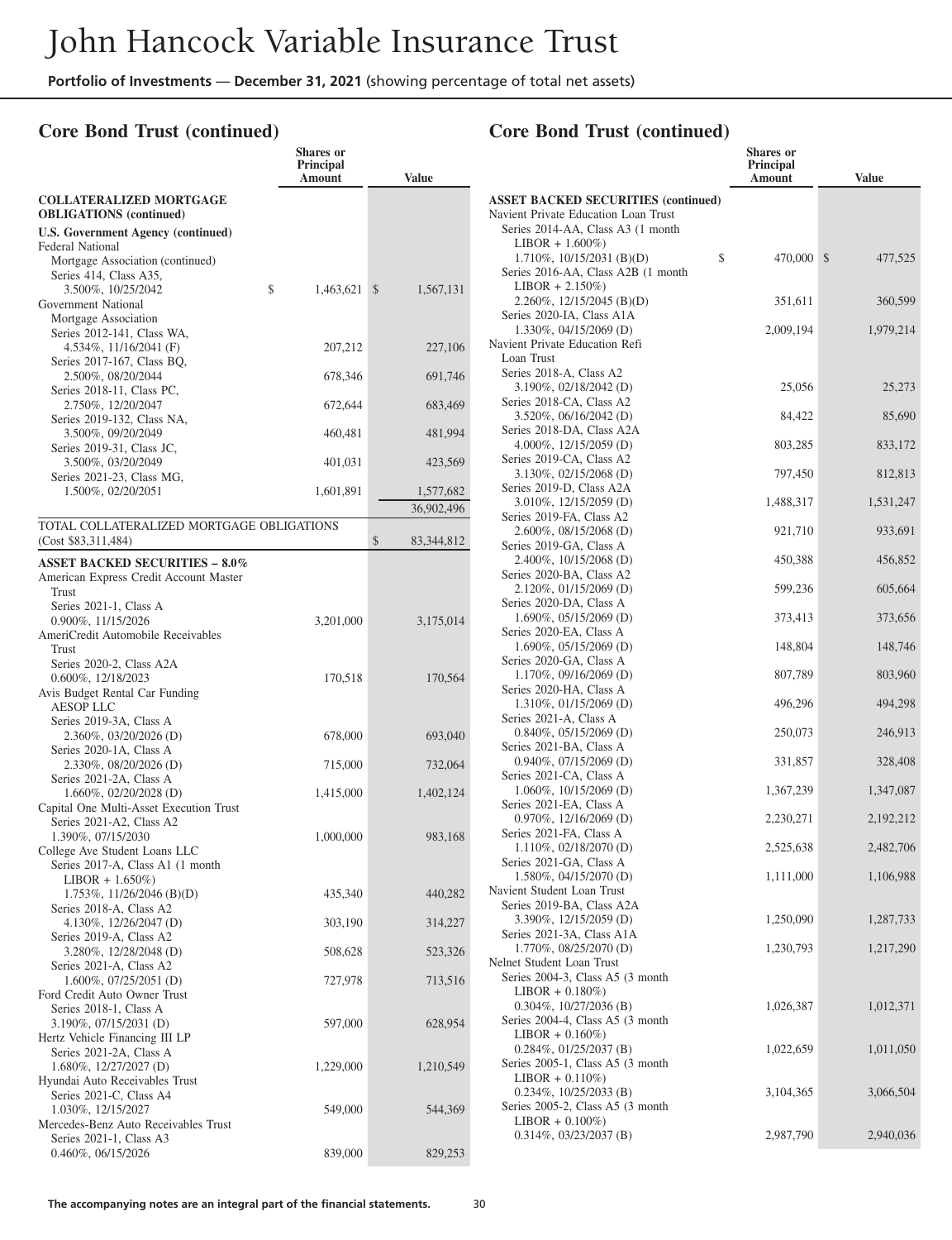## Core Bond Trust (continued)

| | Shares or Principal Amount | Value |
|---|---|---|
| **COLLATERALIZED MORTGAGE OBLIGATIONS (continued)** | | |
| **U.S. Government Agency (continued)** | | |
| Federal National Mortgage Association (continued) | | |
| Series 414, Class A35, 3.500%, 10/25/2042 | $ 1,463,621 | $ 1,567,131 |
| Government National Mortgage Association | | |
| Series 2012-141, Class WA, 4.534%, 11/16/2041 (F) | 207,212 | 227,106 |
| Series 2017-167, Class BQ, 2.500%, 08/20/2044 | 678,346 | 691,746 |
| Series 2018-11, Class PC, 2.750%, 12/20/2047 | 672,644 | 683,469 |
| Series 2019-132, Class NA, 3.500%, 09/20/2049 | 460,481 | 481,994 |
| Series 2019-31, Class JC, 3.500%, 03/20/2049 | 401,031 | 423,569 |
| Series 2021-23, Class MG, 1.500%, 02/20/2051 | 1,601,891 | 1,577,682 |
| | | 36,902,496 |
| TOTAL COLLATERALIZED MORTGAGE OBLIGATIONS (Cost $83,311,484) | | $ 83,344,812 |
| **ASSET BACKED SECURITIES – 8.0%** | | |
| American Express Credit Account Master Trust | | |
| Series 2021-1, Class A 0.900%, 11/15/2026 | 3,201,000 | 3,175,014 |
| AmeriCredit Automobile Receivables Trust | | |
| Series 2020-2, Class A2A 0.600%, 12/18/2023 | 170,518 | 170,564 |
| Avis Budget Rental Car Funding AESOP LLC | | |
| Series 2019-3A, Class A 2.360%, 03/20/2026 (D) | 678,000 | 693,040 |
| Series 2020-1A, Class A 2.330%, 08/20/2026 (D) | 715,000 | 732,064 |
| Series 2021-2A, Class A 1.660%, 02/20/2028 (D) | 1,415,000 | 1,402,124 |
| Capital One Multi-Asset Execution Trust | | |
| Series 2021-A2, Class A2 1.390%, 07/15/2030 | 1,000,000 | 983,168 |
| College Ave Student Loans LLC | | |
| Series 2017-A, Class A1 (1 month LIBOR + 1.650%) 1.753%, 11/26/2046 (B)(D) | 435,340 | 440,282 |
| Series 2018-A, Class A2 4.130%, 12/26/2047 (D) | 303,190 | 314,227 |
| Series 2019-A, Class A2 3.280%, 12/28/2048 (D) | 508,628 | 523,326 |
| Series 2021-A, Class A2 1.600%, 07/25/2051 (D) | 727,978 | 713,516 |
| Ford Credit Auto Owner Trust | | |
| Series 2018-1, Class A 3.190%, 07/15/2031 (D) | 597,000 | 628,954 |
| Hertz Vehicle Financing III LP | | |
| Series 2021-2A, Class A 1.680%, 12/27/2027 (D) | 1,229,000 | 1,210,549 |
| Hyundai Auto Receivables Trust | | |
| Series 2021-C, Class A4 1.030%, 12/15/2027 | 549,000 | 544,369 |
| Mercedes-Benz Auto Receivables Trust | | |
| Series 2021-1, Class A3 0.460%, 06/15/2026 | 839,000 | 829,253 |

## Core Bond Trust (continued)

| | Shares or Principal Amount | Value |
|---|---|---|
| **ASSET BACKED SECURITIES (continued)** | | |
| Navient Private Education Loan Trust | | |
| Series 2014-AA, Class A3 (1 month LIBOR + 1.600%) 1.710%, 10/15/2031 (B)(D) | $ 470,000 | $ 477,525 |
| Series 2016-AA, Class A2B (1 month LIBOR + 2.150%) 2.260%, 12/15/2045 (B)(D) | 351,611 | 360,599 |
| Series 2020-IA, Class A1A 1.330%, 04/15/2069 (D) | 2,009,194 | 1,979,214 |
| Navient Private Education Refi Loan Trust | | |
| Series 2018-A, Class A2 3.190%, 02/18/2042 (D) | 25,056 | 25,273 |
| Series 2018-CA, Class A2 3.520%, 06/16/2042 (D) | 84,422 | 85,690 |
| Series 2018-DA, Class A2A 4.000%, 12/15/2059 (D) | 803,285 | 833,172 |
| Series 2019-CA, Class A2 3.130%, 02/15/2068 (D) | 797,450 | 812,813 |
| Series 2019-D, Class A2A 3.010%, 12/15/2059 (D) | 1,488,317 | 1,531,247 |
| Series 2019-FA, Class A2 2.600%, 08/15/2068 (D) | 921,710 | 933,691 |
| Series 2019-GA, Class A 2.400%, 10/15/2068 (D) | 450,388 | 456,852 |
| Series 2020-BA, Class A2 2.120%, 01/15/2069 (D) | 599,236 | 605,664 |
| Series 2020-DA, Class A 1.690%, 05/15/2069 (D) | 373,413 | 373,656 |
| Series 2020-EA, Class A 1.690%, 05/15/2069 (D) | 148,804 | 148,746 |
| Series 2020-GA, Class A 1.170%, 09/16/2069 (D) | 807,789 | 803,960 |
| Series 2020-HA, Class A 1.310%, 01/15/2069 (D) | 496,296 | 494,298 |
| Series 2021-A, Class A 0.840%, 05/15/2069 (D) | 250,073 | 246,913 |
| Series 2021-BA, Class A 0.940%, 07/15/2069 (D) | 331,857 | 328,408 |
| Series 2021-CA, Class A 1.060%, 10/15/2069 (D) | 1,367,239 | 1,347,087 |
| Series 2021-EA, Class A 0.970%, 12/16/2069 (D) | 2,230,271 | 2,192,212 |
| Series 2021-FA, Class A 1.110%, 02/18/2070 (D) | 2,525,638 | 2,482,706 |
| Series 2021-GA, Class A 1.580%, 04/15/2070 (D) | 1,111,000 | 1,106,988 |
| Navient Student Loan Trust | | |
| Series 2019-BA, Class A2A 3.390%, 12/15/2059 (D) | 1,250,090 | 1,287,733 |
| Series 2021-3A, Class A1A 1.770%, 08/25/2070 (D) | 1,230,793 | 1,217,290 |
| Nelnet Student Loan Trust | | |
| Series 2004-3, Class A5 (3 month LIBOR + 0.180%) 0.304%, 10/27/2036 (B) | 1,026,387 | 1,012,371 |
| Series 2004-4, Class A5 (3 month LIBOR + 0.160%) 0.284%, 01/25/2037 (B) | 1,022,659 | 1,011,050 |
| Series 2005-1, Class A5 (3 month LIBOR + 0.110%) 0.234%, 10/25/2033 (B) | 3,104,365 | 3,066,504 |
| Series 2005-2, Class A5 (3 month LIBOR + 0.100%) 0.314%, 03/23/2037 (B) | 2,987,790 | 2,940,036 |

The accompanying notes are an integral part of the financial statements.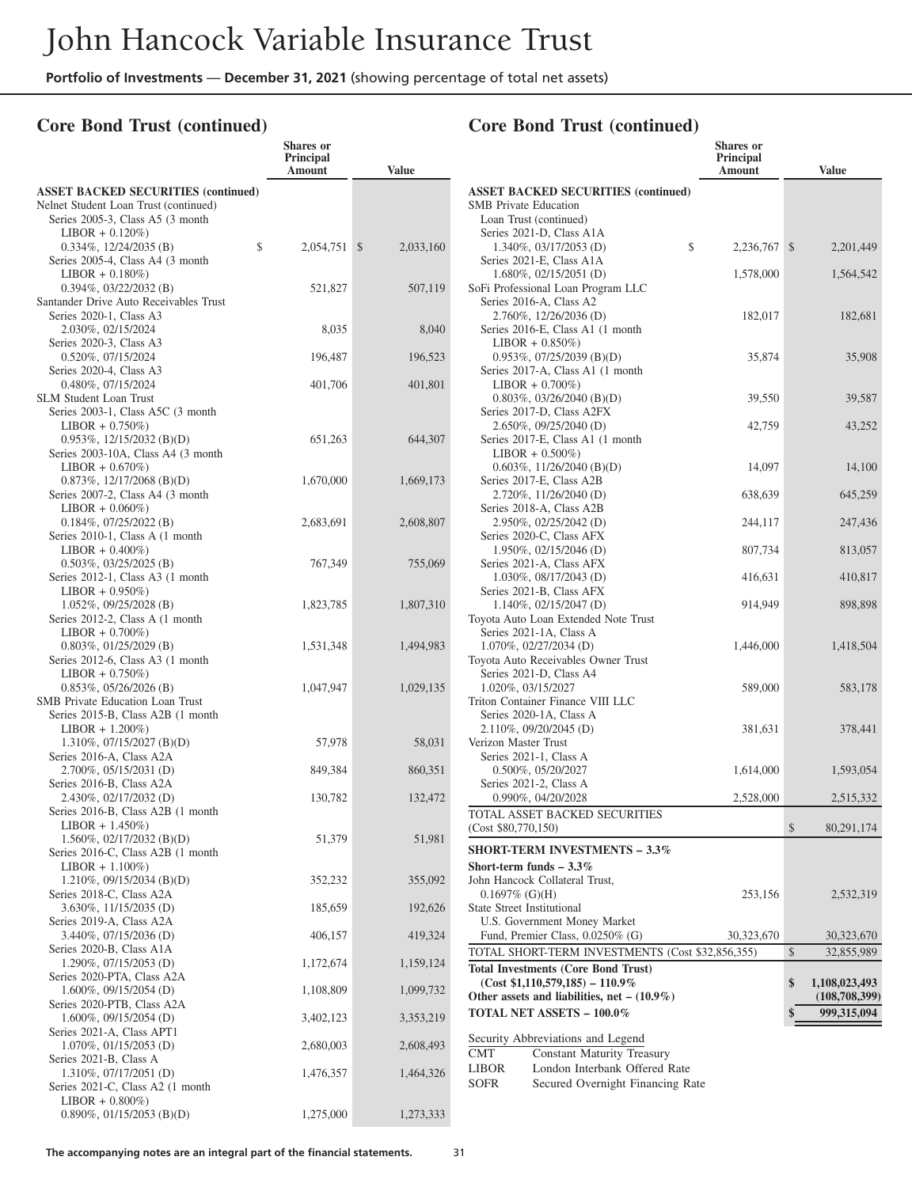## Core Bond Trust (continued)

| | Shares or Principal Amount | Value |
|---|---|---|
| **ASSET BACKED SECURITIES (continued)** | | |
| Nelnet Student Loan Trust (continued) | | |
| Series 2005-3, Class A5 (3 month LIBOR + 0.120%) 0.334%, 12/24/2035 (B) | $ 2,054,751 | $ 2,033,160 |
| Series 2005-4, Class A4 (3 month LIBOR + 0.180%) 0.394%, 03/22/2032 (B) | 521,827 | 507,119 |
| Santander Drive Auto Receivables Trust | | |
| Series 2020-1, Class A3 2.030%, 02/15/2024 | 8,035 | 8,040 |
| Series 2020-3, Class A3 0.520%, 07/15/2024 | 196,487 | 196,523 |
| Series 2020-4, Class A3 0.480%, 07/15/2024 | 401,706 | 401,801 |
| SLM Student Loan Trust | | |
| Series 2003-1, Class A5C (3 month LIBOR + 0.750%) 0.953%, 12/15/2032 (B)(D) | 651,263 | 644,307 |
| Series 2003-10A, Class A4 (3 month LIBOR + 0.670%) 0.873%, 12/17/2068 (B)(D) | 1,670,000 | 1,669,173 |
| Series 2007-2, Class A4 (3 month LIBOR + 0.060%) 0.184%, 07/25/2022 (B) | 2,683,691 | 2,608,807 |
| Series 2010-1, Class A (1 month LIBOR + 0.400%) 0.503%, 03/25/2025 (B) | 767,349 | 755,069 |
| Series 2012-1, Class A3 (1 month LIBOR + 0.950%) 1.052%, 09/25/2028 (B) | 1,823,785 | 1,807,310 |
| Series 2012-2, Class A (1 month LIBOR + 0.700%) 0.803%, 01/25/2029 (B) | 1,531,348 | 1,494,983 |
| Series 2012-6, Class A3 (1 month LIBOR + 0.750%) 0.853%, 05/26/2026 (B) | 1,047,947 | 1,029,135 |
| SMB Private Education Loan Trust | | |
| Series 2015-B, Class A2B (1 month LIBOR + 1.200%) 1.310%, 07/15/2027 (B)(D) | 57,978 | 58,031 |
| Series 2016-A, Class A2A 2.700%, 05/15/2031 (D) | 849,384 | 860,351 |
| Series 2016-B, Class A2A 2.430%, 02/17/2032 (D) | 130,782 | 132,472 |
| Series 2016-B, Class A2B (1 month LIBOR + 1.450%) 1.560%, 02/17/2032 (B)(D) | 51,379 | 51,981 |
| Series 2016-C, Class A2B (1 month LIBOR + 1.100%) 1.210%, 09/15/2034 (B)(D) | 352,232 | 355,092 |
| Series 2018-C, Class A2A 3.630%, 11/15/2035 (D) | 185,659 | 192,626 |
| Series 2019-A, Class A2A 3.440%, 07/15/2036 (D) | 406,157 | 419,324 |
| Series 2020-B, Class A1A 1.290%, 07/15/2053 (D) | 1,172,674 | 1,159,124 |
| Series 2020-PTA, Class A2A 1.600%, 09/15/2054 (D) | 1,108,809 | 1,099,732 |
| Series 2020-PTB, Class A2A 1.600%, 09/15/2054 (D) | 3,402,123 | 3,353,219 |
| Series 2021-A, Class APT1 1.070%, 01/15/2053 (D) | 2,680,003 | 2,608,493 |
| Series 2021-B, Class A 1.310%, 07/17/2051 (D) | 1,476,357 | 1,464,326 |
| Series 2021-C, Class A2 (1 month LIBOR + 0.800%) 0.890%, 01/15/2053 (B)(D) | 1,275,000 | 1,273,333 |
| SMB Private Education Loan Trust (continued) | | |
| Series 2021-D, Class A1A 1.340%, 03/17/2053 (D) | $ 2,236,767 | $ 2,201,449 |
| Series 2021-E, Class A1A 1.680%, 02/15/2051 (D) | 1,578,000 | 1,564,542 |
| SoFi Professional Loan Program LLC | | |
| Series 2016-A, Class A2 2.760%, 12/26/2036 (D) | 182,017 | 182,681 |
| Series 2016-E, Class A1 (1 month LIBOR + 0.850%) 0.953%, 07/25/2039 (B)(D) | 35,874 | 35,908 |
| Series 2017-A, Class A1 (1 month LIBOR + 0.700%) 0.803%, 03/26/2040 (B)(D) | 39,550 | 39,587 |
| Series 2017-D, Class A2FX 2.650%, 09/25/2040 (D) | 42,759 | 43,252 |
| Series 2017-E, Class A1 (1 month LIBOR + 0.500%) 0.603%, 11/26/2040 (B)(D) | 14,097 | 14,100 |
| Series 2017-E, Class A2B 2.720%, 11/26/2040 (D) | 638,639 | 645,259 |
| Series 2018-A, Class A2B 2.950%, 02/25/2042 (D) | 244,117 | 247,436 |
| Series 2020-C, Class AFX 1.950%, 02/15/2046 (D) | 807,734 | 813,057 |
| Series 2021-A, Class AFX 1.030%, 08/17/2043 (D) | 416,631 | 410,817 |
| Series 2021-B, Class AFX 1.140%, 02/15/2047 (D) | 914,949 | 898,898 |
| Toyota Auto Loan Extended Note Trust | | |
| Series 2021-1A, Class A 1.070%, 02/27/2034 (D) | 1,446,000 | 1,418,504 |
| Toyota Auto Receivables Owner Trust | | |
| Series 2021-D, Class A4 1.020%, 03/15/2027 | 589,000 | 583,178 |
| Triton Container Finance VIII LLC | | |
| Series 2020-1A, Class A 2.110%, 09/20/2045 (D) | 381,631 | 378,441 |
| Verizon Master Trust | | |
| Series 2021-1, Class A 0.500%, 05/20/2027 | 1,614,000 | 1,593,054 |
| Series 2021-2, Class A 0.990%, 04/20/2028 | 2,528,000 | 2,515,332 |
| TOTAL ASSET BACKED SECURITIES (Cost $80,770,150) | | $ 80,291,174 |
| **SHORT-TERM INVESTMENTS – 3.3%** | | |
| **Short-term funds – 3.3%** | | |
| John Hancock Collateral Trust, 0.1697% (G)(H) | 253,156 | 2,532,319 |
| State Street Institutional U.S. Government Money Market Fund, Premier Class, 0.0250% (G) | 30,323,670 | 30,323,670 |
| TOTAL SHORT-TERM INVESTMENTS (Cost $32,856,355) | | $ 32,855,989 |
| **Total Investments (Core Bond Trust) (Cost $1,110,579,185) – 110.9%** | | **$ 1,108,023,493** |
| **Other assets and liabilities, net – (10.9%)** | | **(108,708,399)** |
| **TOTAL NET ASSETS – 100.0%** | | **$ 999,315,094** |

Security Abbreviations and Legend

| | |
|---|---|
| CMT | Constant Maturity Treasury |
| LIBOR | London Interbank Offered Rate |
| SOFR | Secured Overnight Financing Rate |

The accompanying notes are an integral part of the financial statements.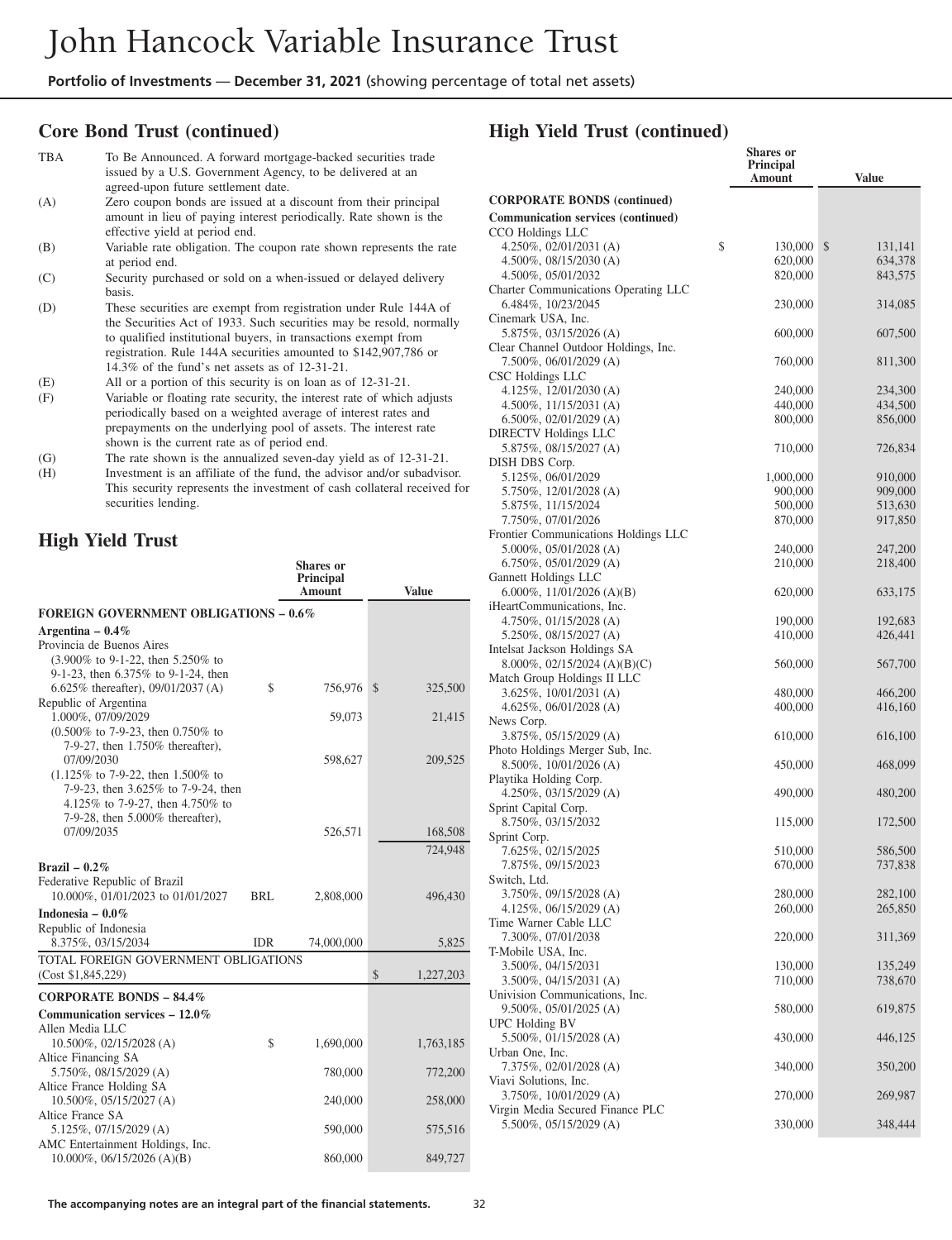## Core Bond Trust (continued)

| | |
|---|---|
| TBA | To Be Announced. A forward mortgage-backed securities trade issued by a U.S. Government Agency, to be delivered at an agreed-upon future settlement date. |
| (A) | Zero coupon bonds are issued at a discount from their principal amount in lieu of paying interest periodically. Rate shown is the effective yield at period end. |
| (B) | Variable rate obligation. The coupon rate shown represents the rate at period end. |
| (C) | Security purchased or sold on a when-issued or delayed delivery basis. |
| (D) | These securities are exempt from registration under Rule 144A of the Securities Act of 1933. Such securities may be resold, normally to qualified institutional buyers, in transactions exempt from registration. Rule 144A securities amounted to $142,907,786 or 14.3% of the fund's net assets as of 12-31-21. |
| (E) | All or a portion of this security is on loan as of 12-31-21. |
| (F) | Variable or floating rate security, the interest rate of which adjusts periodically based on a weighted average of interest rates and prepayments on the underlying pool of assets. The interest rate shown is the current rate as of period end. |
| (G) | The rate shown is the annualized seven-day yield as of 12-31-21. |
| (H) | Investment is an affiliate of the fund, the advisor and/or subadvisor. This security represents the investment of cash collateral received for securities lending. |

## High Yield Trust

| | | Shares or Principal Amount | Value |
|---|---|---|---|
| **FOREIGN GOVERNMENT OBLIGATIONS – 0.6%** | | | |
| **Argentina – 0.4%** | | | |
| Provincia de Buenos Aires | | | |
| (3.900% to 9-1-22, then 5.250% to 9-1-23, then 6.375% to 9-1-24, then 6.625% thereafter), 09/01/2037 (A) | | $ 756,976 | $ 325,500 |
| Republic of Argentina | | | |
| 1.000%, 07/09/2029 | | 59,073 | 21,415 |
| (0.500% to 7-9-23, then 0.750% to 7-9-27, then 1.750% thereafter), 07/09/2030 | | 598,627 | 209,525 |
| (1.125% to 7-9-22, then 1.500% to 7-9-23, then 3.625% to 7-9-24, then 4.125% to 7-9-27, then 4.750% to 7-9-28, then 5.000% thereafter), 07/09/2035 | | 526,571 | 168,508 |
| | | | 724,948 |
| **Brazil – 0.2%** | | | |
| Federative Republic of Brazil | | | |
| 10.000%, 01/01/2023 to 01/01/2027 | BRL | 2,808,000 | 496,430 |
| **Indonesia – 0.0%** | | | |
| Republic of Indonesia | | | |
| 8.375%, 03/15/2034 | IDR | 74,000,000 | 5,825 |
| TOTAL FOREIGN GOVERNMENT OBLIGATIONS (Cost $1,845,229) | | | $ 1,227,203 |
| **CORPORATE BONDS – 84.4%** | | | |
| **Communication services – 12.0%** | | | |
| Allen Media LLC | | | |
| 10.500%, 02/15/2028 (A) | | $ 1,690,000 | 1,763,185 |
| Altice Financing SA | | | |
| 5.750%, 08/15/2029 (A) | | 780,000 | 772,200 |
| Altice France Holding SA | | | |
| 10.500%, 05/15/2027 (A) | | 240,000 | 258,000 |
| Altice France SA | | | |
| 5.125%, 07/15/2029 (A) | | 590,000 | 575,516 |
| AMC Entertainment Holdings, Inc. | | | |
| 10.000%, 06/15/2026 (A)(B) | | 860,000 | 849,727 |

## High Yield Trust (continued)

| | Shares or Principal Amount | Value |
|---|---|---|
| **CORPORATE BONDS (continued)** | | |
| **Communication services (continued)** | | |
| CCO Holdings LLC | | |
| 4.250%, 02/01/2031 (A) | $ 130,000 | $ 131,141 |
| 4.500%, 08/15/2030 (A) | 620,000 | 634,378 |
| 4.500%, 05/01/2032 | 820,000 | 843,575 |
| Charter Communications Operating LLC | | |
| 6.484%, 10/23/2045 | 230,000 | 314,085 |
| Cinemark USA, Inc. | | |
| 5.875%, 03/15/2026 (A) | 600,000 | 607,500 |
| Clear Channel Outdoor Holdings, Inc. | | |
| 7.500%, 06/01/2029 (A) | 760,000 | 811,300 |
| CSC Holdings LLC | | |
| 4.125%, 12/01/2030 (A) | 240,000 | 234,300 |
| 4.500%, 11/15/2031 (A) | 440,000 | 434,500 |
| 6.500%, 02/01/2029 (A) | 800,000 | 856,000 |
| DIRECTV Holdings LLC | | |
| 5.875%, 08/15/2027 (A) | 710,000 | 726,834 |
| DISH DBS Corp. | | |
| 5.125%, 06/01/2029 | 1,000,000 | 910,000 |
| 5.750%, 12/01/2028 (A) | 900,000 | 909,000 |
| 5.875%, 11/15/2024 | 500,000 | 513,630 |
| 7.750%, 07/01/2026 | 870,000 | 917,850 |
| Frontier Communications Holdings LLC | | |
| 5.000%, 05/01/2028 (A) | 240,000 | 247,200 |
| 6.750%, 05/01/2029 (A) | 210,000 | 218,400 |
| Gannett Holdings LLC | | |
| 6.000%, 11/01/2026 (A)(B) | 620,000 | 633,175 |
| iHeartCommunications, Inc. | | |
| 4.750%, 01/15/2028 (A) | 190,000 | 192,683 |
| 5.250%, 08/15/2027 (A) | 410,000 | 426,441 |
| Intelsat Jackson Holdings SA | | |
| 8.000%, 02/15/2024 (A)(B)(C) | 560,000 | 567,700 |
| Match Group Holdings II LLC | | |
| 3.625%, 10/01/2031 (A) | 480,000 | 466,200 |
| 4.625%, 06/01/2028 (A) | 400,000 | 416,160 |
| News Corp. | | |
| 3.875%, 05/15/2029 (A) | 610,000 | 616,100 |
| Photo Holdings Merger Sub, Inc. | | |
| 8.500%, 10/01/2026 (A) | 450,000 | 468,099 |
| Playtika Holding Corp. | | |
| 4.250%, 03/15/2029 (A) | 490,000 | 480,200 |
| Sprint Capital Corp. | | |
| 8.750%, 03/15/2032 | 115,000 | 172,500 |
| Sprint Corp. | | |
| 7.625%, 02/15/2025 | 510,000 | 586,500 |
| 7.875%, 09/15/2023 | 670,000 | 737,838 |
| Switch, Ltd. | | |
| 3.750%, 09/15/2028 (A) | 280,000 | 282,100 |
| 4.125%, 06/15/2029 (A) | 260,000 | 265,850 |
| Time Warner Cable LLC | | |
| 7.300%, 07/01/2038 | 220,000 | 311,369 |
| T-Mobile USA, Inc. | | |
| 3.500%, 04/15/2031 | 130,000 | 135,249 |
| 3.500%, 04/15/2031 (A) | 710,000 | 738,670 |
| Univision Communications, Inc. | | |
| 9.500%, 05/01/2025 (A) | 580,000 | 619,875 |
| UPC Holding BV | | |
| 5.500%, 01/15/2028 (A) | 430,000 | 446,125 |
| Urban One, Inc. | | |
| 7.375%, 02/01/2028 (A) | 340,000 | 350,200 |
| Viavi Solutions, Inc. | | |
| 3.750%, 10/01/2029 (A) | 270,000 | 269,987 |
| Virgin Media Secured Finance PLC | | |
| 5.500%, 05/15/2029 (A) | 330,000 | 348,444 |

The accompanying notes are an integral part of the financial statements.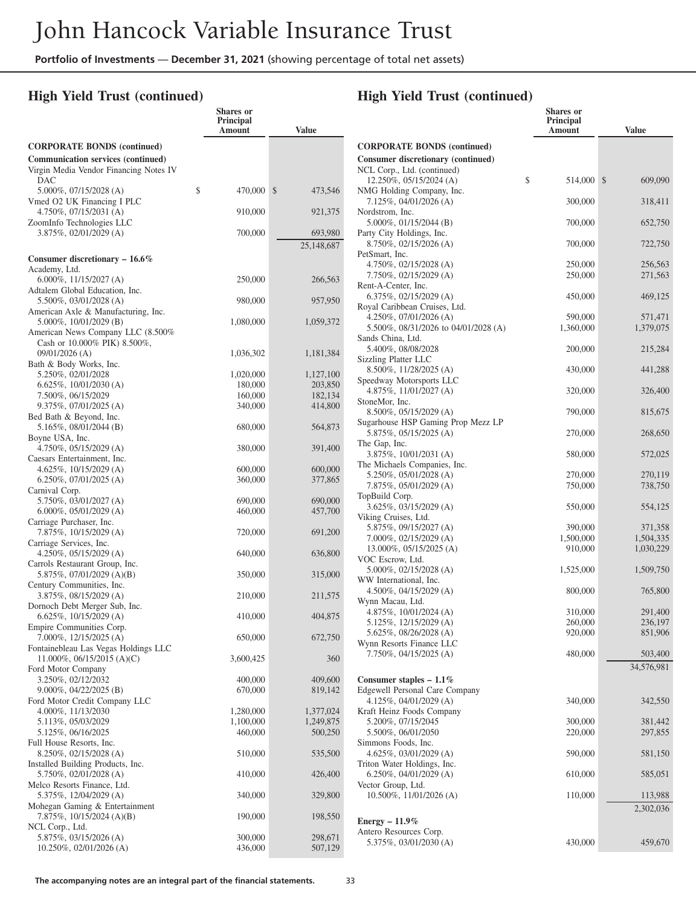## High Yield Trust (continued)

| | Shares or Principal Amount | Value |
|---|---|---|
| **CORPORATE BONDS (continued)** | | |
| **Communication services (continued)** | | |
| Virgin Media Vendor Financing Notes IV DAC | | |
| 5.000%, 07/15/2028 (A) | $ 470,000 | $ 473,546 |
| Vmed O2 UK Financing I PLC | | |
| 4.750%, 07/15/2031 (A) | 910,000 | 921,375 |
| ZoomInfo Technologies LLC | | |
| 3.875%, 02/01/2029 (A) | 700,000 | 693,980 |
| | | 25,148,687 |
| **Consumer discretionary – 16.6%** | | |
| Academy, Ltd. | | |
| 6.000%, 11/15/2027 (A) | 250,000 | 266,563 |
| Adtalem Global Education, Inc. | | |
| 5.500%, 03/01/2028 (A) | 980,000 | 957,950 |
| American Axle & Manufacturing, Inc. | | |
| 5.000%, 10/01/2029 (B) | 1,080,000 | 1,059,372 |
| American News Company LLC (8.500% Cash or 10.000% PIK) 8.500%, 09/01/2026 (A) | 1,036,302 | 1,181,384 |
| Bath & Body Works, Inc. | | |
| 5.250%, 02/01/2028 | 1,020,000 | 1,127,100 |
| 6.625%, 10/01/2030 (A) | 180,000 | 203,850 |
| 7.500%, 06/15/2029 | 160,000 | 182,134 |
| 9.375%, 07/01/2025 (A) | 340,000 | 414,800 |
| Bed Bath & Beyond, Inc. | | |
| 5.165%, 08/01/2044 (B) | 680,000 | 564,873 |
| Boyne USA, Inc. | | |
| 4.750%, 05/15/2029 (A) | 380,000 | 391,400 |
| Caesars Entertainment, Inc. | | |
| 4.625%, 10/15/2029 (A) | 600,000 | 600,000 |
| 6.250%, 07/01/2025 (A) | 360,000 | 377,865 |
| Carnival Corp. | | |
| 5.750%, 03/01/2027 (A) | 690,000 | 690,000 |
| 6.000%, 05/01/2029 (A) | 460,000 | 457,700 |
| Carriage Purchaser, Inc. | | |
| 7.875%, 10/15/2029 (A) | 720,000 | 691,200 |
| Carriage Services, Inc. | | |
| 4.250%, 05/15/2029 (A) | 640,000 | 636,800 |
| Carrols Restaurant Group, Inc. | | |
| 5.875%, 07/01/2029 (A)(B) | 350,000 | 315,000 |
| Century Communities, Inc. | | |
| 3.875%, 08/15/2029 (A) | 210,000 | 211,575 |
| Dornoch Debt Merger Sub, Inc. | | |
| 6.625%, 10/15/2029 (A) | 410,000 | 404,875 |
| Empire Communities Corp. | | |
| 7.000%, 12/15/2025 (A) | 650,000 | 672,750 |
| Fontainebleau Las Vegas Holdings LLC | | |
| 11.000%, 06/15/2015 (A)(C) | 3,600,425 | 360 |
| Ford Motor Company | | |
| 3.250%, 02/12/2032 | 400,000 | 409,600 |
| 9.000%, 04/22/2025 (B) | 670,000 | 819,142 |
| Ford Motor Credit Company LLC | | |
| 4.000%, 11/13/2030 | 1,280,000 | 1,377,024 |
| 5.113%, 05/03/2029 | 1,100,000 | 1,249,875 |
| 5.125%, 06/16/2025 | 460,000 | 500,250 |
| Full House Resorts, Inc. | | |
| 8.250%, 02/15/2028 (A) | 510,000 | 535,500 |
| Installed Building Products, Inc. | | |
| 5.750%, 02/01/2028 (A) | 410,000 | 426,400 |
| Melco Resorts Finance, Ltd. | | |
| 5.375%, 12/04/2029 (A) | 340,000 | 329,800 |
| Mohegan Gaming & Entertainment | | |
| 7.875%, 10/15/2024 (A)(B) | 190,000 | 198,550 |
| NCL Corp., Ltd. | | |
| 5.875%, 03/15/2026 (A) | 300,000 | 298,671 |
| 10.250%, 02/01/2026 (A) | 436,000 | 507,129 |
| NCL Corp., Ltd. (continued) | | |
| 12.250%, 05/15/2024 (A) | $ 514,000 | $ 609,090 |
| NMG Holding Company, Inc. | | |
| 7.125%, 04/01/2026 (A) | 300,000 | 318,411 |
| Nordstrom, Inc. | | |
| 5.000%, 01/15/2044 (B) | 700,000 | 652,750 |
| Party City Holdings, Inc. | | |
| 8.750%, 02/15/2026 (A) | 700,000 | 722,750 |
| PetSmart, Inc. | | |
| 4.750%, 02/15/2028 (A) | 250,000 | 256,563 |
| 7.750%, 02/15/2029 (A) | 250,000 | 271,563 |
| Rent-A-Center, Inc. | | |
| 6.375%, 02/15/2029 (A) | 450,000 | 469,125 |
| Royal Caribbean Cruises, Ltd. | | |
| 4.250%, 07/01/2026 (A) | 590,000 | 571,471 |
| 5.500%, 08/31/2026 to 04/01/2028 (A) | 1,360,000 | 1,379,075 |
| Sands China, Ltd. | | |
| 5.400%, 08/08/2028 | 200,000 | 215,284 |
| Sizzling Platter LLC | | |
| 8.500%, 11/28/2025 (A) | 430,000 | 441,288 |
| Speedway Motorsports LLC | | |
| 4.875%, 11/01/2027 (A) | 320,000 | 326,400 |
| StoneMor, Inc. | | |
| 8.500%, 05/15/2029 (A) | 790,000 | 815,675 |
| Sugarhouse HSP Gaming Prop Mezz LP | | |
| 5.875%, 05/15/2025 (A) | 270,000 | 268,650 |
| The Gap, Inc. | | |
| 3.875%, 10/01/2031 (A) | 580,000 | 572,025 |
| The Michaels Companies, Inc. | | |
| 5.250%, 05/01/2028 (A) | 270,000 | 270,119 |
| 7.875%, 05/01/2029 (A) | 750,000 | 738,750 |
| TopBuild Corp. | | |
| 3.625%, 03/15/2029 (A) | 550,000 | 554,125 |
| Viking Cruises, Ltd. | | |
| 5.875%, 09/15/2027 (A) | 390,000 | 371,358 |
| 7.000%, 02/15/2029 (A) | 1,500,000 | 1,504,335 |
| 13.000%, 05/15/2025 (A) | 910,000 | 1,030,229 |
| VOC Escrow, Ltd. | | |
| 5.000%, 02/15/2028 (A) | 1,525,000 | 1,509,750 |
| WW International, Inc. | | |
| 4.500%, 04/15/2029 (A) | 800,000 | 765,800 |
| Wynn Macau, Ltd. | | |
| 4.875%, 10/01/2024 (A) | 310,000 | 291,400 |
| 5.125%, 12/15/2029 (A) | 260,000 | 236,197 |
| 5.625%, 08/26/2028 (A) | 920,000 | 851,906 |
| Wynn Resorts Finance LLC | | |
| 7.750%, 04/15/2025 (A) | 480,000 | 503,400 |
| | | 34,576,981 |
| **Consumer staples – 1.1%** | | |
| Edgewell Personal Care Company | | |
| 4.125%, 04/01/2029 (A) | 340,000 | 342,550 |
| Kraft Heinz Foods Company | | |
| 5.200%, 07/15/2045 | 300,000 | 381,442 |
| 5.500%, 06/01/2050 | 220,000 | 297,855 |
| Simmons Foods, Inc. | | |
| 4.625%, 03/01/2029 (A) | 590,000 | 581,150 |
| Triton Water Holdings, Inc. | | |
| 6.250%, 04/01/2029 (A) | 610,000 | 585,051 |
| Vector Group, Ltd. | | |
| 10.500%, 11/01/2026 (A) | 110,000 | 113,988 |
| | | 2,302,036 |
| **Energy – 11.9%** | | |
| Antero Resources Corp. | | |
| 5.375%, 03/01/2030 (A) | 430,000 | 459,670 |

**The accompanying notes are an integral part of the financial statements.**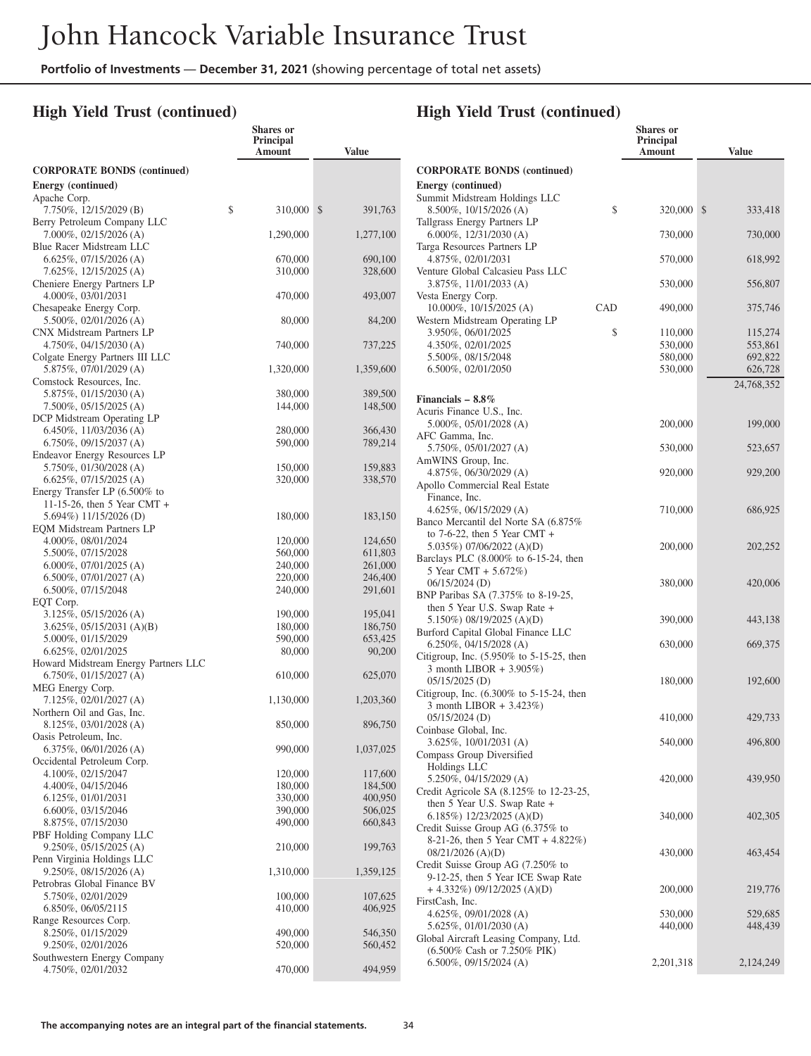# John Hancock Variable Insurance Trust

**Portfolio of Investments** — **December 31, 2021** (showing percentage of total net assets)

## High Yield Trust (continued)

| | | Shares or Principal Amount | Value |
|---|---|---|---|
| **CORPORATE BONDS (continued)** | | | |
| **Energy (continued)** | | | |
| Apache Corp. | | | |
| 7.750%, 12/15/2029 (B) | $ | 310,000 | $ 391,763 |
| Berry Petroleum Company LLC | | | |
| 7.000%, 02/15/2026 (A) | | 1,290,000 | 1,277,100 |
| Blue Racer Midstream LLC | | | |
| 6.625%, 07/15/2026 (A) | | 670,000 | 690,100 |
| 7.625%, 12/15/2025 (A) | | 310,000 | 328,600 |
| Cheniere Energy Partners LP | | | |
| 4.000%, 03/01/2031 | | 470,000 | 493,007 |
| Chesapeake Energy Corp. | | | |
| 5.500%, 02/01/2026 (A) | | 80,000 | 84,200 |
| CNX Midstream Partners LP | | | |
| 4.750%, 04/15/2030 (A) | | 740,000 | 737,225 |
| Colgate Energy Partners III LLC | | | |
| 5.875%, 07/01/2029 (A) | | 1,320,000 | 1,359,600 |
| Comstock Resources, Inc. | | | |
| 5.875%, 01/15/2030 (A) | | 380,000 | 389,500 |
| 7.500%, 05/15/2025 (A) | | 144,000 | 148,500 |
| DCP Midstream Operating LP | | | |
| 6.450%, 11/03/2036 (A) | | 280,000 | 366,430 |
| 6.750%, 09/15/2037 (A) | | 590,000 | 789,214 |
| Endeavor Energy Resources LP | | | |
| 5.750%, 01/30/2028 (A) | | 150,000 | 159,883 |
| 6.625%, 07/15/2025 (A) | | 320,000 | 338,570 |
| Energy Transfer LP (6.500% to 11-15-26, then 5 Year CMT + 5.694%) 11/15/2026 (D) | | 180,000 | 183,150 |
| EQM Midstream Partners LP | | | |
| 4.000%, 08/01/2024 | | 120,000 | 124,650 |
| 5.500%, 07/15/2028 | | 560,000 | 611,803 |
| 6.000%, 07/01/2025 (A) | | 240,000 | 261,000 |
| 6.500%, 07/01/2027 (A) | | 220,000 | 246,400 |
| 6.500%, 07/15/2048 | | 240,000 | 291,601 |
| EQT Corp. | | | |
| 3.125%, 05/15/2026 (A) | | 190,000 | 195,041 |
| 3.625%, 05/15/2031 (A)(B) | | 180,000 | 186,750 |
| 5.000%, 01/15/2029 | | 590,000 | 653,425 |
| 6.625%, 02/01/2025 | | 80,000 | 90,200 |
| Howard Midstream Energy Partners LLC | | | |
| 6.750%, 01/15/2027 (A) | | 610,000 | 625,070 |
| MEG Energy Corp. | | | |
| 7.125%, 02/01/2027 (A) | | 1,130,000 | 1,203,360 |
| Northern Oil and Gas, Inc. | | | |
| 8.125%, 03/01/2028 (A) | | 850,000 | 896,750 |
| Oasis Petroleum, Inc. | | | |
| 6.375%, 06/01/2026 (A) | | 990,000 | 1,037,025 |
| Occidental Petroleum Corp. | | | |
| 4.100%, 02/15/2047 | | 120,000 | 117,600 |
| 4.400%, 04/15/2046 | | 180,000 | 184,500 |
| 6.125%, 01/01/2031 | | 330,000 | 400,950 |
| 6.600%, 03/15/2046 | | 390,000 | 506,025 |
| 8.875%, 07/15/2030 | | 490,000 | 660,843 |
| PBF Holding Company LLC | | | |
| 9.250%, 05/15/2025 (A) | | 210,000 | 199,763 |
| Penn Virginia Holdings LLC | | | |
| 9.250%, 08/15/2026 (A) | | 1,310,000 | 1,359,125 |
| Petrobras Global Finance BV | | | |
| 5.750%, 02/01/2029 | | 100,000 | 107,625 |
| 6.850%, 06/05/2115 | | 410,000 | 406,925 |
| Range Resources Corp. | | | |
| 8.250%, 01/15/2029 | | 490,000 | 546,350 |
| 9.250%, 02/01/2026 | | 520,000 | 560,452 |
| Southwestern Energy Company | | | |
| 4.750%, 02/01/2032 | | 470,000 | 494,959 |
| Summit Midstream Holdings LLC | | | |
| 8.500%, 10/15/2026 (A) | $ | 320,000 | $ 333,418 |
| Tallgrass Energy Partners LP | | | |
| 6.000%, 12/31/2030 (A) | | 730,000 | 730,000 |
| Targa Resources Partners LP | | | |
| 4.875%, 02/01/2031 | | 570,000 | 618,992 |
| Venture Global Calcasieu Pass LLC | | | |
| 3.875%, 11/01/2033 (A) | | 530,000 | 556,807 |
| Vesta Energy Corp. | | | |
| 10.000%, 10/15/2025 (A) | CAD | 490,000 | 375,746 |
| Western Midstream Operating LP | | | |
| 3.950%, 06/01/2025 | $ | 110,000 | 115,274 |
| 4.350%, 02/01/2025 | | 530,000 | 553,861 |
| 5.500%, 08/15/2048 | | 580,000 | 692,822 |
| 6.500%, 02/01/2050 | | 530,000 | 626,728 |
| | | | 24,768,352 |
| **Financials – 8.8%** | | | |
| Acuris Finance U.S., Inc. | | | |
| 5.000%, 05/01/2028 (A) | | 200,000 | 199,000 |
| AFC Gamma, Inc. | | | |
| 5.750%, 05/01/2027 (A) | | 530,000 | 523,657 |
| AmWINS Group, Inc. | | | |
| 4.875%, 06/30/2029 (A) | | 920,000 | 929,200 |
| Apollo Commercial Real Estate Finance, Inc. | | | |
| 4.625%, 06/15/2029 (A) | | 710,000 | 686,925 |
| Banco Mercantil del Norte SA (6.875% to 7-6-22, then 5 Year CMT + 5.035%) 07/06/2022 (A)(D) | | 200,000 | 202,252 |
| Barclays PLC (8.000% to 6-15-24, then 5 Year CMT + 5.672%) 06/15/2024 (D) | | 380,000 | 420,006 |
| BNP Paribas SA (7.375% to 8-19-25, then 5 Year U.S. Swap Rate + 5.150%) 08/19/2025 (A)(D) | | 390,000 | 443,138 |
| Burford Capital Global Finance LLC | | | |
| 6.250%, 04/15/2028 (A) | | 630,000 | 669,375 |
| Citigroup, Inc. (5.950% to 5-15-25, then 3 month LIBOR + 3.905%) 05/15/2025 (D) | | 180,000 | 192,600 |
| Citigroup, Inc. (6.300% to 5-15-24, then 3 month LIBOR + 3.423%) 05/15/2024 (D) | | 410,000 | 429,733 |
| Coinbase Global, Inc. | | | |
| 3.625%, 10/01/2031 (A) | | 540,000 | 496,800 |
| Compass Group Diversified Holdings LLC | | | |
| 5.250%, 04/15/2029 (A) | | 420,000 | 439,950 |
| Credit Agricole SA (8.125% to 12-23-25, then 5 Year U.S. Swap Rate + 6.185%) 12/23/2025 (A)(D) | | 340,000 | 402,305 |
| Credit Suisse Group AG (6.375% to 8-21-26, then 5 Year CMT + 4.822%) 08/21/2026 (A)(D) | | 430,000 | 463,454 |
| Credit Suisse Group AG (7.250% to 9-12-25, then 5 Year ICE Swap Rate + 4.332%) 09/12/2025 (A)(D) | | 200,000 | 219,776 |
| FirstCash, Inc. | | | |
| 4.625%, 09/01/2028 (A) | | 530,000 | 529,685 |
| 5.625%, 01/01/2030 (A) | | 440,000 | 448,439 |
| Global Aircraft Leasing Company, Ltd. (6.500% Cash or 7.250% PIK) | | | |
| 6.500%, 09/15/2024 (A) | | 2,201,318 | 2,124,249 |

The accompanying notes are an integral part of the financial statements.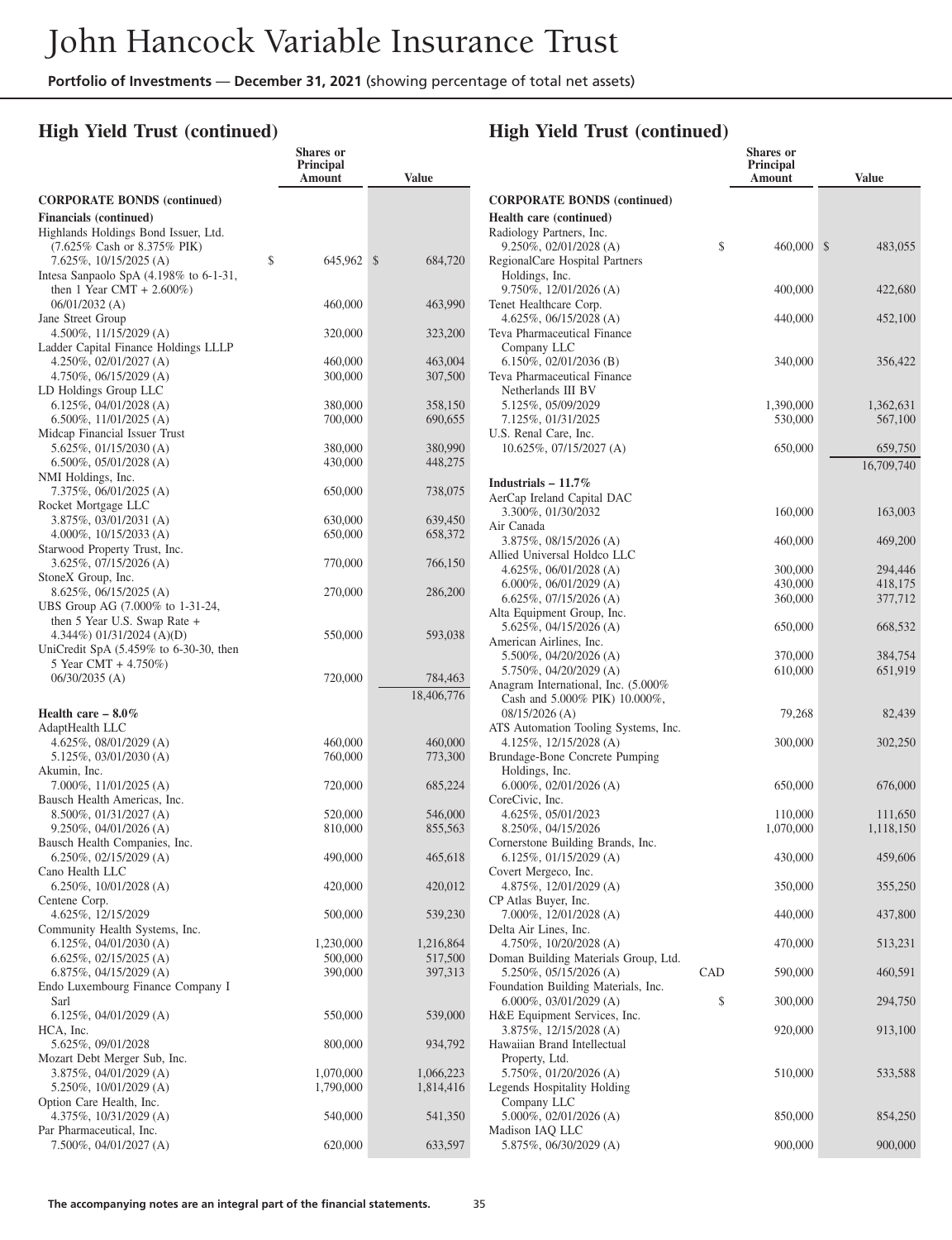## High Yield Trust (continued)

| | Shares or Principal Amount | Value |
|---|---|---|
| **CORPORATE BONDS (continued)** | | |
| **Financials (continued)** | | |
| Highlands Holdings Bond Issuer, Ltd. (7.625% Cash or 8.375% PIK) 7.625%, 10/15/2025 (A) | $ 645,962 | $ 684,720 |
| Intesa Sanpaolo SpA (4.198% to 6-1-31, then 1 Year CMT + 2.600%) 06/01/2032 (A) | 460,000 | 463,990 |
| Jane Street Group 4.500%, 11/15/2029 (A) | 320,000 | 323,200 |
| Ladder Capital Finance Holdings LLLP | | |
| 4.250%, 02/01/2027 (A) | 460,000 | 463,004 |
| 4.750%, 06/15/2029 (A) | 300,000 | 307,500 |
| LD Holdings Group LLC | | |
| 6.125%, 04/01/2028 (A) | 380,000 | 358,150 |
| 6.500%, 11/01/2025 (A) | 700,000 | 690,655 |
| Midcap Financial Issuer Trust | | |
| 5.625%, 01/15/2030 (A) | 380,000 | 380,990 |
| 6.500%, 05/01/2028 (A) | 430,000 | 448,275 |
| NMI Holdings, Inc. 7.375%, 06/01/2025 (A) | 650,000 | 738,075 |
| Rocket Mortgage LLC | | |
| 3.875%, 03/01/2031 (A) | 630,000 | 639,450 |
| 4.000%, 10/15/2033 (A) | 650,000 | 658,372 |
| Starwood Property Trust, Inc. 3.625%, 07/15/2026 (A) | 770,000 | 766,150 |
| StoneX Group, Inc. 8.625%, 06/15/2025 (A) | 270,000 | 286,200 |
| UBS Group AG (7.000% to 1-31-24, then 5 Year U.S. Swap Rate + 4.344%) 01/31/2024 (A)(D) | 550,000 | 593,038 |
| UniCredit SpA (5.459% to 6-30-30, then 5 Year CMT + 4.750%) 06/30/2035 (A) | 720,000 | 784,463 |
| | | 18,406,776 |
| **Health care – 8.0%** | | |
| AdaptHealth LLC | | |
| 4.625%, 08/01/2029 (A) | 460,000 | 460,000 |
| 5.125%, 03/01/2030 (A) | 760,000 | 773,300 |
| Akumin, Inc. 7.000%, 11/01/2025 (A) | 720,000 | 685,224 |
| Bausch Health Americas, Inc. | | |
| 8.500%, 01/31/2027 (A) | 520,000 | 546,000 |
| 9.250%, 04/01/2026 (A) | 810,000 | 855,563 |
| Bausch Health Companies, Inc. 6.250%, 02/15/2029 (A) | 490,000 | 465,618 |
| Cano Health LLC 6.250%, 10/01/2028 (A) | 420,000 | 420,012 |
| Centene Corp. 4.625%, 12/15/2029 | 500,000 | 539,230 |
| Community Health Systems, Inc. | | |
| 6.125%, 04/01/2030 (A) | 1,230,000 | 1,216,864 |
| 6.625%, 02/15/2025 (A) | 500,000 | 517,500 |
| 6.875%, 04/15/2029 (A) | 390,000 | 397,313 |
| Endo Luxembourg Finance Company I Sarl 6.125%, 04/01/2029 (A) | 550,000 | 539,000 |
| HCA, Inc. 5.625%, 09/01/2028 | 800,000 | 934,792 |
| Mozart Debt Merger Sub, Inc. | | |
| 3.875%, 04/01/2029 (A) | 1,070,000 | 1,066,223 |
| 5.250%, 10/01/2029 (A) | 1,790,000 | 1,814,416 |
| Option Care Health, Inc. 4.375%, 10/31/2029 (A) | 540,000 | 541,350 |
| Par Pharmaceutical, Inc. 7.500%, 04/01/2027 (A) | 620,000 | 633,597 |
| Radiology Partners, Inc. 9.250%, 02/01/2028 (A) | $ 460,000 | $ 483,055 |
| RegionalCare Hospital Partners Holdings, Inc. 9.750%, 12/01/2026 (A) | 400,000 | 422,680 |
| Tenet Healthcare Corp. 4.625%, 06/15/2028 (A) | 440,000 | 452,100 |
| Teva Pharmaceutical Finance Company LLC 6.150%, 02/01/2036 (B) | 340,000 | 356,422 |
| Teva Pharmaceutical Finance Netherlands III BV | | |
| 5.125%, 05/09/2029 | 1,390,000 | 1,362,631 |
| 7.125%, 01/31/2025 | 530,000 | 567,100 |
| U.S. Renal Care, Inc. 10.625%, 07/15/2027 (A) | 650,000 | 659,750 |
| | | 16,709,740 |
| **Industrials – 11.7%** | | |
| AerCap Ireland Capital DAC 3.300%, 01/30/2032 | 160,000 | 163,003 |
| Air Canada 3.875%, 08/15/2026 (A) | 460,000 | 469,200 |
| Allied Universal Holdco LLC | | |
| 4.625%, 06/01/2028 (A) | 300,000 | 294,446 |
| 6.000%, 06/01/2029 (A) | 430,000 | 418,175 |
| 6.625%, 07/15/2026 (A) | 360,000 | 377,712 |
| Alta Equipment Group, Inc. 5.625%, 04/15/2026 (A) | 650,000 | 668,532 |
| American Airlines, Inc. | | |
| 5.500%, 04/20/2026 (A) | 370,000 | 384,754 |
| 5.750%, 04/20/2029 (A) | 610,000 | 651,919 |
| Anagram International, Inc. (5.000% Cash and 5.000% PIK) 10.000%, 08/15/2026 (A) | 79,268 | 82,439 |
| ATS Automation Tooling Systems, Inc. 4.125%, 12/15/2028 (A) | 300,000 | 302,250 |
| Brundage-Bone Concrete Pumping Holdings, Inc. 6.000%, 02/01/2026 (A) | 650,000 | 676,000 |
| CoreCivic, Inc. | | |
| 4.625%, 05/01/2023 | 110,000 | 111,650 |
| 8.250%, 04/15/2026 | 1,070,000 | 1,118,150 |
| Cornerstone Building Brands, Inc. 6.125%, 01/15/2029 (A) | 430,000 | 459,606 |
| Covert Mergeco, Inc. 4.875%, 12/01/2029 (A) | 350,000 | 355,250 |
| CP Atlas Buyer, Inc. 7.000%, 12/01/2028 (A) | 440,000 | 437,800 |
| Delta Air Lines, Inc. 4.750%, 10/20/2028 (A) | 470,000 | 513,231 |
| Doman Building Materials Group, Ltd. 5.250%, 05/15/2026 (A) | CAD 590,000 | 460,591 |
| Foundation Building Materials, Inc. 6.000%, 03/01/2029 (A) | $ 300,000 | 294,750 |
| H&E Equipment Services, Inc. 3.875%, 12/15/2028 (A) | 920,000 | 913,100 |
| Hawaiian Brand Intellectual Property, Ltd. 5.750%, 01/20/2026 (A) | 510,000 | 533,588 |
| Legends Hospitality Holding Company LLC 5.000%, 02/01/2026 (A) | 850,000 | 854,250 |
| Madison IAQ LLC 5.875%, 06/30/2029 (A) | 900,000 | 900,000 |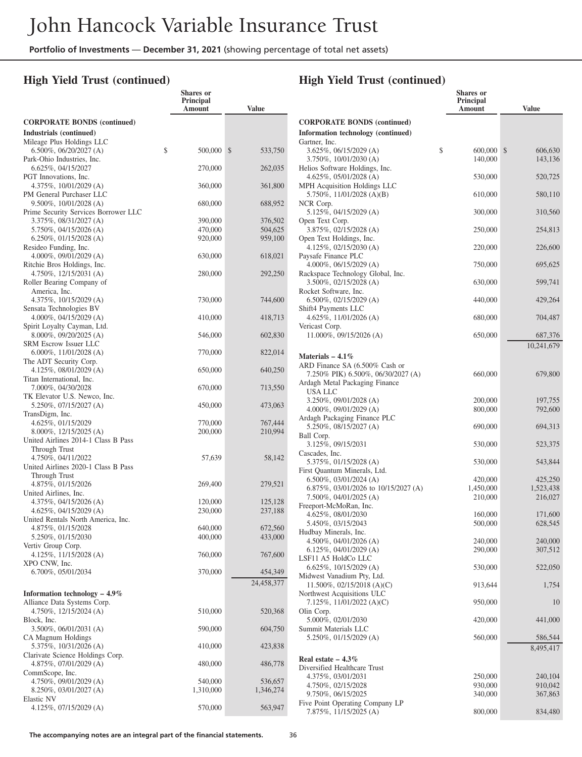## High Yield Trust (continued)

| | Shares or Principal Amount | Value |
|---|---|---|
| **CORPORATE BONDS (continued)** | | |
| **Industrials (continued)** | | |
| Mileage Plus Holdings LLC | | |
| 6.500%, 06/20/2027 (A) | $ 500,000 | $ 533,750 |
| Park-Ohio Industries, Inc. | | |
| 6.625%, 04/15/2027 | 270,000 | 262,035 |
| PGT Innovations, Inc. | | |
| 4.375%, 10/01/2029 (A) | 360,000 | 361,800 |
| PM General Purchaser LLC | | |
| 9.500%, 10/01/2028 (A) | 680,000 | 688,952 |
| Prime Security Services Borrower LLC | | |
| 3.375%, 08/31/2027 (A) | 390,000 | 376,502 |
| 5.750%, 04/15/2026 (A) | 470,000 | 504,625 |
| 6.250%, 01/15/2028 (A) | 920,000 | 959,100 |
| Resideo Funding, Inc. | | |
| 4.000%, 09/01/2029 (A) | 630,000 | 618,021 |
| Ritchie Bros Holdings, Inc. | | |
| 4.750%, 12/15/2031 (A) | 280,000 | 292,250 |
| Roller Bearing Company of America, Inc. | | |
| 4.375%, 10/15/2029 (A) | 730,000 | 744,600 |
| Sensata Technologies BV | | |
| 4.000%, 04/15/2029 (A) | 410,000 | 418,713 |
| Spirit Loyalty Cayman, Ltd. | | |
| 8.000%, 09/20/2025 (A) | 546,000 | 602,830 |
| SRM Escrow Issuer LLC | | |
| 6.000%, 11/01/2028 (A) | 770,000 | 822,014 |
| The ADT Security Corp. | | |
| 4.125%, 08/01/2029 (A) | 650,000 | 640,250 |
| Titan International, Inc. | | |
| 7.000%, 04/30/2028 | 670,000 | 713,550 |
| TK Elevator U.S. Newco, Inc. | | |
| 5.250%, 07/15/2027 (A) | 450,000 | 473,063 |
| TransDigm, Inc. | | |
| 4.625%, 01/15/2029 | 770,000 | 767,444 |
| 8.000%, 12/15/2025 (A) | 200,000 | 210,994 |
| United Airlines 2014-1 Class B Pass Through Trust | | |
| 4.750%, 04/11/2022 | 57,639 | 58,142 |
| United Airlines 2020-1 Class B Pass Through Trust | | |
| 4.875%, 01/15/2026 | 269,400 | 279,521 |
| United Airlines, Inc. | | |
| 4.375%, 04/15/2026 (A) | 120,000 | 125,128 |
| 4.625%, 04/15/2029 (A) | 230,000 | 237,188 |
| United Rentals North America, Inc. | | |
| 4.875%, 01/15/2028 | 640,000 | 672,560 |
| 5.250%, 01/15/2030 | 400,000 | 433,000 |
| Vertiv Group Corp. | | |
| 4.125%, 11/15/2028 (A) | 760,000 | 767,600 |
| XPO CNW, Inc. | | |
| 6.700%, 05/01/2034 | 370,000 | 454,349 |
| | | 24,458,377 |
| **Information technology – 4.9%** | | |
| Alliance Data Systems Corp. | | |
| 4.750%, 12/15/2024 (A) | 510,000 | 520,368 |
| Block, Inc. | | |
| 3.500%, 06/01/2031 (A) | 590,000 | 604,750 |
| CA Magnum Holdings | | |
| 5.375%, 10/31/2026 (A) | 410,000 | 423,838 |
| Clarivate Science Holdings Corp. | | |
| 4.875%, 07/01/2029 (A) | 480,000 | 486,778 |
| CommScope, Inc. | | |
| 4.750%, 09/01/2029 (A) | 540,000 | 536,657 |
| 8.250%, 03/01/2027 (A) | 1,310,000 | 1,346,274 |
| Elastic NV | | |
| 4.125%, 07/15/2029 (A) | 570,000 | 563,947 |
| Gartner, Inc. | | |
| 3.625%, 06/15/2029 (A) | $ 600,000 | $ 606,630 |
| 3.750%, 10/01/2030 (A) | 140,000 | 143,136 |
| Helios Software Holdings, Inc. | | |
| 4.625%, 05/01/2028 (A) | 530,000 | 520,725 |
| MPH Acquisition Holdings LLC | | |
| 5.750%, 11/01/2028 (A)(B) | 610,000 | 580,110 |
| NCR Corp. | | |
| 5.125%, 04/15/2029 (A) | 300,000 | 310,560 |
| Open Text Corp. | | |
| 3.875%, 02/15/2028 (A) | 250,000 | 254,813 |
| Open Text Holdings, Inc. | | |
| 4.125%, 02/15/2030 (A) | 220,000 | 226,600 |
| Paysafe Finance PLC | | |
| 4.000%, 06/15/2029 (A) | 750,000 | 695,625 |
| Rackspace Technology Global, Inc. | | |
| 3.500%, 02/15/2028 (A) | 630,000 | 599,741 |
| Rocket Software, Inc. | | |
| 6.500%, 02/15/2029 (A) | 440,000 | 429,264 |
| Shift4 Payments LLC | | |
| 4.625%, 11/01/2026 (A) | 680,000 | 704,487 |
| Vericast Corp. | | |
| 11.000%, 09/15/2026 (A) | 650,000 | 687,376 |
| | | 10,241,679 |
| **Materials – 4.1%** | | |
| ARD Finance SA (6.500% Cash or 7.250% PIK) 6.500%, 06/30/2027 (A) | 660,000 | 679,800 |
| Ardagh Metal Packaging Finance USA LLC | | |
| 3.250%, 09/01/2028 (A) | 200,000 | 197,755 |
| 4.000%, 09/01/2029 (A) | 800,000 | 792,600 |
| Ardagh Packaging Finance PLC | | |
| 5.250%, 08/15/2027 (A) | 690,000 | 694,313 |
| Ball Corp. | | |
| 3.125%, 09/15/2031 | 530,000 | 523,375 |
| Cascades, Inc. | | |
| 5.375%, 01/15/2028 (A) | 530,000 | 543,844 |
| First Quantum Minerals, Ltd. | | |
| 6.500%, 03/01/2024 (A) | 420,000 | 425,250 |
| 6.875%, 03/01/2026 to 10/15/2027 (A) | 1,450,000 | 1,523,438 |
| 7.500%, 04/01/2025 (A) | 210,000 | 216,027 |
| Freeport-McMoRan, Inc. | | |
| 4.625%, 08/01/2030 | 160,000 | 171,600 |
| 5.450%, 03/15/2043 | 500,000 | 628,545 |
| Hudbay Minerals, Inc. | | |
| 4.500%, 04/01/2026 (A) | 240,000 | 240,000 |
| 6.125%, 04/01/2029 (A) | 290,000 | 307,512 |
| LSF11 A5 HoldCo LLC | | |
| 6.625%, 10/15/2029 (A) | 530,000 | 522,050 |
| Midwest Vanadium Pty, Ltd. | | |
| 11.500%, 02/15/2018 (A)(C) | 913,644 | 1,754 |
| Northwest Acquisitions ULC | | |
| 7.125%, 11/01/2022 (A)(C) | 950,000 | 10 |
| Olin Corp. | | |
| 5.000%, 02/01/2030 | 420,000 | 441,000 |
| Summit Materials LLC | | |
| 5.250%, 01/15/2029 (A) | 560,000 | 586,544 |
| | | 8,495,417 |
| **Real estate – 4.3%** | | |
| Diversified Healthcare Trust | | |
| 4.375%, 03/01/2031 | 250,000 | 240,104 |
| 4.750%, 02/15/2028 | 930,000 | 910,042 |
| 9.750%, 06/15/2025 | 340,000 | 367,863 |
| Five Point Operating Company LP | | |
| 7.875%, 11/15/2025 (A) | 800,000 | 834,480 |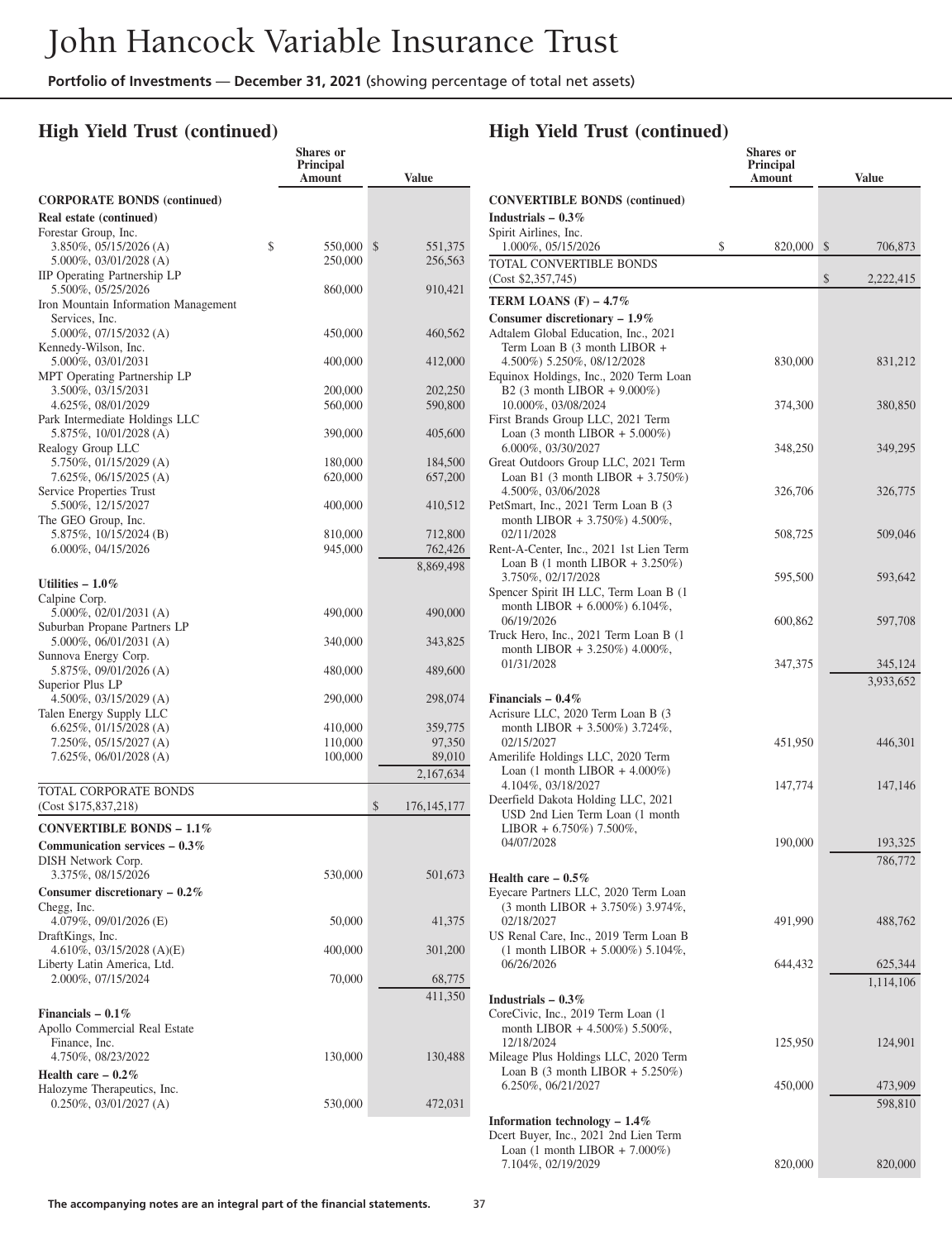# John Hancock Variable Insurance Trust

**Portfolio of Investments — December 31, 2021** (showing percentage of total net assets)

## High Yield Trust (continued)

| | Shares or Principal Amount | Value |
|---|---|---|
| **CORPORATE BONDS (continued)** | | |
| **Real estate (continued)** | | |
| Forestar Group, Inc. | | |
| 3.850%, 05/15/2026 (A) | $ 550,000 | $ 551,375 |
| 5.000%, 03/01/2028 (A) | 250,000 | 256,563 |
| IIP Operating Partnership LP | | |
| 5.500%, 05/25/2026 | 860,000 | 910,421 |
| Iron Mountain Information Management Services, Inc. | | |
| 5.000%, 07/15/2032 (A) | 450,000 | 460,562 |
| Kennedy-Wilson, Inc. | | |
| 5.000%, 03/01/2031 | 400,000 | 412,000 |
| MPT Operating Partnership LP | | |
| 3.500%, 03/15/2031 | 200,000 | 202,250 |
| 4.625%, 08/01/2029 | 560,000 | 590,800 |
| Park Intermediate Holdings LLC | | |
| 5.875%, 10/01/2028 (A) | 390,000 | 405,600 |
| Realogy Group LLC | | |
| 5.750%, 01/15/2029 (A) | 180,000 | 184,500 |
| 7.625%, 06/15/2025 (A) | 620,000 | 657,200 |
| Service Properties Trust | | |
| 5.500%, 12/15/2027 | 400,000 | 410,512 |
| The GEO Group, Inc. | | |
| 5.875%, 10/15/2024 (B) | 810,000 | 712,800 |
| 6.000%, 04/15/2026 | 945,000 | 762,426 |
| | | 8,869,498 |
| **Utilities – 1.0%** | | |
| Calpine Corp. | | |
| 5.000%, 02/01/2031 (A) | 490,000 | 490,000 |
| Suburban Propane Partners LP | | |
| 5.000%, 06/01/2031 (A) | 340,000 | 343,825 |
| Sunnova Energy Corp. | | |
| 5.875%, 09/01/2026 (A) | 480,000 | 489,600 |
| Superior Plus LP | | |
| 4.500%, 03/15/2029 (A) | 290,000 | 298,074 |
| Talen Energy Supply LLC | | |
| 6.625%, 01/15/2028 (A) | 410,000 | 359,775 |
| 7.250%, 05/15/2027 (A) | 110,000 | 97,350 |
| 7.625%, 06/01/2028 (A) | 100,000 | 89,010 |
| | | 2,167,634 |
| TOTAL CORPORATE BONDS (Cost $175,837,218) | | $ 176,145,177 |
| **CONVERTIBLE BONDS – 1.1%** | | |
| **Communication services – 0.3%** | | |
| DISH Network Corp. | | |
| 3.375%, 08/15/2026 | 530,000 | 501,673 |
| **Consumer discretionary – 0.2%** | | |
| Chegg, Inc. | | |
| 4.079%, 09/01/2026 (E) | 50,000 | 41,375 |
| DraftKings, Inc. | | |
| 4.610%, 03/15/2028 (A)(E) | 400,000 | 301,200 |
| Liberty Latin America, Ltd. | | |
| 2.000%, 07/15/2024 | 70,000 | 68,775 |
| | | 411,350 |
| **Financials – 0.1%** | | |
| Apollo Commercial Real Estate Finance, Inc. | | |
| 4.750%, 08/23/2022 | 130,000 | 130,488 |
| **Health care – 0.2%** | | |
| Halozyme Therapeutics, Inc. | | |
| 0.250%, 03/01/2027 (A) | 530,000 | 472,031 |

## High Yield Trust (continued)

| | Shares or Principal Amount | Value |
|---|---|---|
| **CONVERTIBLE BONDS (continued)** | | |
| **Industrials – 0.3%** | | |
| Spirit Airlines, Inc. | | |
| 1.000%, 05/15/2026 | $ 820,000 | $ 706,873 |
| TOTAL CONVERTIBLE BONDS (Cost $2,357,745) | | $ 2,222,415 |
| **TERM LOANS (F) – 4.7%** | | |
| **Consumer discretionary – 1.9%** | | |
| Adtalem Global Education, Inc., 2021 Term Loan B (3 month LIBOR + 4.500%) 5.250%, 08/12/2028 | 830,000 | 831,212 |
| Equinox Holdings, Inc., 2020 Term Loan B2 (3 month LIBOR + 9.000%) 10.000%, 03/08/2024 | 374,300 | 380,850 |
| First Brands Group LLC, 2021 Term Loan (3 month LIBOR + 5.000%) 6.000%, 03/30/2027 | 348,250 | 349,295 |
| Great Outdoors Group LLC, 2021 Term Loan B1 (3 month LIBOR + 3.750%) 4.500%, 03/06/2028 | 326,706 | 326,775 |
| PetSmart, Inc., 2021 Term Loan B (3 month LIBOR + 3.750%) 4.500%, 02/11/2028 | 508,725 | 509,046 |
| Rent-A-Center, Inc., 2021 1st Lien Term Loan B (1 month LIBOR + 3.250%) 3.750%, 02/17/2028 | 595,500 | 593,642 |
| Spencer Spirit IH LLC, Term Loan B (1 month LIBOR + 6.000%) 6.104%, 06/19/2026 | 600,862 | 597,708 |
| Truck Hero, Inc., 2021 Term Loan B (1 month LIBOR + 3.250%) 4.000%, 01/31/2028 | 347,375 | 345,124 |
| | | 3,933,652 |
| **Financials – 0.4%** | | |
| Acrisure LLC, 2020 Term Loan B (3 month LIBOR + 3.500%) 3.724%, 02/15/2027 | 451,950 | 446,301 |
| Amerilife Holdings LLC, 2020 Term Loan (1 month LIBOR + 4.000%) 4.104%, 03/18/2027 | 147,774 | 147,146 |
| Deerfield Dakota Holding LLC, 2021 USD 2nd Lien Term Loan (1 month LIBOR + 6.750%) 7.500%, 04/07/2028 | 190,000 | 193,325 |
| | | 786,772 |
| **Health care – 0.5%** | | |
| Eyecare Partners LLC, 2020 Term Loan (3 month LIBOR + 3.750%) 3.974%, 02/18/2027 | 491,990 | 488,762 |
| US Renal Care, Inc., 2019 Term Loan B (1 month LIBOR + 5.000%) 5.104%, 06/26/2026 | 644,432 | 625,344 |
| | | 1,114,106 |
| **Industrials – 0.3%** | | |
| CoreCivic, Inc., 2019 Term Loan (1 month LIBOR + 4.500%) 5.500%, 12/18/2024 | 125,950 | 124,901 |
| Mileage Plus Holdings LLC, 2020 Term Loan B (3 month LIBOR + 5.250%) 6.250%, 06/21/2027 | 450,000 | 473,909 |
| | | 598,810 |
| **Information technology – 1.4%** | | |
| Dcert Buyer, Inc., 2021 2nd Lien Term Loan (1 month LIBOR + 7.000%) 7.104%, 02/19/2029 | 820,000 | 820,000 |

**The accompanying notes are an integral part of the financial statements.**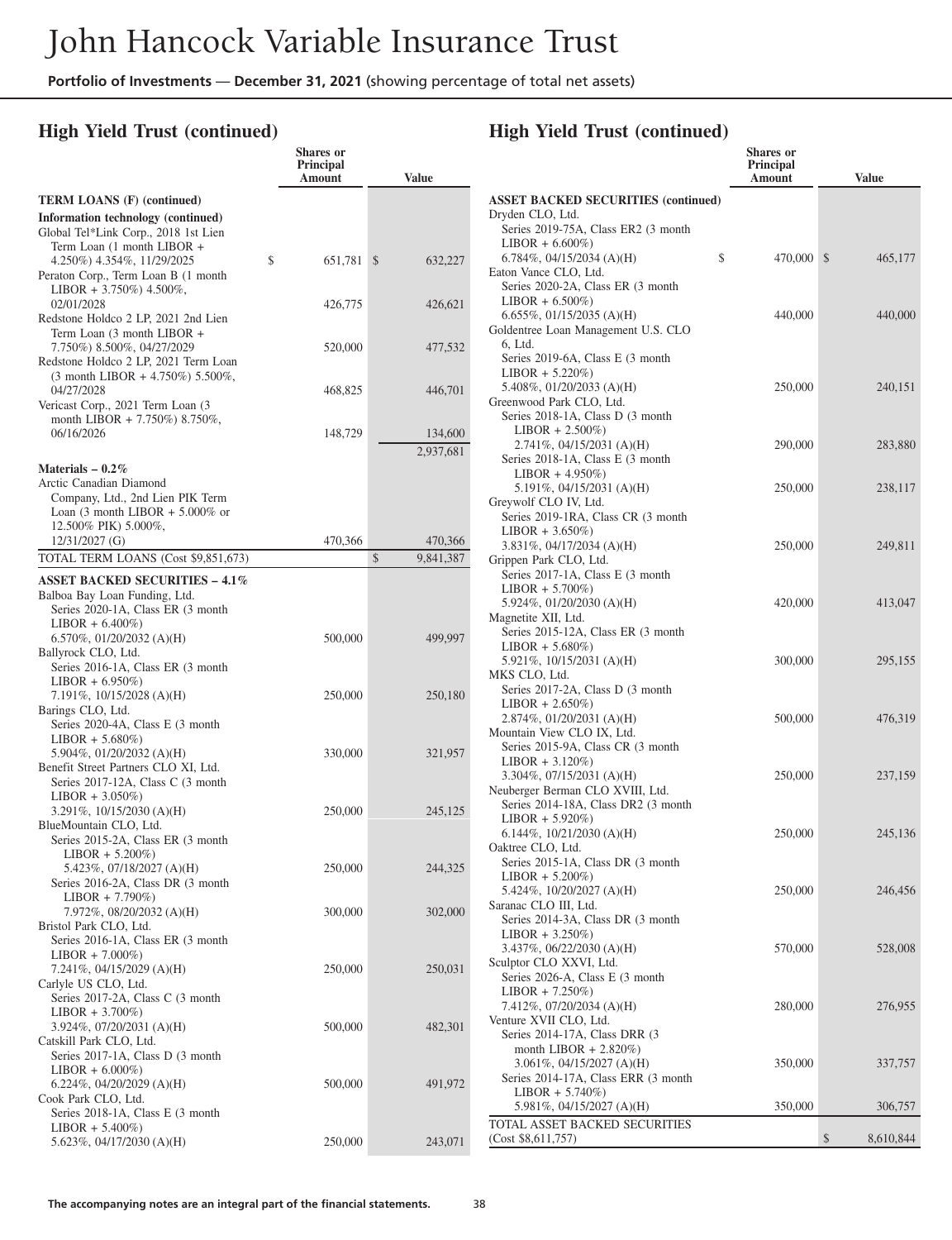## High Yield Trust (continued)

| | Shares or Principal Amount | Value |
|---|---|---|
| **TERM LOANS (F) (continued)** | | |
| **Information technology (continued)** | | |
| Global Tel*Link Corp., 2018 1st Lien Term Loan (1 month LIBOR + 4.250%) 4.354%, 11/29/2025 | $ 651,781 | $ 632,227 |
| Peraton Corp., Term Loan B (1 month LIBOR + 3.750%) 4.500%, 02/01/2028 | 426,775 | 426,621 |
| Redstone Holdco 2 LP, 2021 2nd Lien Term Loan (3 month LIBOR + 7.750%) 8.500%, 04/27/2029 | 520,000 | 477,532 |
| Redstone Holdco 2 LP, 2021 Term Loan (3 month LIBOR + 4.750%) 5.500%, 04/27/2028 | 468,825 | 446,701 |
| Vericast Corp., 2021 Term Loan (3 month LIBOR + 7.750%) 8.750%, 06/16/2026 | 148,729 | 134,600 |
| | | 2,937,681 |
| **Materials – 0.2%** | | |
| Arctic Canadian Diamond Company, Ltd., 2nd Lien PIK Term Loan (3 month LIBOR + 5.000% or 12.500% PIK) 5.000%, 12/31/2027 (G) | 470,366 | 470,366 |
| TOTAL TERM LOANS (Cost $9,851,673) | | $ 9,841,387 |
| **ASSET BACKED SECURITIES – 4.1%** | | |
| Balboa Bay Loan Funding, Ltd. Series 2020-1A, Class ER (3 month LIBOR + 6.400%) 6.570%, 01/20/2032 (A)(H) | 500,000 | 499,997 |
| Ballyrock CLO, Ltd. Series 2016-1A, Class ER (3 month LIBOR + 6.950%) 7.191%, 10/15/2028 (A)(H) | 250,000 | 250,180 |
| Barings CLO, Ltd. Series 2020-4A, Class E (3 month LIBOR + 5.680%) 5.904%, 01/20/2032 (A)(H) | 330,000 | 321,957 |
| Benefit Street Partners CLO XI, Ltd. Series 2017-12A, Class C (3 month LIBOR + 3.050%) 3.291%, 10/15/2030 (A)(H) | 250,000 | 245,125 |
| BlueMountain CLO, Ltd. | | |
| Series 2015-2A, Class ER (3 month LIBOR + 5.200%) 5.423%, 07/18/2027 (A)(H) | 250,000 | 244,325 |
| Series 2016-2A, Class DR (3 month LIBOR + 7.790%) 7.972%, 08/20/2032 (A)(H) | 300,000 | 302,000 |
| Bristol Park CLO, Ltd. Series 2016-1A, Class ER (3 month LIBOR + 7.000%) 7.241%, 04/15/2029 (A)(H) | 250,000 | 250,031 |
| Carlyle US CLO, Ltd. Series 2017-2A, Class C (3 month LIBOR + 3.700%) 3.924%, 07/20/2031 (A)(H) | 500,000 | 482,301 |
| Catskill Park CLO, Ltd. Series 2017-1A, Class D (3 month LIBOR + 6.000%) 6.224%, 04/20/2029 (A)(H) | 500,000 | 491,972 |
| Cook Park CLO, Ltd. Series 2018-1A, Class E (3 month LIBOR + 5.400%) 5.623%, 04/17/2030 (A)(H) | 250,000 | 243,071 |

## High Yield Trust (continued)

| | Shares or Principal Amount | Value |
|---|---|---|
| **ASSET BACKED SECURITIES (continued)** | | |
| Dryden CLO, Ltd. Series 2019-75A, Class ER2 (3 month LIBOR + 6.600%) 6.784%, 04/15/2034 (A)(H) | $ 470,000 | $ 465,177 |
| Eaton Vance CLO, Ltd. Series 2020-2A, Class ER (3 month LIBOR + 6.500%) 6.655%, 01/15/2035 (A)(H) | 440,000 | 440,000 |
| Goldentree Loan Management U.S. CLO 6, Ltd. Series 2019-6A, Class E (3 month LIBOR + 5.220%) 5.408%, 01/20/2033 (A)(H) | 250,000 | 240,151 |
| Greenwood Park CLO, Ltd. | | |
| Series 2018-1A, Class D (3 month LIBOR + 2.500%) 2.741%, 04/15/2031 (A)(H) | 290,000 | 283,880 |
| Series 2018-1A, Class E (3 month LIBOR + 4.950%) 5.191%, 04/15/2031 (A)(H) | 250,000 | 238,117 |
| Greywolf CLO IV, Ltd. Series 2019-1RA, Class CR (3 month LIBOR + 3.650%) 3.831%, 04/17/2034 (A)(H) | 250,000 | 249,811 |
| Grippen Park CLO, Ltd. Series 2017-1A, Class E (3 month LIBOR + 5.700%) 5.924%, 01/20/2030 (A)(H) | 420,000 | 413,047 |
| Magnetite XII, Ltd. Series 2015-12A, Class ER (3 month LIBOR + 5.680%) 5.921%, 10/15/2031 (A)(H) | 300,000 | 295,155 |
| MKS CLO, Ltd. Series 2017-2A, Class D (3 month LIBOR + 2.650%) 2.874%, 01/20/2031 (A)(H) | 500,000 | 476,319 |
| Mountain View CLO IX, Ltd. Series 2015-9A, Class CR (3 month LIBOR + 3.120%) 3.304%, 07/15/2031 (A)(H) | 250,000 | 237,159 |
| Neuberger Berman CLO XVIII, Ltd. Series 2014-18A, Class DR2 (3 month LIBOR + 5.920%) 6.144%, 10/21/2030 (A)(H) | 250,000 | 245,136 |
| Oaktree CLO, Ltd. Series 2015-1A, Class DR (3 month LIBOR + 5.200%) 5.424%, 10/20/2027 (A)(H) | 250,000 | 246,456 |
| Saranac CLO III, Ltd. Series 2014-3A, Class DR (3 month LIBOR + 3.250%) 3.437%, 06/22/2030 (A)(H) | 570,000 | 528,008 |
| Sculptor CLO XXVI, Ltd. Series 2026-A, Class E (3 month LIBOR + 7.250%) 7.412%, 07/20/2034 (A)(H) | 280,000 | 276,955 |
| Venture XVII CLO, Ltd. | | |
| Series 2014-17A, Class DRR (3 month LIBOR + 2.820%) 3.061%, 04/15/2027 (A)(H) | 350,000 | 337,757 |
| Series 2014-17A, Class ERR (3 month LIBOR + 5.740%) 5.981%, 04/15/2027 (A)(H) | 350,000 | 306,757 |
| TOTAL ASSET BACKED SECURITIES (Cost $8,611,757) | | $ 8,610,844 |

The accompanying notes are an integral part of the financial statements.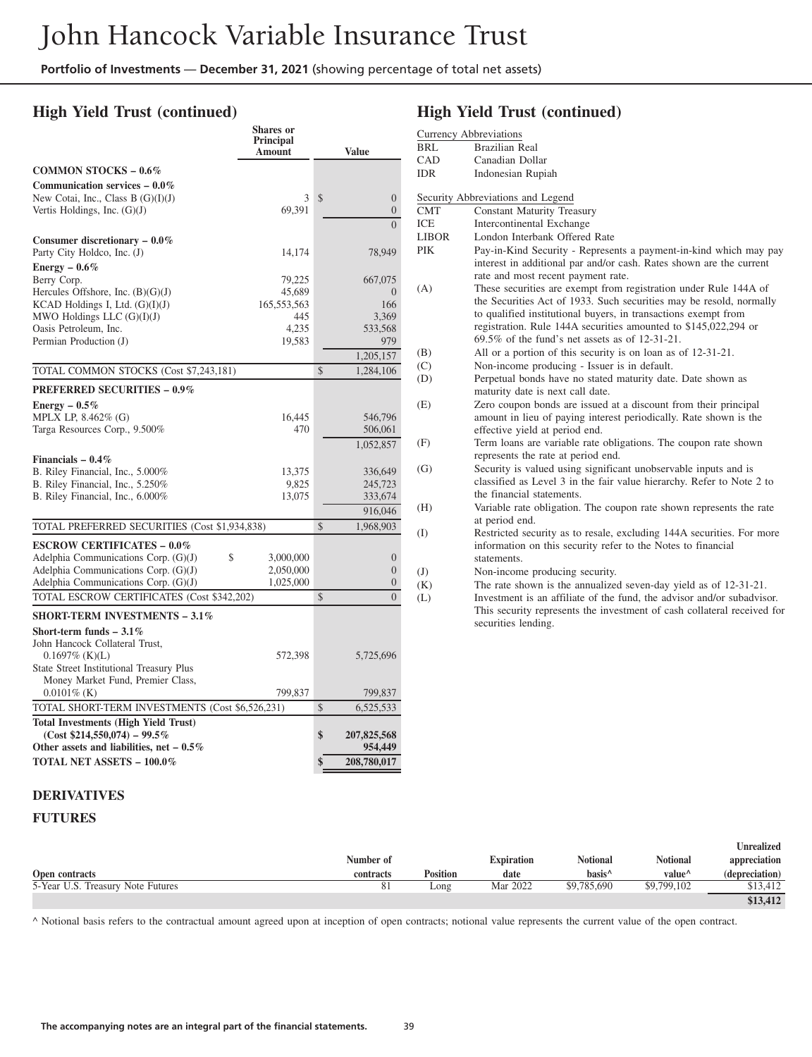# John Hancock Variable Insurance Trust

**Portfolio of Investments** — **December 31, 2021** (showing percentage of total net assets)

## High Yield Trust (continued)

| | Shares or Principal Amount | Value |
|---|---|---|
| **COMMON STOCKS – 0.6%** | | |
| **Communication services – 0.0%** | | |
| New Cotai, Inc., Class B (G)(I)(J) | 3 | $ 0 |
| Vertis Holdings, Inc. (G)(J) | 69,391 | 0 |
| | | 0 |
| **Consumer discretionary – 0.0%** | | |
| Party City Holdco, Inc. (J) | 14,174 | 78,949 |
| **Energy – 0.6%** | | |
| Berry Corp. | 79,225 | 667,075 |
| Hercules Offshore, Inc. (B)(G)(J) | 45,689 | 0 |
| KCAD Holdings I, Ltd. (G)(I)(J) | 165,553,563 | 166 |
| MWO Holdings LLC (G)(I)(J) | 445 | 3,369 |
| Oasis Petroleum, Inc. | 4,235 | 533,568 |
| Permian Production (J) | 19,583 | 979 |
| | | 1,205,157 |
| TOTAL COMMON STOCKS (Cost $7,243,181) | | $ 1,284,106 |
| **PREFERRED SECURITIES – 0.9%** | | |
| **Energy – 0.5%** | | |
| MPLX LP, 8.462% (G) | 16,445 | 546,796 |
| Targa Resources Corp., 9.500% | 470 | 506,061 |
| | | 1,052,857 |
| **Financials – 0.4%** | | |
| B. Riley Financial, Inc., 5.000% | 13,375 | 336,649 |
| B. Riley Financial, Inc., 5.250% | 9,825 | 245,723 |
| B. Riley Financial, Inc., 6.000% | 13,075 | 333,674 |
| | | 916,046 |
| TOTAL PREFERRED SECURITIES (Cost $1,934,838) | | $ 1,968,903 |
| **ESCROW CERTIFICATES – 0.0%** | | |
| Adelphia Communications Corp. (G)(J) | $ 3,000,000 | 0 |
| Adelphia Communications Corp. (G)(J) | 2,050,000 | 0 |
| Adelphia Communications Corp. (G)(J) | 1,025,000 | 0 |
| TOTAL ESCROW CERTIFICATES (Cost $342,202) | | $ 0 |
| **SHORT-TERM INVESTMENTS – 3.1%** | | |
| **Short-term funds – 3.1%** | | |
| John Hancock Collateral Trust, 0.1697% (K)(L) | 572,398 | 5,725,696 |
| State Street Institutional Treasury Plus Money Market Fund, Premier Class, 0.0101% (K) | 799,837 | 799,837 |
| TOTAL SHORT-TERM INVESTMENTS (Cost $6,526,231) | | $ 6,525,533 |
| **Total Investments (High Yield Trust) (Cost $214,550,074) – 99.5%** | | **$ 207,825,568** |
| **Other assets and liabilities, net – 0.5%** | | **954,449** |
| **TOTAL NET ASSETS – 100.0%** | | **$ 208,780,017** |

## High Yield Trust (continued)

Currency Abbreviations

| | |
|---|---|
| BRL | Brazilian Real |
| CAD | Canadian Dollar |
| IDR | Indonesian Rupiah |

Security Abbreviations and Legend

| | |
|---|---|
| CMT | Constant Maturity Treasury |
| ICE | Intercontinental Exchange |
| LIBOR | London Interbank Offered Rate |
| PIK | Pay-in-Kind Security - Represents a payment-in-kind which may pay interest in additional par and/or cash. Rates shown are the current rate and most recent payment rate. |
| (A) | These securities are exempt from registration under Rule 144A of the Securities Act of 1933. Such securities may be resold, normally to qualified institutional buyers, in transactions exempt from registration. Rule 144A securities amounted to $145,022,294 or 69.5% of the fund's net assets as of 12-31-21. |
| (B) | All or a portion of this security is on loan as of 12-31-21. |
| (C) | Non-income producing - Issuer is in default. |
| (D) | Perpetual bonds have no stated maturity date. Date shown as maturity date is next call date. |
| (E) | Zero coupon bonds are issued at a discount from their principal amount in lieu of paying interest periodically. Rate shown is the effective yield at period end. |
| (F) | Term loans are variable rate obligations. The coupon rate shown represents the rate at period end. |
| (G) | Security is valued using significant unobservable inputs and is classified as Level 3 in the fair value hierarchy. Refer to Note 2 to the financial statements. |
| (H) | Variable rate obligation. The coupon rate shown represents the rate at period end. |
| (I) | Restricted security as to resale, excluding 144A securities. For more information on this security refer to the Notes to financial statements. |
| (J) | Non-income producing security. |
| (K) | The rate shown is the annualized seven-day yield as of 12-31-21. |
| (L) | Investment is an affiliate of the fund, the advisor and/or subadvisor. This security represents the investment of cash collateral received for securities lending. |

### DERIVATIVES

### FUTURES

| Open contracts | Number of contracts | Position | Expiration date | Notional basis^ | Notional value^ | Unrealized appreciation (depreciation) |
|---|---|---|---|---|---|---|
| 5-Year U.S. Treasury Note Futures | 81 | Long | Mar 2022 | $9,785,690 | $9,799,102 | $13,412 |
| | | | | | | **$13,412** |

^ Notional basis refers to the contractual amount agreed upon at inception of open contracts; notional value represents the current value of the open contract.

**The accompanying notes are an integral part of the financial statements.**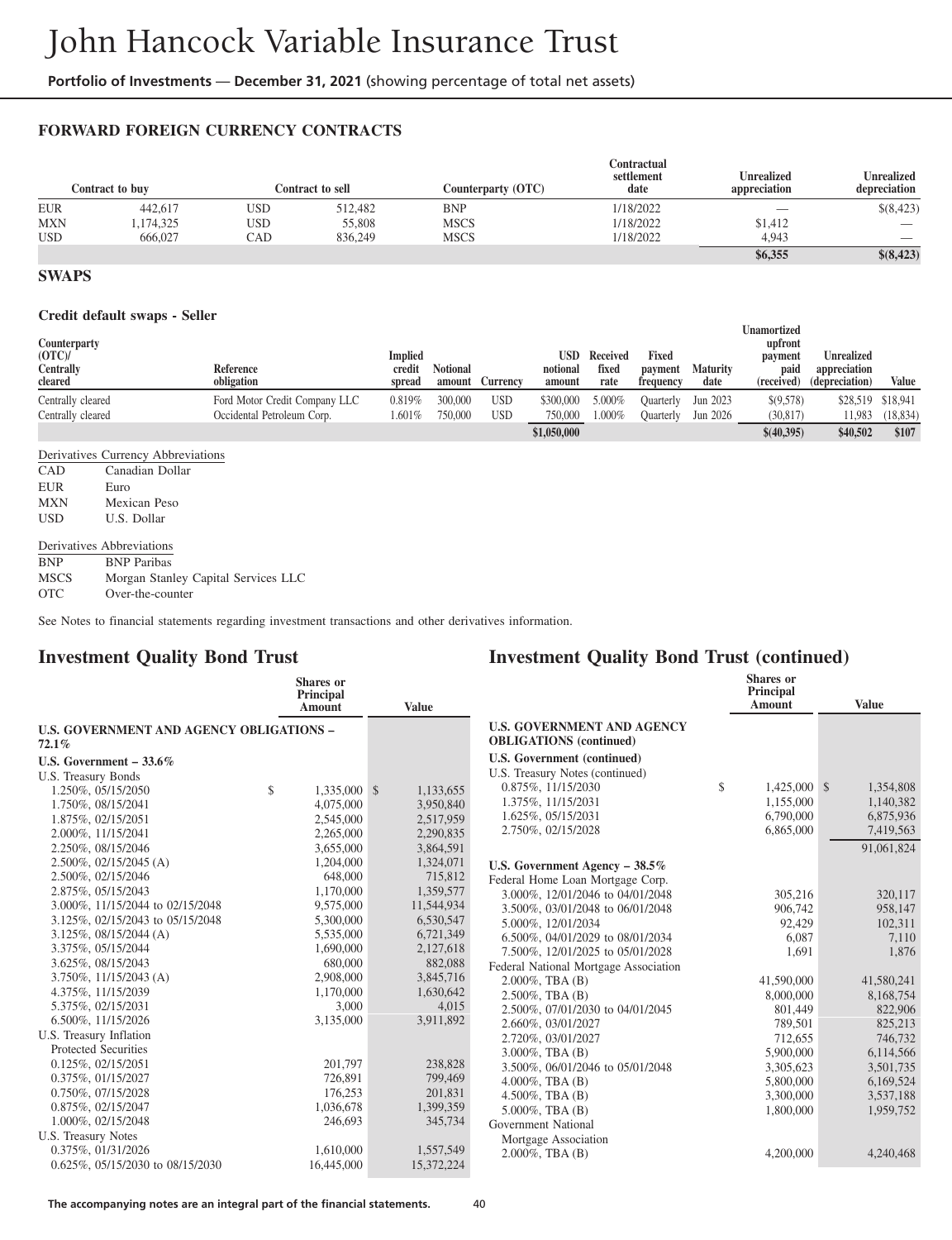# John Hancock Variable Insurance Trust

**Portfolio of Investments** — **December 31, 2021** (showing percentage of total net assets)

### FORWARD FOREIGN CURRENCY CONTRACTS

| Contract to buy | | Contract to sell | | Counterparty (OTC) | Contractual settlement date | Unrealized appreciation | Unrealized depreciation |
|---|---|---|---|---|---|---|---|
| EUR | 442,617 | USD | 512,482 | BNP | 1/18/2022 | — | $(8,423) |
| MXN | 1,174,325 | USD | 55,808 | MSCS | 1/18/2022 | $1,412 | — |
| USD | 666,027 | CAD | 836,249 | MSCS | 1/18/2022 | 4,943 | — |
| | | | | | | **$6,355** | **$(8,423)** |

### SWAPS

**Credit default swaps - Seller**

| Counterparty (OTC)/ Centrally cleared | Reference obligation | Implied credit spread | Notional amount | Currency | USD notional amount | Received fixed rate | Fixed payment frequency | Maturity date | Unamortized upfront payment paid (received) | Unrealized appreciation (depreciation) | Value |
|---|---|---|---|---|---|---|---|---|---|---|---|
| Centrally cleared | Ford Motor Credit Company LLC | 0.819% | 300,000 | USD | $300,000 | 5.000% | Quarterly | Jun 2023 | $(9,578) | $28,519 | $18,941 |
| Centrally cleared | Occidental Petroleum Corp. | 1.601% | 750,000 | USD | 750,000 | 1.000% | Quarterly | Jun 2026 | (30,817) | 11,983 | (18,834) |
| | | | | | **$1,050,000** | | | | **$(40,395)** | **$40,502** | **$107** |

Derivatives Currency Abbreviations

| | |
|---|---|
| CAD | Canadian Dollar |
| EUR | Euro |
| MXN | Mexican Peso |
| USD | U.S. Dollar |

Derivatives Abbreviations

| | |
|---|---|
| BNP | BNP Paribas |
| MSCS | Morgan Stanley Capital Services LLC |
| OTC | Over-the-counter |

See Notes to financial statements regarding investment transactions and other derivatives information.

## Investment Quality Bond Trust

| | Shares or Principal Amount | Value |
|---|---|---|
| **U.S. GOVERNMENT AND AGENCY OBLIGATIONS – 72.1%** | | |
| **U.S. Government – 33.6%** | | |
| U.S. Treasury Bonds | | |
| 1.250%, 05/15/2050 | $ 1,335,000 | $ 1,133,655 |
| 1.750%, 08/15/2041 | 4,075,000 | 3,950,840 |
| 1.875%, 02/15/2051 | 2,545,000 | 2,517,959 |
| 2.000%, 11/15/2041 | 2,265,000 | 2,290,835 |
| 2.250%, 08/15/2046 | 3,655,000 | 3,864,591 |
| 2.500%, 02/15/2045 (A) | 1,204,000 | 1,324,071 |
| 2.500%, 02/15/2046 | 648,000 | 715,812 |
| 2.875%, 05/15/2043 | 1,170,000 | 1,359,577 |
| 3.000%, 11/15/2044 to 02/15/2048 | 9,575,000 | 11,544,934 |
| 3.125%, 02/15/2043 to 05/15/2048 | 5,300,000 | 6,530,547 |
| 3.125%, 08/15/2044 (A) | 5,535,000 | 6,721,349 |
| 3.375%, 05/15/2044 | 1,690,000 | 2,127,618 |
| 3.625%, 08/15/2043 | 680,000 | 882,088 |
| 3.750%, 11/15/2043 (A) | 2,908,000 | 3,845,716 |
| 4.375%, 11/15/2039 | 1,170,000 | 1,630,642 |
| 5.375%, 02/15/2031 | 3,000 | 4,015 |
| 6.500%, 11/15/2026 | 3,135,000 | 3,911,892 |
| U.S. Treasury Inflation Protected Securities | | |
| 0.125%, 02/15/2051 | 201,797 | 238,828 |
| 0.375%, 01/15/2027 | 726,891 | 799,469 |
| 0.750%, 07/15/2028 | 176,253 | 201,831 |
| 0.875%, 02/15/2047 | 1,036,678 | 1,399,359 |
| 1.000%, 02/15/2048 | 246,693 | 345,734 |
| U.S. Treasury Notes | | |
| 0.375%, 01/31/2026 | 1,610,000 | 1,557,549 |
| 0.625%, 05/15/2030 to 08/15/2030 | 16,445,000 | 15,372,224 |

## Investment Quality Bond Trust (continued)

| | Shares or Principal Amount | Value |
|---|---|---|
| **U.S. GOVERNMENT AND AGENCY OBLIGATIONS (continued)** | | |
| **U.S. Government (continued)** | | |
| U.S. Treasury Notes (continued) | | |
| 0.875%, 11/15/2030 | $ 1,425,000 | $ 1,354,808 |
| 1.375%, 11/15/2031 | 1,155,000 | 1,140,382 |
| 1.625%, 05/15/2031 | 6,790,000 | 6,875,936 |
| 2.750%, 02/15/2028 | 6,865,000 | 7,419,563 |
| | | 91,061,824 |
| **U.S. Government Agency – 38.5%** | | |
| Federal Home Loan Mortgage Corp. | | |
| 3.000%, 12/01/2046 to 04/01/2048 | 305,216 | 320,117 |
| 3.500%, 03/01/2048 to 06/01/2048 | 906,742 | 958,147 |
| 5.000%, 12/01/2034 | 92,429 | 102,311 |
| 6.500%, 04/01/2029 to 08/01/2034 | 6,087 | 7,110 |
| 7.500%, 12/01/2025 to 05/01/2028 | 1,691 | 1,876 |
| Federal National Mortgage Association | | |
| 2.000%, TBA (B) | 41,590,000 | 41,580,241 |
| 2.500%, TBA (B) | 8,000,000 | 8,168,754 |
| 2.500%, 07/01/2030 to 04/01/2045 | 801,449 | 822,906 |
| 2.660%, 03/01/2027 | 789,501 | 825,213 |
| 2.720%, 03/01/2027 | 712,655 | 746,732 |
| 3.000%, TBA (B) | 5,900,000 | 6,114,566 |
| 3.500%, 06/01/2046 to 05/01/2048 | 3,305,623 | 3,501,735 |
| 4.000%, TBA (B) | 5,800,000 | 6,169,524 |
| 4.500%, TBA (B) | 3,300,000 | 3,537,188 |
| 5.000%, TBA (B) | 1,800,000 | 1,959,752 |
| Government National Mortgage Association | | |
| 2.000%, TBA (B) | 4,200,000 | 4,240,468 |

**The accompanying notes are an integral part of the financial statements.**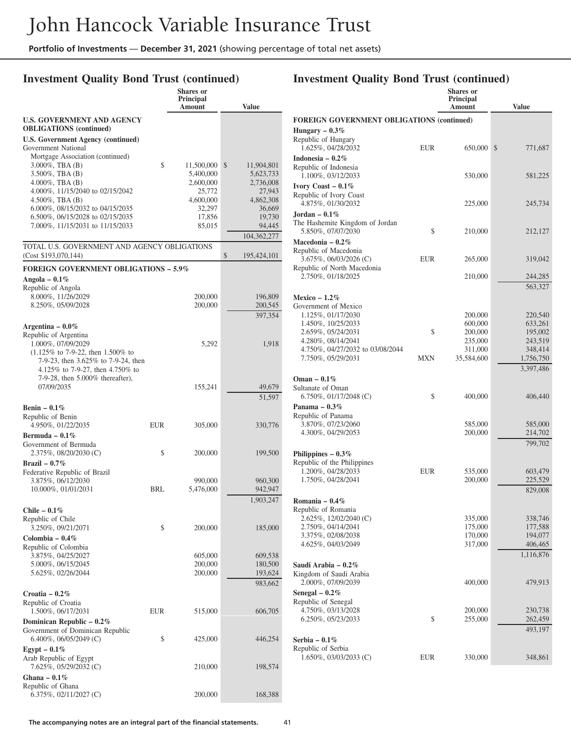# John Hancock Variable Insurance Trust

**Portfolio of Investments** — **December 31, 2021** (showing percentage of total net assets)

## Investment Quality Bond Trust (continued)

| | | Shares or Principal Amount | Value |
|---|---|---|---|
| **U.S. GOVERNMENT AND AGENCY OBLIGATIONS (continued)** | | | |
| **U.S. Government Agency (continued)** | | | |
| Government National Mortgage Association (continued) | | | |
| 3.000%, TBA (B) | $ | 11,500,000 | $ 11,904,801 |
| 3.500%, TBA (B) | | 5,400,000 | 5,623,733 |
| 4.000%, TBA (B) | | 2,600,000 | 2,736,008 |
| 4.000%, 11/15/2040 to 02/15/2042 | | 25,772 | 27,943 |
| 4.500%, TBA (B) | | 4,600,000 | 4,862,308 |
| 6.000%, 08/15/2032 to 04/15/2035 | | 32,297 | 36,669 |
| 6.500%, 06/15/2028 to 02/15/2035 | | 17,856 | 19,730 |
| 7.000%, 11/15/2031 to 11/15/2033 | | 85,015 | 94,445 |
| | | | 104,362,277 |
| TOTAL U.S. GOVERNMENT AND AGENCY OBLIGATIONS (Cost $193,070,144) | | | $ 195,424,101 |
| **FOREIGN GOVERNMENT OBLIGATIONS – 5.9%** | | | |
| **Angola – 0.1%** | | | |
| Republic of Angola | | | |
| 8.000%, 11/26/2029 | | 200,000 | 196,809 |
| 8.250%, 05/09/2028 | | 200,000 | 200,545 |
| | | | 397,354 |
| **Argentina – 0.0%** | | | |
| Republic of Argentina | | | |
| 1.000%, 07/09/2029 | | 5,292 | 1,918 |
| (1.125% to 7-9-22, then 1.500% to 7-9-23, then 3.625% to 7-9-24, then 4.125% to 7-9-27, then 4.750% to 7-9-28, then 5.000% thereafter), 07/09/2035 | | 155,241 | 49,679 |
| | | | 51,597 |
| **Benin – 0.1%** | | | |
| Republic of Benin | | | |
| 4.950%, 01/22/2035 | EUR | 305,000 | 330,776 |
| **Bermuda – 0.1%** | | | |
| Government of Bermuda | | | |
| 2.375%, 08/20/2030 (C) | $ | 200,000 | 199,500 |
| **Brazil – 0.7%** | | | |
| Federative Republic of Brazil | | | |
| 3.875%, 06/12/2030 | | 990,000 | 960,300 |
| 10.000%, 01/01/2031 | BRL | 5,476,000 | 942,947 |
| | | | 1,903,247 |
| **Chile – 0.1%** | | | |
| Republic of Chile | | | |
| 3.250%, 09/21/2071 | $ | 200,000 | 185,000 |
| **Colombia – 0.4%** | | | |
| Republic of Colombia | | | |
| 3.875%, 04/25/2027 | | 605,000 | 609,538 |
| 5.000%, 06/15/2045 | | 200,000 | 180,500 |
| 5.625%, 02/26/2044 | | 200,000 | 193,624 |
| | | | 983,662 |
| **Croatia – 0.2%** | | | |
| Republic of Croatia | | | |
| 1.500%, 06/17/2031 | EUR | 515,000 | 606,705 |
| **Dominican Republic – 0.2%** | | | |
| Government of Dominican Republic | | | |
| 6.400%, 06/05/2049 (C) | $ | 425,000 | 446,254 |
| **Egypt – 0.1%** | | | |
| Arab Republic of Egypt | | | |
| 7.625%, 05/29/2032 (C) | | 210,000 | 198,574 |
| **Ghana – 0.1%** | | | |
| Republic of Ghana | | | |
| 6.375%, 02/11/2027 (C) | | 200,000 | 168,388 |

## Investment Quality Bond Trust (continued)

| | | Shares or Principal Amount | Value |
|---|---|---|---|
| **FOREIGN GOVERNMENT OBLIGATIONS (continued)** | | | |
| **Hungary – 0.3%** | | | |
| Republic of Hungary | | | |
| 1.625%, 04/28/2032 | EUR | 650,000 | $ 771,687 |
| **Indonesia – 0.2%** | | | |
| Republic of Indonesia | | | |
| 1.100%, 03/12/2033 | | 530,000 | 581,225 |
| **Ivory Coast – 0.1%** | | | |
| Republic of Ivory Coast | | | |
| 4.875%, 01/30/2032 | | 225,000 | 245,734 |
| **Jordan – 0.1%** | | | |
| The Hashemite Kingdom of Jordan | | | |
| 5.850%, 07/07/2030 | $ | 210,000 | 212,127 |
| **Macedonia – 0.2%** | | | |
| Republic of Macedonia | | | |
| 3.675%, 06/03/2026 (C) | EUR | 265,000 | 319,042 |
| Republic of North Macedonia | | | |
| 2.750%, 01/18/2025 | | 210,000 | 244,285 |
| | | | 563,327 |
| **Mexico – 1.2%** | | | |
| Government of Mexico | | | |
| 1.125%, 01/17/2030 | | 200,000 | 220,540 |
| 1.450%, 10/25/2033 | | 600,000 | 633,261 |
| 2.659%, 05/24/2031 | $ | 200,000 | 195,002 |
| 4.280%, 08/14/2041 | | 235,000 | 243,519 |
| 4.750%, 04/27/2032 to 03/08/2044 | | 311,000 | 348,414 |
| 7.750%, 05/29/2031 | MXN | 35,584,600 | 1,756,750 |
| | | | 3,397,486 |
| **Oman – 0.1%** | | | |
| Sultanate of Oman | | | |
| 6.750%, 01/17/2048 (C) | $ | 400,000 | 406,440 |
| **Panama – 0.3%** | | | |
| Republic of Panama | | | |
| 3.870%, 07/23/2060 | | 585,000 | 585,000 |
| 4.300%, 04/29/2053 | | 200,000 | 214,702 |
| | | | 799,702 |
| **Philippines – 0.3%** | | | |
| Republic of the Philippines | | | |
| 1.200%, 04/28/2033 | EUR | 535,000 | 603,479 |
| 1.750%, 04/28/2041 | | 200,000 | 225,529 |
| | | | 829,008 |
| **Romania – 0.4%** | | | |
| Republic of Romania | | | |
| 2.625%, 12/02/2040 (C) | | 335,000 | 338,746 |
| 2.750%, 04/14/2041 | | 175,000 | 177,588 |
| 3.375%, 02/08/2038 | | 170,000 | 194,077 |
| 4.625%, 04/03/2049 | | 317,000 | 406,465 |
| | | | 1,116,876 |
| **Saudi Arabia – 0.2%** | | | |
| Kingdom of Saudi Arabia | | | |
| 2.000%, 07/09/2039 | | 400,000 | 479,913 |
| **Senegal – 0.2%** | | | |
| Republic of Senegal | | | |
| 4.750%, 03/13/2028 | | 200,000 | 230,738 |
| 6.250%, 05/23/2033 | $ | 255,000 | 262,459 |
| | | | 493,197 |
| **Serbia – 0.1%** | | | |
| Republic of Serbia | | | |
| 1.650%, 03/03/2033 (C) | EUR | 330,000 | 348,861 |

**The accompanying notes are an integral part of the financial statements.**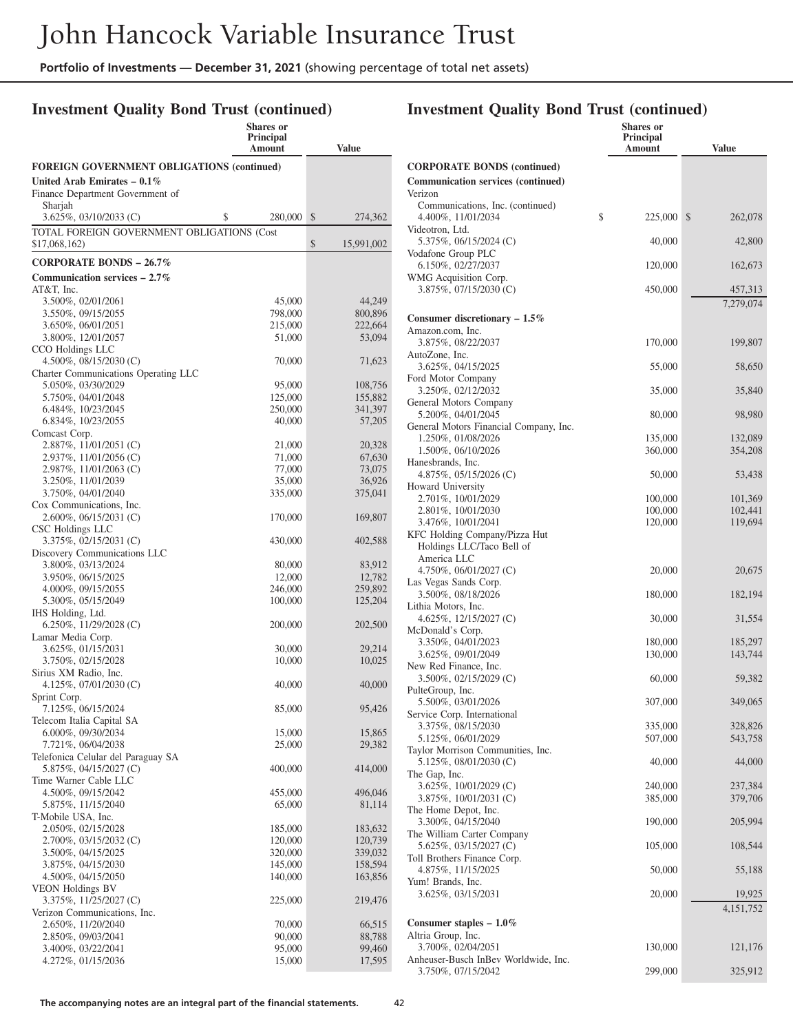## Investment Quality Bond Trust (continued)

| | Shares or Principal Amount | Value |
|---|---|---|
| **FOREIGN GOVERNMENT OBLIGATIONS (continued)** | | |
| **United Arab Emirates – 0.1%** | | |
| Finance Department Government of Sharjah | | |
| 3.625%, 03/10/2033 (C) | $ 280,000 | $ 274,362 |
| TOTAL FOREIGN GOVERNMENT OBLIGATIONS (Cost $17,068,162) | | $ 15,991,002 |
| **CORPORATE BONDS – 26.7%** | | |
| **Communication services – 2.7%** | | |
| AT&T, Inc. | | |
| 3.500%, 02/01/2061 | 45,000 | 44,249 |
| 3.550%, 09/15/2055 | 798,000 | 800,896 |
| 3.650%, 06/01/2051 | 215,000 | 222,664 |
| 3.800%, 12/01/2057 | 51,000 | 53,094 |
| CCO Holdings LLC | | |
| 4.500%, 08/15/2030 (C) | 70,000 | 71,623 |
| Charter Communications Operating LLC | | |
| 5.050%, 03/30/2029 | 95,000 | 108,756 |
| 5.750%, 04/01/2048 | 125,000 | 155,882 |
| 6.484%, 10/23/2045 | 250,000 | 341,397 |
| 6.834%, 10/23/2055 | 40,000 | 57,205 |
| Comcast Corp. | | |
| 2.887%, 11/01/2051 (C) | 21,000 | 20,328 |
| 2.937%, 11/01/2056 (C) | 71,000 | 67,630 |
| 2.987%, 11/01/2063 (C) | 77,000 | 73,075 |
| 3.250%, 11/01/2039 | 35,000 | 36,926 |
| 3.750%, 04/01/2040 | 335,000 | 375,041 |
| Cox Communications, Inc. | | |
| 2.600%, 06/15/2031 (C) | 170,000 | 169,807 |
| CSC Holdings LLC | | |
| 3.375%, 02/15/2031 (C) | 430,000 | 402,588 |
| Discovery Communications LLC | | |
| 3.800%, 03/13/2024 | 80,000 | 83,912 |
| 3.950%, 06/15/2025 | 12,000 | 12,782 |
| 4.000%, 09/15/2055 | 246,000 | 259,892 |
| 5.300%, 05/15/2049 | 100,000 | 125,204 |
| IHS Holding, Ltd. | | |
| 6.250%, 11/29/2028 (C) | 200,000 | 202,500 |
| Lamar Media Corp. | | |
| 3.625%, 01/15/2031 | 30,000 | 29,214 |
| 3.750%, 02/15/2028 | 10,000 | 10,025 |
| Sirius XM Radio, Inc. | | |
| 4.125%, 07/01/2030 (C) | 40,000 | 40,000 |
| Sprint Corp. | | |
| 7.125%, 06/15/2024 | 85,000 | 95,426 |
| Telecom Italia Capital SA | | |
| 6.000%, 09/30/2034 | 15,000 | 15,865 |
| 7.721%, 06/04/2038 | 25,000 | 29,382 |
| Telefonica Celular del Paraguay SA | | |
| 5.875%, 04/15/2027 (C) | 400,000 | 414,000 |
| Time Warner Cable LLC | | |
| 4.500%, 09/15/2042 | 455,000 | 496,046 |
| 5.875%, 11/15/2040 | 65,000 | 81,114 |
| T-Mobile USA, Inc. | | |
| 2.050%, 02/15/2028 | 185,000 | 183,632 |
| 2.700%, 03/15/2032 (C) | 120,000 | 120,739 |
| 3.500%, 04/15/2025 | 320,000 | 339,032 |
| 3.875%, 04/15/2030 | 145,000 | 158,594 |
| 4.500%, 04/15/2050 | 140,000 | 163,856 |
| VEON Holdings BV | | |
| 3.375%, 11/25/2027 (C) | 225,000 | 219,476 |
| Verizon Communications, Inc. | | |
| 2.650%, 11/20/2040 | 70,000 | 66,515 |
| 2.850%, 09/03/2041 | 90,000 | 88,788 |
| 3.400%, 03/22/2041 | 95,000 | 99,460 |
| 4.272%, 01/15/2036 | 15,000 | 17,595 |

## Investment Quality Bond Trust (continued)

| | Shares or Principal Amount | Value |
|---|---|---|
| **CORPORATE BONDS (continued)** | | |
| **Communication services (continued)** | | |
| Verizon Communications, Inc. (continued) | | |
| 4.400%, 11/01/2034 | $ 225,000 | $ 262,078 |
| Videotron, Ltd. | | |
| 5.375%, 06/15/2024 (C) | 40,000 | 42,800 |
| Vodafone Group PLC | | |
| 6.150%, 02/27/2037 | 120,000 | 162,673 |
| WMG Acquisition Corp. | | |
| 3.875%, 07/15/2030 (C) | 450,000 | 457,313 |
| | | 7,279,074 |
| **Consumer discretionary – 1.5%** | | |
| Amazon.com, Inc. | | |
| 3.875%, 08/22/2037 | 170,000 | 199,807 |
| AutoZone, Inc. | | |
| 3.625%, 04/15/2025 | 55,000 | 58,650 |
| Ford Motor Company | | |
| 3.250%, 02/12/2032 | 35,000 | 35,840 |
| General Motors Company | | |
| 5.200%, 04/01/2045 | 80,000 | 98,980 |
| General Motors Financial Company, Inc. | | |
| 1.250%, 01/08/2026 | 135,000 | 132,089 |
| 1.500%, 06/10/2026 | 360,000 | 354,208 |
| Hanesbrands, Inc. | | |
| 4.875%, 05/15/2026 (C) | 50,000 | 53,438 |
| Howard University | | |
| 2.701%, 10/01/2029 | 100,000 | 101,369 |
| 2.801%, 10/01/2030 | 100,000 | 102,441 |
| 3.476%, 10/01/2041 | 120,000 | 119,694 |
| KFC Holding Company/Pizza Hut Holdings LLC/Taco Bell of America LLC | | |
| 4.750%, 06/01/2027 (C) | 20,000 | 20,675 |
| Las Vegas Sands Corp. | | |
| 3.500%, 08/18/2026 | 180,000 | 182,194 |
| Lithia Motors, Inc. | | |
| 4.625%, 12/15/2027 (C) | 30,000 | 31,554 |
| McDonald's Corp. | | |
| 3.350%, 04/01/2023 | 180,000 | 185,297 |
| 3.625%, 09/01/2049 | 130,000 | 143,744 |
| New Red Finance, Inc. | | |
| 3.500%, 02/15/2029 (C) | 60,000 | 59,382 |
| PulteGroup, Inc. | | |
| 5.500%, 03/01/2026 | 307,000 | 349,065 |
| Service Corp. International | | |
| 3.375%, 08/15/2030 | 335,000 | 328,826 |
| 5.125%, 06/01/2029 | 507,000 | 543,758 |
| Taylor Morrison Communities, Inc. | | |
| 5.125%, 08/01/2030 (C) | 40,000 | 44,000 |
| The Gap, Inc. | | |
| 3.625%, 10/01/2029 (C) | 240,000 | 237,384 |
| 3.875%, 10/01/2031 (C) | 385,000 | 379,706 |
| The Home Depot, Inc. | | |
| 3.300%, 04/15/2040 | 190,000 | 205,994 |
| The William Carter Company | | |
| 5.625%, 03/15/2027 (C) | 105,000 | 108,544 |
| Toll Brothers Finance Corp. | | |
| 4.875%, 11/15/2025 | 50,000 | 55,188 |
| Yum! Brands, Inc. | | |
| 3.625%, 03/15/2031 | 20,000 | 19,925 |
| | | 4,151,752 |
| **Consumer staples – 1.0%** | | |
| Altria Group, Inc. | | |
| 3.700%, 02/04/2051 | 130,000 | 121,176 |
| Anheuser-Busch InBev Worldwide, Inc. | | |
| 3.750%, 07/15/2042 | 299,000 | 325,912 |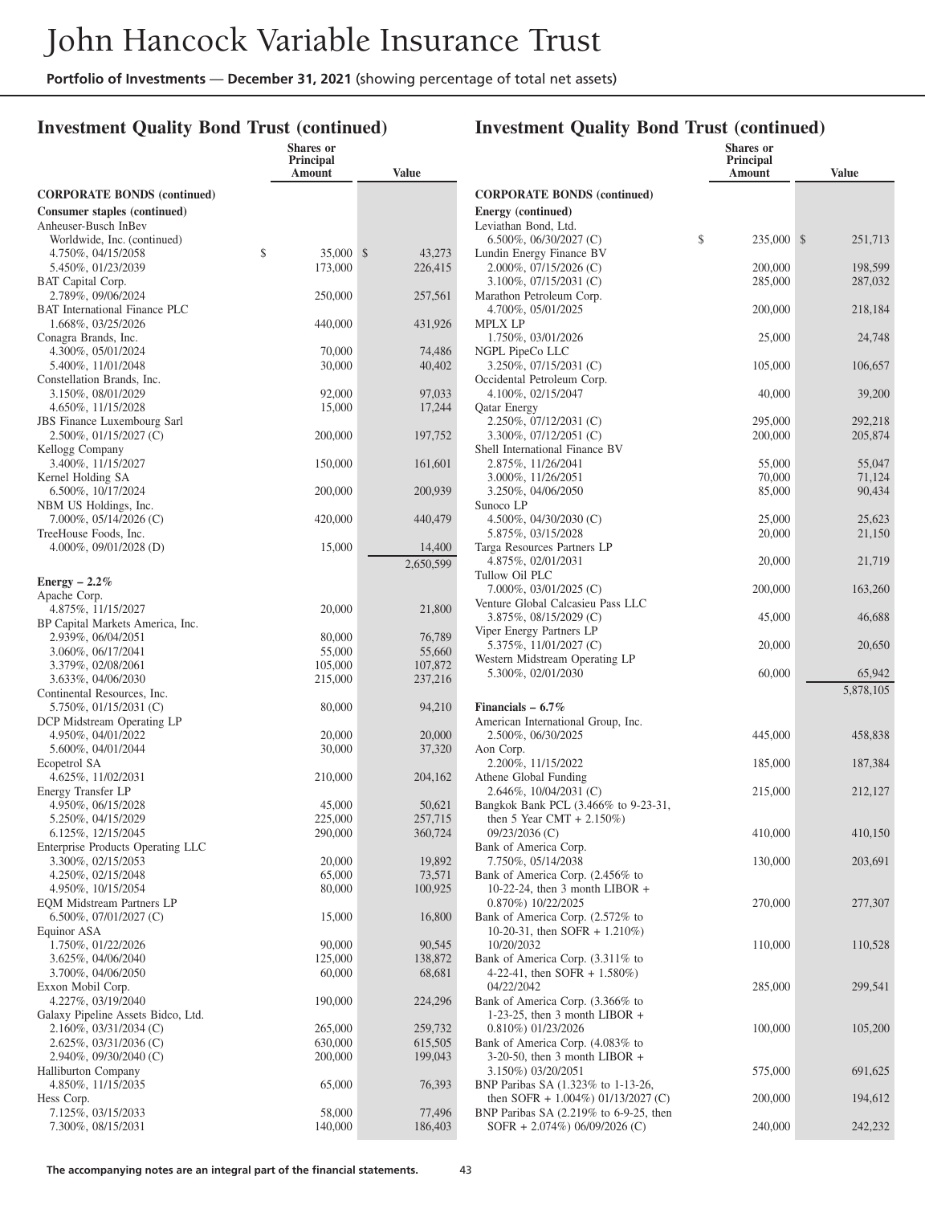## Investment Quality Bond Trust (continued)

| | Shares or Principal Amount | Value |
|---|---|---|
| **CORPORATE BONDS (continued)** | | |
| **Consumer staples (continued)** | | |
| Anheuser-Busch InBev Worldwide, Inc. (continued) | | |
| 4.750%, 04/15/2058 | $ 35,000 | $ 43,273 |
| 5.450%, 01/23/2039 | 173,000 | 226,415 |
| BAT Capital Corp. | | |
| 2.789%, 09/06/2024 | 250,000 | 257,561 |
| BAT International Finance PLC | | |
| 1.668%, 03/25/2026 | 440,000 | 431,926 |
| Conagra Brands, Inc. | | |
| 4.300%, 05/01/2024 | 70,000 | 74,486 |
| 5.400%, 11/01/2048 | 30,000 | 40,402 |
| Constellation Brands, Inc. | | |
| 3.150%, 08/01/2029 | 92,000 | 97,033 |
| 4.650%, 11/15/2028 | 15,000 | 17,244 |
| JBS Finance Luxembourg Sarl | | |
| 2.500%, 01/15/2027 (C) | 200,000 | 197,752 |
| Kellogg Company | | |
| 3.400%, 11/15/2027 | 150,000 | 161,601 |
| Kernel Holding SA | | |
| 6.500%, 10/17/2024 | 200,000 | 200,939 |
| NBM US Holdings, Inc. | | |
| 7.000%, 05/14/2026 (C) | 420,000 | 440,479 |
| TreeHouse Foods, Inc. | | |
| 4.000%, 09/01/2028 (D) | 15,000 | 14,400 |
| | | 2,650,599 |
| **Energy – 2.2%** | | |
| Apache Corp. | | |
| 4.875%, 11/15/2027 | 20,000 | 21,800 |
| BP Capital Markets America, Inc. | | |
| 2.939%, 06/04/2051 | 80,000 | 76,789 |
| 3.060%, 06/17/2041 | 55,000 | 55,660 |
| 3.379%, 02/08/2061 | 105,000 | 107,872 |
| 3.633%, 04/06/2030 | 215,000 | 237,216 |
| Continental Resources, Inc. | | |
| 5.750%, 01/15/2031 (C) | 80,000 | 94,210 |
| DCP Midstream Operating LP | | |
| 4.950%, 04/01/2022 | 20,000 | 20,000 |
| 5.600%, 04/01/2044 | 30,000 | 37,320 |
| Ecopetrol SA | | |
| 4.625%, 11/02/2031 | 210,000 | 204,162 |
| Energy Transfer LP | | |
| 4.950%, 06/15/2028 | 45,000 | 50,621 |
| 5.250%, 04/15/2029 | 225,000 | 257,715 |
| 6.125%, 12/15/2045 | 290,000 | 360,724 |
| Enterprise Products Operating LLC | | |
| 3.300%, 02/15/2053 | 20,000 | 19,892 |
| 4.250%, 02/15/2048 | 65,000 | 73,571 |
| 4.950%, 10/15/2054 | 80,000 | 100,925 |
| EQM Midstream Partners LP | | |
| 6.500%, 07/01/2027 (C) | 15,000 | 16,800 |
| Equinor ASA | | |
| 1.750%, 01/22/2026 | 90,000 | 90,545 |
| 3.625%, 04/06/2040 | 125,000 | 138,872 |
| 3.700%, 04/06/2050 | 60,000 | 68,681 |
| Exxon Mobil Corp. | | |
| 4.227%, 03/19/2040 | 190,000 | 224,296 |
| Galaxy Pipeline Assets Bidco, Ltd. | | |
| 2.160%, 03/31/2034 (C) | 265,000 | 259,732 |
| 2.625%, 03/31/2036 (C) | 630,000 | 615,505 |
| 2.940%, 09/30/2040 (C) | 200,000 | 199,043 |
| Halliburton Company | | |
| 4.850%, 11/15/2035 | 65,000 | 76,393 |
| Hess Corp. | | |
| 7.125%, 03/15/2033 | 58,000 | 77,496 |
| 7.300%, 08/15/2031 | 140,000 | 186,403 |
| Leviathan Bond, Ltd. | | |
| 6.500%, 06/30/2027 (C) | $ 235,000 | $ 251,713 |
| Lundin Energy Finance BV | | |
| 2.000%, 07/15/2026 (C) | 200,000 | 198,599 |
| 3.100%, 07/15/2031 (C) | 285,000 | 287,032 |
| Marathon Petroleum Corp. | | |
| 4.700%, 05/01/2025 | 200,000 | 218,184 |
| MPLX LP | | |
| 1.750%, 03/01/2026 | 25,000 | 24,748 |
| NGPL PipeCo LLC | | |
| 3.250%, 07/15/2031 (C) | 105,000 | 106,657 |
| Occidental Petroleum Corp. | | |
| 4.100%, 02/15/2047 | 40,000 | 39,200 |
| Qatar Energy | | |
| 2.250%, 07/12/2031 (C) | 295,000 | 292,218 |
| 3.300%, 07/12/2051 (C) | 200,000 | 205,874 |
| Shell International Finance BV | | |
| 2.875%, 11/26/2041 | 55,000 | 55,047 |
| 3.000%, 11/26/2051 | 70,000 | 71,124 |
| 3.250%, 04/06/2050 | 85,000 | 90,434 |
| Sunoco LP | | |
| 4.500%, 04/30/2030 (C) | 25,000 | 25,623 |
| 5.875%, 03/15/2028 | 20,000 | 21,150 |
| Targa Resources Partners LP | | |
| 4.875%, 02/01/2031 | 20,000 | 21,719 |
| Tullow Oil PLC | | |
| 7.000%, 03/01/2025 (C) | 200,000 | 163,260 |
| Venture Global Calcasieu Pass LLC | | |
| 3.875%, 08/15/2029 (C) | 45,000 | 46,688 |
| Viper Energy Partners LP | | |
| 5.375%, 11/01/2027 (C) | 20,000 | 20,650 |
| Western Midstream Operating LP | | |
| 5.300%, 02/01/2030 | 60,000 | 65,942 |
| | | 5,878,105 |
| **Financials – 6.7%** | | |
| American International Group, Inc. | | |
| 2.500%, 06/30/2025 | 445,000 | 458,838 |
| Aon Corp. | | |
| 2.200%, 11/15/2022 | 185,000 | 187,384 |
| Athene Global Funding | | |
| 2.646%, 10/04/2031 (C) | 215,000 | 212,127 |
| Bangkok Bank PCL (3.466% to 9-23-31, then 5 Year CMT + 2.150%) 09/23/2036 (C) | 410,000 | 410,150 |
| Bank of America Corp. | | |
| 7.750%, 05/14/2038 | 130,000 | 203,691 |
| Bank of America Corp. (2.456% to 10-22-24, then 3 month LIBOR + 0.870%) 10/22/2025 | 270,000 | 277,307 |
| Bank of America Corp. (2.572% to 10-20-31, then SOFR + 1.210%) 10/20/2032 | 110,000 | 110,528 |
| Bank of America Corp. (3.311% to 4-22-41, then SOFR + 1.580%) 04/22/2042 | 285,000 | 299,541 |
| Bank of America Corp. (3.366% to 1-23-25, then 3 month LIBOR + 0.810%) 01/23/2026 | 100,000 | 105,200 |
| Bank of America Corp. (4.083% to 3-20-50, then 3 month LIBOR + 3.150%) 03/20/2051 | 575,000 | 691,625 |
| BNP Paribas SA (1.323% to 1-13-26, then SOFR + 1.004%) 01/13/2027 (C) | 200,000 | 194,612 |
| BNP Paribas SA (2.219% to 6-9-25, then SOFR + 2.074%) 06/09/2026 (C) | 240,000 | 242,232 |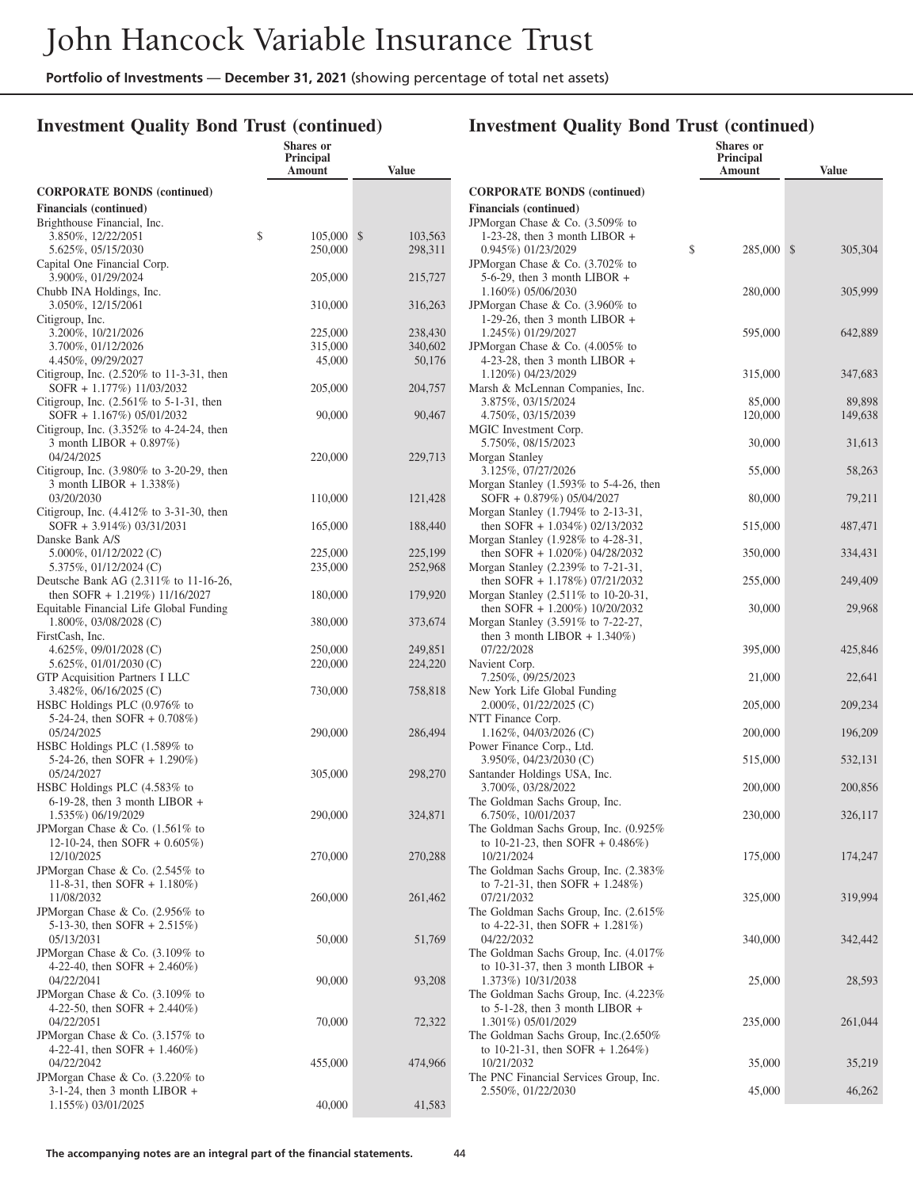## Investment Quality Bond Trust (continued)

| | Shares or Principal Amount | Value |
|---|---|---|
| **CORPORATE BONDS (continued)** | | |
| **Financials (continued)** | | |
| Brighthouse Financial, Inc. | | |
| 3.850%, 12/22/2051 | $ 105,000 | $ 103,563 |
| 5.625%, 05/15/2030 | 250,000 | 298,311 |
| Capital One Financial Corp. | | |
| 3.900%, 01/29/2024 | 205,000 | 215,727 |
| Chubb INA Holdings, Inc. | | |
| 3.050%, 12/15/2061 | 310,000 | 316,263 |
| Citigroup, Inc. | | |
| 3.200%, 10/21/2026 | 225,000 | 238,430 |
| 3.700%, 01/12/2026 | 315,000 | 340,602 |
| 4.450%, 09/29/2027 | 45,000 | 50,176 |
| Citigroup, Inc. (2.520% to 11-3-31, then SOFR + 1.177%) 11/03/2032 | 205,000 | 204,757 |
| Citigroup, Inc. (2.561% to 5-1-31, then SOFR + 1.167%) 05/01/2032 | 90,000 | 90,467 |
| Citigroup, Inc. (3.352% to 4-24-24, then 3 month LIBOR + 0.897%) 04/24/2025 | 220,000 | 229,713 |
| Citigroup, Inc. (3.980% to 3-20-29, then 3 month LIBOR + 1.338%) 03/20/2030 | 110,000 | 121,428 |
| Citigroup, Inc. (4.412% to 3-31-30, then SOFR + 3.914%) 03/31/2031 | 165,000 | 188,440 |
| Danske Bank A/S | | |
| 5.000%, 01/12/2022 (C) | 225,000 | 225,199 |
| 5.375%, 01/12/2024 (C) | 235,000 | 252,968 |
| Deutsche Bank AG (2.311% to 11-16-26, then SOFR + 1.219%) 11/16/2027 | 180,000 | 179,920 |
| Equitable Financial Life Global Funding | | |
| 1.800%, 03/08/2028 (C) | 380,000 | 373,674 |
| FirstCash, Inc. | | |
| 4.625%, 09/01/2028 (C) | 250,000 | 249,851 |
| 5.625%, 01/01/2030 (C) | 220,000 | 224,220 |
| GTP Acquisition Partners I LLC | | |
| 3.482%, 06/16/2025 (C) | 730,000 | 758,818 |
| HSBC Holdings PLC (0.976% to 5-24-24, then SOFR + 0.708%) 05/24/2025 | 290,000 | 286,494 |
| HSBC Holdings PLC (1.589% to 5-24-26, then SOFR + 1.290%) 05/24/2027 | 305,000 | 298,270 |
| HSBC Holdings PLC (4.583% to 6-19-28, then 3 month LIBOR + 1.535%) 06/19/2029 | 290,000 | 324,871 |
| JPMorgan Chase & Co. (1.561% to 12-10-24, then SOFR + 0.605%) 12/10/2025 | 270,000 | 270,288 |
| JPMorgan Chase & Co. (2.545% to 11-8-31, then SOFR + 1.180%) 11/08/2032 | 260,000 | 261,462 |
| JPMorgan Chase & Co. (2.956% to 5-13-30, then SOFR + 2.515%) 05/13/2031 | 50,000 | 51,769 |
| JPMorgan Chase & Co. (3.109% to 4-22-40, then SOFR + 2.460%) 04/22/2041 | 90,000 | 93,208 |
| JPMorgan Chase & Co. (3.109% to 4-22-50, then SOFR + 2.440%) 04/22/2051 | 70,000 | 72,322 |
| JPMorgan Chase & Co. (3.157% to 4-22-41, then SOFR + 1.460%) 04/22/2042 | 455,000 | 474,966 |
| JPMorgan Chase & Co. (3.220% to 3-1-24, then 3 month LIBOR + 1.155%) 03/01/2025 | 40,000 | 41,583 |
| JPMorgan Chase & Co. (3.509% to 1-23-28, then 3 month LIBOR + 0.945%) 01/23/2029 | $ 285,000 | $ 305,304 |
| JPMorgan Chase & Co. (3.702% to 5-6-29, then 3 month LIBOR + 1.160%) 05/06/2030 | 280,000 | 305,999 |
| JPMorgan Chase & Co. (3.960% to 1-29-26, then 3 month LIBOR + 1.245%) 01/29/2027 | 595,000 | 642,889 |
| JPMorgan Chase & Co. (4.005% to 4-23-28, then 3 month LIBOR + 1.120%) 04/23/2029 | 315,000 | 347,683 |
| Marsh & McLennan Companies, Inc. | | |
| 3.875%, 03/15/2024 | 85,000 | 89,898 |
| 4.750%, 03/15/2039 | 120,000 | 149,638 |
| MGIC Investment Corp. | | |
| 5.750%, 08/15/2023 | 30,000 | 31,613 |
| Morgan Stanley | | |
| 3.125%, 07/27/2026 | 55,000 | 58,263 |
| Morgan Stanley (1.593% to 5-4-26, then SOFR + 0.879%) 05/04/2027 | 80,000 | 79,211 |
| Morgan Stanley (1.794% to 2-13-31, then SOFR + 1.034%) 02/13/2032 | 515,000 | 487,471 |
| Morgan Stanley (1.928% to 4-28-31, then SOFR + 1.020%) 04/28/2032 | 350,000 | 334,431 |
| Morgan Stanley (2.239% to 7-21-31, then SOFR + 1.178%) 07/21/2032 | 255,000 | 249,409 |
| Morgan Stanley (2.511% to 10-20-31, then SOFR + 1.200%) 10/20/2032 | 30,000 | 29,968 |
| Morgan Stanley (3.591% to 7-22-27, then 3 month LIBOR + 1.340%) 07/22/2028 | 395,000 | 425,846 |
| Navient Corp. | | |
| 7.250%, 09/25/2023 | 21,000 | 22,641 |
| New York Life Global Funding | | |
| 2.000%, 01/22/2025 (C) | 205,000 | 209,234 |
| NTT Finance Corp. | | |
| 1.162%, 04/03/2026 (C) | 200,000 | 196,209 |
| Power Finance Corp., Ltd. | | |
| 3.950%, 04/23/2030 (C) | 515,000 | 532,131 |
| Santander Holdings USA, Inc. | | |
| 3.700%, 03/28/2022 | 200,000 | 200,856 |
| The Goldman Sachs Group, Inc. | | |
| 6.750%, 10/01/2037 | 230,000 | 326,117 |
| The Goldman Sachs Group, Inc. (0.925% to 10-21-23, then SOFR + 0.486%) 10/21/2024 | 175,000 | 174,247 |
| The Goldman Sachs Group, Inc. (2.383% to 7-21-31, then SOFR + 1.248%) 07/21/2032 | 325,000 | 319,994 |
| The Goldman Sachs Group, Inc. (2.615% to 4-22-31, then SOFR + 1.281%) 04/22/2032 | 340,000 | 342,442 |
| The Goldman Sachs Group, Inc. (4.017% to 10-31-37, then 3 month LIBOR + 1.373%) 10/31/2038 | 25,000 | 28,593 |
| The Goldman Sachs Group, Inc. (4.223% to 5-1-28, then 3 month LIBOR + 1.301%) 05/01/2029 | 235,000 | 261,044 |
| The Goldman Sachs Group, Inc.(2.650% to 10-21-31, then SOFR + 1.264%) 10/21/2032 | 35,000 | 35,219 |
| The PNC Financial Services Group, Inc. | | |
| 2.550%, 01/22/2030 | 45,000 | 46,262 |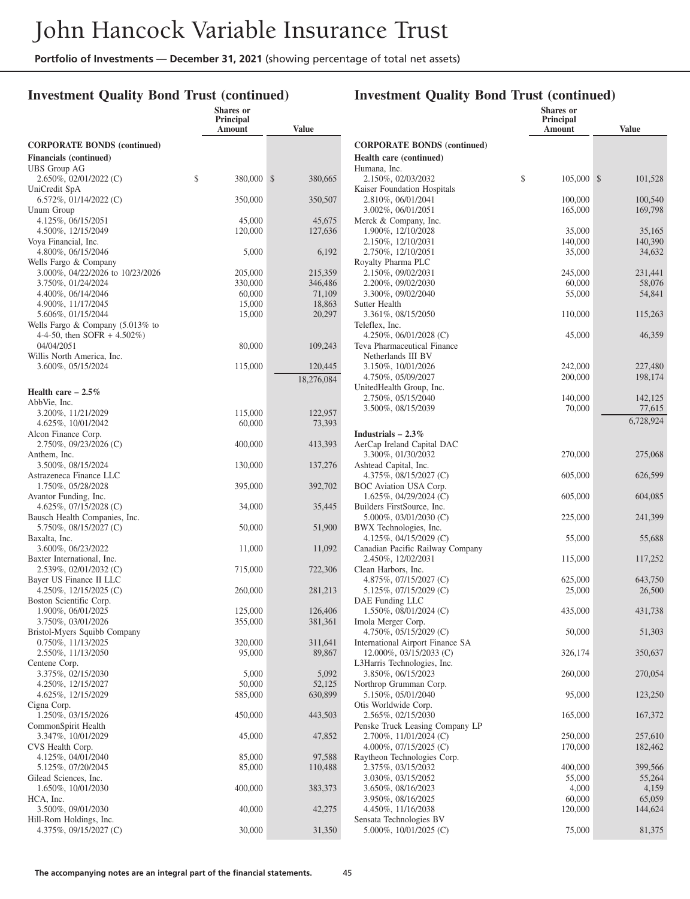## Investment Quality Bond Trust (continued)

| | Shares or Principal Amount | Value |
|---|---|---|
| **CORPORATE BONDS (continued)** | | |
| **Financials (continued)** | | |
| UBS Group AG | | |
| 2.650%, 02/01/2022 (C) | $ 380,000 | $ 380,665 |
| UniCredit SpA | | |
| 6.572%, 01/14/2022 (C) | 350,000 | 350,507 |
| Unum Group | | |
| 4.125%, 06/15/2051 | 45,000 | 45,675 |
| 4.500%, 12/15/2049 | 120,000 | 127,636 |
| Voya Financial, Inc. | | |
| 4.800%, 06/15/2046 | 5,000 | 6,192 |
| Wells Fargo & Company | | |
| 3.000%, 04/22/2026 to 10/23/2026 | 205,000 | 215,359 |
| 3.750%, 01/24/2024 | 330,000 | 346,486 |
| 4.400%, 06/14/2046 | 60,000 | 71,109 |
| 4.900%, 11/17/2045 | 15,000 | 18,863 |
| 5.606%, 01/15/2044 | 15,000 | 20,297 |
| Wells Fargo & Company (5.013% to 4-4-50, then SOFR + 4.502%) | | |
| 04/04/2051 | 80,000 | 109,243 |
| Willis North America, Inc. | | |
| 3.600%, 05/15/2024 | 115,000 | 120,445 |
| | | 18,276,084 |
| **Health care – 2.5%** | | |
| AbbVie, Inc. | | |
| 3.200%, 11/21/2029 | 115,000 | 122,957 |
| 4.625%, 10/01/2042 | 60,000 | 73,393 |
| Alcon Finance Corp. | | |
| 2.750%, 09/23/2026 (C) | 400,000 | 413,393 |
| Anthem, Inc. | | |
| 3.500%, 08/15/2024 | 130,000 | 137,276 |
| Astrazeneca Finance LLC | | |
| 1.750%, 05/28/2028 | 395,000 | 392,702 |
| Avantor Funding, Inc. | | |
| 4.625%, 07/15/2028 (C) | 34,000 | 35,445 |
| Bausch Health Companies, Inc. | | |
| 5.750%, 08/15/2027 (C) | 50,000 | 51,900 |
| Baxalta, Inc. | | |
| 3.600%, 06/23/2022 | 11,000 | 11,092 |
| Baxter International, Inc. | | |
| 2.539%, 02/01/2032 (C) | 715,000 | 722,306 |
| Bayer US Finance II LLC | | |
| 4.250%, 12/15/2025 (C) | 260,000 | 281,213 |
| Boston Scientific Corp. | | |
| 1.900%, 06/01/2025 | 125,000 | 126,406 |
| 3.750%, 03/01/2026 | 355,000 | 381,361 |
| Bristol-Myers Squibb Company | | |
| 0.750%, 11/13/2025 | 320,000 | 311,641 |
| 2.550%, 11/13/2050 | 95,000 | 89,867 |
| Centene Corp. | | |
| 3.375%, 02/15/2030 | 5,000 | 5,092 |
| 4.250%, 12/15/2027 | 50,000 | 52,125 |
| 4.625%, 12/15/2029 | 585,000 | 630,899 |
| Cigna Corp. | | |
| 1.250%, 03/15/2026 | 450,000 | 443,503 |
| CommonSpirit Health | | |
| 3.347%, 10/01/2029 | 45,000 | 47,852 |
| CVS Health Corp. | | |
| 4.125%, 04/01/2040 | 85,000 | 97,588 |
| 5.125%, 07/20/2045 | 85,000 | 110,488 |
| Gilead Sciences, Inc. | | |
| 1.650%, 10/01/2030 | 400,000 | 383,373 |
| HCA, Inc. | | |
| 3.500%, 09/01/2030 | 40,000 | 42,275 |
| Hill-Rom Holdings, Inc. | | |
| 4.375%, 09/15/2027 (C) | 30,000 | 31,350 |
| Humana, Inc. | | |
| 2.150%, 02/03/2032 | $ 105,000 | $ 101,528 |
| Kaiser Foundation Hospitals | | |
| 2.810%, 06/01/2041 | 100,000 | 100,540 |
| 3.002%, 06/01/2051 | 165,000 | 169,798 |
| Merck & Company, Inc. | | |
| 1.900%, 12/10/2028 | 35,000 | 35,165 |
| 2.150%, 12/10/2031 | 140,000 | 140,390 |
| 2.750%, 12/10/2051 | 35,000 | 34,632 |
| Royalty Pharma PLC | | |
| 2.150%, 09/02/2031 | 245,000 | 231,441 |
| 2.200%, 09/02/2030 | 60,000 | 58,076 |
| 3.300%, 09/02/2040 | 55,000 | 54,841 |
| Sutter Health | | |
| 3.361%, 08/15/2050 | 110,000 | 115,263 |
| Teleflex, Inc. | | |
| 4.250%, 06/01/2028 (C) | 45,000 | 46,359 |
| Teva Pharmaceutical Finance Netherlands III BV | | |
| 3.150%, 10/01/2026 | 242,000 | 227,480 |
| 4.750%, 05/09/2027 | 200,000 | 198,174 |
| UnitedHealth Group, Inc. | | |
| 2.750%, 05/15/2040 | 140,000 | 142,125 |
| 3.500%, 08/15/2039 | 70,000 | 77,615 |
| | | 6,728,924 |
| **Industrials – 2.3%** | | |
| AerCap Ireland Capital DAC | | |
| 3.300%, 01/30/2032 | 270,000 | 275,068 |
| Ashtead Capital, Inc. | | |
| 4.375%, 08/15/2027 (C) | 605,000 | 626,599 |
| BOC Aviation USA Corp. | | |
| 1.625%, 04/29/2024 (C) | 605,000 | 604,085 |
| Builders FirstSource, Inc. | | |
| 5.000%, 03/01/2030 (C) | 225,000 | 241,399 |
| BWX Technologies, Inc. | | |
| 4.125%, 04/15/2029 (C) | 55,000 | 55,688 |
| Canadian Pacific Railway Company | | |
| 2.450%, 12/02/2031 | 115,000 | 117,252 |
| Clean Harbors, Inc. | | |
| 4.875%, 07/15/2027 (C) | 625,000 | 643,750 |
| 5.125%, 07/15/2029 (C) | 25,000 | 26,500 |
| DAE Funding LLC | | |
| 1.550%, 08/01/2024 (C) | 435,000 | 431,738 |
| Imola Merger Corp. | | |
| 4.750%, 05/15/2029 (C) | 50,000 | 51,303 |
| International Airport Finance SA | | |
| 12.000%, 03/15/2033 (C) | 326,174 | 350,637 |
| L3Harris Technologies, Inc. | | |
| 3.850%, 06/15/2023 | 260,000 | 270,054 |
| Northrop Grumman Corp. | | |
| 5.150%, 05/01/2040 | 95,000 | 123,250 |
| Otis Worldwide Corp. | | |
| 2.565%, 02/15/2030 | 165,000 | 167,372 |
| Penske Truck Leasing Company LP | | |
| 2.700%, 11/01/2024 (C) | 250,000 | 257,610 |
| 4.000%, 07/15/2025 (C) | 170,000 | 182,462 |
| Raytheon Technologies Corp. | | |
| 2.375%, 03/15/2032 | 400,000 | 399,566 |
| 3.030%, 03/15/2052 | 55,000 | 55,264 |
| 3.650%, 08/16/2023 | 4,000 | 4,159 |
| 3.950%, 08/16/2025 | 60,000 | 65,059 |
| 4.450%, 11/16/2038 | 120,000 | 144,624 |
| Sensata Technologies BV | | |
| 5.000%, 10/01/2025 (C) | 75,000 | 81,375 |

**The accompanying notes are an integral part of the financial statements.**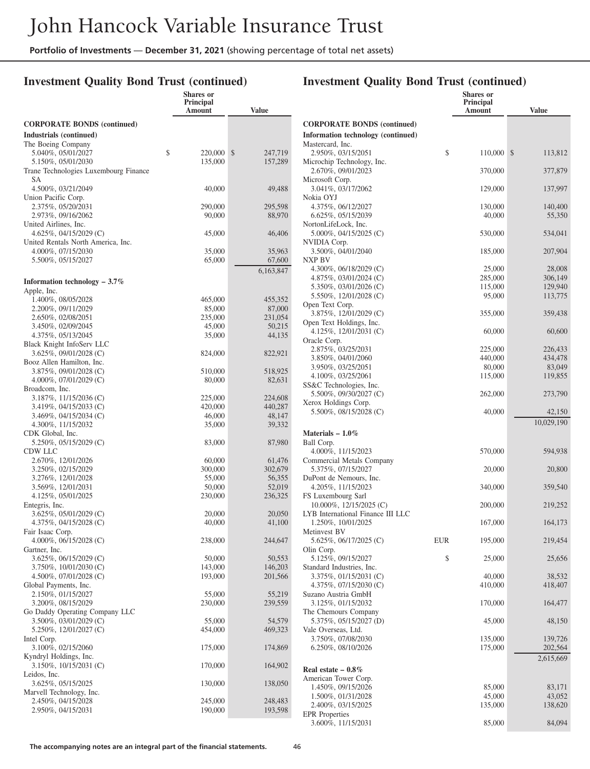## Investment Quality Bond Trust (continued)

| | Shares or Principal Amount | Value |
|---|---|---|
| **CORPORATE BONDS (continued)** | | |
| **Industrials (continued)** | | |
| The Boeing Company | | |
| 5.040%, 05/01/2027 | $ 220,000 | $ 247,719 |
| 5.150%, 05/01/2030 | 135,000 | 157,289 |
| Trane Technologies Luxembourg Finance SA | | |
| 4.500%, 03/21/2049 | 40,000 | 49,488 |
| Union Pacific Corp. | | |
| 2.375%, 05/20/2031 | 290,000 | 295,598 |
| 2.973%, 09/16/2062 | 90,000 | 88,970 |
| United Airlines, Inc. | | |
| 4.625%, 04/15/2029 (C) | 45,000 | 46,406 |
| United Rentals North America, Inc. | | |
| 4.000%, 07/15/2030 | 35,000 | 35,963 |
| 5.500%, 05/15/2027 | 65,000 | 67,600 |
| | | 6,163,847 |
| **Information technology – 3.7%** | | |
| Apple, Inc. | | |
| 1.400%, 08/05/2028 | 465,000 | 455,352 |
| 2.200%, 09/11/2029 | 85,000 | 87,000 |
| 2.650%, 02/08/2051 | 235,000 | 231,054 |
| 3.450%, 02/09/2045 | 45,000 | 50,215 |
| 4.375%, 05/13/2045 | 35,000 | 44,135 |
| Black Knight InfoServ LLC | | |
| 3.625%, 09/01/2028 (C) | 824,000 | 822,921 |
| Booz Allen Hamilton, Inc. | | |
| 3.875%, 09/01/2028 (C) | 510,000 | 518,925 |
| 4.000%, 07/01/2029 (C) | 80,000 | 82,631 |
| Broadcom, Inc. | | |
| 3.187%, 11/15/2036 (C) | 225,000 | 224,608 |
| 3.419%, 04/15/2033 (C) | 420,000 | 440,287 |
| 3.469%, 04/15/2034 (C) | 46,000 | 48,147 |
| 4.300%, 11/15/2032 | 35,000 | 39,332 |
| CDK Global, Inc. | | |
| 5.250%, 05/15/2029 (C) | 83,000 | 87,980 |
| CDW LLC | | |
| 2.670%, 12/01/2026 | 60,000 | 61,476 |
| 3.250%, 02/15/2029 | 300,000 | 302,679 |
| 3.276%, 12/01/2028 | 55,000 | 56,355 |
| 3.569%, 12/01/2031 | 50,000 | 52,019 |
| 4.125%, 05/01/2025 | 230,000 | 236,325 |
| Entegris, Inc. | | |
| 3.625%, 05/01/2029 (C) | 20,000 | 20,050 |
| 4.375%, 04/15/2028 (C) | 40,000 | 41,100 |
| Fair Isaac Corp. | | |
| 4.000%, 06/15/2028 (C) | 238,000 | 244,647 |
| Gartner, Inc. | | |
| 3.625%, 06/15/2029 (C) | 50,000 | 50,553 |
| 3.750%, 10/01/2030 (C) | 143,000 | 146,203 |
| 4.500%, 07/01/2028 (C) | 193,000 | 201,566 |
| Global Payments, Inc. | | |
| 2.150%, 01/15/2027 | 55,000 | 55,219 |
| 3.200%, 08/15/2029 | 230,000 | 239,559 |
| Go Daddy Operating Company LLC | | |
| 3.500%, 03/01/2029 (C) | 55,000 | 54,579 |
| 5.250%, 12/01/2027 (C) | 454,000 | 469,323 |
| Intel Corp. | | |
| 3.100%, 02/15/2060 | 175,000 | 174,869 |
| Kyndryl Holdings, Inc. | | |
| 3.150%, 10/15/2031 (C) | 170,000 | 164,902 |
| Leidos, Inc. | | |
| 3.625%, 05/15/2025 | 130,000 | 138,050 |
| Marvell Technology, Inc. | | |
| 2.450%, 04/15/2028 | 245,000 | 248,483 |
| 2.950%, 04/15/2031 | 190,000 | 193,598 |
| Mastercard, Inc. | | |
| 2.950%, 03/15/2051 | $ 110,000 | $ 113,812 |
| Microchip Technology, Inc. | | |
| 2.670%, 09/01/2023 | 370,000 | 377,879 |
| Microsoft Corp. | | |
| 3.041%, 03/17/2062 | 129,000 | 137,997 |
| Nokia OYJ | | |
| 4.375%, 06/12/2027 | 130,000 | 140,400 |
| 6.625%, 05/15/2039 | 40,000 | 55,350 |
| NortonLifeLock, Inc. | | |
| 5.000%, 04/15/2025 (C) | 530,000 | 534,041 |
| NVIDIA Corp. | | |
| 3.500%, 04/01/2040 | 185,000 | 207,904 |
| NXP BV | | |
| 4.300%, 06/18/2029 (C) | 25,000 | 28,008 |
| 4.875%, 03/01/2024 (C) | 285,000 | 306,149 |
| 5.350%, 03/01/2026 (C) | 115,000 | 129,940 |
| 5.550%, 12/01/2028 (C) | 95,000 | 113,775 |
| Open Text Corp. | | |
| 3.875%, 12/01/2029 (C) | 355,000 | 359,438 |
| Open Text Holdings, Inc. | | |
| 4.125%, 12/01/2031 (C) | 60,000 | 60,600 |
| Oracle Corp. | | |
| 2.875%, 03/25/2031 | 225,000 | 226,433 |
| 3.850%, 04/01/2060 | 440,000 | 434,478 |
| 3.950%, 03/25/2051 | 80,000 | 83,049 |
| 4.100%, 03/25/2061 | 115,000 | 119,855 |
| SS&C Technologies, Inc. | | |
| 5.500%, 09/30/2027 (C) | 262,000 | 273,790 |
| Xerox Holdings Corp. | | |
| 5.500%, 08/15/2028 (C) | 40,000 | 42,150 |
| | | 10,029,190 |
| **Materials – 1.0%** | | |
| Ball Corp. | | |
| 4.000%, 11/15/2023 | 570,000 | 594,938 |
| Commercial Metals Company | | |
| 5.375%, 07/15/2027 | 20,000 | 20,800 |
| DuPont de Nemours, Inc. | | |
| 4.205%, 11/15/2023 | 340,000 | 359,540 |
| FS Luxembourg Sarl | | |
| 10.000%, 12/15/2025 (C) | 200,000 | 219,252 |
| LYB International Finance III LLC | | |
| 1.250%, 10/01/2025 | 167,000 | 164,173 |
| Metinvest BV | | |
| 5.625%, 06/17/2025 (C) | EUR 195,000 | 219,454 |
| Olin Corp. | | |
| 5.125%, 09/15/2027 | $ 25,000 | 25,656 |
| Standard Industries, Inc. | | |
| 3.375%, 01/15/2031 (C) | 40,000 | 38,532 |
| 4.375%, 07/15/2030 (C) | 410,000 | 418,407 |
| Suzano Austria GmbH | | |
| 3.125%, 01/15/2032 | 170,000 | 164,477 |
| The Chemours Company | | |
| 5.375%, 05/15/2027 (D) | 45,000 | 48,150 |
| Vale Overseas, Ltd. | | |
| 3.750%, 07/08/2030 | 135,000 | 139,726 |
| 6.250%, 08/10/2026 | 175,000 | 202,564 |
| | | 2,615,669 |
| **Real estate – 0.8%** | | |
| American Tower Corp. | | |
| 1.450%, 09/15/2026 | 85,000 | 83,171 |
| 1.500%, 01/31/2028 | 45,000 | 43,052 |
| 2.400%, 03/15/2025 | 135,000 | 138,620 |
| EPR Properties | | |
| 3.600%, 11/15/2031 | 85,000 | 84,094 |

**The accompanying notes are an integral part of the financial statements.**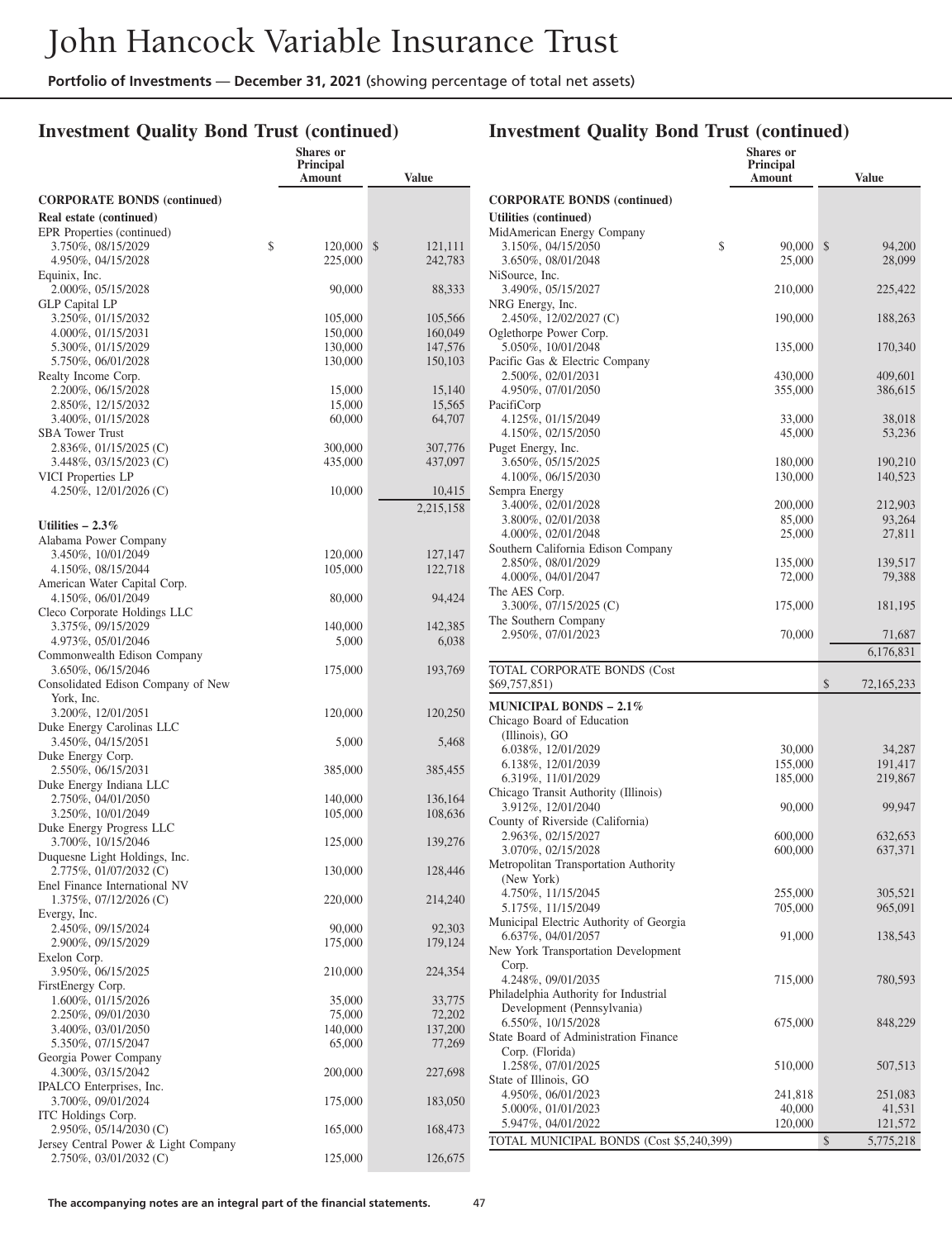## Investment Quality Bond Trust (continued)

| | Shares or Principal Amount | Value |
|---|---|---|
| **CORPORATE BONDS (continued)** | | |
| **Real estate (continued)** | | |
| EPR Properties (continued) | | |
| 3.750%, 08/15/2029 | $ 120,000 | $ 121,111 |
| 4.950%, 04/15/2028 | 225,000 | 242,783 |
| Equinix, Inc. | | |
| 2.000%, 05/15/2028 | 90,000 | 88,333 |
| GLP Capital LP | | |
| 3.250%, 01/15/2032 | 105,000 | 105,566 |
| 4.000%, 01/15/2031 | 150,000 | 160,049 |
| 5.300%, 01/15/2029 | 130,000 | 147,576 |
| 5.750%, 06/01/2028 | 130,000 | 150,103 |
| Realty Income Corp. | | |
| 2.200%, 06/15/2028 | 15,000 | 15,140 |
| 2.850%, 12/15/2032 | 15,000 | 15,565 |
| 3.400%, 01/15/2028 | 60,000 | 64,707 |
| SBA Tower Trust | | |
| 2.836%, 01/15/2025 (C) | 300,000 | 307,776 |
| 3.448%, 03/15/2023 (C) | 435,000 | 437,097 |
| VICI Properties LP | | |
| 4.250%, 12/01/2026 (C) | 10,000 | 10,415 |
| | | 2,215,158 |
| **Utilities – 2.3%** | | |
| Alabama Power Company | | |
| 3.450%, 10/01/2049 | 120,000 | 127,147 |
| 4.150%, 08/15/2044 | 105,000 | 122,718 |
| American Water Capital Corp. | | |
| 4.150%, 06/01/2049 | 80,000 | 94,424 |
| Cleco Corporate Holdings LLC | | |
| 3.375%, 09/15/2029 | 140,000 | 142,385 |
| 4.973%, 05/01/2046 | 5,000 | 6,038 |
| Commonwealth Edison Company | | |
| 3.650%, 06/15/2046 | 175,000 | 193,769 |
| Consolidated Edison Company of New York, Inc. | | |
| 3.200%, 12/01/2051 | 120,000 | 120,250 |
| Duke Energy Carolinas LLC | | |
| 3.450%, 04/15/2051 | 5,000 | 5,468 |
| Duke Energy Corp. | | |
| 2.550%, 06/15/2031 | 385,000 | 385,455 |
| Duke Energy Indiana LLC | | |
| 2.750%, 04/01/2050 | 140,000 | 136,164 |
| 3.250%, 10/01/2049 | 105,000 | 108,636 |
| Duke Energy Progress LLC | | |
| 3.700%, 10/15/2046 | 125,000 | 139,276 |
| Duquesne Light Holdings, Inc. | | |
| 2.775%, 01/07/2032 (C) | 130,000 | 128,446 |
| Enel Finance International NV | | |
| 1.375%, 07/12/2026 (C) | 220,000 | 214,240 |
| Evergy, Inc. | | |
| 2.450%, 09/15/2024 | 90,000 | 92,303 |
| 2.900%, 09/15/2029 | 175,000 | 179,124 |
| Exelon Corp. | | |
| 3.950%, 06/15/2025 | 210,000 | 224,354 |
| FirstEnergy Corp. | | |
| 1.600%, 01/15/2026 | 35,000 | 33,775 |
| 2.250%, 09/01/2030 | 75,000 | 72,202 |
| 3.400%, 03/01/2050 | 140,000 | 137,200 |
| 5.350%, 07/15/2047 | 65,000 | 77,269 |
| Georgia Power Company | | |
| 4.300%, 03/15/2042 | 200,000 | 227,698 |
| IPALCO Enterprises, Inc. | | |
| 3.700%, 09/01/2024 | 175,000 | 183,050 |
| ITC Holdings Corp. | | |
| 2.950%, 05/14/2030 (C) | 165,000 | 168,473 |
| Jersey Central Power & Light Company | | |
| 2.750%, 03/01/2032 (C) | 125,000 | 126,675 |

## Investment Quality Bond Trust (continued)

| | Shares or Principal Amount | Value |
|---|---|---|
| **CORPORATE BONDS (continued)** | | |
| **Utilities (continued)** | | |
| MidAmerican Energy Company | | |
| 3.150%, 04/15/2050 | $ 90,000 | $ 94,200 |
| 3.650%, 08/01/2048 | 25,000 | 28,099 |
| NiSource, Inc. | | |
| 3.490%, 05/15/2027 | 210,000 | 225,422 |
| NRG Energy, Inc. | | |
| 2.450%, 12/02/2027 (C) | 190,000 | 188,263 |
| Oglethorpe Power Corp. | | |
| 5.050%, 10/01/2048 | 135,000 | 170,340 |
| Pacific Gas & Electric Company | | |
| 2.500%, 02/01/2031 | 430,000 | 409,601 |
| 4.950%, 07/01/2050 | 355,000 | 386,615 |
| PacifiCorp | | |
| 4.125%, 01/15/2049 | 33,000 | 38,018 |
| 4.150%, 02/15/2050 | 45,000 | 53,236 |
| Puget Energy, Inc. | | |
| 3.650%, 05/15/2025 | 180,000 | 190,210 |
| 4.100%, 06/15/2030 | 130,000 | 140,523 |
| Sempra Energy | | |
| 3.400%, 02/01/2028 | 200,000 | 212,903 |
| 3.800%, 02/01/2038 | 85,000 | 93,264 |
| 4.000%, 02/01/2048 | 25,000 | 27,811 |
| Southern California Edison Company | | |
| 2.850%, 08/01/2029 | 135,000 | 139,517 |
| 4.000%, 04/01/2047 | 72,000 | 79,388 |
| The AES Corp. | | |
| 3.300%, 07/15/2025 (C) | 175,000 | 181,195 |
| The Southern Company | | |
| 2.950%, 07/01/2023 | 70,000 | 71,687 |
| | | 6,176,831 |
| TOTAL CORPORATE BONDS (Cost $69,757,851) | | $ 72,165,233 |
| **MUNICIPAL BONDS – 2.1%** | | |
| Chicago Board of Education (Illinois), GO | | |
| 6.038%, 12/01/2029 | 30,000 | 34,287 |
| 6.138%, 12/01/2039 | 155,000 | 191,417 |
| 6.319%, 11/01/2029 | 185,000 | 219,867 |
| Chicago Transit Authority (Illinois) | | |
| 3.912%, 12/01/2040 | 90,000 | 99,947 |
| County of Riverside (California) | | |
| 2.963%, 02/15/2027 | 600,000 | 632,653 |
| 3.070%, 02/15/2028 | 600,000 | 637,371 |
| Metropolitan Transportation Authority (New York) | | |
| 4.750%, 11/15/2045 | 255,000 | 305,521 |
| 5.175%, 11/15/2049 | 705,000 | 965,091 |
| Municipal Electric Authority of Georgia | | |
| 6.637%, 04/01/2057 | 91,000 | 138,543 |
| New York Transportation Development Corp. | | |
| 4.248%, 09/01/2035 | 715,000 | 780,593 |
| Philadelphia Authority for Industrial Development (Pennsylvania) | | |
| 6.550%, 10/15/2028 | 675,000 | 848,229 |
| State Board of Administration Finance Corp. (Florida) | | |
| 1.258%, 07/01/2025 | 510,000 | 507,513 |
| State of Illinois, GO | | |
| 4.950%, 06/01/2023 | 241,818 | 251,083 |
| 5.000%, 01/01/2023 | 40,000 | 41,531 |
| 5.947%, 04/01/2022 | 120,000 | 121,572 |
| TOTAL MUNICIPAL BONDS (Cost $5,240,399) | | $ 5,775,218 |

The accompanying notes are an integral part of the financial statements.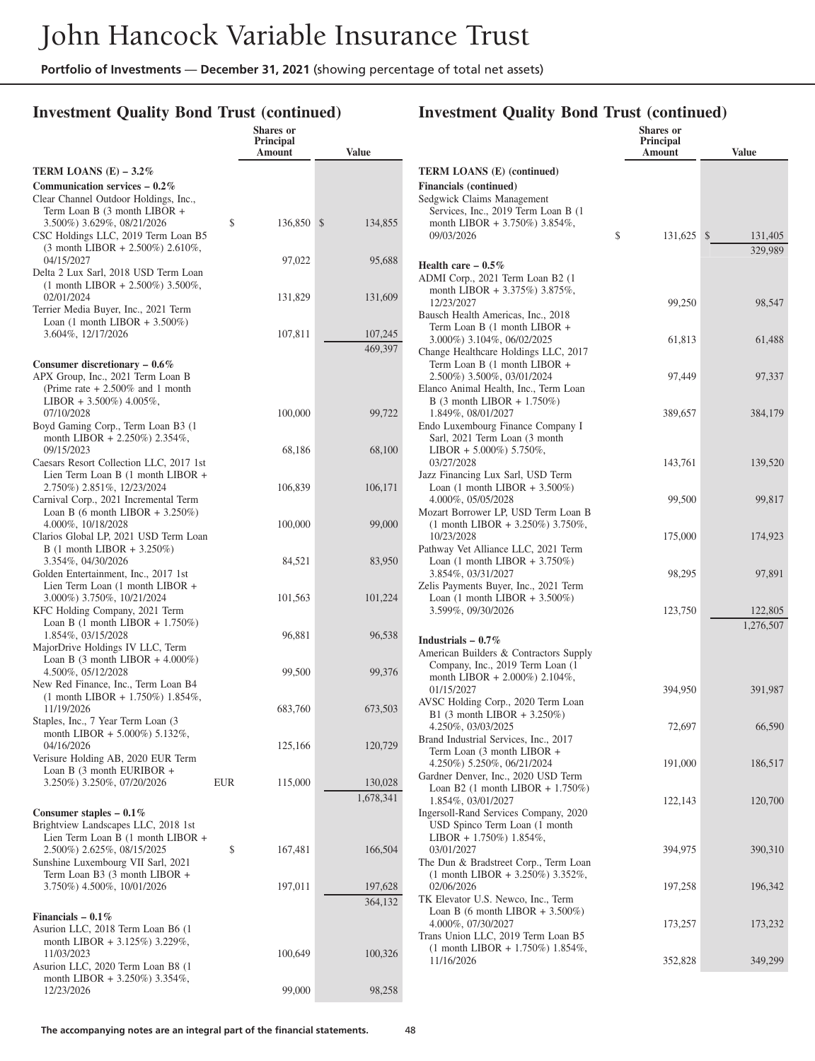## Investment Quality Bond Trust (continued)

| | Shares or Principal Amount | Value |
|---|---|---|
| **TERM LOANS (E) – 3.2%** | | |
| **Communication services – 0.2%** | | |
| Clear Channel Outdoor Holdings, Inc., Term Loan B (3 month LIBOR + 3.500%) 3.629%, 08/21/2026 | $ 136,850 | $ 134,855 |
| CSC Holdings LLC, 2019 Term Loan B5 (3 month LIBOR + 2.500%) 2.610%, 04/15/2027 | 97,022 | 95,688 |
| Delta 2 Lux Sarl, 2018 USD Term Loan (1 month LIBOR + 2.500%) 3.500%, 02/01/2024 | 131,829 | 131,609 |
| Terrier Media Buyer, Inc., 2021 Term Loan (1 month LIBOR + 3.500%) 3.604%, 12/17/2026 | 107,811 | 107,245 |
| | | 469,397 |
| **Consumer discretionary – 0.6%** | | |
| APX Group, Inc., 2021 Term Loan B (Prime rate + 2.500% and 1 month LIBOR + 3.500%) 4.005%, 07/10/2028 | 100,000 | 99,722 |
| Boyd Gaming Corp., Term Loan B3 (1 month LIBOR + 2.250%) 2.354%, 09/15/2023 | 68,186 | 68,100 |
| Caesars Resort Collection LLC, 2017 1st Lien Term Loan B (1 month LIBOR + 2.750%) 2.851%, 12/23/2024 | 106,839 | 106,171 |
| Carnival Corp., 2021 Incremental Term Loan B (6 month LIBOR + 3.250%) 4.000%, 10/18/2028 | 100,000 | 99,000 |
| Clarios Global LP, 2021 USD Term Loan B (1 month LIBOR + 3.250%) 3.354%, 04/30/2026 | 84,521 | 83,950 |
| Golden Entertainment, Inc., 2017 1st Lien Term Loan (1 month LIBOR + 3.000%) 3.750%, 10/21/2024 | 101,563 | 101,224 |
| KFC Holding Company, 2021 Term Loan B (1 month LIBOR + 1.750%) 1.854%, 03/15/2028 | 96,881 | 96,538 |
| MajorDrive Holdings IV LLC, Term Loan B (3 month LIBOR + 4.000%) 4.500%, 05/12/2028 | 99,500 | 99,376 |
| New Red Finance, Inc., Term Loan B4 (1 month LIBOR + 1.750%) 1.854%, 11/19/2026 | 683,760 | 673,503 |
| Staples, Inc., 7 Year Term Loan (3 month LIBOR + 5.000%) 5.132%, 04/16/2026 | 125,166 | 120,729 |
| Verisure Holding AB, 2020 EUR Term Loan B (3 month EURIBOR + 3.250%) 3.250%, 07/20/2026 | EUR 115,000 | 130,028 |
| | | 1,678,341 |
| **Consumer staples – 0.1%** | | |
| Brightview Landscapes LLC, 2018 1st Lien Term Loan B (1 month LIBOR + 2.500%) 2.625%, 08/15/2025 | $ 167,481 | 166,504 |
| Sunshine Luxembourg VII Sarl, 2021 Term Loan B3 (3 month LIBOR + 3.750%) 4.500%, 10/01/2026 | 197,011 | 197,628 |
| | | 364,132 |
| **Financials – 0.1%** | | |
| Asurion LLC, 2018 Term Loan B6 (1 month LIBOR + 3.125%) 3.229%, 11/03/2023 | 100,649 | 100,326 |
| Asurion LLC, 2020 Term Loan B8 (1 month LIBOR + 3.250%) 3.354%, 12/23/2026 | 99,000 | 98,258 |

## Investment Quality Bond Trust (continued)

| | Shares or Principal Amount | Value |
|---|---|---|
| **TERM LOANS (E) (continued)** | | |
| **Financials (continued)** | | |
| Sedgwick Claims Management Services, Inc., 2019 Term Loan B (1 month LIBOR + 3.750%) 3.854%, 09/03/2026 | $ 131,625 | $ 131,405 |
| | | 329,989 |
| **Health care – 0.5%** | | |
| ADMI Corp., 2021 Term Loan B2 (1 month LIBOR + 3.375%) 3.875%, 12/23/2027 | 99,250 | 98,547 |
| Bausch Health Americas, Inc., 2018 Term Loan B (1 month LIBOR + 3.000%) 3.104%, 06/02/2025 | 61,813 | 61,488 |
| Change Healthcare Holdings LLC, 2017 Term Loan B (1 month LIBOR + 2.500%) 3.500%, 03/01/2024 | 97,449 | 97,337 |
| Elanco Animal Health, Inc., Term Loan B (3 month LIBOR + 1.750%) 1.849%, 08/01/2027 | 389,657 | 384,179 |
| Endo Luxembourg Finance Company I Sarl, 2021 Term Loan (3 month LIBOR + 5.000%) 5.750%, 03/27/2028 | 143,761 | 139,520 |
| Jazz Financing Lux Sarl, USD Term Loan (1 month LIBOR + 3.500%) 4.000%, 05/05/2028 | 99,500 | 99,817 |
| Mozart Borrower LP, USD Term Loan B (1 month LIBOR + 3.250%) 3.750%, 10/23/2028 | 175,000 | 174,923 |
| Pathway Vet Alliance LLC, 2021 Term Loan (1 month LIBOR + 3.750%) 3.854%, 03/31/2027 | 98,295 | 97,891 |
| Zelis Payments Buyer, Inc., 2021 Term Loan (1 month LIBOR + 3.500%) 3.599%, 09/30/2026 | 123,750 | 122,805 |
| | | 1,276,507 |
| **Industrials – 0.7%** | | |
| American Builders & Contractors Supply Company, Inc., 2019 Term Loan (1 month LIBOR + 2.000%) 2.104%, 01/15/2027 | 394,950 | 391,987 |
| AVSC Holding Corp., 2020 Term Loan B1 (3 month LIBOR + 3.250%) 4.250%, 03/03/2025 | 72,697 | 66,590 |
| Brand Industrial Services, Inc., 2017 Term Loan (3 month LIBOR + 4.250%) 5.250%, 06/21/2024 | 191,000 | 186,517 |
| Gardner Denver, Inc., 2020 USD Term Loan B2 (1 month LIBOR + 1.750%) 1.854%, 03/01/2027 | 122,143 | 120,700 |
| Ingersoll-Rand Services Company, 2020 USD Spinco Term Loan (1 month LIBOR + 1.750%) 1.854%, 03/01/2027 | 394,975 | 390,310 |
| The Dun & Bradstreet Corp., Term Loan (1 month LIBOR + 3.250%) 3.352%, 02/06/2026 | 197,258 | 196,342 |
| TK Elevator U.S. Newco, Inc., Term Loan B (6 month LIBOR + 3.500%) 4.000%, 07/30/2027 | 173,257 | 173,232 |
| Trans Union LLC, 2019 Term Loan B5 (1 month LIBOR + 1.750%) 1.854%, 11/16/2026 | 352,828 | 349,299 |

The accompanying notes are an integral part of the financial statements.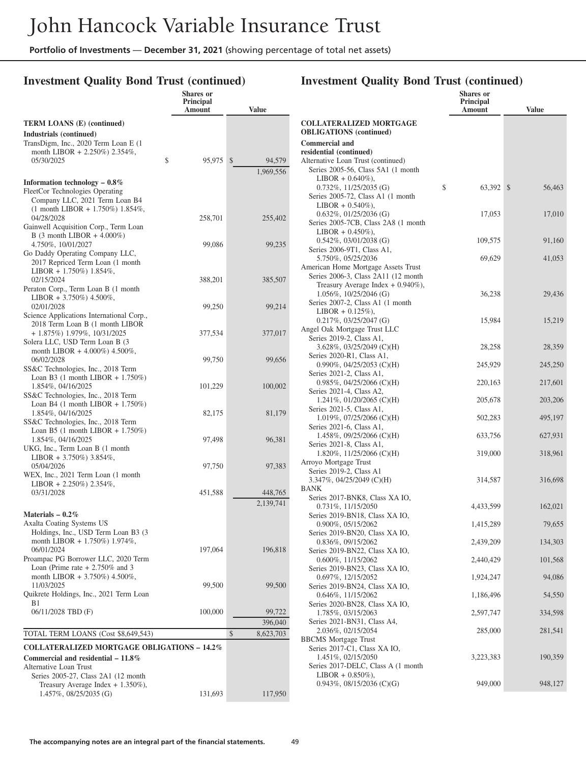## Investment Quality Bond Trust (continued)

| | Shares or Principal Amount | Value |
|---|---|---|
| **TERM LOANS (E) (continued)** | | |
| **Industrials (continued)** | | |
| TransDigm, Inc., 2020 Term Loan E (1 month LIBOR + 2.250%) 2.354%, 05/30/2025 | $ 95,975 | $ 94,579 |
| | | 1,969,556 |
| **Information technology – 0.8%** | | |
| FleetCor Technologies Operating Company LLC, 2021 Term Loan B4 (1 month LIBOR + 1.750%) 1.854%, 04/28/2028 | 258,701 | 255,402 |
| Gainwell Acquisition Corp., Term Loan B (3 month LIBOR + 4.000%) 4.750%, 10/01/2027 | 99,086 | 99,235 |
| Go Daddy Operating Company LLC, 2017 Repriced Term Loan (1 month LIBOR + 1.750%) 1.854%, 02/15/2024 | 388,201 | 385,507 |
| Peraton Corp., Term Loan B (1 month LIBOR + 3.750%) 4.500%, 02/01/2028 | 99,250 | 99,214 |
| Science Applications International Corp., 2018 Term Loan B (1 month LIBOR + 1.875%) 1.979%, 10/31/2025 | 377,534 | 377,017 |
| Solera LLC, USD Term Loan B (3 month LIBOR + 4.000%) 4.500%, 06/02/2028 | 99,750 | 99,656 |
| SS&C Technologies, Inc., 2018 Term Loan B3 (1 month LIBOR + 1.750%) 1.854%, 04/16/2025 | 101,229 | 100,002 |
| SS&C Technologies, Inc., 2018 Term Loan B4 (1 month LIBOR + 1.750%) 1.854%, 04/16/2025 | 82,175 | 81,179 |
| SS&C Technologies, Inc., 2018 Term Loan B5 (1 month LIBOR + 1.750%) 1.854%, 04/16/2025 | 97,498 | 96,381 |
| UKG, Inc., Term Loan B (1 month LIBOR + 3.750%) 3.854%, 05/04/2026 | 97,750 | 97,383 |
| WEX, Inc., 2021 Term Loan (1 month LIBOR + 2.250%) 2.354%, 03/31/2028 | 451,588 | 448,765 |
| | | 2,139,741 |
| **Materials – 0.2%** | | |
| Axalta Coating Systems US Holdings, Inc., USD Term Loan B3 (3 month LIBOR + 1.750%) 1.974%, 06/01/2024 | 197,064 | 196,818 |
| Proampac PG Borrower LLC, 2020 Term Loan (Prime rate + 2.750% and 3 month LIBOR + 3.750%) 4.500%, 11/03/2025 | 99,500 | 99,500 |
| Quikrete Holdings, Inc., 2021 Term Loan B1 06/11/2028 TBD (F) | 100,000 | 99,722 |
| | | 396,040 |
| TOTAL TERM LOANS (Cost $8,649,543) | | $ 8,623,703 |
| **COLLATERALIZED MORTGAGE OBLIGATIONS – 14.2%** | | |
| **Commercial and residential – 11.8%** | | |
| Alternative Loan Trust | | |
| Series 2005-27, Class 2A1 (12 month Treasury Average Index + 1.350%), 1.457%, 08/25/2035 (G) | 131,693 | 117,950 |

## Investment Quality Bond Trust (continued)

| | Shares or Principal Amount | Value |
|---|---|---|
| **COLLATERALIZED MORTGAGE OBLIGATIONS (continued)** | | |
| **Commercial and residential (continued)** | | |
| Alternative Loan Trust (continued) | | |
| Series 2005-56, Class 5A1 (1 month LIBOR + 0.640%), 0.732%, 11/25/2035 (G) | $ 63,392 | $ 56,463 |
| Series 2005-72, Class A1 (1 month LIBOR + 0.540%), 0.632%, 01/25/2036 (G) | 17,053 | 17,010 |
| Series 2005-7CB, Class 2A8 (1 month LIBOR + 0.450%), 0.542%, 03/01/2038 (G) | 109,575 | 91,160 |
| Series 2006-9T1, Class A1, 5.750%, 05/25/2036 | 69,629 | 41,053 |
| American Home Mortgage Assets Trust | | |
| Series 2006-3, Class 2A11 (12 month Treasury Average Index + 0.940%), 1.056%, 10/25/2046 (G) | 36,238 | 29,436 |
| Series 2007-2, Class A1 (1 month LIBOR + 0.125%), 0.217%, 03/25/2047 (G) | 15,984 | 15,219 |
| Angel Oak Mortgage Trust LLC | | |
| Series 2019-2, Class A1, 3.628%, 03/25/2049 (C)(H) | 28,258 | 28,359 |
| Series 2020-R1, Class A1, 0.990%, 04/25/2053 (C)(H) | 245,929 | 245,250 |
| Series 2021-2, Class A1, 0.985%, 04/25/2066 (C)(H) | 220,163 | 217,601 |
| Series 2021-4, Class A2, 1.241%, 01/20/2065 (C)(H) | 205,678 | 203,206 |
| Series 2021-5, Class A1, 1.019%, 07/25/2066 (C)(H) | 502,283 | 495,197 |
| Series 2021-6, Class A1, 1.458%, 09/25/2066 (C)(H) | 633,756 | 627,931 |
| Series 2021-8, Class A1, 1.820%, 11/25/2066 (C)(H) | 319,000 | 318,961 |
| Arroyo Mortgage Trust | | |
| Series 2019-2, Class A1 3.347%, 04/25/2049 (C)(H) | 314,587 | 316,698 |
| BANK | | |
| Series 2017-BNK8, Class XA IO, 0.731%, 11/15/2050 | 4,433,599 | 162,021 |
| Series 2019-BN18, Class XA IO, 0.900%, 05/15/2062 | 1,415,289 | 79,655 |
| Series 2019-BN20, Class XA IO, 0.836%, 09/15/2062 | 2,439,209 | 134,303 |
| Series 2019-BN22, Class XA IO, 0.600%, 11/15/2062 | 2,440,429 | 101,568 |
| Series 2019-BN23, Class XA IO, 0.697%, 12/15/2052 | 1,924,247 | 94,086 |
| Series 2019-BN24, Class XA IO, 0.646%, 11/15/2062 | 1,186,496 | 54,550 |
| Series 2020-BN28, Class XA IO, 1.785%, 03/15/2063 | 2,597,747 | 334,598 |
| Series 2021-BN31, Class A4, 2.036%, 02/15/2054 | 285,000 | 281,541 |
| BBCMS Mortgage Trust | | |
| Series 2017-C1, Class XA IO, 1.451%, 02/15/2050 | 3,223,383 | 190,359 |
| Series 2017-DELC, Class A (1 month LIBOR + 0.850%), 0.943%, 08/15/2036 (C)(G) | 949,000 | 948,127 |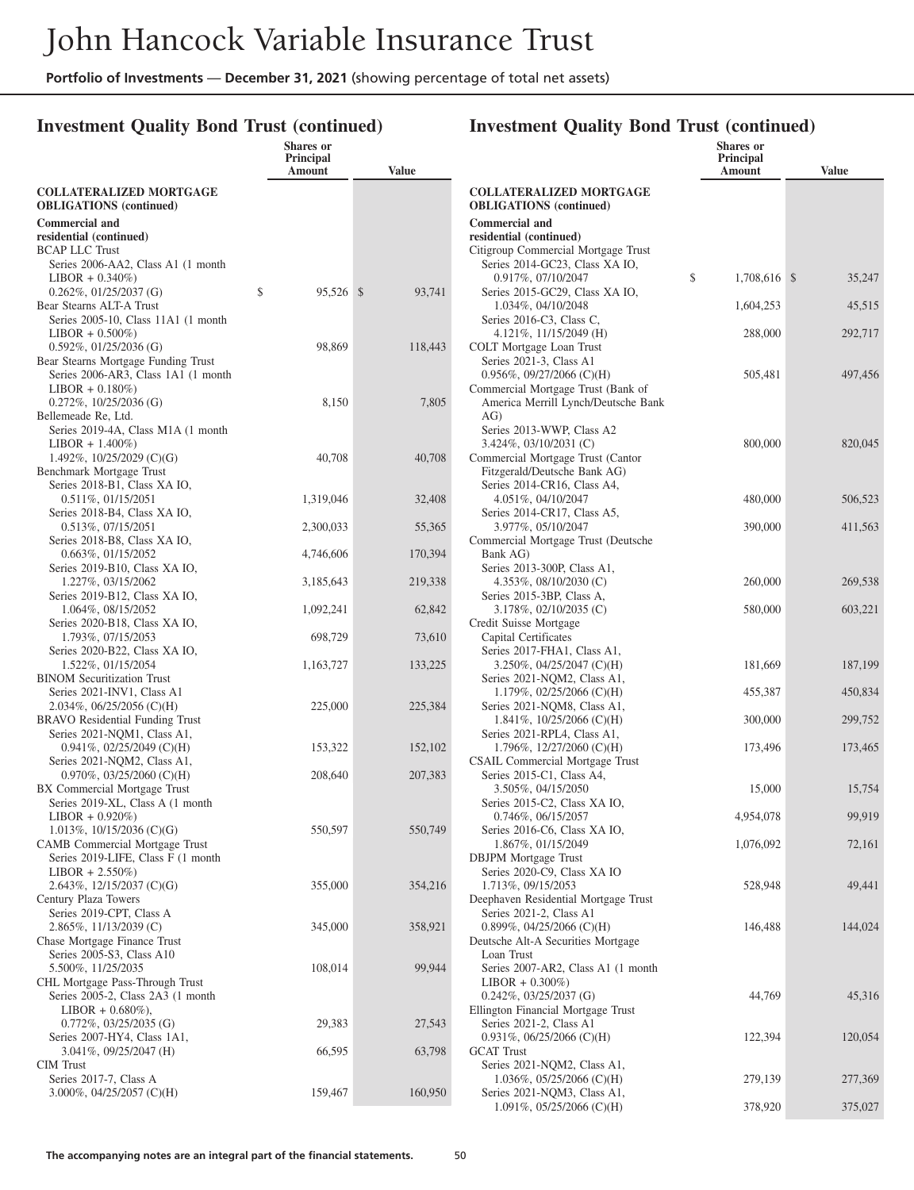# John Hancock Variable Insurance Trust

**Portfolio of Investments — December 31, 2021** (showing percentage of total net assets)

## Investment Quality Bond Trust (continued)

| | Shares or Principal Amount | Value |
|---|---|---|
| **COLLATERALIZED MORTGAGE OBLIGATIONS (continued)** | | |
| **Commercial and residential (continued)** | | |
| BCAP LLC Trust | | |
| Series 2006-AA2, Class A1 (1 month LIBOR + 0.340%) 0.262%, 01/25/2037 (G) | $ 95,526 | $ 93,741 |
| Bear Stearns ALT-A Trust | | |
| Series 2005-10, Class 11A1 (1 month LIBOR + 0.500%) 0.592%, 01/25/2036 (G) | 98,869 | 118,443 |
| Bear Stearns Mortgage Funding Trust | | |
| Series 2006-AR3, Class 1A1 (1 month LIBOR + 0.180%) 0.272%, 10/25/2036 (G) | 8,150 | 7,805 |
| Bellemeade Re, Ltd. | | |
| Series 2019-4A, Class M1A (1 month LIBOR + 1.400%) 1.492%, 10/25/2029 (C)(G) | 40,708 | 40,708 |
| Benchmark Mortgage Trust | | |
| Series 2018-B1, Class XA IO, 0.511%, 01/15/2051 | 1,319,046 | 32,408 |
| Series 2018-B4, Class XA IO, 0.513%, 07/15/2051 | 2,300,033 | 55,365 |
| Series 2018-B8, Class XA IO, 0.663%, 01/15/2052 | 4,746,606 | 170,394 |
| Series 2019-B10, Class XA IO, 1.227%, 03/15/2062 | 3,185,643 | 219,338 |
| Series 2019-B12, Class XA IO, 1.064%, 08/15/2052 | 1,092,241 | 62,842 |
| Series 2020-B18, Class XA IO, 1.793%, 07/15/2053 | 698,729 | 73,610 |
| Series 2020-B22, Class XA IO, 1.522%, 01/15/2054 | 1,163,727 | 133,225 |
| BINOM Securitization Trust | | |
| Series 2021-INV1, Class A1 2.034%, 06/25/2056 (C)(H) | 225,000 | 225,384 |
| BRAVO Residential Funding Trust | | |
| Series 2021-NQM1, Class A1, 0.941%, 02/25/2049 (C)(H) | 153,322 | 152,102 |
| Series 2021-NQM2, Class A1, 0.970%, 03/25/2060 (C)(H) | 208,640 | 207,383 |
| BX Commercial Mortgage Trust | | |
| Series 2019-XL, Class A (1 month LIBOR + 0.920%) 1.013%, 10/15/2036 (C)(G) | 550,597 | 550,749 |
| CAMB Commercial Mortgage Trust | | |
| Series 2019-LIFE, Class F (1 month LIBOR + 2.550%) 2.643%, 12/15/2037 (C)(G) | 355,000 | 354,216 |
| Century Plaza Towers | | |
| Series 2019-CPT, Class A 2.865%, 11/13/2039 (C) | 345,000 | 358,921 |
| Chase Mortgage Finance Trust | | |
| Series 2005-S3, Class A10 5.500%, 11/25/2035 | 108,014 | 99,944 |
| CHL Mortgage Pass-Through Trust | | |
| Series 2005-2, Class 2A3 (1 month LIBOR + 0.680%), 0.772%, 03/25/2035 (G) | 29,383 | 27,543 |
| Series 2007-HY4, Class 1A1, 3.041%, 09/25/2047 (H) | 66,595 | 63,798 |
| CIM Trust | | |
| Series 2017-7, Class A 3.000%, 04/25/2057 (C)(H) | 159,467 | 160,950 |
| Citigroup Commercial Mortgage Trust | | |
| Series 2014-GC23, Class XA IO, 0.917%, 07/10/2047 | $ 1,708,616 | $ 35,247 |
| Series 2015-GC29, Class XA IO, 1.034%, 04/10/2048 | 1,604,253 | 45,515 |
| Series 2016-C3, Class C, 4.121%, 11/15/2049 (H) | 288,000 | 292,717 |
| COLT Mortgage Loan Trust | | |
| Series 2021-3, Class A1 0.956%, 09/27/2066 (C)(H) | 505,481 | 497,456 |
| Commercial Mortgage Trust (Bank of America Merrill Lynch/Deutsche Bank AG) | | |
| Series 2013-WWP, Class A2 3.424%, 03/10/2031 (C) | 800,000 | 820,045 |
| Commercial Mortgage Trust (Cantor Fitzgerald/Deutsche Bank AG) | | |
| Series 2014-CR16, Class A4, 4.051%, 04/10/2047 | 480,000 | 506,523 |
| Series 2014-CR17, Class A5, 3.977%, 05/10/2047 | 390,000 | 411,563 |
| Commercial Mortgage Trust (Deutsche Bank AG) | | |
| Series 2013-300P, Class A1, 4.353%, 08/10/2030 (C) | 260,000 | 269,538 |
| Series 2015-3BP, Class A, 3.178%, 02/10/2035 (C) | 580,000 | 603,221 |
| Credit Suisse Mortgage Capital Certificates | | |
| Series 2017-FHA1, Class A1, 3.250%, 04/25/2047 (C)(H) | 181,669 | 187,199 |
| Series 2021-NQM2, Class A1, 1.179%, 02/25/2066 (C)(H) | 455,387 | 450,834 |
| Series 2021-NQM8, Class A1, 1.841%, 10/25/2066 (C)(H) | 300,000 | 299,752 |
| Series 2021-RPL4, Class A1, 1.796%, 12/27/2060 (C)(H) | 173,496 | 173,465 |
| CSAIL Commercial Mortgage Trust | | |
| Series 2015-C1, Class A4, 3.505%, 04/15/2050 | 15,000 | 15,754 |
| Series 2015-C2, Class XA IO, 0.746%, 06/15/2057 | 4,954,078 | 99,919 |
| Series 2016-C6, Class XA IO, 1.867%, 01/15/2049 | 1,076,092 | 72,161 |
| DBJPM Mortgage Trust | | |
| Series 2020-C9, Class XA IO 1.713%, 09/15/2053 | 528,948 | 49,441 |
| Deephaven Residential Mortgage Trust | | |
| Series 2021-2, Class A1 0.899%, 04/25/2066 (C)(H) | 146,488 | 144,024 |
| Deutsche Alt-A Securities Mortgage Loan Trust | | |
| Series 2007-AR2, Class A1 (1 month LIBOR + 0.300%) 0.242%, 03/25/2037 (G) | 44,769 | 45,316 |
| Ellington Financial Mortgage Trust | | |
| Series 2021-2, Class A1 0.931%, 06/25/2066 (C)(H) | 122,394 | 120,054 |
| GCAT Trust | | |
| Series 2021-NQM2, Class A1, 1.036%, 05/25/2066 (C)(H) | 279,139 | 277,369 |
| Series 2021-NQM3, Class A1, 1.091%, 05/25/2066 (C)(H) | 378,920 | 375,027 |

The accompanying notes are an integral part of the financial statements.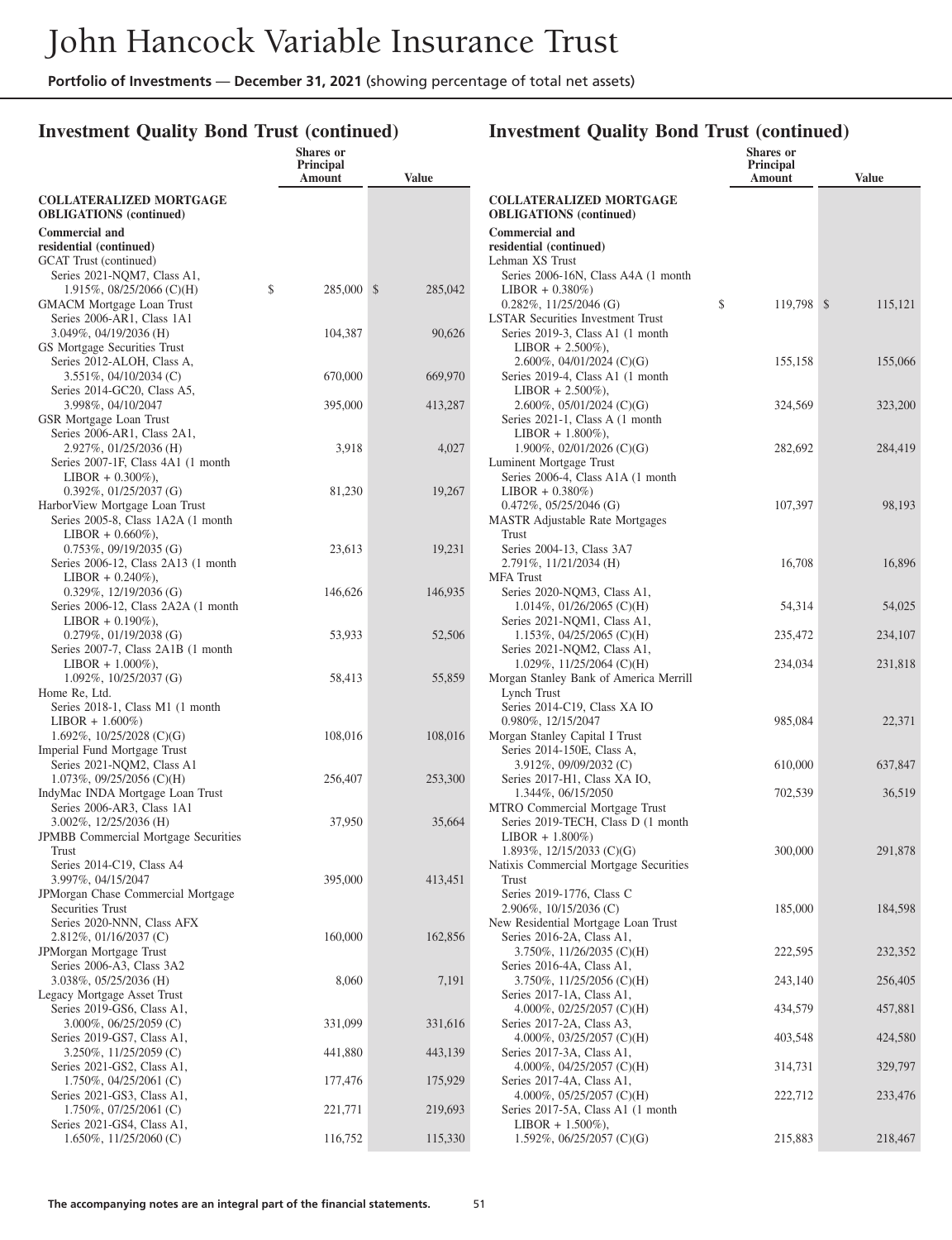## Investment Quality Bond Trust (continued)

| | Shares or Principal Amount | Value |
|---|---|---|
| **COLLATERALIZED MORTGAGE OBLIGATIONS (continued)** | | |
| **Commercial and residential (continued)** | | |
| GCAT Trust (continued) | | |
| Series 2021-NQM7, Class A1, 1.915%, 08/25/2066 (C)(H) | $ 285,000 | $ 285,042 |
| GMACM Mortgage Loan Trust | | |
| Series 2006-AR1, Class 1A1 3.049%, 04/19/2036 (H) | 104,387 | 90,626 |
| GS Mortgage Securities Trust | | |
| Series 2012-ALOH, Class A, 3.551%, 04/10/2034 (C) | 670,000 | 669,970 |
| Series 2014-GC20, Class A5, 3.998%, 04/10/2047 | 395,000 | 413,287 |
| GSR Mortgage Loan Trust | | |
| Series 2006-AR1, Class 2A1, 2.927%, 01/25/2036 (H) | 3,918 | 4,027 |
| Series 2007-1F, Class 4A1 (1 month LIBOR + 0.300%), 0.392%, 01/25/2037 (G) | 81,230 | 19,267 |
| HarborView Mortgage Loan Trust | | |
| Series 2005-8, Class 1A2A (1 month LIBOR + 0.660%), 0.753%, 09/19/2035 (G) | 23,613 | 19,231 |
| Series 2006-12, Class 2A13 (1 month LIBOR + 0.240%), 0.329%, 12/19/2036 (G) | 146,626 | 146,935 |
| Series 2006-12, Class 2A2A (1 month LIBOR + 0.190%), 0.279%, 01/19/2038 (G) | 53,933 | 52,506 |
| Series 2007-7, Class 2A1B (1 month LIBOR + 1.000%), 1.092%, 10/25/2037 (G) | 58,413 | 55,859 |
| Home Re, Ltd. | | |
| Series 2018-1, Class M1 (1 month LIBOR + 1.600%) 1.692%, 10/25/2028 (C)(G) | 108,016 | 108,016 |
| Imperial Fund Mortgage Trust | | |
| Series 2021-NQM2, Class A1 1.073%, 09/25/2056 (C)(H) | 256,407 | 253,300 |
| IndyMac INDA Mortgage Loan Trust | | |
| Series 2006-AR3, Class 1A1 3.002%, 12/25/2036 (H) | 37,950 | 35,664 |
| JPMBB Commercial Mortgage Securities Trust | | |
| Series 2014-C19, Class A4 3.997%, 04/15/2047 | 395,000 | 413,451 |
| JPMorgan Chase Commercial Mortgage Securities Trust | | |
| Series 2020-NNN, Class AFX 2.812%, 01/16/2037 (C) | 160,000 | 162,856 |
| JPMorgan Mortgage Trust | | |
| Series 2006-A3, Class 3A2 3.038%, 05/25/2036 (H) | 8,060 | 7,191 |
| Legacy Mortgage Asset Trust | | |
| Series 2019-GS6, Class A1, 3.000%, 06/25/2059 (C) | 331,099 | 331,616 |
| Series 2019-GS7, Class A1, 3.250%, 11/25/2059 (C) | 441,880 | 443,139 |
| Series 2021-GS2, Class A1, 1.750%, 04/25/2061 (C) | 177,476 | 175,929 |
| Series 2021-GS3, Class A1, 1.750%, 07/25/2061 (C) | 221,771 | 219,693 |
| Series 2021-GS4, Class A1, 1.650%, 11/25/2060 (C) | 116,752 | 115,330 |
| Lehman XS Trust | | |
| Series 2006-16N, Class A4A (1 month LIBOR + 0.380%) 0.282%, 11/25/2046 (G) | $ 119,798 | $ 115,121 |
| LSTAR Securities Investment Trust | | |
| Series 2019-3, Class A1 (1 month LIBOR + 2.500%), 2.600%, 04/01/2024 (C)(G) | 155,158 | 155,066 |
| Series 2019-4, Class A1 (1 month LIBOR + 2.500%), 2.600%, 05/01/2024 (C)(G) | 324,569 | 323,200 |
| Series 2021-1, Class A (1 month LIBOR + 1.800%), 1.900%, 02/01/2026 (C)(G) | 282,692 | 284,419 |
| Luminent Mortgage Trust | | |
| Series 2006-4, Class A1A (1 month LIBOR + 0.380%) 0.472%, 05/25/2046 (G) | 107,397 | 98,193 |
| MASTR Adjustable Rate Mortgages Trust | | |
| Series 2004-13, Class 3A7 2.791%, 11/21/2034 (H) | 16,708 | 16,896 |
| MFA Trust | | |
| Series 2020-NQM3, Class A1, 1.014%, 01/26/2065 (C)(H) | 54,314 | 54,025 |
| Series 2021-NQM1, Class A1, 1.153%, 04/25/2065 (C)(H) | 235,472 | 234,107 |
| Series 2021-NQM2, Class A1, 1.029%, 11/25/2064 (C)(H) | 234,034 | 231,818 |
| Morgan Stanley Bank of America Merrill Lynch Trust | | |
| Series 2014-C19, Class XA IO 0.980%, 12/15/2047 | 985,084 | 22,371 |
| Morgan Stanley Capital I Trust | | |
| Series 2014-150E, Class A, 3.912%, 09/09/2032 (C) | 610,000 | 637,847 |
| Series 2017-H1, Class XA IO, 1.344%, 06/15/2050 | 702,539 | 36,519 |
| MTRO Commercial Mortgage Trust | | |
| Series 2019-TECH, Class D (1 month LIBOR + 1.800%) 1.893%, 12/15/2033 (C)(G) | 300,000 | 291,878 |
| Natixis Commercial Mortgage Securities Trust | | |
| Series 2019-1776, Class C 2.906%, 10/15/2036 (C) | 185,000 | 184,598 |
| New Residential Mortgage Loan Trust | | |
| Series 2016-2A, Class A1, 3.750%, 11/26/2035 (C)(H) | 222,595 | 232,352 |
| Series 2016-4A, Class A1, 3.750%, 11/25/2056 (C)(H) | 243,140 | 256,405 |
| Series 2017-1A, Class A1, 4.000%, 02/25/2057 (C)(H) | 434,579 | 457,881 |
| Series 2017-2A, Class A3, 4.000%, 03/25/2057 (C)(H) | 403,548 | 424,580 |
| Series 2017-3A, Class A1, 4.000%, 04/25/2057 (C)(H) | 314,731 | 329,797 |
| Series 2017-4A, Class A1, 4.000%, 05/25/2057 (C)(H) | 222,712 | 233,476 |
| Series 2017-5A, Class A1 (1 month LIBOR + 1.500%), 1.592%, 06/25/2057 (C)(G) | 215,883 | 218,467 |

The accompanying notes are an integral part of the financial statements.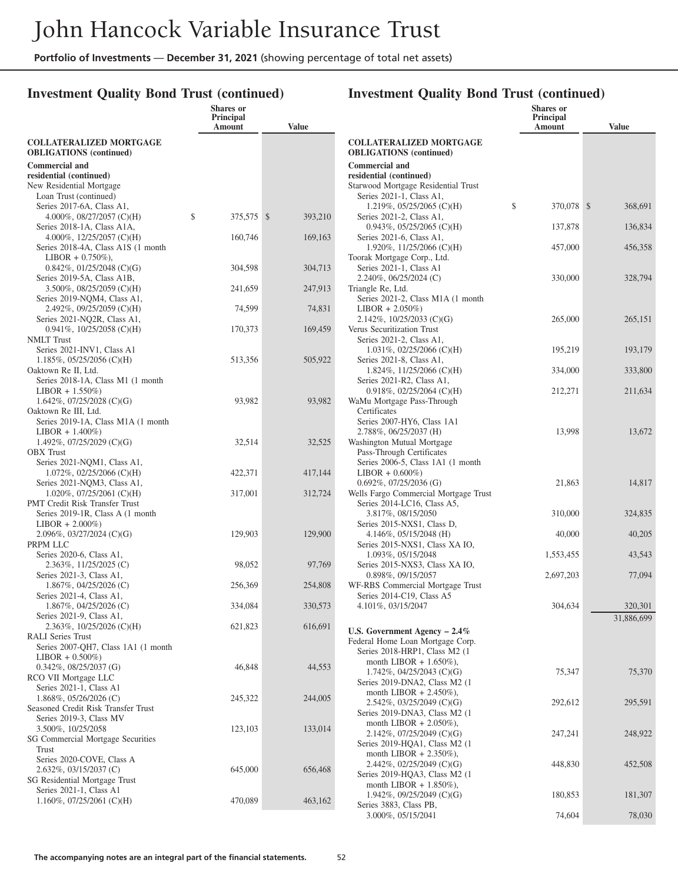## Investment Quality Bond Trust (continued)

| | Shares or Principal Amount | Value |
|---|---|---|
| **COLLATERALIZED MORTGAGE OBLIGATIONS (continued)** | | |
| **Commercial and residential (continued)** | | |
| New Residential Mortgage Loan Trust (continued) | | |
| Series 2017-6A, Class A1, 4.000%, 08/27/2057 (C)(H) | $ 375,575 | $ 393,210 |
| Series 2018-1A, Class A1A, 4.000%, 12/25/2057 (C)(H) | 160,746 | 169,163 |
| Series 2018-4A, Class A1S (1 month LIBOR + 0.750%), 0.842%, 01/25/2048 (C)(G) | 304,598 | 304,713 |
| Series 2019-5A, Class A1B, 3.500%, 08/25/2059 (C)(H) | 241,659 | 247,913 |
| Series 2019-NQM4, Class A1, 2.492%, 09/25/2059 (C)(H) | 74,599 | 74,831 |
| Series 2021-NQ2R, Class A1, 0.941%, 10/25/2058 (C)(H) | 170,373 | 169,459 |
| NMLT Trust | | |
| Series 2021-INV1, Class A1 1.185%, 05/25/2056 (C)(H) | 513,356 | 505,922 |
| Oaktown Re II, Ltd. | | |
| Series 2018-1A, Class M1 (1 month LIBOR + 1.550%) 1.642%, 07/25/2028 (C)(G) | 93,982 | 93,982 |
| Oaktown Re III, Ltd. | | |
| Series 2019-1A, Class M1A (1 month LIBOR + 1.400%) 1.492%, 07/25/2029 (C)(G) | 32,514 | 32,525 |
| OBX Trust | | |
| Series 2021-NQM1, Class A1, 1.072%, 02/25/2066 (C)(H) | 422,371 | 417,144 |
| Series 2021-NQM3, Class A1, 1.020%, 07/25/2061 (C)(H) | 317,001 | 312,724 |
| PMT Credit Risk Transfer Trust | | |
| Series 2019-1R, Class A (1 month LIBOR + 2.000%) 2.096%, 03/27/2024 (C)(G) | 129,903 | 129,900 |
| PRPM LLC | | |
| Series 2020-6, Class A1, 2.363%, 11/25/2025 (C) | 98,052 | 97,769 |
| Series 2021-3, Class A1, 1.867%, 04/25/2026 (C) | 256,369 | 254,808 |
| Series 2021-4, Class A1, 1.867%, 04/25/2026 (C) | 334,084 | 330,573 |
| Series 2021-9, Class A1, 2.363%, 10/25/2026 (C)(H) | 621,823 | 616,691 |
| RALI Series Trust | | |
| Series 2007-QH7, Class 1A1 (1 month LIBOR + 0.500%) 0.342%, 08/25/2037 (G) | 46,848 | 44,553 |
| RCO VII Mortgage LLC | | |
| Series 2021-1, Class A1 1.868%, 05/26/2026 (C) | 245,322 | 244,005 |
| Seasoned Credit Risk Transfer Trust | | |
| Series 2019-3, Class MV 3.500%, 10/25/2058 | 123,103 | 133,014 |
| SG Commercial Mortgage Securities Trust | | |
| Series 2020-COVE, Class A 2.632%, 03/15/2037 (C) | 645,000 | 656,468 |
| SG Residential Mortgage Trust | | |
| Series 2021-1, Class A1 1.160%, 07/25/2061 (C)(H) | 470,089 | 463,162 |
| Starwood Mortgage Residential Trust | | |
| Series 2021-1, Class A1, 1.219%, 05/25/2065 (C)(H) | $ 370,078 | $ 368,691 |
| Series 2021-2, Class A1, 0.943%, 05/25/2065 (C)(H) | 137,878 | 136,834 |
| Series 2021-6, Class A1, 1.920%, 11/25/2066 (C)(H) | 457,000 | 456,358 |
| Toorak Mortgage Corp., Ltd. | | |
| Series 2021-1, Class A1 2.240%, 06/25/2024 (C) | 330,000 | 328,794 |
| Triangle Re, Ltd. | | |
| Series 2021-2, Class M1A (1 month LIBOR + 2.050%) 2.142%, 10/25/2033 (C)(G) | 265,000 | 265,151 |
| Verus Securitization Trust | | |
| Series 2021-2, Class A1, 1.031%, 02/25/2066 (C)(H) | 195,219 | 193,179 |
| Series 2021-8, Class A1, 1.824%, 11/25/2066 (C)(H) | 334,000 | 333,800 |
| Series 2021-R2, Class A1, 0.918%, 02/25/2064 (C)(H) | 212,271 | 211,634 |
| WaMu Mortgage Pass-Through Certificates | | |
| Series 2007-HY6, Class 1A1 2.788%, 06/25/2037 (H) | 13,998 | 13,672 |
| Washington Mutual Mortgage Pass-Through Certificates | | |
| Series 2006-5, Class 1A1 (1 month LIBOR + 0.600%) 0.692%, 07/25/2036 (G) | 21,863 | 14,817 |
| Wells Fargo Commercial Mortgage Trust | | |
| Series 2014-LC16, Class A5, 3.817%, 08/15/2050 | 310,000 | 324,835 |
| Series 2015-NXS1, Class D, 4.146%, 05/15/2048 (H) | 40,000 | 40,205 |
| Series 2015-NXS1, Class XA IO, 1.093%, 05/15/2048 | 1,553,455 | 43,543 |
| Series 2015-NXS3, Class XA IO, 0.898%, 09/15/2057 | 2,697,203 | 77,094 |
| WF-RBS Commercial Mortgage Trust | | |
| Series 2014-C19, Class A5 4.101%, 03/15/2047 | 304,634 | 320,301 |
| | | 31,886,699 |
| ***U.S. Government Agency – 2.4%*** | | |
| Federal Home Loan Mortgage Corp. | | |
| Series 2018-HRP1, Class M2 (1 month LIBOR + 1.650%), 1.742%, 04/25/2043 (C)(G) | 75,347 | 75,370 |
| Series 2019-DNA2, Class M2 (1 month LIBOR + 2.450%), 2.542%, 03/25/2049 (C)(G) | 292,612 | 295,591 |
| Series 2019-DNA3, Class M2 (1 month LIBOR + 2.050%), 2.142%, 07/25/2049 (C)(G) | 247,241 | 248,922 |
| Series 2019-HQA1, Class M2 (1 month LIBOR + 2.350%), 2.442%, 02/25/2049 (C)(G) | 448,830 | 452,508 |
| Series 2019-HQA3, Class M2 (1 month LIBOR + 1.850%), 1.942%, 09/25/2049 (C)(G) | 180,853 | 181,307 |
| Series 3883, Class PB, 3.000%, 05/15/2041 | 74,604 | 78,030 |

The accompanying notes are an integral part of the financial statements.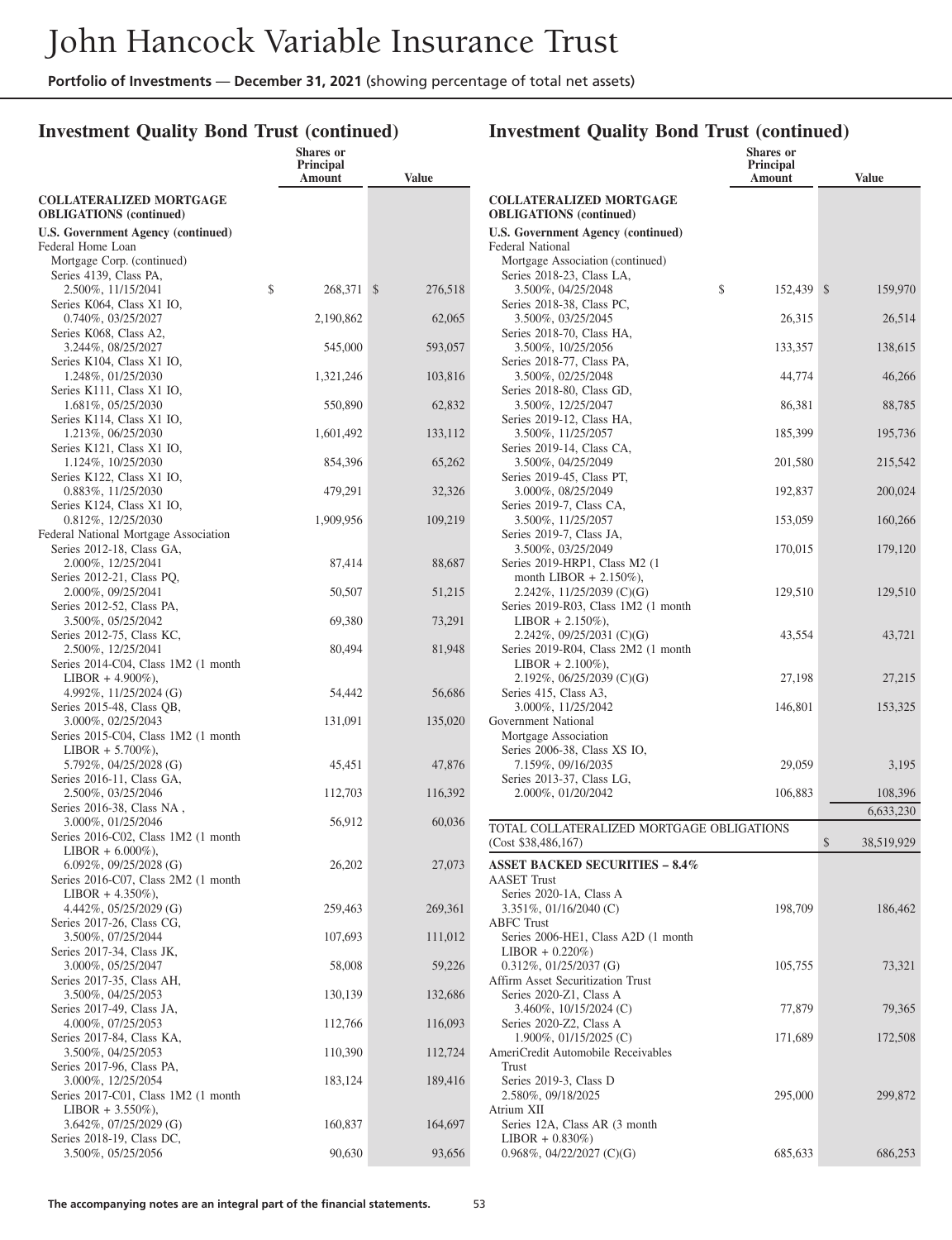# Investment Quality Bond Trust (continued)

| | Shares or Principal Amount | Value |
|---|---|---|
| **COLLATERALIZED MORTGAGE OBLIGATIONS (continued)** | | |
| **U.S. Government Agency (continued)** | | |
| Federal Home Loan Mortgage Corp. (continued) | | |
| Series 4139, Class PA, 2.500%, 11/15/2041 | $ 268,371 | $ 276,518 |
| Series K064, Class X1 IO, 0.740%, 03/25/2027 | 2,190,862 | 62,065 |
| Series K068, Class A2, 3.244%, 08/25/2027 | 545,000 | 593,057 |
| Series K104, Class X1 IO, 1.248%, 01/25/2030 | 1,321,246 | 103,816 |
| Series K111, Class X1 IO, 1.681%, 05/25/2030 | 550,890 | 62,832 |
| Series K114, Class X1 IO, 1.213%, 06/25/2030 | 1,601,492 | 133,112 |
| Series K121, Class X1 IO, 1.124%, 10/25/2030 | 854,396 | 65,262 |
| Series K122, Class X1 IO, 0.883%, 11/25/2030 | 479,291 | 32,326 |
| Series K124, Class X1 IO, 0.812%, 12/25/2030 | 1,909,956 | 109,219 |
| Federal National Mortgage Association | | |
| Series 2012-18, Class GA, 2.000%, 12/25/2041 | 87,414 | 88,687 |
| Series 2012-21, Class PQ, 2.000%, 09/25/2041 | 50,507 | 51,215 |
| Series 2012-52, Class PA, 3.500%, 05/25/2042 | 69,380 | 73,291 |
| Series 2012-75, Class KC, 2.500%, 12/25/2041 | 80,494 | 81,948 |
| Series 2014-C04, Class 1M2 (1 month LIBOR + 4.900%), 4.992%, 11/25/2024 (G) | 54,442 | 56,686 |
| Series 2015-48, Class QB, 3.000%, 02/25/2043 | 131,091 | 135,020 |
| Series 2015-C04, Class 1M2 (1 month LIBOR + 5.700%), 5.792%, 04/25/2028 (G) | 45,451 | 47,876 |
| Series 2016-11, Class GA, 2.500%, 03/25/2046 | 112,703 | 116,392 |
| Series 2016-38, Class NA , 3.000%, 01/25/2046 | 56,912 | 60,036 |
| Series 2016-C02, Class 1M2 (1 month LIBOR + 6.000%), 6.092%, 09/25/2028 (G) | 26,202 | 27,073 |
| Series 2016-C07, Class 2M2 (1 month LIBOR + 4.350%), 4.442%, 05/25/2029 (G) | 259,463 | 269,361 |
| Series 2017-26, Class CG, 3.500%, 07/25/2044 | 107,693 | 111,012 |
| Series 2017-34, Class JK, 3.000%, 05/25/2047 | 58,008 | 59,226 |
| Series 2017-35, Class AH, 3.500%, 04/25/2053 | 130,139 | 132,686 |
| Series 2017-49, Class JA, 4.000%, 07/25/2053 | 112,766 | 116,093 |
| Series 2017-84, Class KA, 3.500%, 04/25/2053 | 110,390 | 112,724 |
| Series 2017-96, Class PA, 3.000%, 12/25/2054 | 183,124 | 189,416 |
| Series 2017-C01, Class 1M2 (1 month LIBOR + 3.550%), 3.642%, 07/25/2029 (G) | 160,837 | 164,697 |
| Series 2018-19, Class DC, 3.500%, 05/25/2056 | 90,630 | 93,656 |
| Federal National Mortgage Association (continued) | | |
| Series 2018-23, Class LA, 3.500%, 04/25/2048 | $ 152,439 | $ 159,970 |
| Series 2018-38, Class PC, 3.500%, 03/25/2045 | 26,315 | 26,514 |
| Series 2018-70, Class HA, 3.500%, 10/25/2056 | 133,357 | 138,615 |
| Series 2018-77, Class PA, 3.500%, 02/25/2048 | 44,774 | 46,266 |
| Series 2018-80, Class GD, 3.500%, 12/25/2047 | 86,381 | 88,785 |
| Series 2019-12, Class HA, 3.500%, 11/25/2057 | 185,399 | 195,736 |
| Series 2019-14, Class CA, 3.500%, 04/25/2049 | 201,580 | 215,542 |
| Series 2019-45, Class PT, 3.000%, 08/25/2049 | 192,837 | 200,024 |
| Series 2019-7, Class CA, 3.500%, 11/25/2057 | 153,059 | 160,266 |
| Series 2019-7, Class JA, 3.500%, 03/25/2049 | 170,015 | 179,120 |
| Series 2019-HRP1, Class M2 (1 month LIBOR + 2.150%), 2.242%, 11/25/2039 (C)(G) | 129,510 | 129,510 |
| Series 2019-R03, Class 1M2 (1 month LIBOR + 2.150%), 2.242%, 09/25/2031 (C)(G) | 43,554 | 43,721 |
| Series 2019-R04, Class 2M2 (1 month LIBOR + 2.100%), 2.192%, 06/25/2039 (C)(G) | 27,198 | 27,215 |
| Series 415, Class A3, 3.000%, 11/25/2042 | 146,801 | 153,325 |
| Government National Mortgage Association | | |
| Series 2006-38, Class XS IO, 7.159%, 09/16/2035 | 29,059 | 3,195 |
| Series 2013-37, Class LG, 2.000%, 01/20/2042 | 106,883 | 108,396 |
| | | 6,633,230 |
| TOTAL COLLATERALIZED MORTGAGE OBLIGATIONS (Cost $38,486,167) | | $ 38,519,929 |
| **ASSET BACKED SECURITIES – 8.4%** | | |
| AASET Trust | | |
| Series 2020-1A, Class A 3.351%, 01/16/2040 (C) | 198,709 | 186,462 |
| ABFC Trust | | |
| Series 2006-HE1, Class A2D (1 month LIBOR + 0.220%) 0.312%, 01/25/2037 (G) | 105,755 | 73,321 |
| Affirm Asset Securitization Trust | | |
| Series 2020-Z1, Class A 3.460%, 10/15/2024 (C) | 77,879 | 79,365 |
| Series 2020-Z2, Class A 1.900%, 01/15/2025 (C) | 171,689 | 172,508 |
| AmeriCredit Automobile Receivables Trust | | |
| Series 2019-3, Class D 2.580%, 09/18/2025 | 295,000 | 299,872 |
| Atrium XII | | |
| Series 12A, Class AR (3 month LIBOR + 0.830%) 0.968%, 04/22/2027 (C)(G) | 685,633 | 686,253 |

The accompanying notes are an integral part of the financial statements.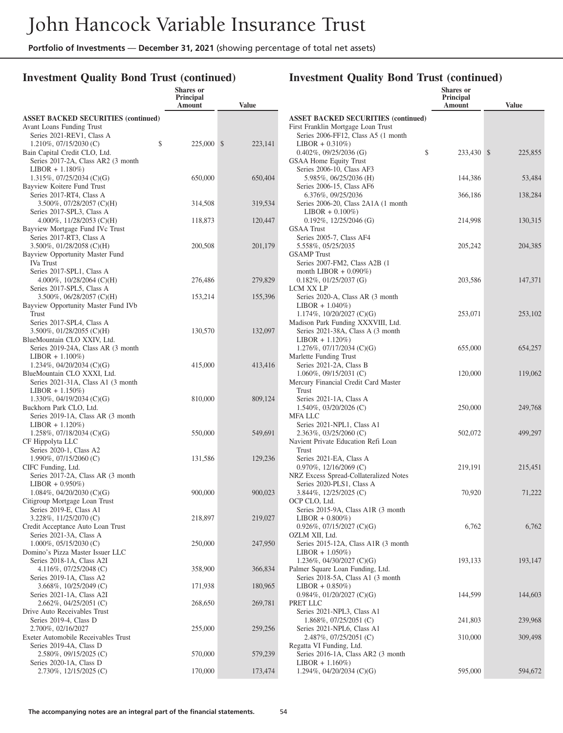## Investment Quality Bond Trust (continued)

| | Shares or Principal Amount | Value |
|---|---|---|
| **ASSET BACKED SECURITIES (continued)** | | |
| Avant Loans Funding Trust | | |
| Series 2021-REV1, Class A 1.210%, 07/15/2030 (C) | $ 225,000 | $ 223,141 |
| Bain Capital Credit CLO, Ltd. | | |
| Series 2017-2A, Class AR2 (3 month LIBOR + 1.180%) 1.315%, 07/25/2034 (C)(G) | 650,000 | 650,404 |
| Bayview Koitere Fund Trust | | |
| Series 2017-RT4, Class A 3.500%, 07/28/2057 (C)(H) | 314,508 | 319,534 |
| Series 2017-SPL3, Class A 4.000%, 11/28/2053 (C)(H) | 118,873 | 120,447 |
| Bayview Mortgage Fund IVc Trust | | |
| Series 2017-RT3, Class A 3.500%, 01/28/2058 (C)(H) | 200,508 | 201,179 |
| Bayview Opportunity Master Fund IVa Trust | | |
| Series 2017-SPL1, Class A 4.000%, 10/28/2064 (C)(H) | 276,486 | 279,829 |
| Series 2017-SPL5, Class A 3.500%, 06/28/2057 (C)(H) | 153,214 | 155,396 |
| Bayview Opportunity Master Fund IVb Trust | | |
| Series 2017-SPL4, Class A 3.500%, 01/28/2055 (C)(H) | 130,570 | 132,097 |
| BlueMountain CLO XXIV, Ltd. | | |
| Series 2019-24A, Class AR (3 month LIBOR + 1.100%) 1.234%, 04/20/2034 (C)(G) | 415,000 | 413,416 |
| BlueMountain CLO XXXI, Ltd. | | |
| Series 2021-31A, Class A1 (3 month LIBOR + 1.150%) 1.330%, 04/19/2034 (C)(G) | 810,000 | 809,124 |
| Buckhorn Park CLO, Ltd. | | |
| Series 2019-1A, Class AR (3 month LIBOR + 1.120%) 1.258%, 07/18/2034 (C)(G) | 550,000 | 549,691 |
| CF Hippolyta LLC | | |
| Series 2020-1, Class A2 1.990%, 07/15/2060 (C) | 131,586 | 129,236 |
| CIFC Funding, Ltd. | | |
| Series 2017-2A, Class AR (3 month LIBOR + 0.950%) 1.084%, 04/20/2030 (C)(G) | 900,000 | 900,023 |
| Citigroup Mortgage Loan Trust | | |
| Series 2019-E, Class A1 3.228%, 11/25/2070 (C) | 218,897 | 219,027 |
| Credit Acceptance Auto Loan Trust | | |
| Series 2021-3A, Class A 1.000%, 05/15/2030 (C) | 250,000 | 247,950 |
| Domino's Pizza Master Issuer LLC | | |
| Series 2018-1A, Class A2I 4.116%, 07/25/2048 (C) | 358,900 | 366,834 |
| Series 2019-1A, Class A2 3.668%, 10/25/2049 (C) | 171,938 | 180,965 |
| Series 2021-1A, Class A2I 2.662%, 04/25/2051 (C) | 268,650 | 269,781 |
| Drive Auto Receivables Trust | | |
| Series 2019-4, Class D 2.700%, 02/16/2027 | 255,000 | 259,256 |
| Exeter Automobile Receivables Trust | | |
| Series 2019-4A, Class D 2.580%, 09/15/2025 (C) | 570,000 | 579,239 |
| Series 2020-1A, Class D 2.730%, 12/15/2025 (C) | 170,000 | 173,474 |
| First Franklin Mortgage Loan Trust | | |
| Series 2006-FF12, Class A5 (1 month LIBOR + 0.310%) 0.402%, 09/25/2036 (G) | $ 233,430 | $ 225,855 |
| GSAA Home Equity Trust | | |
| Series 2006-10, Class AF3 5.985%, 06/25/2036 (H) | 144,386 | 53,484 |
| Series 2006-15, Class AF6 6.376%, 09/25/2036 | 366,186 | 138,284 |
| Series 2006-20, Class 2A1A (1 month LIBOR + 0.100%) 0.192%, 12/25/2046 (G) | 214,998 | 130,315 |
| GSAA Trust | | |
| Series 2005-7, Class AF4 5.558%, 05/25/2035 | 205,242 | 204,385 |
| GSAMP Trust | | |
| Series 2007-FM2, Class A2B (1 month LIBOR + 0.090%) 0.182%, 01/25/2037 (G) | 203,586 | 147,371 |
| LCM XX LP | | |
| Series 2020-A, Class AR (3 month LIBOR + 1.040%) 1.174%, 10/20/2027 (C)(G) | 253,071 | 253,102 |
| Madison Park Funding XXXVIII, Ltd. | | |
| Series 2021-38A, Class A (3 month LIBOR + 1.120%) 1.276%, 07/17/2034 (C)(G) | 655,000 | 654,257 |
| Marlette Funding Trust | | |
| Series 2021-2A, Class B 1.060%, 09/15/2031 (C) | 120,000 | 119,062 |
| Mercury Financial Credit Card Master Trust | | |
| Series 2021-1A, Class A 1.540%, 03/20/2026 (C) | 250,000 | 249,768 |
| MFA LLC | | |
| Series 2021-NPL1, Class A1 2.363%, 03/25/2060 (C) | 502,072 | 499,297 |
| Navient Private Education Refi Loan Trust | | |
| Series 2021-EA, Class A 0.970%, 12/16/2069 (C) | 219,191 | 215,451 |
| NRZ Excess Spread-Collateralized Notes | | |
| Series 2020-PLS1, Class A 3.844%, 12/25/2025 (C) | 70,920 | 71,222 |
| OCP CLO, Ltd. | | |
| Series 2015-9A, Class A1R (3 month LIBOR + 0.800%) 0.926%, 07/15/2027 (C)(G) | 6,762 | 6,762 |
| OZLM XII, Ltd. | | |
| Series 2015-12A, Class A1R (3 month LIBOR + 1.050%) 1.236%, 04/30/2027 (C)(G) | 193,133 | 193,147 |
| Palmer Square Loan Funding, Ltd. | | |
| Series 2018-5A, Class A1 (3 month LIBOR + 0.850%) 0.984%, 01/20/2027 (C)(G) | 144,599 | 144,603 |
| PRET LLC | | |
| Series 2021-NPL3, Class A1 1.868%, 07/25/2051 (C) | 241,803 | 239,968 |
| Series 2021-NPL6, Class A1 2.487%, 07/25/2051 (C) | 310,000 | 309,498 |
| Regatta VI Funding, Ltd. | | |
| Series 2016-1A, Class AR2 (3 month LIBOR + 1.160%) 1.294%, 04/20/2034 (C)(G) | 595,000 | 594,672 |

The accompanying notes are an integral part of the financial statements.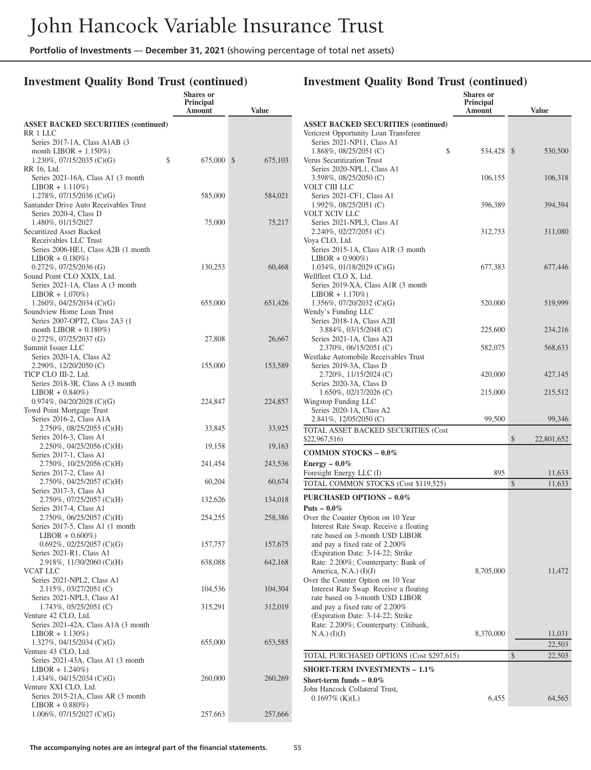## Investment Quality Bond Trust (continued)

| | Shares or Principal Amount | Value |
|---|---|---|
| **ASSET BACKED SECURITIES (continued)** | | |
| RR 1 LLC | | |
| Series 2017-1A, Class A1AB (3 month LIBOR + 1.150%) 1.230%, 07/15/2035 (C)(G) | $ 675,000 | $ 675,103 |
| RR 16, Ltd. | | |
| Series 2021-16A, Class A1 (3 month LIBOR + 1.110%) 1.278%, 07/15/2036 (C)(G) | 585,000 | 584,021 |
| Santander Drive Auto Receivables Trust | | |
| Series 2020-4, Class D 1.480%, 01/15/2027 | 75,000 | 75,217 |
| Securitized Asset Backed Receivables LLC Trust | | |
| Series 2006-HE1, Class A2B (1 month LIBOR + 0.180%) 0.272%, 07/25/2036 (G) | 130,253 | 60,468 |
| Sound Point CLO XXIX, Ltd. | | |
| Series 2021-1A, Class A (3 month LIBOR + 1.070%) 1.260%, 04/25/2034 (C)(G) | 655,000 | 651,426 |
| Soundview Home Loan Trust | | |
| Series 2007-OPT2, Class 2A3 (1 month LIBOR + 0.180%) 0.272%, 07/25/2037 (G) | 27,808 | 26,667 |
| Summit Issuer LLC | | |
| Series 2020-1A, Class A2 2.290%, 12/20/2050 (C) | 155,000 | 153,589 |
| TICP CLO III-2, Ltd. | | |
| Series 2018-3R, Class A (3 month LIBOR + 0.840%) 0.974%, 04/20/2028 (C)(G) | 224,847 | 224,857 |
| Towd Point Mortgage Trust | | |
| Series 2016-2, Class A1A 2.750%, 08/25/2055 (C)(H) | 33,845 | 33,925 |
| Series 2016-3, Class A1 2.250%, 04/25/2056 (C)(H) | 19,158 | 19,163 |
| Series 2017-1, Class A1 2.750%, 10/25/2056 (C)(H) | 241,454 | 243,536 |
| Series 2017-2, Class A1 2.750%, 04/25/2057 (C)(H) | 60,204 | 60,674 |
| Series 2017-3, Class A1 2.750%, 07/25/2057 (C)(H) | 132,626 | 134,018 |
| Series 2017-4, Class A1 2.750%, 06/25/2057 (C)(H) | 254,255 | 258,386 |
| Series 2017-5, Class A1 (1 month LIBOR + 0.600%) 0.692%, 02/25/2057 (C)(G) | 157,757 | 157,675 |
| Series 2021-R1, Class A1 2.918%, 11/30/2060 (C)(H) | 638,088 | 642,168 |
| VCAT LLC | | |
| Series 2021-NPL2, Class A1 2.115%, 03/27/2051 (C) | 104,536 | 104,304 |
| Series 2021-NPL3, Class A1 1.743%, 05/25/2051 (C) | 315,291 | 312,019 |
| Venture 42 CLO, Ltd. | | |
| Series 2021-42A, Class A1A (3 month LIBOR + 1.130%) 1.327%, 04/15/2034 (C)(G) | 655,000 | 653,585 |
| Venture 43 CLO, Ltd. | | |
| Series 2021-43A, Class A1 (3 month LIBOR + 1.240%) 1.434%, 04/15/2034 (C)(G) | 260,000 | 260,269 |
| Venture XXI CLO, Ltd. | | |
| Series 2015-21A, Class AR (3 month LIBOR + 0.880%) 1.006%, 07/15/2027 (C)(G) | 257,663 | 257,666 |
| Vericrest Opportunity Loan Transferee | | |
| Series 2021-NP11, Class A1 1.868%, 08/25/2051 (C) | $ 534,428 | $ 530,500 |
| Verus Securitization Trust | | |
| Series 2020-NPL1, Class A1 3.598%, 08/25/2050 (C) | 106,155 | 106,318 |
| VOLT CIII LLC | | |
| Series 2021-CF1, Class A1 1.992%, 08/25/2051 (C) | 396,389 | 394,394 |
| VOLT XCIV LLC | | |
| Series 2021-NPL3, Class A1 2.240%, 02/27/2051 (C) | 312,753 | 311,080 |
| Voya CLO, Ltd. | | |
| Series 2015-1A, Class A1R (3 month LIBOR + 0.900%) 1.034%, 01/18/2029 (C)(G) | 677,383 | 677,446 |
| Wellfleet CLO X, Ltd. | | |
| Series 2019-XA, Class A1R (3 month LIBOR + 1.170%) 1.356%, 07/20/2032 (C)(G) | 520,000 | 519,999 |
| Wendy's Funding LLC | | |
| Series 2018-1A, Class A2II 3.884%, 03/15/2048 (C) | 225,600 | 234,216 |
| Series 2021-1A, Class A2I 2.370%, 06/15/2051 (C) | 582,075 | 568,633 |
| Westlake Automobile Receivables Trust | | |
| Series 2019-3A, Class D 2.720%, 11/15/2024 (C) | 420,000 | 427,145 |
| Series 2020-3A, Class D 1.650%, 02/17/2026 (C) | 215,000 | 215,512 |
| Wingstop Funding LLC | | |
| Series 2020-1A, Class A2 2.841%, 12/05/2050 (C) | 99,500 | 99,346 |
| TOTAL ASSET BACKED SECURITIES (Cost $22,967,516) | | $ 22,801,652 |
| **COMMON STOCKS – 0.0%** | | |
| **Energy – 0.0%** | | |
| Foresight Energy LLC (I) | 895 | 11,633 |
| TOTAL COMMON STOCKS (Cost $119,525) | | $ 11,633 |
| **PURCHASED OPTIONS – 0.0%** | | |
| **Puts – 0.0%** | | |
| Over the Counter Option on 10 Year Interest Rate Swap. Receive a floating rate based on 3-month USD LIBOR and pay a fixed rate of 2.200% (Expiration Date: 3-14-22; Strike Rate: 2.200%; Counterparty: Bank of America, N.A.) (I)(J) | 8,705,000 | 11,472 |
| Over the Counter Option on 10 Year Interest Rate Swap. Receive a floating rate based on 3-month USD LIBOR and pay a fixed rate of 2.200% (Expiration Date: 3-14-22; Strike Rate: 2.200%; Counterparty: Citibank, N.A.) (I)(J) | 8,370,000 | 11,031 |
| | | 22,503 |
| TOTAL PURCHASED OPTIONS (Cost $297,615) | | $ 22,503 |
| **SHORT-TERM INVESTMENTS – 1.1%** | | |
| **Short-term funds – 0.0%** | | |
| John Hancock Collateral Trust, 0.1697% (K)(L) | 6,455 | 64,565 |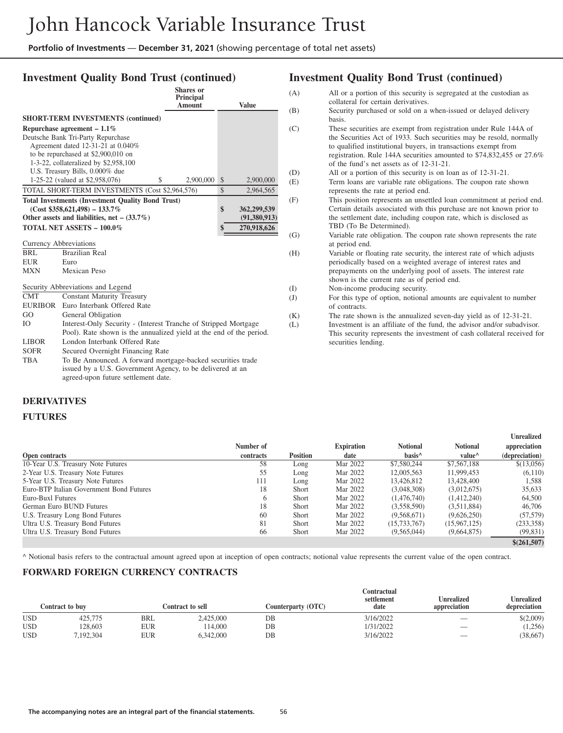# Investment Quality Bond Trust (continued)

| | Shares or Principal Amount | Value |
|---|---|---|
| **SHORT-TERM INVESTMENTS (continued)** | | |
| **Repurchase agreement – 1.1%** | | |
| Deutsche Bank Tri-Party Repurchase Agreement dated 12-31-21 at 0.040% to be repurchased at $2,900,010 on 1-3-22, collateralized by $2,958,100 U.S. Treasury Bills, 0.000% due 1-25-22 (valued at $2,958,076) | $ 2,900,000 | $ 2,900,000 |
| TOTAL SHORT-TERM INVESTMENTS (Cost $2,964,576) | | $ 2,964,565 |
| **Total Investments (Investment Quality Bond Trust) (Cost $358,621,498) – 133.7%** | | **$ 362,299,539** |
| **Other assets and liabilities, net – (33.7%)** | | **(91,380,913)** |
| **TOTAL NET ASSETS – 100.0%** | | **$ 270,918,626** |

Currency Abbreviations

| | |
|---|---|
| BRL | Brazilian Real |
| EUR | Euro |
| MXN | Mexican Peso |

Security Abbreviations and Legend

| | |
|---|---|
| CMT | Constant Maturity Treasury |
| EURIBOR | Euro Interbank Offered Rate |
| GO | General Obligation |
| IO | Interest-Only Security - (Interest Tranche of Stripped Mortgage Pool). Rate shown is the annualized yield at the end of the period. |
| LIBOR | London Interbank Offered Rate |
| SOFR | Secured Overnight Financing Rate |
| TBA | To Be Announced. A forward mortgage-backed securities trade issued by a U.S. Government Agency, to be delivered at an agreed-upon future settlement date. |

# Investment Quality Bond Trust (continued)

(A) All or a portion of this security is segregated at the custodian as collateral for certain derivatives.

(B) Security purchased or sold on a when-issued or delayed delivery basis.

(C) These securities are exempt from registration under Rule 144A of the Securities Act of 1933. Such securities may be resold, normally to qualified institutional buyers, in transactions exempt from registration. Rule 144A securities amounted to $74,832,455 or 27.6% of the fund's net assets as of 12-31-21.

(D) All or a portion of this security is on loan as of 12-31-21.

(E) Term loans are variable rate obligations. The coupon rate shown represents the rate at period end.

(F) This position represents an unsettled loan commitment at period end. Certain details associated with this purchase are not known prior to the settlement date, including coupon rate, which is disclosed as TBD (To Be Determined).

(G) Variable rate obligation. The coupon rate shown represents the rate at period end.

(H) Variable or floating rate security, the interest rate of which adjusts periodically based on a weighted average of interest rates and prepayments on the underlying pool of assets. The interest rate shown is the current rate as of period end.

(I) Non-income producing security.

(J) For this type of option, notional amounts are equivalent to number of contracts.

(K) The rate shown is the annualized seven-day yield as of 12-31-21.

(L) Investment is an affiliate of the fund, the advisor and/or subadvisor. This security represents the investment of cash collateral received for securities lending.

## DERIVATIVES

## FUTURES

| Open contracts | Number of contracts | Position | Expiration date | Notional basis^ | Notional value^ | Unrealized appreciation (depreciation) |
|---|---|---|---|---|---|---|
| 10-Year U.S. Treasury Note Futures | 58 | Long | Mar 2022 | $7,580,244 | $7,567,188 | $(13,056) |
| 2-Year U.S. Treasury Note Futures | 55 | Long | Mar 2022 | 12,005,563 | 11,999,453 | (6,110) |
| 5-Year U.S. Treasury Note Futures | 111 | Long | Mar 2022 | 13,426,812 | 13,428,400 | 1,588 |
| Euro-BTP Italian Government Bond Futures | 18 | Short | Mar 2022 | (3,048,308) | (3,012,675) | 35,633 |
| Euro-Buxl Futures | 6 | Short | Mar 2022 | (1,476,740) | (1,412,240) | 64,500 |
| German Euro BUND Futures | 18 | Short | Mar 2022 | (3,558,590) | (3,511,884) | 46,706 |
| U.S. Treasury Long Bond Futures | 60 | Short | Mar 2022 | (9,568,671) | (9,626,250) | (57,579) |
| Ultra U.S. Treasury Bond Futures | 81 | Short | Mar 2022 | (15,733,767) | (15,967,125) | (233,358) |
| Ultra U.S. Treasury Bond Futures | 66 | Short | Mar 2022 | (9,565,044) | (9,664,875) | (99,831) |
| | | | | | | **$(261,507)** |

^ Notional basis refers to the contractual amount agreed upon at inception of open contracts; notional value represents the current value of the open contract.

## FORWARD FOREIGN CURRENCY CONTRACTS

| Contract to buy | | Contract to sell | | Counterparty (OTC) | Contractual settlement date | Unrealized appreciation | Unrealized depreciation |
|---|---|---|---|---|---|---|---|
| USD | 425,775 | BRL | 2,425,000 | DB | 3/16/2022 | — | $(2,009) |
| USD | 128,603 | EUR | 114,000 | DB | 1/31/2022 | — | (1,256) |
| USD | 7,192,304 | EUR | 6,342,000 | DB | 3/16/2022 | — | (38,667) |

The accompanying notes are an integral part of the financial statements.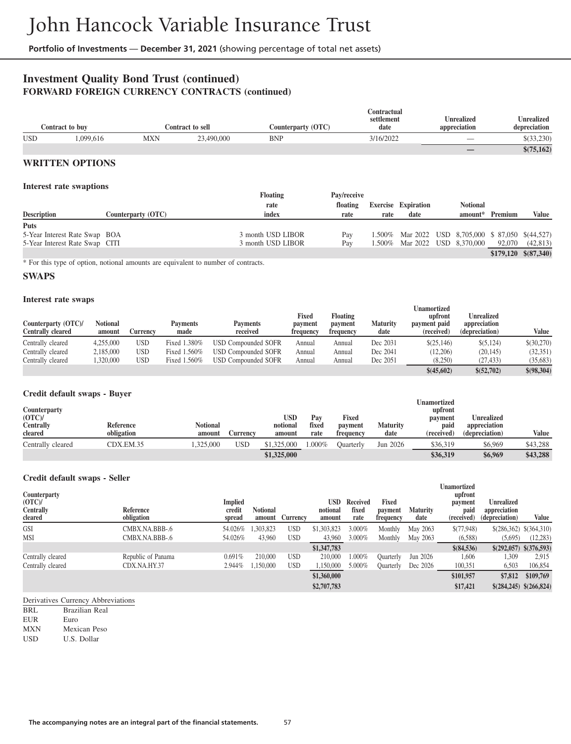## Investment Quality Bond Trust (continued)

### FORWARD FOREIGN CURRENCY CONTRACTS (continued)

| Contract to buy | | Contract to sell | | Counterparty (OTC) | Contractual settlement date | Unrealized appreciation | Unrealized depreciation |
|---|---|---|---|---|---|---|---|
| USD | 1,099,616 | MXN | 23,490,000 | BNP | 3/16/2022 | — | $(33,230) |
| | | | | | | — | $(75,162) |

### WRITTEN OPTIONS

#### Interest rate swaptions

| Description | Counterparty (OTC) | Floating rate index | Pay/receive floating rate | Exercise rate | Expiration date | Notional amount* | Premium | Value |
|---|---|---|---|---|---|---|---|---|
| **Puts** | | | | | | | | |
| 5-Year Interest Rate Swap | BOA | 3 month USD LIBOR | Pay | 1.500% | Mar 2022 | USD 8,705,000 | $ 87,050 | $(44,527) |
| 5-Year Interest Rate Swap | CITI | 3 month USD LIBOR | Pay | 1.500% | Mar 2022 | USD 8,370,000 | 92,070 | (42,813) |
| | | | | | | | $179,120 | $(87,340) |

* For this type of option, notional amounts are equivalent to number of contracts.

### SWAPS

#### Interest rate swaps

| Counterparty (OTC)/ Centrally cleared | Notional amount | Currency | Payments made | Payments received | Fixed payment frequency | Floating payment frequency | Maturity date | Unamortized upfront payment paid (received) | Unrealized appreciation (depreciation) | Value |
|---|---|---|---|---|---|---|---|---|---|---|
| Centrally cleared | 4,255,000 | USD | Fixed 1.380% | USD Compounded SOFR | Annual | Annual | Dec 2031 | $(25,146) | $(5,124) | $(30,270) |
| Centrally cleared | 2,185,000 | USD | Fixed 1.560% | USD Compounded SOFR | Annual | Annual | Dec 2041 | (12,206) | (20,145) | (32,351) |
| Centrally cleared | 1,320,000 | USD | Fixed 1.560% | USD Compounded SOFR | Annual | Annual | Dec 2051 | (8,250) | (27,433) | (35,683) |
| | | | | | | | | $(45,602) | $(52,702) | $(98,304) |

#### Credit default swaps - Buyer

| Counterparty (OTC)/ Centrally cleared | Reference obligation | Notional amount | Currency | USD notional amount | Pay fixed rate | Fixed payment frequency | Maturity date | Unamortized upfront payment paid (received) | Unrealized appreciation (depreciation) | Value |
|---|---|---|---|---|---|---|---|---|---|---|
| Centrally cleared | CDX.EM.35 | 1,325,000 | USD | $1,325,000 | 1.000% | Quarterly | Jun 2026 | $36,319 | $6,969 | $43,288 |
| | | | | $1,325,000 | | | | $36,319 | $6,969 | $43,288 |

#### Credit default swaps - Seller

| Counterparty (OTC)/ Centrally cleared | Reference obligation | Implied credit spread | Notional amount | Currency | USD notional amount | Received fixed rate | Fixed payment frequency | Maturity date | Unamortized upfront payment paid (received) | Unrealized appreciation (depreciation) | Value |
|---|---|---|---|---|---|---|---|---|---|---|---|
| GSI | CMBX.NA.BBB-.6 | 54.026% | 1,303,823 | USD | $1,303,823 | 3.000% | Monthly | May 2063 | $(77,948) | $(286,362) | $(364,310) |
| MSI | CMBX.NA.BBB-.6 | 54.026% | 43,960 | USD | 43,960 | 3.000% | Monthly | May 2063 | (6,588) | (5,695) | (12,283) |
| | | | | | $1,347,783 | | | | $(84,536) | $(292,057) | $(376,593) |
| Centrally cleared | Republic of Panama | 0.691% | 210,000 | USD | 210,000 | 1.000% | Quarterly | Jun 2026 | 1,606 | 1,309 | 2,915 |
| Centrally cleared | CDX.NA.HY.37 | 2.944% | 1,150,000 | USD | 1,150,000 | 5.000% | Quarterly | Dec 2026 | 100,351 | 6,503 | 106,854 |
| | | | | | $1,360,000 | | | | $101,957 | $7,812 | $109,769 |
| | | | | | $2,707,783 | | | | $17,421 | $(284,245) | $(266,824) |

Derivatives Currency Abbreviations

| | |
|---|---|
| BRL | Brazilian Real |
| EUR | Euro |
| MXN | Mexican Peso |
| USD | U.S. Dollar |

The accompanying notes are an integral part of the financial statements.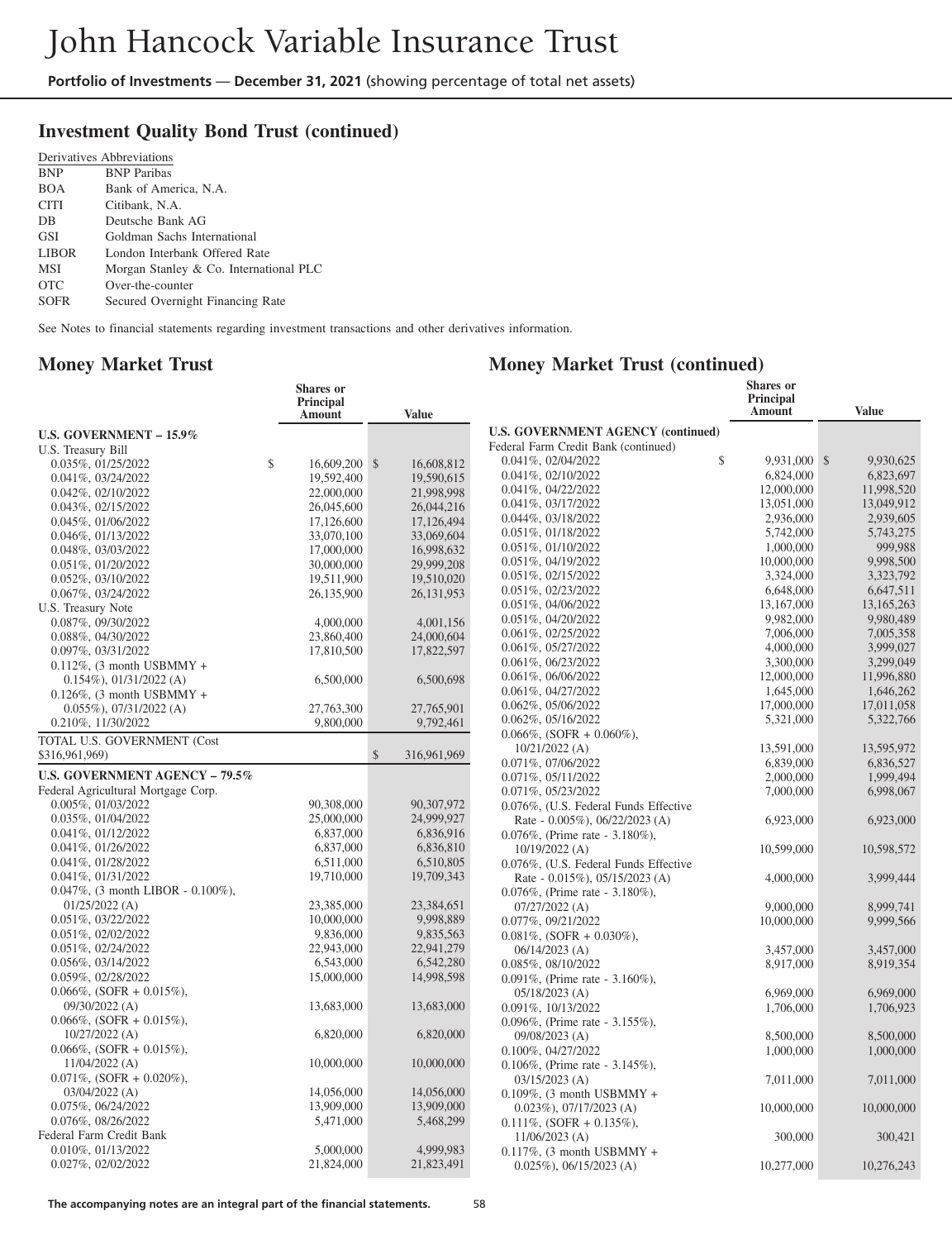## Investment Quality Bond Trust (continued)

Derivatives Abbreviations

| | |
|---|---|
| BNP | BNP Paribas |
| BOA | Bank of America, N.A. |
| CITI | Citibank, N.A. |
| DB | Deutsche Bank AG |
| GSI | Goldman Sachs International |
| LIBOR | London Interbank Offered Rate |
| MSI | Morgan Stanley & Co. International PLC |
| OTC | Over-the-counter |
| SOFR | Secured Overnight Financing Rate |

See Notes to financial statements regarding investment transactions and other derivatives information.

## Money Market Trust

| | Shares or Principal Amount | Value |
|---|---|---|
| **U.S. GOVERNMENT – 15.9%** | | |
| U.S. Treasury Bill | | |
| 0.035%, 01/25/2022 | $ 16,609,200 | $ 16,608,812 |
| 0.041%, 03/24/2022 | 19,592,400 | 19,590,615 |
| 0.042%, 02/10/2022 | 22,000,000 | 21,998,998 |
| 0.043%, 02/15/2022 | 26,045,600 | 26,044,216 |
| 0.045%, 01/06/2022 | 17,126,600 | 17,126,494 |
| 0.046%, 01/13/2022 | 33,070,100 | 33,069,604 |
| 0.048%, 03/03/2022 | 17,000,000 | 16,998,632 |
| 0.051%, 01/20/2022 | 30,000,000 | 29,999,208 |
| 0.052%, 03/10/2022 | 19,511,900 | 19,510,020 |
| 0.067%, 03/24/2022 | 26,135,900 | 26,131,953 |
| U.S. Treasury Note | | |
| 0.087%, 09/30/2022 | 4,000,000 | 4,001,156 |
| 0.088%, 04/30/2022 | 23,860,400 | 24,000,604 |
| 0.097%, 03/31/2022 | 17,810,500 | 17,822,597 |
| 0.112%, (3 month USBMMY + 0.154%), 01/31/2022 (A) | 6,500,000 | 6,500,698 |
| 0.126%, (3 month USBMMY + 0.055%), 07/31/2022 (A) | 27,763,300 | 27,765,901 |
| 0.210%, 11/30/2022 | 9,800,000 | 9,792,461 |
| TOTAL U.S. GOVERNMENT (Cost $316,961,969) | | $ 316,961,969 |
| **U.S. GOVERNMENT AGENCY – 79.5%** | | |
| Federal Agricultural Mortgage Corp. | | |
| 0.005%, 01/03/2022 | 90,308,000 | 90,307,972 |
| 0.035%, 01/04/2022 | 25,000,000 | 24,999,927 |
| 0.041%, 01/12/2022 | 6,837,000 | 6,836,916 |
| 0.041%, 01/26/2022 | 6,837,000 | 6,836,810 |
| 0.041%, 01/28/2022 | 6,511,000 | 6,510,805 |
| 0.041%, 01/31/2022 | 19,710,000 | 19,709,343 |
| 0.047%, (3 month LIBOR - 0.100%), 01/25/2022 (A) | 23,385,000 | 23,384,651 |
| 0.051%, 03/22/2022 | 10,000,000 | 9,998,889 |
| 0.051%, 02/02/2022 | 9,836,000 | 9,835,563 |
| 0.051%, 02/24/2022 | 22,943,000 | 22,941,279 |
| 0.056%, 03/14/2022 | 6,543,000 | 6,542,280 |
| 0.059%, 02/28/2022 | 15,000,000 | 14,998,598 |
| 0.066%, (SOFR + 0.015%), 09/30/2022 (A) | 13,683,000 | 13,683,000 |
| 0.066%, (SOFR + 0.015%), 10/27/2022 (A) | 6,820,000 | 6,820,000 |
| 0.066%, (SOFR + 0.015%), 11/04/2022 (A) | 10,000,000 | 10,000,000 |
| 0.071%, (SOFR + 0.020%), 03/04/2022 (A) | 14,056,000 | 14,056,000 |
| 0.075%, 06/24/2022 | 13,909,000 | 13,909,000 |
| 0.076%, 08/26/2022 | 5,471,000 | 5,468,299 |
| Federal Farm Credit Bank | | |
| 0.010%, 01/13/2022 | 5,000,000 | 4,999,983 |
| 0.027%, 02/02/2022 | 21,824,000 | 21,823,491 |

## Money Market Trust (continued)

| | Shares or Principal Amount | Value |
|---|---|---|
| **U.S. GOVERNMENT AGENCY (continued)** | | |
| Federal Farm Credit Bank (continued) | | |
| 0.041%, 02/04/2022 | $ 9,931,000 | $ 9,930,625 |
| 0.041%, 02/10/2022 | 6,824,000 | 6,823,697 |
| 0.041%, 04/22/2022 | 12,000,000 | 11,998,520 |
| 0.041%, 03/17/2022 | 13,051,000 | 13,049,912 |
| 0.044%, 03/18/2022 | 2,936,000 | 2,939,605 |
| 0.051%, 01/18/2022 | 5,742,000 | 5,743,275 |
| 0.051%, 01/10/2022 | 1,000,000 | 999,988 |
| 0.051%, 04/19/2022 | 10,000,000 | 9,998,500 |
| 0.051%, 02/15/2022 | 3,324,000 | 3,323,792 |
| 0.051%, 02/23/2022 | 6,648,000 | 6,647,511 |
| 0.051%, 04/06/2022 | 13,167,000 | 13,165,263 |
| 0.051%, 04/20/2022 | 9,982,000 | 9,980,489 |
| 0.061%, 02/25/2022 | 7,006,000 | 7,005,358 |
| 0.061%, 05/27/2022 | 4,000,000 | 3,999,027 |
| 0.061%, 06/23/2022 | 3,300,000 | 3,299,049 |
| 0.061%, 06/06/2022 | 12,000,000 | 11,996,880 |
| 0.061%, 04/27/2022 | 1,645,000 | 1,646,262 |
| 0.062%, 05/06/2022 | 17,000,000 | 17,011,058 |
| 0.062%, 05/16/2022 | 5,321,000 | 5,322,766 |
| 0.066%, (SOFR + 0.060%), 10/21/2022 (A) | 13,591,000 | 13,595,972 |
| 0.071%, 07/06/2022 | 6,839,000 | 6,836,527 |
| 0.071%, 05/11/2022 | 2,000,000 | 1,999,494 |
| 0.071%, 05/23/2022 | 7,000,000 | 6,998,067 |
| 0.076%, (U.S. Federal Funds Effective Rate - 0.005%), 06/22/2023 (A) | 6,923,000 | 6,923,000 |
| 0.076%, (Prime rate - 3.180%), 10/19/2022 (A) | 10,599,000 | 10,598,572 |
| 0.076%, (U.S. Federal Funds Effective Rate - 0.015%), 05/15/2023 (A) | 4,000,000 | 3,999,444 |
| 0.076%, (Prime rate - 3.180%), 07/27/2022 (A) | 9,000,000 | 8,999,741 |
| 0.077%, 09/21/2022 | 10,000,000 | 9,999,566 |
| 0.081%, (SOFR + 0.030%), 06/14/2023 (A) | 3,457,000 | 3,457,000 |
| 0.085%, 08/10/2022 | 8,917,000 | 8,919,354 |
| 0.091%, (Prime rate - 3.160%), 05/18/2023 (A) | 6,969,000 | 6,969,000 |
| 0.091%, 10/13/2022 | 1,706,000 | 1,706,923 |
| 0.096%, (Prime rate - 3.155%), 09/08/2023 (A) | 8,500,000 | 8,500,000 |
| 0.100%, 04/27/2022 | 1,000,000 | 1,000,000 |
| 0.106%, (Prime rate - 3.145%), 03/15/2023 (A) | 7,011,000 | 7,011,000 |
| 0.109%, (3 month USBMMY + 0.023%), 07/17/2023 (A) | 10,000,000 | 10,000,000 |
| 0.111%, (SOFR + 0.135%), 11/06/2023 (A) | 300,000 | 300,421 |
| 0.117%, (3 month USBMMY + 0.025%), 06/15/2023 (A) | 10,277,000 | 10,276,243 |

The accompanying notes are an integral part of the financial statements.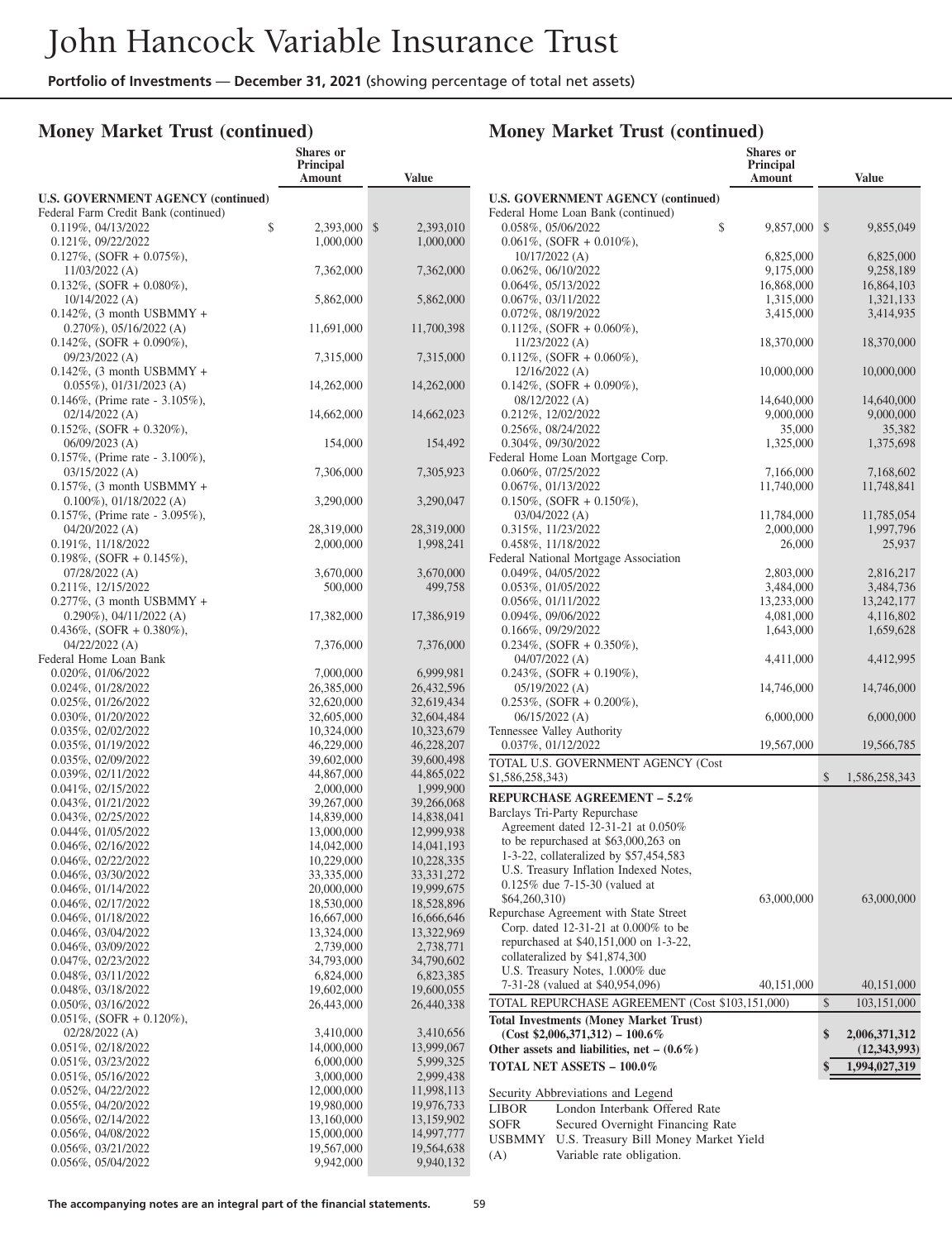## Money Market Trust (continued)

| | Shares or Principal Amount | Value |
|---|---|---|
| **U.S. GOVERNMENT AGENCY (continued)** | | |
| Federal Farm Credit Bank (continued) | | |
| 0.119%, 04/13/2022 | $ 2,393,000 | $ 2,393,010 |
| 0.121%, 09/22/2022 | 1,000,000 | 1,000,000 |
| 0.127%, (SOFR + 0.075%), 11/03/2022 (A) | 7,362,000 | 7,362,000 |
| 0.132%, (SOFR + 0.080%), 10/14/2022 (A) | 5,862,000 | 5,862,000 |
| 0.142%, (3 month USBMMY + 0.270%), 05/16/2022 (A) | 11,691,000 | 11,700,398 |
| 0.142%, (SOFR + 0.090%), 09/23/2022 (A) | 7,315,000 | 7,315,000 |
| 0.142%, (3 month USBMMY + 0.055%), 01/31/2023 (A) | 14,262,000 | 14,262,000 |
| 0.146%, (Prime rate - 3.105%), 02/14/2022 (A) | 14,662,000 | 14,662,023 |
| 0.152%, (SOFR + 0.320%), 06/09/2023 (A) | 154,000 | 154,492 |
| 0.157%, (Prime rate - 3.100%), 03/15/2022 (A) | 7,306,000 | 7,305,923 |
| 0.157%, (3 month USBMMY + 0.100%), 01/18/2022 (A) | 3,290,000 | 3,290,047 |
| 0.157%, (Prime rate - 3.095%), 04/20/2022 (A) | 28,319,000 | 28,319,000 |
| 0.191%, 11/18/2022 | 2,000,000 | 1,998,241 |
| 0.198%, (SOFR + 0.145%), 07/28/2022 (A) | 3,670,000 | 3,670,000 |
| 0.211%, 12/15/2022 | 500,000 | 499,758 |
| 0.277%, (3 month USBMMY + 0.290%), 04/11/2022 (A) | 17,382,000 | 17,386,919 |
| 0.436%, (SOFR + 0.380%), 04/22/2022 (A) | 7,376,000 | 7,376,000 |
| Federal Home Loan Bank | | |
| 0.020%, 01/06/2022 | 7,000,000 | 6,999,981 |
| 0.024%, 01/28/2022 | 26,385,000 | 26,432,596 |
| 0.025%, 01/26/2022 | 32,620,000 | 32,619,434 |
| 0.030%, 01/20/2022 | 32,605,000 | 32,604,484 |
| 0.035%, 02/02/2022 | 10,324,000 | 10,323,679 |
| 0.035%, 01/19/2022 | 46,229,000 | 46,228,207 |
| 0.035%, 02/09/2022 | 39,602,000 | 39,600,498 |
| 0.039%, 02/11/2022 | 44,867,000 | 44,865,022 |
| 0.041%, 02/15/2022 | 2,000,000 | 1,999,900 |
| 0.043%, 01/21/2022 | 39,267,000 | 39,266,068 |
| 0.043%, 02/25/2022 | 14,839,000 | 14,838,041 |
| 0.044%, 01/05/2022 | 13,000,000 | 12,999,938 |
| 0.046%, 02/16/2022 | 14,042,000 | 14,041,193 |
| 0.046%, 02/22/2022 | 10,229,000 | 10,228,335 |
| 0.046%, 03/30/2022 | 33,335,000 | 33,331,272 |
| 0.046%, 01/14/2022 | 20,000,000 | 19,999,675 |
| 0.046%, 02/17/2022 | 18,530,000 | 18,528,896 |
| 0.046%, 01/18/2022 | 16,667,000 | 16,666,646 |
| 0.046%, 03/04/2022 | 13,324,000 | 13,322,969 |
| 0.046%, 03/09/2022 | 2,739,000 | 2,738,771 |
| 0.047%, 02/23/2022 | 34,793,000 | 34,790,602 |
| 0.048%, 03/11/2022 | 6,824,000 | 6,823,385 |
| 0.048%, 03/18/2022 | 19,602,000 | 19,600,055 |
| 0.050%, 03/16/2022 | 26,443,000 | 26,440,338 |
| 0.051%, (SOFR + 0.120%), 02/28/2022 (A) | 3,410,000 | 3,410,656 |
| 0.051%, 02/18/2022 | 14,000,000 | 13,999,067 |
| 0.051%, 03/23/2022 | 6,000,000 | 5,999,325 |
| 0.051%, 05/16/2022 | 3,000,000 | 2,999,438 |
| 0.052%, 04/22/2022 | 12,000,000 | 11,998,113 |
| 0.055%, 04/20/2022 | 19,980,000 | 19,976,733 |
| 0.056%, 02/14/2022 | 13,160,000 | 13,159,902 |
| 0.056%, 04/08/2022 | 15,000,000 | 14,997,777 |
| 0.056%, 03/21/2022 | 19,567,000 | 19,564,638 |
| 0.056%, 05/04/2022 | 9,942,000 | 9,940,132 |
| 0.058%, 05/06/2022 | $ 9,857,000 | $ 9,855,049 |
| 0.061%, (SOFR + 0.010%), 10/17/2022 (A) | 6,825,000 | 6,825,000 |
| 0.062%, 06/10/2022 | 9,175,000 | 9,258,189 |
| 0.064%, 05/13/2022 | 16,868,000 | 16,864,103 |
| 0.067%, 03/11/2022 | 1,315,000 | 1,321,133 |
| 0.072%, 08/19/2022 | 3,415,000 | 3,414,935 |
| 0.112%, (SOFR + 0.060%), 11/23/2022 (A) | 18,370,000 | 18,370,000 |
| 0.112%, (SOFR + 0.060%), 12/16/2022 (A) | 10,000,000 | 10,000,000 |
| 0.142%, (SOFR + 0.090%), 08/12/2022 (A) | 14,640,000 | 14,640,000 |
| 0.212%, 12/02/2022 | 9,000,000 | 9,000,000 |
| 0.256%, 08/24/2022 | 35,000 | 35,382 |
| 0.304%, 09/30/2022 | 1,325,000 | 1,375,698 |
| Federal Home Loan Mortgage Corp. | | |
| 0.060%, 07/25/2022 | 7,166,000 | 7,168,602 |
| 0.067%, 01/13/2022 | 11,740,000 | 11,748,841 |
| 0.150%, (SOFR + 0.150%), 03/04/2022 (A) | 11,784,000 | 11,785,054 |
| 0.315%, 11/23/2022 | 2,000,000 | 1,997,796 |
| 0.458%, 11/18/2022 | 26,000 | 25,937 |
| Federal National Mortgage Association | | |
| 0.049%, 04/05/2022 | 2,803,000 | 2,816,217 |
| 0.053%, 01/05/2022 | 3,484,000 | 3,484,736 |
| 0.056%, 01/11/2022 | 13,233,000 | 13,242,177 |
| 0.094%, 09/06/2022 | 4,081,000 | 4,116,802 |
| 0.166%, 09/29/2022 | 1,643,000 | 1,659,628 |
| 0.234%, (SOFR + 0.350%), 04/07/2022 (A) | 4,411,000 | 4,412,995 |
| 0.243%, (SOFR + 0.190%), 05/19/2022 (A) | 14,746,000 | 14,746,000 |
| 0.253%, (SOFR + 0.200%), 06/15/2022 (A) | 6,000,000 | 6,000,000 |
| Tennessee Valley Authority | | |
| 0.037%, 01/12/2022 | 19,567,000 | 19,566,785 |
| TOTAL U.S. GOVERNMENT AGENCY (Cost $1,586,258,343) | | $ 1,586,258,343 |
| **REPURCHASE AGREEMENT – 5.2%** | | |
| Barclays Tri-Party Repurchase Agreement dated 12-31-21 at 0.050% to be repurchased at $63,000,263 on 1-3-22, collateralized by $57,454,583 U.S. Treasury Inflation Indexed Notes, 0.125% due 7-15-30 (valued at $64,260,310) | 63,000,000 | 63,000,000 |
| Repurchase Agreement with State Street Corp. dated 12-31-21 at 0.000% to be repurchased at $40,151,000 on 1-3-22, collateralized by $41,874,300 U.S. Treasury Notes, 1.000% due 7-31-28 (valued at $40,954,096) | 40,151,000 | 40,151,000 |
| TOTAL REPURCHASE AGREEMENT (Cost $103,151,000) | | $ 103,151,000 |
| **Total Investments (Money Market Trust) (Cost $2,006,371,312) – 100.6%** | | **$ 2,006,371,312** |
| **Other assets and liabilities, net – (0.6%)** | | **(12,343,993)** |
| **TOTAL NET ASSETS – 100.0%** | | **$ 1,994,027,319** |

Security Abbreviations and Legend

| | |
|---|---|
| LIBOR | London Interbank Offered Rate |
| SOFR | Secured Overnight Financing Rate |
| USBMMY | U.S. Treasury Bill Money Market Yield |
| (A) | Variable rate obligation. |

The accompanying notes are an integral part of the financial statements.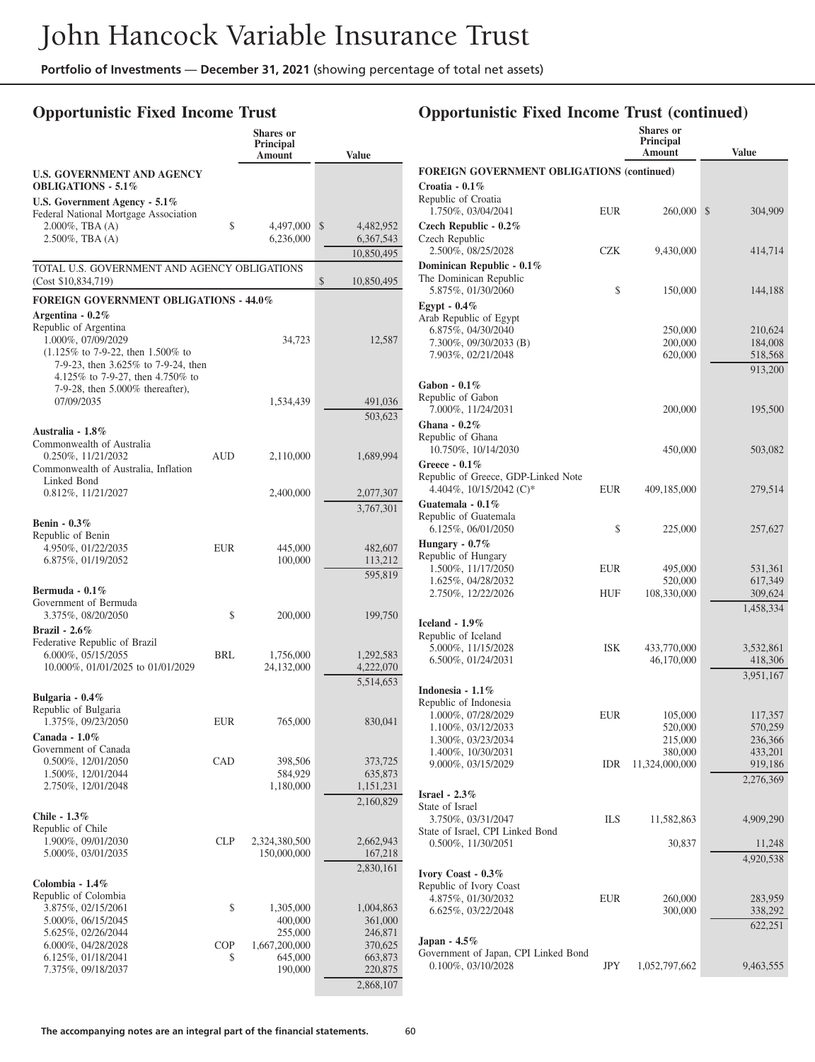# John Hancock Variable Insurance Trust

**Portfolio of Investments** — **December 31, 2021** (showing percentage of total net assets)

## Opportunistic Fixed Income Trust

| | | Shares or Principal Amount | Value |
|---|---|---|---|
| **U.S. GOVERNMENT AND AGENCY OBLIGATIONS - 5.1%** | | | |
| **U.S. Government Agency - 5.1%** | | | |
| Federal National Mortgage Association | | | |
| 2.000%, TBA (A) | $ | 4,497,000 | $ 4,482,952 |
| 2.500%, TBA (A) | | 6,236,000 | 6,367,543 |
| | | | 10,850,495 |
| TOTAL U.S. GOVERNMENT AND AGENCY OBLIGATIONS (Cost $10,834,719) | | | $ 10,850,495 |
| **FOREIGN GOVERNMENT OBLIGATIONS - 44.0%** | | | |
| **Argentina - 0.2%** | | | |
| Republic of Argentina | | | |
| 1.000%, 07/09/2029 | | 34,723 | 12,587 |
| (1.125% to 7-9-22, then 1.500% to 7-9-23, then 3.625% to 7-9-24, then 4.125% to 7-9-27, then 4.750% to 7-9-28, then 5.000% thereafter), 07/09/2035 | | 1,534,439 | 491,036 |
| | | | 503,623 |
| **Australia - 1.8%** | | | |
| Commonwealth of Australia | | | |
| 0.250%, 11/21/2032 | AUD | 2,110,000 | 1,689,994 |
| Commonwealth of Australia, Inflation Linked Bond | | | |
| 0.812%, 11/21/2027 | | 2,400,000 | 2,077,307 |
| | | | 3,767,301 |
| **Benin - 0.3%** | | | |
| Republic of Benin | | | |
| 4.950%, 01/22/2035 | EUR | 445,000 | 482,607 |
| 6.875%, 01/19/2052 | | 100,000 | 113,212 |
| | | | 595,819 |
| **Bermuda - 0.1%** | | | |
| Government of Bermuda | | | |
| 3.375%, 08/20/2050 | $ | 200,000 | 199,750 |
| **Brazil - 2.6%** | | | |
| Federative Republic of Brazil | | | |
| 6.000%, 05/15/2055 | BRL | 1,756,000 | 1,292,583 |
| 10.000%, 01/01/2025 to 01/01/2029 | | 24,132,000 | 4,222,070 |
| | | | 5,514,653 |
| **Bulgaria - 0.4%** | | | |
| Republic of Bulgaria | | | |
| 1.375%, 09/23/2050 | EUR | 765,000 | 830,041 |
| **Canada - 1.0%** | | | |
| Government of Canada | | | |
| 0.500%, 12/01/2050 | CAD | 398,506 | 373,725 |
| 1.500%, 12/01/2044 | | 584,929 | 635,873 |
| 2.750%, 12/01/2048 | | 1,180,000 | 1,151,231 |
| | | | 2,160,829 |
| **Chile - 1.3%** | | | |
| Republic of Chile | | | |
| 1.900%, 09/01/2030 | CLP | 2,324,380,500 | 2,662,943 |
| 5.000%, 03/01/2035 | | 150,000,000 | 167,218 |
| | | | 2,830,161 |
| **Colombia - 1.4%** | | | |
| Republic of Colombia | | | |
| 3.875%, 02/15/2061 | $ | 1,305,000 | 1,004,863 |
| 5.000%, 06/15/2045 | | 400,000 | 361,000 |
| 5.625%, 02/26/2044 | | 255,000 | 246,871 |
| 6.000%, 04/28/2028 | COP | 1,667,200,000 | 370,625 |
| 6.125%, 01/18/2041 | $ | 645,000 | 663,873 |
| 7.375%, 09/18/2037 | | 190,000 | 220,875 |
| | | | 2,868,107 |

## Opportunistic Fixed Income Trust (continued)

| | | Shares or Principal Amount | Value |
|---|---|---|---|
| **FOREIGN GOVERNMENT OBLIGATIONS (continued)** | | | |
| **Croatia - 0.1%** | | | |
| Republic of Croatia | | | |
| 1.750%, 03/04/2041 | EUR | 260,000 | $ 304,909 |
| **Czech Republic - 0.2%** | | | |
| Czech Republic | | | |
| 2.500%, 08/25/2028 | CZK | 9,430,000 | 414,714 |
| **Dominican Republic - 0.1%** | | | |
| The Dominican Republic | | | |
| 5.875%, 01/30/2060 | $ | 150,000 | 144,188 |
| **Egypt - 0.4%** | | | |
| Arab Republic of Egypt | | | |
| 6.875%, 04/30/2040 | | 250,000 | 210,624 |
| 7.300%, 09/30/2033 (B) | | 200,000 | 184,008 |
| 7.903%, 02/21/2048 | | 620,000 | 518,568 |
| | | | 913,200 |
| **Gabon - 0.1%** | | | |
| Republic of Gabon | | | |
| 7.000%, 11/24/2031 | | 200,000 | 195,500 |
| **Ghana - 0.2%** | | | |
| Republic of Ghana | | | |
| 10.750%, 10/14/2030 | | 450,000 | 503,082 |
| **Greece - 0.1%** | | | |
| Republic of Greece, GDP-Linked Note | | | |
| 4.404%, 10/15/2042 (C)* | EUR | 409,185,000 | 279,514 |
| **Guatemala - 0.1%** | | | |
| Republic of Guatemala | | | |
| 6.125%, 06/01/2050 | $ | 225,000 | 257,627 |
| **Hungary - 0.7%** | | | |
| Republic of Hungary | | | |
| 1.500%, 11/17/2050 | EUR | 495,000 | 531,361 |
| 1.625%, 04/28/2032 | | 520,000 | 617,349 |
| 2.750%, 12/22/2026 | HUF | 108,330,000 | 309,624 |
| | | | 1,458,334 |
| **Iceland - 1.9%** | | | |
| Republic of Iceland | | | |
| 5.000%, 11/15/2028 | ISK | 433,770,000 | 3,532,861 |
| 6.500%, 01/24/2031 | | 46,170,000 | 418,306 |
| | | | 3,951,167 |
| **Indonesia - 1.1%** | | | |
| Republic of Indonesia | | | |
| 1.000%, 07/28/2029 | EUR | 105,000 | 117,357 |
| 1.100%, 03/12/2033 | | 520,000 | 570,259 |
| 1.300%, 03/23/2034 | | 215,000 | 236,366 |
| 1.400%, 10/30/2031 | | 380,000 | 433,201 |
| 9.000%, 03/15/2029 | IDR | 11,324,000,000 | 919,186 |
| | | | 2,276,369 |
| **Israel - 2.3%** | | | |
| State of Israel | | | |
| 3.750%, 03/31/2047 | ILS | 11,582,863 | 4,909,290 |
| State of Israel, CPI Linked Bond | | | |
| 0.500%, 11/30/2051 | | 30,837 | 11,248 |
| | | | 4,920,538 |
| **Ivory Coast - 0.3%** | | | |
| Republic of Ivory Coast | | | |
| 4.875%, 01/30/2032 | EUR | 260,000 | 283,959 |
| 6.625%, 03/22/2048 | | 300,000 | 338,292 |
| | | | 622,251 |
| **Japan - 4.5%** | | | |
| Government of Japan, CPI Linked Bond | | | |
| 0.100%, 03/10/2028 | JPY | 1,052,797,662 | 9,463,555 |

The accompanying notes are an integral part of the financial statements.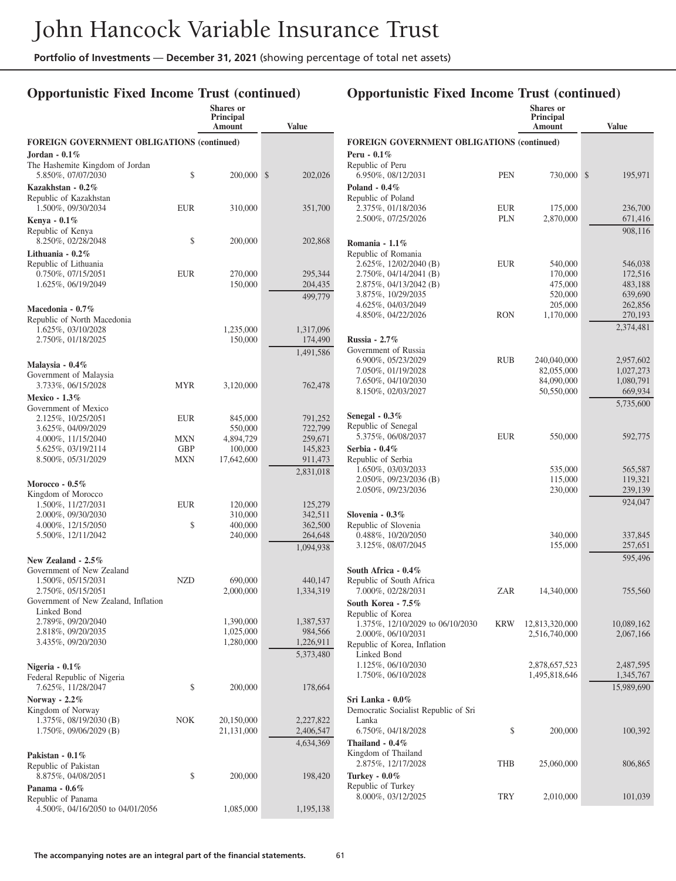# John Hancock Variable Insurance Trust

**Portfolio of Investments** — **December 31, 2021** (showing percentage of total net assets)

## Opportunistic Fixed Income Trust (continued)

| | | Shares or Principal Amount | Value |
|---|---|---|---|
| **FOREIGN GOVERNMENT OBLIGATIONS (continued)** | | | |
| **Jordan - 0.1%** | | | |
| The Hashemite Kingdom of Jordan | | | |
| 5.850%, 07/07/2030 | $ | 200,000 | $ 202,026 |
| **Kazakhstan - 0.2%** | | | |
| Republic of Kazakhstan | | | |
| 1.500%, 09/30/2034 | EUR | 310,000 | 351,700 |
| **Kenya - 0.1%** | | | |
| Republic of Kenya | | | |
| 8.250%, 02/28/2048 | $ | 200,000 | 202,868 |
| **Lithuania - 0.2%** | | | |
| Republic of Lithuania | | | |
| 0.750%, 07/15/2051 | EUR | 270,000 | 295,344 |
| 1.625%, 06/19/2049 | | 150,000 | 204,435 |
| | | | 499,779 |
| **Macedonia - 0.7%** | | | |
| Republic of North Macedonia | | | |
| 1.625%, 03/10/2028 | | 1,235,000 | 1,317,096 |
| 2.750%, 01/18/2025 | | 150,000 | 174,490 |
| | | | 1,491,586 |
| **Malaysia - 0.4%** | | | |
| Government of Malaysia | | | |
| 3.733%, 06/15/2028 | MYR | 3,120,000 | 762,478 |
| **Mexico - 1.3%** | | | |
| Government of Mexico | | | |
| 2.125%, 10/25/2051 | EUR | 845,000 | 791,252 |
| 3.625%, 04/09/2029 | | 550,000 | 722,799 |
| 4.000%, 11/15/2040 | MXN | 4,894,729 | 259,671 |
| 5.625%, 03/19/2114 | GBP | 100,000 | 145,823 |
| 8.500%, 05/31/2029 | MXN | 17,642,600 | 911,473 |
| | | | 2,831,018 |
| **Morocco - 0.5%** | | | |
| Kingdom of Morocco | | | |
| 1.500%, 11/27/2031 | EUR | 120,000 | 125,279 |
| 2.000%, 09/30/2030 | | 310,000 | 342,511 |
| 4.000%, 12/15/2050 | $ | 400,000 | 362,500 |
| 5.500%, 12/11/2042 | | 240,000 | 264,648 |
| | | | 1,094,938 |
| **New Zealand - 2.5%** | | | |
| Government of New Zealand | | | |
| 1.500%, 05/15/2031 | NZD | 690,000 | 440,147 |
| 2.750%, 05/15/2051 | | 2,000,000 | 1,334,319 |
| Government of New Zealand, Inflation Linked Bond | | | |
| 2.789%, 09/20/2040 | | 1,390,000 | 1,387,537 |
| 2.818%, 09/20/2035 | | 1,025,000 | 984,566 |
| 3.435%, 09/20/2030 | | 1,280,000 | 1,226,911 |
| | | | 5,373,480 |
| **Nigeria - 0.1%** | | | |
| Federal Republic of Nigeria | | | |
| 7.625%, 11/28/2047 | $ | 200,000 | 178,664 |
| **Norway - 2.2%** | | | |
| Kingdom of Norway | | | |
| 1.375%, 08/19/2030 (B) | NOK | 20,150,000 | 2,227,822 |
| 1.750%, 09/06/2029 (B) | | 21,131,000 | 2,406,547 |
| | | | 4,634,369 |
| **Pakistan - 0.1%** | | | |
| Republic of Pakistan | | | |
| 8.875%, 04/08/2051 | $ | 200,000 | 198,420 |
| **Panama - 0.6%** | | | |
| Republic of Panama | | | |
| 4.500%, 04/16/2050 to 04/01/2056 | | 1,085,000 | 1,195,138 |
| **Peru - 0.1%** | | | |
| Republic of Peru | | | |
| 6.950%, 08/12/2031 | PEN | 730,000 | $ 195,971 |
| **Poland - 0.4%** | | | |
| Republic of Poland | | | |
| 2.375%, 01/18/2036 | EUR | 175,000 | 236,700 |
| 2.500%, 07/25/2026 | PLN | 2,870,000 | 671,416 |
| | | | 908,116 |
| **Romania - 1.1%** | | | |
| Republic of Romania | | | |
| 2.625%, 12/02/2040 (B) | EUR | 540,000 | 546,038 |
| 2.750%, 04/14/2041 (B) | | 170,000 | 172,516 |
| 2.875%, 04/13/2042 (B) | | 475,000 | 483,188 |
| 3.875%, 10/29/2035 | | 520,000 | 639,690 |
| 4.625%, 04/03/2049 | | 205,000 | 262,856 |
| 4.850%, 04/22/2026 | RON | 1,170,000 | 270,193 |
| | | | 2,374,481 |
| **Russia - 2.7%** | | | |
| Government of Russia | | | |
| 6.900%, 05/23/2029 | RUB | 240,040,000 | 2,957,602 |
| 7.050%, 01/19/2028 | | 82,055,000 | 1,027,273 |
| 7.650%, 04/10/2030 | | 84,090,000 | 1,080,791 |
| 8.150%, 02/03/2027 | | 50,550,000 | 669,934 |
| | | | 5,735,600 |
| **Senegal - 0.3%** | | | |
| Republic of Senegal | | | |
| 5.375%, 06/08/2037 | EUR | 550,000 | 592,775 |
| **Serbia - 0.4%** | | | |
| Republic of Serbia | | | |
| 1.650%, 03/03/2033 | | 535,000 | 565,587 |
| 2.050%, 09/23/2036 (B) | | 115,000 | 119,321 |
| 2.050%, 09/23/2036 | | 230,000 | 239,139 |
| | | | 924,047 |
| **Slovenia - 0.3%** | | | |
| Republic of Slovenia | | | |
| 0.488%, 10/20/2050 | | 340,000 | 337,845 |
| 3.125%, 08/07/2045 | | 155,000 | 257,651 |
| | | | 595,496 |
| **South Africa - 0.4%** | | | |
| Republic of South Africa | | | |
| 7.000%, 02/28/2031 | ZAR | 14,340,000 | 755,560 |
| **South Korea - 7.5%** | | | |
| Republic of Korea | | | |
| 1.375%, 12/10/2029 to 06/10/2030 | KRW | 12,813,320,000 | 10,089,162 |
| 2.000%, 06/10/2031 | | 2,516,740,000 | 2,067,166 |
| Republic of Korea, Inflation Linked Bond | | | |
| 1.125%, 06/10/2030 | | 2,878,657,523 | 2,487,595 |
| 1.750%, 06/10/2028 | | 1,495,818,646 | 1,345,767 |
| | | | 15,989,690 |
| **Sri Lanka - 0.0%** | | | |
| Democratic Socialist Republic of Sri Lanka | | | |
| 6.750%, 04/18/2028 | $ | 200,000 | 100,392 |
| **Thailand - 0.4%** | | | |
| Kingdom of Thailand | | | |
| 2.875%, 12/17/2028 | THB | 25,060,000 | 806,865 |
| **Turkey - 0.0%** | | | |
| Republic of Turkey | | | |
| 8.000%, 03/12/2025 | TRY | 2,010,000 | 101,039 |

The accompanying notes are an integral part of the financial statements.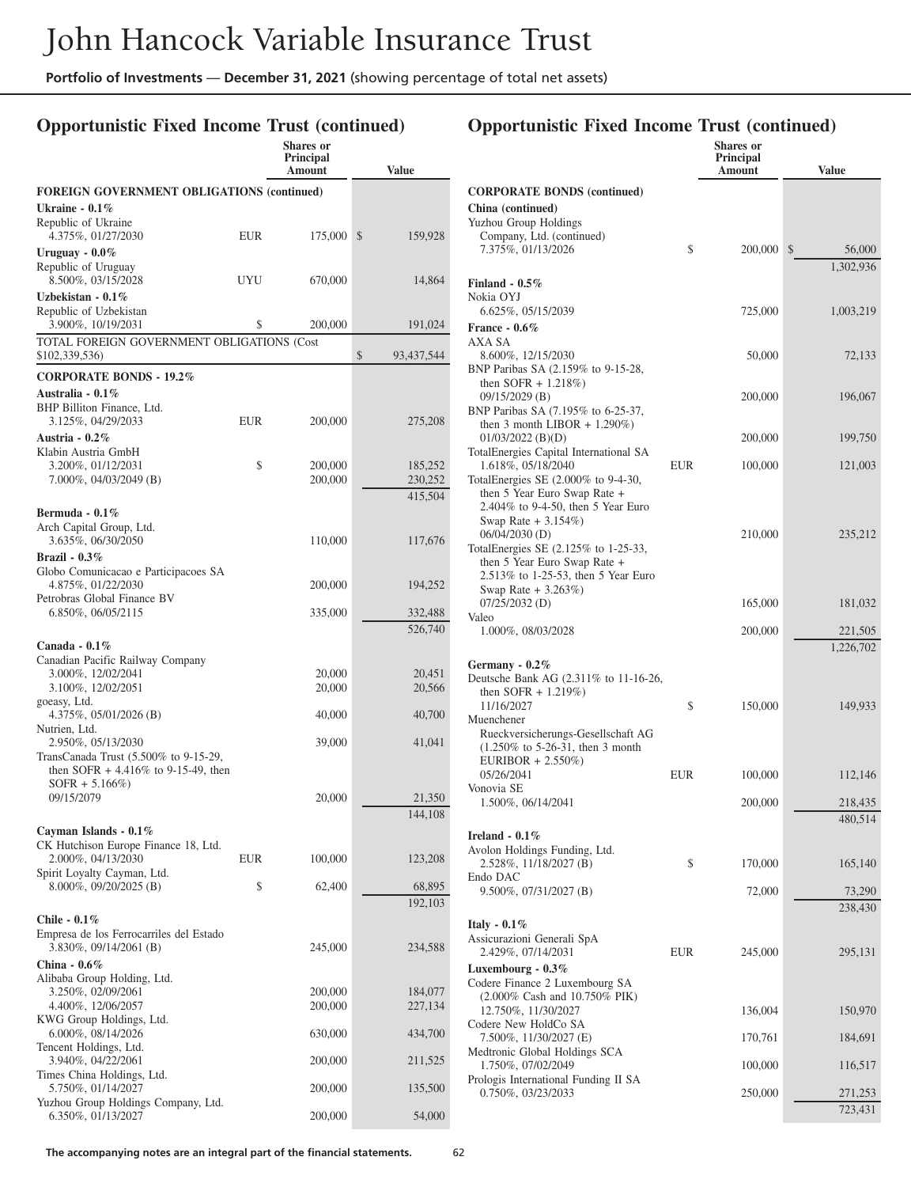# John Hancock Variable Insurance Trust

**Portfolio of Investments — December 31, 2021** (showing percentage of total net assets)

## Opportunistic Fixed Income Trust (continued)

| | | Shares or Principal Amount | Value |
|---|---|---|---|
| **FOREIGN GOVERNMENT OBLIGATIONS (continued)** | | | |
| **Ukraine - 0.1%** | | | |
| Republic of Ukraine 4.375%, 01/27/2030 | EUR | 175,000 | $ 159,928 |
| **Uruguay - 0.0%** | | | |
| Republic of Uruguay 8.500%, 03/15/2028 | UYU | 670,000 | 14,864 |
| **Uzbekistan - 0.1%** | | | |
| Republic of Uzbekistan 3.900%, 10/19/2031 | $ | 200,000 | 191,024 |
| TOTAL FOREIGN GOVERNMENT OBLIGATIONS (Cost $102,339,536) | | | $ 93,437,544 |
| **CORPORATE BONDS - 19.2%** | | | |
| **Australia - 0.1%** | | | |
| BHP Billiton Finance, Ltd. 3.125%, 04/29/2033 | EUR | 200,000 | 275,208 |
| **Austria - 0.2%** | | | |
| Klabin Austria GmbH 3.200%, 01/12/2031 | $ | 200,000 | 185,252 |
| 7.000%, 04/03/2049 (B) | | 200,000 | 230,252 |
| | | | 415,504 |
| **Bermuda - 0.1%** | | | |
| Arch Capital Group, Ltd. 3.635%, 06/30/2050 | | 110,000 | 117,676 |
| **Brazil - 0.3%** | | | |
| Globo Comunicacao e Participacoes SA 4.875%, 01/22/2030 | | 200,000 | 194,252 |
| Petrobras Global Finance BV 6.850%, 06/05/2115 | | 335,000 | 332,488 |
| | | | 526,740 |
| **Canada - 0.1%** | | | |
| Canadian Pacific Railway Company 3.000%, 12/02/2041 | | 20,000 | 20,451 |
| 3.100%, 12/02/2051 | | 20,000 | 20,566 |
| goeasy, Ltd. 4.375%, 05/01/2026 (B) | | 40,000 | 40,700 |
| Nutrien, Ltd. 2.950%, 05/13/2030 | | 39,000 | 41,041 |
| TransCanada Trust (5.500% to 9-15-29, then SOFR + 4.416% to 9-15-49, then SOFR + 5.166%) 09/15/2079 | | 20,000 | 21,350 |
| | | | 144,108 |
| **Cayman Islands - 0.1%** | | | |
| CK Hutchison Europe Finance 18, Ltd. 2.000%, 04/13/2030 | EUR | 100,000 | 123,208 |
| Spirit Loyalty Cayman, Ltd. 8.000%, 09/20/2025 (B) | $ | 62,400 | 68,895 |
| | | | 192,103 |
| **Chile - 0.1%** | | | |
| Empresa de los Ferrocarriles del Estado 3.830%, 09/14/2061 (B) | | 245,000 | 234,588 |
| **China - 0.6%** | | | |
| Alibaba Group Holding, Ltd. 3.250%, 02/09/2061 | | 200,000 | 184,077 |
| 4.400%, 12/06/2057 | | 200,000 | 227,134 |
| KWG Group Holdings, Ltd. 6.000%, 08/14/2026 | | 630,000 | 434,700 |
| Tencent Holdings, Ltd. 3.940%, 04/22/2061 | | 200,000 | 211,525 |
| Times China Holdings, Ltd. 5.750%, 01/14/2027 | | 200,000 | 135,500 |
| Yuzhou Group Holdings Company, Ltd. 6.350%, 01/13/2027 | | 200,000 | 54,000 |
| **CORPORATE BONDS (continued)** | | | |
| **China (continued)** | | | |
| Yuzhou Group Holdings Company, Ltd. (continued) 7.375%, 01/13/2026 | $ | 200,000 | $ 56,000 |
| | | | 1,302,936 |
| **Finland - 0.5%** | | | |
| Nokia OYJ 6.625%, 05/15/2039 | | 725,000 | 1,003,219 |
| **France - 0.6%** | | | |
| AXA SA 8.600%, 12/15/2030 | | 50,000 | 72,133 |
| BNP Paribas SA (2.159% to 9-15-28, then SOFR + 1.218%) 09/15/2029 (B) | | 200,000 | 196,067 |
| BNP Paribas SA (7.195% to 6-25-37, then 3 month LIBOR + 1.290%) 01/03/2022 (B)(D) | | 200,000 | 199,750 |
| TotalEnergies Capital International SA 1.618%, 05/18/2040 | EUR | 100,000 | 121,003 |
| TotalEnergies SE (2.000% to 9-4-30, then 5 Year Euro Swap Rate + 2.404% to 9-4-50, then 5 Year Euro Swap Rate + 3.154%) 06/04/2030 (D) | | 210,000 | 235,212 |
| TotalEnergies SE (2.125% to 1-25-33, then 5 Year Euro Swap Rate + 2.513% to 1-25-53, then 5 Year Euro Swap Rate + 3.263%) 07/25/2032 (D) | | 165,000 | 181,032 |
| Valeo 1.000%, 08/03/2028 | | 200,000 | 221,505 |
| | | | 1,226,702 |
| **Germany - 0.2%** | | | |
| Deutsche Bank AG (2.311% to 11-16-26, then SOFR + 1.219%) 11/16/2027 | $ | 150,000 | 149,933 |
| Muenchener Rueckversicherungs-Gesellschaft AG (1.250% to 5-26-31, then 3 month EURIBOR + 2.550%) 05/26/2041 | EUR | 100,000 | 112,146 |
| Vonovia SE 1.500%, 06/14/2041 | | 200,000 | 218,435 |
| | | | 480,514 |
| **Ireland - 0.1%** | | | |
| Avolon Holdings Funding, Ltd. 2.528%, 11/18/2027 (B) | $ | 170,000 | 165,140 |
| Endo DAC 9.500%, 07/31/2027 (B) | | 72,000 | 73,290 |
| | | | 238,430 |
| **Italy - 0.1%** | | | |
| Assicurazioni Generali SpA 2.429%, 07/14/2031 | EUR | 245,000 | 295,131 |
| **Luxembourg - 0.3%** | | | |
| Codere Finance 2 Luxembourg SA (2.000% Cash and 10.750% PIK) 12.750%, 11/30/2027 | | 136,004 | 150,970 |
| Codere New HoldCo SA 7.500%, 11/30/2027 (E) | | 170,761 | 184,691 |
| Medtronic Global Holdings SCA 1.750%, 07/02/2049 | | 100,000 | 116,517 |
| Prologis International Funding II SA 0.750%, 03/23/2033 | | 250,000 | 271,253 |
| | | | 723,431 |

The accompanying notes are an integral part of the financial statements.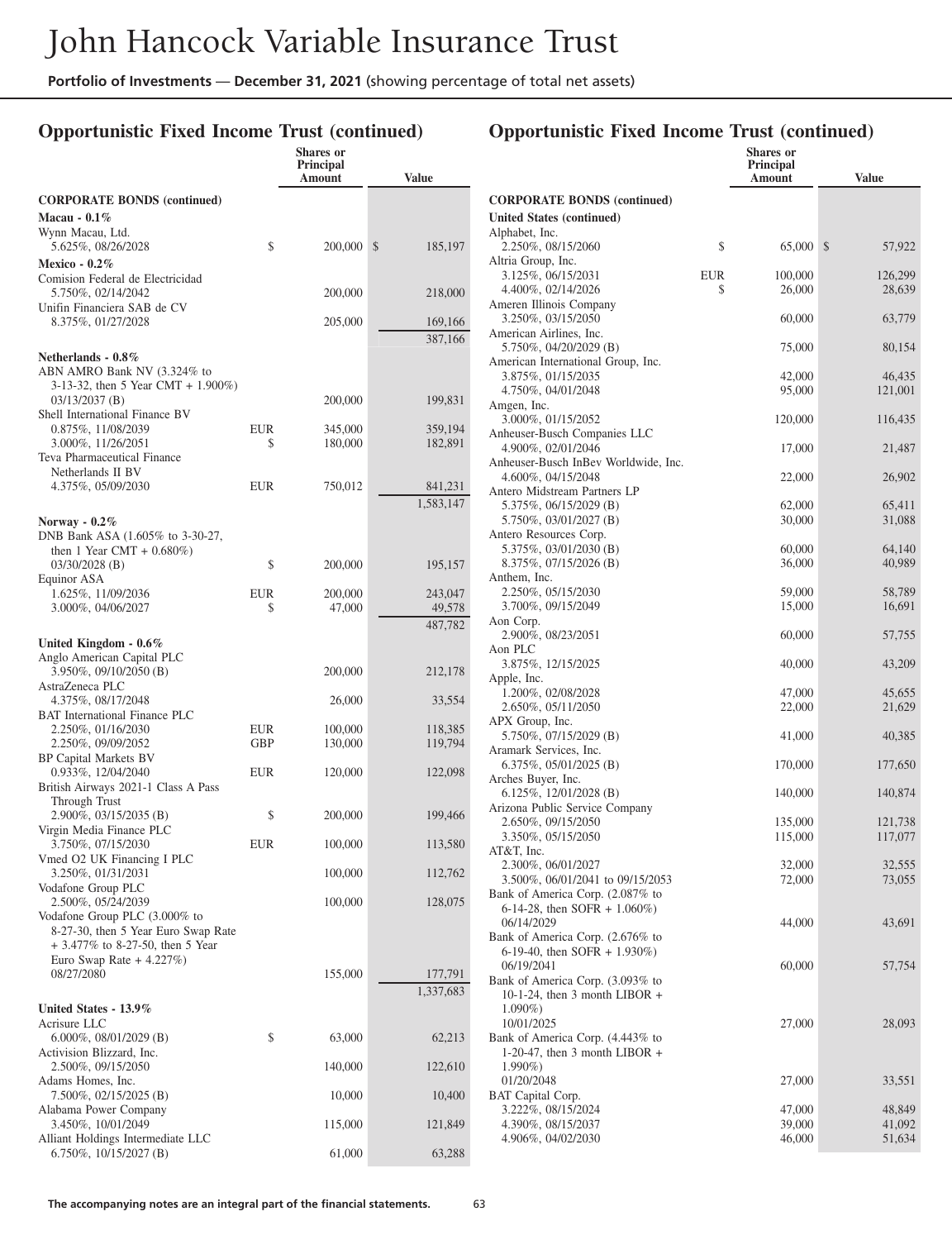## Opportunistic Fixed Income Trust (continued)

| | | Shares or Principal Amount | Value |
|---|---|---|---|
| **CORPORATE BONDS (continued)** | | | |
| **Macau - 0.1%** | | | |
| Wynn Macau, Ltd.<br>5.625%, 08/26/2028 | $ | 200,000 | $ 185,197 |
| **Mexico - 0.2%** | | | |
| Comision Federal de Electricidad<br>5.750%, 02/14/2042 | | 200,000 | 218,000 |
| Unifin Financiera SAB de CV<br>8.375%, 01/27/2028 | | 205,000 | 169,166 |
| | | | 387,166 |
| **Netherlands - 0.8%** | | | |
| ABN AMRO Bank NV (3.324% to 3-13-32, then 5 Year CMT + 1.900%)<br>03/13/2037 (B) | | 200,000 | 199,831 |
| Shell International Finance BV<br>0.875%, 11/08/2039 | EUR | 345,000 | 359,194 |
| 3.000%, 11/26/2051 | $ | 180,000 | 182,891 |
| Teva Pharmaceutical Finance Netherlands II BV<br>4.375%, 05/09/2030 | EUR | 750,012 | 841,231 |
| | | | 1,583,147 |
| **Norway - 0.2%** | | | |
| DNB Bank ASA (1.605% to 3-30-27, then 1 Year CMT + 0.680%)<br>03/30/2028 (B) | $ | 200,000 | 195,157 |
| Equinor ASA<br>1.625%, 11/09/2036 | EUR | 200,000 | 243,047 |
| 3.000%, 04/06/2027 | $ | 47,000 | 49,578 |
| | | | 487,782 |
| **United Kingdom - 0.6%** | | | |
| Anglo American Capital PLC<br>3.950%, 09/10/2050 (B) | | 200,000 | 212,178 |
| AstraZeneca PLC<br>4.375%, 08/17/2048 | | 26,000 | 33,554 |
| BAT International Finance PLC<br>2.250%, 01/16/2030 | EUR | 100,000 | 118,385 |
| 2.250%, 09/09/2052 | GBP | 130,000 | 119,794 |
| BP Capital Markets BV<br>0.933%, 12/04/2040 | EUR | 120,000 | 122,098 |
| British Airways 2021-1 Class A Pass Through Trust<br>2.900%, 03/15/2035 (B) | $ | 200,000 | 199,466 |
| Virgin Media Finance PLC<br>3.750%, 07/15/2030 | EUR | 100,000 | 113,580 |
| Vmed O2 UK Financing I PLC<br>3.250%, 01/31/2031 | | 100,000 | 112,762 |
| Vodafone Group PLC<br>2.500%, 05/24/2039 | | 100,000 | 128,075 |
| Vodafone Group PLC (3.000% to 8-27-30, then 5 Year Euro Swap Rate + 3.477% to 8-27-50, then 5 Year Euro Swap Rate + 4.227%)<br>08/27/2080 | | 155,000 | 177,791 |
| | | | 1,337,683 |
| **United States - 13.9%** | | | |
| Acrisure LLC<br>6.000%, 08/01/2029 (B) | $ | 63,000 | 62,213 |
| Activision Blizzard, Inc.<br>2.500%, 09/15/2050 | | 140,000 | 122,610 |
| Adams Homes, Inc.<br>7.500%, 02/15/2025 (B) | | 10,000 | 10,400 |
| Alabama Power Company<br>3.450%, 10/01/2049 | | 115,000 | 121,849 |
| Alliant Holdings Intermediate LLC<br>6.750%, 10/15/2027 (B) | | 61,000 | 63,288 |
| Alphabet, Inc.<br>2.250%, 08/15/2060 | $ | 65,000 | $ 57,922 |
| Altria Group, Inc.<br>3.125%, 06/15/2031 | EUR | 100,000 | 126,299 |
| 4.400%, 02/14/2026 | $ | 26,000 | 28,639 |
| Ameren Illinois Company<br>3.250%, 03/15/2050 | | 60,000 | 63,779 |
| American Airlines, Inc.<br>5.750%, 04/20/2029 (B) | | 75,000 | 80,154 |
| American International Group, Inc.<br>3.875%, 01/15/2035 | | 42,000 | 46,435 |
| 4.750%, 04/01/2048 | | 95,000 | 121,001 |
| Amgen, Inc.<br>3.000%, 01/15/2052 | | 120,000 | 116,435 |
| Anheuser-Busch Companies LLC<br>4.900%, 02/01/2046 | | 17,000 | 21,487 |
| Anheuser-Busch InBev Worldwide, Inc.<br>4.600%, 04/15/2048 | | 22,000 | 26,902 |
| Antero Midstream Partners LP<br>5.375%, 06/15/2029 (B) | | 62,000 | 65,411 |
| 5.750%, 03/01/2027 (B) | | 30,000 | 31,088 |
| Antero Resources Corp.<br>5.375%, 03/01/2030 (B) | | 60,000 | 64,140 |
| 8.375%, 07/15/2026 (B) | | 36,000 | 40,989 |
| Anthem, Inc.<br>2.250%, 05/15/2030 | | 59,000 | 58,789 |
| 3.700%, 09/15/2049 | | 15,000 | 16,691 |
| Aon Corp.<br>2.900%, 08/23/2051 | | 60,000 | 57,755 |
| Aon PLC<br>3.875%, 12/15/2025 | | 40,000 | 43,209 |
| Apple, Inc.<br>1.200%, 02/08/2028 | | 47,000 | 45,655 |
| 2.650%, 05/11/2050 | | 22,000 | 21,629 |
| APX Group, Inc.<br>5.750%, 07/15/2029 (B) | | 41,000 | 40,385 |
| Aramark Services, Inc.<br>6.375%, 05/01/2025 (B) | | 170,000 | 177,650 |
| Arches Buyer, Inc.<br>6.125%, 12/01/2028 (B) | | 140,000 | 140,874 |
| Arizona Public Service Company<br>2.650%, 09/15/2050 | | 135,000 | 121,738 |
| 3.350%, 05/15/2050 | | 115,000 | 117,077 |
| AT&T, Inc.<br>2.300%, 06/01/2027 | | 32,000 | 32,555 |
| 3.500%, 06/01/2041 to 09/15/2053 | | 72,000 | 73,055 |
| Bank of America Corp. (2.087% to 6-14-28, then SOFR + 1.060%)<br>06/14/2029 | | 44,000 | 43,691 |
| Bank of America Corp. (2.676% to 6-19-40, then SOFR + 1.930%)<br>06/19/2041 | | 60,000 | 57,754 |
| Bank of America Corp. (3.093% to 10-1-24, then 3 month LIBOR + 1.090%)<br>10/01/2025 | | 27,000 | 28,093 |
| Bank of America Corp. (4.443% to 1-20-47, then 3 month LIBOR + 1.990%)<br>01/20/2048 | | 27,000 | 33,551 |
| BAT Capital Corp.<br>3.222%, 08/15/2024 | | 47,000 | 48,849 |
| 4.390%, 08/15/2037 | | 39,000 | 41,092 |
| 4.906%, 04/02/2030 | | 46,000 | 51,634 |

The accompanying notes are an integral part of the financial statements.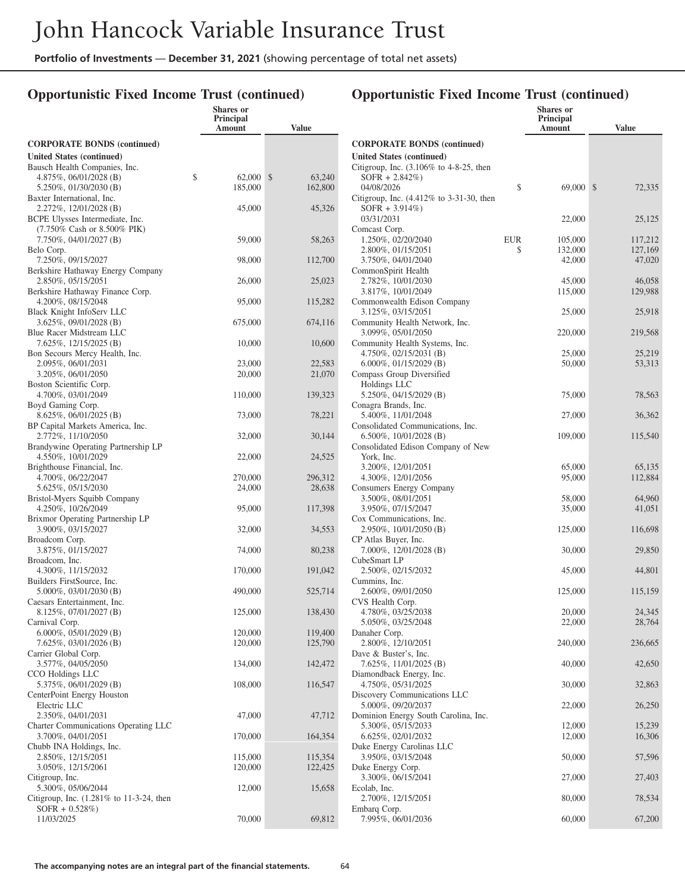## Opportunistic Fixed Income Trust (continued)

| | Shares or Principal Amount | Value |
|---|---|---|
| **CORPORATE BONDS (continued)** | | |
| **United States (continued)** | | |
| Bausch Health Companies, Inc. | | |
| 4.875%, 06/01/2028 (B) | $ 62,000 | $ 63,240 |
| 5.250%, 01/30/2030 (B) | 185,000 | 162,800 |
| Baxter International, Inc. | | |
| 2.272%, 12/01/2028 (B) | 45,000 | 45,326 |
| BCPE Ulysses Intermediate, Inc. (7.750% Cash or 8.500% PIK) | | |
| 7.750%, 04/01/2027 (B) | 59,000 | 58,263 |
| Belo Corp. | | |
| 7.250%, 09/15/2027 | 98,000 | 112,700 |
| Berkshire Hathaway Energy Company | | |
| 2.850%, 05/15/2051 | 26,000 | 25,023 |
| Berkshire Hathaway Finance Corp. | | |
| 4.200%, 08/15/2048 | 95,000 | 115,282 |
| Black Knight InfoServ LLC | | |
| 3.625%, 09/01/2028 (B) | 675,000 | 674,116 |
| Blue Racer Midstream LLC | | |
| 7.625%, 12/15/2025 (B) | 10,000 | 10,600 |
| Bon Secours Mercy Health, Inc. | | |
| 2.095%, 06/01/2031 | 23,000 | 22,583 |
| 3.205%, 06/01/2050 | 20,000 | 21,070 |
| Boston Scientific Corp. | | |
| 4.700%, 03/01/2049 | 110,000 | 139,323 |
| Boyd Gaming Corp. | | |
| 8.625%, 06/01/2025 (B) | 73,000 | 78,221 |
| BP Capital Markets America, Inc. | | |
| 2.772%, 11/10/2050 | 32,000 | 30,144 |
| Brandywine Operating Partnership LP | | |
| 4.550%, 10/01/2029 | 22,000 | 24,525 |
| Brighthouse Financial, Inc. | | |
| 4.700%, 06/22/2047 | 270,000 | 296,312 |
| 5.625%, 05/15/2030 | 24,000 | 28,638 |
| Bristol-Myers Squibb Company | | |
| 4.250%, 10/26/2049 | 95,000 | 117,398 |
| Brixmor Operating Partnership LP | | |
| 3.900%, 03/15/2027 | 32,000 | 34,553 |
| Broadcom Corp. | | |
| 3.875%, 01/15/2027 | 74,000 | 80,238 |
| Broadcom, Inc. | | |
| 4.300%, 11/15/2032 | 170,000 | 191,042 |
| Builders FirstSource, Inc. | | |
| 5.000%, 03/01/2030 (B) | 490,000 | 525,714 |
| Caesars Entertainment, Inc. | | |
| 8.125%, 07/01/2027 (B) | 125,000 | 138,430 |
| Carnival Corp. | | |
| 6.000%, 05/01/2029 (B) | 120,000 | 119,400 |
| 7.625%, 03/01/2026 (B) | 120,000 | 125,790 |
| Carrier Global Corp. | | |
| 3.577%, 04/05/2050 | 134,000 | 142,472 |
| CCO Holdings LLC | | |
| 5.375%, 06/01/2029 (B) | 108,000 | 116,547 |
| CenterPoint Energy Houston Electric LLC | | |
| 2.350%, 04/01/2031 | 47,000 | 47,712 |
| Charter Communications Operating LLC | | |
| 3.700%, 04/01/2051 | 170,000 | 164,354 |
| Chubb INA Holdings, Inc. | | |
| 2.850%, 12/15/2051 | 115,000 | 115,354 |
| 3.050%, 12/15/2061 | 120,000 | 122,425 |
| Citigroup, Inc. | | |
| 5.300%, 05/06/2044 | 12,000 | 15,658 |
| Citigroup, Inc. (1.281% to 11-3-24, then SOFR + 0.528%) | | |
| 11/03/2025 | 70,000 | 69,812 |
| Citigroup, Inc. (3.106% to 4-8-25, then SOFR + 2.842%) | | |
| 04/08/2026 | $ 69,000 | $ 72,335 |
| Citigroup, Inc. (4.412% to 3-31-30, then SOFR + 3.914%) | | |
| 03/31/2031 | 22,000 | 25,125 |
| Comcast Corp. | | |
| 1.250%, 02/20/2040 | EUR 105,000 | 117,212 |
| 2.800%, 01/15/2051 | $ 132,000 | 127,169 |
| 3.750%, 04/01/2040 | 42,000 | 47,020 |
| CommonSpirit Health | | |
| 2.782%, 10/01/2030 | 45,000 | 46,058 |
| 3.817%, 10/01/2049 | 115,000 | 129,988 |
| Commonwealth Edison Company | | |
| 3.125%, 03/15/2051 | 25,000 | 25,918 |
| Community Health Network, Inc. | | |
| 3.099%, 05/01/2050 | 220,000 | 219,568 |
| Community Health Systems, Inc. | | |
| 4.750%, 02/15/2031 (B) | 25,000 | 25,219 |
| 6.000%, 01/15/2029 (B) | 50,000 | 53,313 |
| Compass Group Diversified Holdings LLC | | |
| 5.250%, 04/15/2029 (B) | 75,000 | 78,563 |
| Conagra Brands, Inc. | | |
| 5.400%, 11/01/2048 | 27,000 | 36,362 |
| Consolidated Communications, Inc. | | |
| 6.500%, 10/01/2028 (B) | 109,000 | 115,540 |
| Consolidated Edison Company of New York, Inc. | | |
| 3.200%, 12/01/2051 | 65,000 | 65,135 |
| 4.300%, 12/01/2056 | 95,000 | 112,884 |
| Consumers Energy Company | | |
| 3.500%, 08/01/2051 | 58,000 | 64,960 |
| 3.950%, 07/15/2047 | 35,000 | 41,051 |
| Cox Communications, Inc. | | |
| 2.950%, 10/01/2050 (B) | 125,000 | 116,698 |
| CP Atlas Buyer, Inc. | | |
| 7.000%, 12/01/2028 (B) | 30,000 | 29,850 |
| CubeSmart LP | | |
| 2.500%, 02/15/2032 | 45,000 | 44,801 |
| Cummins, Inc. | | |
| 2.600%, 09/01/2050 | 125,000 | 115,159 |
| CVS Health Corp. | | |
| 4.780%, 03/25/2038 | 20,000 | 24,345 |
| 5.050%, 03/25/2048 | 22,000 | 28,764 |
| Danaher Corp. | | |
| 2.800%, 12/10/2051 | 240,000 | 236,665 |
| Dave & Buster's, Inc. | | |
| 7.625%, 11/01/2025 (B) | 40,000 | 42,650 |
| Diamondback Energy, Inc. | | |
| 4.750%, 05/31/2025 | 30,000 | 32,863 |
| Discovery Communications LLC | | |
| 5.000%, 09/20/2037 | 22,000 | 26,250 |
| Dominion Energy South Carolina, Inc. | | |
| 5.300%, 05/15/2033 | 12,000 | 15,239 |
| 6.625%, 02/01/2032 | 12,000 | 16,306 |
| Duke Energy Carolinas LLC | | |
| 3.950%, 03/15/2048 | 50,000 | 57,596 |
| Duke Energy Corp. | | |
| 3.300%, 06/15/2041 | 27,000 | 27,403 |
| Ecolab, Inc. | | |
| 2.700%, 12/15/2051 | 80,000 | 78,534 |
| Embarq Corp. | | |
| 7.995%, 06/01/2036 | 60,000 | 67,200 |

The accompanying notes are an integral part of the financial statements.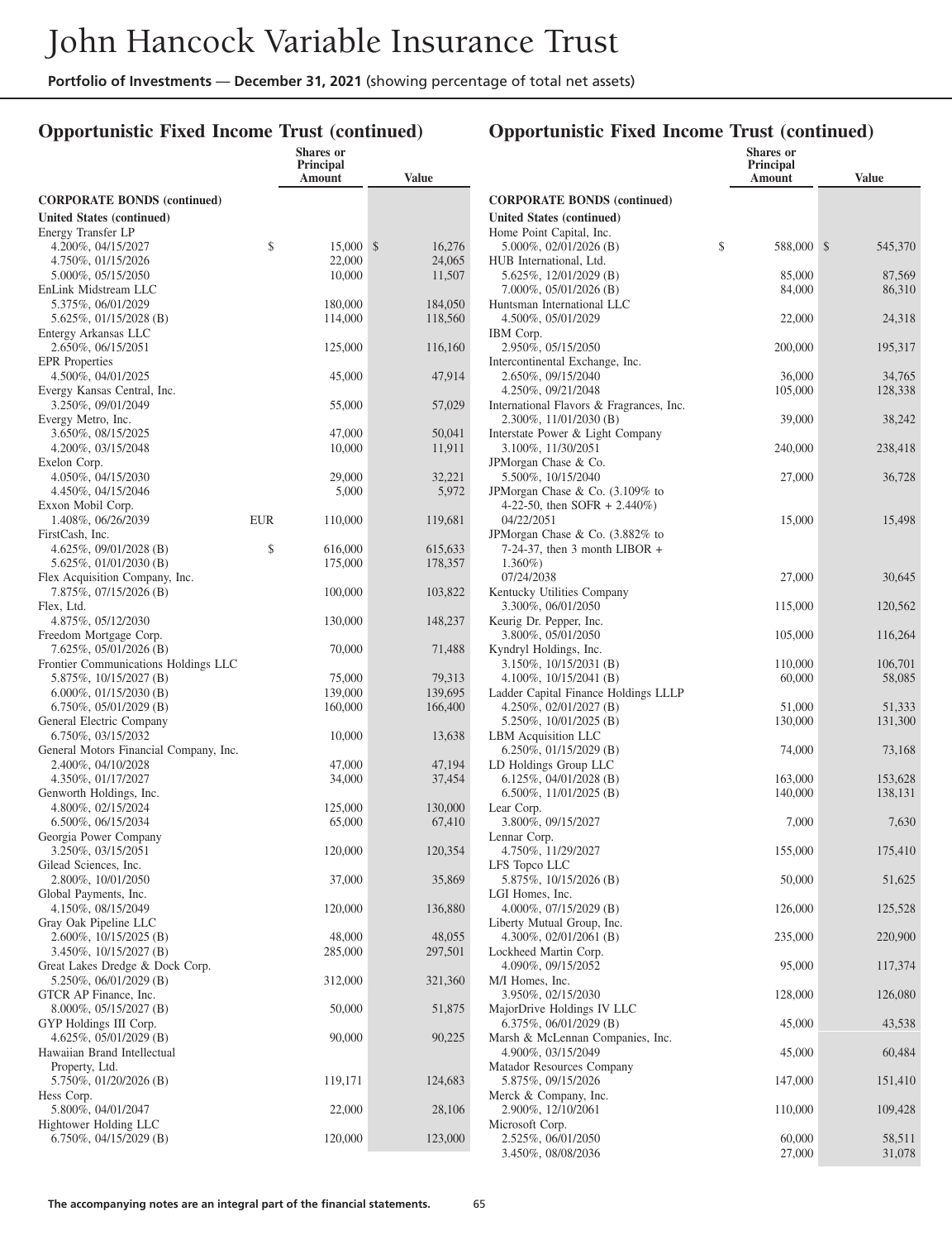## Opportunistic Fixed Income Trust (continued)

| | | Shares or Principal Amount | Value |
|---|---|---|---|
| **CORPORATE BONDS (continued)** | | | |
| **United States (continued)** | | | |
| Energy Transfer LP | | | |
| 4.200%, 04/15/2027 | $ | 15,000 | $ 16,276 |
| 4.750%, 01/15/2026 | | 22,000 | 24,065 |
| 5.000%, 05/15/2050 | | 10,000 | 11,507 |
| EnLink Midstream LLC | | | |
| 5.375%, 06/01/2029 | | 180,000 | 184,050 |
| 5.625%, 01/15/2028 (B) | | 114,000 | 118,560 |
| Entergy Arkansas LLC | | | |
| 2.650%, 06/15/2051 | | 125,000 | 116,160 |
| EPR Properties | | | |
| 4.500%, 04/01/2025 | | 45,000 | 47,914 |
| Evergy Kansas Central, Inc. | | | |
| 3.250%, 09/01/2049 | | 55,000 | 57,029 |
| Evergy Metro, Inc. | | | |
| 3.650%, 08/15/2025 | | 47,000 | 50,041 |
| 4.200%, 03/15/2048 | | 10,000 | 11,911 |
| Exelon Corp. | | | |
| 4.050%, 04/15/2030 | | 29,000 | 32,221 |
| 4.450%, 04/15/2046 | | 5,000 | 5,972 |
| Exxon Mobil Corp. | | | |
| 1.408%, 06/26/2039 | EUR | 110,000 | 119,681 |
| FirstCash, Inc. | | | |
| 4.625%, 09/01/2028 (B) | $ | 616,000 | 615,633 |
| 5.625%, 01/01/2030 (B) | | 175,000 | 178,357 |
| Flex Acquisition Company, Inc. | | | |
| 7.875%, 07/15/2026 (B) | | 100,000 | 103,822 |
| Flex, Ltd. | | | |
| 4.875%, 05/12/2030 | | 130,000 | 148,237 |
| Freedom Mortgage Corp. | | | |
| 7.625%, 05/01/2026 (B) | | 70,000 | 71,488 |
| Frontier Communications Holdings LLC | | | |
| 5.875%, 10/15/2027 (B) | | 75,000 | 79,313 |
| 6.000%, 01/15/2030 (B) | | 139,000 | 139,695 |
| 6.750%, 05/01/2029 (B) | | 160,000 | 166,400 |
| General Electric Company | | | |
| 6.750%, 03/15/2032 | | 10,000 | 13,638 |
| General Motors Financial Company, Inc. | | | |
| 2.400%, 04/10/2028 | | 47,000 | 47,194 |
| 4.350%, 01/17/2027 | | 34,000 | 37,454 |
| Genworth Holdings, Inc. | | | |
| 4.800%, 02/15/2024 | | 125,000 | 130,000 |
| 6.500%, 06/15/2034 | | 65,000 | 67,410 |
| Georgia Power Company | | | |
| 3.250%, 03/15/2051 | | 120,000 | 120,354 |
| Gilead Sciences, Inc. | | | |
| 2.800%, 10/01/2050 | | 37,000 | 35,869 |
| Global Payments, Inc. | | | |
| 4.150%, 08/15/2049 | | 120,000 | 136,880 |
| Gray Oak Pipeline LLC | | | |
| 2.600%, 10/15/2025 (B) | | 48,000 | 48,055 |
| 3.450%, 10/15/2027 (B) | | 285,000 | 297,501 |
| Great Lakes Dredge & Dock Corp. | | | |
| 5.250%, 06/01/2029 (B) | | 312,000 | 321,360 |
| GTCR AP Finance, Inc. | | | |
| 8.000%, 05/15/2027 (B) | | 50,000 | 51,875 |
| GYP Holdings III Corp. | | | |
| 4.625%, 05/01/2029 (B) | | 90,000 | 90,225 |
| Hawaiian Brand Intellectual Property, Ltd. | | | |
| 5.750%, 01/20/2026 (B) | | 119,171 | 124,683 |
| Hess Corp. | | | |
| 5.800%, 04/01/2047 | | 22,000 | 28,106 |
| Hightower Holding LLC | | | |
| 6.750%, 04/15/2029 (B) | | 120,000 | 123,000 |
| Home Point Capital, Inc. | | | |
| 5.000%, 02/01/2026 (B) | $ | 588,000 | $ 545,370 |
| HUB International, Ltd. | | | |
| 5.625%, 12/01/2029 (B) | | 85,000 | 87,569 |
| 7.000%, 05/01/2026 (B) | | 84,000 | 86,310 |
| Huntsman International LLC | | | |
| 4.500%, 05/01/2029 | | 22,000 | 24,318 |
| IBM Corp. | | | |
| 2.950%, 05/15/2050 | | 200,000 | 195,317 |
| Intercontinental Exchange, Inc. | | | |
| 2.650%, 09/15/2040 | | 36,000 | 34,765 |
| 4.250%, 09/21/2048 | | 105,000 | 128,338 |
| International Flavors & Fragrances, Inc. | | | |
| 2.300%, 11/01/2030 (B) | | 39,000 | 38,242 |
| Interstate Power & Light Company | | | |
| 3.100%, 11/30/2051 | | 240,000 | 238,418 |
| JPMorgan Chase & Co. | | | |
| 5.500%, 10/15/2040 | | 27,000 | 36,728 |
| JPMorgan Chase & Co. (3.109% to 4-22-50, then SOFR + 2.440%) 04/22/2051 | | 15,000 | 15,498 |
| JPMorgan Chase & Co. (3.882% to 7-24-37, then 3 month LIBOR + 1.360%) 07/24/2038 | | 27,000 | 30,645 |
| Kentucky Utilities Company | | | |
| 3.300%, 06/01/2050 | | 115,000 | 120,562 |
| Keurig Dr. Pepper, Inc. | | | |
| 3.800%, 05/01/2050 | | 105,000 | 116,264 |
| Kyndryl Holdings, Inc. | | | |
| 3.150%, 10/15/2031 (B) | | 110,000 | 106,701 |
| 4.100%, 10/15/2041 (B) | | 60,000 | 58,085 |
| Ladder Capital Finance Holdings LLLP | | | |
| 4.250%, 02/01/2027 (B) | | 51,000 | 51,333 |
| 5.250%, 10/01/2025 (B) | | 130,000 | 131,300 |
| LBM Acquisition LLC | | | |
| 6.250%, 01/15/2029 (B) | | 74,000 | 73,168 |
| LD Holdings Group LLC | | | |
| 6.125%, 04/01/2028 (B) | | 163,000 | 153,628 |
| 6.500%, 11/01/2025 (B) | | 140,000 | 138,131 |
| Lear Corp. | | | |
| 3.800%, 09/15/2027 | | 7,000 | 7,630 |
| Lennar Corp. | | | |
| 4.750%, 11/29/2027 | | 155,000 | 175,410 |
| LFS Topco LLC | | | |
| 5.875%, 10/15/2026 (B) | | 50,000 | 51,625 |
| LGI Homes, Inc. | | | |
| 4.000%, 07/15/2029 (B) | | 126,000 | 125,528 |
| Liberty Mutual Group, Inc. | | | |
| 4.300%, 02/01/2061 (B) | | 235,000 | 220,900 |
| Lockheed Martin Corp. | | | |
| 4.090%, 09/15/2052 | | 95,000 | 117,374 |
| M/I Homes, Inc. | | | |
| 3.950%, 02/15/2030 | | 128,000 | 126,080 |
| MajorDrive Holdings IV LLC | | | |
| 6.375%, 06/01/2029 (B) | | 45,000 | 43,538 |
| Marsh & McLennan Companies, Inc. | | | |
| 4.900%, 03/15/2049 | | 45,000 | 60,484 |
| Matador Resources Company | | | |
| 5.875%, 09/15/2026 | | 147,000 | 151,410 |
| Merck & Company, Inc. | | | |
| 2.900%, 12/10/2061 | | 110,000 | 109,428 |
| Microsoft Corp. | | | |
| 2.525%, 06/01/2050 | | 60,000 | 58,511 |
| 3.450%, 08/08/2036 | | 27,000 | 31,078 |

The accompanying notes are an integral part of the financial statements.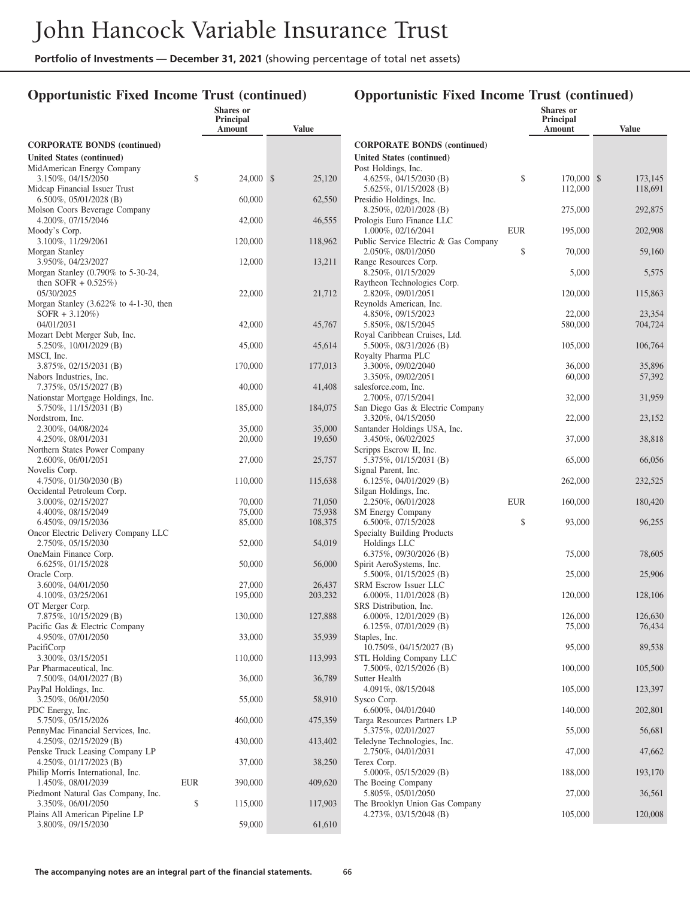# John Hancock Variable Insurance Trust

**Portfolio of Investments — December 31, 2021** (showing percentage of total net assets)

## Opportunistic Fixed Income Trust (continued)

| | | Shares or Principal Amount | Value |
|---|---|---|---|
| **CORPORATE BONDS (continued)** | | | |
| **United States (continued)** | | | |
| MidAmerican Energy Company | | | |
| 3.150%, 04/15/2050 | $ | 24,000 | $ 25,120 |
| Midcap Financial Issuer Trust | | | |
| 6.500%, 05/01/2028 (B) | | 60,000 | 62,550 |
| Molson Coors Beverage Company | | | |
| 4.200%, 07/15/2046 | | 42,000 | 46,555 |
| Moody's Corp. | | | |
| 3.100%, 11/29/2061 | | 120,000 | 118,962 |
| Morgan Stanley | | | |
| 3.950%, 04/23/2027 | | 12,000 | 13,211 |
| Morgan Stanley (0.790% to 5-30-24, then SOFR + 0.525%) | | | |
| 05/30/2025 | | 22,000 | 21,712 |
| Morgan Stanley (3.622% to 4-1-30, then SOFR + 3.120%) | | | |
| 04/01/2031 | | 42,000 | 45,767 |
| Mozart Debt Merger Sub, Inc. | | | |
| 5.250%, 10/01/2029 (B) | | 45,000 | 45,614 |
| MSCI, Inc. | | | |
| 3.875%, 02/15/2031 (B) | | 170,000 | 177,013 |
| Nabors Industries, Inc. | | | |
| 7.375%, 05/15/2027 (B) | | 40,000 | 41,408 |
| Nationstar Mortgage Holdings, Inc. | | | |
| 5.750%, 11/15/2031 (B) | | 185,000 | 184,075 |
| Nordstrom, Inc. | | | |
| 2.300%, 04/08/2024 | | 35,000 | 35,000 |
| 4.250%, 08/01/2031 | | 20,000 | 19,650 |
| Northern States Power Company | | | |
| 2.600%, 06/01/2051 | | 27,000 | 25,757 |
| Novelis Corp. | | | |
| 4.750%, 01/30/2030 (B) | | 110,000 | 115,638 |
| Occidental Petroleum Corp. | | | |
| 3.000%, 02/15/2027 | | 70,000 | 71,050 |
| 4.400%, 08/15/2049 | | 75,000 | 75,938 |
| 6.450%, 09/15/2036 | | 85,000 | 108,375 |
| Oncor Electric Delivery Company LLC | | | |
| 2.750%, 05/15/2030 | | 52,000 | 54,019 |
| OneMain Finance Corp. | | | |
| 6.625%, 01/15/2028 | | 50,000 | 56,000 |
| Oracle Corp. | | | |
| 3.600%, 04/01/2050 | | 27,000 | 26,437 |
| 4.100%, 03/25/2061 | | 195,000 | 203,232 |
| OT Merger Corp. | | | |
| 7.875%, 10/15/2029 (B) | | 130,000 | 127,888 |
| Pacific Gas & Electric Company | | | |
| 4.950%, 07/01/2050 | | 33,000 | 35,939 |
| PacifiCorp | | | |
| 3.300%, 03/15/2051 | | 110,000 | 113,993 |
| Par Pharmaceutical, Inc. | | | |
| 7.500%, 04/01/2027 (B) | | 36,000 | 36,789 |
| PayPal Holdings, Inc. | | | |
| 3.250%, 06/01/2050 | | 55,000 | 58,910 |
| PDC Energy, Inc. | | | |
| 5.750%, 05/15/2026 | | 460,000 | 475,359 |
| PennyMac Financial Services, Inc. | | | |
| 4.250%, 02/15/2029 (B) | | 430,000 | 413,402 |
| Penske Truck Leasing Company LP | | | |
| 4.250%, 01/17/2023 (B) | | 37,000 | 38,250 |
| Philip Morris International, Inc. | | | |
| 1.450%, 08/01/2039 | EUR | 390,000 | 409,620 |
| Piedmont Natural Gas Company, Inc. | | | |
| 3.350%, 06/01/2050 | $ | 115,000 | 117,903 |
| Plains All American Pipeline LP | | | |
| 3.800%, 09/15/2030 | | 59,000 | 61,610 |
| Post Holdings, Inc. | | | |
| 4.625%, 04/15/2030 (B) | $ | 170,000 | $ 173,145 |
| 5.625%, 01/15/2028 (B) | | 112,000 | 118,691 |
| Presidio Holdings, Inc. | | | |
| 8.250%, 02/01/2028 (B) | | 275,000 | 292,875 |
| Prologis Euro Finance LLC | | | |
| 1.000%, 02/16/2041 | EUR | 195,000 | 202,908 |
| Public Service Electric & Gas Company | | | |
| 2.050%, 08/01/2050 | $ | 70,000 | 59,160 |
| Range Resources Corp. | | | |
| 8.250%, 01/15/2029 | | 5,000 | 5,575 |
| Raytheon Technologies Corp. | | | |
| 2.820%, 09/01/2051 | | 120,000 | 115,863 |
| Reynolds American, Inc. | | | |
| 4.850%, 09/15/2023 | | 22,000 | 23,354 |
| 5.850%, 08/15/2045 | | 580,000 | 704,724 |
| Royal Caribbean Cruises, Ltd. | | | |
| 5.500%, 08/31/2026 (B) | | 105,000 | 106,764 |
| Royalty Pharma PLC | | | |
| 3.300%, 09/02/2040 | | 36,000 | 35,896 |
| 3.350%, 09/02/2051 | | 60,000 | 57,392 |
| salesforce.com, Inc. | | | |
| 2.700%, 07/15/2041 | | 32,000 | 31,959 |
| San Diego Gas & Electric Company | | | |
| 3.320%, 04/15/2050 | | 22,000 | 23,152 |
| Santander Holdings USA, Inc. | | | |
| 3.450%, 06/02/2025 | | 37,000 | 38,818 |
| Scripps Escrow II, Inc. | | | |
| 5.375%, 01/15/2031 (B) | | 65,000 | 66,056 |
| Signal Parent, Inc. | | | |
| 6.125%, 04/01/2029 (B) | | 262,000 | 232,525 |
| Silgan Holdings, Inc. | | | |
| 2.250%, 06/01/2028 | EUR | 160,000 | 180,420 |
| SM Energy Company | | | |
| 6.500%, 07/15/2028 | $ | 93,000 | 96,255 |
| Specialty Building Products Holdings LLC | | | |
| 6.375%, 09/30/2026 (B) | | 75,000 | 78,605 |
| Spirit AeroSystems, Inc. | | | |
| 5.500%, 01/15/2025 (B) | | 25,000 | 25,906 |
| SRM Escrow Issuer LLC | | | |
| 6.000%, 11/01/2028 (B) | | 120,000 | 128,106 |
| SRS Distribution, Inc. | | | |
| 6.000%, 12/01/2029 (B) | | 126,000 | 126,630 |
| 6.125%, 07/01/2029 (B) | | 75,000 | 76,434 |
| Staples, Inc. | | | |
| 10.750%, 04/15/2027 (B) | | 95,000 | 89,538 |
| STL Holding Company LLC | | | |
| 7.500%, 02/15/2026 (B) | | 100,000 | 105,500 |
| Sutter Health | | | |
| 4.091%, 08/15/2048 | | 105,000 | 123,397 |
| Sysco Corp. | | | |
| 6.600%, 04/01/2040 | | 140,000 | 202,801 |
| Targa Resources Partners LP | | | |
| 5.375%, 02/01/2027 | | 55,000 | 56,681 |
| Teledyne Technologies, Inc. | | | |
| 2.750%, 04/01/2031 | | 47,000 | 47,662 |
| Terex Corp. | | | |
| 5.000%, 05/15/2029 (B) | | 188,000 | 193,170 |
| The Boeing Company | | | |
| 5.805%, 05/01/2050 | | 27,000 | 36,561 |
| The Brooklyn Union Gas Company | | | |
| 4.273%, 03/15/2048 (B) | | 105,000 | 120,008 |

The accompanying notes are an integral part of the financial statements.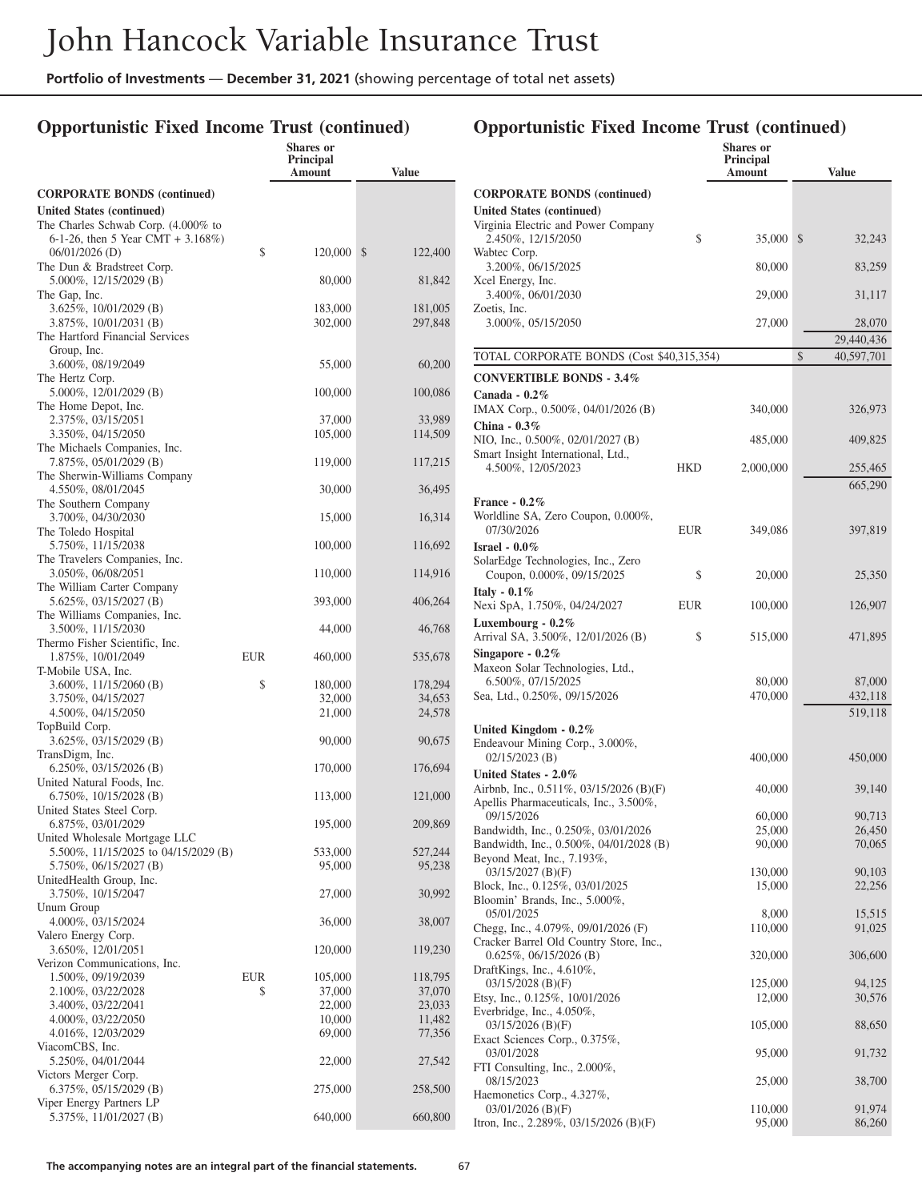# John Hancock Variable Insurance Trust

**Portfolio of Investments** — **December 31, 2021** (showing percentage of total net assets)

## Opportunistic Fixed Income Trust (continued)

| | | Shares or Principal Amount | Value |
|---|---|---|---|
| **CORPORATE BONDS (continued)** | | | |
| **United States (continued)** | | | |
| The Charles Schwab Corp. (4.000% to 6-1-26, then 5 Year CMT + 3.168%) 06/01/2026 (D) | $ | 120,000 | $ 122,400 |
| The Dun & Bradstreet Corp. 5.000%, 12/15/2029 (B) | | 80,000 | 81,842 |
| The Gap, Inc. 3.625%, 10/01/2029 (B) | | 183,000 | 181,005 |
| 3.875%, 10/01/2031 (B) | | 302,000 | 297,848 |
| The Hartford Financial Services Group, Inc. 3.600%, 08/19/2049 | | 55,000 | 60,200 |
| The Hertz Corp. 5.000%, 12/01/2029 (B) | | 100,000 | 100,086 |
| The Home Depot, Inc. 2.375%, 03/15/2051 | | 37,000 | 33,989 |
| 3.350%, 04/15/2050 | | 105,000 | 114,509 |
| The Michaels Companies, Inc. 7.875%, 05/01/2029 (B) | | 119,000 | 117,215 |
| The Sherwin-Williams Company 4.550%, 08/01/2045 | | 30,000 | 36,495 |
| The Southern Company 3.700%, 04/30/2030 | | 15,000 | 16,314 |
| The Toledo Hospital 5.750%, 11/15/2038 | | 100,000 | 116,692 |
| The Travelers Companies, Inc. 3.050%, 06/08/2051 | | 110,000 | 114,916 |
| The William Carter Company 5.625%, 03/15/2027 (B) | | 393,000 | 406,264 |
| The Williams Companies, Inc. 3.500%, 11/15/2030 | | 44,000 | 46,768 |
| Thermo Fisher Scientific, Inc. 1.875%, 10/01/2049 | EUR | 460,000 | 535,678 |
| T-Mobile USA, Inc. 3.600%, 11/15/2060 (B) | $ | 180,000 | 178,294 |
| 3.750%, 04/15/2027 | | 32,000 | 34,653 |
| 4.500%, 04/15/2050 | | 21,000 | 24,578 |
| TopBuild Corp. 3.625%, 03/15/2029 (B) | | 90,000 | 90,675 |
| TransDigm, Inc. 6.250%, 03/15/2026 (B) | | 170,000 | 176,694 |
| United Natural Foods, Inc. 6.750%, 10/15/2028 (B) | | 113,000 | 121,000 |
| United States Steel Corp. 6.875%, 03/01/2029 | | 195,000 | 209,869 |
| United Wholesale Mortgage LLC 5.500%, 11/15/2025 to 04/15/2029 (B) | | 533,000 | 527,244 |
| 5.750%, 06/15/2027 (B) | | 95,000 | 95,238 |
| UnitedHealth Group, Inc. 3.750%, 10/15/2047 | | 27,000 | 30,992 |
| Unum Group 4.000%, 03/15/2024 | | 36,000 | 38,007 |
| Valero Energy Corp. 3.650%, 12/01/2051 | | 120,000 | 119,230 |
| Verizon Communications, Inc. 1.500%, 09/19/2039 | EUR | 105,000 | 118,795 |
| 2.100%, 03/22/2028 | $ | 37,000 | 37,070 |
| 3.400%, 03/22/2041 | | 22,000 | 23,033 |
| 4.000%, 03/22/2050 | | 10,000 | 11,482 |
| 4.016%, 12/03/2029 | | 69,000 | 77,356 |
| ViacomCBS, Inc. 5.250%, 04/01/2044 | | 22,000 | 27,542 |
| Victors Merger Corp. 6.375%, 05/15/2029 (B) | | 275,000 | 258,500 |
| Viper Energy Partners LP 5.375%, 11/01/2027 (B) | | 640,000 | 660,800 |
| Virginia Electric and Power Company 2.450%, 12/15/2050 | $ | 35,000 | $ 32,243 |
| Wabtec Corp. 3.200%, 06/15/2025 | | 80,000 | 83,259 |
| Xcel Energy, Inc. 3.400%, 06/01/2030 | | 29,000 | 31,117 |
| Zoetis, Inc. 3.000%, 05/15/2050 | | 27,000 | 28,070 |
| | | | 29,440,436 |
| TOTAL CORPORATE BONDS (Cost $40,315,354) | | | $ 40,597,701 |
| **CONVERTIBLE BONDS - 3.4%** | | | |
| **Canada - 0.2%** | | | |
| IMAX Corp., 0.500%, 04/01/2026 (B) | | 340,000 | 326,973 |
| **China - 0.3%** | | | |
| NIO, Inc., 0.500%, 02/01/2027 (B) | | 485,000 | 409,825 |
| Smart Insight International, Ltd., 4.500%, 12/05/2023 | HKD | 2,000,000 | 255,465 |
| | | | 665,290 |
| **France - 0.2%** | | | |
| Worldline SA, Zero Coupon, 0.000%, 07/30/2026 | EUR | 349,086 | 397,819 |
| **Israel - 0.0%** | | | |
| SolarEdge Technologies, Inc., Zero Coupon, 0.000%, 09/15/2025 | $ | 20,000 | 25,350 |
| **Italy - 0.1%** | | | |
| Nexi SpA, 1.750%, 04/24/2027 | EUR | 100,000 | 126,907 |
| **Luxembourg - 0.2%** | | | |
| Arrival SA, 3.500%, 12/01/2026 (B) | $ | 515,000 | 471,895 |
| **Singapore - 0.2%** | | | |
| Maxeon Solar Technologies, Ltd., 6.500%, 07/15/2025 | | 80,000 | 87,000 |
| Sea, Ltd., 0.250%, 09/15/2026 | | 470,000 | 432,118 |
| | | | 519,118 |
| **United Kingdom - 0.2%** | | | |
| Endeavour Mining Corp., 3.000%, 02/15/2023 (B) | | 400,000 | 450,000 |
| **United States - 2.0%** | | | |
| Airbnb, Inc., 0.511%, 03/15/2026 (B)(F) | | 40,000 | 39,140 |
| Apellis Pharmaceuticals, Inc., 3.500%, 09/15/2026 | | 60,000 | 90,713 |
| Bandwidth, Inc., 0.250%, 03/01/2026 | | 25,000 | 26,450 |
| Bandwidth, Inc., 0.500%, 04/01/2028 (B) | | 90,000 | 70,065 |
| Beyond Meat, Inc., 7.193%, 03/15/2027 (B)(F) | | 130,000 | 90,103 |
| Block, Inc., 0.125%, 03/01/2025 | | 15,000 | 22,256 |
| Bloomin' Brands, Inc., 5.000%, 05/01/2025 | | 8,000 | 15,515 |
| Chegg, Inc., 4.079%, 09/01/2026 (F) | | 110,000 | 91,025 |
| Cracker Barrel Old Country Store, Inc., 0.625%, 06/15/2026 (B) | | 320,000 | 306,600 |
| DraftKings, Inc., 4.610%, 03/15/2028 (B)(F) | | 125,000 | 94,125 |
| Etsy, Inc., 0.125%, 10/01/2026 | | 12,000 | 30,576 |
| Everbridge, Inc., 4.050%, 03/15/2026 (B)(F) | | 105,000 | 88,650 |
| Exact Sciences Corp., 0.375%, 03/01/2028 | | 95,000 | 91,732 |
| FTI Consulting, Inc., 2.000%, 08/15/2023 | | 25,000 | 38,700 |
| Haemonetics Corp., 4.327%, 03/01/2026 (B)(F) | | 110,000 | 91,974 |
| Itron, Inc., 2.289%, 03/15/2026 (B)(F) | | 95,000 | 86,260 |

**The accompanying notes are an integral part of the financial statements.**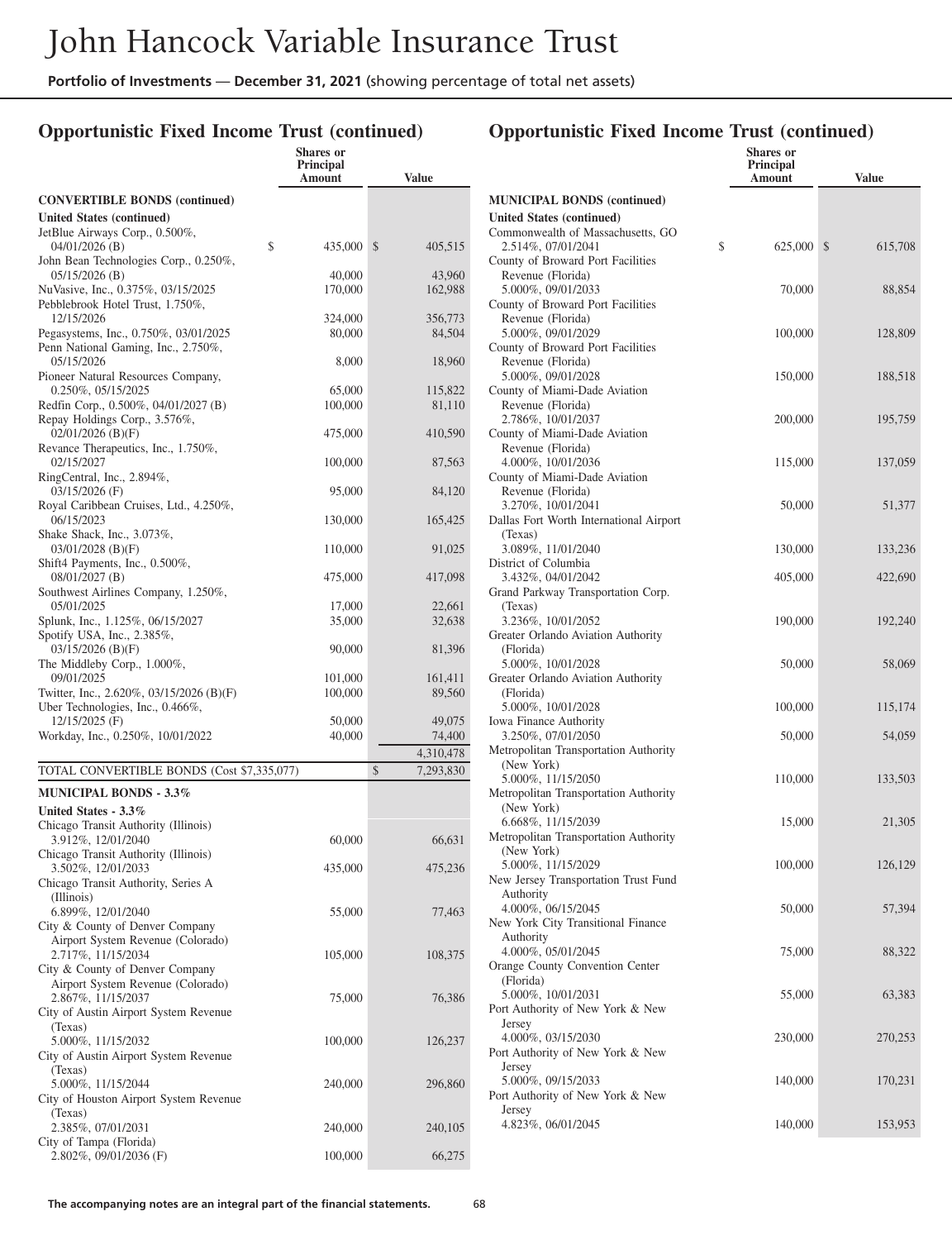## Opportunistic Fixed Income Trust (continued)

| | Shares or Principal Amount | Value |
|---|---|---|
| **CONVERTIBLE BONDS (continued)** | | |
| **United States (continued)** | | |
| JetBlue Airways Corp., 0.500%, 04/01/2026 (B) | $ 435,000 | $ 405,515 |
| John Bean Technologies Corp., 0.250%, 05/15/2026 (B) | 40,000 | 43,960 |
| NuVasive, Inc., 0.375%, 03/15/2025 | 170,000 | 162,988 |
| Pebblebrook Hotel Trust, 1.750%, 12/15/2026 | 324,000 | 356,773 |
| Pegasystems, Inc., 0.750%, 03/01/2025 | 80,000 | 84,504 |
| Penn National Gaming, Inc., 2.750%, 05/15/2026 | 8,000 | 18,960 |
| Pioneer Natural Resources Company, 0.250%, 05/15/2025 | 65,000 | 115,822 |
| Redfin Corp., 0.500%, 04/01/2027 (B) | 100,000 | 81,110 |
| Repay Holdings Corp., 3.576%, 02/01/2026 (B)(F) | 475,000 | 410,590 |
| Revance Therapeutics, Inc., 1.750%, 02/15/2027 | 100,000 | 87,563 |
| RingCentral, Inc., 2.894%, 03/15/2026 (F) | 95,000 | 84,120 |
| Royal Caribbean Cruises, Ltd., 4.250%, 06/15/2023 | 130,000 | 165,425 |
| Shake Shack, Inc., 3.073%, 03/01/2028 (B)(F) | 110,000 | 91,025 |
| Shift4 Payments, Inc., 0.500%, 08/01/2027 (B) | 475,000 | 417,098 |
| Southwest Airlines Company, 1.250%, 05/01/2025 | 17,000 | 22,661 |
| Splunk, Inc., 1.125%, 06/15/2027 | 35,000 | 32,638 |
| Spotify USA, Inc., 2.385%, 03/15/2026 (B)(F) | 90,000 | 81,396 |
| The Middleby Corp., 1.000%, 09/01/2025 | 101,000 | 161,411 |
| Twitter, Inc., 2.620%, 03/15/2026 (B)(F) | 100,000 | 89,560 |
| Uber Technologies, Inc., 0.466%, 12/15/2025 (F) | 50,000 | 49,075 |
| Workday, Inc., 0.250%, 10/01/2022 | 40,000 | 74,400 |
| | | 4,310,478 |
| TOTAL CONVERTIBLE BONDS (Cost $7,335,077) | | $ 7,293,830 |
| **MUNICIPAL BONDS - 3.3%** | | |
| **United States - 3.3%** | | |
| Chicago Transit Authority (Illinois) 3.912%, 12/01/2040 | 60,000 | 66,631 |
| Chicago Transit Authority (Illinois) 3.502%, 12/01/2033 | 435,000 | 475,236 |
| Chicago Transit Authority, Series A (Illinois) 6.899%, 12/01/2040 | 55,000 | 77,463 |
| City & County of Denver Company Airport System Revenue (Colorado) 2.717%, 11/15/2034 | 105,000 | 108,375 |
| City & County of Denver Company Airport System Revenue (Colorado) 2.867%, 11/15/2037 | 75,000 | 76,386 |
| City of Austin Airport System Revenue (Texas) 5.000%, 11/15/2032 | 100,000 | 126,237 |
| City of Austin Airport System Revenue (Texas) 5.000%, 11/15/2044 | 240,000 | 296,860 |
| City of Houston Airport System Revenue (Texas) 2.385%, 07/01/2031 | 240,000 | 240,105 |
| City of Tampa (Florida) 2.802%, 09/01/2036 (F) | 100,000 | 66,275 |
| **MUNICIPAL BONDS (continued)** | | |
| **United States (continued)** | | |
| Commonwealth of Massachusetts, GO 2.514%, 07/01/2041 | $ 625,000 | $ 615,708 |
| County of Broward Port Facilities Revenue (Florida) 5.000%, 09/01/2033 | 70,000 | 88,854 |
| County of Broward Port Facilities Revenue (Florida) 5.000%, 09/01/2029 | 100,000 | 128,809 |
| County of Broward Port Facilities Revenue (Florida) 5.000%, 09/01/2028 | 150,000 | 188,518 |
| County of Miami-Dade Aviation Revenue (Florida) 2.786%, 10/01/2037 | 200,000 | 195,759 |
| County of Miami-Dade Aviation Revenue (Florida) 4.000%, 10/01/2036 | 115,000 | 137,059 |
| County of Miami-Dade Aviation Revenue (Florida) 3.270%, 10/01/2041 | 50,000 | 51,377 |
| Dallas Fort Worth International Airport (Texas) 3.089%, 11/01/2040 | 130,000 | 133,236 |
| District of Columbia 3.432%, 04/01/2042 | 405,000 | 422,690 |
| Grand Parkway Transportation Corp. (Texas) 3.236%, 10/01/2052 | 190,000 | 192,240 |
| Greater Orlando Aviation Authority (Florida) 5.000%, 10/01/2028 | 50,000 | 58,069 |
| Greater Orlando Aviation Authority (Florida) 5.000%, 10/01/2028 | 100,000 | 115,174 |
| Iowa Finance Authority 3.250%, 07/01/2050 | 50,000 | 54,059 |
| Metropolitan Transportation Authority (New York) 5.000%, 11/15/2050 | 110,000 | 133,503 |
| Metropolitan Transportation Authority (New York) 6.668%, 11/15/2039 | 15,000 | 21,305 |
| Metropolitan Transportation Authority (New York) 5.000%, 11/15/2029 | 100,000 | 126,129 |
| New Jersey Transportation Trust Fund Authority 4.000%, 06/15/2045 | 50,000 | 57,394 |
| New York City Transitional Finance Authority 4.000%, 05/01/2045 | 75,000 | 88,322 |
| Orange County Convention Center (Florida) 5.000%, 10/01/2031 | 55,000 | 63,383 |
| Port Authority of New York & New Jersey 4.000%, 03/15/2030 | 230,000 | 270,253 |
| Port Authority of New York & New Jersey 5.000%, 09/15/2033 | 140,000 | 170,231 |
| Port Authority of New York & New Jersey 4.823%, 06/01/2045 | 140,000 | 153,953 |

The accompanying notes are an integral part of the financial statements.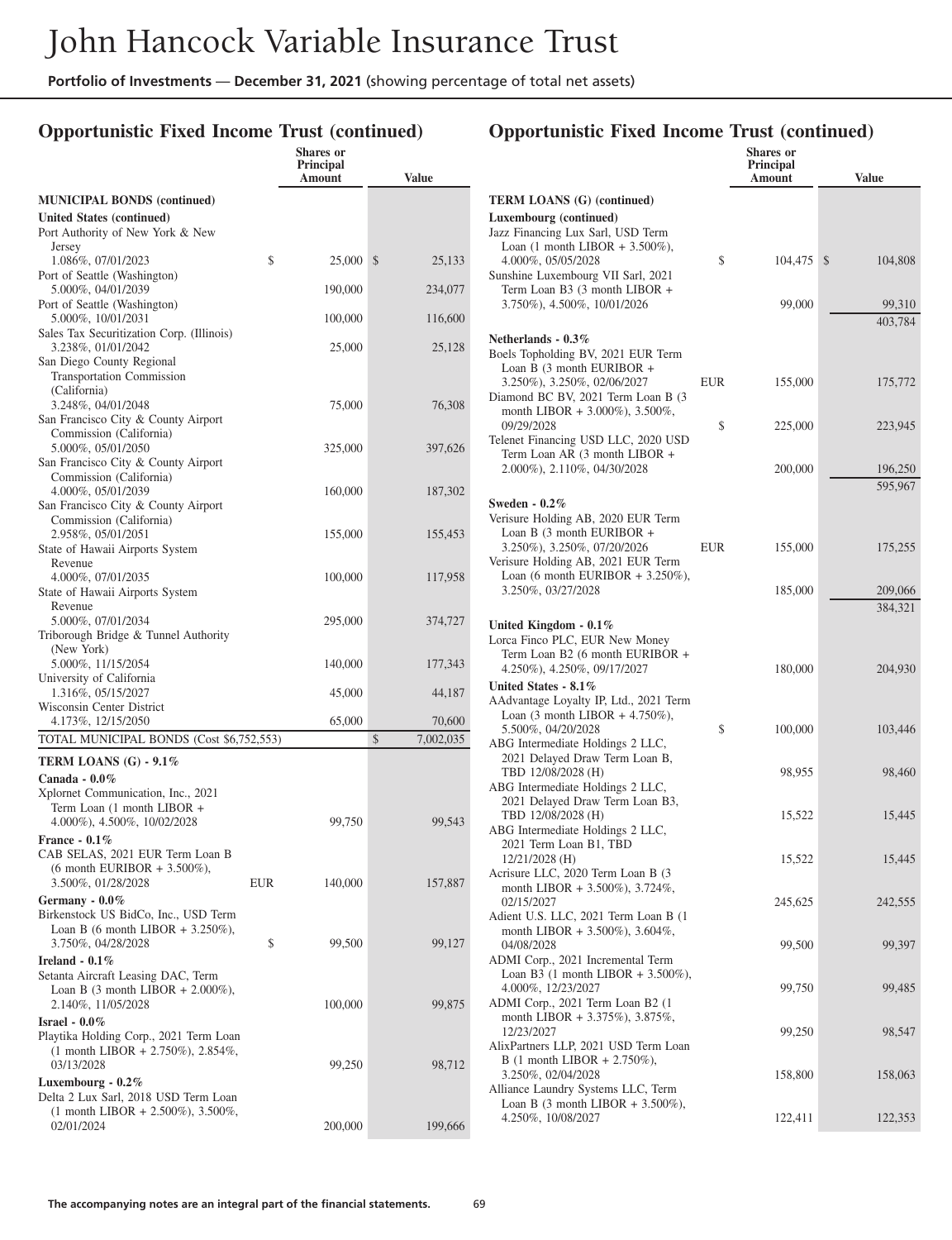# Opportunistic Fixed Income Trust (continued)

| | | Shares or Principal Amount | Value |
|---|---|---|---|
| **MUNICIPAL BONDS (continued)** | | | |
| **United States (continued)** | | | |
| Port Authority of New York & New Jersey 1.086%, 07/01/2023 | $ | 25,000 | $ 25,133 |
| Port of Seattle (Washington) 5.000%, 04/01/2039 | | 190,000 | 234,077 |
| Port of Seattle (Washington) 5.000%, 10/01/2031 | | 100,000 | 116,600 |
| Sales Tax Securitization Corp. (Illinois) 3.238%, 01/01/2042 | | 25,000 | 25,128 |
| San Diego County Regional Transportation Commission (California) 3.248%, 04/01/2048 | | 75,000 | 76,308 |
| San Francisco City & County Airport Commission (California) 5.000%, 05/01/2050 | | 325,000 | 397,626 |
| San Francisco City & County Airport Commission (California) 4.000%, 05/01/2039 | | 160,000 | 187,302 |
| San Francisco City & County Airport Commission (California) 2.958%, 05/01/2051 | | 155,000 | 155,453 |
| State of Hawaii Airports System Revenue 4.000%, 07/01/2035 | | 100,000 | 117,958 |
| State of Hawaii Airports System Revenue 5.000%, 07/01/2034 | | 295,000 | 374,727 |
| Triborough Bridge & Tunnel Authority (New York) 5.000%, 11/15/2054 | | 140,000 | 177,343 |
| University of California 1.316%, 05/15/2027 | | 45,000 | 44,187 |
| Wisconsin Center District 4.173%, 12/15/2050 | | 65,000 | 70,600 |
| TOTAL MUNICIPAL BONDS (Cost $6,752,553) | | | $ 7,002,035 |
| **TERM LOANS (G) - 9.1%** | | | |
| **Canada - 0.0%** | | | |
| Xplornet Communication, Inc., 2021 Term Loan (1 month LIBOR + 4.000%), 4.500%, 10/02/2028 | | 99,750 | 99,543 |
| **France - 0.1%** | | | |
| CAB SELAS, 2021 EUR Term Loan B (6 month EURIBOR + 3.500%), 3.500%, 01/28/2028 | EUR | 140,000 | 157,887 |
| **Germany - 0.0%** | | | |
| Birkenstock US BidCo, Inc., USD Term Loan B (6 month LIBOR + 3.250%), 3.750%, 04/28/2028 | $ | 99,500 | 99,127 |
| **Ireland - 0.1%** | | | |
| Setanta Aircraft Leasing DAC, Term Loan B (3 month LIBOR + 2.000%), 2.140%, 11/05/2028 | | 100,000 | 99,875 |
| **Israel - 0.0%** | | | |
| Playtika Holding Corp., 2021 Term Loan (1 month LIBOR + 2.750%), 2.854%, 03/13/2028 | | 99,250 | 98,712 |
| **Luxembourg - 0.2%** | | | |
| Delta 2 Lux Sarl, 2018 USD Term Loan (1 month LIBOR + 2.500%), 3.500%, 02/01/2024 | | 200,000 | 199,666 |
| **TERM LOANS (G) (continued)** | | | |
| **Luxembourg (continued)** | | | |
| Jazz Financing Lux Sarl, USD Term Loan (1 month LIBOR + 3.500%), 4.000%, 05/05/2028 | $ | 104,475 | $ 104,808 |
| Sunshine Luxembourg VII Sarl, 2021 Term Loan B3 (3 month LIBOR + 3.750%), 4.500%, 10/01/2026 | | 99,000 | 99,310 |
| | | | 403,784 |
| **Netherlands - 0.3%** | | | |
| Boels Topholding BV, 2021 EUR Term Loan B (3 month EURIBOR + 3.250%), 3.250%, 02/06/2027 | EUR | 155,000 | 175,772 |
| Diamond BC BV, 2021 Term Loan B (3 month LIBOR + 3.000%), 3.500%, 09/29/2028 | $ | 225,000 | 223,945 |
| Telenet Financing USD LLC, 2020 USD Term Loan AR (3 month LIBOR + 2.000%), 2.110%, 04/30/2028 | | 200,000 | 196,250 |
| | | | 595,967 |
| **Sweden - 0.2%** | | | |
| Verisure Holding AB, 2020 EUR Term Loan B (3 month EURIBOR + 3.250%), 3.250%, 07/20/2026 | EUR | 155,000 | 175,255 |
| Verisure Holding AB, 2021 EUR Term Loan (6 month EURIBOR + 3.250%), 3.250%, 03/27/2028 | | 185,000 | 209,066 |
| | | | 384,321 |
| **United Kingdom - 0.1%** | | | |
| Lorca Finco PLC, EUR New Money Term Loan B2 (6 month EURIBOR + 4.250%), 4.250%, 09/17/2027 | | 180,000 | 204,930 |
| **United States - 8.1%** | | | |
| AAdvantage Loyalty IP, Ltd., 2021 Term Loan (3 month LIBOR + 4.750%), 5.500%, 04/20/2028 | $ | 100,000 | 103,446 |
| ABG Intermediate Holdings 2 LLC, 2021 Delayed Draw Term Loan B, TBD 12/08/2028 (H) | | 98,955 | 98,460 |
| ABG Intermediate Holdings 2 LLC, 2021 Delayed Draw Term Loan B3, TBD 12/08/2028 (H) | | 15,522 | 15,445 |
| ABG Intermediate Holdings 2 LLC, 2021 Term Loan B1, TBD 12/21/2028 (H) | | 15,522 | 15,445 |
| Acrisure LLC, 2020 Term Loan B (3 month LIBOR + 3.500%), 3.724%, 02/15/2027 | | 245,625 | 242,555 |
| Adient U.S. LLC, 2021 Term Loan B (1 month LIBOR + 3.500%), 3.604%, 04/08/2028 | | 99,500 | 99,397 |
| ADMI Corp., 2021 Incremental Term Loan B3 (1 month LIBOR + 3.500%), 4.000%, 12/23/2027 | | 99,750 | 99,485 |
| ADMI Corp., 2021 Term Loan B2 (1 month LIBOR + 3.375%), 3.875%, 12/23/2027 | | 99,250 | 98,547 |
| AlixPartners LLP, 2021 USD Term Loan B (1 month LIBOR + 2.750%), 3.250%, 02/04/2028 | | 158,800 | 158,063 |
| Alliance Laundry Systems LLC, Term Loan B (3 month LIBOR + 3.500%), 4.250%, 10/08/2027 | | 122,411 | 122,353 |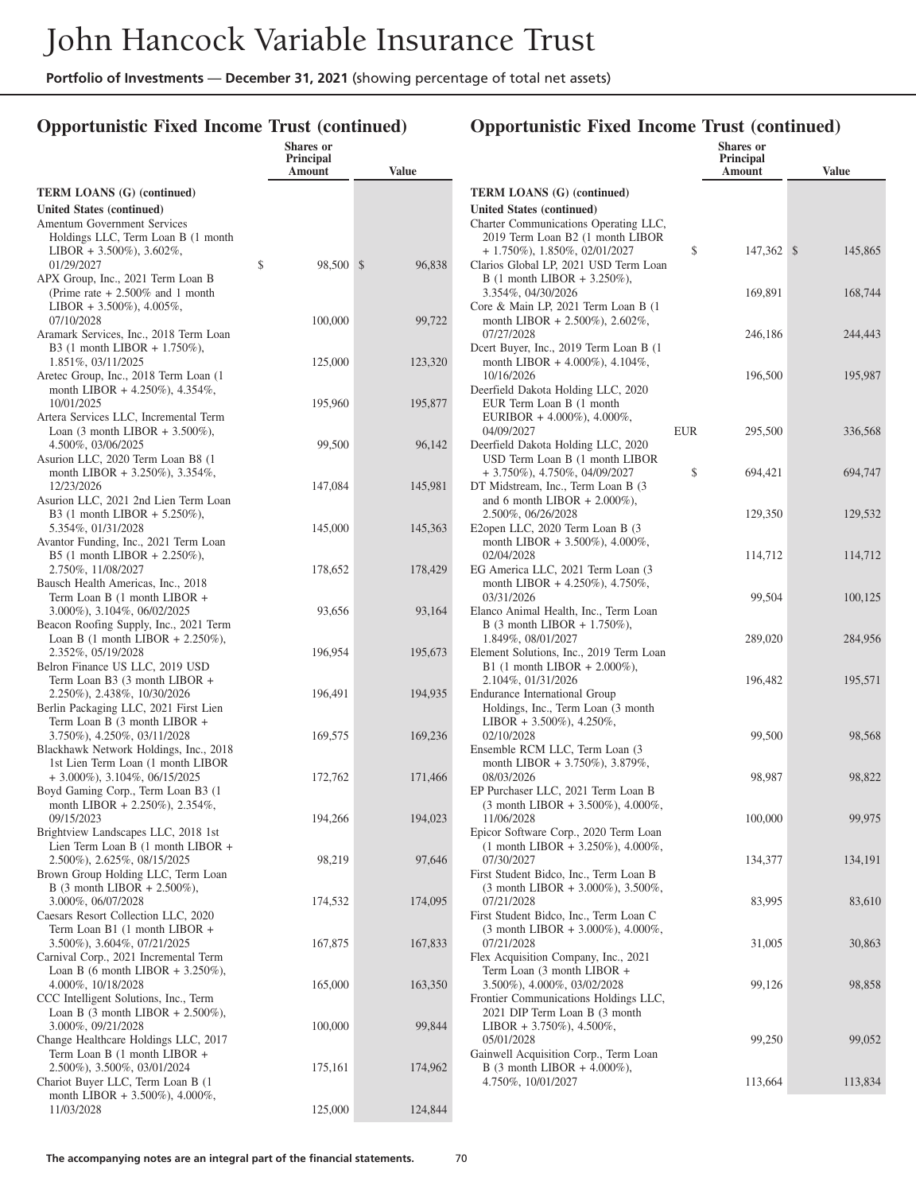# John Hancock Variable Insurance Trust

**Portfolio of Investments — December 31, 2021** (showing percentage of total net assets)

## Opportunistic Fixed Income Trust (continued)

| | Shares or Principal Amount | Value |
|---|---|---|
| **TERM LOANS (G) (continued)** | | |
| **United States (continued)** | | |
| Amentum Government Services Holdings LLC, Term Loan B (1 month LIBOR + 3.500%), 3.602%, 01/29/2027 | $ 98,500 | $ 96,838 |
| APX Group, Inc., 2021 Term Loan B (Prime rate + 2.500% and 1 month LIBOR + 3.500%), 4.005%, 07/10/2028 | 100,000 | 99,722 |
| Aramark Services, Inc., 2018 Term Loan B3 (1 month LIBOR + 1.750%), 1.851%, 03/11/2025 | 125,000 | 123,320 |
| Aretec Group, Inc., 2018 Term Loan (1 month LIBOR + 4.250%), 4.354%, 10/01/2025 | 195,960 | 195,877 |
| Artera Services LLC, Incremental Term Loan (3 month LIBOR + 3.500%), 4.500%, 03/06/2025 | 99,500 | 96,142 |
| Asurion LLC, 2020 Term Loan B8 (1 month LIBOR + 3.250%), 3.354%, 12/23/2026 | 147,084 | 145,981 |
| Asurion LLC, 2021 2nd Lien Term Loan B3 (1 month LIBOR + 5.250%), 5.354%, 01/31/2028 | 145,000 | 145,363 |
| Avantor Funding, Inc., 2021 Term Loan B5 (1 month LIBOR + 2.250%), 2.750%, 11/08/2027 | 178,652 | 178,429 |
| Bausch Health Americas, Inc., 2018 Term Loan B (1 month LIBOR + 3.000%), 3.104%, 06/02/2025 | 93,656 | 93,164 |
| Beacon Roofing Supply, Inc., 2021 Term Loan B (1 month LIBOR + 2.250%), 2.352%, 05/19/2028 | 196,954 | 195,673 |
| Belron Finance US LLC, 2019 USD Term Loan B3 (3 month LIBOR + 2.250%), 2.438%, 10/30/2026 | 196,491 | 194,935 |
| Berlin Packaging LLC, 2021 First Lien Term Loan B (3 month LIBOR + 3.750%), 4.250%, 03/11/2028 | 169,575 | 169,236 |
| Blackhawk Network Holdings, Inc., 2018 1st Lien Term Loan (1 month LIBOR + 3.000%), 3.104%, 06/15/2025 | 172,762 | 171,466 |
| Boyd Gaming Corp., Term Loan B3 (1 month LIBOR + 2.250%), 2.354%, 09/15/2023 | 194,266 | 194,023 |
| Brightview Landscapes LLC, 2018 1st Lien Term Loan B (1 month LIBOR + 2.500%), 2.625%, 08/15/2025 | 98,219 | 97,646 |
| Brown Group Holding LLC, Term Loan B (3 month LIBOR + 2.500%), 3.000%, 06/07/2028 | 174,532 | 174,095 |
| Caesars Resort Collection LLC, 2020 Term Loan B1 (1 month LIBOR + 3.500%), 3.604%, 07/21/2025 | 167,875 | 167,833 |
| Carnival Corp., 2021 Incremental Term Loan B (6 month LIBOR + 3.250%), 4.000%, 10/18/2028 | 165,000 | 163,350 |
| CCC Intelligent Solutions, Inc., Term Loan B (3 month LIBOR + 2.500%), 3.000%, 09/21/2028 | 100,000 | 99,844 |
| Change Healthcare Holdings LLC, 2017 Term Loan B (1 month LIBOR + 2.500%), 3.500%, 03/01/2024 | 175,161 | 174,962 |
| Chariot Buyer LLC, Term Loan B (1 month LIBOR + 3.500%), 4.000%, 11/03/2028 | 125,000 | 124,844 |
| Charter Communications Operating LLC, 2019 Term Loan B2 (1 month LIBOR + 1.750%), 1.850%, 02/01/2027 | $ 147,362 | $ 145,865 |
| Clarios Global LP, 2021 USD Term Loan B (1 month LIBOR + 3.250%), 3.354%, 04/30/2026 | 169,891 | 168,744 |
| Core & Main LP, 2021 Term Loan B (1 month LIBOR + 2.500%), 2.602%, 07/27/2028 | 246,186 | 244,443 |
| Dcert Buyer, Inc., 2019 Term Loan B (1 month LIBOR + 4.000%), 4.104%, 10/16/2026 | 196,500 | 195,987 |
| Deerfield Dakota Holding LLC, 2020 EUR Term Loan B (1 month EURIBOR + 4.000%), 4.000%, 04/09/2027 | EUR 295,500 | 336,568 |
| Deerfield Dakota Holding LLC, 2020 USD Term Loan B (1 month LIBOR + 3.750%), 4.750%, 04/09/2027 | $ 694,421 | 694,747 |
| DT Midstream, Inc., Term Loan B (3 and 6 month LIBOR + 2.000%), 2.500%, 06/26/2028 | 129,350 | 129,532 |
| E2open LLC, 2020 Term Loan B (3 month LIBOR + 3.500%), 4.000%, 02/04/2028 | 114,712 | 114,712 |
| EG America LLC, 2021 Term Loan (3 month LIBOR + 4.250%), 4.750%, 03/31/2026 | 99,504 | 100,125 |
| Elanco Animal Health, Inc., Term Loan B (3 month LIBOR + 1.750%), 1.849%, 08/01/2027 | 289,020 | 284,956 |
| Element Solutions, Inc., 2019 Term Loan B1 (1 month LIBOR + 2.000%), 2.104%, 01/31/2026 | 196,482 | 195,571 |
| Endurance International Group Holdings, Inc., Term Loan (3 month LIBOR + 3.500%), 4.250%, 02/10/2028 | 99,500 | 98,568 |
| Ensemble RCM LLC, Term Loan (3 month LIBOR + 3.750%), 3.879%, 08/03/2026 | 98,987 | 98,822 |
| EP Purchaser LLC, 2021 Term Loan B (3 month LIBOR + 3.500%), 4.000%, 11/06/2028 | 100,000 | 99,975 |
| Epicor Software Corp., 2020 Term Loan (1 month LIBOR + 3.250%), 4.000%, 07/30/2027 | 134,377 | 134,191 |
| First Student Bidco, Inc., Term Loan B (3 month LIBOR + 3.000%), 3.500%, 07/21/2028 | 83,995 | 83,610 |
| First Student Bidco, Inc., Term Loan C (3 month LIBOR + 3.000%), 4.000%, 07/21/2028 | 31,005 | 30,863 |
| Flex Acquisition Company, Inc., 2021 Term Loan (3 month LIBOR + 3.500%), 4.000%, 03/02/2028 | 99,126 | 98,858 |
| Frontier Communications Holdings LLC, 2021 DIP Term Loan B (3 month LIBOR + 3.750%), 4.500%, 05/01/2028 | 99,250 | 99,052 |
| Gainwell Acquisition Corp., Term Loan B (3 month LIBOR + 4.000%), 4.750%, 10/01/2027 | 113,664 | 113,834 |

The accompanying notes are an integral part of the financial statements.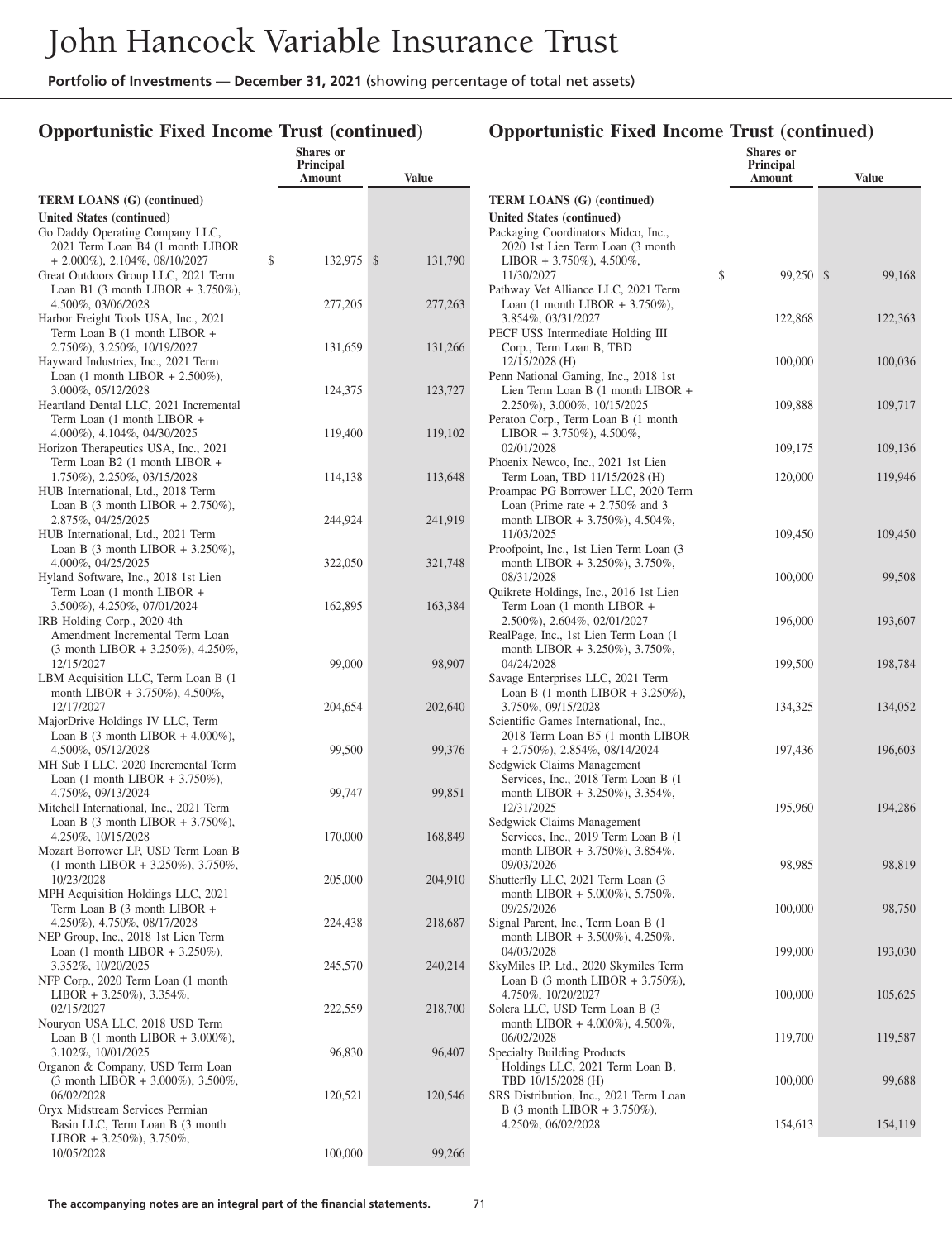## Opportunistic Fixed Income Trust (continued)

| | Shares or Principal Amount | Value |
|---|---|---|
| **TERM LOANS (G) (continued)** | | |
| **United States (continued)** | | |
| Go Daddy Operating Company LLC, 2021 Term Loan B4 (1 month LIBOR + 2.000%), 2.104%, 08/10/2027 | $ 132,975 | $ 131,790 |
| Great Outdoors Group LLC, 2021 Term Loan B1 (3 month LIBOR + 3.750%), 4.500%, 03/06/2028 | 277,205 | 277,263 |
| Harbor Freight Tools USA, Inc., 2021 Term Loan B (1 month LIBOR + 2.750%), 3.250%, 10/19/2027 | 131,659 | 131,266 |
| Hayward Industries, Inc., 2021 Term Loan (1 month LIBOR + 2.500%), 3.000%, 05/12/2028 | 124,375 | 123,727 |
| Heartland Dental LLC, 2021 Incremental Term Loan (1 month LIBOR + 4.000%), 4.104%, 04/30/2025 | 119,400 | 119,102 |
| Horizon Therapeutics USA, Inc., 2021 Term Loan B2 (1 month LIBOR + 1.750%), 2.250%, 03/15/2028 | 114,138 | 113,648 |
| HUB International, Ltd., 2018 Term Loan B (3 month LIBOR + 2.750%), 2.875%, 04/25/2025 | 244,924 | 241,919 |
| HUB International, Ltd., 2021 Term Loan B (3 month LIBOR + 3.250%), 4.000%, 04/25/2025 | 322,050 | 321,748 |
| Hyland Software, Inc., 2018 1st Lien Term Loan (1 month LIBOR + 3.500%), 4.250%, 07/01/2024 | 162,895 | 163,384 |
| IRB Holding Corp., 2020 4th Amendment Incremental Term Loan (3 month LIBOR + 3.250%), 4.250%, 12/15/2027 | 99,000 | 98,907 |
| LBM Acquisition LLC, Term Loan B (1 month LIBOR + 3.750%), 4.500%, 12/17/2027 | 204,654 | 202,640 |
| MajorDrive Holdings IV LLC, Term Loan B (3 month LIBOR + 4.000%), 4.500%, 05/12/2028 | 99,500 | 99,376 |
| MH Sub I LLC, 2020 Incremental Term Loan (1 month LIBOR + 3.750%), 4.750%, 09/13/2024 | 99,747 | 99,851 |
| Mitchell International, Inc., 2021 Term Loan B (3 month LIBOR + 3.750%), 4.250%, 10/15/2028 | 170,000 | 168,849 |
| Mozart Borrower LP, USD Term Loan B (1 month LIBOR + 3.250%), 3.750%, 10/23/2028 | 205,000 | 204,910 |
| MPH Acquisition Holdings LLC, 2021 Term Loan B (3 month LIBOR + 4.250%), 4.750%, 08/17/2028 | 224,438 | 218,687 |
| NEP Group, Inc., 2018 1st Lien Term Loan (1 month LIBOR + 3.250%), 3.352%, 10/20/2025 | 245,570 | 240,214 |
| NFP Corp., 2020 Term Loan (1 month LIBOR + 3.250%), 3.354%, 02/15/2027 | 222,559 | 218,700 |
| Nouryon USA LLC, 2018 USD Term Loan B (1 month LIBOR + 3.000%), 3.102%, 10/01/2025 | 96,830 | 96,407 |
| Organon & Company, USD Term Loan (3 month LIBOR + 3.000%), 3.500%, 06/02/2028 | 120,521 | 120,546 |
| Oryx Midstream Services Permian Basin LLC, Term Loan B (3 month LIBOR + 3.250%), 3.750%, 10/05/2028 | 100,000 | 99,266 |
| Packaging Coordinators Midco, Inc., 2020 1st Lien Term Loan (3 month LIBOR + 3.750%), 4.500%, 11/30/2027 | $ 99,250 | $ 99,168 |
| Pathway Vet Alliance LLC, 2021 Term Loan (1 month LIBOR + 3.750%), 3.854%, 03/31/2027 | 122,868 | 122,363 |
| PECF USS Intermediate Holding III Corp., Term Loan B, TBD 12/15/2028 (H) | 100,000 | 100,036 |
| Penn National Gaming, Inc., 2018 1st Lien Term Loan B (1 month LIBOR + 2.250%), 3.000%, 10/15/2025 | 109,888 | 109,717 |
| Peraton Corp., Term Loan B (1 month LIBOR + 3.750%), 4.500%, 02/01/2028 | 109,175 | 109,136 |
| Phoenix Newco, Inc., 2021 1st Lien Term Loan, TBD 11/15/2028 (H) | 120,000 | 119,946 |
| Proampac PG Borrower LLC, 2020 Term Loan (Prime rate + 2.750% and 3 month LIBOR + 3.750%), 4.504%, 11/03/2025 | 109,450 | 109,450 |
| Proofpoint, Inc., 1st Lien Term Loan (3 month LIBOR + 3.250%), 3.750%, 08/31/2028 | 100,000 | 99,508 |
| Quikrete Holdings, Inc., 2016 1st Lien Term Loan (1 month LIBOR + 2.500%), 2.604%, 02/01/2027 | 196,000 | 193,607 |
| RealPage, Inc., 1st Lien Term Loan (1 month LIBOR + 3.250%), 3.750%, 04/24/2028 | 199,500 | 198,784 |
| Savage Enterprises LLC, 2021 Term Loan B (1 month LIBOR + 3.250%), 3.750%, 09/15/2028 | 134,325 | 134,052 |
| Scientific Games International, Inc., 2018 Term Loan B5 (1 month LIBOR + 2.750%), 2.854%, 08/14/2024 | 197,436 | 196,603 |
| Sedgwick Claims Management Services, Inc., 2018 Term Loan B (1 month LIBOR + 3.250%), 3.354%, 12/31/2025 | 195,960 | 194,286 |
| Sedgwick Claims Management Services, Inc., 2019 Term Loan B (1 month LIBOR + 3.750%), 3.854%, 09/03/2026 | 98,985 | 98,819 |
| Shutterfly LLC, 2021 Term Loan (3 month LIBOR + 5.000%), 5.750%, 09/25/2026 | 100,000 | 98,750 |
| Signal Parent, Inc., Term Loan B (1 month LIBOR + 3.500%), 4.250%, 04/03/2028 | 199,000 | 193,030 |
| SkyMiles IP, Ltd., 2020 Skymiles Term Loan B (3 month LIBOR + 3.750%), 4.750%, 10/20/2027 | 100,000 | 105,625 |
| Solera LLC, USD Term Loan B (3 month LIBOR + 4.000%), 4.500%, 06/02/2028 | 119,700 | 119,587 |
| Specialty Building Products Holdings LLC, 2021 Term Loan B, TBD 10/15/2028 (H) | 100,000 | 99,688 |
| SRS Distribution, Inc., 2021 Term Loan B (3 month LIBOR + 3.750%), 4.250%, 06/02/2028 | 154,613 | 154,119 |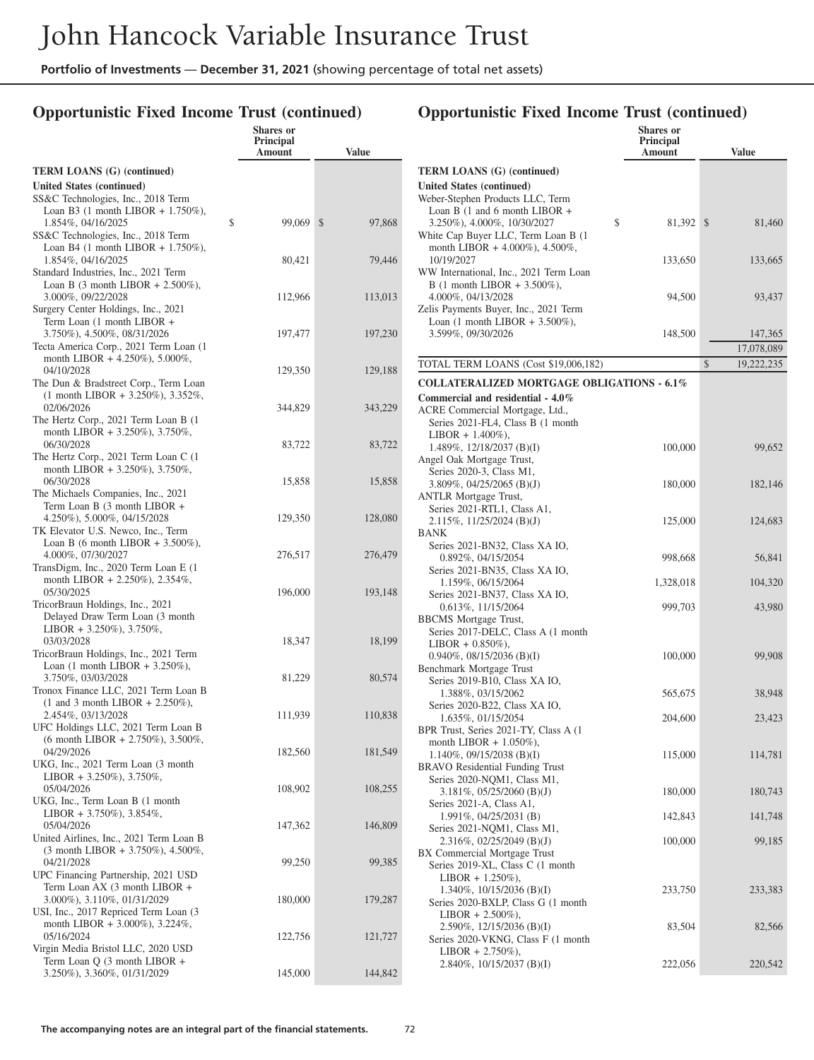# John Hancock Variable Insurance Trust

**Portfolio of Investments — December 31, 2021** (showing percentage of total net assets)

## Opportunistic Fixed Income Trust (continued)

| | Shares or Principal Amount | Value |
|---|---|---|
| **TERM LOANS (G) (continued)** | | |
| **United States (continued)** | | |
| SS&C Technologies, Inc., 2018 Term Loan B3 (1 month LIBOR + 1.750%), 1.854%, 04/16/2025 | $ 99,069 | $ 97,868 |
| SS&C Technologies, Inc., 2018 Term Loan B4 (1 month LIBOR + 1.750%), 1.854%, 04/16/2025 | 80,421 | 79,446 |
| Standard Industries, Inc., 2021 Term Loan B (3 month LIBOR + 2.500%), 3.000%, 09/22/2028 | 112,966 | 113,013 |
| Surgery Center Holdings, Inc., 2021 Term Loan (1 month LIBOR + 3.750%), 4.500%, 08/31/2026 | 197,477 | 197,230 |
| Tecta America Corp., 2021 Term Loan (1 month LIBOR + 4.250%), 5.000%, 04/10/2028 | 129,350 | 129,188 |
| The Dun & Bradstreet Corp., Term Loan (1 month LIBOR + 3.250%), 3.352%, 02/06/2026 | 344,829 | 343,229 |
| The Hertz Corp., 2021 Term Loan B (1 month LIBOR + 3.250%), 3.750%, 06/30/2028 | 83,722 | 83,722 |
| The Hertz Corp., 2021 Term Loan C (1 month LIBOR + 3.250%), 3.750%, 06/30/2028 | 15,858 | 15,858 |
| The Michaels Companies, Inc., 2021 Term Loan B (3 month LIBOR + 4.250%), 5.000%, 04/15/2028 | 129,350 | 128,080 |
| TK Elevator U.S. Newco, Inc., Term Loan B (6 month LIBOR + 3.500%), 4.000%, 07/30/2027 | 276,517 | 276,479 |
| TransDigm, Inc., 2020 Term Loan E (1 month LIBOR + 2.250%), 2.354%, 05/30/2025 | 196,000 | 193,148 |
| TricorBraun Holdings, Inc., 2021 Delayed Draw Term Loan (3 month LIBOR + 3.250%), 3.750%, 03/03/2028 | 18,347 | 18,199 |
| TricorBraun Holdings, Inc., 2021 Term Loan (1 month LIBOR + 3.250%), 3.750%, 03/03/2028 | 81,229 | 80,574 |
| Tronox Finance LLC, 2021 Term Loan B (1 and 3 month LIBOR + 2.250%), 2.454%, 03/13/2028 | 111,939 | 110,838 |
| UFC Holdings LLC, 2021 Term Loan B (6 month LIBOR + 2.750%), 3.500%, 04/29/2026 | 182,560 | 181,549 |
| UKG, Inc., 2021 Term Loan (3 month LIBOR + 3.250%), 3.750%, 05/04/2026 | 108,902 | 108,255 |
| UKG, Inc., Term Loan B (1 month LIBOR + 3.750%), 3.854%, 05/04/2026 | 147,362 | 146,809 |
| United Airlines, Inc., 2021 Term Loan B (3 month LIBOR + 3.750%), 4.500%, 04/21/2028 | 99,250 | 99,385 |
| UPC Financing Partnership, 2021 USD Term Loan AX (3 month LIBOR + 3.000%), 3.110%, 01/31/2029 | 180,000 | 179,287 |
| USI, Inc., 2017 Repriced Term Loan (3 month LIBOR + 3.000%), 3.224%, 05/16/2024 | 122,756 | 121,727 |
| Virgin Media Bristol LLC, 2020 USD Term Loan Q (3 month LIBOR + 3.250%), 3.360%, 01/31/2029 | 145,000 | 144,842 |
| Weber-Stephen Products LLC, Term Loan B (1 and 6 month LIBOR + 3.250%), 4.000%, 10/30/2027 | $ 81,392 | $ 81,460 |
| White Cap Buyer LLC, Term Loan B (1 month LIBOR + 4.000%), 4.500%, 10/19/2027 | 133,650 | 133,665 |
| WW International, Inc., 2021 Term Loan B (1 month LIBOR + 3.500%), 4.000%, 04/13/2028 | 94,500 | 93,437 |
| Zelis Payments Buyer, Inc., 2021 Term Loan (1 month LIBOR + 3.500%), 3.599%, 09/30/2026 | 148,500 | 147,365 |
| | | 17,078,089 |
| TOTAL TERM LOANS (Cost $19,006,182) | | $ 19,222,235 |
| **COLLATERALIZED MORTGAGE OBLIGATIONS - 6.1%** | | |
| **Commercial and residential - 4.0%** | | |
| ACRE Commercial Mortgage, Ltd., Series 2021-FL4, Class B (1 month LIBOR + 1.400%), 1.489%, 12/18/2037 (B)(I) | 100,000 | 99,652 |
| Angel Oak Mortgage Trust, Series 2020-3, Class M1, 3.809%, 04/25/2065 (B)(J) | 180,000 | 182,146 |
| ANTLR Mortgage Trust, Series 2021-RTL1, Class A1, 2.115%, 11/25/2024 (B)(J) | 125,000 | 124,683 |
| BANK | | |
| Series 2021-BN32, Class XA IO, 0.892%, 04/15/2054 | 998,668 | 56,841 |
| Series 2021-BN35, Class XA IO, 1.159%, 06/15/2064 | 1,328,018 | 104,320 |
| Series 2021-BN37, Class XA IO, 0.613%, 11/15/2064 | 999,703 | 43,980 |
| BBCMS Mortgage Trust, Series 2017-DELC, Class A (1 month LIBOR + 0.850%), 0.940%, 08/15/2036 (B)(I) | 100,000 | 99,908 |
| Benchmark Mortgage Trust | | |
| Series 2019-B10, Class XA IO, 1.388%, 03/15/2062 | 565,675 | 38,948 |
| Series 2020-B22, Class XA IO, 1.635%, 01/15/2054 | 204,600 | 23,423 |
| BPR Trust, Series 2021-TY, Class A (1 month LIBOR + 1.050%), 1.140%, 09/15/2038 (B)(I) | 115,000 | 114,781 |
| BRAVO Residential Funding Trust | | |
| Series 2020-NQM1, Class M1, 3.181%, 05/25/2060 (B)(J) | 180,000 | 180,743 |
| Series 2021-A, Class A1, 1.991%, 04/25/2031 (B) | 142,843 | 141,748 |
| Series 2021-NQM1, Class M1, 2.316%, 02/25/2049 (B)(J) | 100,000 | 99,185 |
| BX Commercial Mortgage Trust | | |
| Series 2019-XL, Class C (1 month LIBOR + 1.250%), 1.340%, 10/15/2036 (B)(I) | 233,750 | 233,383 |
| Series 2020-BXLP, Class G (1 month LIBOR + 2.500%), 2.590%, 12/15/2036 (B)(I) | 83,504 | 82,566 |
| Series 2020-VKNG, Class F (1 month LIBOR + 2.750%), 2.840%, 10/15/2037 (B)(I) | 222,056 | 220,542 |

**The accompanying notes are an integral part of the financial statements.**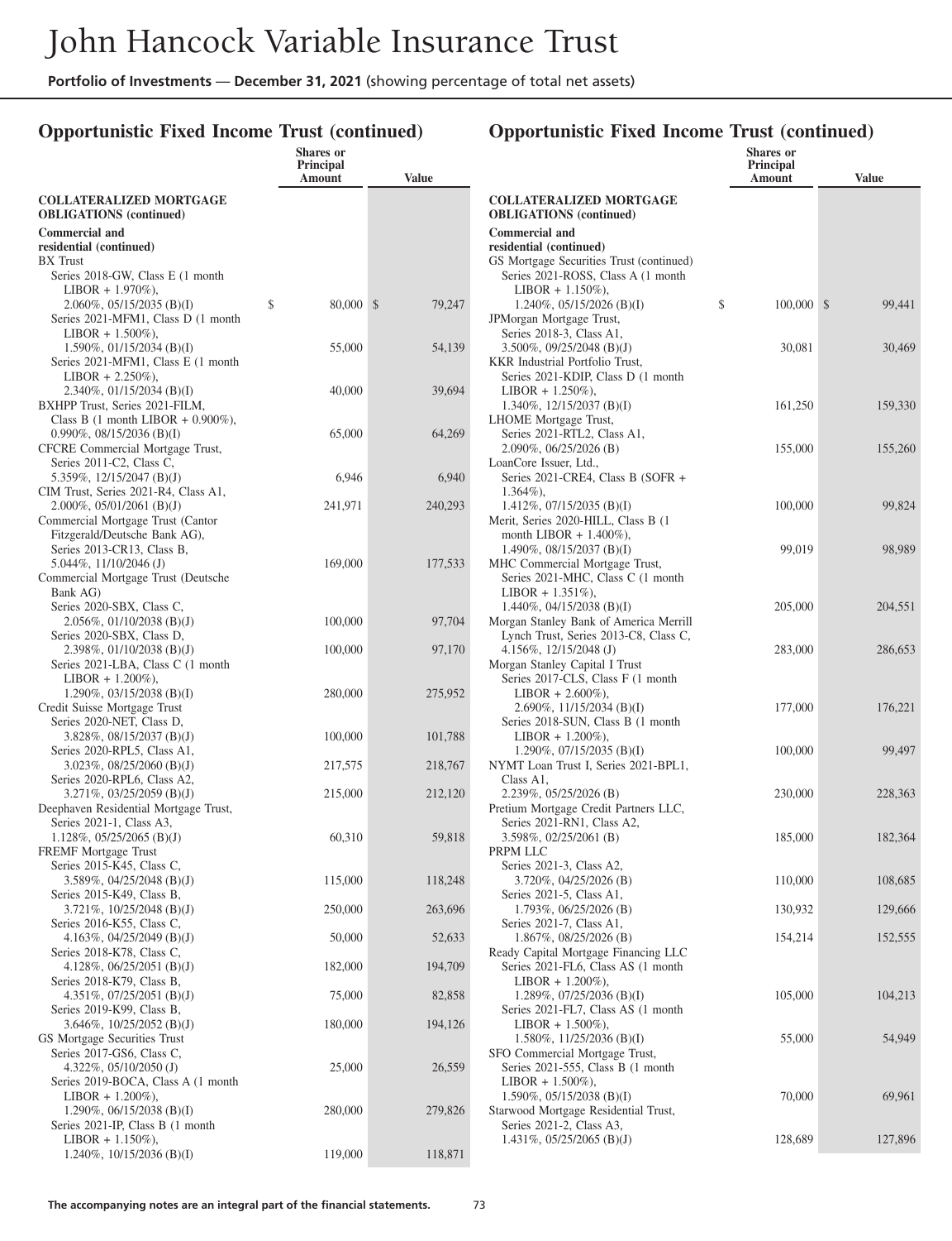## Opportunistic Fixed Income Trust (continued)

| | Shares or Principal Amount | Value |
|---|---|---|
| **COLLATERALIZED MORTGAGE OBLIGATIONS (continued)** | | |
| **Commercial and residential (continued)** | | |
| BX Trust | | |
| Series 2018-GW, Class E (1 month LIBOR + 1.970%), 2.060%, 05/15/2035 (B)(I) | $ 80,000 | $ 79,247 |
| Series 2021-MFM1, Class D (1 month LIBOR + 1.500%), 1.590%, 01/15/2034 (B)(I) | 55,000 | 54,139 |
| Series 2021-MFM1, Class E (1 month LIBOR + 2.250%), 2.340%, 01/15/2034 (B)(I) | 40,000 | 39,694 |
| BXHPP Trust, Series 2021-FILM, Class B (1 month LIBOR + 0.900%), 0.990%, 08/15/2036 (B)(I) | 65,000 | 64,269 |
| CFCRE Commercial Mortgage Trust, Series 2011-C2, Class C, 5.359%, 12/15/2047 (B)(J) | 6,946 | 6,940 |
| CIM Trust, Series 2021-R4, Class A1, 2.000%, 05/01/2061 (B)(J) | 241,971 | 240,293 |
| Commercial Mortgage Trust (Cantor Fitzgerald/Deutsche Bank AG), Series 2013-CR13, Class B, 5.044%, 11/10/2046 (J) | 169,000 | 177,533 |
| Commercial Mortgage Trust (Deutsche Bank AG) | | |
| Series 2020-SBX, Class C, 2.056%, 01/10/2038 (B)(J) | 100,000 | 97,704 |
| Series 2020-SBX, Class D, 2.398%, 01/10/2038 (B)(J) | 100,000 | 97,170 |
| Series 2021-LBA, Class C (1 month LIBOR + 1.200%), 1.290%, 03/15/2038 (B)(I) | 280,000 | 275,952 |
| Credit Suisse Mortgage Trust | | |
| Series 2020-NET, Class D, 3.828%, 08/15/2037 (B)(J) | 100,000 | 101,788 |
| Series 2020-RPL5, Class A1, 3.023%, 08/25/2060 (B)(J) | 217,575 | 218,767 |
| Series 2020-RPL6, Class A2, 3.271%, 03/25/2059 (B)(J) | 215,000 | 212,120 |
| Deephaven Residential Mortgage Trust, Series 2021-1, Class A3, 1.128%, 05/25/2065 (B)(J) | 60,310 | 59,818 |
| FREMF Mortgage Trust | | |
| Series 2015-K45, Class C, 3.589%, 04/25/2048 (B)(J) | 115,000 | 118,248 |
| Series 2015-K49, Class B, 3.721%, 10/25/2048 (B)(J) | 250,000 | 263,696 |
| Series 2016-K55, Class C, 4.163%, 04/25/2049 (B)(J) | 50,000 | 52,633 |
| Series 2018-K78, Class C, 4.128%, 06/25/2051 (B)(J) | 182,000 | 194,709 |
| Series 2018-K79, Class B, 4.351%, 07/25/2051 (B)(J) | 75,000 | 82,858 |
| Series 2019-K99, Class B, 3.646%, 10/25/2052 (B)(J) | 180,000 | 194,126 |
| GS Mortgage Securities Trust | | |
| Series 2017-GS6, Class C, 4.322%, 05/10/2050 (J) | 25,000 | 26,559 |
| Series 2019-BOCA, Class A (1 month LIBOR + 1.200%), 1.290%, 06/15/2038 (B)(I) | 280,000 | 279,826 |
| Series 2021-IP, Class B (1 month LIBOR + 1.150%), 1.240%, 10/15/2036 (B)(I) | 119,000 | 118,871 |
| GS Mortgage Securities Trust (continued) | | |
| Series 2021-ROSS, Class A (1 month LIBOR + 1.150%), 1.240%, 05/15/2026 (B)(I) | $ 100,000 | $ 99,441 |
| JPMorgan Mortgage Trust, Series 2018-3, Class A1, 3.500%, 09/25/2048 (B)(J) | 30,081 | 30,469 |
| KKR Industrial Portfolio Trust, Series 2021-KDIP, Class D (1 month LIBOR + 1.250%), 1.340%, 12/15/2037 (B)(I) | 161,250 | 159,330 |
| LHOME Mortgage Trust, Series 2021-RTL2, Class A1, 2.090%, 06/25/2026 (B) | 155,000 | 155,260 |
| LoanCore Issuer, Ltd., Series 2021-CRE4, Class B (SOFR + 1.364%), 1.412%, 07/15/2035 (B)(I) | 100,000 | 99,824 |
| Merit, Series 2020-HILL, Class B (1 month LIBOR + 1.400%), 1.490%, 08/15/2037 (B)(I) | 99,019 | 98,989 |
| MHC Commercial Mortgage Trust, Series 2021-MHC, Class C (1 month LIBOR + 1.351%), 1.440%, 04/15/2038 (B)(I) | 205,000 | 204,551 |
| Morgan Stanley Bank of America Merrill Lynch Trust, Series 2013-C8, Class C, 4.156%, 12/15/2048 (J) | 283,000 | 286,653 |
| Morgan Stanley Capital I Trust | | |
| Series 2017-CLS, Class F (1 month LIBOR + 2.600%), 2.690%, 11/15/2034 (B)(I) | 177,000 | 176,221 |
| Series 2018-SUN, Class B (1 month LIBOR + 1.200%), 1.290%, 07/15/2035 (B)(I) | 100,000 | 99,497 |
| NYMT Loan Trust I, Series 2021-BPL1, Class A1, 2.239%, 05/25/2026 (B) | 230,000 | 228,363 |
| Pretium Mortgage Credit Partners LLC, Series 2021-RN1, Class A2, 3.598%, 02/25/2061 (B) | 185,000 | 182,364 |
| PRPM LLC | | |
| Series 2021-3, Class A2, 3.720%, 04/25/2026 (B) | 110,000 | 108,685 |
| Series 2021-5, Class A1, 1.793%, 06/25/2026 (B) | 130,932 | 129,666 |
| Series 2021-7, Class A1, 1.867%, 08/25/2026 (B) | 154,214 | 152,555 |
| Ready Capital Mortgage Financing LLC | | |
| Series 2021-FL6, Class AS (1 month LIBOR + 1.200%), 1.289%, 07/25/2036 (B)(I) | 105,000 | 104,213 |
| Series 2021-FL7, Class AS (1 month LIBOR + 1.500%), 1.580%, 11/25/2036 (B)(I) | 55,000 | 54,949 |
| SFO Commercial Mortgage Trust, Series 2021-555, Class B (1 month LIBOR + 1.500%), 1.590%, 05/15/2038 (B)(I) | 70,000 | 69,961 |
| Starwood Mortgage Residential Trust, Series 2021-2, Class A3, 1.431%, 05/25/2065 (B)(J) | 128,689 | 127,896 |

The accompanying notes are an integral part of the financial statements.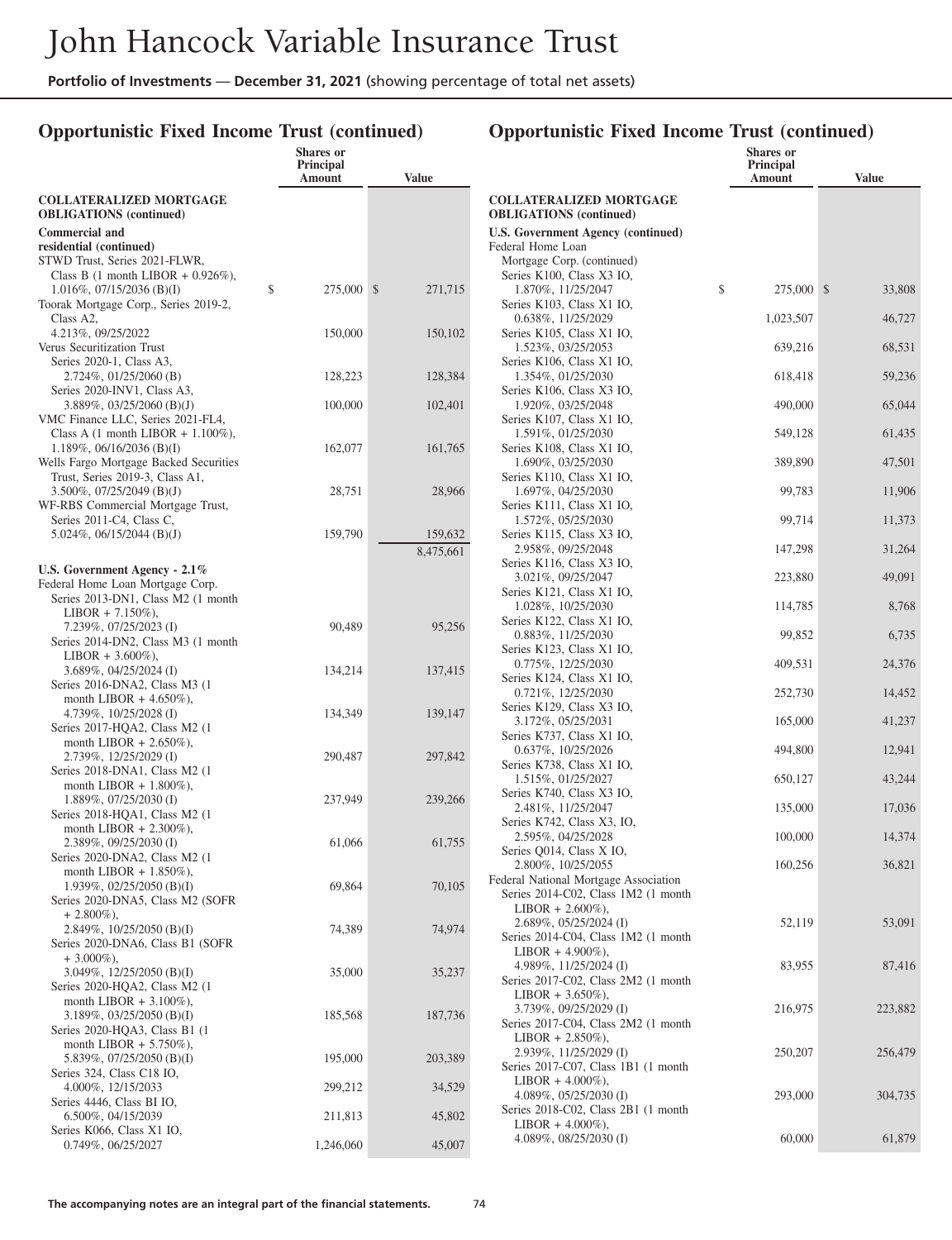# John Hancock Variable Insurance Trust

**Portfolio of Investments** — **December 31, 2021** (showing percentage of total net assets)

## Opportunistic Fixed Income Trust (continued)

| | Shares or Principal Amount | Value |
|---|---|---|
| **COLLATERALIZED MORTGAGE OBLIGATIONS (continued)** | | |
| **Commercial and residential (continued)** | | |
| STWD Trust, Series 2021-FLWR, Class B (1 month LIBOR + 0.926%), 1.016%, 07/15/2036 (B)(I) | $ 275,000 | $ 271,715 |
| Toorak Mortgage Corp., Series 2019-2, Class A2, 4.213%, 09/25/2022 | 150,000 | 150,102 |
| Verus Securitization Trust | | |
| Series 2020-1, Class A3, 2.724%, 01/25/2060 (B) | 128,223 | 128,384 |
| Series 2020-INV1, Class A3, 3.889%, 03/25/2060 (B)(J) | 100,000 | 102,401 |
| VMC Finance LLC, Series 2021-FL4, Class A (1 month LIBOR + 1.100%), 1.189%, 06/16/2036 (B)(I) | 162,077 | 161,765 |
| Wells Fargo Mortgage Backed Securities Trust, Series 2019-3, Class A1, 3.500%, 07/25/2049 (B)(J) | 28,751 | 28,966 |
| WF-RBS Commercial Mortgage Trust, Series 2011-C4, Class C, 5.024%, 06/15/2044 (B)(J) | 159,790 | 159,632 |
| | | 8,475,661 |
| **U.S. Government Agency - 2.1%** | | |
| Federal Home Loan Mortgage Corp. | | |
| Series 2013-DN1, Class M2 (1 month LIBOR + 7.150%), 7.239%, 07/25/2023 (I) | 90,489 | 95,256 |
| Series 2014-DN2, Class M3 (1 month LIBOR + 3.600%), 3.689%, 04/25/2024 (I) | 134,214 | 137,415 |
| Series 2016-DNA2, Class M3 (1 month LIBOR + 4.650%), 4.739%, 10/25/2028 (I) | 134,349 | 139,147 |
| Series 2017-HQA2, Class M2 (1 month LIBOR + 2.650%), 2.739%, 12/25/2029 (I) | 290,487 | 297,842 |
| Series 2018-DNA1, Class M2 (1 month LIBOR + 1.800%), 1.889%, 07/25/2030 (I) | 237,949 | 239,266 |
| Series 2018-HQA1, Class M2 (1 month LIBOR + 2.300%), 2.389%, 09/25/2030 (I) | 61,066 | 61,755 |
| Series 2020-DNA2, Class M2 (1 month LIBOR + 1.850%), 1.939%, 02/25/2050 (B)(I) | 69,864 | 70,105 |
| Series 2020-DNA5, Class M2 (SOFR + 2.800%), 2.849%, 10/25/2050 (B)(I) | 74,389 | 74,974 |
| Series 2020-DNA6, Class B1 (SOFR + 3.000%), 3.049%, 12/25/2050 (B)(I) | 35,000 | 35,237 |
| Series 2020-HQA2, Class M2 (1 month LIBOR + 3.100%), 3.189%, 03/25/2050 (B)(I) | 185,568 | 187,736 |
| Series 2020-HQA3, Class B1 (1 month LIBOR + 5.750%), 5.839%, 07/25/2050 (B)(I) | 195,000 | 203,389 |
| Series 324, Class C18 IO, 4.000%, 12/15/2033 | 299,212 | 34,529 |
| Series 4446, Class BI IO, 6.500%, 04/15/2039 | 211,813 | 45,802 |
| Series K066, Class X1 IO, 0.749%, 06/25/2027 | 1,246,060 | 45,007 |

## Opportunistic Fixed Income Trust (continued)

| | Shares or Principal Amount | Value |
|---|---|---|
| **COLLATERALIZED MORTGAGE OBLIGATIONS (continued)** | | |
| **U.S. Government Agency (continued)** | | |
| Federal Home Loan Mortgage Corp. (continued) | | |
| Series K100, Class X3 IO, 1.870%, 11/25/2047 | $ 275,000 | $ 33,808 |
| Series K103, Class X1 IO, 0.638%, 11/25/2029 | 1,023,507 | 46,727 |
| Series K105, Class X1 IO, 1.523%, 03/25/2053 | 639,216 | 68,531 |
| Series K106, Class X1 IO, 1.354%, 01/25/2030 | 618,418 | 59,236 |
| Series K106, Class X3 IO, 1.920%, 03/25/2048 | 490,000 | 65,044 |
| Series K107, Class X1 IO, 1.591%, 01/25/2030 | 549,128 | 61,435 |
| Series K108, Class X1 IO, 1.690%, 03/25/2030 | 389,890 | 47,501 |
| Series K110, Class X1 IO, 1.697%, 04/25/2030 | 99,783 | 11,906 |
| Series K111, Class X1 IO, 1.572%, 05/25/2030 | 99,714 | 11,373 |
| Series K115, Class X3 IO, 2.958%, 09/25/2048 | 147,298 | 31,264 |
| Series K116, Class X3 IO, 3.021%, 09/25/2047 | 223,880 | 49,091 |
| Series K121, Class X1 IO, 1.028%, 10/25/2030 | 114,785 | 8,768 |
| Series K122, Class X1 IO, 0.883%, 11/25/2030 | 99,852 | 6,735 |
| Series K123, Class X1 IO, 0.775%, 12/25/2030 | 409,531 | 24,376 |
| Series K124, Class X1 IO, 0.721%, 12/25/2030 | 252,730 | 14,452 |
| Series K129, Class X3 IO, 3.172%, 05/25/2031 | 165,000 | 41,237 |
| Series K737, Class X1 IO, 0.637%, 10/25/2026 | 494,800 | 12,941 |
| Series K738, Class X1 IO, 1.515%, 01/25/2027 | 650,127 | 43,244 |
| Series K740, Class X3 IO, 2.481%, 11/25/2047 | 135,000 | 17,036 |
| Series K742, Class X3, IO, 2.595%, 04/25/2028 | 100,000 | 14,374 |
| Series Q014, Class X IO, 2.800%, 10/25/2055 | 160,256 | 36,821 |
| Federal National Mortgage Association | | |
| Series 2014-C02, Class 1M2 (1 month LIBOR + 2.600%), 2.689%, 05/25/2024 (I) | 52,119 | 53,091 |
| Series 2014-C04, Class 1M2 (1 month LIBOR + 4.900%), 4.989%, 11/25/2024 (I) | 83,955 | 87,416 |
| Series 2017-C02, Class 2M2 (1 month LIBOR + 3.650%), 3.739%, 09/25/2029 (I) | 216,975 | 223,882 |
| Series 2017-C04, Class 2M2 (1 month LIBOR + 2.850%), 2.939%, 11/25/2029 (I) | 250,207 | 256,479 |
| Series 2017-C07, Class 1B1 (1 month LIBOR + 4.000%), 4.089%, 05/25/2030 (I) | 293,000 | 304,735 |
| Series 2018-C02, Class 2B1 (1 month LIBOR + 4.000%), 4.089%, 08/25/2030 (I) | 60,000 | 61,879 |

The accompanying notes are an integral part of the financial statements.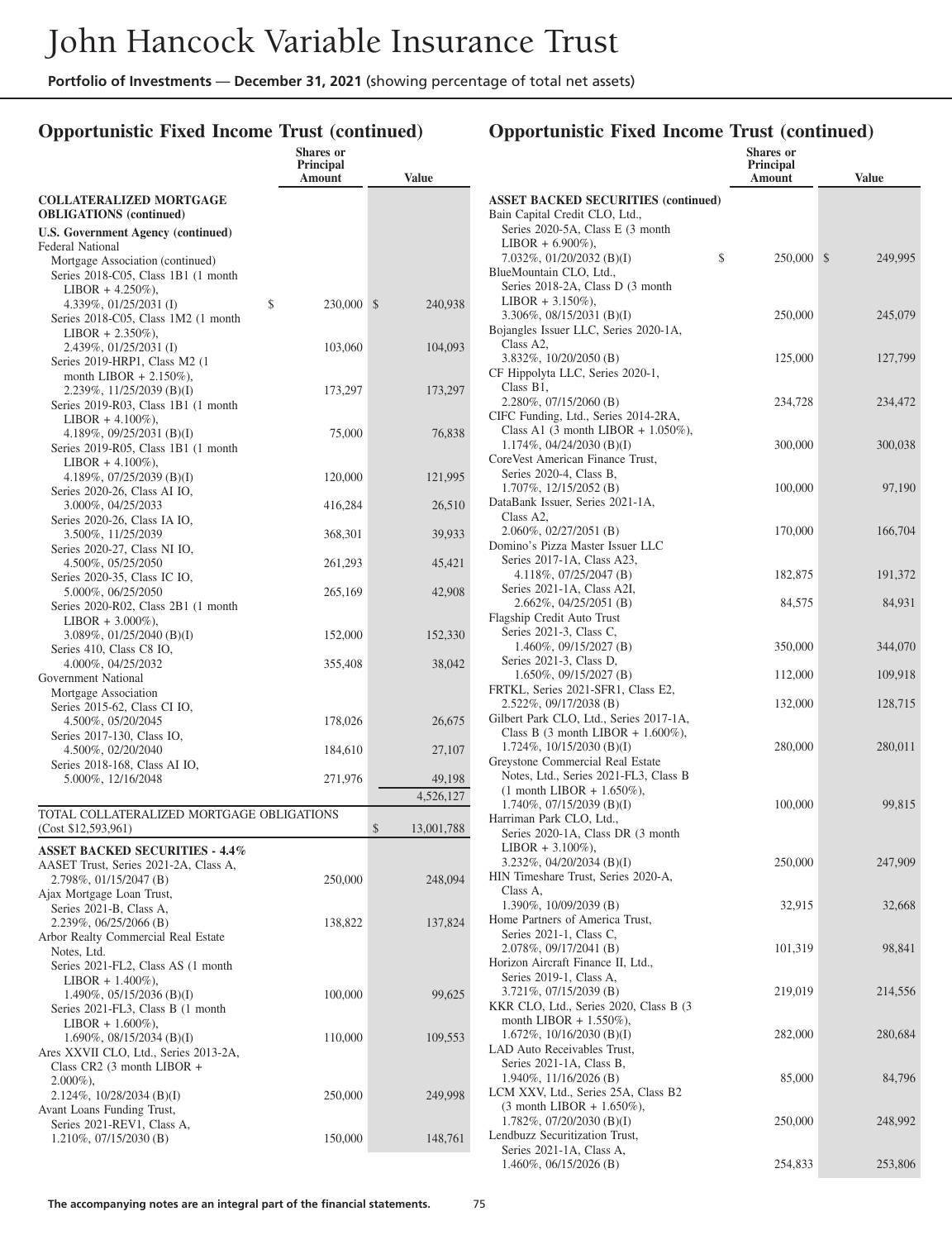## Opportunistic Fixed Income Trust (continued)

| | Shares or Principal Amount | Value |
|---|---|---|
| **COLLATERALIZED MORTGAGE OBLIGATIONS (continued)** | | |
| **U.S. Government Agency (continued)** | | |
| Federal National Mortgage Association (continued) | | |
| Series 2018-C05, Class 1B1 (1 month LIBOR + 4.250%), 4.339%, 01/25/2031 (I) | $ 230,000 | $ 240,938 |
| Series 2018-C05, Class 1M2 (1 month LIBOR + 2.350%), 2.439%, 01/25/2031 (I) | 103,060 | 104,093 |
| Series 2019-HRP1, Class M2 (1 month LIBOR + 2.150%), 2.239%, 11/25/2039 (B)(I) | 173,297 | 173,297 |
| Series 2019-R03, Class 1B1 (1 month LIBOR + 4.100%), 4.189%, 09/25/2031 (B)(I) | 75,000 | 76,838 |
| Series 2019-R05, Class 1B1 (1 month LIBOR + 4.100%), 4.189%, 07/25/2039 (B)(I) | 120,000 | 121,995 |
| Series 2020-26, Class AI IO, 3.000%, 04/25/2033 | 416,284 | 26,510 |
| Series 2020-26, Class IA IO, 3.500%, 11/25/2039 | 368,301 | 39,933 |
| Series 2020-27, Class NI IO, 4.500%, 05/25/2050 | 261,293 | 45,421 |
| Series 2020-35, Class IC IO, 5.000%, 06/25/2050 | 265,169 | 42,908 |
| Series 2020-R02, Class 2B1 (1 month LIBOR + 3.000%), 3.089%, 01/25/2040 (B)(I) | 152,000 | 152,330 |
| Series 410, Class C8 IO, 4.000%, 04/25/2032 | 355,408 | 38,042 |
| Government National Mortgage Association | | |
| Series 2015-62, Class CI IO, 4.500%, 05/20/2045 | 178,026 | 26,675 |
| Series 2017-130, Class IO, 4.500%, 02/20/2040 | 184,610 | 27,107 |
| Series 2018-168, Class AI IO, 5.000%, 12/16/2048 | 271,976 | 49,198 |
| | | 4,526,127 |
| TOTAL COLLATERALIZED MORTGAGE OBLIGATIONS (Cost $12,593,961) | | $ 13,001,788 |
| **ASSET BACKED SECURITIES - 4.4%** | | |
| AASET Trust, Series 2021-2A, Class A, 2.798%, 01/15/2047 (B) | 250,000 | 248,094 |
| Ajax Mortgage Loan Trust, Series 2021-B, Class A, 2.239%, 06/25/2066 (B) | 138,822 | 137,824 |
| Arbor Realty Commercial Real Estate Notes, Ltd. | | |
| Series 2021-FL2, Class AS (1 month LIBOR + 1.400%), 1.490%, 05/15/2036 (B)(I) | 100,000 | 99,625 |
| Series 2021-FL3, Class B (1 month LIBOR + 1.600%), 1.690%, 08/15/2034 (B)(I) | 110,000 | 109,553 |
| Ares XXVII CLO, Ltd., Series 2013-2A, Class CR2 (3 month LIBOR + 2.000%), 2.124%, 10/28/2034 (B)(I) | 250,000 | 249,998 |
| Avant Loans Funding Trust, Series 2021-REV1, Class A, 1.210%, 07/15/2030 (B) | 150,000 | 148,761 |
| Bain Capital Credit CLO, Ltd., Series 2020-5A, Class E (3 month LIBOR + 6.900%), 7.032%, 01/20/2032 (B)(I) | $ 250,000 | $ 249,995 |
| BlueMountain CLO, Ltd., Series 2018-2A, Class D (3 month LIBOR + 3.150%), 3.306%, 08/15/2031 (B)(I) | 250,000 | 245,079 |
| Bojangles Issuer LLC, Series 2020-1A, Class A2, 3.832%, 10/20/2050 (B) | 125,000 | 127,799 |
| CF Hippolyta LLC, Series 2020-1, Class B1, 2.280%, 07/15/2060 (B) | 234,728 | 234,472 |
| CIFC Funding, Ltd., Series 2014-2RA, Class A1 (3 month LIBOR + 1.050%), 1.174%, 04/24/2030 (B)(I) | 300,000 | 300,038 |
| CoreVest American Finance Trust, Series 2020-4, Class B, 1.707%, 12/15/2052 (B) | 100,000 | 97,190 |
| DataBank Issuer, Series 2021-1A, Class A2, 2.060%, 02/27/2051 (B) | 170,000 | 166,704 |
| Domino's Pizza Master Issuer LLC | | |
| Series 2017-1A, Class A23, 4.118%, 07/25/2047 (B) | 182,875 | 191,372 |
| Series 2021-1A, Class A2I, 2.662%, 04/25/2051 (B) | 84,575 | 84,931 |
| Flagship Credit Auto Trust | | |
| Series 2021-3, Class C, 1.460%, 09/15/2027 (B) | 350,000 | 344,070 |
| Series 2021-3, Class D, 1.650%, 09/15/2027 (B) | 112,000 | 109,918 |
| FRTKL, Series 2021-SFR1, Class E2, 2.522%, 09/17/2038 (B) | 132,000 | 128,715 |
| Gilbert Park CLO, Ltd., Series 2017-1A, Class B (3 month LIBOR + 1.600%), 1.724%, 10/15/2030 (B)(I) | 280,000 | 280,011 |
| Greystone Commercial Real Estate Notes, Ltd., Series 2021-FL3, Class B (1 month LIBOR + 1.650%), 1.740%, 07/15/2039 (B)(I) | 100,000 | 99,815 |
| Harriman Park CLO, Ltd., Series 2020-1A, Class DR (3 month LIBOR + 3.100%), 3.232%, 04/20/2034 (B)(I) | 250,000 | 247,909 |
| HIN Timeshare Trust, Series 2020-A, Class A, 1.390%, 10/09/2039 (B) | 32,915 | 32,668 |
| Home Partners of America Trust, Series 2021-1, Class C, 2.078%, 09/17/2041 (B) | 101,319 | 98,841 |
| Horizon Aircraft Finance II, Ltd., Series 2019-1, Class A, 3.721%, 07/15/2039 (B) | 219,019 | 214,556 |
| KKR CLO, Ltd., Series 2020, Class B (3 month LIBOR + 1.550%), 1.672%, 10/16/2030 (B)(I) | 282,000 | 280,684 |
| LAD Auto Receivables Trust, Series 2021-1A, Class B, 1.940%, 11/16/2026 (B) | 85,000 | 84,796 |
| LCM XXV, Ltd., Series 25A, Class B2 (3 month LIBOR + 1.650%), 1.782%, 07/20/2030 (B)(I) | 250,000 | 248,992 |
| Lendbuzz Securitization Trust, Series 2021-1A, Class A, 1.460%, 06/15/2026 (B) | 254,833 | 253,806 |

**The accompanying notes are an integral part of the financial statements.**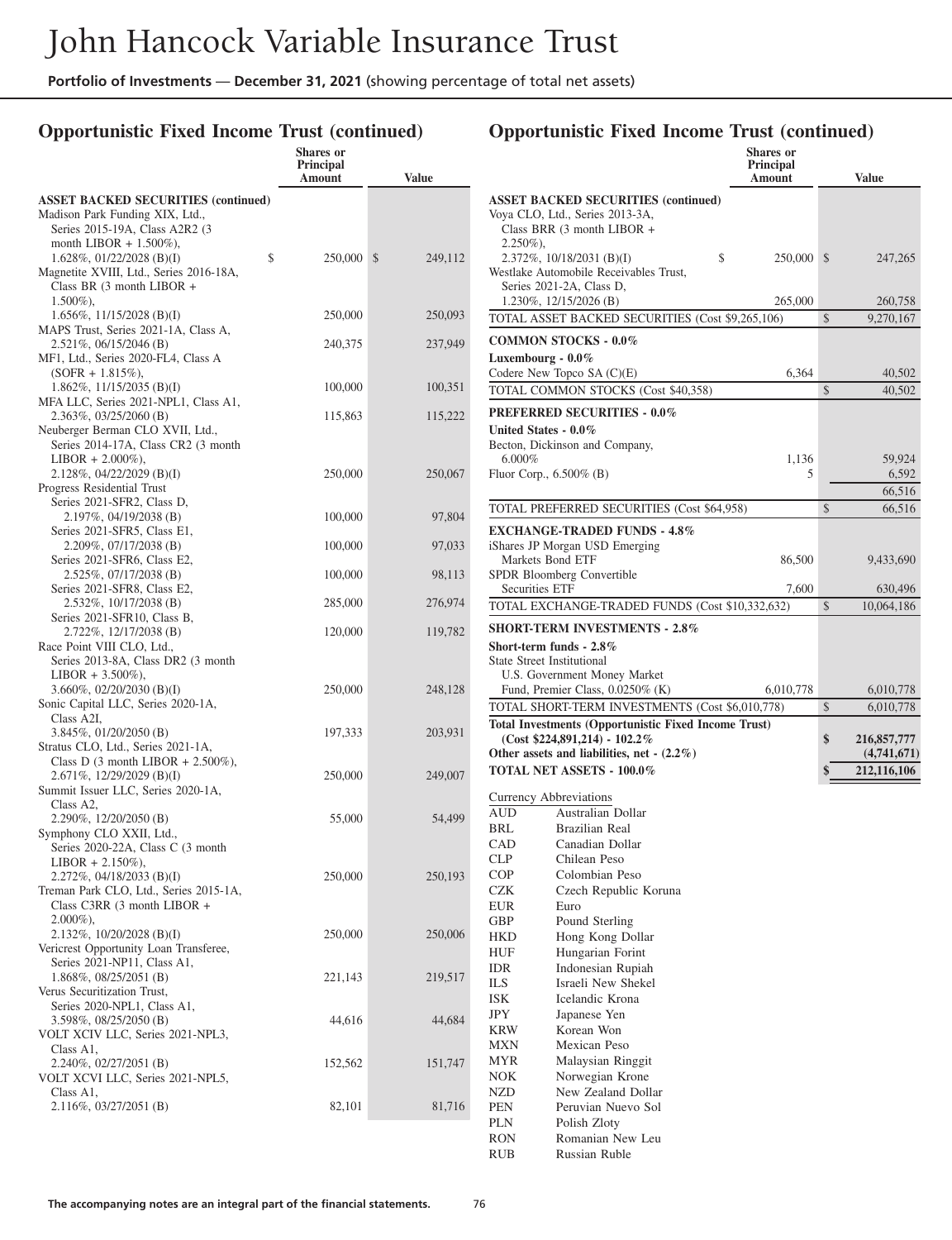## Opportunistic Fixed Income Trust (continued)

| | Shares or Principal Amount | Value |
|---|---|---|
| **ASSET BACKED SECURITIES (continued)** | | |
| Madison Park Funding XIX, Ltd., Series 2015-19A, Class A2R2 (3 month LIBOR + 1.500%), 1.628%, 01/22/2028 (B)(I) | $ 250,000 | $ 249,112 |
| Magnetite XVIII, Ltd., Series 2016-18A, Class BR (3 month LIBOR + 1.500%), 1.656%, 11/15/2028 (B)(I) | 250,000 | 250,093 |
| MAPS Trust, Series 2021-1A, Class A, 2.521%, 06/15/2046 (B) | 240,375 | 237,949 |
| MF1, Ltd., Series 2020-FL4, Class A (SOFR + 1.815%), 1.862%, 11/15/2035 (B)(I) | 100,000 | 100,351 |
| MFA LLC, Series 2021-NPL1, Class A1, 2.363%, 03/25/2060 (B) | 115,863 | 115,222 |
| Neuberger Berman CLO XVII, Ltd., Series 2014-17A, Class CR2 (3 month LIBOR + 2.000%), 2.128%, 04/22/2029 (B)(I) | 250,000 | 250,067 |
| Progress Residential Trust | | |
| Series 2021-SFR2, Class D, 2.197%, 04/19/2038 (B) | 100,000 | 97,804 |
| Series 2021-SFR5, Class E1, 2.209%, 07/17/2038 (B) | 100,000 | 97,033 |
| Series 2021-SFR6, Class E2, 2.525%, 07/17/2038 (B) | 100,000 | 98,113 |
| Series 2021-SFR8, Class E2, 2.532%, 10/17/2038 (B) | 285,000 | 276,974 |
| Series 2021-SFR10, Class B, 2.722%, 12/17/2038 (B) | 120,000 | 119,782 |
| Race Point VIII CLO, Ltd., Series 2013-8A, Class DR2 (3 month LIBOR + 3.500%), 3.660%, 02/20/2030 (B)(I) | 250,000 | 248,128 |
| Sonic Capital LLC, Series 2020-1A, Class A2I, 3.845%, 01/20/2050 (B) | 197,333 | 203,931 |
| Stratus CLO, Ltd., Series 2021-1A, Class D (3 month LIBOR + 2.500%), 2.671%, 12/29/2029 (B)(I) | 250,000 | 249,007 |
| Summit Issuer LLC, Series 2020-1A, Class A2, 2.290%, 12/20/2050 (B) | 55,000 | 54,499 |
| Symphony CLO XXII, Ltd., Series 2020-22A, Class C (3 month LIBOR + 2.150%), 2.272%, 04/18/2033 (B)(I) | 250,000 | 250,193 |
| Treman Park CLO, Ltd., Series 2015-1A, Class C3RR (3 month LIBOR + 2.000%), 2.132%, 10/20/2028 (B)(I) | 250,000 | 250,006 |
| Vericrest Opportunity Loan Transferee, Series 2021-NP11, Class A1, 1.868%, 08/25/2051 (B) | 221,143 | 219,517 |
| Verus Securitization Trust, Series 2020-NPL1, Class A1, 3.598%, 08/25/2050 (B) | 44,616 | 44,684 |
| VOLT XCIV LLC, Series 2021-NPL3, Class A1, 2.240%, 02/27/2051 (B) | 152,562 | 151,747 |
| VOLT XCVI LLC, Series 2021-NPL5, Class A1, 2.116%, 03/27/2051 (B) | 82,101 | 81,716 |
| Voya CLO, Ltd., Series 2013-3A, Class BRR (3 month LIBOR + 2.250%), 2.372%, 10/18/2031 (B)(I) | $ 250,000 | $ 247,265 |
| Westlake Automobile Receivables Trust, Series 2021-2A, Class D, 1.230%, 12/15/2026 (B) | 265,000 | 260,758 |
| TOTAL ASSET BACKED SECURITIES (Cost $9,265,106) | | $ 9,270,167 |
| **COMMON STOCKS - 0.0%** | | |
| **Luxembourg - 0.0%** | | |
| Codere New Topco SA (C)(E) | 6,364 | 40,502 |
| TOTAL COMMON STOCKS (Cost $40,358) | | $ 40,502 |
| **PREFERRED SECURITIES - 0.0%** | | |
| **United States - 0.0%** | | |
| Becton, Dickinson and Company, 6.000% | 1,136 | 59,924 |
| Fluor Corp., 6.500% (B) | 5 | 6,592 |
| | | 66,516 |
| TOTAL PREFERRED SECURITIES (Cost $64,958) | | $ 66,516 |
| **EXCHANGE-TRADED FUNDS - 4.8%** | | |
| iShares JP Morgan USD Emerging Markets Bond ETF | 86,500 | 9,433,690 |
| SPDR Bloomberg Convertible Securities ETF | 7,600 | 630,496 |
| TOTAL EXCHANGE-TRADED FUNDS (Cost $10,332,632) | | $ 10,064,186 |
| **SHORT-TERM INVESTMENTS - 2.8%** | | |
| **Short-term funds - 2.8%** | | |
| State Street Institutional U.S. Government Money Market Fund, Premier Class, 0.0250% (K) | 6,010,778 | 6,010,778 |
| TOTAL SHORT-TERM INVESTMENTS (Cost $6,010,778) | | $ 6,010,778 |
| **Total Investments (Opportunistic Fixed Income Trust) (Cost $224,891,214) - 102.2%** | | **$ 216,857,777** |
| **Other assets and liabilities, net - (2.2%)** | | **(4,741,671)** |
| **TOTAL NET ASSETS - 100.0%** | | **$ 212,116,106** |

Currency Abbreviations

| | |
|---|---|
| AUD | Australian Dollar |
| BRL | Brazilian Real |
| CAD | Canadian Dollar |
| CLP | Chilean Peso |
| COP | Colombian Peso |
| CZK | Czech Republic Koruna |
| EUR | Euro |
| GBP | Pound Sterling |
| HKD | Hong Kong Dollar |
| HUF | Hungarian Forint |
| IDR | Indonesian Rupiah |
| ILS | Israeli New Shekel |
| ISK | Icelandic Krona |
| JPY | Japanese Yen |
| KRW | Korean Won |
| MXN | Mexican Peso |
| MYR | Malaysian Ringgit |
| NOK | Norwegian Krone |
| NZD | New Zealand Dollar |
| PEN | Peruvian Nuevo Sol |
| PLN | Polish Zloty |
| RON | Romanian New Leu |
| RUB | Russian Ruble |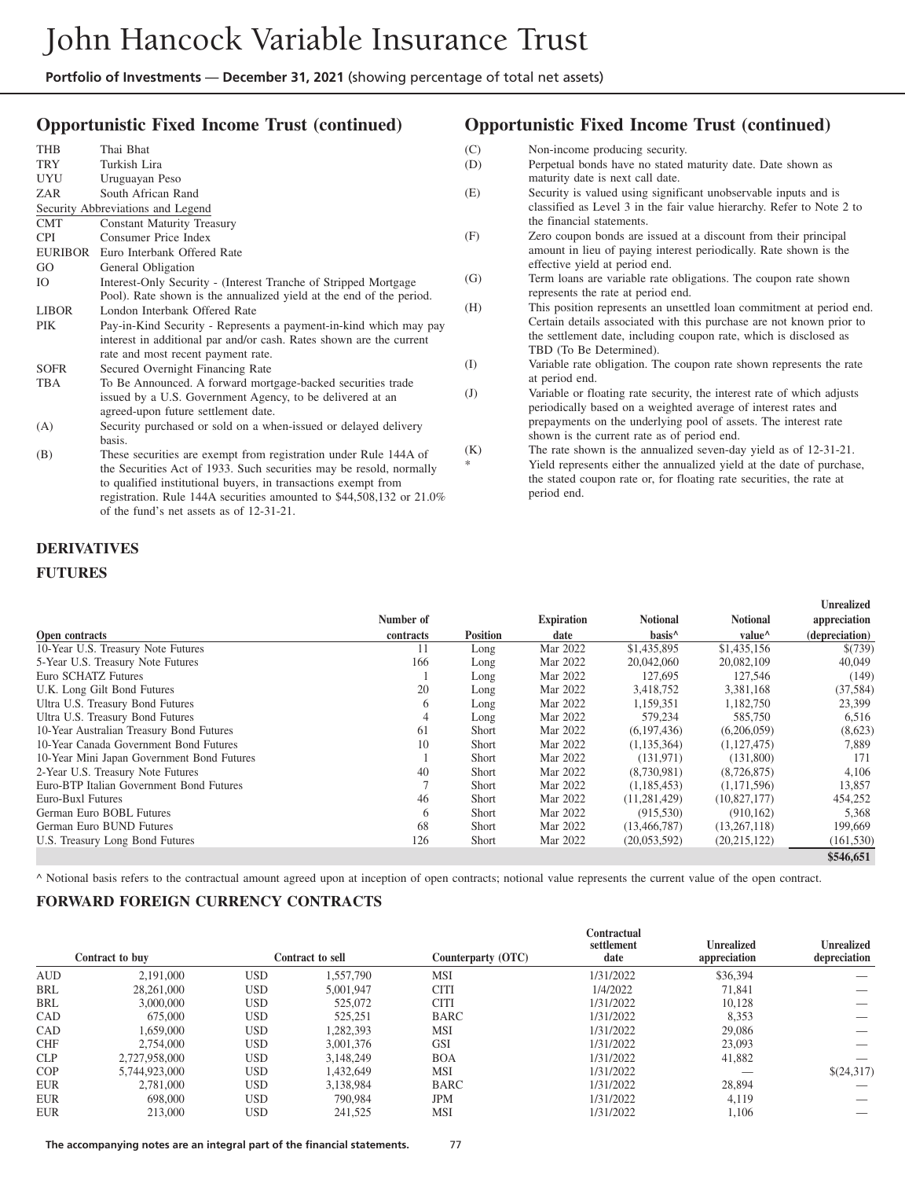## Opportunistic Fixed Income Trust (continued)

| | |
|---|---|
| THB | Thai Bhat |
| TRY | Turkish Lira |
| UYU | Uruguayan Peso |
| ZAR | South African Rand |

Security Abbreviations and Legend

| | |
|---|---|
| CMT | Constant Maturity Treasury |
| CPI | Consumer Price Index |
| EURIBOR | Euro Interbank Offered Rate |
| GO | General Obligation |
| IO | Interest-Only Security - (Interest Tranche of Stripped Mortgage Pool). Rate shown is the annualized yield at the end of the period. |
| LIBOR | London Interbank Offered Rate |
| PIK | Pay-in-Kind Security - Represents a payment-in-kind which may pay interest in additional par and/or cash. Rates shown are the current rate and most recent payment rate. |
| SOFR | Secured Overnight Financing Rate |
| TBA | To Be Announced. A forward mortgage-backed securities trade issued by a U.S. Government Agency, to be delivered at an agreed-upon future settlement date. |
| (A) | Security purchased or sold on a when-issued or delayed delivery basis. |
| (B) | These securities are exempt from registration under Rule 144A of the Securities Act of 1933. Such securities may be resold, normally to qualified institutional buyers, in transactions exempt from registration. Rule 144A securities amounted to $44,508,132 or 21.0% of the fund's net assets as of 12-31-21. |
| (C) | Non-income producing security. |
| (D) | Perpetual bonds have no stated maturity date. Date shown as maturity date is next call date. |
| (E) | Security is valued using significant unobservable inputs and is classified as Level 3 in the fair value hierarchy. Refer to Note 2 to the financial statements. |
| (F) | Zero coupon bonds are issued at a discount from their principal amount in lieu of paying interest periodically. Rate shown is the effective yield at period end. |
| (G) | Term loans are variable rate obligations. The coupon rate shown represents the rate at period end. |
| (H) | This position represents an unsettled loan commitment at period end. Certain details associated with this purchase are not known prior to the settlement date, including coupon rate, which is disclosed as TBD (To Be Determined). |
| (I) | Variable rate obligation. The coupon rate shown represents the rate at period end. |
| (J) | Variable or floating rate security, the interest rate of which adjusts periodically based on a weighted average of interest rates and prepayments on the underlying pool of assets. The interest rate shown is the current rate as of period end. |
| (K) | The rate shown is the annualized seven-day yield as of 12-31-21. |
| * | Yield represents either the annualized yield at the date of purchase, the stated coupon rate or, for floating rate securities, the rate at period end. |

## DERIVATIVES

### FUTURES

| Open contracts | Number of contracts | Position | Expiration date | Notional basis^ | Notional value^ | Unrealized appreciation (depreciation) |
|---|---|---|---|---|---|---|
| 10-Year U.S. Treasury Note Futures | 11 | Long | Mar 2022 | $1,435,895 | $1,435,156 | $(739) |
| 5-Year U.S. Treasury Note Futures | 166 | Long | Mar 2022 | 20,042,060 | 20,082,109 | 40,049 |
| Euro SCHATZ Futures | 1 | Long | Mar 2022 | 127,695 | 127,546 | (149) |
| U.K. Long Gilt Bond Futures | 20 | Long | Mar 2022 | 3,418,752 | 3,381,168 | (37,584) |
| Ultra U.S. Treasury Bond Futures | 6 | Long | Mar 2022 | 1,159,351 | 1,182,750 | 23,399 |
| Ultra U.S. Treasury Bond Futures | 4 | Long | Mar 2022 | 579,234 | 585,750 | 6,516 |
| 10-Year Australian Treasury Bond Futures | 61 | Short | Mar 2022 | (6,197,436) | (6,206,059) | (8,623) |
| 10-Year Canada Government Bond Futures | 10 | Short | Mar 2022 | (1,135,364) | (1,127,475) | 7,889 |
| 10-Year Mini Japan Government Bond Futures | 1 | Short | Mar 2022 | (131,971) | (131,800) | 171 |
| 2-Year U.S. Treasury Note Futures | 40 | Short | Mar 2022 | (8,730,981) | (8,726,875) | 4,106 |
| Euro-BTP Italian Government Bond Futures | 7 | Short | Mar 2022 | (1,185,453) | (1,171,596) | 13,857 |
| Euro-Buxl Futures | 46 | Short | Mar 2022 | (11,281,429) | (10,827,177) | 454,252 |
| German Euro BOBL Futures | 6 | Short | Mar 2022 | (915,530) | (910,162) | 5,368 |
| German Euro BUND Futures | 68 | Short | Mar 2022 | (13,466,787) | (13,267,118) | 199,669 |
| U.S. Treasury Long Bond Futures | 126 | Short | Mar 2022 | (20,053,592) | (20,215,122) | (161,530) |
| | | | | | | **$546,651** |

^ Notional basis refers to the contractual amount agreed upon at inception of open contracts; notional value represents the current value of the open contract.

### FORWARD FOREIGN CURRENCY CONTRACTS

| Contract to buy | | Contract to sell | | Counterparty (OTC) | Contractual settlement date | Unrealized appreciation | Unrealized depreciation |
|---|---|---|---|---|---|---|---|
| AUD | 2,191,000 | USD | 1,557,790 | MSI | 1/31/2022 | $36,394 | — |
| BRL | 28,261,000 | USD | 5,001,947 | CITI | 1/4/2022 | 71,841 | — |
| BRL | 3,000,000 | USD | 525,072 | CITI | 1/31/2022 | 10,128 | — |
| CAD | 675,000 | USD | 525,251 | BARC | 1/31/2022 | 8,353 | — |
| CAD | 1,659,000 | USD | 1,282,393 | MSI | 1/31/2022 | 29,086 | — |
| CHF | 2,754,000 | USD | 3,001,376 | GSI | 1/31/2022 | 23,093 | — |
| CLP | 2,727,958,000 | USD | 3,148,249 | BOA | 1/31/2022 | 41,882 | — |
| COP | 5,744,923,000 | USD | 1,432,649 | MSI | 1/31/2022 | — | $(24,317) |
| EUR | 2,781,000 | USD | 3,138,984 | BARC | 1/31/2022 | 28,894 | — |
| EUR | 698,000 | USD | 790,984 | JPM | 1/31/2022 | 4,119 | — |
| EUR | 213,000 | USD | 241,525 | MSI | 1/31/2022 | 1,106 | — |

The accompanying notes are an integral part of the financial statements.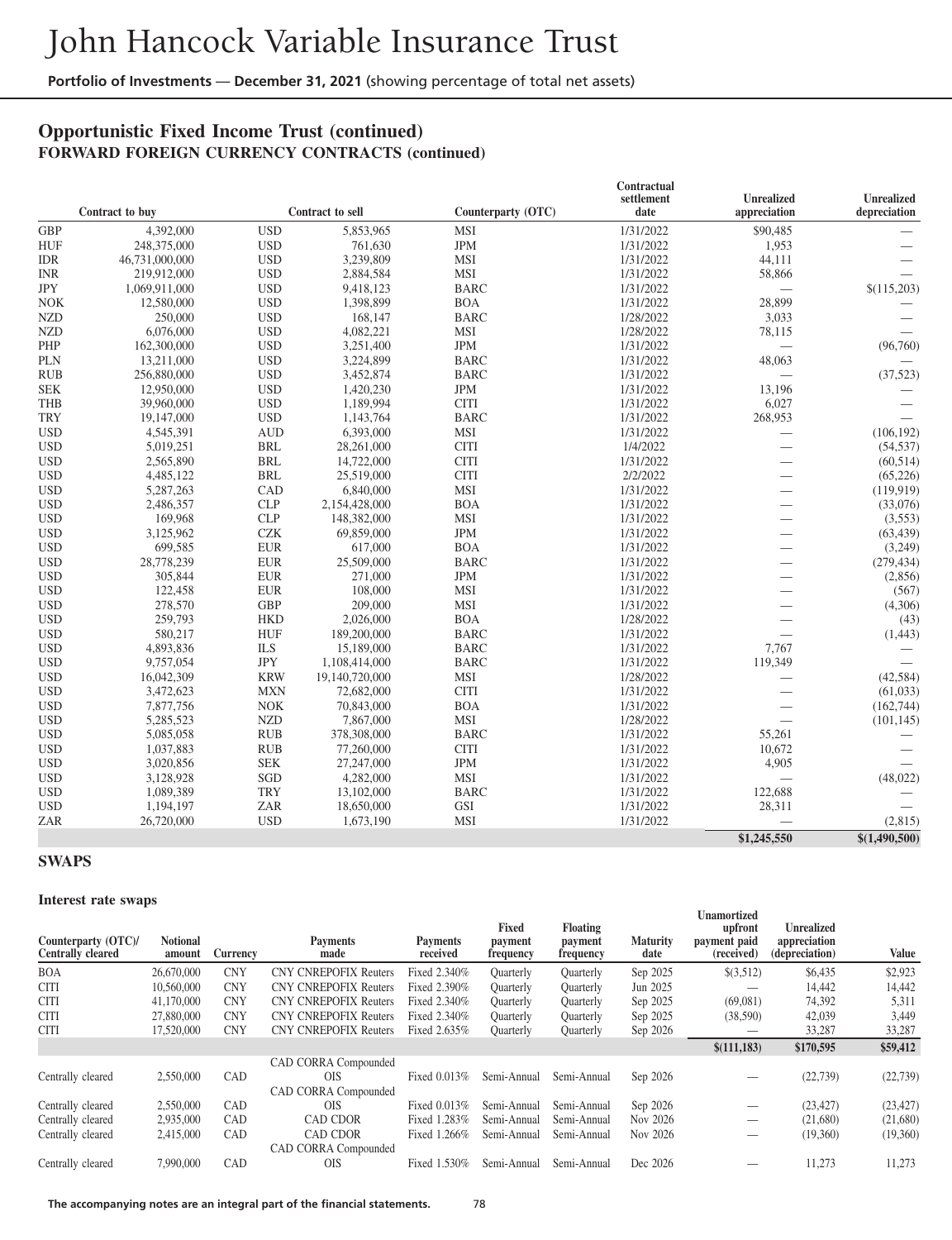## Opportunistic Fixed Income Trust (continued)

### FORWARD FOREIGN CURRENCY CONTRACTS (continued)

| Contract to buy | | Contract to sell | | Counterparty (OTC) | Contractual settlement date | Unrealized appreciation | Unrealized depreciation |
|---|---|---|---|---|---|---|---|
| GBP | 4,392,000 | USD | 5,853,965 | MSI | 1/31/2022 | $90,485 | — |
| HUF | 248,375,000 | USD | 761,630 | JPM | 1/31/2022 | 1,953 | — |
| IDR | 46,731,000,000 | USD | 3,239,809 | MSI | 1/31/2022 | 44,111 | — |
| INR | 219,912,000 | USD | 2,884,584 | MSI | 1/31/2022 | 58,866 | — |
| JPY | 1,069,911,000 | USD | 9,418,123 | BARC | 1/31/2022 | — | $(115,203) |
| NOK | 12,580,000 | USD | 1,398,899 | BOA | 1/31/2022 | 28,899 | — |
| NZD | 250,000 | USD | 168,147 | BARC | 1/28/2022 | 3,033 | — |
| NZD | 6,076,000 | USD | 4,082,221 | MSI | 1/28/2022 | 78,115 | — |
| PHP | 162,300,000 | USD | 3,251,400 | JPM | 1/31/2022 | — | (96,760) |
| PLN | 13,211,000 | USD | 3,224,899 | BARC | 1/31/2022 | 48,063 | — |
| RUB | 256,880,000 | USD | 3,452,874 | BARC | 1/31/2022 | — | (37,523) |
| SEK | 12,950,000 | USD | 1,420,230 | JPM | 1/31/2022 | 13,196 | — |
| THB | 39,960,000 | USD | 1,189,994 | CITI | 1/31/2022 | 6,027 | — |
| TRY | 19,147,000 | USD | 1,143,764 | BARC | 1/31/2022 | 268,953 | — |
| USD | 4,545,391 | AUD | 6,393,000 | MSI | 1/31/2022 | — | (106,192) |
| USD | 5,019,251 | BRL | 28,261,000 | CITI | 1/4/2022 | — | (54,537) |
| USD | 2,565,890 | BRL | 14,722,000 | CITI | 1/31/2022 | — | (60,514) |
| USD | 4,485,122 | BRL | 25,519,000 | CITI | 2/2/2022 | — | (65,226) |
| USD | 5,287,263 | CAD | 6,840,000 | MSI | 1/31/2022 | — | (119,919) |
| USD | 2,486,357 | CLP | 2,154,428,000 | BOA | 1/31/2022 | — | (33,076) |
| USD | 169,968 | CLP | 148,382,000 | MSI | 1/31/2022 | — | (3,553) |
| USD | 3,125,962 | CZK | 69,859,000 | JPM | 1/31/2022 | — | (63,439) |
| USD | 699,585 | EUR | 617,000 | BOA | 1/31/2022 | — | (3,249) |
| USD | 28,778,239 | EUR | 25,509,000 | BARC | 1/31/2022 | — | (279,434) |
| USD | 305,844 | EUR | 271,000 | JPM | 1/31/2022 | — | (2,856) |
| USD | 122,458 | EUR | 108,000 | MSI | 1/31/2022 | — | (567) |
| USD | 278,570 | GBP | 209,000 | MSI | 1/31/2022 | — | (4,306) |
| USD | 259,793 | HKD | 2,026,000 | BOA | 1/28/2022 | — | (43) |
| USD | 580,217 | HUF | 189,200,000 | BARC | 1/31/2022 | — | (1,443) |
| USD | 4,893,836 | ILS | 15,189,000 | BARC | 1/31/2022 | 7,767 | — |
| USD | 9,757,054 | JPY | 1,108,414,000 | BARC | 1/31/2022 | 119,349 | — |
| USD | 16,042,309 | KRW | 19,140,720,000 | MSI | 1/28/2022 | — | (42,584) |
| USD | 3,472,623 | MXN | 72,682,000 | CITI | 1/31/2022 | — | (61,033) |
| USD | 7,877,756 | NOK | 70,843,000 | BOA | 1/31/2022 | — | (162,744) |
| USD | 5,285,523 | NZD | 7,867,000 | MSI | 1/28/2022 | — | (101,145) |
| USD | 5,085,058 | RUB | 378,308,000 | BARC | 1/31/2022 | 55,261 | — |
| USD | 1,037,883 | RUB | 77,260,000 | CITI | 1/31/2022 | 10,672 | — |
| USD | 3,020,856 | SEK | 27,247,000 | JPM | 1/31/2022 | 4,905 | — |
| USD | 3,128,928 | SGD | 4,282,000 | MSI | 1/31/2022 | — | (48,022) |
| USD | 1,089,389 | TRY | 13,102,000 | BARC | 1/31/2022 | 122,688 | — |
| USD | 1,194,197 | ZAR | 18,650,000 | GSI | 1/31/2022 | 28,311 | — |
| ZAR | 26,720,000 | USD | 1,673,190 | MSI | 1/31/2022 | — | (2,815) |
| | | | | | | $1,245,550 | $(1,490,500) |

## SWAPS

### Interest rate swaps

| Counterparty (OTC)/ Centrally cleared | Notional amount | Currency | Payments made | Payments received | Fixed payment frequency | Floating payment frequency | Maturity date | Unamortized upfront payment paid (received) | Unrealized appreciation (depreciation) | Value |
|---|---|---|---|---|---|---|---|---|---|---|
| BOA | 26,670,000 | CNY | CNY CNREPOFIX Reuters | Fixed 2.340% | Quarterly | Quarterly | Sep 2025 | $(3,512) | $6,435 | $2,923 |
| CITI | 10,560,000 | CNY | CNY CNREPOFIX Reuters | Fixed 2.390% | Quarterly | Quarterly | Jun 2025 | — | 14,442 | 14,442 |
| CITI | 41,170,000 | CNY | CNY CNREPOFIX Reuters | Fixed 2.340% | Quarterly | Quarterly | Sep 2025 | (69,081) | 74,392 | 5,311 |
| CITI | 27,880,000 | CNY | CNY CNREPOFIX Reuters | Fixed 2.340% | Quarterly | Quarterly | Sep 2025 | (38,590) | 42,039 | 3,449 |
| CITI | 17,520,000 | CNY | CNY CNREPOFIX Reuters | Fixed 2.635% | Quarterly | Quarterly | Sep 2026 | — | 33,287 | 33,287 |
| | | | | | | | | $(111,183) | $170,595 | $59,412 |
| Centrally cleared | 2,550,000 | CAD | CAD CORRA Compounded OIS | Fixed 0.013% | Semi-Annual | Semi-Annual | Sep 2026 | — | (22,739) | (22,739) |
| Centrally cleared | 2,550,000 | CAD | CAD CORRA Compounded OIS | Fixed 0.013% | Semi-Annual | Semi-Annual | Sep 2026 | — | (23,427) | (23,427) |
| Centrally cleared | 2,935,000 | CAD | CAD CDOR | Fixed 1.283% | Semi-Annual | Semi-Annual | Nov 2026 | — | (21,680) | (21,680) |
| Centrally cleared | 2,415,000 | CAD | CAD CDOR | Fixed 1.266% | Semi-Annual | Semi-Annual | Nov 2026 | — | (19,360) | (19,360) |
| Centrally cleared | 7,990,000 | CAD | CAD CORRA Compounded OIS | Fixed 1.530% | Semi-Annual | Semi-Annual | Dec 2026 | — | 11,273 | 11,273 |

The accompanying notes are an integral part of the financial statements.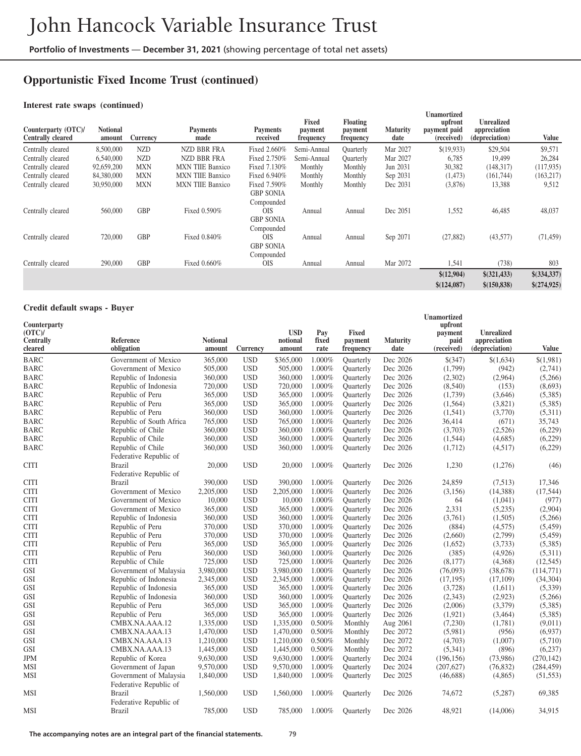# John Hancock Variable Insurance Trust

**Portfolio of Investments** — **December 31, 2021** (showing percentage of total net assets)

## Opportunistic Fixed Income Trust (continued)

### Interest rate swaps (continued)

| Counterparty (OTC)/ Centrally cleared | Notional amount | Currency | Payments made | Payments received | Fixed payment frequency | Floating payment frequency | Maturity date | Unamortized upfront payment paid (received) | Unrealized appreciation (depreciation) | Value |
|---|---|---|---|---|---|---|---|---|---|---|
| Centrally cleared | 8,500,000 | NZD | NZD BBR FRA | Fixed 2.660% | Semi-Annual | Quarterly | Mar 2027 | $(19,933) | $29,504 | $9,571 |
| Centrally cleared | 6,540,000 | NZD | NZD BBR FRA | Fixed 2.750% | Semi-Annual | Quarterly | Mar 2027 | 6,785 | 19,499 | 26,284 |
| Centrally cleared | 92,659,200 | MXN | MXN TIIE Banxico | Fixed 7.130% | Monthly | Monthly | Jun 2031 | 30,382 | (148,317) | (117,935) |
| Centrally cleared | 84,380,000 | MXN | MXN TIIE Banxico | Fixed 6.940% | Monthly | Monthly | Sep 2031 | (1,473) | (161,744) | (163,217) |
| Centrally cleared | 30,950,000 | MXN | MXN TIIE Banxico | Fixed 7.590% | Monthly | Monthly | Dec 2031 | (3,876) | 13,388 | 9,512 |
| Centrally cleared | 560,000 | GBP | Fixed 0.590% | GBP SONIA Compounded OIS | Annual | Annual | Dec 2051 | 1,552 | 46,485 | 48,037 |
| Centrally cleared | 720,000 | GBP | Fixed 0.840% | GBP SONIA Compounded OIS | Annual | Annual | Sep 2071 | (27,882) | (43,577) | (71,459) |
| Centrally cleared | 290,000 | GBP | Fixed 0.660% | GBP SONIA Compounded OIS | Annual | Annual | Mar 2072 | 1,541 | (738) | 803 |
| | | | | | | | | $(12,904) | $(321,433) | $(334,337) |
| | | | | | | | | $(124,087) | $(150,838) | $(274,925) |

### Credit default swaps - Buyer

| Counterparty (OTC)/ Centrally cleared | Reference obligation | Notional amount | Currency | USD notional amount | Pay fixed rate | Fixed payment frequency | Maturity date | Unamortized upfront payment paid (received) | Unrealized appreciation (depreciation) | Value |
|---|---|---|---|---|---|---|---|---|---|---|
| BARC | Government of Mexico | 365,000 | USD | $365,000 | 1.000% | Quarterly | Dec 2026 | $(347) | $(1,634) | $(1,981) |
| BARC | Government of Mexico | 505,000 | USD | 505,000 | 1.000% | Quarterly | Dec 2026 | (1,799) | (942) | (2,741) |
| BARC | Republic of Indonesia | 360,000 | USD | 360,000 | 1.000% | Quarterly | Dec 2026 | (2,302) | (2,964) | (5,266) |
| BARC | Republic of Indonesia | 720,000 | USD | 720,000 | 1.000% | Quarterly | Dec 2026 | (8,540) | (153) | (8,693) |
| BARC | Republic of Peru | 365,000 | USD | 365,000 | 1.000% | Quarterly | Dec 2026 | (1,739) | (3,646) | (5,385) |
| BARC | Republic of Peru | 365,000 | USD | 365,000 | 1.000% | Quarterly | Dec 2026 | (1,564) | (3,821) | (5,385) |
| BARC | Republic of Peru | 360,000 | USD | 360,000 | 1.000% | Quarterly | Dec 2026 | (1,541) | (3,770) | (5,311) |
| BARC | Republic of South Africa | 765,000 | USD | 765,000 | 1.000% | Quarterly | Dec 2026 | 36,414 | (671) | 35,743 |
| BARC | Republic of Chile | 360,000 | USD | 360,000 | 1.000% | Quarterly | Dec 2026 | (3,703) | (2,526) | (6,229) |
| BARC | Republic of Chile | 360,000 | USD | 360,000 | 1.000% | Quarterly | Dec 2026 | (1,544) | (4,685) | (6,229) |
| BARC | Republic of Chile | 360,000 | USD | 360,000 | 1.000% | Quarterly | Dec 2026 | (1,712) | (4,517) | (6,229) |
| CITI | Federative Republic of Brazil | 20,000 | USD | 20,000 | 1.000% | Quarterly | Dec 2026 | 1,230 | (1,276) | (46) |
| CITI | Federative Republic of Brazil | 390,000 | USD | 390,000 | 1.000% | Quarterly | Dec 2026 | 24,859 | (7,513) | 17,346 |
| CITI | Government of Mexico | 2,205,000 | USD | 2,205,000 | 1.000% | Quarterly | Dec 2026 | (3,156) | (14,388) | (17,544) |
| CITI | Government of Mexico | 10,000 | USD | 10,000 | 1.000% | Quarterly | Dec 2026 | 64 | (1,041) | (977) |
| CITI | Government of Mexico | 365,000 | USD | 365,000 | 1.000% | Quarterly | Dec 2026 | 2,331 | (5,235) | (2,904) |
| CITI | Republic of Indonesia | 360,000 | USD | 360,000 | 1.000% | Quarterly | Dec 2026 | (3,761) | (1,505) | (5,266) |
| CITI | Republic of Peru | 370,000 | USD | 370,000 | 1.000% | Quarterly | Dec 2026 | (884) | (4,575) | (5,459) |
| CITI | Republic of Peru | 370,000 | USD | 370,000 | 1.000% | Quarterly | Dec 2026 | (2,660) | (2,799) | (5,459) |
| CITI | Republic of Peru | 365,000 | USD | 365,000 | 1.000% | Quarterly | Dec 2026 | (1,652) | (3,733) | (5,385) |
| CITI | Republic of Peru | 360,000 | USD | 360,000 | 1.000% | Quarterly | Dec 2026 | (385) | (4,926) | (5,311) |
| CITI | Republic of Chile | 725,000 | USD | 725,000 | 1.000% | Quarterly | Dec 2026 | (8,177) | (4,368) | (12,545) |
| GSI | Government of Malaysia | 3,980,000 | USD | 3,980,000 | 1.000% | Quarterly | Dec 2026 | (76,093) | (38,678) | (114,771) |
| GSI | Republic of Indonesia | 2,345,000 | USD | 2,345,000 | 1.000% | Quarterly | Dec 2026 | (17,195) | (17,109) | (34,304) |
| GSI | Republic of Indonesia | 365,000 | USD | 365,000 | 1.000% | Quarterly | Dec 2026 | (3,728) | (1,611) | (5,339) |
| GSI | Republic of Indonesia | 360,000 | USD | 360,000 | 1.000% | Quarterly | Dec 2026 | (2,343) | (2,923) | (5,266) |
| GSI | Republic of Peru | 365,000 | USD | 365,000 | 1.000% | Quarterly | Dec 2026 | (2,006) | (3,379) | (5,385) |
| GSI | Republic of Peru | 365,000 | USD | 365,000 | 1.000% | Quarterly | Dec 2026 | (1,921) | (3,464) | (5,385) |
| GSI | CMBX.NA.AAA.12 | 1,335,000 | USD | 1,335,000 | 0.500% | Monthly | Aug 2061 | (7,230) | (1,781) | (9,011) |
| GSI | CMBX.NA.AAA.13 | 1,470,000 | USD | 1,470,000 | 0.500% | Monthly | Dec 2072 | (5,981) | (956) | (6,937) |
| GSI | CMBX.NA.AAA.13 | 1,210,000 | USD | 1,210,000 | 0.500% | Monthly | Dec 2072 | (4,703) | (1,007) | (5,710) |
| GSI | CMBX.NA.AAA.13 | 1,445,000 | USD | 1,445,000 | 0.500% | Monthly | Dec 2072 | (5,341) | (896) | (6,237) |
| JPM | Republic of Korea | 9,630,000 | USD | 9,630,000 | 1.000% | Quarterly | Dec 2024 | (196,156) | (73,986) | (270,142) |
| MSI | Government of Japan | 9,570,000 | USD | 9,570,000 | 1.000% | Quarterly | Dec 2024 | (207,627) | (76,832) | (284,459) |
| MSI | Government of Malaysia | 1,840,000 | USD | 1,840,000 | 1.000% | Quarterly | Dec 2025 | (46,688) | (4,865) | (51,553) |
| MSI | Federative Republic of Brazil | 1,560,000 | USD | 1,560,000 | 1.000% | Quarterly | Dec 2026 | 74,672 | (5,287) | 69,385 |
| MSI | Federative Republic of Brazil | 785,000 | USD | 785,000 | 1.000% | Quarterly | Dec 2026 | 48,921 | (14,006) | 34,915 |

**The accompanying notes are an integral part of the financial statements.**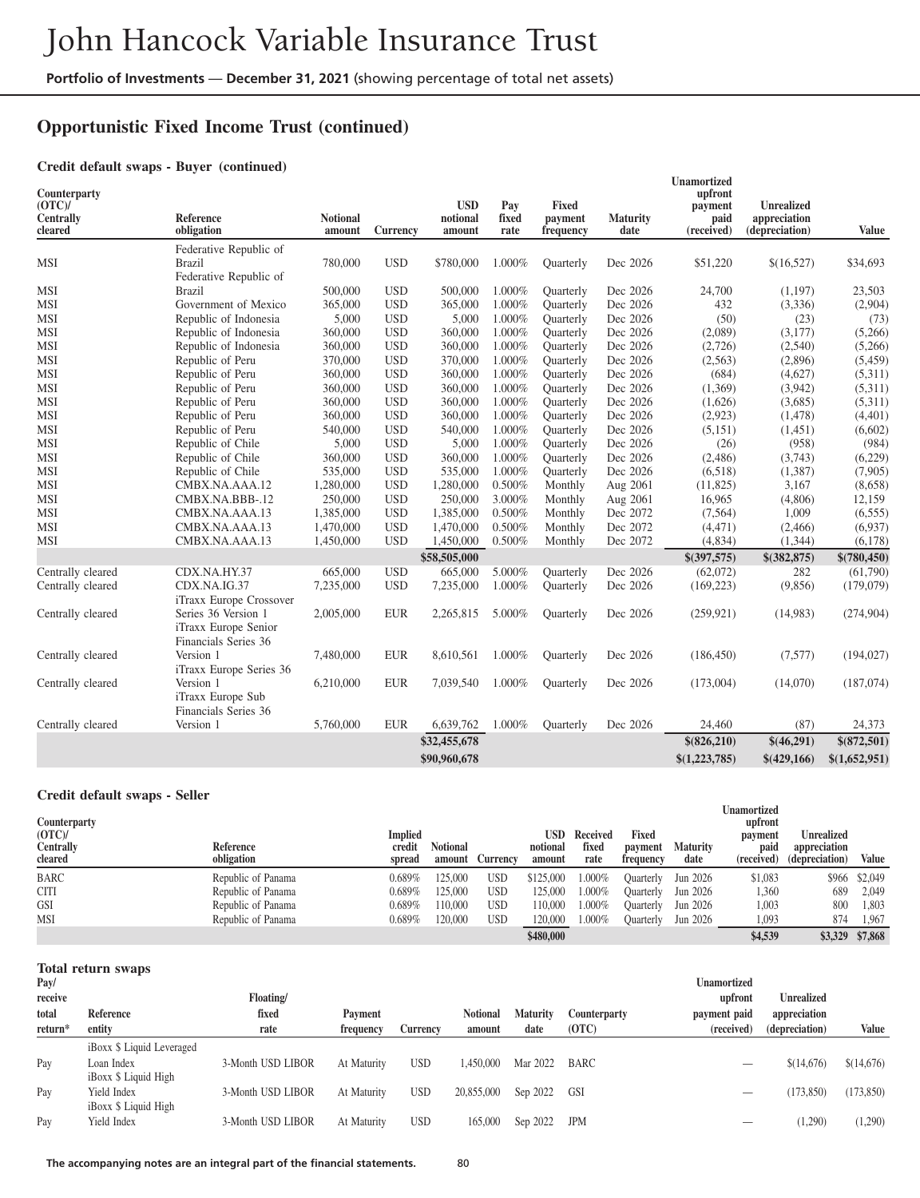# John Hancock Variable Insurance Trust

**Portfolio of Investments — December 31, 2021** (showing percentage of total net assets)

## Opportunistic Fixed Income Trust (continued)

### Credit default swaps - Buyer (continued)

| Counterparty (OTC)/ Centrally cleared | Reference obligation | Notional amount | Currency | USD notional amount | Pay fixed rate | Fixed payment frequency | Maturity date | Unamortized upfront payment paid (received) | Unrealized appreciation (depreciation) | Value |
|---|---|---|---|---|---|---|---|---|---|---|
| MSI | Federative Republic of Brazil | 780,000 | USD | $780,000 | 1.000% | Quarterly | Dec 2026 | $51,220 | $(16,527) | $34,693 |
| MSI | Federative Republic of Brazil | 500,000 | USD | 500,000 | 1.000% | Quarterly | Dec 2026 | 24,700 | (1,197) | 23,503 |
| MSI | Government of Mexico | 365,000 | USD | 365,000 | 1.000% | Quarterly | Dec 2026 | 432 | (3,336) | (2,904) |
| MSI | Republic of Indonesia | 5,000 | USD | 5,000 | 1.000% | Quarterly | Dec 2026 | (50) | (23) | (73) |
| MSI | Republic of Indonesia | 360,000 | USD | 360,000 | 1.000% | Quarterly | Dec 2026 | (2,089) | (3,177) | (5,266) |
| MSI | Republic of Indonesia | 360,000 | USD | 360,000 | 1.000% | Quarterly | Dec 2026 | (2,726) | (2,540) | (5,266) |
| MSI | Republic of Peru | 370,000 | USD | 370,000 | 1.000% | Quarterly | Dec 2026 | (2,563) | (2,896) | (5,459) |
| MSI | Republic of Peru | 360,000 | USD | 360,000 | 1.000% | Quarterly | Dec 2026 | (684) | (4,627) | (5,311) |
| MSI | Republic of Peru | 360,000 | USD | 360,000 | 1.000% | Quarterly | Dec 2026 | (1,369) | (3,942) | (5,311) |
| MSI | Republic of Peru | 360,000 | USD | 360,000 | 1.000% | Quarterly | Dec 2026 | (1,626) | (3,685) | (5,311) |
| MSI | Republic of Peru | 360,000 | USD | 360,000 | 1.000% | Quarterly | Dec 2026 | (2,923) | (1,478) | (4,401) |
| MSI | Republic of Peru | 540,000 | USD | 540,000 | 1.000% | Quarterly | Dec 2026 | (5,151) | (1,451) | (6,602) |
| MSI | Republic of Chile | 5,000 | USD | 5,000 | 1.000% | Quarterly | Dec 2026 | (26) | (958) | (984) |
| MSI | Republic of Chile | 360,000 | USD | 360,000 | 1.000% | Quarterly | Dec 2026 | (2,486) | (3,743) | (6,229) |
| MSI | Republic of Chile | 535,000 | USD | 535,000 | 1.000% | Quarterly | Dec 2026 | (6,518) | (1,387) | (7,905) |
| MSI | CMBX.NA.AAA.12 | 1,280,000 | USD | 1,280,000 | 0.500% | Monthly | Aug 2061 | (11,825) | 3,167 | (8,658) |
| MSI | CMBX.NA.BBB-.12 | 250,000 | USD | 250,000 | 3.000% | Monthly | Aug 2061 | 16,965 | (4,806) | 12,159 |
| MSI | CMBX.NA.AAA.13 | 1,385,000 | USD | 1,385,000 | 0.500% | Monthly | Dec 2072 | (7,564) | 1,009 | (6,555) |
| MSI | CMBX.NA.AAA.13 | 1,470,000 | USD | 1,470,000 | 0.500% | Monthly | Dec 2072 | (4,471) | (2,466) | (6,937) |
| MSI | CMBX.NA.AAA.13 | 1,450,000 | USD | 1,450,000 | 0.500% | Monthly | Dec 2072 | (4,834) | (1,344) | (6,178) |
| | | | | **$58,505,000** | | | | **$(397,575)** | **$(382,875)** | **$(780,450)** |
| Centrally cleared | CDX.NA.HY.37 | 665,000 | USD | 665,000 | 5.000% | Quarterly | Dec 2026 | (62,072) | 282 | (61,790) |
| Centrally cleared | CDX.NA.IG.37 | 7,235,000 | USD | 7,235,000 | 1.000% | Quarterly | Dec 2026 | (169,223) | (9,856) | (179,079) |
| Centrally cleared | iTraxx Europe Crossover Series 36 Version 1 | 2,005,000 | EUR | 2,265,815 | 5.000% | Quarterly | Dec 2026 | (259,921) | (14,983) | (274,904) |
| Centrally cleared | iTraxx Europe Senior Financials Series 36 Version 1 | 7,480,000 | EUR | 8,610,561 | 1.000% | Quarterly | Dec 2026 | (186,450) | (7,577) | (194,027) |
| Centrally cleared | iTraxx Europe Series 36 Version 1 | 6,210,000 | EUR | 7,039,540 | 1.000% | Quarterly | Dec 2026 | (173,004) | (14,070) | (187,074) |
| Centrally cleared | iTraxx Europe Sub Financials Series 36 Version 1 | 5,760,000 | EUR | 6,639,762 | 1.000% | Quarterly | Dec 2026 | 24,460 | (87) | 24,373 |
| | | | | **$32,455,678** | | | | **$(826,210)** | **$(46,291)** | **$(872,501)** |
| | | | | **$90,960,678** | | | | **$(1,223,785)** | **$(429,166)** | **$(1,652,951)** |

### Credit default swaps - Seller

| Counterparty (OTC)/ Centrally cleared | Reference obligation | Implied credit spread | Notional amount | Currency | USD notional amount | Received fixed rate | Fixed payment frequency | Maturity date | Unamortized upfront payment paid (received) | Unrealized appreciation (depreciation) | Value |
|---|---|---|---|---|---|---|---|---|---|---|---|
| BARC | Republic of Panama | 0.689% | 125,000 | USD | $125,000 | 1.000% | Quarterly | Jun 2026 | $1,083 | $966 | $2,049 |
| CITI | Republic of Panama | 0.689% | 125,000 | USD | 125,000 | 1.000% | Quarterly | Jun 2026 | 1,360 | 689 | 2,049 |
| GSI | Republic of Panama | 0.689% | 110,000 | USD | 110,000 | 1.000% | Quarterly | Jun 2026 | 1,003 | 800 | 1,803 |
| MSI | Republic of Panama | 0.689% | 120,000 | USD | 120,000 | 1.000% | Quarterly | Jun 2026 | 1,093 | 874 | 1,967 |
| | | | | | **$480,000** | | | | **$4,539** | **$3,329** | **$7,868** |

### Total return swaps

| Pay/ receive total return* | Reference entity | Floating/ fixed rate | Payment frequency | Currency | Notional amount | Maturity date | Counterparty (OTC) | Unamortized upfront payment paid (received) | Unrealized appreciation (depreciation) | Value |
|---|---|---|---|---|---|---|---|---|---|---|
| Pay | iBoxx $ Liquid Leveraged Loan Index | 3-Month USD LIBOR | At Maturity | USD | 1,450,000 | Mar 2022 | BARC | — | $(14,676) | $(14,676) |
| Pay | iBoxx $ Liquid High Yield Index | 3-Month USD LIBOR | At Maturity | USD | 20,855,000 | Sep 2022 | GSI | — | (173,850) | (173,850) |
| Pay | iBoxx $ Liquid High Yield Index | 3-Month USD LIBOR | At Maturity | USD | 165,000 | Sep 2022 | JPM | — | (1,290) | (1,290) |

**The accompanying notes are an integral part of the financial statements.**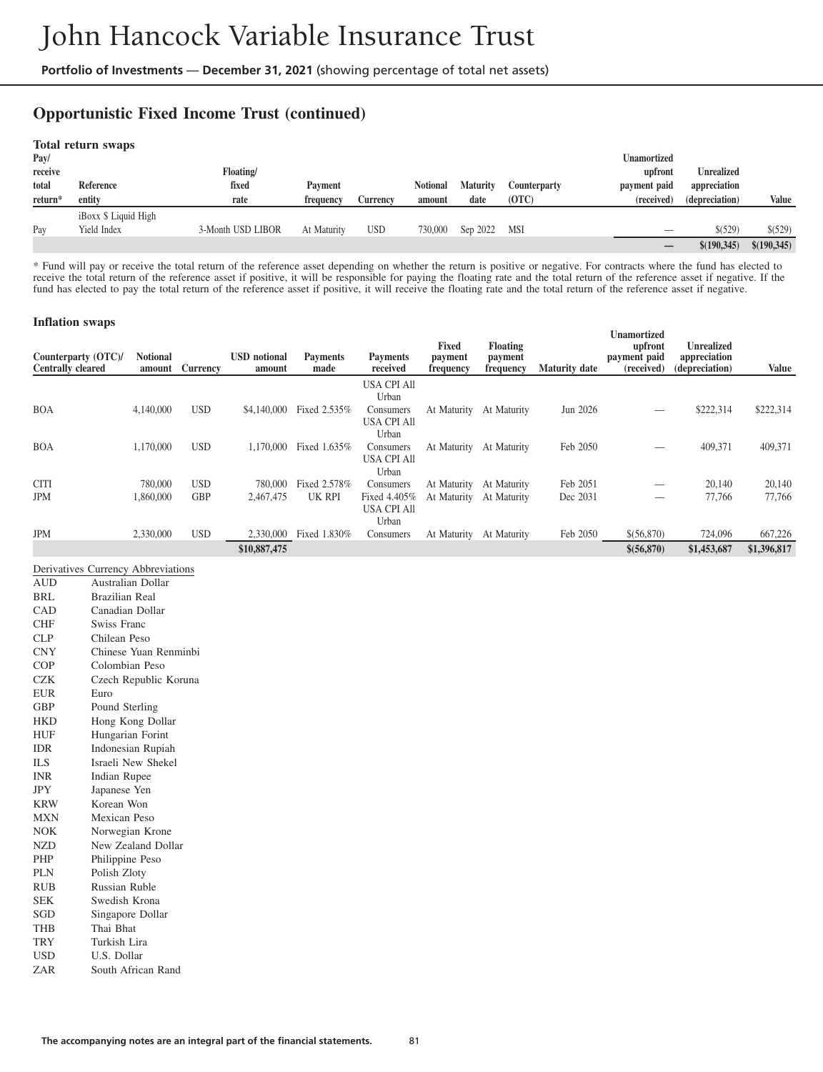## Opportunistic Fixed Income Trust (continued)

### Total return swaps

| Pay/ receive total return* | Reference entity | Floating/ fixed rate | Payment frequency | Currency | Notional amount | Maturity date | Counterparty (OTC) | Unamortized upfront payment paid (received) | Unrealized appreciation (depreciation) | Value |
|---|---|---|---|---|---|---|---|---|---|---|
| Pay | iBoxx $ Liquid High Yield Index | 3-Month USD LIBOR | At Maturity | USD | 730,000 | Sep 2022 | MSI | — | $(529) | $(529) |
| | | | | | | | | — | $(190,345) | $(190,345) |

* Fund will pay or receive the total return of the reference asset depending on whether the return is positive or negative. For contracts where the fund has elected to receive the total return of the reference asset if positive, it will be responsible for paying the floating rate and the total return of the reference asset if negative. If the fund has elected to pay the total return of the reference asset if positive, it will receive the floating rate and the total return of the reference asset if negative.

### Inflation swaps

| Counterparty (OTC)/ Centrally cleared | Notional amount | Currency | USD notional amount | Payments made | Payments received | Fixed payment frequency | Floating payment frequency | Maturity date | Unamortized upfront payment paid (received) | Unrealized appreciation (depreciation) | Value |
|---|---|---|---|---|---|---|---|---|---|---|---|
| BOA | 4,140,000 | USD | $4,140,000 | Fixed 2.535% | USA CPI All Urban Consumers | At Maturity | At Maturity | Jun 2026 | — | $222,314 | $222,314 |
| BOA | 1,170,000 | USD | 1,170,000 | Fixed 1.635% | USA CPI All Urban Consumers | At Maturity | At Maturity | Feb 2050 | — | 409,371 | 409,371 |
| CITI | 780,000 | USD | 780,000 | Fixed 2.578% | USA CPI All Urban Consumers | At Maturity | At Maturity | Feb 2051 | — | 20,140 | 20,140 |
| JPM | 1,860,000 | GBP | 2,467,475 | UK RPI | Fixed 4.405% | At Maturity | At Maturity | Dec 2031 | — | 77,766 | 77,766 |
| JPM | 2,330,000 | USD | 2,330,000 | Fixed 1.830% | USA CPI All Urban Consumers | At Maturity | At Maturity | Feb 2050 | $(56,870) | 724,096 | 667,226 |
| | | | $10,887,475 | | | | | | $(56,870) | $1,453,687 | $1,396,817 |

Derivatives Currency Abbreviations

| | |
|---|---|
| AUD | Australian Dollar |
| BRL | Brazilian Real |
| CAD | Canadian Dollar |
| CHF | Swiss Franc |
| CLP | Chilean Peso |
| CNY | Chinese Yuan Renminbi |
| COP | Colombian Peso |
| CZK | Czech Republic Koruna |
| EUR | Euro |
| GBP | Pound Sterling |
| HKD | Hong Kong Dollar |
| HUF | Hungarian Forint |
| IDR | Indonesian Rupiah |
| ILS | Israeli New Shekel |
| INR | Indian Rupee |
| JPY | Japanese Yen |
| KRW | Korean Won |
| MXN | Mexican Peso |
| NOK | Norwegian Krone |
| NZD | New Zealand Dollar |
| PHP | Philippine Peso |
| PLN | Polish Zloty |
| RUB | Russian Ruble |
| SEK | Swedish Krona |
| SGD | Singapore Dollar |
| THB | Thai Bhat |
| TRY | Turkish Lira |
| USD | U.S. Dollar |
| ZAR | South African Rand |

The accompanying notes are an integral part of the financial statements.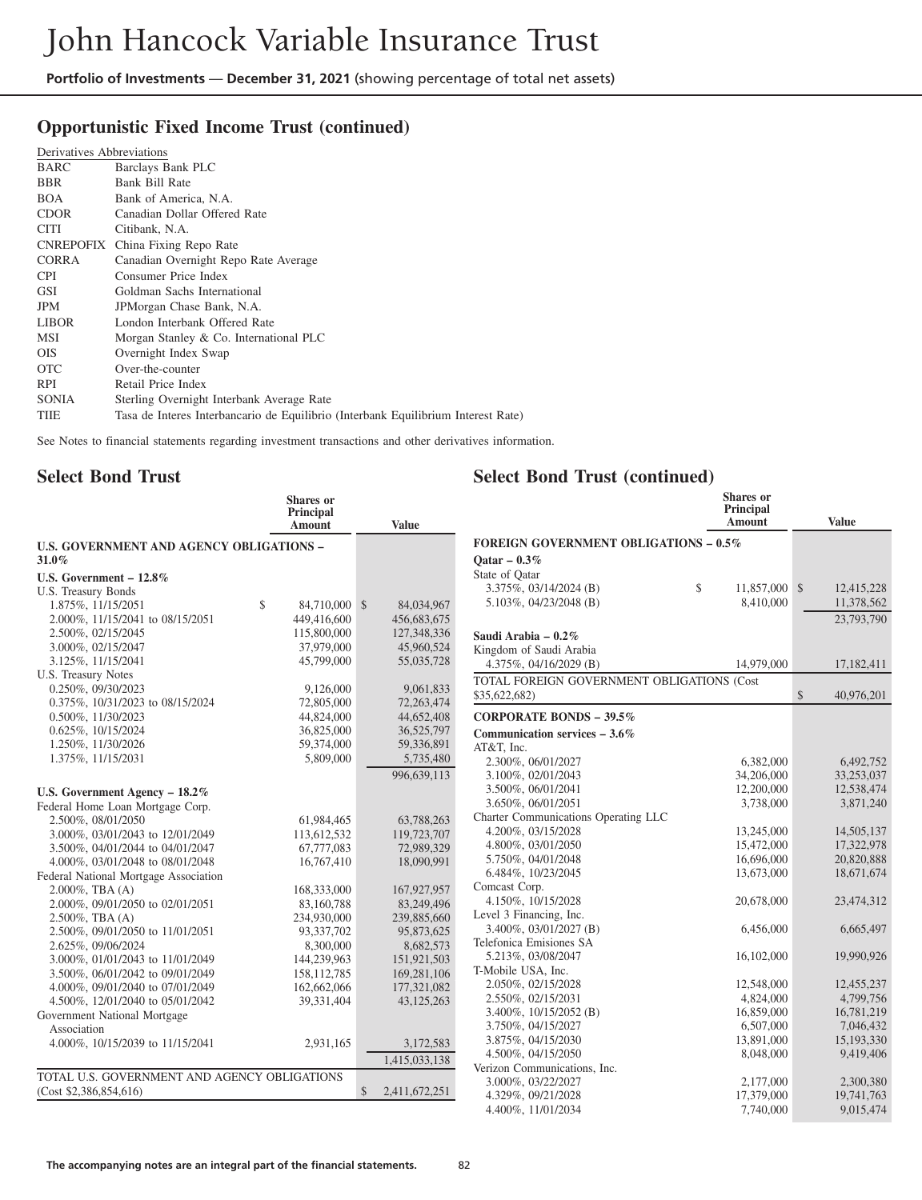## Opportunistic Fixed Income Trust (continued)

| Derivatives Abbreviations | |
|---|---|
| BARC | Barclays Bank PLC |
| BBR | Bank Bill Rate |
| BOA | Bank of America, N.A. |
| CDOR | Canadian Dollar Offered Rate |
| CITI | Citibank, N.A. |
| CNREPOFIX | China Fixing Repo Rate |
| CORRA | Canadian Overnight Repo Rate Average |
| CPI | Consumer Price Index |
| GSI | Goldman Sachs International |
| JPM | JPMorgan Chase Bank, N.A. |
| LIBOR | London Interbank Offered Rate |
| MSI | Morgan Stanley & Co. International PLC |
| OIS | Overnight Index Swap |
| OTC | Over-the-counter |
| RPI | Retail Price Index |
| SONIA | Sterling Overnight Interbank Average Rate |
| TIIE | Tasa de Interes Interbancario de Equilibrio (Interbank Equilibrium Interest Rate) |

See Notes to financial statements regarding investment transactions and other derivatives information.

## Select Bond Trust

| | Shares or Principal Amount | Value |
|---|---|---|
| **U.S. GOVERNMENT AND AGENCY OBLIGATIONS – 31.0%** | | |
| **U.S. Government – 12.8%** | | |
| U.S. Treasury Bonds | | |
| 1.875%, 11/15/2051 | $ 84,710,000 | $ 84,034,967 |
| 2.000%, 11/15/2041 to 08/15/2051 | 449,416,600 | 456,683,675 |
| 2.500%, 02/15/2045 | 115,800,000 | 127,348,336 |
| 3.000%, 02/15/2047 | 37,979,000 | 45,960,524 |
| 3.125%, 11/15/2041 | 45,799,000 | 55,035,728 |
| U.S. Treasury Notes | | |
| 0.250%, 09/30/2023 | 9,126,000 | 9,061,833 |
| 0.375%, 10/31/2023 to 08/15/2024 | 72,805,000 | 72,263,474 |
| 0.500%, 11/30/2023 | 44,824,000 | 44,652,408 |
| 0.625%, 10/15/2024 | 36,825,000 | 36,525,797 |
| 1.250%, 11/30/2026 | 59,374,000 | 59,336,891 |
| 1.375%, 11/15/2031 | 5,809,000 | 5,735,480 |
| | | 996,639,113 |
| **U.S. Government Agency – 18.2%** | | |
| Federal Home Loan Mortgage Corp. | | |
| 2.500%, 08/01/2050 | 61,984,465 | 63,788,263 |
| 3.000%, 03/01/2043 to 12/01/2049 | 113,612,532 | 119,723,707 |
| 3.500%, 04/01/2044 to 04/01/2047 | 67,777,083 | 72,989,329 |
| 4.000%, 03/01/2048 to 08/01/2048 | 16,767,410 | 18,090,991 |
| Federal National Mortgage Association | | |
| 2.000%, TBA (A) | 168,333,000 | 167,927,957 |
| 2.000%, 09/01/2050 to 02/01/2051 | 83,160,788 | 83,249,496 |
| 2.500%, TBA (A) | 234,930,000 | 239,885,660 |
| 2.500%, 09/01/2050 to 11/01/2051 | 93,337,702 | 95,873,625 |
| 2.625%, 09/06/2024 | 8,300,000 | 8,682,573 |
| 3.000%, 01/01/2043 to 11/01/2049 | 144,239,963 | 151,921,503 |
| 3.500%, 06/01/2042 to 09/01/2049 | 158,112,785 | 169,281,106 |
| 4.000%, 09/01/2040 to 07/01/2049 | 162,662,066 | 177,321,082 |
| 4.500%, 12/01/2040 to 05/01/2042 | 39,331,404 | 43,125,263 |
| Government National Mortgage Association | | |
| 4.000%, 10/15/2039 to 11/15/2041 | 2,931,165 | 3,172,583 |
| | | 1,415,033,138 |
| TOTAL U.S. GOVERNMENT AND AGENCY OBLIGATIONS (Cost $2,386,854,616) | | $ 2,411,672,251 |

## Select Bond Trust (continued)

| | Shares or Principal Amount | Value |
|---|---|---|
| **FOREIGN GOVERNMENT OBLIGATIONS – 0.5%** | | |
| **Qatar – 0.3%** | | |
| State of Qatar | | |
| 3.375%, 03/14/2024 (B) | $ 11,857,000 | $ 12,415,228 |
| 5.103%, 04/23/2048 (B) | 8,410,000 | 11,378,562 |
| | | 23,793,790 |
| **Saudi Arabia – 0.2%** | | |
| Kingdom of Saudi Arabia | | |
| 4.375%, 04/16/2029 (B) | 14,979,000 | 17,182,411 |
| TOTAL FOREIGN GOVERNMENT OBLIGATIONS (Cost $35,622,682) | | $ 40,976,201 |
| **CORPORATE BONDS – 39.5%** | | |
| **Communication services – 3.6%** | | |
| AT&T, Inc. | | |
| 2.300%, 06/01/2027 | 6,382,000 | 6,492,752 |
| 3.100%, 02/01/2043 | 34,206,000 | 33,253,037 |
| 3.500%, 06/01/2041 | 12,200,000 | 12,538,474 |
| 3.650%, 06/01/2051 | 3,738,000 | 3,871,240 |
| Charter Communications Operating LLC | | |
| 4.200%, 03/15/2028 | 13,245,000 | 14,505,137 |
| 4.800%, 03/01/2050 | 15,472,000 | 17,322,978 |
| 5.750%, 04/01/2048 | 16,696,000 | 20,820,888 |
| 6.484%, 10/23/2045 | 13,673,000 | 18,671,674 |
| Comcast Corp. | | |
| 4.150%, 10/15/2028 | 20,678,000 | 23,474,312 |
| Level 3 Financing, Inc. | | |
| 3.400%, 03/01/2027 (B) | 6,456,000 | 6,665,497 |
| Telefonica Emisiones SA | | |
| 5.213%, 03/08/2047 | 16,102,000 | 19,990,926 |
| T-Mobile USA, Inc. | | |
| 2.050%, 02/15/2028 | 12,548,000 | 12,455,237 |
| 2.550%, 02/15/2031 | 4,824,000 | 4,799,756 |
| 3.400%, 10/15/2052 (B) | 16,859,000 | 16,781,219 |
| 3.750%, 04/15/2027 | 6,507,000 | 7,046,432 |
| 3.875%, 04/15/2030 | 13,891,000 | 15,193,330 |
| 4.500%, 04/15/2050 | 8,048,000 | 9,419,406 |
| Verizon Communications, Inc. | | |
| 3.000%, 03/22/2027 | 2,177,000 | 2,300,380 |
| 4.329%, 09/21/2028 | 17,379,000 | 19,741,763 |
| 4.400%, 11/01/2034 | 7,740,000 | 9,015,474 |

The accompanying notes are an integral part of the financial statements.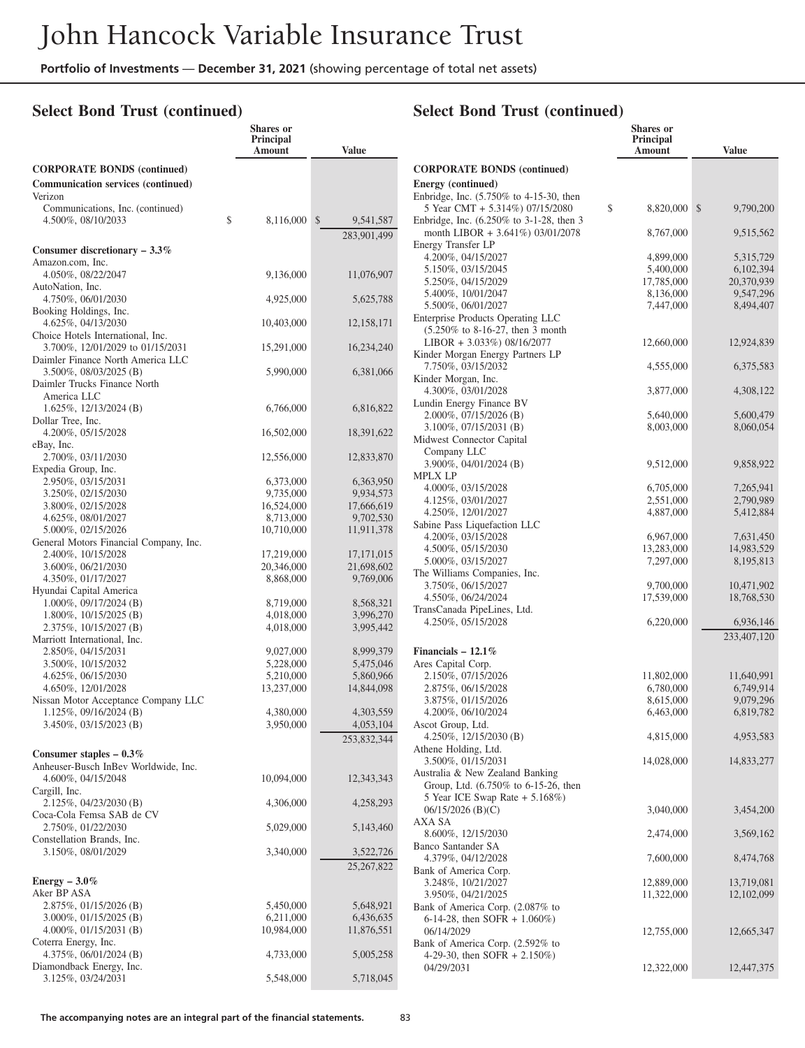# Select Bond Trust (continued)

| | Shares or Principal Amount | Value |
|---|---|---|
| **CORPORATE BONDS (continued)** | | |
| **Communication services (continued)** | | |
| Verizon Communications, Inc. (continued) | | |
| 4.500%, 08/10/2033 | $ 8,116,000 | $ 9,541,587 |
| | | 283,901,499 |
| **Consumer discretionary – 3.3%** | | |
| Amazon.com, Inc. | | |
| 4.050%, 08/22/2047 | 9,136,000 | 11,076,907 |
| AutoNation, Inc. | | |
| 4.750%, 06/01/2030 | 4,925,000 | 5,625,788 |
| Booking Holdings, Inc. | | |
| 4.625%, 04/13/2030 | 10,403,000 | 12,158,171 |
| Choice Hotels International, Inc. | | |
| 3.700%, 12/01/2029 to 01/15/2031 | 15,291,000 | 16,234,240 |
| Daimler Finance North America LLC | | |
| 3.500%, 08/03/2025 (B) | 5,990,000 | 6,381,066 |
| Daimler Trucks Finance North America LLC | | |
| 1.625%, 12/13/2024 (B) | 6,766,000 | 6,816,822 |
| Dollar Tree, Inc. | | |
| 4.200%, 05/15/2028 | 16,502,000 | 18,391,622 |
| eBay, Inc. | | |
| 2.700%, 03/11/2030 | 12,556,000 | 12,833,870 |
| Expedia Group, Inc. | | |
| 2.950%, 03/15/2031 | 6,373,000 | 6,363,950 |
| 3.250%, 02/15/2030 | 9,735,000 | 9,934,573 |
| 3.800%, 02/15/2028 | 16,524,000 | 17,666,619 |
| 4.625%, 08/01/2027 | 8,713,000 | 9,702,530 |
| 5.000%, 02/15/2026 | 10,710,000 | 11,911,378 |
| General Motors Financial Company, Inc. | | |
| 2.400%, 10/15/2028 | 17,219,000 | 17,171,015 |
| 3.600%, 06/21/2030 | 20,346,000 | 21,698,602 |
| 4.350%, 01/17/2027 | 8,868,000 | 9,769,006 |
| Hyundai Capital America | | |
| 1.000%, 09/17/2024 (B) | 8,719,000 | 8,568,321 |
| 1.800%, 10/15/2025 (B) | 4,018,000 | 3,996,270 |
| 2.375%, 10/15/2027 (B) | 4,018,000 | 3,995,442 |
| Marriott International, Inc. | | |
| 2.850%, 04/15/2031 | 9,027,000 | 8,999,379 |
| 3.500%, 10/15/2032 | 5,228,000 | 5,475,046 |
| 4.625%, 06/15/2030 | 5,210,000 | 5,860,966 |
| 4.650%, 12/01/2028 | 13,237,000 | 14,844,098 |
| Nissan Motor Acceptance Company LLC | | |
| 1.125%, 09/16/2024 (B) | 4,380,000 | 4,303,559 |
| 3.450%, 03/15/2023 (B) | 3,950,000 | 4,053,104 |
| | | 253,832,344 |
| **Consumer staples – 0.3%** | | |
| Anheuser-Busch InBev Worldwide, Inc. | | |
| 4.600%, 04/15/2048 | 10,094,000 | 12,343,343 |
| Cargill, Inc. | | |
| 2.125%, 04/23/2030 (B) | 4,306,000 | 4,258,293 |
| Coca-Cola Femsa SAB de CV | | |
| 2.750%, 01/22/2030 | 5,029,000 | 5,143,460 |
| Constellation Brands, Inc. | | |
| 3.150%, 08/01/2029 | 3,340,000 | 3,522,726 |
| | | 25,267,822 |
| **Energy – 3.0%** | | |
| Aker BP ASA | | |
| 2.875%, 01/15/2026 (B) | 5,450,000 | 5,648,921 |
| 3.000%, 01/15/2025 (B) | 6,211,000 | 6,436,635 |
| 4.000%, 01/15/2031 (B) | 10,984,000 | 11,876,551 |
| Coterra Energy, Inc. | | |
| 4.375%, 06/01/2024 (B) | 4,733,000 | 5,005,258 |
| Diamondback Energy, Inc. | | |
| 3.125%, 03/24/2031 | 5,548,000 | 5,718,045 |
| **Energy (continued)** | | |
| Enbridge, Inc. (5.750% to 4-15-30, then 5 Year CMT + 5.314%) 07/15/2080 | $ 8,820,000 | $ 9,790,200 |
| Enbridge, Inc. (6.250% to 3-1-28, then 3 month LIBOR + 3.641%) 03/01/2078 | 8,767,000 | 9,515,562 |
| Energy Transfer LP | | |
| 4.200%, 04/15/2027 | 4,899,000 | 5,315,729 |
| 5.150%, 03/15/2045 | 5,400,000 | 6,102,394 |
| 5.250%, 04/15/2029 | 17,785,000 | 20,370,939 |
| 5.400%, 10/01/2047 | 8,136,000 | 9,547,296 |
| 5.500%, 06/01/2027 | 7,447,000 | 8,494,407 |
| Enterprise Products Operating LLC (5.250% to 8-16-27, then 3 month LIBOR + 3.033%) 08/16/2077 | 12,660,000 | 12,924,839 |
| Kinder Morgan Energy Partners LP | | |
| 7.750%, 03/15/2032 | 4,555,000 | 6,375,583 |
| Kinder Morgan, Inc. | | |
| 4.300%, 03/01/2028 | 3,877,000 | 4,308,122 |
| Lundin Energy Finance BV | | |
| 2.000%, 07/15/2026 (B) | 5,640,000 | 5,600,479 |
| 3.100%, 07/15/2031 (B) | 8,003,000 | 8,060,054 |
| Midwest Connector Capital Company LLC | | |
| 3.900%, 04/01/2024 (B) | 9,512,000 | 9,858,922 |
| MPLX LP | | |
| 4.000%, 03/15/2028 | 6,705,000 | 7,265,941 |
| 4.125%, 03/01/2027 | 2,551,000 | 2,790,989 |
| 4.250%, 12/01/2027 | 4,887,000 | 5,412,884 |
| Sabine Pass Liquefaction LLC | | |
| 4.200%, 03/15/2028 | 6,967,000 | 7,631,450 |
| 4.500%, 05/15/2030 | 13,283,000 | 14,983,529 |
| 5.000%, 03/15/2027 | 7,297,000 | 8,195,813 |
| The Williams Companies, Inc. | | |
| 3.750%, 06/15/2027 | 9,700,000 | 10,471,902 |
| 4.550%, 06/24/2024 | 17,539,000 | 18,768,530 |
| TransCanada PipeLines, Ltd. | | |
| 4.250%, 05/15/2028 | 6,220,000 | 6,936,146 |
| | | 233,407,120 |
| **Financials – 12.1%** | | |
| Ares Capital Corp. | | |
| 2.150%, 07/15/2026 | 11,802,000 | 11,640,991 |
| 2.875%, 06/15/2028 | 6,780,000 | 6,749,914 |
| 3.875%, 01/15/2026 | 8,615,000 | 9,079,296 |
| 4.200%, 06/10/2024 | 6,463,000 | 6,819,782 |
| Ascot Group, Ltd. | | |
| 4.250%, 12/15/2030 (B) | 4,815,000 | 4,953,583 |
| Athene Holding, Ltd. | | |
| 3.500%, 01/15/2031 | 14,028,000 | 14,833,277 |
| Australia & New Zealand Banking Group, Ltd. (6.750% to 6-15-26, then 5 Year ICE Swap Rate + 5.168%) 06/15/2026 (B)(C) | 3,040,000 | 3,454,200 |
| AXA SA | | |
| 8.600%, 12/15/2030 | 2,474,000 | 3,569,162 |
| Banco Santander SA | | |
| 4.379%, 04/12/2028 | 7,600,000 | 8,474,768 |
| Bank of America Corp. | | |
| 3.248%, 10/21/2027 | 12,889,000 | 13,719,081 |
| 3.950%, 04/21/2025 | 11,322,000 | 12,102,099 |
| Bank of America Corp. (2.087% to 6-14-28, then SOFR + 1.060%) 06/14/2029 | 12,755,000 | 12,665,347 |
| Bank of America Corp. (2.592% to 4-29-30, then SOFR + 2.150%) 04/29/2031 | 12,322,000 | 12,447,375 |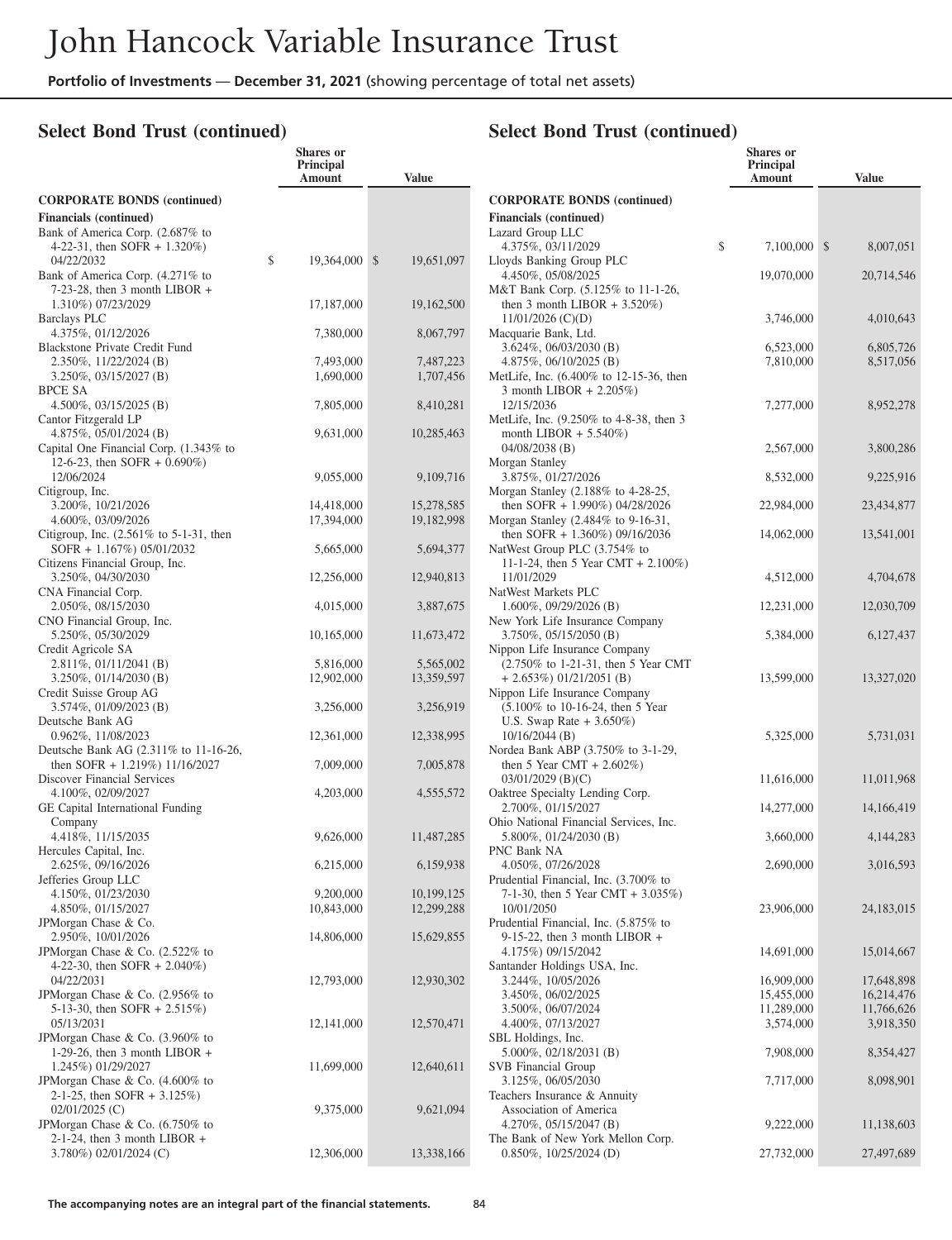## Select Bond Trust (continued)

| | Shares or Principal Amount | Value |
|---|---|---|
| **CORPORATE BONDS (continued)** | | |
| **Financials (continued)** | | |
| Bank of America Corp. (2.687% to 4-22-31, then SOFR + 1.320%) 04/22/2032 | $ 19,364,000 | $ 19,651,097 |
| Bank of America Corp. (4.271% to 7-23-28, then 3 month LIBOR + 1.310%) 07/23/2029 | 17,187,000 | 19,162,500 |
| Barclays PLC 4.375%, 01/12/2026 | 7,380,000 | 8,067,797 |
| Blackstone Private Credit Fund | | |
| 2.350%, 11/22/2024 (B) | 7,493,000 | 7,487,223 |
| 3.250%, 03/15/2027 (B) | 1,690,000 | 1,707,456 |
| BPCE SA 4.500%, 03/15/2025 (B) | 7,805,000 | 8,410,281 |
| Cantor Fitzgerald LP 4.875%, 05/01/2024 (B) | 9,631,000 | 10,285,463 |
| Capital One Financial Corp. (1.343% to 12-6-23, then SOFR + 0.690%) 12/06/2024 | 9,055,000 | 9,109,716 |
| Citigroup, Inc. | | |
| 3.200%, 10/21/2026 | 14,418,000 | 15,278,585 |
| 4.600%, 03/09/2026 | 17,394,000 | 19,182,998 |
| Citigroup, Inc. (2.561% to 5-1-31, then SOFR + 1.167%) 05/01/2032 | 5,665,000 | 5,694,377 |
| Citizens Financial Group, Inc. 3.250%, 04/30/2030 | 12,256,000 | 12,940,813 |
| CNA Financial Corp. 2.050%, 08/15/2030 | 4,015,000 | 3,887,675 |
| CNO Financial Group, Inc. 5.250%, 05/30/2029 | 10,165,000 | 11,673,472 |
| Credit Agricole SA | | |
| 2.811%, 01/11/2041 (B) | 5,816,000 | 5,565,002 |
| 3.250%, 01/14/2030 (B) | 12,902,000 | 13,359,597 |
| Credit Suisse Group AG 3.574%, 01/09/2023 (B) | 3,256,000 | 3,256,919 |
| Deutsche Bank AG 0.962%, 11/08/2023 | 12,361,000 | 12,338,995 |
| Deutsche Bank AG (2.311% to 11-16-26, then SOFR + 1.219%) 11/16/2027 | 7,009,000 | 7,005,878 |
| Discover Financial Services 4.100%, 02/09/2027 | 4,203,000 | 4,555,572 |
| GE Capital International Funding Company 4.418%, 11/15/2035 | 9,626,000 | 11,487,285 |
| Hercules Capital, Inc. 2.625%, 09/16/2026 | 6,215,000 | 6,159,938 |
| Jefferies Group LLC | | |
| 4.150%, 01/23/2030 | 9,200,000 | 10,199,125 |
| 4.850%, 01/15/2027 | 10,843,000 | 12,299,288 |
| JPMorgan Chase & Co. 2.950%, 10/01/2026 | 14,806,000 | 15,629,855 |
| JPMorgan Chase & Co. (2.522% to 4-22-30, then SOFR + 2.040%) 04/22/2031 | 12,793,000 | 12,930,302 |
| JPMorgan Chase & Co. (2.956% to 5-13-30, then SOFR + 2.515%) 05/13/2031 | 12,141,000 | 12,570,471 |
| JPMorgan Chase & Co. (3.960% to 1-29-26, then 3 month LIBOR + 1.245%) 01/29/2027 | 11,699,000 | 12,640,611 |
| JPMorgan Chase & Co. (4.600% to 2-1-25, then SOFR + 3.125%) 02/01/2025 (C) | 9,375,000 | 9,621,094 |
| JPMorgan Chase & Co. (6.750% to 2-1-24, then 3 month LIBOR + 3.780%) 02/01/2024 (C) | 12,306,000 | 13,338,166 |
| Lazard Group LLC 4.375%, 03/11/2029 | $ 7,100,000 | $ 8,007,051 |
| Lloyds Banking Group PLC 4.450%, 05/08/2025 | 19,070,000 | 20,714,546 |
| M&T Bank Corp. (5.125% to 11-1-26, then 3 month LIBOR + 3.520%) 11/01/2026 (C)(D) | 3,746,000 | 4,010,643 |
| Macquarie Bank, Ltd. | | |
| 3.624%, 06/03/2030 (B) | 6,523,000 | 6,805,726 |
| 4.875%, 06/10/2025 (B) | 7,810,000 | 8,517,056 |
| MetLife, Inc. (6.400% to 12-15-36, then 3 month LIBOR + 2.205%) 12/15/2036 | 7,277,000 | 8,952,278 |
| MetLife, Inc. (9.250% to 4-8-38, then 3 month LIBOR + 5.540%) 04/08/2038 (B) | 2,567,000 | 3,800,286 |
| Morgan Stanley 3.875%, 01/27/2026 | 8,532,000 | 9,225,916 |
| Morgan Stanley (2.188% to 4-28-25, then SOFR + 1.990%) 04/28/2026 | 22,984,000 | 23,434,877 |
| Morgan Stanley (2.484% to 9-16-31, then SOFR + 1.360%) 09/16/2036 | 14,062,000 | 13,541,001 |
| NatWest Group PLC (3.754% to 11-1-24, then 5 Year CMT + 2.100%) 11/01/2029 | 4,512,000 | 4,704,678 |
| NatWest Markets PLC 1.600%, 09/29/2026 (B) | 12,231,000 | 12,030,709 |
| New York Life Insurance Company 3.750%, 05/15/2050 (B) | 5,384,000 | 6,127,437 |
| Nippon Life Insurance Company (2.750% to 1-21-31, then 5 Year CMT + 2.653%) 01/21/2051 (B) | 13,599,000 | 13,327,020 |
| Nippon Life Insurance Company (5.100% to 10-16-24, then 5 Year U.S. Swap Rate + 3.650%) 10/16/2044 (B) | 5,325,000 | 5,731,031 |
| Nordea Bank ABP (3.750% to 3-1-29, then 5 Year CMT + 2.602%) 03/01/2029 (B)(C) | 11,616,000 | 11,011,968 |
| Oaktree Specialty Lending Corp. 2.700%, 01/15/2027 | 14,277,000 | 14,166,419 |
| Ohio National Financial Services, Inc. 5.800%, 01/24/2030 (B) | 3,660,000 | 4,144,283 |
| PNC Bank NA 4.050%, 07/26/2028 | 2,690,000 | 3,016,593 |
| Prudential Financial, Inc. (3.700% to 7-1-30, then 5 Year CMT + 3.035%) 10/01/2050 | 23,906,000 | 24,183,015 |
| Prudential Financial, Inc. (5.875% to 9-15-22, then 3 month LIBOR + 4.175%) 09/15/2042 | 14,691,000 | 15,014,667 |
| Santander Holdings USA, Inc. | | |
| 3.244%, 10/05/2026 | 16,909,000 | 17,648,898 |
| 3.450%, 06/02/2025 | 15,455,000 | 16,214,476 |
| 3.500%, 06/07/2024 | 11,289,000 | 11,766,626 |
| 4.400%, 07/13/2027 | 3,574,000 | 3,918,350 |
| SBL Holdings, Inc. 5.000%, 02/18/2031 (B) | 7,908,000 | 8,354,427 |
| SVB Financial Group 3.125%, 06/05/2030 | 7,717,000 | 8,098,901 |
| Teachers Insurance & Annuity Association of America 4.270%, 05/15/2047 (B) | 9,222,000 | 11,138,603 |
| The Bank of New York Mellon Corp. 0.850%, 10/25/2024 (D) | 27,732,000 | 27,497,689 |

The accompanying notes are an integral part of the financial statements.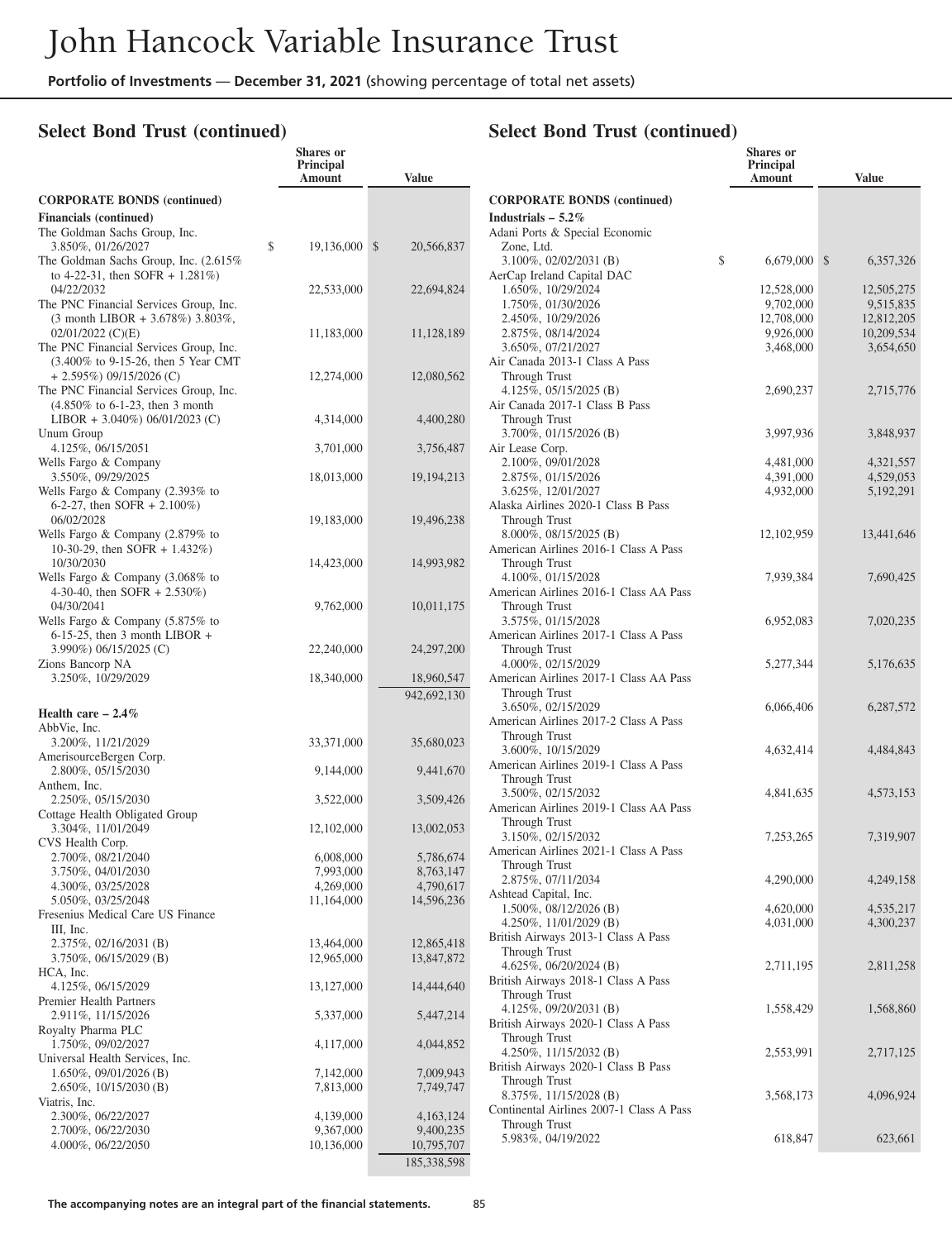## Select Bond Trust (continued)

| | Shares or Principal Amount | Value |
|---|---|---|
| **CORPORATE BONDS (continued)** | | |
| **Financials (continued)** | | |
| The Goldman Sachs Group, Inc. | | |
| 3.850%, 01/26/2027 | $ 19,136,000 | $ 20,566,837 |
| The Goldman Sachs Group, Inc. (2.615% to 4-22-31, then SOFR + 1.281%) 04/22/2032 | 22,533,000 | 22,694,824 |
| The PNC Financial Services Group, Inc. (3 month LIBOR + 3.678%) 3.803%, 02/01/2022 (C)(E) | 11,183,000 | 11,128,189 |
| The PNC Financial Services Group, Inc. (3.400% to 9-15-26, then 5 Year CMT + 2.595%) 09/15/2026 (C) | 12,274,000 | 12,080,562 |
| The PNC Financial Services Group, Inc. (4.850% to 6-1-23, then 3 month LIBOR + 3.040%) 06/01/2023 (C) | 4,314,000 | 4,400,280 |
| Unum Group | | |
| 4.125%, 06/15/2051 | 3,701,000 | 3,756,487 |
| Wells Fargo & Company | | |
| 3.550%, 09/29/2025 | 18,013,000 | 19,194,213 |
| Wells Fargo & Company (2.393% to 6-2-27, then SOFR + 2.100%) 06/02/2028 | 19,183,000 | 19,496,238 |
| Wells Fargo & Company (2.879% to 10-30-29, then SOFR + 1.432%) 10/30/2030 | 14,423,000 | 14,993,982 |
| Wells Fargo & Company (3.068% to 4-30-40, then SOFR + 2.530%) 04/30/2041 | 9,762,000 | 10,011,175 |
| Wells Fargo & Company (5.875% to 6-15-25, then 3 month LIBOR + 3.990%) 06/15/2025 (C) | 22,240,000 | 24,297,200 |
| Zions Bancorp NA | | |
| 3.250%, 10/29/2029 | 18,340,000 | 18,960,547 |
| | | 942,692,130 |
| **Health care – 2.4%** | | |
| AbbVie, Inc. | | |
| 3.200%, 11/21/2029 | 33,371,000 | 35,680,023 |
| AmerisourceBergen Corp. | | |
| 2.800%, 05/15/2030 | 9,144,000 | 9,441,670 |
| Anthem, Inc. | | |
| 2.250%, 05/15/2030 | 3,522,000 | 3,509,426 |
| Cottage Health Obligated Group | | |
| 3.304%, 11/01/2049 | 12,102,000 | 13,002,053 |
| CVS Health Corp. | | |
| 2.700%, 08/21/2040 | 6,008,000 | 5,786,674 |
| 3.750%, 04/01/2030 | 7,993,000 | 8,763,147 |
| 4.300%, 03/25/2028 | 4,269,000 | 4,790,617 |
| 5.050%, 03/25/2048 | 11,164,000 | 14,596,236 |
| Fresenius Medical Care US Finance III, Inc. | | |
| 2.375%, 02/16/2031 (B) | 13,464,000 | 12,865,418 |
| 3.750%, 06/15/2029 (B) | 12,965,000 | 13,847,872 |
| HCA, Inc. | | |
| 4.125%, 06/15/2029 | 13,127,000 | 14,444,640 |
| Premier Health Partners | | |
| 2.911%, 11/15/2026 | 5,337,000 | 5,447,214 |
| Royalty Pharma PLC | | |
| 1.750%, 09/02/2027 | 4,117,000 | 4,044,852 |
| Universal Health Services, Inc. | | |
| 1.650%, 09/01/2026 (B) | 7,142,000 | 7,009,943 |
| 2.650%, 10/15/2030 (B) | 7,813,000 | 7,749,747 |
| Viatris, Inc. | | |
| 2.300%, 06/22/2027 | 4,139,000 | 4,163,124 |
| 2.700%, 06/22/2030 | 9,367,000 | 9,400,235 |
| 4.000%, 06/22/2050 | 10,136,000 | 10,795,707 |
| | | 185,338,598 |
| **Industrials – 5.2%** | | |
| Adani Ports & Special Economic Zone, Ltd. | | |
| 3.100%, 02/02/2031 (B) | $ 6,679,000 | $ 6,357,326 |
| AerCap Ireland Capital DAC | | |
| 1.650%, 10/29/2024 | 12,528,000 | 12,505,275 |
| 1.750%, 01/30/2026 | 9,702,000 | 9,515,835 |
| 2.450%, 10/29/2026 | 12,708,000 | 12,812,205 |
| 2.875%, 08/14/2024 | 9,926,000 | 10,209,534 |
| 3.650%, 07/21/2027 | 3,468,000 | 3,654,650 |
| Air Canada 2013-1 Class A Pass Through Trust | | |
| 4.125%, 05/15/2025 (B) | 2,690,237 | 2,715,776 |
| Air Canada 2017-1 Class B Pass Through Trust | | |
| 3.700%, 01/15/2026 (B) | 3,997,936 | 3,848,937 |
| Air Lease Corp. | | |
| 2.100%, 09/01/2028 | 4,481,000 | 4,321,557 |
| 2.875%, 01/15/2026 | 4,391,000 | 4,529,053 |
| 3.625%, 12/01/2027 | 4,932,000 | 5,192,291 |
| Alaska Airlines 2020-1 Class B Pass Through Trust | | |
| 8.000%, 08/15/2025 (B) | 12,102,959 | 13,441,646 |
| American Airlines 2016-1 Class A Pass Through Trust | | |
| 4.100%, 01/15/2028 | 7,939,384 | 7,690,425 |
| American Airlines 2016-1 Class AA Pass Through Trust | | |
| 3.575%, 01/15/2028 | 6,952,083 | 7,020,235 |
| American Airlines 2017-1 Class A Pass Through Trust | | |
| 4.000%, 02/15/2029 | 5,277,344 | 5,176,635 |
| American Airlines 2017-1 Class AA Pass Through Trust | | |
| 3.650%, 02/15/2029 | 6,066,406 | 6,287,572 |
| American Airlines 2017-2 Class A Pass Through Trust | | |
| 3.600%, 10/15/2029 | 4,632,414 | 4,484,843 |
| American Airlines 2019-1 Class A Pass Through Trust | | |
| 3.500%, 02/15/2032 | 4,841,635 | 4,573,153 |
| American Airlines 2019-1 Class AA Pass Through Trust | | |
| 3.150%, 02/15/2032 | 7,253,265 | 7,319,907 |
| American Airlines 2021-1 Class A Pass Through Trust | | |
| 2.875%, 07/11/2034 | 4,290,000 | 4,249,158 |
| Ashtead Capital, Inc. | | |
| 1.500%, 08/12/2026 (B) | 4,620,000 | 4,535,217 |
| 4.250%, 11/01/2029 (B) | 4,031,000 | 4,300,237 |
| British Airways 2013-1 Class A Pass Through Trust | | |
| 4.625%, 06/20/2024 (B) | 2,711,195 | 2,811,258 |
| British Airways 2018-1 Class A Pass Through Trust | | |
| 4.125%, 09/20/2031 (B) | 1,558,429 | 1,568,860 |
| British Airways 2020-1 Class A Pass Through Trust | | |
| 4.250%, 11/15/2032 (B) | 2,553,991 | 2,717,125 |
| British Airways 2020-1 Class B Pass Through Trust | | |
| 8.375%, 11/15/2028 (B) | 3,568,173 | 4,096,924 |
| Continental Airlines 2007-1 Class A Pass Through Trust | | |
| 5.983%, 04/19/2022 | 618,847 | 623,661 |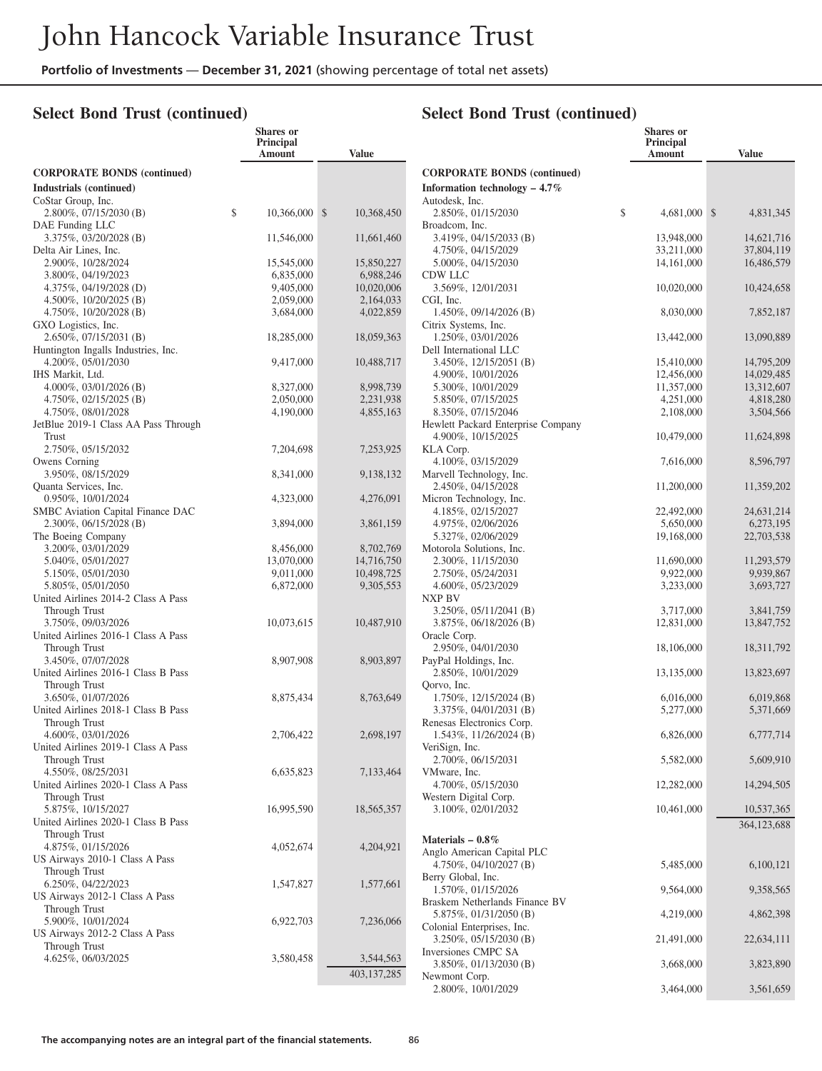## Select Bond Trust (continued)

| | Shares or Principal Amount | Value |
|---|---|---|
| **CORPORATE BONDS (continued)** | | |
| **Industrials (continued)** | | |
| CoStar Group, Inc. | | |
| 2.800%, 07/15/2030 (B) | $ 10,366,000 | $ 10,368,450 |
| DAE Funding LLC | | |
| 3.375%, 03/20/2028 (B) | 11,546,000 | 11,661,460 |
| Delta Air Lines, Inc. | | |
| 2.900%, 10/28/2024 | 15,545,000 | 15,850,227 |
| 3.800%, 04/19/2023 | 6,835,000 | 6,988,246 |
| 4.375%, 04/19/2028 (D) | 9,405,000 | 10,020,006 |
| 4.500%, 10/20/2025 (B) | 2,059,000 | 2,164,033 |
| 4.750%, 10/20/2028 (B) | 3,684,000 | 4,022,859 |
| GXO Logistics, Inc. | | |
| 2.650%, 07/15/2031 (B) | 18,285,000 | 18,059,363 |
| Huntington Ingalls Industries, Inc. | | |
| 4.200%, 05/01/2030 | 9,417,000 | 10,488,717 |
| IHS Markit, Ltd. | | |
| 4.000%, 03/01/2026 (B) | 8,327,000 | 8,998,739 |
| 4.750%, 02/15/2025 (B) | 2,050,000 | 2,231,938 |
| 4.750%, 08/01/2028 | 4,190,000 | 4,855,163 |
| JetBlue 2019-1 Class AA Pass Through Trust | | |
| 2.750%, 05/15/2032 | 7,204,698 | 7,253,925 |
| Owens Corning | | |
| 3.950%, 08/15/2029 | 8,341,000 | 9,138,132 |
| Quanta Services, Inc. | | |
| 0.950%, 10/01/2024 | 4,323,000 | 4,276,091 |
| SMBC Aviation Capital Finance DAC | | |
| 2.300%, 06/15/2028 (B) | 3,894,000 | 3,861,159 |
| The Boeing Company | | |
| 3.200%, 03/01/2029 | 8,456,000 | 8,702,769 |
| 5.040%, 05/01/2027 | 13,070,000 | 14,716,750 |
| 5.150%, 05/01/2030 | 9,011,000 | 10,498,725 |
| 5.805%, 05/01/2050 | 6,872,000 | 9,305,553 |
| United Airlines 2014-2 Class A Pass Through Trust | | |
| 3.750%, 09/03/2026 | 10,073,615 | 10,487,910 |
| United Airlines 2016-1 Class A Pass Through Trust | | |
| 3.450%, 07/07/2028 | 8,907,908 | 8,903,897 |
| United Airlines 2016-1 Class B Pass Through Trust | | |
| 3.650%, 01/07/2026 | 8,875,434 | 8,763,649 |
| United Airlines 2018-1 Class B Pass Through Trust | | |
| 4.600%, 03/01/2026 | 2,706,422 | 2,698,197 |
| United Airlines 2019-1 Class A Pass Through Trust | | |
| 4.550%, 08/25/2031 | 6,635,823 | 7,133,464 |
| United Airlines 2020-1 Class A Pass Through Trust | | |
| 5.875%, 10/15/2027 | 16,995,590 | 18,565,357 |
| United Airlines 2020-1 Class B Pass Through Trust | | |
| 4.875%, 01/15/2026 | 4,052,674 | 4,204,921 |
| US Airways 2010-1 Class A Pass Through Trust | | |
| 6.250%, 04/22/2023 | 1,547,827 | 1,577,661 |
| US Airways 2012-1 Class A Pass Through Trust | | |
| 5.900%, 10/01/2024 | 6,922,703 | 7,236,066 |
| US Airways 2012-2 Class A Pass Through Trust | | |
| 4.625%, 06/03/2025 | 3,580,458 | 3,544,563 |
| | | 403,137,285 |
| **Information technology – 4.7%** | | |
| Autodesk, Inc. | | |
| 2.850%, 01/15/2030 | $ 4,681,000 | $ 4,831,345 |
| Broadcom, Inc. | | |
| 3.419%, 04/15/2033 (B) | 13,948,000 | 14,621,716 |
| 4.750%, 04/15/2029 | 33,211,000 | 37,804,119 |
| 5.000%, 04/15/2030 | 14,161,000 | 16,486,579 |
| CDW LLC | | |
| 3.569%, 12/01/2031 | 10,020,000 | 10,424,658 |
| CGI, Inc. | | |
| 1.450%, 09/14/2026 (B) | 8,030,000 | 7,852,187 |
| Citrix Systems, Inc. | | |
| 1.250%, 03/01/2026 | 13,442,000 | 13,090,889 |
| Dell International LLC | | |
| 3.450%, 12/15/2051 (B) | 15,410,000 | 14,795,209 |
| 4.900%, 10/01/2026 | 12,456,000 | 14,029,485 |
| 5.300%, 10/01/2029 | 11,357,000 | 13,312,607 |
| 5.850%, 07/15/2025 | 4,251,000 | 4,818,280 |
| 8.350%, 07/15/2046 | 2,108,000 | 3,504,566 |
| Hewlett Packard Enterprise Company | | |
| 4.900%, 10/15/2025 | 10,479,000 | 11,624,898 |
| KLA Corp. | | |
| 4.100%, 03/15/2029 | 7,616,000 | 8,596,797 |
| Marvell Technology, Inc. | | |
| 2.450%, 04/15/2028 | 11,200,000 | 11,359,202 |
| Micron Technology, Inc. | | |
| 4.185%, 02/15/2027 | 22,492,000 | 24,631,214 |
| 4.975%, 02/06/2026 | 5,650,000 | 6,273,195 |
| 5.327%, 02/06/2029 | 19,168,000 | 22,703,538 |
| Motorola Solutions, Inc. | | |
| 2.300%, 11/15/2030 | 11,690,000 | 11,293,579 |
| 2.750%, 05/24/2031 | 9,922,000 | 9,939,867 |
| 4.600%, 05/23/2029 | 3,233,000 | 3,693,727 |
| NXP BV | | |
| 3.250%, 05/11/2041 (B) | 3,717,000 | 3,841,759 |
| 3.875%, 06/18/2026 (B) | 12,831,000 | 13,847,752 |
| Oracle Corp. | | |
| 2.950%, 04/01/2030 | 18,106,000 | 18,311,792 |
| PayPal Holdings, Inc. | | |
| 2.850%, 10/01/2029 | 13,135,000 | 13,823,697 |
| Qorvo, Inc. | | |
| 1.750%, 12/15/2024 (B) | 6,016,000 | 6,019,868 |
| 3.375%, 04/01/2031 (B) | 5,277,000 | 5,371,669 |
| Renesas Electronics Corp. | | |
| 1.543%, 11/26/2024 (B) | 6,826,000 | 6,777,714 |
| VeriSign, Inc. | | |
| 2.700%, 06/15/2031 | 5,582,000 | 5,609,910 |
| VMware, Inc. | | |
| 4.700%, 05/15/2030 | 12,282,000 | 14,294,505 |
| Western Digital Corp. | | |
| 3.100%, 02/01/2032 | 10,461,000 | 10,537,365 |
| | | 364,123,688 |
| **Materials – 0.8%** | | |
| Anglo American Capital PLC | | |
| 4.750%, 04/10/2027 (B) | 5,485,000 | 6,100,121 |
| Berry Global, Inc. | | |
| 1.570%, 01/15/2026 | 9,564,000 | 9,358,565 |
| Braskem Netherlands Finance BV | | |
| 5.875%, 01/31/2050 (B) | 4,219,000 | 4,862,398 |
| Colonial Enterprises, Inc. | | |
| 3.250%, 05/15/2030 (B) | 21,491,000 | 22,634,111 |
| Inversiones CMPC SA | | |
| 3.850%, 01/13/2030 (B) | 3,668,000 | 3,823,890 |
| Newmont Corp. | | |
| 2.800%, 10/01/2029 | 3,464,000 | 3,561,659 |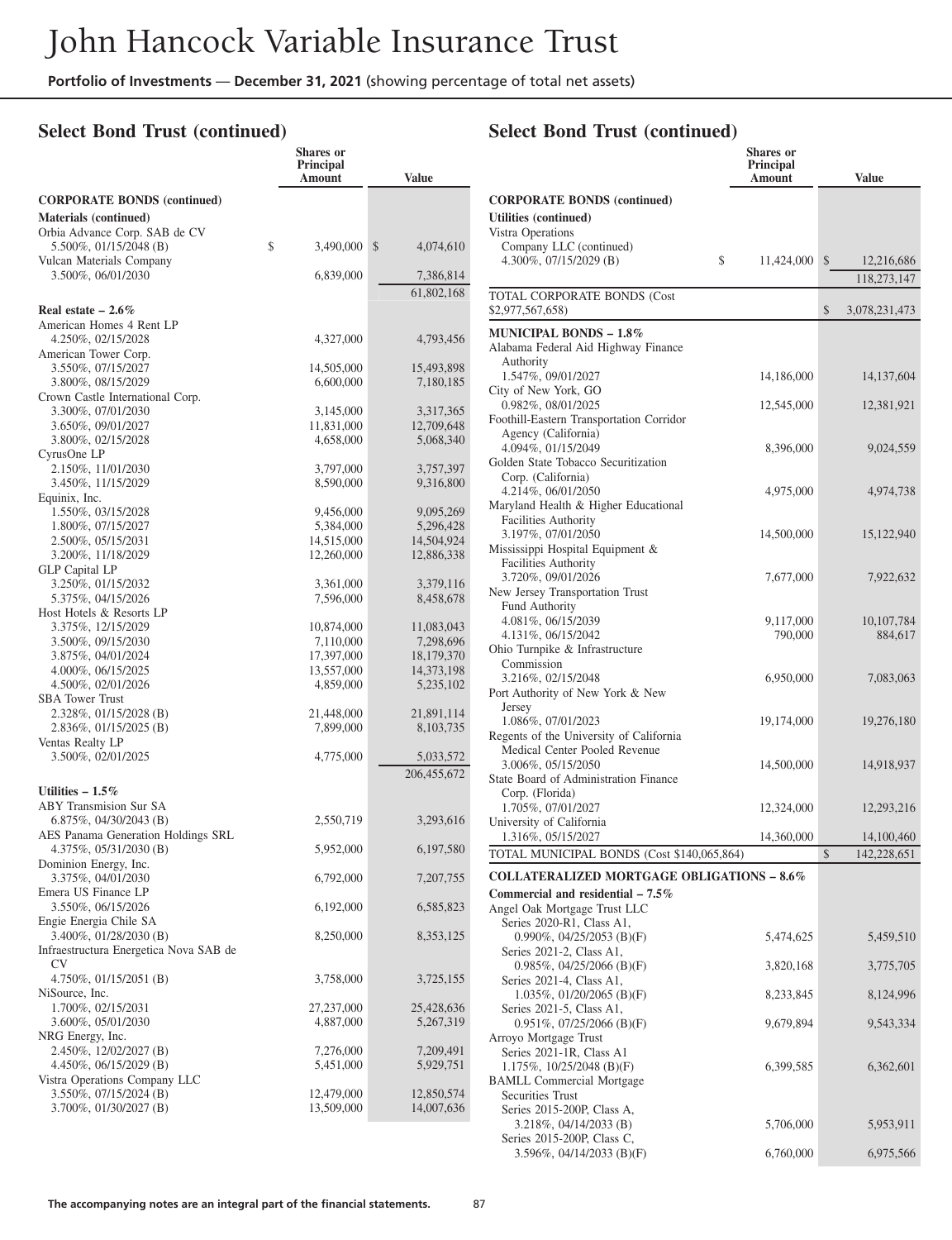## Select Bond Trust (continued)

| | Shares or Principal Amount | Value |
|---|---|---|
| **CORPORATE BONDS (continued)** | | |
| **Materials (continued)** | | |
| Orbia Advance Corp. SAB de CV | | |
| 5.500%, 01/15/2048 (B) | $ 3,490,000 | $ 4,074,610 |
| Vulcan Materials Company | | |
| 3.500%, 06/01/2030 | 6,839,000 | 7,386,814 |
| | | 61,802,168 |
| **Real estate – 2.6%** | | |
| American Homes 4 Rent LP | | |
| 4.250%, 02/15/2028 | 4,327,000 | 4,793,456 |
| American Tower Corp. | | |
| 3.550%, 07/15/2027 | 14,505,000 | 15,493,898 |
| 3.800%, 08/15/2029 | 6,600,000 | 7,180,185 |
| Crown Castle International Corp. | | |
| 3.300%, 07/01/2030 | 3,145,000 | 3,317,365 |
| 3.650%, 09/01/2027 | 11,831,000 | 12,709,648 |
| 3.800%, 02/15/2028 | 4,658,000 | 5,068,340 |
| CyrusOne LP | | |
| 2.150%, 11/01/2030 | 3,797,000 | 3,757,397 |
| 3.450%, 11/15/2029 | 8,590,000 | 9,316,800 |
| Equinix, Inc. | | |
| 1.550%, 03/15/2028 | 9,456,000 | 9,095,269 |
| 1.800%, 07/15/2027 | 5,384,000 | 5,296,428 |
| 2.500%, 05/15/2031 | 14,515,000 | 14,504,924 |
| 3.200%, 11/18/2029 | 12,260,000 | 12,886,338 |
| GLP Capital LP | | |
| 3.250%, 01/15/2032 | 3,361,000 | 3,379,116 |
| 5.375%, 04/15/2026 | 7,596,000 | 8,458,678 |
| Host Hotels & Resorts LP | | |
| 3.375%, 12/15/2029 | 10,874,000 | 11,083,043 |
| 3.500%, 09/15/2030 | 7,110,000 | 7,298,696 |
| 3.875%, 04/01/2024 | 17,397,000 | 18,179,370 |
| 4.000%, 06/15/2025 | 13,557,000 | 14,373,198 |
| 4.500%, 02/01/2026 | 4,859,000 | 5,235,102 |
| SBA Tower Trust | | |
| 2.328%, 01/15/2028 (B) | 21,448,000 | 21,891,114 |
| 2.836%, 01/15/2025 (B) | 7,899,000 | 8,103,735 |
| Ventas Realty LP | | |
| 3.500%, 02/01/2025 | 4,775,000 | 5,033,572 |
| | | 206,455,672 |
| **Utilities – 1.5%** | | |
| ABY Transmision Sur SA | | |
| 6.875%, 04/30/2043 (B) | 2,550,719 | 3,293,616 |
| AES Panama Generation Holdings SRL | | |
| 4.375%, 05/31/2030 (B) | 5,952,000 | 6,197,580 |
| Dominion Energy, Inc. | | |
| 3.375%, 04/01/2030 | 6,792,000 | 7,207,755 |
| Emera US Finance LP | | |
| 3.550%, 06/15/2026 | 6,192,000 | 6,585,823 |
| Engie Energia Chile SA | | |
| 3.400%, 01/28/2030 (B) | 8,250,000 | 8,353,125 |
| Infraestructura Energetica Nova SAB de CV | | |
| 4.750%, 01/15/2051 (B) | 3,758,000 | 3,725,155 |
| NiSource, Inc. | | |
| 1.700%, 02/15/2031 | 27,237,000 | 25,428,636 |
| 3.600%, 05/01/2030 | 4,887,000 | 5,267,319 |
| NRG Energy, Inc. | | |
| 2.450%, 12/02/2027 (B) | 7,276,000 | 7,209,491 |
| 4.450%, 06/15/2029 (B) | 5,451,000 | 5,929,751 |
| Vistra Operations Company LLC | | |
| 3.550%, 07/15/2024 (B) | 12,479,000 | 12,850,574 |
| 3.700%, 01/30/2027 (B) | 13,509,000 | 14,007,636 |

## Select Bond Trust (continued)

| | Shares or Principal Amount | Value |
|---|---|---|
| **CORPORATE BONDS (continued)** | | |
| **Utilities (continued)** | | |
| Vistra Operations Company LLC (continued) | | |
| 4.300%, 07/15/2029 (B) | $ 11,424,000 | $ 12,216,686 |
| | | 118,273,147 |
| TOTAL CORPORATE BONDS (Cost $2,977,567,658) | | $ 3,078,231,473 |
| **MUNICIPAL BONDS – 1.8%** | | |
| Alabama Federal Aid Highway Finance Authority | | |
| 1.547%, 09/01/2027 | 14,186,000 | 14,137,604 |
| City of New York, GO | | |
| 0.982%, 08/01/2025 | 12,545,000 | 12,381,921 |
| Foothill-Eastern Transportation Corridor Agency (California) | | |
| 4.094%, 01/15/2049 | 8,396,000 | 9,024,559 |
| Golden State Tobacco Securitization Corp. (California) | | |
| 4.214%, 06/01/2050 | 4,975,000 | 4,974,738 |
| Maryland Health & Higher Educational Facilities Authority | | |
| 3.197%, 07/01/2050 | 14,500,000 | 15,122,940 |
| Mississippi Hospital Equipment & Facilities Authority | | |
| 3.720%, 09/01/2026 | 7,677,000 | 7,922,632 |
| New Jersey Transportation Trust Fund Authority | | |
| 4.081%, 06/15/2039 | 9,117,000 | 10,107,784 |
| 4.131%, 06/15/2042 | 790,000 | 884,617 |
| Ohio Turnpike & Infrastructure Commission | | |
| 3.216%, 02/15/2048 | 6,950,000 | 7,083,063 |
| Port Authority of New York & New Jersey | | |
| 1.086%, 07/01/2023 | 19,174,000 | 19,276,180 |
| Regents of the University of California Medical Center Pooled Revenue | | |
| 3.006%, 05/15/2050 | 14,500,000 | 14,918,937 |
| State Board of Administration Finance Corp. (Florida) | | |
| 1.705%, 07/01/2027 | 12,324,000 | 12,293,216 |
| University of California | | |
| 1.316%, 05/15/2027 | 14,360,000 | 14,100,460 |
| TOTAL MUNICIPAL BONDS (Cost $140,065,864) | | $ 142,228,651 |
| **COLLATERALIZED MORTGAGE OBLIGATIONS – 8.6%** | | |
| **Commercial and residential – 7.5%** | | |
| Angel Oak Mortgage Trust LLC | | |
| Series 2020-R1, Class A1, 0.990%, 04/25/2053 (B)(F) | 5,474,625 | 5,459,510 |
| Series 2021-2, Class A1, 0.985%, 04/25/2066 (B)(F) | 3,820,168 | 3,775,705 |
| Series 2021-4, Class A1, 1.035%, 01/20/2065 (B)(F) | 8,233,845 | 8,124,996 |
| Series 2021-5, Class A1, 0.951%, 07/25/2066 (B)(F) | 9,679,894 | 9,543,334 |
| Arroyo Mortgage Trust | | |
| Series 2021-1R, Class A1 1.175%, 10/25/2048 (B)(F) | 6,399,585 | 6,362,601 |
| BAMLL Commercial Mortgage Securities Trust | | |
| Series 2015-200P, Class A, 3.218%, 04/14/2033 (B) | 5,706,000 | 5,953,911 |
| Series 2015-200P, Class C, 3.596%, 04/14/2033 (B)(F) | 6,760,000 | 6,975,566 |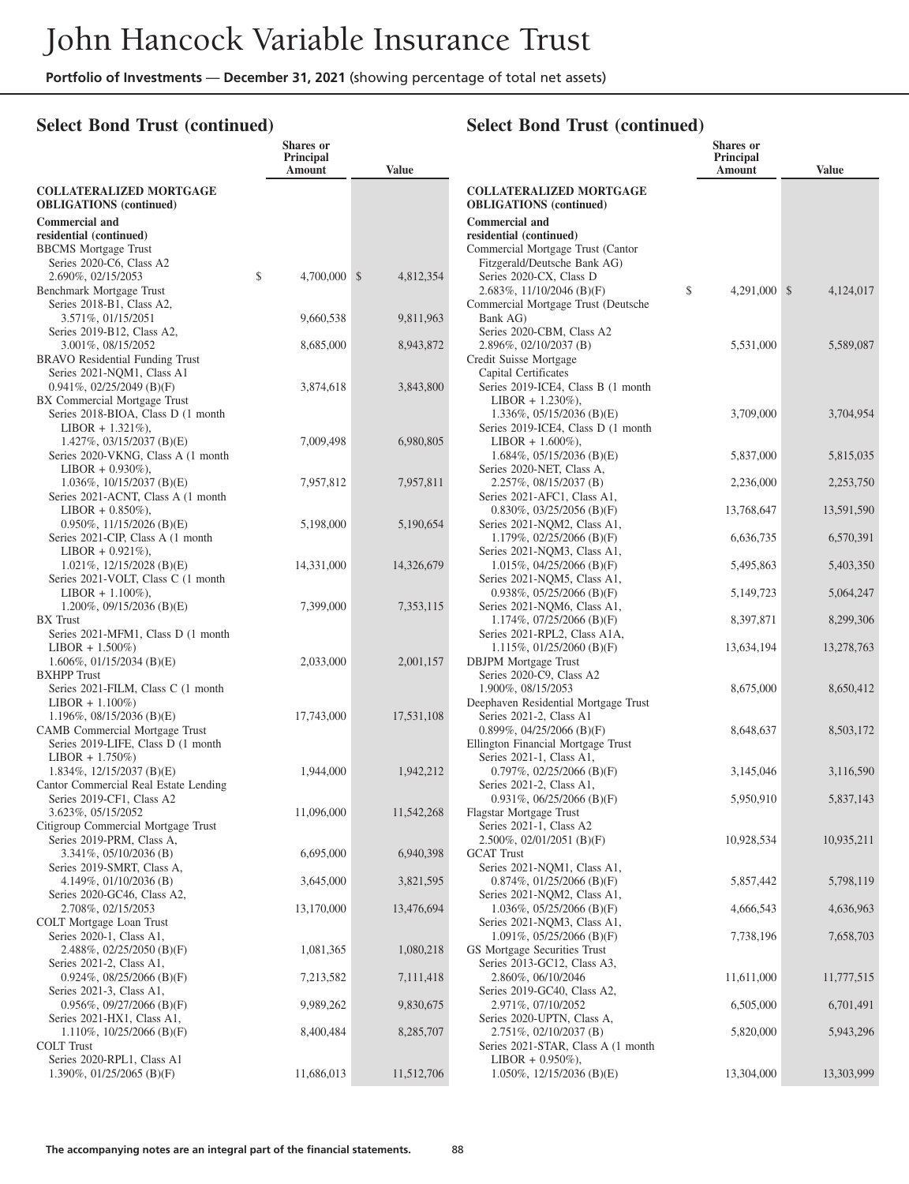## Select Bond Trust (continued)

| | Shares or Principal Amount | Value |
|---|---|---|
| **COLLATERALIZED MORTGAGE OBLIGATIONS (continued)** | | |
| **Commercial and residential (continued)** | | |
| BBCMS Mortgage Trust | | |
| Series 2020-C6, Class A2 2.690%, 02/15/2053 | $ 4,700,000 | $ 4,812,354 |
| Benchmark Mortgage Trust | | |
| Series 2018-B1, Class A2, 3.571%, 01/15/2051 | 9,660,538 | 9,811,963 |
| Series 2019-B12, Class A2, 3.001%, 08/15/2052 | 8,685,000 | 8,943,872 |
| BRAVO Residential Funding Trust | | |
| Series 2021-NQM1, Class A1 0.941%, 02/25/2049 (B)(F) | 3,874,618 | 3,843,800 |
| BX Commercial Mortgage Trust | | |
| Series 2018-BIOA, Class D (1 month LIBOR + 1.321%), 1.427%, 03/15/2037 (B)(E) | 7,009,498 | 6,980,805 |
| Series 2020-VKNG, Class A (1 month LIBOR + 0.930%), 1.036%, 10/15/2037 (B)(E) | 7,957,812 | 7,957,811 |
| Series 2021-ACNT, Class A (1 month LIBOR + 0.850%), 0.950%, 11/15/2026 (B)(E) | 5,198,000 | 5,190,654 |
| Series 2021-CIP, Class A (1 month LIBOR + 0.921%), 1.021%, 12/15/2028 (B)(E) | 14,331,000 | 14,326,679 |
| Series 2021-VOLT, Class C (1 month LIBOR + 1.100%), 1.200%, 09/15/2036 (B)(E) | 7,399,000 | 7,353,115 |
| BX Trust | | |
| Series 2021-MFM1, Class D (1 month LIBOR + 1.500%) 1.606%, 01/15/2034 (B)(E) | 2,033,000 | 2,001,157 |
| BXHPP Trust | | |
| Series 2021-FILM, Class C (1 month LIBOR + 1.100%) 1.196%, 08/15/2036 (B)(E) | 17,743,000 | 17,531,108 |
| CAMB Commercial Mortgage Trust | | |
| Series 2019-LIFE, Class D (1 month LIBOR + 1.750%) 1.834%, 12/15/2037 (B)(E) | 1,944,000 | 1,942,212 |
| Cantor Commercial Real Estate Lending | | |
| Series 2019-CF1, Class A2 3.623%, 05/15/2052 | 11,096,000 | 11,542,268 |
| Citigroup Commercial Mortgage Trust | | |
| Series 2019-PRM, Class A, 3.341%, 05/10/2036 (B) | 6,695,000 | 6,940,398 |
| Series 2019-SMRT, Class A, 4.149%, 01/10/2036 (B) | 3,645,000 | 3,821,595 |
| Series 2020-GC46, Class A2, 2.708%, 02/15/2053 | 13,170,000 | 13,476,694 |
| COLT Mortgage Loan Trust | | |
| Series 2020-1, Class A1, 2.488%, 02/25/2050 (B)(F) | 1,081,365 | 1,080,218 |
| Series 2021-2, Class A1, 0.924%, 08/25/2066 (B)(F) | 7,213,582 | 7,111,418 |
| Series 2021-3, Class A1, 0.956%, 09/27/2066 (B)(F) | 9,989,262 | 9,830,675 |
| Series 2021-HX1, Class A1, 1.110%, 10/25/2066 (B)(F) | 8,400,484 | 8,285,707 |
| COLT Trust | | |
| Series 2020-RPL1, Class A1 1.390%, 01/25/2065 (B)(F) | 11,686,013 | 11,512,706 |
| Commercial Mortgage Trust (Cantor Fitzgerald/Deutsche Bank AG) | | |
| Series 2020-CX, Class D 2.683%, 11/10/2046 (B)(F) | $ 4,291,000 | $ 4,124,017 |
| Commercial Mortgage Trust (Deutsche Bank AG) | | |
| Series 2020-CBM, Class A2 2.896%, 02/10/2037 (B) | 5,531,000 | 5,589,087 |
| Credit Suisse Mortgage Capital Certificates | | |
| Series 2019-ICE4, Class B (1 month LIBOR + 1.230%), 1.336%, 05/15/2036 (B)(E) | 3,709,000 | 3,704,954 |
| Series 2019-ICE4, Class D (1 month LIBOR + 1.600%), 1.684%, 05/15/2036 (B)(E) | 5,837,000 | 5,815,035 |
| Series 2020-NET, Class A, 2.257%, 08/15/2037 (B) | 2,236,000 | 2,253,750 |
| Series 2021-AFC1, Class A1, 0.830%, 03/25/2056 (B)(F) | 13,768,647 | 13,591,590 |
| Series 2021-NQM2, Class A1, 1.179%, 02/25/2066 (B)(F) | 6,636,735 | 6,570,391 |
| Series 2021-NQM3, Class A1, 1.015%, 04/25/2066 (B)(F) | 5,495,863 | 5,403,350 |
| Series 2021-NQM5, Class A1, 0.938%, 05/25/2066 (B)(F) | 5,149,723 | 5,064,247 |
| Series 2021-NQM6, Class A1, 1.174%, 07/25/2066 (B)(F) | 8,397,871 | 8,299,306 |
| Series 2021-RPL2, Class A1A, 1.115%, 01/25/2060 (B)(F) | 13,634,194 | 13,278,763 |
| DBJPM Mortgage Trust | | |
| Series 2020-C9, Class A2 1.900%, 08/15/2053 | 8,675,000 | 8,650,412 |
| Deephaven Residential Mortgage Trust | | |
| Series 2021-2, Class A1 0.899%, 04/25/2066 (B)(F) | 8,648,637 | 8,503,172 |
| Ellington Financial Mortgage Trust | | |
| Series 2021-1, Class A1, 0.797%, 02/25/2066 (B)(F) | 3,145,046 | 3,116,590 |
| Series 2021-2, Class A1, 0.931%, 06/25/2066 (B)(F) | 5,950,910 | 5,837,143 |
| Flagstar Mortgage Trust | | |
| Series 2021-1, Class A2 2.500%, 02/01/2051 (B)(F) | 10,928,534 | 10,935,211 |
| GCAT Trust | | |
| Series 2021-NQM1, Class A1, 0.874%, 01/25/2066 (B)(F) | 5,857,442 | 5,798,119 |
| Series 2021-NQM2, Class A1, 1.036%, 05/25/2066 (B)(F) | 4,666,543 | 4,636,963 |
| Series 2021-NQM3, Class A1, 1.091%, 05/25/2066 (B)(F) | 7,738,196 | 7,658,703 |
| GS Mortgage Securities Trust | | |
| Series 2013-GC12, Class A3, 2.860%, 06/10/2046 | 11,611,000 | 11,777,515 |
| Series 2019-GC40, Class A2, 2.971%, 07/10/2052 | 6,505,000 | 6,701,491 |
| Series 2020-UPTN, Class A, 2.751%, 02/10/2037 (B) | 5,820,000 | 5,943,296 |
| Series 2021-STAR, Class A (1 month LIBOR + 0.950%), 1.050%, 12/15/2036 (B)(E) | 13,304,000 | 13,303,999 |

The accompanying notes are an integral part of the financial statements.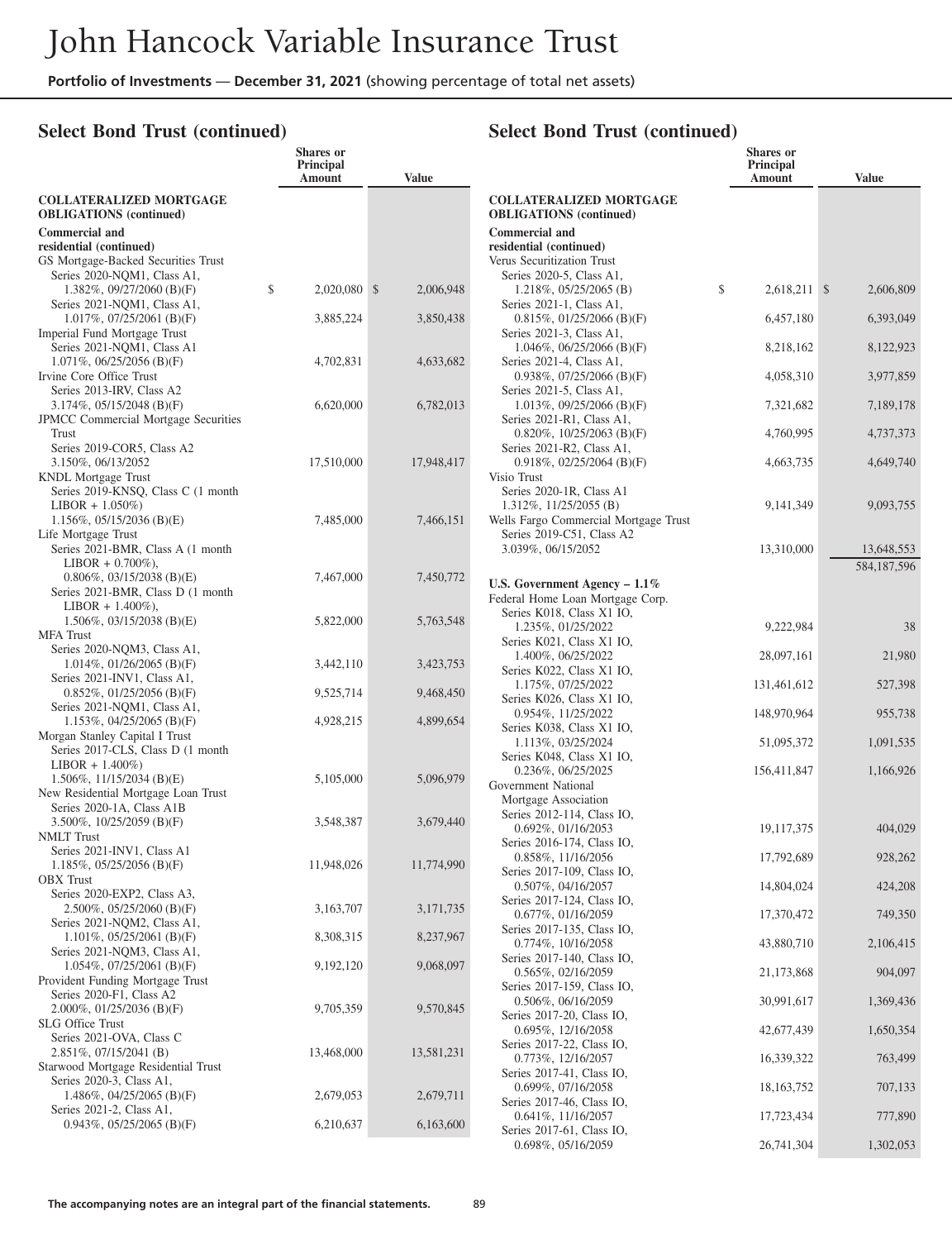## Select Bond Trust (continued)

| | Shares or Principal Amount | Value |
|---|---|---|
| **COLLATERALIZED MORTGAGE OBLIGATIONS (continued)** | | |
| **Commercial and residential (continued)** | | |
| GS Mortgage-Backed Securities Trust | | |
| Series 2020-NQM1, Class A1, 1.382%, 09/27/2060 (B)(F) | $ 2,020,080 | $ 2,006,948 |
| Series 2021-NQM1, Class A1, 1.017%, 07/25/2061 (B)(F) | 3,885,224 | 3,850,438 |
| Imperial Fund Mortgage Trust | | |
| Series 2021-NQM1, Class A1 1.071%, 06/25/2056 (B)(F) | 4,702,831 | 4,633,682 |
| Irvine Core Office Trust | | |
| Series 2013-IRV, Class A2 3.174%, 05/15/2048 (B)(F) | 6,620,000 | 6,782,013 |
| JPMCC Commercial Mortgage Securities Trust | | |
| Series 2019-COR5, Class A2 3.150%, 06/13/2052 | 17,510,000 | 17,948,417 |
| KNDL Mortgage Trust | | |
| Series 2019-KNSQ, Class C (1 month LIBOR + 1.050%) 1.156%, 05/15/2036 (B)(E) | 7,485,000 | 7,466,151 |
| Life Mortgage Trust | | |
| Series 2021-BMR, Class A (1 month LIBOR + 0.700%), 0.806%, 03/15/2038 (B)(E) | 7,467,000 | 7,450,772 |
| Series 2021-BMR, Class D (1 month LIBOR + 1.400%), 1.506%, 03/15/2038 (B)(E) | 5,822,000 | 5,763,548 |
| MFA Trust | | |
| Series 2020-NQM3, Class A1, 1.014%, 01/26/2065 (B)(F) | 3,442,110 | 3,423,753 |
| Series 2021-INV1, Class A1, 0.852%, 01/25/2056 (B)(F) | 9,525,714 | 9,468,450 |
| Series 2021-NQM1, Class A1, 1.153%, 04/25/2065 (B)(F) | 4,928,215 | 4,899,654 |
| Morgan Stanley Capital I Trust | | |
| Series 2017-CLS, Class D (1 month LIBOR + 1.400%) 1.506%, 11/15/2034 (B)(E) | 5,105,000 | 5,096,979 |
| New Residential Mortgage Loan Trust | | |
| Series 2020-1A, Class A1B 3.500%, 10/25/2059 (B)(F) | 3,548,387 | 3,679,440 |
| NMLT Trust | | |
| Series 2021-INV1, Class A1 1.185%, 05/25/2056 (B)(F) | 11,948,026 | 11,774,990 |
| OBX Trust | | |
| Series 2020-EXP2, Class A3, 2.500%, 05/25/2060 (B)(F) | 3,163,707 | 3,171,735 |
| Series 2021-NQM2, Class A1, 1.101%, 05/25/2061 (B)(F) | 8,308,315 | 8,237,967 |
| Series 2021-NQM3, Class A1, 1.054%, 07/25/2061 (B)(F) | 9,192,120 | 9,068,097 |
| Provident Funding Mortgage Trust | | |
| Series 2020-F1, Class A2 2.000%, 01/25/2036 (B)(F) | 9,705,359 | 9,570,845 |
| SLG Office Trust | | |
| Series 2021-OVA, Class C 2.851%, 07/15/2041 (B) | 13,468,000 | 13,581,231 |
| Starwood Mortgage Residential Trust | | |
| Series 2020-3, Class A1, 1.486%, 04/25/2065 (B)(F) | 2,679,053 | 2,679,711 |
| Series 2021-2, Class A1, 0.943%, 05/25/2065 (B)(F) | 6,210,637 | 6,163,600 |
| Verus Securitization Trust | | |
| Series 2020-5, Class A1, 1.218%, 05/25/2065 (B) | $ 2,618,211 | $ 2,606,809 |
| Series 2021-1, Class A1, 0.815%, 01/25/2066 (B)(F) | 6,457,180 | 6,393,049 |
| Series 2021-3, Class A1, 1.046%, 06/25/2066 (B)(F) | 8,218,162 | 8,122,923 |
| Series 2021-4, Class A1, 0.938%, 07/25/2066 (B)(F) | 4,058,310 | 3,977,859 |
| Series 2021-5, Class A1, 1.013%, 09/25/2066 (B)(F) | 7,321,682 | 7,189,178 |
| Series 2021-R1, Class A1, 0.820%, 10/25/2063 (B)(F) | 4,760,995 | 4,737,373 |
| Series 2021-R2, Class A1, 0.918%, 02/25/2064 (B)(F) | 4,663,735 | 4,649,740 |
| Visio Trust | | |
| Series 2020-1R, Class A1 1.312%, 11/25/2055 (B) | 9,141,349 | 9,093,755 |
| Wells Fargo Commercial Mortgage Trust | | |
| Series 2019-C51, Class A2 3.039%, 06/15/2052 | 13,310,000 | 13,648,553 |
| | | 584,187,596 |
| **U.S. Government Agency – 1.1%** | | |
| Federal Home Loan Mortgage Corp. | | |
| Series K018, Class X1 IO, 1.235%, 01/25/2022 | 9,222,984 | 38 |
| Series K021, Class X1 IO, 1.400%, 06/25/2022 | 28,097,161 | 21,980 |
| Series K022, Class X1 IO, 1.175%, 07/25/2022 | 131,461,612 | 527,398 |
| Series K026, Class X1 IO, 0.954%, 11/25/2022 | 148,970,964 | 955,738 |
| Series K038, Class X1 IO, 1.113%, 03/25/2024 | 51,095,372 | 1,091,535 |
| Series K048, Class X1 IO, 0.236%, 06/25/2025 | 156,411,847 | 1,166,926 |
| Government National Mortgage Association | | |
| Series 2012-114, Class IO, 0.692%, 01/16/2053 | 19,117,375 | 404,029 |
| Series 2016-174, Class IO, 0.858%, 11/16/2056 | 17,792,689 | 928,262 |
| Series 2017-109, Class IO, 0.507%, 04/16/2057 | 14,804,024 | 424,208 |
| Series 2017-124, Class IO, 0.677%, 01/16/2059 | 17,370,472 | 749,350 |
| Series 2017-135, Class IO, 0.774%, 10/16/2058 | 43,880,710 | 2,106,415 |
| Series 2017-140, Class IO, 0.565%, 02/16/2059 | 21,173,868 | 904,097 |
| Series 2017-159, Class IO, 0.506%, 06/16/2059 | 30,991,617 | 1,369,436 |
| Series 2017-20, Class IO, 0.695%, 12/16/2058 | 42,677,439 | 1,650,354 |
| Series 2017-22, Class IO, 0.773%, 12/16/2057 | 16,339,322 | 763,499 |
| Series 2017-41, Class IO, 0.699%, 07/16/2058 | 18,163,752 | 707,133 |
| Series 2017-46, Class IO, 0.641%, 11/16/2057 | 17,723,434 | 777,890 |
| Series 2017-61, Class IO, 0.698%, 05/16/2059 | 26,741,304 | 1,302,053 |

The accompanying notes are an integral part of the financial statements.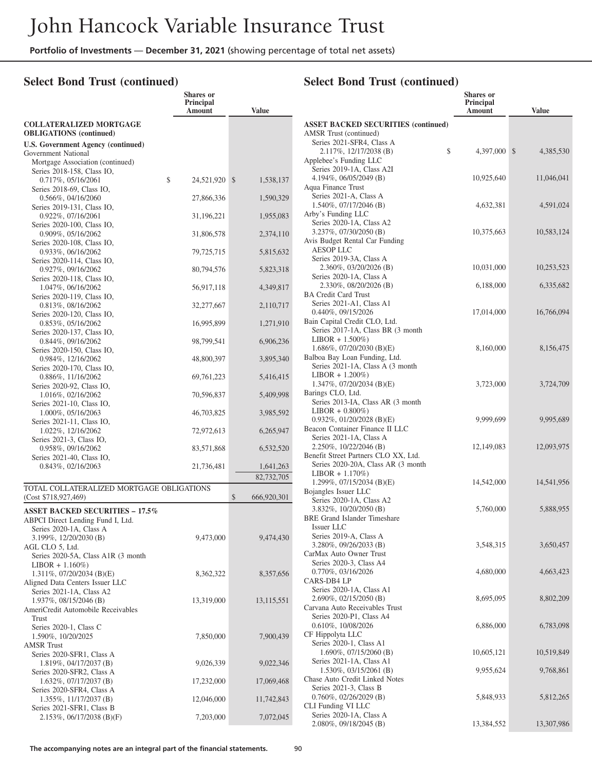## Select Bond Trust (continued)

| | Shares or Principal Amount | Value |
|---|---|---|
| **COLLATERALIZED MORTGAGE OBLIGATIONS (continued)** | | |
| **U.S. Government Agency (continued)** | | |
| Government National Mortgage Association (continued) | | |
| Series 2018-158, Class IO, 0.717%, 05/16/2061 | $ 24,521,920 | $ 1,538,137 |
| Series 2018-69, Class IO, 0.566%, 04/16/2060 | 27,866,336 | 1,590,329 |
| Series 2019-131, Class IO, 0.922%, 07/16/2061 | 31,196,221 | 1,955,083 |
| Series 2020-100, Class IO, 0.909%, 05/16/2062 | 31,806,578 | 2,374,110 |
| Series 2020-108, Class IO, 0.933%, 06/16/2062 | 79,725,715 | 5,815,632 |
| Series 2020-114, Class IO, 0.927%, 09/16/2062 | 80,794,576 | 5,823,318 |
| Series 2020-118, Class IO, 1.047%, 06/16/2062 | 56,917,118 | 4,349,817 |
| Series 2020-119, Class IO, 0.813%, 08/16/2062 | 32,277,667 | 2,110,717 |
| Series 2020-120, Class IO, 0.853%, 05/16/2062 | 16,995,899 | 1,271,910 |
| Series 2020-137, Class IO, 0.844%, 09/16/2062 | 98,799,541 | 6,906,236 |
| Series 2020-150, Class IO, 0.984%, 12/16/2062 | 48,800,397 | 3,895,340 |
| Series 2020-170, Class IO, 0.886%, 11/16/2062 | 69,761,223 | 5,416,415 |
| Series 2020-92, Class IO, 1.016%, 02/16/2062 | 70,596,837 | 5,409,998 |
| Series 2021-10, Class IO, 1.000%, 05/16/2063 | 46,703,825 | 3,985,592 |
| Series 2021-11, Class IO, 1.022%, 12/16/2062 | 72,972,613 | 6,265,947 |
| Series 2021-3, Class IO, 0.958%, 09/16/2062 | 83,571,868 | 6,532,520 |
| Series 2021-40, Class IO, 0.843%, 02/16/2063 | 21,736,481 | 1,641,263 |
| | | 82,732,705 |
| TOTAL COLLATERALIZED MORTGAGE OBLIGATIONS (Cost $718,927,469) | | $ 666,920,301 |
| **ASSET BACKED SECURITIES – 17.5%** | | |
| ABPCI Direct Lending Fund I, Ltd. Series 2020-1A, Class A 3.199%, 12/20/2030 (B) | 9,473,000 | 9,474,430 |
| AGL CLO 5, Ltd. Series 2020-5A, Class A1R (3 month LIBOR + 1.160%) 1.311%, 07/20/2034 (B)(E) | 8,362,322 | 8,357,656 |
| Aligned Data Centers Issuer LLC Series 2021-1A, Class A2 1.937%, 08/15/2046 (B) | 13,319,000 | 13,115,551 |
| AmeriCredit Automobile Receivables Trust Series 2020-1, Class C 1.590%, 10/20/2025 | 7,850,000 | 7,900,439 |
| AMSR Trust | | |
| Series 2020-SFR1, Class A 1.819%, 04/17/2037 (B) | 9,026,339 | 9,022,346 |
| Series 2020-SFR2, Class A 1.632%, 07/17/2037 (B) | 17,232,000 | 17,069,468 |
| Series 2020-SFR4, Class A 1.355%, 11/17/2037 (B) | 12,046,000 | 11,742,843 |
| Series 2021-SFR1, Class B 2.153%, 06/17/2038 (B)(F) | 7,203,000 | 7,072,045 |
| **ASSET BACKED SECURITIES (continued)** | | |
| AMSR Trust (continued) | | |
| Series 2021-SFR4, Class A 2.117%, 12/17/2038 (B) | $ 4,397,000 | $ 4,385,530 |
| Applebee's Funding LLC Series 2019-1A, Class A2I 4.194%, 06/05/2049 (B) | 10,925,640 | 11,046,041 |
| Aqua Finance Trust Series 2021-A, Class A 1.540%, 07/17/2046 (B) | 4,632,381 | 4,591,024 |
| Arby's Funding LLC Series 2020-1A, Class A2 3.237%, 07/30/2050 (B) | 10,375,663 | 10,583,124 |
| Avis Budget Rental Car Funding AESOP LLC | | |
| Series 2019-3A, Class A 2.360%, 03/20/2026 (B) | 10,031,000 | 10,253,523 |
| Series 2020-1A, Class A 2.330%, 08/20/2026 (B) | 6,188,000 | 6,335,682 |
| BA Credit Card Trust Series 2021-A1, Class A1 0.440%, 09/15/2026 | 17,014,000 | 16,766,094 |
| Bain Capital Credit CLO, Ltd. Series 2017-1A, Class BR (3 month LIBOR + 1.500%) 1.686%, 07/20/2030 (B)(E) | 8,160,000 | 8,156,475 |
| Balboa Bay Loan Funding, Ltd. Series 2021-1A, Class A (3 month LIBOR + 1.200%) 1.347%, 07/20/2034 (B)(E) | 3,723,000 | 3,724,709 |
| Barings CLO, Ltd. Series 2013-IA, Class AR (3 month LIBOR + 0.800%) 0.932%, 01/20/2028 (B)(E) | 9,999,699 | 9,995,689 |
| Beacon Container Finance II LLC Series 2021-1A, Class A 2.250%, 10/22/2046 (B) | 12,149,083 | 12,093,975 |
| Benefit Street Partners CLO XX, Ltd. Series 2020-20A, Class AR (3 month LIBOR + 1.170%) 1.299%, 07/15/2034 (B)(E) | 14,542,000 | 14,541,956 |
| Bojangles Issuer LLC Series 2020-1A, Class A2 3.832%, 10/20/2050 (B) | 5,760,000 | 5,888,955 |
| BRE Grand Islander Timeshare Issuer LLC Series 2019-A, Class A 3.280%, 09/26/2033 (B) | 3,548,315 | 3,650,457 |
| CarMax Auto Owner Trust Series 2020-3, Class A4 0.770%, 03/16/2026 | 4,680,000 | 4,663,423 |
| CARS-DB4 LP Series 2020-1A, Class A1 2.690%, 02/15/2050 (B) | 8,695,095 | 8,802,209 |
| Carvana Auto Receivables Trust Series 2020-P1, Class A4 0.610%, 10/08/2026 | 6,886,000 | 6,783,098 |
| CF Hippolyta LLC | | |
| Series 2020-1, Class A1 1.690%, 07/15/2060 (B) | 10,605,121 | 10,519,849 |
| Series 2021-1A, Class A1 1.530%, 03/15/2061 (B) | 9,955,624 | 9,768,861 |
| Chase Auto Credit Linked Notes Series 2021-3, Class B 0.760%, 02/26/2029 (B) | 5,848,933 | 5,812,265 |
| CLI Funding VI LLC Series 2020-1A, Class A 2.080%, 09/18/2045 (B) | 13,384,552 | 13,307,986 |

The accompanying notes are an integral part of the financial statements.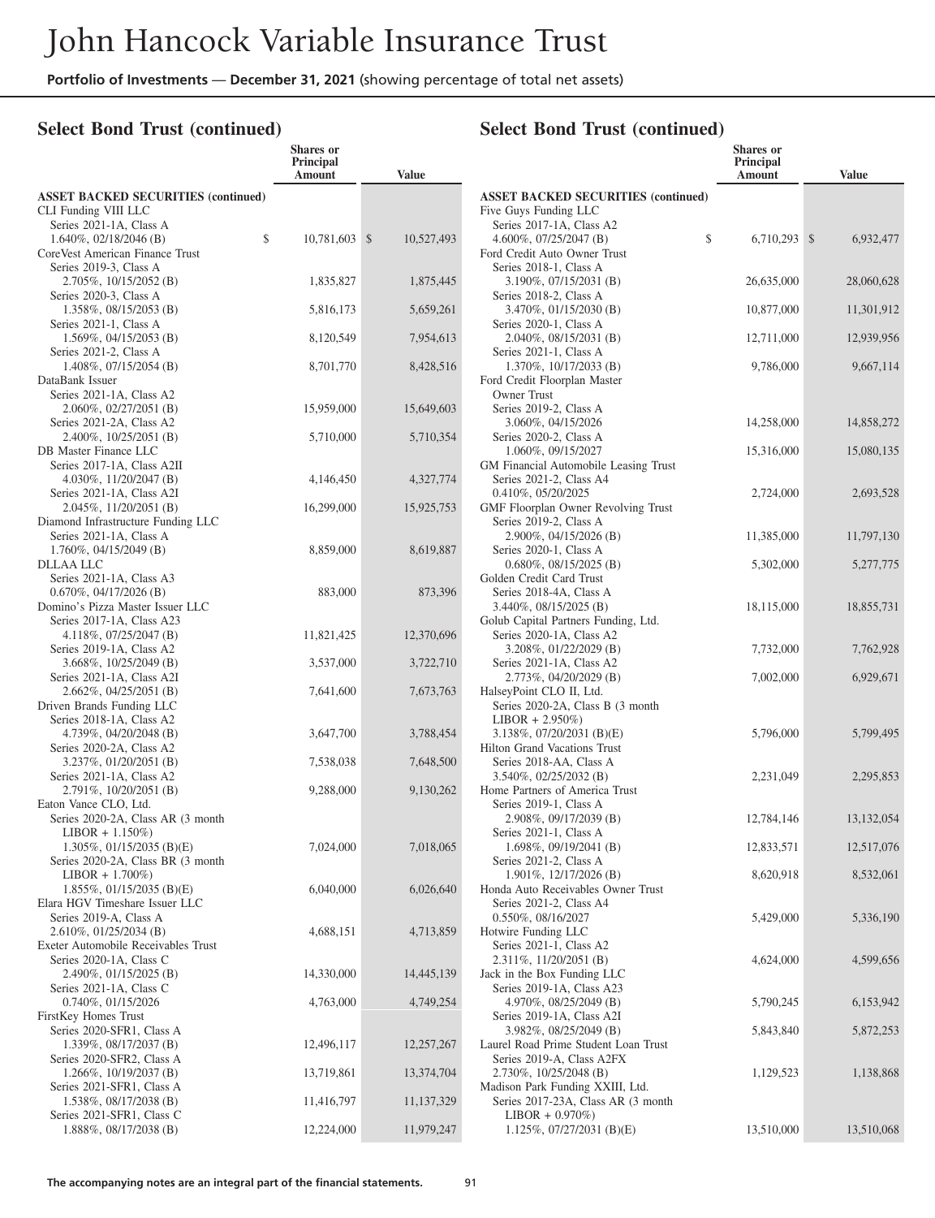## Select Bond Trust (continued)

| | Shares or Principal Amount | Value |
|---|---|---|
| **ASSET BACKED SECURITIES (continued)** | | |
| CLI Funding VIII LLC | | |
| Series 2021-1A, Class A 1.640%, 02/18/2046 (B) | $ 10,781,603 | $ 10,527,493 |
| CoreVest American Finance Trust | | |
| Series 2019-3, Class A 2.705%, 10/15/2052 (B) | 1,835,827 | 1,875,445 |
| Series 2020-3, Class A 1.358%, 08/15/2053 (B) | 5,816,173 | 5,659,261 |
| Series 2021-1, Class A 1.569%, 04/15/2053 (B) | 8,120,549 | 7,954,613 |
| Series 2021-2, Class A 1.408%, 07/15/2054 (B) | 8,701,770 | 8,428,516 |
| DataBank Issuer | | |
| Series 2021-1A, Class A2 2.060%, 02/27/2051 (B) | 15,959,000 | 15,649,603 |
| Series 2021-2A, Class A2 2.400%, 10/25/2051 (B) | 5,710,000 | 5,710,354 |
| DB Master Finance LLC | | |
| Series 2017-1A, Class A2II 4.030%, 11/20/2047 (B) | 4,146,450 | 4,327,774 |
| Series 2021-1A, Class A2I 2.045%, 11/20/2051 (B) | 16,299,000 | 15,925,753 |
| Diamond Infrastructure Funding LLC | | |
| Series 2021-1A, Class A 1.760%, 04/15/2049 (B) | 8,859,000 | 8,619,887 |
| DLLAA LLC | | |
| Series 2021-1A, Class A3 0.670%, 04/17/2026 (B) | 883,000 | 873,396 |
| Domino's Pizza Master Issuer LLC | | |
| Series 2017-1A, Class A23 4.118%, 07/25/2047 (B) | 11,821,425 | 12,370,696 |
| Series 2019-1A, Class A2 3.668%, 10/25/2049 (B) | 3,537,000 | 3,722,710 |
| Series 2021-1A, Class A2I 2.662%, 04/25/2051 (B) | 7,641,600 | 7,673,763 |
| Driven Brands Funding LLC | | |
| Series 2018-1A, Class A2 4.739%, 04/20/2048 (B) | 3,647,700 | 3,788,454 |
| Series 2020-2A, Class A2 3.237%, 01/20/2051 (B) | 7,538,038 | 7,648,500 |
| Series 2021-1A, Class A2 2.791%, 10/20/2051 (B) | 9,288,000 | 9,130,262 |
| Eaton Vance CLO, Ltd. | | |
| Series 2020-2A, Class AR (3 month LIBOR + 1.150%) 1.305%, 01/15/2035 (B)(E) | 7,024,000 | 7,018,065 |
| Series 2020-2A, Class BR (3 month LIBOR + 1.700%) 1.855%, 01/15/2035 (B)(E) | 6,040,000 | 6,026,640 |
| Elara HGV Timeshare Issuer LLC | | |
| Series 2019-A, Class A 2.610%, 01/25/2034 (B) | 4,688,151 | 4,713,859 |
| Exeter Automobile Receivables Trust | | |
| Series 2020-1A, Class C 2.490%, 01/15/2025 (B) | 14,330,000 | 14,445,139 |
| Series 2021-1A, Class C 0.740%, 01/15/2026 | 4,763,000 | 4,749,254 |
| FirstKey Homes Trust | | |
| Series 2020-SFR1, Class A 1.339%, 08/17/2037 (B) | 12,496,117 | 12,257,267 |
| Series 2020-SFR2, Class A 1.266%, 10/19/2037 (B) | 13,719,861 | 13,374,704 |
| Series 2021-SFR1, Class A 1.538%, 08/17/2038 (B) | 11,416,797 | 11,137,329 |
| Series 2021-SFR1, Class C 1.888%, 08/17/2038 (B) | 12,224,000 | 11,979,247 |
| Five Guys Funding LLC | | |
| Series 2017-1A, Class A2 4.600%, 07/25/2047 (B) | $ 6,710,293 | $ 6,932,477 |
| Ford Credit Auto Owner Trust | | |
| Series 2018-1, Class A 3.190%, 07/15/2031 (B) | 26,635,000 | 28,060,628 |
| Series 2018-2, Class A 3.470%, 01/15/2030 (B) | 10,877,000 | 11,301,912 |
| Series 2020-1, Class A 2.040%, 08/15/2031 (B) | 12,711,000 | 12,939,956 |
| Series 2021-1, Class A 1.370%, 10/17/2033 (B) | 9,786,000 | 9,667,114 |
| Ford Credit Floorplan Master Owner Trust | | |
| Series 2019-2, Class A 3.060%, 04/15/2026 | 14,258,000 | 14,858,272 |
| Series 2020-2, Class A 1.060%, 09/15/2027 | 15,316,000 | 15,080,135 |
| GM Financial Automobile Leasing Trust | | |
| Series 2021-2, Class A4 0.410%, 05/20/2025 | 2,724,000 | 2,693,528 |
| GMF Floorplan Owner Revolving Trust | | |
| Series 2019-2, Class A 2.900%, 04/15/2026 (B) | 11,385,000 | 11,797,130 |
| Series 2020-1, Class A 0.680%, 08/15/2025 (B) | 5,302,000 | 5,277,775 |
| Golden Credit Card Trust | | |
| Series 2018-4A, Class A 3.440%, 08/15/2025 (B) | 18,115,000 | 18,855,731 |
| Golub Capital Partners Funding, Ltd. | | |
| Series 2020-1A, Class A2 3.208%, 01/22/2029 (B) | 7,732,000 | 7,762,928 |
| Series 2021-1A, Class A2 2.773%, 04/20/2029 (B) | 7,002,000 | 6,929,671 |
| HalseyPoint CLO II, Ltd. | | |
| Series 2020-2A, Class B (3 month LIBOR + 2.950%) 3.138%, 07/20/2031 (B)(E) | 5,796,000 | 5,799,495 |
| Hilton Grand Vacations Trust | | |
| Series 2018-AA, Class A 3.540%, 02/25/2032 (B) | 2,231,049 | 2,295,853 |
| Home Partners of America Trust | | |
| Series 2019-1, Class A 2.908%, 09/17/2039 (B) | 12,784,146 | 13,132,054 |
| Series 2021-1, Class A 1.698%, 09/19/2041 (B) | 12,833,571 | 12,517,076 |
| Series 2021-2, Class A 1.901%, 12/17/2026 (B) | 8,620,918 | 8,532,061 |
| Honda Auto Receivables Owner Trust | | |
| Series 2021-2, Class A4 0.550%, 08/16/2027 | 5,429,000 | 5,336,190 |
| Hotwire Funding LLC | | |
| Series 2021-1, Class A2 2.311%, 11/20/2051 (B) | 4,624,000 | 4,599,656 |
| Jack in the Box Funding LLC | | |
| Series 2019-1A, Class A23 4.970%, 08/25/2049 (B) | 5,790,245 | 6,153,942 |
| Series 2019-1A, Class A2I 3.982%, 08/25/2049 (B) | 5,843,840 | 5,872,253 |
| Laurel Road Prime Student Loan Trust | | |
| Series 2019-A, Class A2FX 2.730%, 10/25/2048 (B) | 1,129,523 | 1,138,868 |
| Madison Park Funding XXIII, Ltd. | | |
| Series 2017-23A, Class AR (3 month LIBOR + 0.970%) 1.125%, 07/27/2031 (B)(E) | 13,510,000 | 13,510,068 |

The accompanying notes are an integral part of the financial statements.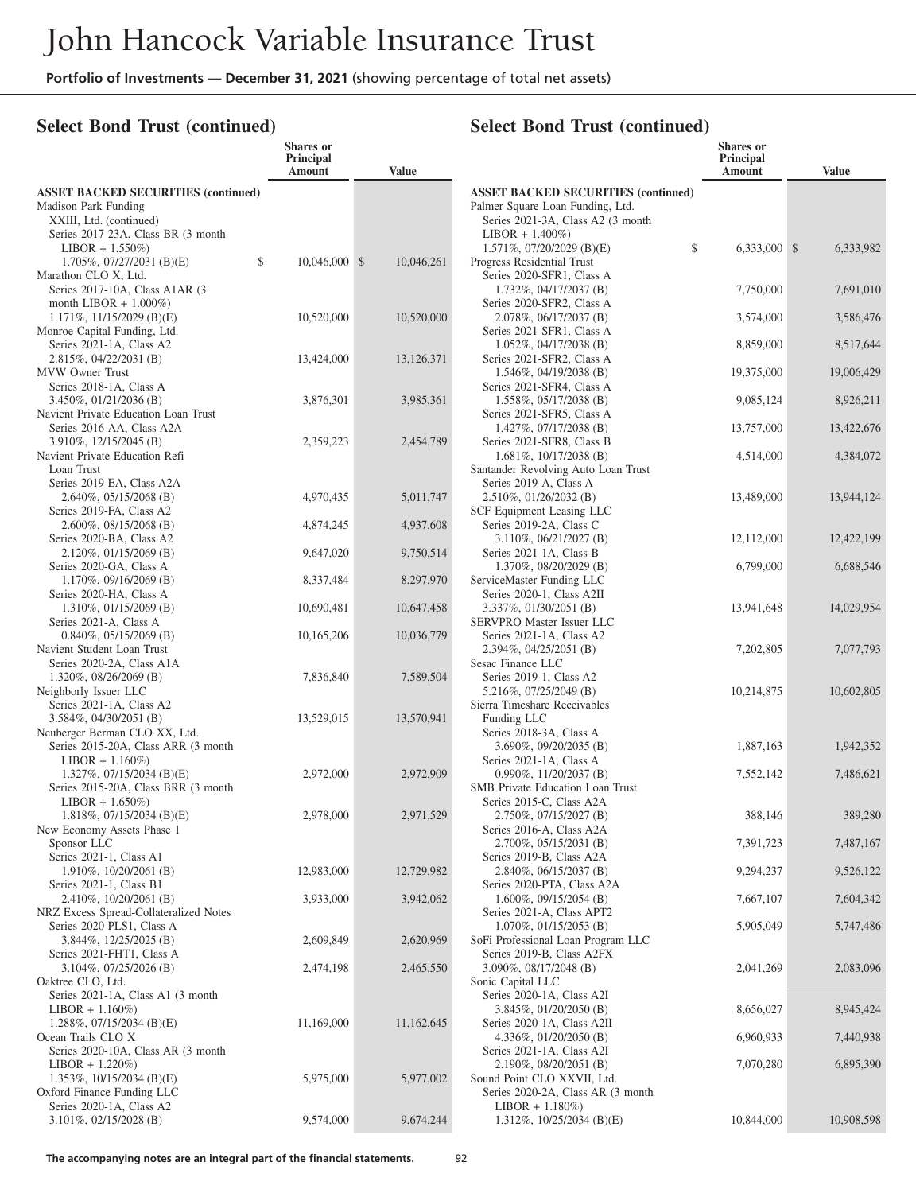## Select Bond Trust (continued)

| | Shares or Principal Amount | Value |
|---|---|---|
| **ASSET BACKED SECURITIES (continued)** | | |
| Madison Park Funding XXIII, Ltd. (continued) | | |
| Series 2017-23A, Class BR (3 month LIBOR + 1.550%) 1.705%, 07/27/2031 (B)(E) | $ 10,046,000 | $ 10,046,261 |
| Marathon CLO X, Ltd. | | |
| Series 2017-10A, Class A1AR (3 month LIBOR + 1.000%) 1.171%, 11/15/2029 (B)(E) | 10,520,000 | 10,520,000 |
| Monroe Capital Funding, Ltd. | | |
| Series 2021-1A, Class A2 2.815%, 04/22/2031 (B) | 13,424,000 | 13,126,371 |
| MVW Owner Trust | | |
| Series 2018-1A, Class A 3.450%, 01/21/2036 (B) | 3,876,301 | 3,985,361 |
| Navient Private Education Loan Trust | | |
| Series 2016-AA, Class A2A 3.910%, 12/15/2045 (B) | 2,359,223 | 2,454,789 |
| Navient Private Education Refi Loan Trust | | |
| Series 2019-EA, Class A2A 2.640%, 05/15/2068 (B) | 4,970,435 | 5,011,747 |
| Series 2019-FA, Class A2 2.600%, 08/15/2068 (B) | 4,874,245 | 4,937,608 |
| Series 2020-BA, Class A2 2.120%, 01/15/2069 (B) | 9,647,020 | 9,750,514 |
| Series 2020-GA, Class A 1.170%, 09/16/2069 (B) | 8,337,484 | 8,297,970 |
| Series 2020-HA, Class A 1.310%, 01/15/2069 (B) | 10,690,481 | 10,647,458 |
| Series 2021-A, Class A 0.840%, 05/15/2069 (B) | 10,165,206 | 10,036,779 |
| Navient Student Loan Trust | | |
| Series 2020-2A, Class A1A 1.320%, 08/26/2069 (B) | 7,836,840 | 7,589,504 |
| Neighborly Issuer LLC | | |
| Series 2021-1A, Class A2 3.584%, 04/30/2051 (B) | 13,529,015 | 13,570,941 |
| Neuberger Berman CLO XX, Ltd. | | |
| Series 2015-20A, Class ARR (3 month LIBOR + 1.160%) 1.327%, 07/15/2034 (B)(E) | 2,972,000 | 2,972,909 |
| Series 2015-20A, Class BRR (3 month LIBOR + 1.650%) 1.818%, 07/15/2034 (B)(E) | 2,978,000 | 2,971,529 |
| New Economy Assets Phase 1 Sponsor LLC | | |
| Series 2021-1, Class A1 1.910%, 10/20/2061 (B) | 12,983,000 | 12,729,982 |
| Series 2021-1, Class B1 2.410%, 10/20/2061 (B) | 3,933,000 | 3,942,062 |
| NRZ Excess Spread-Collateralized Notes | | |
| Series 2020-PLS1, Class A 3.844%, 12/25/2025 (B) | 2,609,849 | 2,620,969 |
| Series 2021-FHT1, Class A 3.104%, 07/25/2026 (B) | 2,474,198 | 2,465,550 |
| Oaktree CLO, Ltd. | | |
| Series 2021-1A, Class A1 (3 month LIBOR + 1.160%) 1.288%, 07/15/2034 (B)(E) | 11,169,000 | 11,162,645 |
| Ocean Trails CLO X | | |
| Series 2020-10A, Class AR (3 month LIBOR + 1.220%) 1.353%, 10/15/2034 (B)(E) | 5,975,000 | 5,977,002 |
| Oxford Finance Funding LLC | | |
| Series 2020-1A, Class A2 3.101%, 02/15/2028 (B) | 9,574,000 | 9,674,244 |
| Palmer Square Loan Funding, Ltd. | | |
| Series 2021-3A, Class A2 (3 month LIBOR + 1.400%) 1.571%, 07/20/2029 (B)(E) | $ 6,333,000 | $ 6,333,982 |
| Progress Residential Trust | | |
| Series 2020-SFR1, Class A 1.732%, 04/17/2037 (B) | 7,750,000 | 7,691,010 |
| Series 2020-SFR2, Class A 2.078%, 06/17/2037 (B) | 3,574,000 | 3,586,476 |
| Series 2021-SFR1, Class A 1.052%, 04/17/2038 (B) | 8,859,000 | 8,517,644 |
| Series 2021-SFR2, Class A 1.546%, 04/19/2038 (B) | 19,375,000 | 19,006,429 |
| Series 2021-SFR4, Class A 1.558%, 05/17/2038 (B) | 9,085,124 | 8,926,211 |
| Series 2021-SFR5, Class A 1.427%, 07/17/2038 (B) | 13,757,000 | 13,422,676 |
| Series 2021-SFR8, Class B 1.681%, 10/17/2038 (B) | 4,514,000 | 4,384,072 |
| Santander Revolving Auto Loan Trust | | |
| Series 2019-A, Class A 2.510%, 01/26/2032 (B) | 13,489,000 | 13,944,124 |
| SCF Equipment Leasing LLC | | |
| Series 2019-2A, Class C 3.110%, 06/21/2027 (B) | 12,112,000 | 12,422,199 |
| Series 2021-1A, Class B 1.370%, 08/20/2029 (B) | 6,799,000 | 6,688,546 |
| ServiceMaster Funding LLC | | |
| Series 2020-1, Class A2II 3.337%, 01/30/2051 (B) | 13,941,648 | 14,029,954 |
| SERVPRO Master Issuer LLC | | |
| Series 2021-1A, Class A2 2.394%, 04/25/2051 (B) | 7,202,805 | 7,077,793 |
| Sesac Finance LLC | | |
| Series 2019-1, Class A2 5.216%, 07/25/2049 (B) | 10,214,875 | 10,602,805 |
| Sierra Timeshare Receivables Funding LLC | | |
| Series 2018-3A, Class A 3.690%, 09/20/2035 (B) | 1,887,163 | 1,942,352 |
| Series 2021-1A, Class A 0.990%, 11/20/2037 (B) | 7,552,142 | 7,486,621 |
| SMB Private Education Loan Trust | | |
| Series 2015-C, Class A2A 2.750%, 07/15/2027 (B) | 388,146 | 389,280 |
| Series 2016-A, Class A2A 2.700%, 05/15/2031 (B) | 7,391,723 | 7,487,167 |
| Series 2019-B, Class A2A 2.840%, 06/15/2037 (B) | 9,294,237 | 9,526,122 |
| Series 2020-PTA, Class A2A 1.600%, 09/15/2054 (B) | 7,667,107 | 7,604,342 |
| Series 2021-A, Class APT2 1.070%, 01/15/2053 (B) | 5,905,049 | 5,747,486 |
| SoFi Professional Loan Program LLC | | |
| Series 2019-B, Class A2FX 3.090%, 08/17/2048 (B) | 2,041,269 | 2,083,096 |
| Sonic Capital LLC | | |
| Series 2020-1A, Class A2I 3.845%, 01/20/2050 (B) | 8,656,027 | 8,945,424 |
| Series 2020-1A, Class A2II 4.336%, 01/20/2050 (B) | 6,960,933 | 7,440,938 |
| Series 2021-1A, Class A2I 2.190%, 08/20/2051 (B) | 7,070,280 | 6,895,390 |
| Sound Point CLO XXVII, Ltd. | | |
| Series 2020-2A, Class AR (3 month LIBOR + 1.180%) 1.312%, 10/25/2034 (B)(E) | 10,844,000 | 10,908,598 |

The accompanying notes are an integral part of the financial statements.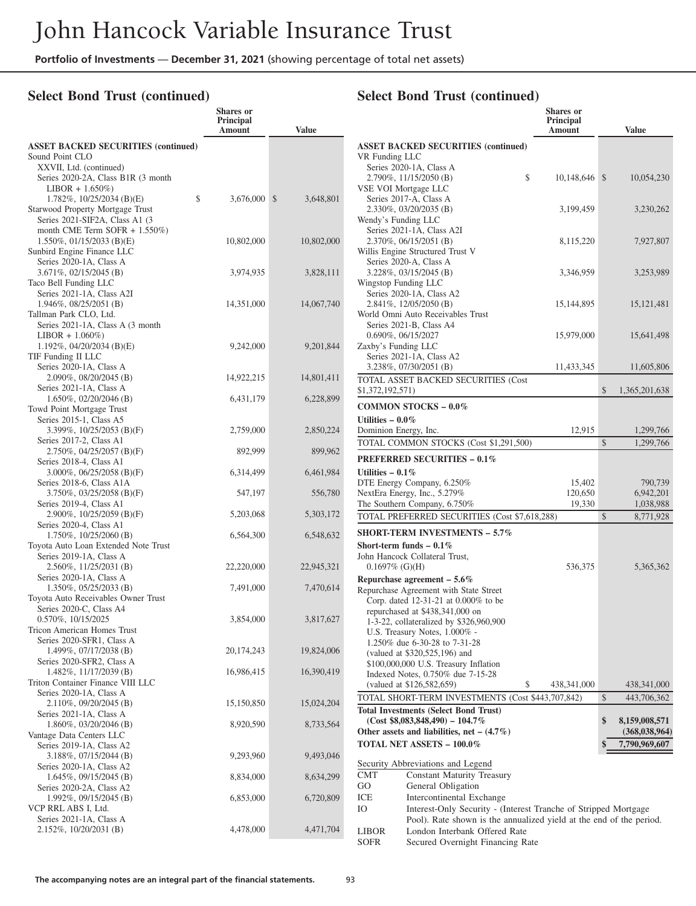## Select Bond Trust (continued)

| | Shares or Principal Amount | Value |
|---|---|---|
| **ASSET BACKED SECURITIES (continued)** | | |
| Sound Point CLO XXVII, Ltd. (continued) | | |
| Series 2020-2A, Class B1R (3 month LIBOR + 1.650%) 1.782%, 10/25/2034 (B)(E) | $ 3,676,000 | $ 3,648,801 |
| Starwood Property Mortgage Trust | | |
| Series 2021-SIF2A, Class A1 (3 month CME Term SOFR + 1.550%) 1.550%, 01/15/2033 (B)(E) | 10,802,000 | 10,802,000 |
| Sunbird Engine Finance LLC | | |
| Series 2020-1A, Class A 3.671%, 02/15/2045 (B) | 3,974,935 | 3,828,111 |
| Taco Bell Funding LLC | | |
| Series 2021-1A, Class A2I 1.946%, 08/25/2051 (B) | 14,351,000 | 14,067,740 |
| Tallman Park CLO, Ltd. | | |
| Series 2021-1A, Class A (3 month LIBOR + 1.060%) 1.192%, 04/20/2034 (B)(E) | 9,242,000 | 9,201,844 |
| TIF Funding II LLC | | |
| Series 2020-1A, Class A 2.090%, 08/20/2045 (B) | 14,922,215 | 14,801,411 |
| Series 2021-1A, Class A 1.650%, 02/20/2046 (B) | 6,431,179 | 6,228,899 |
| Towd Point Mortgage Trust | | |
| Series 2015-1, Class A5 3.399%, 10/25/2053 (B)(F) | 2,759,000 | 2,850,224 |
| Series 2017-2, Class A1 2.750%, 04/25/2057 (B)(F) | 892,999 | 899,962 |
| Series 2018-4, Class A1 3.000%, 06/25/2058 (B)(F) | 6,314,499 | 6,461,984 |
| Series 2018-6, Class A1A 3.750%, 03/25/2058 (B)(F) | 547,197 | 556,780 |
| Series 2019-4, Class A1 2.900%, 10/25/2059 (B)(F) | 5,203,068 | 5,303,172 |
| Series 2020-4, Class A1 1.750%, 10/25/2060 (B) | 6,564,300 | 6,548,632 |
| Toyota Auto Loan Extended Note Trust | | |
| Series 2019-1A, Class A 2.560%, 11/25/2031 (B) | 22,220,000 | 22,945,321 |
| Series 2020-1A, Class A 1.350%, 05/25/2033 (B) | 7,491,000 | 7,470,614 |
| Toyota Auto Receivables Owner Trust | | |
| Series 2020-C, Class A4 0.570%, 10/15/2025 | 3,854,000 | 3,817,627 |
| Tricon American Homes Trust | | |
| Series 2020-SFR1, Class A 1.499%, 07/17/2038 (B) | 20,174,243 | 19,824,006 |
| Series 2020-SFR2, Class A 1.482%, 11/17/2039 (B) | 16,986,415 | 16,390,419 |
| Triton Container Finance VIII LLC | | |
| Series 2020-1A, Class A 2.110%, 09/20/2045 (B) | 15,150,850 | 15,024,204 |
| Series 2021-1A, Class A 1.860%, 03/20/2046 (B) | 8,920,590 | 8,733,564 |
| Vantage Data Centers LLC | | |
| Series 2019-1A, Class A2 3.188%, 07/15/2044 (B) | 9,293,960 | 9,493,046 |
| Series 2020-1A, Class A2 1.645%, 09/15/2045 (B) | 8,834,000 | 8,634,299 |
| Series 2020-2A, Class A2 1.992%, 09/15/2045 (B) | 6,853,000 | 6,720,809 |
| VCP RRL ABS I, Ltd. | | |
| Series 2021-1A, Class A 2.152%, 10/20/2031 (B) | 4,478,000 | 4,471,704 |
| VR Funding LLC | | |
| Series 2020-1A, Class A 2.790%, 11/15/2050 (B) | $ 10,148,646 | $ 10,054,230 |
| VSE VOI Mortgage LLC | | |
| Series 2017-A, Class A 2.330%, 03/20/2035 (B) | 3,199,459 | 3,230,262 |
| Wendy's Funding LLC | | |
| Series 2021-1A, Class A2I 2.370%, 06/15/2051 (B) | 8,115,220 | 7,927,807 |
| Willis Engine Structured Trust V | | |
| Series 2020-A, Class A 3.228%, 03/15/2045 (B) | 3,346,959 | 3,253,989 |
| Wingstop Funding LLC | | |
| Series 2020-1A, Class A2 2.841%, 12/05/2050 (B) | 15,144,895 | 15,121,481 |
| World Omni Auto Receivables Trust | | |
| Series 2021-B, Class A4 0.690%, 06/15/2027 | 15,979,000 | 15,641,498 |
| Zaxby's Funding LLC | | |
| Series 2021-1A, Class A2 3.238%, 07/30/2051 (B) | 11,433,345 | 11,605,806 |
| TOTAL ASSET BACKED SECURITIES (Cost $1,372,192,571) | | $ 1,365,201,638 |
| **COMMON STOCKS – 0.0%** | | |
| **Utilities – 0.0%** | | |
| Dominion Energy, Inc. | 12,915 | 1,299,766 |
| TOTAL COMMON STOCKS (Cost $1,291,500) | | $ 1,299,766 |
| **PREFERRED SECURITIES – 0.1%** | | |
| **Utilities – 0.1%** | | |
| DTE Energy Company, 6.250% | 15,402 | 790,739 |
| NextEra Energy, Inc., 5.279% | 120,650 | 6,942,201 |
| The Southern Company, 6.750% | 19,330 | 1,038,988 |
| TOTAL PREFERRED SECURITIES (Cost $7,618,288) | | $ 8,771,928 |
| **SHORT-TERM INVESTMENTS – 5.7%** | | |
| **Short-term funds – 0.1%** | | |
| John Hancock Collateral Trust, 0.1697% (G)(H) | 536,375 | 5,365,362 |
| **Repurchase agreement – 5.6%** | | |
| Repurchase Agreement with State Street Corp. dated 12-31-21 at 0.000% to be repurchased at $438,341,000 on 1-3-22, collateralized by $326,960,900 U.S. Treasury Notes, 1.000% - 1.250% due 6-30-28 to 7-31-28 (valued at $320,525,196) and $100,000,000 U.S. Treasury Inflation Indexed Notes, 0.750% due 7-15-28 (valued at $126,582,659) | $ 438,341,000 | 438,341,000 |
| TOTAL SHORT-TERM INVESTMENTS (Cost $443,707,842) | | $ 443,706,362 |
| **Total Investments (Select Bond Trust) (Cost $8,083,848,490) – 104.7%** | | **$ 8,159,008,571** |
| **Other assets and liabilities, net – (4.7%)** | | **(368,038,964)** |
| **TOTAL NET ASSETS – 100.0%** | | **$ 7,790,969,607** |

Security Abbreviations and Legend

| | |
|---|---|
| CMT | Constant Maturity Treasury |
| GO | General Obligation |
| ICE | Intercontinental Exchange |
| IO | Interest-Only Security - (Interest Tranche of Stripped Mortgage Pool). Rate shown is the annualized yield at the end of the period. |
| LIBOR | London Interbank Offered Rate |
| SOFR | Secured Overnight Financing Rate |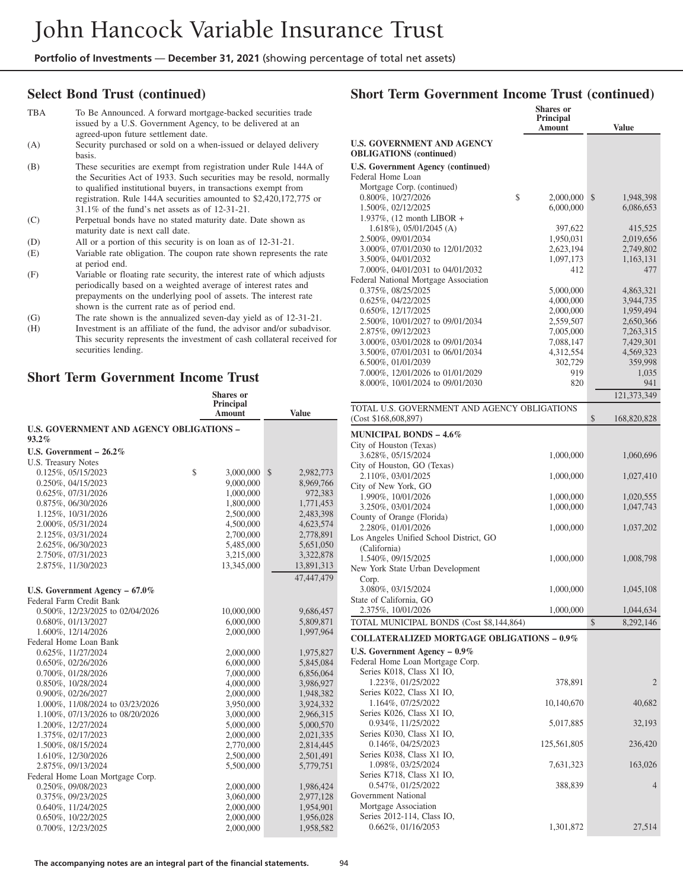## Select Bond Trust (continued)

| | |
|---|---|
| TBA | To Be Announced. A forward mortgage-backed securities trade issued by a U.S. Government Agency, to be delivered at an agreed-upon future settlement date. |
| (A) | Security purchased or sold on a when-issued or delayed delivery basis. |
| (B) | These securities are exempt from registration under Rule 144A of the Securities Act of 1933. Such securities may be resold, normally to qualified institutional buyers, in transactions exempt from registration. Rule 144A securities amounted to $2,420,172,775 or 31.1% of the fund's net assets as of 12-31-21. |
| (C) | Perpetual bonds have no stated maturity date. Date shown as maturity date is next call date. |
| (D) | All or a portion of this security is on loan as of 12-31-21. |
| (E) | Variable rate obligation. The coupon rate shown represents the rate at period end. |
| (F) | Variable or floating rate security, the interest rate of which adjusts periodically based on a weighted average of interest rates and prepayments on the underlying pool of assets. The interest rate shown is the current rate as of period end. |
| (G) | The rate shown is the annualized seven-day yield as of 12-31-21. |
| (H) | Investment is an affiliate of the fund, the advisor and/or subadvisor. This security represents the investment of cash collateral received for securities lending. |

## Short Term Government Income Trust

| | Shares or Principal Amount | Value |
|---|---|---|
| **U.S. GOVERNMENT AND AGENCY OBLIGATIONS – 93.2%** | | |
| **U.S. Government – 26.2%** | | |
| U.S. Treasury Notes | | |
| 0.125%, 05/15/2023 | $ 3,000,000 | $ 2,982,773 |
| 0.250%, 04/15/2023 | 9,000,000 | 8,969,766 |
| 0.625%, 07/31/2026 | 1,000,000 | 972,383 |
| 0.875%, 06/30/2026 | 1,800,000 | 1,771,453 |
| 1.125%, 10/31/2026 | 2,500,000 | 2,483,398 |
| 2.000%, 05/31/2024 | 4,500,000 | 4,623,574 |
| 2.125%, 03/31/2024 | 2,700,000 | 2,778,891 |
| 2.625%, 06/30/2023 | 5,485,000 | 5,651,050 |
| 2.750%, 07/31/2023 | 3,215,000 | 3,322,878 |
| 2.875%, 11/30/2023 | 13,345,000 | 13,891,313 |
| | | 47,447,479 |
| **U.S. Government Agency – 67.0%** | | |
| Federal Farm Credit Bank | | |
| 0.500%, 12/23/2025 to 02/04/2026 | 10,000,000 | 9,686,457 |
| 0.680%, 01/13/2027 | 6,000,000 | 5,809,871 |
| 1.600%, 12/14/2026 | 2,000,000 | 1,997,964 |
| Federal Home Loan Bank | | |
| 0.625%, 11/27/2024 | 2,000,000 | 1,975,827 |
| 0.650%, 02/26/2026 | 6,000,000 | 5,845,084 |
| 0.700%, 01/28/2026 | 7,000,000 | 6,856,064 |
| 0.850%, 10/28/2024 | 4,000,000 | 3,986,927 |
| 0.900%, 02/26/2027 | 2,000,000 | 1,948,382 |
| 1.000%, 11/08/2024 to 03/23/2026 | 3,950,000 | 3,924,332 |
| 1.100%, 07/13/2026 to 08/20/2026 | 3,000,000 | 2,966,315 |
| 1.200%, 12/27/2024 | 5,000,000 | 5,000,570 |
| 1.375%, 02/17/2023 | 2,000,000 | 2,021,335 |
| 1.500%, 08/15/2024 | 2,770,000 | 2,814,445 |
| 1.610%, 12/30/2026 | 2,500,000 | 2,501,491 |
| 2.875%, 09/13/2024 | 5,500,000 | 5,779,751 |
| Federal Home Loan Mortgage Corp. | | |
| 0.250%, 09/08/2023 | 2,000,000 | 1,986,424 |
| 0.375%, 09/23/2025 | 3,060,000 | 2,977,128 |
| 0.640%, 11/24/2025 | 2,000,000 | 1,954,901 |
| 0.650%, 10/22/2025 | 2,000,000 | 1,956,028 |
| 0.700%, 12/23/2025 | 2,000,000 | 1,958,582 |

## Short Term Government Income Trust (continued)

| | Shares or Principal Amount | Value |
|---|---|---|
| **U.S. GOVERNMENT AND AGENCY OBLIGATIONS (continued)** | | |
| **U.S. Government Agency (continued)** | | |
| Federal Home Loan Mortgage Corp. (continued) | | |
| 0.800%, 10/27/2026 | $ 2,000,000 | $ 1,948,398 |
| 1.500%, 02/12/2025 | 6,000,000 | 6,086,653 |
| 1.937%, (12 month LIBOR + 1.618%), 05/01/2045 (A) | 397,622 | 415,525 |
| 2.500%, 09/01/2034 | 1,950,031 | 2,019,656 |
| 3.000%, 07/01/2030 to 12/01/2032 | 2,623,194 | 2,749,802 |
| 3.500%, 04/01/2032 | 1,097,173 | 1,163,131 |
| 7.000%, 04/01/2031 to 04/01/2032 | 412 | 477 |
| Federal National Mortgage Association | | |
| 0.375%, 08/25/2025 | 5,000,000 | 4,863,321 |
| 0.625%, 04/22/2025 | 4,000,000 | 3,944,735 |
| 0.650%, 12/17/2025 | 2,000,000 | 1,959,494 |
| 2.500%, 10/01/2027 to 09/01/2034 | 2,559,507 | 2,650,366 |
| 2.875%, 09/12/2023 | 7,005,000 | 7,263,315 |
| 3.000%, 03/01/2028 to 09/01/2034 | 7,088,147 | 7,429,301 |
| 3.500%, 07/01/2031 to 06/01/2034 | 4,312,554 | 4,569,323 |
| 6.500%, 01/01/2039 | 302,729 | 359,998 |
| 7.000%, 12/01/2026 to 01/01/2029 | 919 | 1,035 |
| 8.000%, 10/01/2024 to 09/01/2030 | 820 | 941 |
| | | 121,373,349 |
| TOTAL U.S. GOVERNMENT AND AGENCY OBLIGATIONS (Cost $168,608,897) | | $ 168,820,828 |
| **MUNICIPAL BONDS – 4.6%** | | |
| City of Houston (Texas) | | |
| 3.628%, 05/15/2024 | 1,000,000 | 1,060,696 |
| City of Houston, GO (Texas) | | |
| 2.110%, 03/01/2025 | 1,000,000 | 1,027,410 |
| City of New York, GO | | |
| 1.990%, 10/01/2026 | 1,000,000 | 1,020,555 |
| 3.250%, 03/01/2024 | 1,000,000 | 1,047,743 |
| County of Orange (Florida) | | |
| 2.280%, 01/01/2026 | 1,000,000 | 1,037,202 |
| Los Angeles Unified School District, GO (California) | | |
| 1.540%, 09/15/2025 | 1,000,000 | 1,008,798 |
| New York State Urban Development Corp. | | |
| 3.080%, 03/15/2024 | 1,000,000 | 1,045,108 |
| State of California, GO | | |
| 2.375%, 10/01/2026 | 1,000,000 | 1,044,634 |
| TOTAL MUNICIPAL BONDS (Cost $8,144,864) | | $ 8,292,146 |
| **COLLATERALIZED MORTGAGE OBLIGATIONS – 0.9%** | | |
| **U.S. Government Agency – 0.9%** | | |
| Federal Home Loan Mortgage Corp. | | |
| Series K018, Class X1 IO, 1.223%, 01/25/2022 | 378,891 | 2 |
| Series K022, Class X1 IO, 1.164%, 07/25/2022 | 10,140,670 | 40,682 |
| Series K026, Class X1 IO, 0.934%, 11/25/2022 | 5,017,885 | 32,193 |
| Series K030, Class X1 IO, 0.146%, 04/25/2023 | 125,561,805 | 236,420 |
| Series K038, Class X1 IO, 1.098%, 03/25/2024 | 7,631,323 | 163,026 |
| Series K718, Class X1 IO, 0.547%, 01/25/2022 | 388,839 | 4 |
| Government National Mortgage Association | | |
| Series 2012-114, Class IO, 0.662%, 01/16/2053 | 1,301,872 | 27,514 |

The accompanying notes are an integral part of the financial statements.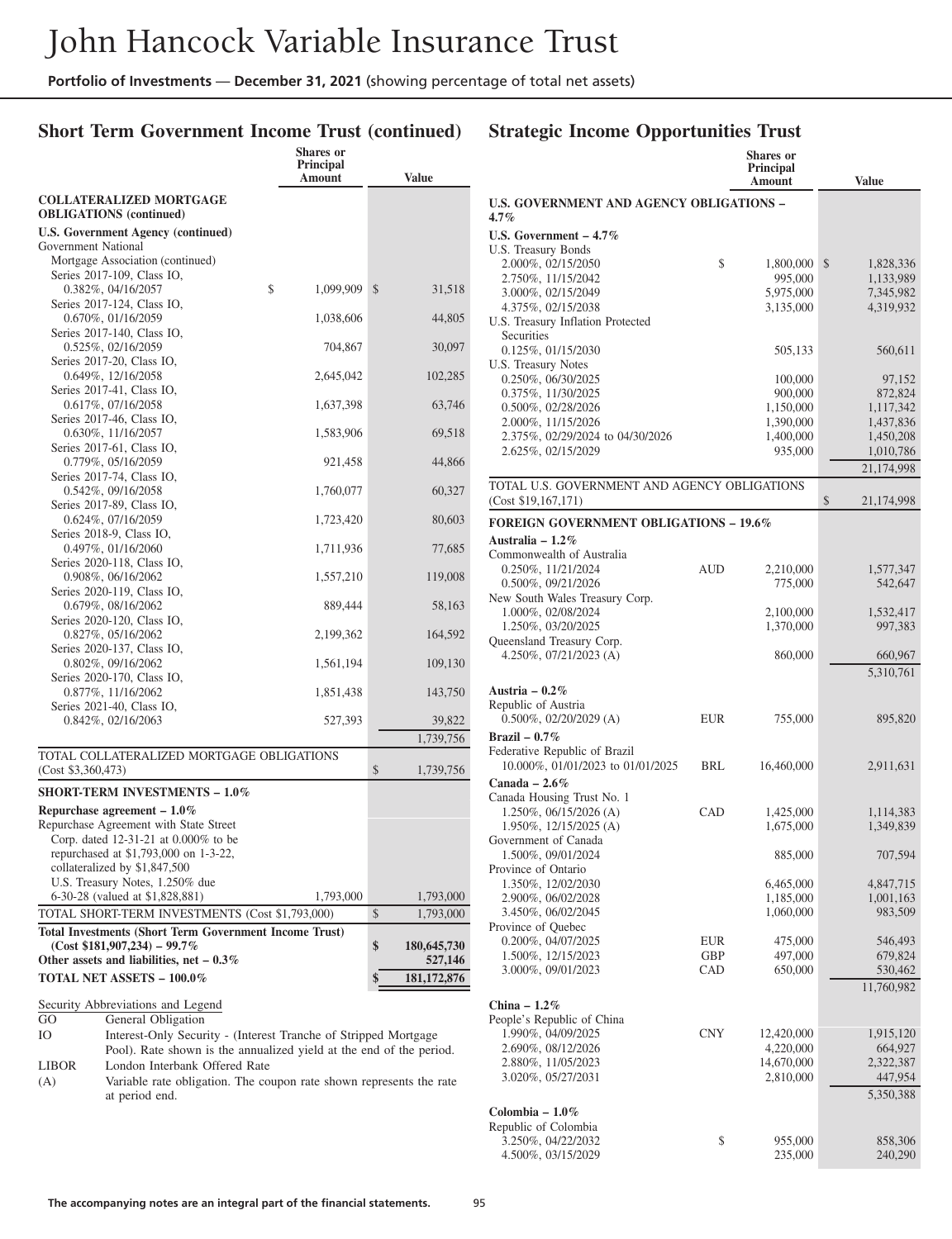## Short Term Government Income Trust (continued)

| | Shares or Principal Amount | Value |
|---|---|---|
| **COLLATERALIZED MORTGAGE OBLIGATIONS (continued)** | | |
| **U.S. Government Agency (continued)** | | |
| Government National Mortgage Association (continued) | | |
| Series 2017-109, Class IO, 0.382%, 04/16/2057 | $ 1,099,909 | $ 31,518 |
| Series 2017-124, Class IO, 0.670%, 01/16/2059 | 1,038,606 | 44,805 |
| Series 2017-140, Class IO, 0.525%, 02/16/2059 | 704,867 | 30,097 |
| Series 2017-20, Class IO, 0.649%, 12/16/2058 | 2,645,042 | 102,285 |
| Series 2017-41, Class IO, 0.617%, 07/16/2058 | 1,637,398 | 63,746 |
| Series 2017-46, Class IO, 0.630%, 11/16/2057 | 1,583,906 | 69,518 |
| Series 2017-61, Class IO, 0.779%, 05/16/2059 | 921,458 | 44,866 |
| Series 2017-74, Class IO, 0.542%, 09/16/2058 | 1,760,077 | 60,327 |
| Series 2017-89, Class IO, 0.624%, 07/16/2059 | 1,723,420 | 80,603 |
| Series 2018-9, Class IO, 0.497%, 01/16/2060 | 1,711,936 | 77,685 |
| Series 2020-118, Class IO, 0.908%, 06/16/2062 | 1,557,210 | 119,008 |
| Series 2020-119, Class IO, 0.679%, 08/16/2062 | 889,444 | 58,163 |
| Series 2020-120, Class IO, 0.827%, 05/16/2062 | 2,199,362 | 164,592 |
| Series 2020-137, Class IO, 0.802%, 09/16/2062 | 1,561,194 | 109,130 |
| Series 2020-170, Class IO, 0.877%, 11/16/2062 | 1,851,438 | 143,750 |
| Series 2021-40, Class IO, 0.842%, 02/16/2063 | 527,393 | 39,822 |
| | | 1,739,756 |
| TOTAL COLLATERALIZED MORTGAGE OBLIGATIONS (Cost $3,360,473) | | $ 1,739,756 |
| **SHORT-TERM INVESTMENTS – 1.0%** | | |
| **Repurchase agreement – 1.0%** | | |
| Repurchase Agreement with State Street Corp. dated 12-31-21 at 0.000% to be repurchased at $1,793,000 on 1-3-22, collateralized by $1,847,500 U.S. Treasury Notes, 1.250% due 6-30-28 (valued at $1,828,881) | 1,793,000 | 1,793,000 |
| TOTAL SHORT-TERM INVESTMENTS (Cost $1,793,000) | | $ 1,793,000 |
| **Total Investments (Short Term Government Income Trust) (Cost $181,907,234) – 99.7%** | | **$ 180,645,730** |
| **Other assets and liabilities, net – 0.3%** | | **527,146** |
| **TOTAL NET ASSETS – 100.0%** | | **$ 181,172,876** |

Security Abbreviations and Legend

| | |
|---|---|
| GO | General Obligation |
| IO | Interest-Only Security - (Interest Tranche of Stripped Mortgage Pool). Rate shown is the annualized yield at the end of the period. |
| LIBOR | London Interbank Offered Rate |
| (A) | Variable rate obligation. The coupon rate shown represents the rate at period end. |

## Strategic Income Opportunities Trust

| | | Shares or Principal Amount | Value |
|---|---|---|---|
| **U.S. GOVERNMENT AND AGENCY OBLIGATIONS – 4.7%** | | | |
| **U.S. Government – 4.7%** | | | |
| U.S. Treasury Bonds | | | |
| 2.000%, 02/15/2050 | $ | 1,800,000 | $ 1,828,336 |
| 2.750%, 11/15/2042 | | 995,000 | 1,133,989 |
| 3.000%, 02/15/2049 | | 5,975,000 | 7,345,982 |
| 4.375%, 02/15/2038 | | 3,135,000 | 4,319,932 |
| U.S. Treasury Inflation Protected Securities | | | |
| 0.125%, 01/15/2030 | | 505,133 | 560,611 |
| U.S. Treasury Notes | | | |
| 0.250%, 06/30/2025 | | 100,000 | 97,152 |
| 0.375%, 11/30/2025 | | 900,000 | 872,824 |
| 0.500%, 02/28/2026 | | 1,150,000 | 1,117,342 |
| 2.000%, 11/15/2026 | | 1,390,000 | 1,437,836 |
| 2.375%, 02/29/2024 to 04/30/2026 | | 1,400,000 | 1,450,208 |
| 2.625%, 02/15/2029 | | 935,000 | 1,010,786 |
| | | | 21,174,998 |
| TOTAL U.S. GOVERNMENT AND AGENCY OBLIGATIONS (Cost $19,167,171) | | | $ 21,174,998 |
| **FOREIGN GOVERNMENT OBLIGATIONS – 19.6%** | | | |
| **Australia – 1.2%** | | | |
| Commonwealth of Australia | | | |
| 0.250%, 11/21/2024 | AUD | 2,210,000 | 1,577,347 |
| 0.500%, 09/21/2026 | | 775,000 | 542,647 |
| New South Wales Treasury Corp. | | | |
| 1.000%, 02/08/2024 | | 2,100,000 | 1,532,417 |
| 1.250%, 03/20/2025 | | 1,370,000 | 997,383 |
| Queensland Treasury Corp. | | | |
| 4.250%, 07/21/2023 (A) | | 860,000 | 660,967 |
| | | | 5,310,761 |
| **Austria – 0.2%** | | | |
| Republic of Austria | | | |
| 0.500%, 02/20/2029 (A) | EUR | 755,000 | 895,820 |
| **Brazil – 0.7%** | | | |
| Federative Republic of Brazil | | | |
| 10.000%, 01/01/2023 to 01/01/2025 | BRL | 16,460,000 | 2,911,631 |
| **Canada – 2.6%** | | | |
| Canada Housing Trust No. 1 | | | |
| 1.250%, 06/15/2026 (A) | CAD | 1,425,000 | 1,114,383 |
| 1.950%, 12/15/2025 (A) | | 1,675,000 | 1,349,839 |
| Government of Canada | | | |
| 1.500%, 09/01/2024 | | 885,000 | 707,594 |
| Province of Ontario | | | |
| 1.350%, 12/02/2030 | | 6,465,000 | 4,847,715 |
| 2.900%, 06/02/2028 | | 1,185,000 | 1,001,163 |
| 3.450%, 06/02/2045 | | 1,060,000 | 983,509 |
| Province of Quebec | | | |
| 0.200%, 04/07/2025 | EUR | 475,000 | 546,493 |
| 1.500%, 12/15/2023 | GBP | 497,000 | 679,824 |
| 3.000%, 09/01/2023 | CAD | 650,000 | 530,462 |
| | | | 11,760,982 |
| **China – 1.2%** | | | |
| People's Republic of China | | | |
| 1.990%, 04/09/2025 | CNY | 12,420,000 | 1,915,120 |
| 2.690%, 08/12/2026 | | 4,220,000 | 664,927 |
| 2.880%, 11/05/2023 | | 14,670,000 | 2,322,387 |
| 3.020%, 05/27/2031 | | 2,810,000 | 447,954 |
| | | | 5,350,388 |
| **Colombia – 1.0%** | | | |
| Republic of Colombia | | | |
| 3.250%, 04/22/2032 | $ | 955,000 | 858,306 |
| 4.500%, 03/15/2029 | | 235,000 | 240,290 |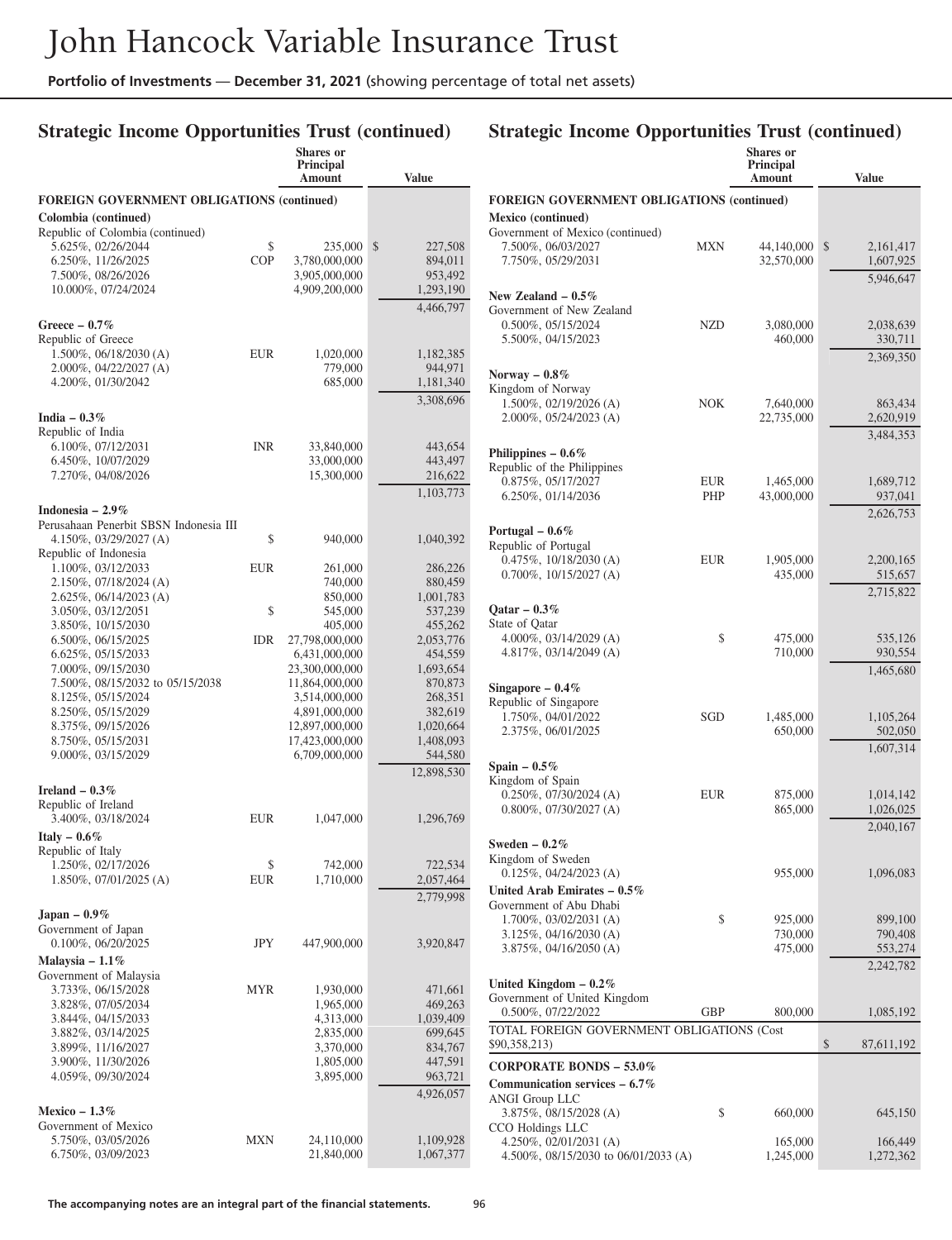# John Hancock Variable Insurance Trust

**Portfolio of Investments — December 31, 2021** (showing percentage of total net assets)

## Strategic Income Opportunities Trust (continued)

| | | Shares or Principal Amount | Value |
|---|---|---|---|
| **FOREIGN GOVERNMENT OBLIGATIONS (continued)** | | | |
| **Colombia (continued)** | | | |
| Republic of Colombia (continued) | | | |
| 5.625%, 02/26/2044 | $ | 235,000 | $ 227,508 |
| 6.250%, 11/26/2025 | COP | 3,780,000,000 | 894,011 |
| 7.500%, 08/26/2026 | | 3,905,000,000 | 953,492 |
| 10.000%, 07/24/2024 | | 4,909,200,000 | 1,293,190 |
| | | | 4,466,797 |
| **Greece – 0.7%** | | | |
| Republic of Greece | | | |
| 1.500%, 06/18/2030 (A) | EUR | 1,020,000 | 1,182,385 |
| 2.000%, 04/22/2027 (A) | | 779,000 | 944,971 |
| 4.200%, 01/30/2042 | | 685,000 | 1,181,340 |
| | | | 3,308,696 |
| **India – 0.3%** | | | |
| Republic of India | | | |
| 6.100%, 07/12/2031 | INR | 33,840,000 | 443,654 |
| 6.450%, 10/07/2029 | | 33,000,000 | 443,497 |
| 7.270%, 04/08/2026 | | 15,300,000 | 216,622 |
| | | | 1,103,773 |
| **Indonesia – 2.9%** | | | |
| Perusahaan Penerbit SBSN Indonesia III | | | |
| 4.150%, 03/29/2027 (A) | $ | 940,000 | 1,040,392 |
| Republic of Indonesia | | | |
| 1.100%, 03/12/2033 | EUR | 261,000 | 286,226 |
| 2.150%, 07/18/2024 (A) | | 740,000 | 880,459 |
| 2.625%, 06/14/2023 (A) | | 850,000 | 1,001,783 |
| 3.050%, 03/12/2051 | $ | 545,000 | 537,239 |
| 3.850%, 10/15/2030 | | 405,000 | 455,262 |
| 6.500%, 06/15/2025 | IDR | 27,798,000,000 | 2,053,776 |
| 6.625%, 05/15/2033 | | 6,431,000,000 | 454,559 |
| 7.000%, 09/15/2030 | | 23,300,000,000 | 1,693,654 |
| 7.500%, 08/15/2032 to 05/15/2038 | | 11,864,000,000 | 870,873 |
| 8.125%, 05/15/2024 | | 3,514,000,000 | 268,351 |
| 8.250%, 05/15/2029 | | 4,891,000,000 | 382,619 |
| 8.375%, 09/15/2026 | | 12,897,000,000 | 1,020,664 |
| 8.750%, 05/15/2031 | | 17,423,000,000 | 1,408,093 |
| 9.000%, 03/15/2029 | | 6,709,000,000 | 544,580 |
| | | | 12,898,530 |
| **Ireland – 0.3%** | | | |
| Republic of Ireland | | | |
| 3.400%, 03/18/2024 | EUR | 1,047,000 | 1,296,769 |
| **Italy – 0.6%** | | | |
| Republic of Italy | | | |
| 1.250%, 02/17/2026 | $ | 742,000 | 722,534 |
| 1.850%, 07/01/2025 (A) | EUR | 1,710,000 | 2,057,464 |
| | | | 2,779,998 |
| **Japan – 0.9%** | | | |
| Government of Japan | | | |
| 0.100%, 06/20/2025 | JPY | 447,900,000 | 3,920,847 |
| **Malaysia – 1.1%** | | | |
| Government of Malaysia | | | |
| 3.733%, 06/15/2028 | MYR | 1,930,000 | 471,661 |
| 3.828%, 07/05/2034 | | 1,965,000 | 469,263 |
| 3.844%, 04/15/2033 | | 4,313,000 | 1,039,409 |
| 3.882%, 03/14/2025 | | 2,835,000 | 699,645 |
| 3.899%, 11/16/2027 | | 3,370,000 | 834,767 |
| 3.900%, 11/30/2026 | | 1,805,000 | 447,591 |
| 4.059%, 09/30/2024 | | 3,895,000 | 963,721 |
| | | | 4,926,057 |
| **Mexico – 1.3%** | | | |
| Government of Mexico | | | |
| 5.750%, 03/05/2026 | MXN | 24,110,000 | 1,109,928 |
| 6.750%, 03/09/2023 | | 21,840,000 | 1,067,377 |
| **Mexico (continued)** | | | |
| Government of Mexico (continued) | | | |
| 7.500%, 06/03/2027 | MXN | 44,140,000 | $ 2,161,417 |
| 7.750%, 05/29/2031 | | 32,570,000 | 1,607,925 |
| | | | 5,946,647 |
| **New Zealand – 0.5%** | | | |
| Government of New Zealand | | | |
| 0.500%, 05/15/2024 | NZD | 3,080,000 | 2,038,639 |
| 5.500%, 04/15/2023 | | 460,000 | 330,711 |
| | | | 2,369,350 |
| **Norway – 0.8%** | | | |
| Kingdom of Norway | | | |
| 1.500%, 02/19/2026 (A) | NOK | 7,640,000 | 863,434 |
| 2.000%, 05/24/2023 (A) | | 22,735,000 | 2,620,919 |
| | | | 3,484,353 |
| **Philippines – 0.6%** | | | |
| Republic of the Philippines | | | |
| 0.875%, 05/17/2027 | EUR | 1,465,000 | 1,689,712 |
| 6.250%, 01/14/2036 | PHP | 43,000,000 | 937,041 |
| | | | 2,626,753 |
| **Portugal – 0.6%** | | | |
| Republic of Portugal | | | |
| 0.475%, 10/18/2030 (A) | EUR | 1,905,000 | 2,200,165 |
| 0.700%, 10/15/2027 (A) | | 435,000 | 515,657 |
| | | | 2,715,822 |
| **Qatar – 0.3%** | | | |
| State of Qatar | | | |
| 4.000%, 03/14/2029 (A) | $ | 475,000 | 535,126 |
| 4.817%, 03/14/2049 (A) | | 710,000 | 930,554 |
| | | | 1,465,680 |
| **Singapore – 0.4%** | | | |
| Republic of Singapore | | | |
| 1.750%, 04/01/2022 | SGD | 1,485,000 | 1,105,264 |
| 2.375%, 06/01/2025 | | 650,000 | 502,050 |
| | | | 1,607,314 |
| **Spain – 0.5%** | | | |
| Kingdom of Spain | | | |
| 0.250%, 07/30/2024 (A) | EUR | 875,000 | 1,014,142 |
| 0.800%, 07/30/2027 (A) | | 865,000 | 1,026,025 |
| | | | 2,040,167 |
| **Sweden – 0.2%** | | | |
| Kingdom of Sweden | | | |
| 0.125%, 04/24/2023 (A) | | 955,000 | 1,096,083 |
| **United Arab Emirates – 0.5%** | | | |
| Government of Abu Dhabi | | | |
| 1.700%, 03/02/2031 (A) | $ | 925,000 | 899,100 |
| 3.125%, 04/16/2030 (A) | | 730,000 | 790,408 |
| 3.875%, 04/16/2050 (A) | | 475,000 | 553,274 |
| | | | 2,242,782 |
| **United Kingdom – 0.2%** | | | |
| Government of United Kingdom | | | |
| 0.500%, 07/22/2022 | GBP | 800,000 | 1,085,192 |
| **TOTAL FOREIGN GOVERNMENT OBLIGATIONS (Cost $90,358,213)** | | | $ 87,611,192 |
| **CORPORATE BONDS – 53.0%** | | | |
| **Communication services – 6.7%** | | | |
| ANGI Group LLC | | | |
| 3.875%, 08/15/2028 (A) | $ | 660,000 | 645,150 |
| CCO Holdings LLC | | | |
| 4.250%, 02/01/2031 (A) | | 165,000 | 166,449 |
| 4.500%, 08/15/2030 to 06/01/2033 (A) | | 1,245,000 | 1,272,362 |

**The accompanying notes are an integral part of the financial statements.**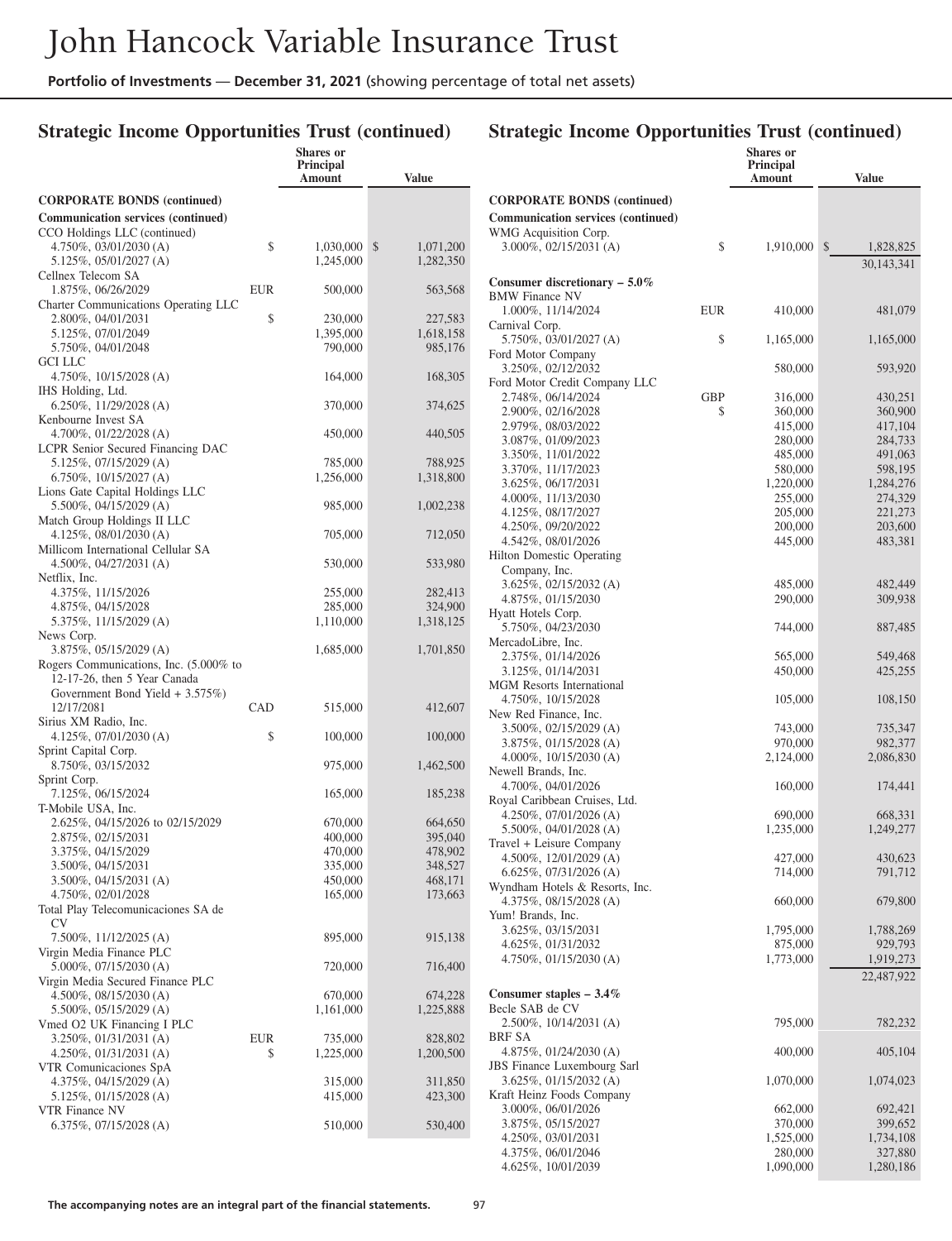## Strategic Income Opportunities Trust (continued)

| | | Shares or Principal Amount | Value |
|---|---|---|---|
| **CORPORATE BONDS (continued)** | | | |
| **Communication services (continued)** | | | |
| CCO Holdings LLC (continued) | | | |
| 4.750%, 03/01/2030 (A) | $ | 1,030,000 | $ 1,071,200 |
| 5.125%, 05/01/2027 (A) | | 1,245,000 | 1,282,350 |
| Cellnex Telecom SA | | | |
| 1.875%, 06/26/2029 | EUR | 500,000 | 563,568 |
| Charter Communications Operating LLC | | | |
| 2.800%, 04/01/2031 | $ | 230,000 | 227,583 |
| 5.125%, 07/01/2049 | | 1,395,000 | 1,618,158 |
| 5.750%, 04/01/2048 | | 790,000 | 985,176 |
| GCI LLC | | | |
| 4.750%, 10/15/2028 (A) | | 164,000 | 168,305 |
| IHS Holding, Ltd. | | | |
| 6.250%, 11/29/2028 (A) | | 370,000 | 374,625 |
| Kenbourne Invest SA | | | |
| 4.700%, 01/22/2028 (A) | | 450,000 | 440,505 |
| LCPR Senior Secured Financing DAC | | | |
| 5.125%, 07/15/2029 (A) | | 785,000 | 788,925 |
| 6.750%, 10/15/2027 (A) | | 1,256,000 | 1,318,800 |
| Lions Gate Capital Holdings LLC | | | |
| 5.500%, 04/15/2029 (A) | | 985,000 | 1,002,238 |
| Match Group Holdings II LLC | | | |
| 4.125%, 08/01/2030 (A) | | 705,000 | 712,050 |
| Millicom International Cellular SA | | | |
| 4.500%, 04/27/2031 (A) | | 530,000 | 533,980 |
| Netflix, Inc. | | | |
| 4.375%, 11/15/2026 | | 255,000 | 282,413 |
| 4.875%, 04/15/2028 | | 285,000 | 324,900 |
| 5.375%, 11/15/2029 (A) | | 1,110,000 | 1,318,125 |
| News Corp. | | | |
| 3.875%, 05/15/2029 (A) | | 1,685,000 | 1,701,850 |
| Rogers Communications, Inc. (5.000% to 12-17-26, then 5 Year Canada Government Bond Yield + 3.575%) 12/17/2081 | CAD | 515,000 | 412,607 |
| Sirius XM Radio, Inc. | | | |
| 4.125%, 07/01/2030 (A) | $ | 100,000 | 100,000 |
| Sprint Capital Corp. | | | |
| 8.750%, 03/15/2032 | | 975,000 | 1,462,500 |
| Sprint Corp. | | | |
| 7.125%, 06/15/2024 | | 165,000 | 185,238 |
| T-Mobile USA, Inc. | | | |
| 2.625%, 04/15/2026 to 02/15/2029 | | 670,000 | 664,650 |
| 2.875%, 02/15/2031 | | 400,000 | 395,040 |
| 3.375%, 04/15/2029 | | 470,000 | 478,902 |
| 3.500%, 04/15/2031 | | 335,000 | 348,527 |
| 3.500%, 04/15/2031 (A) | | 450,000 | 468,171 |
| 4.750%, 02/01/2028 | | 165,000 | 173,663 |
| Total Play Telecomunicaciones SA de CV | | | |
| 7.500%, 11/12/2025 (A) | | 895,000 | 915,138 |
| Virgin Media Finance PLC | | | |
| 5.000%, 07/15/2030 (A) | | 720,000 | 716,400 |
| Virgin Media Secured Finance PLC | | | |
| 4.500%, 08/15/2030 (A) | | 670,000 | 674,228 |
| 5.500%, 05/15/2029 (A) | | 1,161,000 | 1,225,888 |
| Vmed O2 UK Financing I PLC | | | |
| 3.250%, 01/31/2031 (A) | EUR | 735,000 | 828,802 |
| 4.250%, 01/31/2031 (A) | $ | 1,225,000 | 1,200,500 |
| VTR Comunicaciones SpA | | | |
| 4.375%, 04/15/2029 (A) | | 315,000 | 311,850 |
| 5.125%, 01/15/2028 (A) | | 415,000 | 423,300 |
| VTR Finance NV | | | |
| 6.375%, 07/15/2028 (A) | | 510,000 | 530,400 |
| WMG Acquisition Corp. | | | |
| 3.000%, 02/15/2031 (A) | $ | 1,910,000 | $ 1,828,825 |
| | | | 30,143,341 |
| **Consumer discretionary – 5.0%** | | | |
| BMW Finance NV | | | |
| 1.000%, 11/14/2024 | EUR | 410,000 | 481,079 |
| Carnival Corp. | | | |
| 5.750%, 03/01/2027 (A) | $ | 1,165,000 | 1,165,000 |
| Ford Motor Company | | | |
| 3.250%, 02/12/2032 | | 580,000 | 593,920 |
| Ford Motor Credit Company LLC | | | |
| 2.748%, 06/14/2024 | GBP | 316,000 | 430,251 |
| 2.900%, 02/16/2028 | $ | 360,000 | 360,900 |
| 2.979%, 08/03/2022 | | 415,000 | 417,104 |
| 3.087%, 01/09/2023 | | 280,000 | 284,733 |
| 3.350%, 11/01/2022 | | 485,000 | 491,063 |
| 3.370%, 11/17/2023 | | 580,000 | 598,195 |
| 3.625%, 06/17/2031 | | 1,220,000 | 1,284,276 |
| 4.000%, 11/13/2030 | | 255,000 | 274,329 |
| 4.125%, 08/17/2027 | | 205,000 | 221,273 |
| 4.250%, 09/20/2022 | | 200,000 | 203,600 |
| 4.542%, 08/01/2026 | | 445,000 | 483,381 |
| Hilton Domestic Operating Company, Inc. | | | |
| 3.625%, 02/15/2032 (A) | | 485,000 | 482,449 |
| 4.875%, 01/15/2030 | | 290,000 | 309,938 |
| Hyatt Hotels Corp. | | | |
| 5.750%, 04/23/2030 | | 744,000 | 887,485 |
| MercadoLibre, Inc. | | | |
| 2.375%, 01/14/2026 | | 565,000 | 549,468 |
| 3.125%, 01/14/2031 | | 450,000 | 425,255 |
| MGM Resorts International | | | |
| 4.750%, 10/15/2028 | | 105,000 | 108,150 |
| New Red Finance, Inc. | | | |
| 3.500%, 02/15/2029 (A) | | 743,000 | 735,347 |
| 3.875%, 01/15/2028 (A) | | 970,000 | 982,377 |
| 4.000%, 10/15/2030 (A) | | 2,124,000 | 2,086,830 |
| Newell Brands, Inc. | | | |
| 4.700%, 04/01/2026 | | 160,000 | 174,441 |
| Royal Caribbean Cruises, Ltd. | | | |
| 4.250%, 07/01/2026 (A) | | 690,000 | 668,331 |
| 5.500%, 04/01/2028 (A) | | 1,235,000 | 1,249,277 |
| Travel + Leisure Company | | | |
| 4.500%, 12/01/2029 (A) | | 427,000 | 430,623 |
| 6.625%, 07/31/2026 (A) | | 714,000 | 791,712 |
| Wyndham Hotels & Resorts, Inc. | | | |
| 4.375%, 08/15/2028 (A) | | 660,000 | 679,800 |
| Yum! Brands, Inc. | | | |
| 3.625%, 03/15/2031 | | 1,795,000 | 1,788,269 |
| 4.625%, 01/31/2032 | | 875,000 | 929,793 |
| 4.750%, 01/15/2030 (A) | | 1,773,000 | 1,919,273 |
| | | | 22,487,922 |
| **Consumer staples – 3.4%** | | | |
| Becle SAB de CV | | | |
| 2.500%, 10/14/2031 (A) | | 795,000 | 782,232 |
| BRF SA | | | |
| 4.875%, 01/24/2030 (A) | | 400,000 | 405,104 |
| JBS Finance Luxembourg Sarl | | | |
| 3.625%, 01/15/2032 (A) | | 1,070,000 | 1,074,023 |
| Kraft Heinz Foods Company | | | |
| 3.000%, 06/01/2026 | | 662,000 | 692,421 |
| 3.875%, 05/15/2027 | | 370,000 | 399,652 |
| 4.250%, 03/01/2031 | | 1,525,000 | 1,734,108 |
| 4.375%, 06/01/2046 | | 280,000 | 327,880 |
| 4.625%, 10/01/2039 | | 1,090,000 | 1,280,186 |

The accompanying notes are an integral part of the financial statements.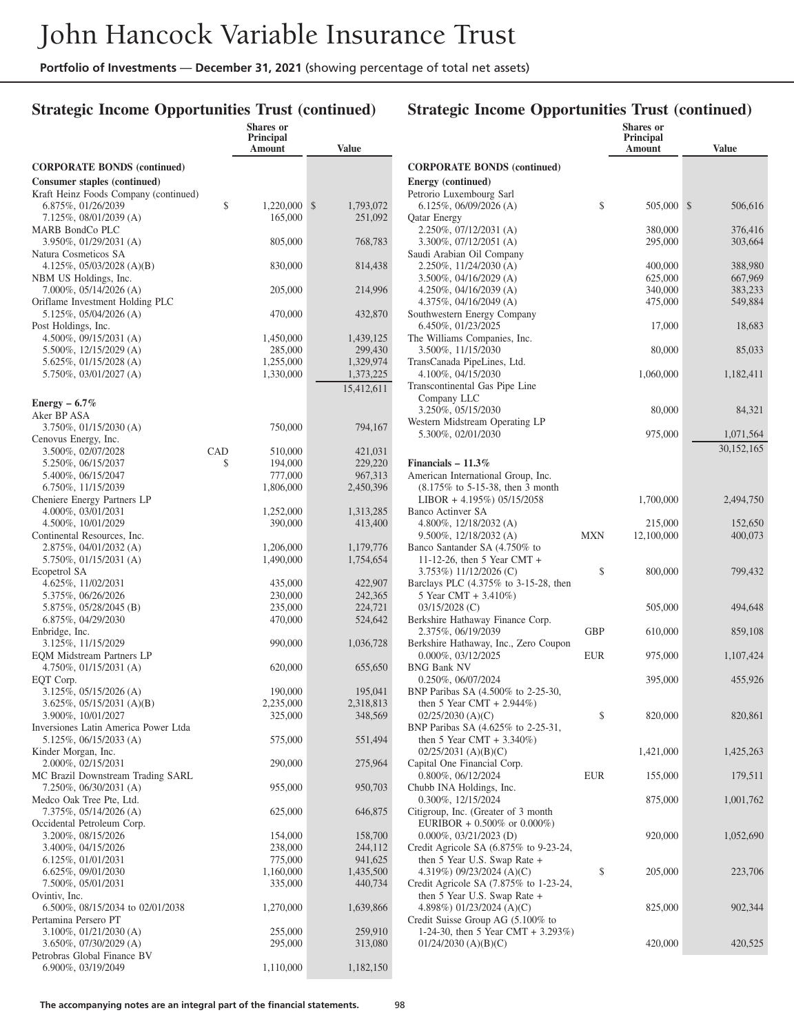## Strategic Income Opportunities Trust (continued)

| | | Shares or Principal Amount | Value |
|---|---|---|---|
| **CORPORATE BONDS (continued)** | | | |
| **Consumer staples (continued)** | | | |
| Kraft Heinz Foods Company (continued) | | | |
| 6.875%, 01/26/2039 | $ | 1,220,000 | $ 1,793,072 |
| 7.125%, 08/01/2039 (A) | | 165,000 | 251,092 |
| MARB BondCo PLC | | | |
| 3.950%, 01/29/2031 (A) | | 805,000 | 768,783 |
| Natura Cosmeticos SA | | | |
| 4.125%, 05/03/2028 (A)(B) | | 830,000 | 814,438 |
| NBM US Holdings, Inc. | | | |
| 7.000%, 05/14/2026 (A) | | 205,000 | 214,996 |
| Oriflame Investment Holding PLC | | | |
| 5.125%, 05/04/2026 (A) | | 470,000 | 432,870 |
| Post Holdings, Inc. | | | |
| 4.500%, 09/15/2031 (A) | | 1,450,000 | 1,439,125 |
| 5.500%, 12/15/2029 (A) | | 285,000 | 299,430 |
| 5.625%, 01/15/2028 (A) | | 1,255,000 | 1,329,974 |
| 5.750%, 03/01/2027 (A) | | 1,330,000 | 1,373,225 |
| | | | 15,412,611 |
| **Energy – 6.7%** | | | |
| Aker BP ASA | | | |
| 3.750%, 01/15/2030 (A) | | 750,000 | 794,167 |
| Cenovus Energy, Inc. | | | |
| 3.500%, 02/07/2028 | CAD | 510,000 | 421,031 |
| 5.250%, 06/15/2037 | $ | 194,000 | 229,220 |
| 5.400%, 06/15/2047 | | 777,000 | 967,313 |
| 6.750%, 11/15/2039 | | 1,806,000 | 2,450,396 |
| Cheniere Energy Partners LP | | | |
| 4.000%, 03/01/2031 | | 1,252,000 | 1,313,285 |
| 4.500%, 10/01/2029 | | 390,000 | 413,400 |
| Continental Resources, Inc. | | | |
| 2.875%, 04/01/2032 (A) | | 1,206,000 | 1,179,776 |
| 5.750%, 01/15/2031 (A) | | 1,490,000 | 1,754,654 |
| Ecopetrol SA | | | |
| 4.625%, 11/02/2031 | | 435,000 | 422,907 |
| 5.375%, 06/26/2026 | | 230,000 | 242,365 |
| 5.875%, 05/28/2045 (B) | | 235,000 | 224,721 |
| 6.875%, 04/29/2030 | | 470,000 | 524,642 |
| Enbridge, Inc. | | | |
| 3.125%, 11/15/2029 | | 990,000 | 1,036,728 |
| EQM Midstream Partners LP | | | |
| 4.750%, 01/15/2031 (A) | | 620,000 | 655,650 |
| EQT Corp. | | | |
| 3.125%, 05/15/2026 (A) | | 190,000 | 195,041 |
| 3.625%, 05/15/2031 (A)(B) | | 2,235,000 | 2,318,813 |
| 3.900%, 10/01/2027 | | 325,000 | 348,569 |
| Inversiones Latin America Power Ltda | | | |
| 5.125%, 06/15/2033 (A) | | 575,000 | 551,494 |
| Kinder Morgan, Inc. | | | |
| 2.000%, 02/15/2031 | | 290,000 | 275,964 |
| MC Brazil Downstream Trading SARL | | | |
| 7.250%, 06/30/2031 (A) | | 955,000 | 950,703 |
| Medco Oak Tree Pte, Ltd. | | | |
| 7.375%, 05/14/2026 (A) | | 625,000 | 646,875 |
| Occidental Petroleum Corp. | | | |
| 3.200%, 08/15/2026 | | 154,000 | 158,700 |
| 3.400%, 04/15/2026 | | 238,000 | 244,112 |
| 6.125%, 01/01/2031 | | 775,000 | 941,625 |
| 6.625%, 09/01/2030 | | 1,160,000 | 1,435,500 |
| 7.500%, 05/01/2031 | | 335,000 | 440,734 |
| Ovintiv, Inc. | | | |
| 6.500%, 08/15/2034 to 02/01/2038 | | 1,270,000 | 1,639,866 |
| Pertamina Persero PT | | | |
| 3.100%, 01/21/2030 (A) | | 255,000 | 259,910 |
| 3.650%, 07/30/2029 (A) | | 295,000 | 313,080 |
| Petrobras Global Finance BV | | | |
| 6.900%, 03/19/2049 | | 1,110,000 | 1,182,150 |
| **CORPORATE BONDS (continued)** | | | |
| **Energy (continued)** | | | |
| Petrorio Luxembourg Sarl | | | |
| 6.125%, 06/09/2026 (A) | $ | 505,000 | $ 506,616 |
| Qatar Energy | | | |
| 2.250%, 07/12/2031 (A) | | 380,000 | 376,416 |
| 3.300%, 07/12/2051 (A) | | 295,000 | 303,664 |
| Saudi Arabian Oil Company | | | |
| 2.250%, 11/24/2030 (A) | | 400,000 | 388,980 |
| 3.500%, 04/16/2029 (A) | | 625,000 | 667,969 |
| 4.250%, 04/16/2039 (A) | | 340,000 | 383,233 |
| 4.375%, 04/16/2049 (A) | | 475,000 | 549,884 |
| Southwestern Energy Company | | | |
| 6.450%, 01/23/2025 | | 17,000 | 18,683 |
| The Williams Companies, Inc. | | | |
| 3.500%, 11/15/2030 | | 80,000 | 85,033 |
| TransCanada PipeLines, Ltd. | | | |
| 4.100%, 04/15/2030 | | 1,060,000 | 1,182,411 |
| Transcontinental Gas Pipe Line Company LLC | | | |
| 3.250%, 05/15/2030 | | 80,000 | 84,321 |
| Western Midstream Operating LP | | | |
| 5.300%, 02/01/2030 | | 975,000 | 1,071,564 |
| | | | 30,152,165 |
| **Financials – 11.3%** | | | |
| American International Group, Inc. (8.175% to 5-15-38, then 3 month LIBOR + 4.195%) 05/15/2058 | | 1,700,000 | 2,494,750 |
| Banco Actinver SA | | | |
| 4.800%, 12/18/2032 (A) | | 215,000 | 152,650 |
| 9.500%, 12/18/2032 (A) | MXN | 12,100,000 | 400,073 |
| Banco Santander SA (4.750% to 11-12-26, then 5 Year CMT + 3.753%) 11/12/2026 (C) | $ | 800,000 | 799,432 |
| Barclays PLC (4.375% to 3-15-28, then 5 Year CMT + 3.410%) 03/15/2028 (C) | | 505,000 | 494,648 |
| Berkshire Hathaway Finance Corp. | | | |
| 2.375%, 06/19/2039 | GBP | 610,000 | 859,108 |
| Berkshire Hathaway, Inc., Zero Coupon | | | |
| 0.000%, 03/12/2025 | EUR | 975,000 | 1,107,424 |
| BNG Bank NV | | | |
| 0.250%, 06/07/2024 | | 395,000 | 455,926 |
| BNP Paribas SA (4.500% to 2-25-30, then 5 Year CMT + 2.944%) 02/25/2030 (A)(C) | $ | 820,000 | 820,861 |
| BNP Paribas SA (4.625% to 2-25-31, then 5 Year CMT + 3.340%) 02/25/2031 (A)(B)(C) | | 1,421,000 | 1,425,263 |
| Capital One Financial Corp. | | | |
| 0.800%, 06/12/2024 | EUR | 155,000 | 179,511 |
| Chubb INA Holdings, Inc. | | | |
| 0.300%, 12/15/2024 | | 875,000 | 1,001,762 |
| Citigroup, Inc. (Greater of 3 month EURIBOR + 0.500% or 0.000%) 0.000%, 03/21/2023 (D) | | 920,000 | 1,052,690 |
| Credit Agricole SA (6.875% to 9-23-24, then 5 Year U.S. Swap Rate + 4.319%) 09/23/2024 (A)(C) | $ | 205,000 | 223,706 |
| Credit Agricole SA (7.875% to 1-23-24, then 5 Year U.S. Swap Rate + 4.898%) 01/23/2024 (A)(C) | | 825,000 | 902,344 |
| Credit Suisse Group AG (5.100% to 1-24-30, then 5 Year CMT + 3.293%) 01/24/2030 (A)(B)(C) | | 420,000 | 420,525 |

The accompanying notes are an integral part of the financial statements.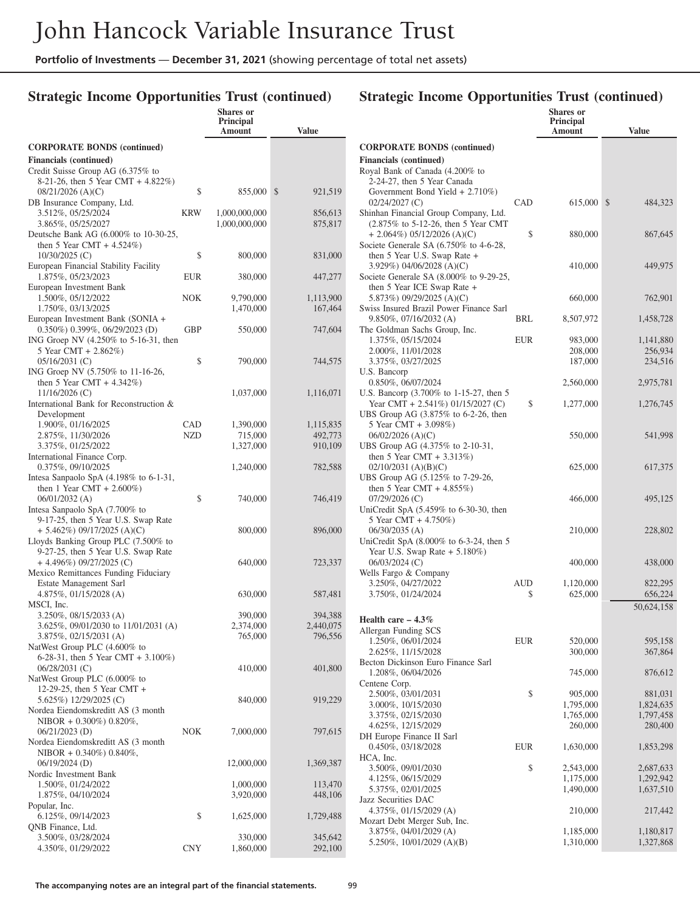## Strategic Income Opportunities Trust (continued)

| | | Shares or Principal Amount | Value |
|---|---|---|---|
| **CORPORATE BONDS (continued)** | | | |
| **Financials (continued)** | | | |
| Credit Suisse Group AG (6.375% to 8-21-26, then 5 Year CMT + 4.822%) 08/21/2026 (A)(C) | $ | 855,000 | $ 921,519 |
| DB Insurance Company, Ltd. | | | |
| 3.512%, 05/25/2024 | KRW | 1,000,000,000 | 856,613 |
| 3.865%, 05/25/2027 | | 1,000,000,000 | 875,817 |
| Deutsche Bank AG (6.000% to 10-30-25, then 5 Year CMT + 4.524%) 10/30/2025 (C) | $ | 800,000 | 831,000 |
| European Financial Stability Facility 1.875%, 05/23/2023 | EUR | 380,000 | 447,277 |
| European Investment Bank | | | |
| 1.500%, 05/12/2022 | NOK | 9,790,000 | 1,113,900 |
| 1.750%, 03/13/2025 | | 1,470,000 | 167,464 |
| European Investment Bank (SONIA + 0.350%) 0.399%, 06/29/2023 (D) | GBP | 550,000 | 747,604 |
| ING Groep NV (4.250% to 5-16-31, then 5 Year CMT + 2.862%) 05/16/2031 (C) | $ | 790,000 | 744,575 |
| ING Groep NV (5.750% to 11-16-26, then 5 Year CMT + 4.342%) 11/16/2026 (C) | | 1,037,000 | 1,116,071 |
| International Bank for Reconstruction & Development | | | |
| 1.900%, 01/16/2025 | CAD | 1,390,000 | 1,115,835 |
| 2.875%, 11/30/2026 | NZD | 715,000 | 492,773 |
| 3.375%, 01/25/2022 | | 1,327,000 | 910,109 |
| International Finance Corp. 0.375%, 09/10/2025 | | 1,240,000 | 782,588 |
| Intesa Sanpaolo SpA (4.198% to 6-1-31, then 1 Year CMT + 2.600%) 06/01/2032 (A) | $ | 740,000 | 746,419 |
| Intesa Sanpaolo SpA (7.700% to 9-17-25, then 5 Year U.S. Swap Rate + 5.462%) 09/17/2025 (A)(C) | | 800,000 | 896,000 |
| Lloyds Banking Group PLC (7.500% to 9-27-25, then 5 Year U.S. Swap Rate + 4.496%) 09/27/2025 (C) | | 640,000 | 723,337 |
| Mexico Remittances Funding Fiduciary Estate Management Sarl 4.875%, 01/15/2028 (A) | | 630,000 | 587,481 |
| MSCI, Inc. | | | |
| 3.250%, 08/15/2033 (A) | | 390,000 | 394,388 |
| 3.625%, 09/01/2030 to 11/01/2031 (A) | | 2,374,000 | 2,440,075 |
| 3.875%, 02/15/2031 (A) | | 765,000 | 796,556 |
| NatWest Group PLC (4.600% to 6-28-31, then 5 Year CMT + 3.100%) 06/28/2031 (C) | | 410,000 | 401,800 |
| NatWest Group PLC (6.000% to 12-29-25, then 5 Year CMT + 5.625%) 12/29/2025 (C) | | 840,000 | 919,229 |
| Nordea Eiendomskreditt AS (3 month NIBOR + 0.300%) 0.820%, 06/21/2023 (D) | NOK | 7,000,000 | 797,615 |
| Nordea Eiendomskreditt AS (3 month NIBOR + 0.340%) 0.840%, 06/19/2024 (D) | | 12,000,000 | 1,369,387 |
| Nordic Investment Bank | | | |
| 1.500%, 01/24/2022 | | 1,000,000 | 113,470 |
| 1.875%, 04/10/2024 | | 3,920,000 | 448,106 |
| Popular, Inc. 6.125%, 09/14/2023 | $ | 1,625,000 | 1,729,488 |
| QNB Finance, Ltd. | | | |
| 3.500%, 03/28/2024 | | 330,000 | 345,642 |
| 4.350%, 01/29/2022 | CNY | 1,860,000 | 292,100 |
| Royal Bank of Canada (4.200% to 2-24-27, then 5 Year Canada Government Bond Yield + 2.710%) 02/24/2027 (C) | CAD | 615,000 | $ 484,323 |
| Shinhan Financial Group Company, Ltd. (2.875% to 5-12-26, then 5 Year CMT + 2.064%) 05/12/2026 (A)(C) | $ | 880,000 | 867,645 |
| Societe Generale SA (6.750% to 4-6-28, then 5 Year U.S. Swap Rate + 3.929%) 04/06/2028 (A)(C) | | 410,000 | 449,975 |
| Societe Generale SA (8.000% to 9-29-25, then 5 Year ICE Swap Rate + 5.873%) 09/29/2025 (A)(C) | | 660,000 | 762,901 |
| Swiss Insured Brazil Power Finance Sarl 9.850%, 07/16/2032 (A) | BRL | 8,507,972 | 1,458,728 |
| The Goldman Sachs Group, Inc. | | | |
| 1.375%, 05/15/2024 | EUR | 983,000 | 1,141,880 |
| 2.000%, 11/01/2028 | | 208,000 | 256,934 |
| 3.375%, 03/27/2025 | | 187,000 | 234,516 |
| U.S. Bancorp 0.850%, 06/07/2024 | | 2,560,000 | 2,975,781 |
| U.S. Bancorp (3.700% to 1-15-27, then 5 Year CMT + 2.541%) 01/15/2027 (C) | $ | 1,277,000 | 1,276,745 |
| UBS Group AG (3.875% to 6-2-26, then 5 Year CMT + 3.098%) 06/02/2026 (A)(C) | | 550,000 | 541,998 |
| UBS Group AG (4.375% to 2-10-31, then 5 Year CMT + 3.313%) 02/10/2031 (A)(B)(C) | | 625,000 | 617,375 |
| UBS Group AG (5.125% to 7-29-26, then 5 Year CMT + 4.855%) 07/29/2026 (C) | | 466,000 | 495,125 |
| UniCredit SpA (5.459% to 6-30-30, then 5 Year CMT + 4.750%) 06/30/2035 (A) | | 210,000 | 228,802 |
| UniCredit SpA (8.000% to 6-3-24, then 5 Year U.S. Swap Rate + 5.180%) 06/03/2024 (C) | | 400,000 | 438,000 |
| Wells Fargo & Company | | | |
| 3.250%, 04/27/2022 | AUD | 1,120,000 | 822,295 |
| 3.750%, 01/24/2024 | $ | 625,000 | 656,224 |
| | | | 50,624,158 |
| **Health care – 4.3%** | | | |
| Allergan Funding SCS | | | |
| 1.250%, 06/01/2024 | EUR | 520,000 | 595,158 |
| 2.625%, 11/15/2028 | | 300,000 | 367,864 |
| Becton Dickinson Euro Finance Sarl 1.208%, 06/04/2026 | | 745,000 | 876,612 |
| Centene Corp. | | | |
| 2.500%, 03/01/2031 | $ | 905,000 | 881,031 |
| 3.000%, 10/15/2030 | | 1,795,000 | 1,824,635 |
| 3.375%, 02/15/2030 | | 1,765,000 | 1,797,458 |
| 4.625%, 12/15/2029 | | 260,000 | 280,400 |
| DH Europe Finance II Sarl 0.450%, 03/18/2028 | EUR | 1,630,000 | 1,853,298 |
| HCA, Inc. | | | |
| 3.500%, 09/01/2030 | $ | 2,543,000 | 2,687,633 |
| 4.125%, 06/15/2029 | | 1,175,000 | 1,292,942 |
| 5.375%, 02/01/2025 | | 1,490,000 | 1,637,510 |
| Jazz Securities DAC 4.375%, 01/15/2029 (A) | | 210,000 | 217,442 |
| Mozart Debt Merger Sub, Inc. | | | |
| 3.875%, 04/01/2029 (A) | | 1,185,000 | 1,180,817 |
| 5.250%, 10/01/2029 (A)(B) | | 1,310,000 | 1,327,868 |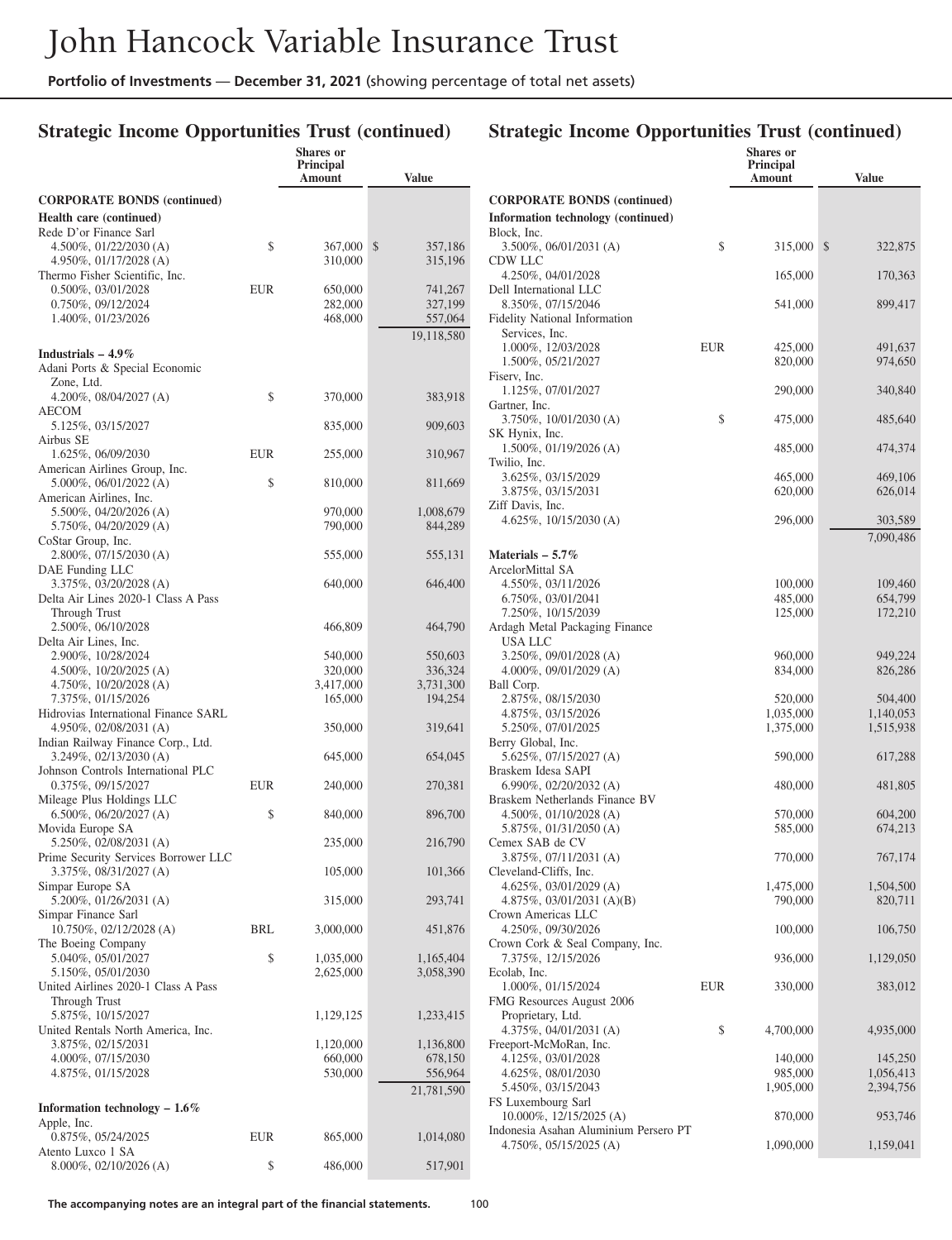## Strategic Income Opportunities Trust (continued)

| | | Shares or Principal Amount | Value |
|---|---|---|---|
| **CORPORATE BONDS (continued)** | | | |
| **Health care (continued)** | | | |
| Rede D'or Finance Sarl | | | |
| 4.500%, 01/22/2030 (A) | $ | 367,000 | $ 357,186 |
| 4.950%, 01/17/2028 (A) | | 310,000 | 315,196 |
| Thermo Fisher Scientific, Inc. | | | |
| 0.500%, 03/01/2028 | EUR | 650,000 | 741,267 |
| 0.750%, 09/12/2024 | | 282,000 | 327,199 |
| 1.400%, 01/23/2026 | | 468,000 | 557,064 |
| | | | 19,118,580 |
| **Industrials – 4.9%** | | | |
| Adani Ports & Special Economic Zone, Ltd. | | | |
| 4.200%, 08/04/2027 (A) | $ | 370,000 | 383,918 |
| AECOM | | | |
| 5.125%, 03/15/2027 | | 835,000 | 909,603 |
| Airbus SE | | | |
| 1.625%, 06/09/2030 | EUR | 255,000 | 310,967 |
| American Airlines Group, Inc. | | | |
| 5.000%, 06/01/2022 (A) | $ | 810,000 | 811,669 |
| American Airlines, Inc. | | | |
| 5.500%, 04/20/2026 (A) | | 970,000 | 1,008,679 |
| 5.750%, 04/20/2029 (A) | | 790,000 | 844,289 |
| CoStar Group, Inc. | | | |
| 2.800%, 07/15/2030 (A) | | 555,000 | 555,131 |
| DAE Funding LLC | | | |
| 3.375%, 03/20/2028 (A) | | 640,000 | 646,400 |
| Delta Air Lines 2020-1 Class A Pass Through Trust | | | |
| 2.500%, 06/10/2028 | | 466,809 | 464,790 |
| Delta Air Lines, Inc. | | | |
| 2.900%, 10/28/2024 | | 540,000 | 550,603 |
| 4.500%, 10/20/2025 (A) | | 320,000 | 336,324 |
| 4.750%, 10/20/2028 (A) | | 3,417,000 | 3,731,300 |
| 7.375%, 01/15/2026 | | 165,000 | 194,254 |
| Hidrovias International Finance SARL | | | |
| 4.950%, 02/08/2031 (A) | | 350,000 | 319,641 |
| Indian Railway Finance Corp., Ltd. | | | |
| 3.249%, 02/13/2030 (A) | | 645,000 | 654,045 |
| Johnson Controls International PLC | | | |
| 0.375%, 09/15/2027 | EUR | 240,000 | 270,381 |
| Mileage Plus Holdings LLC | | | |
| 6.500%, 06/20/2027 (A) | $ | 840,000 | 896,700 |
| Movida Europe SA | | | |
| 5.250%, 02/08/2031 (A) | | 235,000 | 216,790 |
| Prime Security Services Borrower LLC | | | |
| 3.375%, 08/31/2027 (A) | | 105,000 | 101,366 |
| Simpar Europe SA | | | |
| 5.200%, 01/26/2031 (A) | | 315,000 | 293,741 |
| Simpar Finance Sarl | | | |
| 10.750%, 02/12/2028 (A) | BRL | 3,000,000 | 451,876 |
| The Boeing Company | | | |
| 5.040%, 05/01/2027 | $ | 1,035,000 | 1,165,404 |
| 5.150%, 05/01/2030 | | 2,625,000 | 3,058,390 |
| United Airlines 2020-1 Class A Pass Through Trust | | | |
| 5.875%, 10/15/2027 | | 1,129,125 | 1,233,415 |
| United Rentals North America, Inc. | | | |
| 3.875%, 02/15/2031 | | 1,120,000 | 1,136,800 |
| 4.000%, 07/15/2030 | | 660,000 | 678,150 |
| 4.875%, 01/15/2028 | | 530,000 | 556,964 |
| | | | 21,781,590 |
| **Information technology – 1.6%** | | | |
| Apple, Inc. | | | |
| 0.875%, 05/24/2025 | EUR | 865,000 | 1,014,080 |
| Atento Luxco 1 SA | | | |
| 8.000%, 02/10/2026 (A) | $ | 486,000 | 517,901 |
| Block, Inc. | | | |
| 3.500%, 06/01/2031 (A) | $ | 315,000 | $ 322,875 |
| CDW LLC | | | |
| 4.250%, 04/01/2028 | | 165,000 | 170,363 |
| Dell International LLC | | | |
| 8.350%, 07/15/2046 | | 541,000 | 899,417 |
| Fidelity National Information Services, Inc. | | | |
| 1.000%, 12/03/2028 | EUR | 425,000 | 491,637 |
| 1.500%, 05/21/2027 | | 820,000 | 974,650 |
| Fiserv, Inc. | | | |
| 1.125%, 07/01/2027 | | 290,000 | 340,840 |
| Gartner, Inc. | | | |
| 3.750%, 10/01/2030 (A) | $ | 475,000 | 485,640 |
| SK Hynix, Inc. | | | |
| 1.500%, 01/19/2026 (A) | | 485,000 | 474,374 |
| Twilio, Inc. | | | |
| 3.625%, 03/15/2029 | | 465,000 | 469,106 |
| 3.875%, 03/15/2031 | | 620,000 | 626,014 |
| Ziff Davis, Inc. | | | |
| 4.625%, 10/15/2030 (A) | | 296,000 | 303,589 |
| | | | 7,090,486 |
| **Materials – 5.7%** | | | |
| ArcelorMittal SA | | | |
| 4.550%, 03/11/2026 | | 100,000 | 109,460 |
| 6.750%, 03/01/2041 | | 485,000 | 654,799 |
| 7.250%, 10/15/2039 | | 125,000 | 172,210 |
| Ardagh Metal Packaging Finance USA LLC | | | |
| 3.250%, 09/01/2028 (A) | | 960,000 | 949,224 |
| 4.000%, 09/01/2029 (A) | | 834,000 | 826,286 |
| Ball Corp. | | | |
| 2.875%, 08/15/2030 | | 520,000 | 504,400 |
| 4.875%, 03/15/2026 | | 1,035,000 | 1,140,053 |
| 5.250%, 07/01/2025 | | 1,375,000 | 1,515,938 |
| Berry Global, Inc. | | | |
| 5.625%, 07/15/2027 (A) | | 590,000 | 617,288 |
| Braskem Idesa SAPI | | | |
| 6.990%, 02/20/2032 (A) | | 480,000 | 481,805 |
| Braskem Netherlands Finance BV | | | |
| 4.500%, 01/10/2028 (A) | | 570,000 | 604,200 |
| 5.875%, 01/31/2050 (A) | | 585,000 | 674,213 |
| Cemex SAB de CV | | | |
| 3.875%, 07/11/2031 (A) | | 770,000 | 767,174 |
| Cleveland-Cliffs, Inc. | | | |
| 4.625%, 03/01/2029 (A) | | 1,475,000 | 1,504,500 |
| 4.875%, 03/01/2031 (A)(B) | | 790,000 | 820,711 |
| Crown Americas LLC | | | |
| 4.250%, 09/30/2026 | | 100,000 | 106,750 |
| Crown Cork & Seal Company, Inc. | | | |
| 7.375%, 12/15/2026 | | 936,000 | 1,129,050 |
| Ecolab, Inc. | | | |
| 1.000%, 01/15/2024 | EUR | 330,000 | 383,012 |
| FMG Resources August 2006 Proprietary, Ltd. | | | |
| 4.375%, 04/01/2031 (A) | $ | 4,700,000 | 4,935,000 |
| Freeport-McMoRan, Inc. | | | |
| 4.125%, 03/01/2028 | | 140,000 | 145,250 |
| 4.625%, 08/01/2030 | | 985,000 | 1,056,413 |
| 5.450%, 03/15/2043 | | 1,905,000 | 2,394,756 |
| FS Luxembourg Sarl | | | |
| 10.000%, 12/15/2025 (A) | | 870,000 | 953,746 |
| Indonesia Asahan Aluminium Persero PT | | | |
| 4.750%, 05/15/2025 (A) | | 1,090,000 | 1,159,041 |

The accompanying notes are an integral part of the financial statements.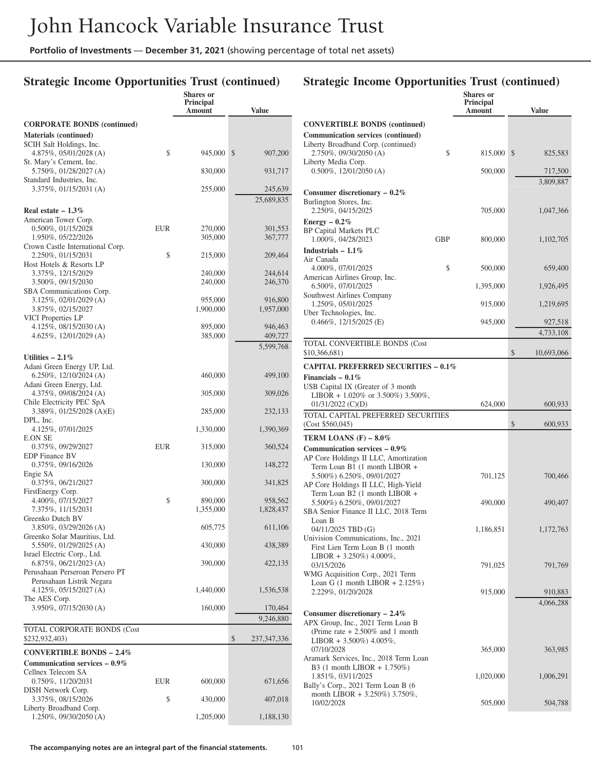## Strategic Income Opportunities Trust (continued)

| | | Shares or Principal Amount | Value |
|---|---|---|---|
| **CORPORATE BONDS (continued)** | | | |
| **Materials (continued)** | | | |
| SCIH Salt Holdings, Inc. 4.875%, 05/01/2028 (A) | $ | 945,000 | $ 907,200 |
| St. Mary's Cement, Inc. 5.750%, 01/28/2027 (A) | | 830,000 | 931,717 |
| Standard Industries, Inc. 3.375%, 01/15/2031 (A) | | 255,000 | 245,639 |
| | | | 25,689,835 |
| **Real estate – 1.3%** | | | |
| American Tower Corp. 0.500%, 01/15/2028 | EUR | 270,000 | 301,553 |
| 1.950%, 05/22/2026 | | 305,000 | 367,777 |
| Crown Castle International Corp. 2.250%, 01/15/2031 | $ | 215,000 | 209,464 |
| Host Hotels & Resorts LP 3.375%, 12/15/2029 | | 240,000 | 244,614 |
| 3.500%, 09/15/2030 | | 240,000 | 246,370 |
| SBA Communications Corp. 3.125%, 02/01/2029 (A) | | 955,000 | 916,800 |
| 3.875%, 02/15/2027 | | 1,900,000 | 1,957,000 |
| VICI Properties LP 4.125%, 08/15/2030 (A) | | 895,000 | 946,463 |
| 4.625%, 12/01/2029 (A) | | 385,000 | 409,727 |
| | | | 5,599,768 |
| **Utilities – 2.1%** | | | |
| Adani Green Energy UP, Ltd. 6.250%, 12/10/2024 (A) | | 460,000 | 499,100 |
| Adani Green Energy, Ltd. 4.375%, 09/08/2024 (A) | | 305,000 | 309,026 |
| Chile Electricity PEC SpA 3.389%, 01/25/2028 (A)(E) | | 285,000 | 232,133 |
| DPL, Inc. 4.125%, 07/01/2025 | | 1,330,000 | 1,390,369 |
| E.ON SE 0.375%, 09/29/2027 | EUR | 315,000 | 360,524 |
| EDP Finance BV 0.375%, 09/16/2026 | | 130,000 | 148,272 |
| Engie SA 0.375%, 06/21/2027 | | 300,000 | 341,825 |
| FirstEnergy Corp. 4.400%, 07/15/2027 | $ | 890,000 | 958,562 |
| 7.375%, 11/15/2031 | | 1,355,000 | 1,828,437 |
| Greenko Dutch BV 3.850%, 03/29/2026 (A) | | 605,775 | 611,106 |
| Greenko Solar Mauritius, Ltd. 5.550%, 01/29/2025 (A) | | 430,000 | 438,389 |
| Israel Electric Corp., Ltd. 6.875%, 06/21/2023 (A) | | 390,000 | 422,135 |
| Perusahaan Perseroan Persero PT Perusahaan Listrik Negara 4.125%, 05/15/2027 (A) | | 1,440,000 | 1,536,538 |
| The AES Corp. 3.950%, 07/15/2030 (A) | | 160,000 | 170,464 |
| | | | 9,246,880 |
| TOTAL CORPORATE BONDS (Cost $232,932,403) | | | $ 237,347,336 |
| **CONVERTIBLE BONDS – 2.4%** | | | |
| **Communication services – 0.9%** | | | |
| Cellnex Telecom SA 0.750%, 11/20/2031 | EUR | 600,000 | 671,656 |
| DISH Network Corp. 3.375%, 08/15/2026 | $ | 430,000 | 407,018 |
| Liberty Broadband Corp. 1.250%, 09/30/2050 (A) | | 1,205,000 | 1,188,130 |
| **CONVERTIBLE BONDS (continued)** | | | |
| **Communication services (continued)** | | | |
| Liberty Broadband Corp. (continued) 2.750%, 09/30/2050 (A) | $ | 815,000 | $ 825,583 |
| Liberty Media Corp. 0.500%, 12/01/2050 (A) | | 500,000 | 717,500 |
| | | | 3,809,887 |
| **Consumer discretionary – 0.2%** | | | |
| Burlington Stores, Inc. 2.250%, 04/15/2025 | | 705,000 | 1,047,366 |
| **Energy – 0.2%** | | | |
| BP Capital Markets PLC 1.000%, 04/28/2023 | GBP | 800,000 | 1,102,705 |
| **Industrials – 1.1%** | | | |
| Air Canada 4.000%, 07/01/2025 | $ | 500,000 | 659,400 |
| American Airlines Group, Inc. 6.500%, 07/01/2025 | | 1,395,000 | 1,926,495 |
| Southwest Airlines Company 1.250%, 05/01/2025 | | 915,000 | 1,219,695 |
| Uber Technologies, Inc. 0.466%, 12/15/2025 (E) | | 945,000 | 927,518 |
| | | | 4,733,108 |
| TOTAL CONVERTIBLE BONDS (Cost $10,366,681) | | | $ 10,693,066 |
| **CAPITAL PREFERRED SECURITIES – 0.1%** | | | |
| **Financials – 0.1%** | | | |
| USB Capital IX (Greater of 3 month LIBOR + 1.020% or 3.500%) 3.500%, 01/31/2022 (C)(D) | | 624,000 | 600,933 |
| TOTAL CAPITAL PREFERRED SECURITIES (Cost $560,045) | | | $ 600,933 |
| **TERM LOANS (F) – 8.0%** | | | |
| **Communication services – 0.9%** | | | |
| AP Core Holdings II LLC, Amortization Term Loan B1 (1 month LIBOR + 5.500%) 6.250%, 09/01/2027 | | 701,125 | 700,466 |
| AP Core Holdings II LLC, High-Yield Term Loan B2 (1 month LIBOR + 5.500%) 6.250%, 09/01/2027 | | 490,000 | 490,407 |
| SBA Senior Finance II LLC, 2018 Term Loan B 04/11/2025 TBD (G) | | 1,186,851 | 1,172,763 |
| Univision Communications, Inc., 2021 First Lien Term Loan B (1 month LIBOR + 3.250%) 4.000%, 03/15/2026 | | 791,025 | 791,769 |
| WMG Acquisition Corp., 2021 Term Loan G (1 month LIBOR + 2.125%) 2.229%, 01/20/2028 | | 915,000 | 910,883 |
| | | | 4,066,288 |
| **Consumer discretionary – 2.4%** | | | |
| APX Group, Inc., 2021 Term Loan B (Prime rate + 2.500% and 1 month LIBOR + 3.500%) 4.005%, 07/10/2028 | | 365,000 | 363,985 |
| Aramark Services, Inc., 2018 Term Loan B3 (1 month LIBOR + 1.750%) 1.851%, 03/11/2025 | | 1,020,000 | 1,006,291 |
| Bally's Corp., 2021 Term Loan B (6 month LIBOR + 3.250%) 3.750%, 10/02/2028 | | 505,000 | 504,788 |

The accompanying notes are an integral part of the financial statements.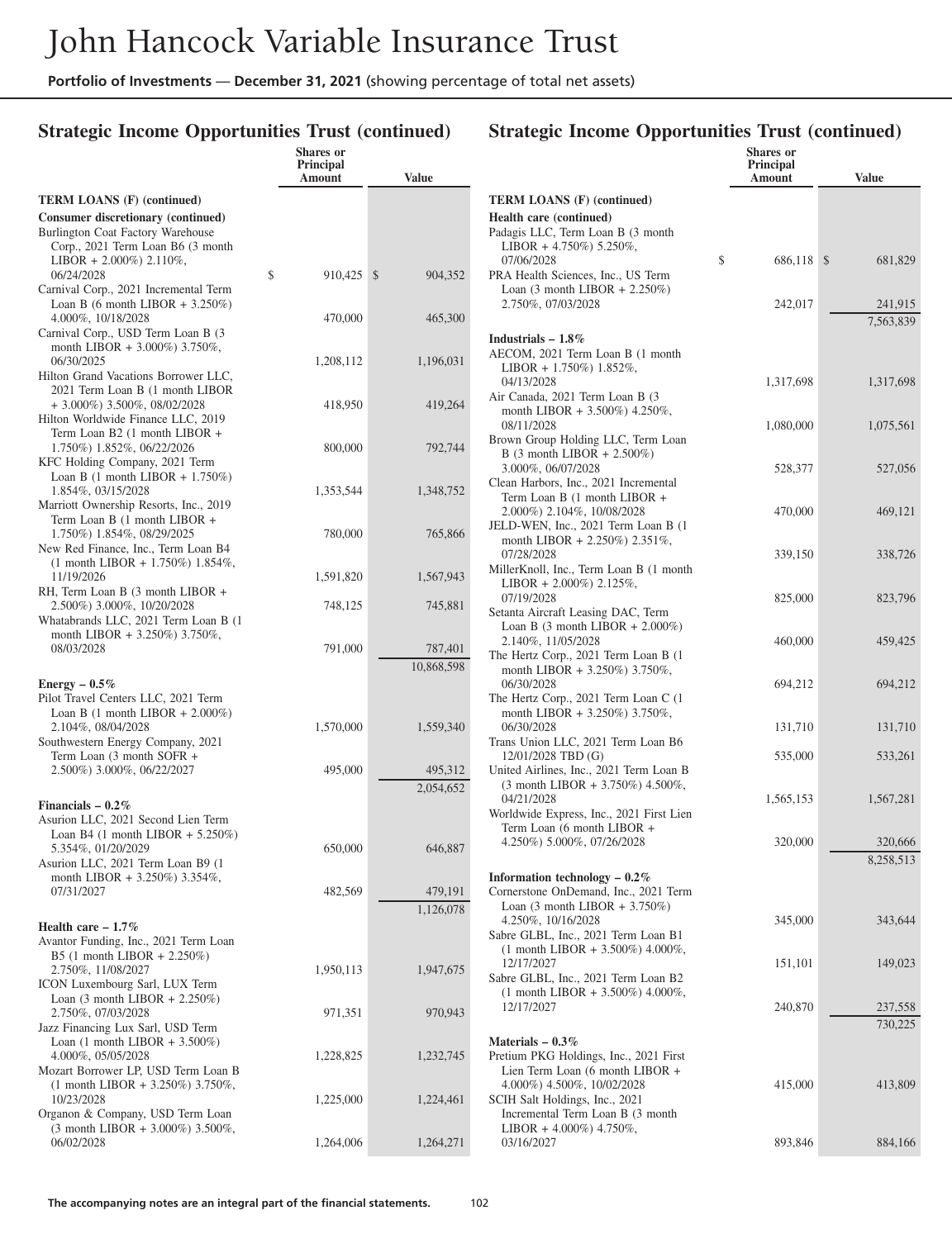## Strategic Income Opportunities Trust (continued)

| | Shares or Principal Amount | Value |
|---|---|---|
| **TERM LOANS (F) (continued)** | | |
| **Consumer discretionary (continued)** | | |
| Burlington Coat Factory Warehouse Corp., 2021 Term Loan B6 (3 month LIBOR + 2.000%) 2.110%, 06/24/2028 | $ 910,425 | $ 904,352 |
| Carnival Corp., 2021 Incremental Term Loan B (6 month LIBOR + 3.250%) 4.000%, 10/18/2028 | 470,000 | 465,300 |
| Carnival Corp., USD Term Loan B (3 month LIBOR + 3.000%) 3.750%, 06/30/2025 | 1,208,112 | 1,196,031 |
| Hilton Grand Vacations Borrower LLC, 2021 Term Loan B (1 month LIBOR + 3.000%) 3.500%, 08/02/2028 | 418,950 | 419,264 |
| Hilton Worldwide Finance LLC, 2019 Term Loan B2 (1 month LIBOR + 1.750%) 1.852%, 06/22/2026 | 800,000 | 792,744 |
| KFC Holding Company, 2021 Term Loan B (1 month LIBOR + 1.750%) 1.854%, 03/15/2028 | 1,353,544 | 1,348,752 |
| Marriott Ownership Resorts, Inc., 2019 Term Loan B (1 month LIBOR + 1.750%) 1.854%, 08/29/2025 | 780,000 | 765,866 |
| New Red Finance, Inc., Term Loan B4 (1 month LIBOR + 1.750%) 1.854%, 11/19/2026 | 1,591,820 | 1,567,943 |
| RH, Term Loan B (3 month LIBOR + 2.500%) 3.000%, 10/20/2028 | 748,125 | 745,881 |
| Whatabrands LLC, 2021 Term Loan B (1 month LIBOR + 3.250%) 3.750%, 08/03/2028 | 791,000 | 787,401 |
| | | 10,868,598 |
| **Energy – 0.5%** | | |
| Pilot Travel Centers LLC, 2021 Term Loan B (1 month LIBOR + 2.000%) 2.104%, 08/04/2028 | 1,570,000 | 1,559,340 |
| Southwestern Energy Company, 2021 Term Loan (3 month SOFR + 2.500%) 3.000%, 06/22/2027 | 495,000 | 495,312 |
| | | 2,054,652 |
| **Financials – 0.2%** | | |
| Asurion LLC, 2021 Second Lien Term Loan B4 (1 month LIBOR + 5.250%) 5.354%, 01/20/2029 | 650,000 | 646,887 |
| Asurion LLC, 2021 Term Loan B9 (1 month LIBOR + 3.250%) 3.354%, 07/31/2027 | 482,569 | 479,191 |
| | | 1,126,078 |
| **Health care – 1.7%** | | |
| Avantor Funding, Inc., 2021 Term Loan B5 (1 month LIBOR + 2.250%) 2.750%, 11/08/2027 | 1,950,113 | 1,947,675 |
| ICON Luxembourg Sarl, LUX Term Loan (3 month LIBOR + 2.250%) 2.750%, 07/03/2028 | 971,351 | 970,943 |
| Jazz Financing Lux Sarl, USD Term Loan (1 month LIBOR + 3.500%) 4.000%, 05/05/2028 | 1,228,825 | 1,232,745 |
| Mozart Borrower LP, USD Term Loan B (1 month LIBOR + 3.250%) 3.750%, 10/23/2028 | 1,225,000 | 1,224,461 |
| Organon & Company, USD Term Loan (3 month LIBOR + 3.000%) 3.500%, 06/02/2028 | 1,264,006 | 1,264,271 |
| Padagis LLC, Term Loan B (3 month LIBOR + 4.750%) 5.250%, 07/06/2028 | $ 686,118 | $ 681,829 |
| PRA Health Sciences, Inc., US Term Loan (3 month LIBOR + 2.250%) 2.750%, 07/03/2028 | 242,017 | 241,915 |
| | | 7,563,839 |
| **Industrials – 1.8%** | | |
| AECOM, 2021 Term Loan B (1 month LIBOR + 1.750%) 1.852%, 04/13/2028 | 1,317,698 | 1,317,698 |
| Air Canada, 2021 Term Loan B (3 month LIBOR + 3.500%) 4.250%, 08/11/2028 | 1,080,000 | 1,075,561 |
| Brown Group Holding LLC, Term Loan B (3 month LIBOR + 2.500%) 3.000%, 06/07/2028 | 528,377 | 527,056 |
| Clean Harbors, Inc., 2021 Incremental Term Loan B (1 month LIBOR + 2.000%) 2.104%, 10/08/2028 | 470,000 | 469,121 |
| JELD-WEN, Inc., 2021 Term Loan B (1 month LIBOR + 2.250%) 2.351%, 07/28/2028 | 339,150 | 338,726 |
| MillerKnoll, Inc., Term Loan B (1 month LIBOR + 2.000%) 2.125%, 07/19/2028 | 825,000 | 823,796 |
| Setanta Aircraft Leasing DAC, Term Loan B (3 month LIBOR + 2.000%) 2.140%, 11/05/2028 | 460,000 | 459,425 |
| The Hertz Corp., 2021 Term Loan B (1 month LIBOR + 3.250%) 3.750%, 06/30/2028 | 694,212 | 694,212 |
| The Hertz Corp., 2021 Term Loan C (1 month LIBOR + 3.250%) 3.750%, 06/30/2028 | 131,710 | 131,710 |
| Trans Union LLC, 2021 Term Loan B6 12/01/2028 TBD (G) | 535,000 | 533,261 |
| United Airlines, Inc., 2021 Term Loan B (3 month LIBOR + 3.750%) 4.500%, 04/21/2028 | 1,565,153 | 1,567,281 |
| Worldwide Express, Inc., 2021 First Lien Term Loan (6 month LIBOR + 4.250%) 5.000%, 07/26/2028 | 320,000 | 320,666 |
| | | 8,258,513 |
| **Information technology – 0.2%** | | |
| Cornerstone OnDemand, Inc., 2021 Term Loan (3 month LIBOR + 3.750%) 4.250%, 10/16/2028 | 345,000 | 343,644 |
| Sabre GLBL, Inc., 2021 Term Loan B1 (1 month LIBOR + 3.500%) 4.000%, 12/17/2027 | 151,101 | 149,023 |
| Sabre GLBL, Inc., 2021 Term Loan B2 (1 month LIBOR + 3.500%) 4.000%, 12/17/2027 | 240,870 | 237,558 |
| | | 730,225 |
| **Materials – 0.3%** | | |
| Pretium PKG Holdings, Inc., 2021 First Lien Term Loan (6 month LIBOR + 4.000%) 4.500%, 10/02/2028 | 415,000 | 413,809 |
| SCIH Salt Holdings, Inc., 2021 Incremental Term Loan B (3 month LIBOR + 4.000%) 4.750%, 03/16/2027 | 893,846 | 884,166 |

The accompanying notes are an integral part of the financial statements.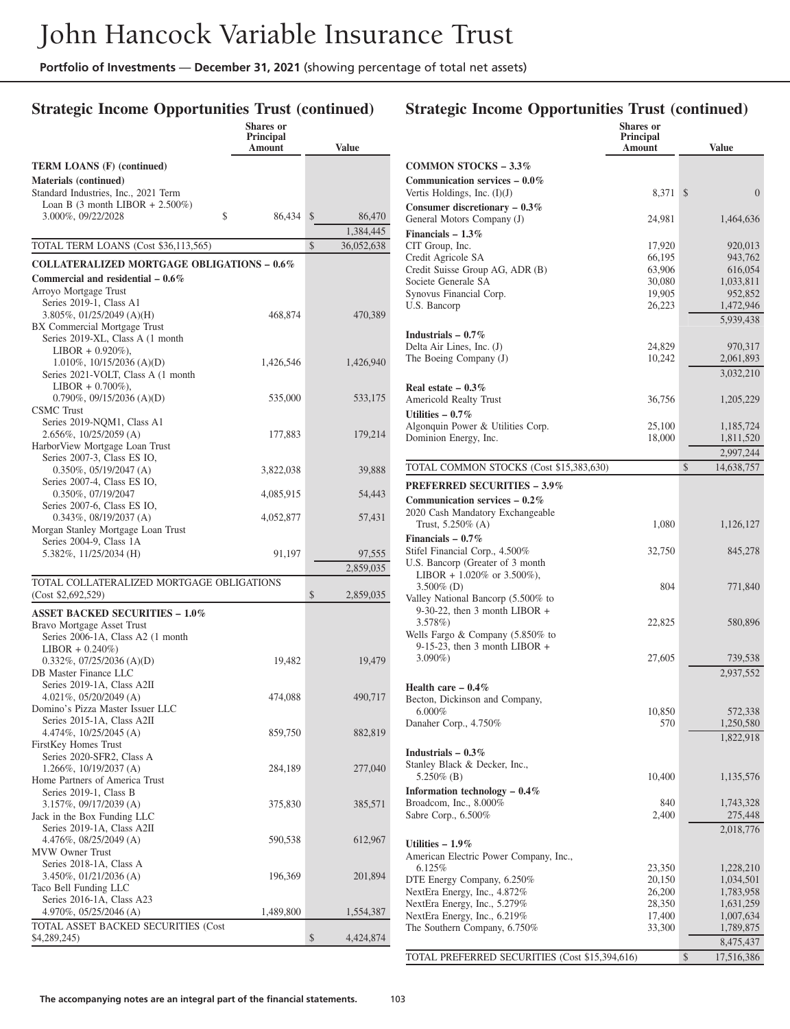## Strategic Income Opportunities Trust (continued)

| | Shares or Principal Amount | Value |
|---|---|---|
| **TERM LOANS (F) (continued)** | | |
| **Materials (continued)** | | |
| Standard Industries, Inc., 2021 Term Loan B (3 month LIBOR + 2.500%) 3.000%, 09/22/2028 | $ 86,434 | $ 86,470 |
| | | 1,384,445 |
| TOTAL TERM LOANS (Cost $36,113,565) | | $ 36,052,638 |
| **COLLATERALIZED MORTGAGE OBLIGATIONS – 0.6%** | | |
| **Commercial and residential – 0.6%** | | |
| Arroyo Mortgage Trust | | |
| Series 2019-1, Class A1 3.805%, 01/25/2049 (A)(H) | 468,874 | 470,389 |
| BX Commercial Mortgage Trust | | |
| Series 2019-XL, Class A (1 month LIBOR + 0.920%), 1.010%, 10/15/2036 (A)(D) | 1,426,546 | 1,426,940 |
| Series 2021-VOLT, Class A (1 month LIBOR + 0.700%), 0.790%, 09/15/2036 (A)(D) | 535,000 | 533,175 |
| CSMC Trust | | |
| Series 2019-NQM1, Class A1 2.656%, 10/25/2059 (A) | 177,883 | 179,214 |
| HarborView Mortgage Loan Trust | | |
| Series 2007-3, Class ES IO, 0.350%, 05/19/2047 (A) | 3,822,038 | 39,888 |
| Series 2007-4, Class ES IO, 0.350%, 07/19/2047 | 4,085,915 | 54,443 |
| Series 2007-6, Class ES IO, 0.343%, 08/19/2037 (A) | 4,052,877 | 57,431 |
| Morgan Stanley Mortgage Loan Trust | | |
| Series 2004-9, Class 1A 5.382%, 11/25/2034 (H) | 91,197 | 97,555 |
| | | 2,859,035 |
| TOTAL COLLATERALIZED MORTGAGE OBLIGATIONS (Cost $2,692,529) | | $ 2,859,035 |
| **ASSET BACKED SECURITIES – 1.0%** | | |
| Bravo Mortgage Asset Trust | | |
| Series 2006-1A, Class A2 (1 month LIBOR + 0.240%) 0.332%, 07/25/2036 (A)(D) | 19,482 | 19,479 |
| DB Master Finance LLC | | |
| Series 2019-1A, Class A2II 4.021%, 05/20/2049 (A) | 474,088 | 490,717 |
| Domino's Pizza Master Issuer LLC | | |
| Series 2015-1A, Class A2II 4.474%, 10/25/2045 (A) | 859,750 | 882,819 |
| FirstKey Homes Trust | | |
| Series 2020-SFR2, Class A 1.266%, 10/19/2037 (A) | 284,189 | 277,040 |
| Home Partners of America Trust | | |
| Series 2019-1, Class B 3.157%, 09/17/2039 (A) | 375,830 | 385,571 |
| Jack in the Box Funding LLC | | |
| Series 2019-1A, Class A2II 4.476%, 08/25/2049 (A) | 590,538 | 612,967 |
| MVW Owner Trust | | |
| Series 2018-1A, Class A 3.450%, 01/21/2036 (A) | 196,369 | 201,894 |
| Taco Bell Funding LLC | | |
| Series 2016-1A, Class A23 4.970%, 05/25/2046 (A) | 1,489,800 | 1,554,387 |
| TOTAL ASSET BACKED SECURITIES (Cost $4,289,245) | | $ 4,424,874 |
| **COMMON STOCKS – 3.3%** | | |
| **Communication services – 0.0%** | | |
| Vertis Holdings, Inc. (I)(J) | 8,371 | $ 0 |
| **Consumer discretionary – 0.3%** | | |
| General Motors Company (J) | 24,981 | 1,464,636 |
| **Financials – 1.3%** | | |
| CIT Group, Inc. | 17,920 | 920,013 |
| Credit Agricole SA | 66,195 | 943,762 |
| Credit Suisse Group AG, ADR (B) | 63,906 | 616,054 |
| Societe Generale SA | 30,080 | 1,033,811 |
| Synovus Financial Corp. | 19,905 | 952,852 |
| U.S. Bancorp | 26,223 | 1,472,946 |
| | | 5,939,438 |
| **Industrials – 0.7%** | | |
| Delta Air Lines, Inc. (J) | 24,829 | 970,317 |
| The Boeing Company (J) | 10,242 | 2,061,893 |
| | | 3,032,210 |
| **Real estate – 0.3%** | | |
| Americold Realty Trust | 36,756 | 1,205,229 |
| **Utilities – 0.7%** | | |
| Algonquin Power & Utilities Corp. | 25,100 | 1,185,724 |
| Dominion Energy, Inc. | 18,000 | 1,811,520 |
| | | 2,997,244 |
| TOTAL COMMON STOCKS (Cost $15,383,630) | | $ 14,638,757 |
| **PREFERRED SECURITIES – 3.9%** | | |
| **Communication services – 0.2%** | | |
| 2020 Cash Mandatory Exchangeable Trust, 5.250% (A) | 1,080 | 1,126,127 |
| **Financials – 0.7%** | | |
| Stifel Financial Corp., 4.500% | 32,750 | 845,278 |
| U.S. Bancorp (Greater of 3 month LIBOR + 1.020% or 3.500%), 3.500% (D) | 804 | 771,840 |
| Valley National Bancorp (5.500% to 9-30-22, then 3 month LIBOR + 3.578%) | 22,825 | 580,896 |
| Wells Fargo & Company (5.850% to 9-15-23, then 3 month LIBOR + 3.090%) | 27,605 | 739,538 |
| | | 2,937,552 |
| **Health care – 0.4%** | | |
| Becton, Dickinson and Company, 6.000% | 10,850 | 572,338 |
| Danaher Corp., 4.750% | 570 | 1,250,580 |
| | | 1,822,918 |
| **Industrials – 0.3%** | | |
| Stanley Black & Decker, Inc., 5.250% (B) | 10,400 | 1,135,576 |
| **Information technology – 0.4%** | | |
| Broadcom, Inc., 8.000% | 840 | 1,743,328 |
| Sabre Corp., 6.500% | 2,400 | 275,448 |
| | | 2,018,776 |
| **Utilities – 1.9%** | | |
| American Electric Power Company, Inc., 6.125% | 23,350 | 1,228,210 |
| DTE Energy Company, 6.250% | 20,150 | 1,034,501 |
| NextEra Energy, Inc., 4.872% | 26,200 | 1,783,958 |
| NextEra Energy, Inc., 5.279% | 28,350 | 1,631,259 |
| NextEra Energy, Inc., 6.219% | 17,400 | 1,007,634 |
| The Southern Company, 6.750% | 33,300 | 1,789,875 |
| | | 8,475,437 |
| TOTAL PREFERRED SECURITIES (Cost $15,394,616) | | $ 17,516,386 |

**The accompanying notes are an integral part of the financial statements.**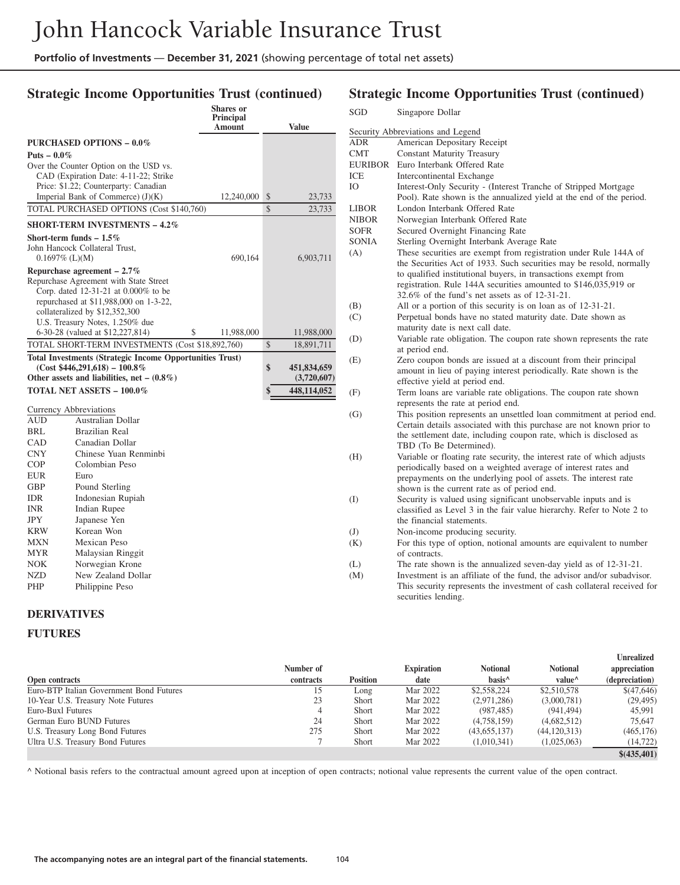## Strategic Income Opportunities Trust (continued)

| | Shares or Principal Amount | Value |
|---|---|---|
| **PURCHASED OPTIONS – 0.0%** | | |
| **Puts – 0.0%** | | |
| Over the Counter Option on the USD vs. CAD (Expiration Date: 4-11-22; Strike Price: $1.22; Counterparty: Canadian Imperial Bank of Commerce) (J)(K) | 12,240,000 | $ 23,733 |
| TOTAL PURCHASED OPTIONS (Cost $140,760) | | $ 23,733 |
| **SHORT-TERM INVESTMENTS – 4.2%** | | |
| **Short-term funds – 1.5%** | | |
| John Hancock Collateral Trust, 0.1697% (L)(M) | 690,164 | 6,903,711 |
| **Repurchase agreement – 2.7%** | | |
| Repurchase Agreement with State Street Corp. dated 12-31-21 at 0.000% to be repurchased at $11,988,000 on 1-3-22, collateralized by $12,352,300 U.S. Treasury Notes, 1.250% due 6-30-28 (valued at $12,227,814) | $ 11,988,000 | 11,988,000 |
| TOTAL SHORT-TERM INVESTMENTS (Cost $18,892,760) | | $ 18,891,711 |
| **Total Investments (Strategic Income Opportunities Trust) (Cost $446,291,618) – 100.8%** | | **$ 451,834,659** |
| **Other assets and liabilities, net – (0.8%)** | | **(3,720,607)** |
| **TOTAL NET ASSETS – 100.0%** | | **$ 448,114,052** |

Currency Abbreviations

| | |
|---|---|
| AUD | Australian Dollar |
| BRL | Brazilian Real |
| CAD | Canadian Dollar |
| CNY | Chinese Yuan Renminbi |
| COP | Colombian Peso |
| EUR | Euro |
| GBP | Pound Sterling |
| IDR | Indonesian Rupiah |
| INR | Indian Rupee |
| JPY | Japanese Yen |
| KRW | Korean Won |
| MXN | Mexican Peso |
| MYR | Malaysian Ringgit |
| NOK | Norwegian Krone |
| NZD | New Zealand Dollar |
| PHP | Philippine Peso |
| SGD | Singapore Dollar |

Security Abbreviations and Legend

| | |
|---|---|
| ADR | American Depositary Receipt |
| CMT | Constant Maturity Treasury |
| EURIBOR | Euro Interbank Offered Rate |
| ICE | Intercontinental Exchange |
| IO | Interest-Only Security - (Interest Tranche of Stripped Mortgage Pool). Rate shown is the annualized yield at the end of the period. |
| LIBOR | London Interbank Offered Rate |
| NIBOR | Norwegian Interbank Offered Rate |
| SOFR | Secured Overnight Financing Rate |
| SONIA | Sterling Overnight Interbank Average Rate |
| (A) | These securities are exempt from registration under Rule 144A of the Securities Act of 1933. Such securities may be resold, normally to qualified institutional buyers, in transactions exempt from registration. Rule 144A securities amounted to $146,035,919 or 32.6% of the fund's net assets as of 12-31-21. |
| (B) | All or a portion of this security is on loan as of 12-31-21. |
| (C) | Perpetual bonds have no stated maturity date. Date shown as maturity date is next call date. |
| (D) | Variable rate obligation. The coupon rate shown represents the rate at period end. |
| (E) | Zero coupon bonds are issued at a discount from their principal amount in lieu of paying interest periodically. Rate shown is the effective yield at period end. |
| (F) | Term loans are variable rate obligations. The coupon rate shown represents the rate at period end. |
| (G) | This position represents an unsettled loan commitment at period end. Certain details associated with this purchase are not known prior to the settlement date, including coupon rate, which is disclosed as TBD (To Be Determined). |
| (H) | Variable or floating rate security, the interest rate of which adjusts periodically based on a weighted average of interest rates and prepayments on the underlying pool of assets. The interest rate shown is the current rate as of period end. |
| (I) | Security is valued using significant unobservable inputs and is classified as Level 3 in the fair value hierarchy. Refer to Note 2 to the financial statements. |
| (J) | Non-income producing security. |
| (K) | For this type of option, notional amounts are equivalent to number of contracts. |
| (L) | The rate shown is the annualized seven-day yield as of 12-31-21. |
| (M) | Investment is an affiliate of the fund, the advisor and/or subadvisor. This security represents the investment of cash collateral received for securities lending. |

### DERIVATIVES

### FUTURES

| Open contracts | Number of contracts | Position | Expiration date | Notional basis^ | Notional value^ | Unrealized appreciation (depreciation) |
|---|---|---|---|---|---|---|
| Euro-BTP Italian Government Bond Futures | 15 | Long | Mar 2022 | $2,558,224 | $2,510,578 | $(47,646) |
| 10-Year U.S. Treasury Note Futures | 23 | Short | Mar 2022 | (2,971,286) | (3,000,781) | (29,495) |
| Euro-Buxl Futures | 4 | Short | Mar 2022 | (987,485) | (941,494) | 45,991 |
| German Euro BUND Futures | 24 | Short | Mar 2022 | (4,758,159) | (4,682,512) | 75,647 |
| U.S. Treasury Long Bond Futures | 275 | Short | Mar 2022 | (43,655,137) | (44,120,313) | (465,176) |
| Ultra U.S. Treasury Bond Futures | 7 | Short | Mar 2022 | (1,010,341) | (1,025,063) | (14,722) |
| | | | | | | **$(435,401)** |

^ Notional basis refers to the contractual amount agreed upon at inception of open contracts; notional value represents the current value of the open contract.

The accompanying notes are an integral part of the financial statements.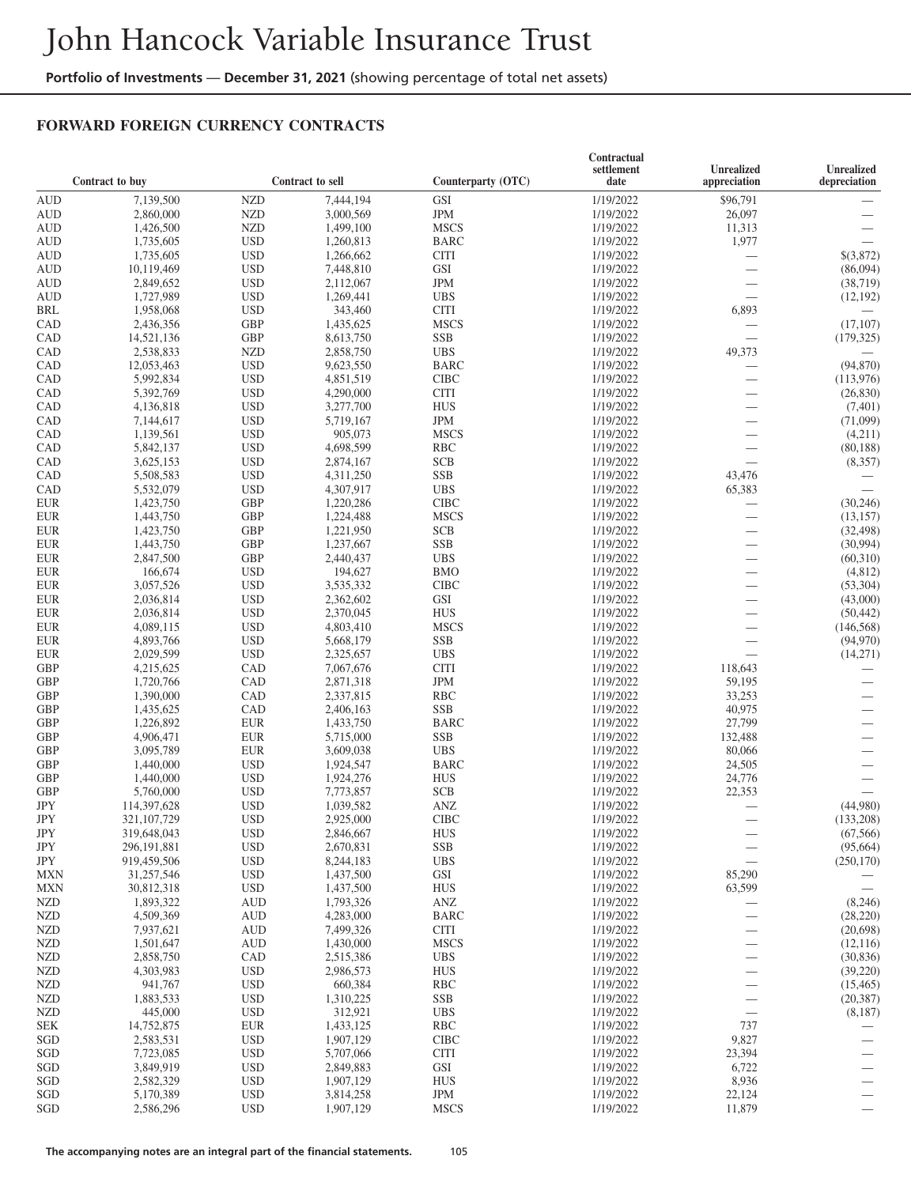# John Hancock Variable Insurance Trust

**Portfolio of Investments — December 31, 2021** (showing percentage of total net assets)

## FORWARD FOREIGN CURRENCY CONTRACTS

| Contract to buy | | Contract to sell | | Counterparty (OTC) | Contractual settlement date | Unrealized appreciation | Unrealized depreciation |
|---|---|---|---|---|---|---|---|
| AUD | 7,139,500 | NZD | 7,444,194 | GSI | 1/19/2022 | $96,791 | — |
| AUD | 2,860,000 | NZD | 3,000,569 | JPM | 1/19/2022 | 26,097 | — |
| AUD | 1,426,500 | NZD | 1,499,100 | MSCS | 1/19/2022 | 11,313 | — |
| AUD | 1,735,605 | USD | 1,260,813 | BARC | 1/19/2022 | 1,977 | — |
| AUD | 1,735,605 | USD | 1,266,662 | CITI | 1/19/2022 | — | $(3,872) |
| AUD | 10,119,469 | USD | 7,448,810 | GSI | 1/19/2022 | — | (86,094) |
| AUD | 2,849,652 | USD | 2,112,067 | JPM | 1/19/2022 | — | (38,719) |
| AUD | 1,727,989 | USD | 1,269,441 | UBS | 1/19/2022 | — | (12,192) |
| BRL | 1,958,068 | USD | 343,460 | CITI | 1/19/2022 | 6,893 | — |
| CAD | 2,436,356 | GBP | 1,435,625 | MSCS | 1/19/2022 | — | (17,107) |
| CAD | 14,521,136 | GBP | 8,613,750 | SSB | 1/19/2022 | — | (179,325) |
| CAD | 2,538,833 | NZD | 2,858,750 | UBS | 1/19/2022 | 49,373 | — |
| CAD | 12,053,463 | USD | 9,623,550 | BARC | 1/19/2022 | — | (94,870) |
| CAD | 5,992,834 | USD | 4,851,519 | CIBC | 1/19/2022 | — | (113,976) |
| CAD | 5,392,769 | USD | 4,290,000 | CITI | 1/19/2022 | — | (26,830) |
| CAD | 4,136,818 | USD | 3,277,700 | HUS | 1/19/2022 | — | (7,401) |
| CAD | 7,144,617 | USD | 5,719,167 | JPM | 1/19/2022 | — | (71,099) |
| CAD | 1,139,561 | USD | 905,073 | MSCS | 1/19/2022 | — | (4,211) |
| CAD | 5,842,137 | USD | 4,698,599 | RBC | 1/19/2022 | — | (80,188) |
| CAD | 3,625,153 | USD | 2,874,167 | SCB | 1/19/2022 | — | (8,357) |
| CAD | 5,508,583 | USD | 4,311,250 | SSB | 1/19/2022 | 43,476 | — |
| CAD | 5,532,079 | USD | 4,307,917 | UBS | 1/19/2022 | 65,383 | — |
| EUR | 1,423,750 | GBP | 1,220,286 | CIBC | 1/19/2022 | — | (30,246) |
| EUR | 1,443,750 | GBP | 1,224,488 | MSCS | 1/19/2022 | — | (13,157) |
| EUR | 1,423,750 | GBP | 1,221,950 | SCB | 1/19/2022 | — | (32,498) |
| EUR | 1,443,750 | GBP | 1,237,667 | SSB | 1/19/2022 | — | (30,994) |
| EUR | 2,847,500 | GBP | 2,440,437 | UBS | 1/19/2022 | — | (60,310) |
| EUR | 166,674 | USD | 194,627 | BMO | 1/19/2022 | — | (4,812) |
| EUR | 3,057,526 | USD | 3,535,332 | CIBC | 1/19/2022 | — | (53,304) |
| EUR | 2,036,814 | USD | 2,362,602 | GSI | 1/19/2022 | — | (43,000) |
| EUR | 2,036,814 | USD | 2,370,045 | HUS | 1/19/2022 | — | (50,442) |
| EUR | 4,089,115 | USD | 4,803,410 | MSCS | 1/19/2022 | — | (146,568) |
| EUR | 4,893,766 | USD | 5,668,179 | SSB | 1/19/2022 | — | (94,970) |
| EUR | 2,029,599 | USD | 2,325,657 | UBS | 1/19/2022 | — | (14,271) |
| GBP | 4,215,625 | CAD | 7,067,676 | CITI | 1/19/2022 | 118,643 | — |
| GBP | 1,720,766 | CAD | 2,871,318 | JPM | 1/19/2022 | 59,195 | — |
| GBP | 1,390,000 | CAD | 2,337,815 | RBC | 1/19/2022 | 33,253 | — |
| GBP | 1,435,625 | CAD | 2,406,163 | SSB | 1/19/2022 | 40,975 | — |
| GBP | 1,226,892 | EUR | 1,433,750 | BARC | 1/19/2022 | 27,799 | — |
| GBP | 4,906,471 | EUR | 5,715,000 | SSB | 1/19/2022 | 132,488 | — |
| GBP | 3,095,789 | EUR | 3,609,038 | UBS | 1/19/2022 | 80,066 | — |
| GBP | 1,440,000 | USD | 1,924,547 | BARC | 1/19/2022 | 24,505 | — |
| GBP | 1,440,000 | USD | 1,924,276 | HUS | 1/19/2022 | 24,776 | — |
| GBP | 5,760,000 | USD | 7,773,857 | SCB | 1/19/2022 | 22,353 | — |
| JPY | 114,397,628 | USD | 1,039,582 | ANZ | 1/19/2022 | — | (44,980) |
| JPY | 321,107,729 | USD | 2,925,000 | CIBC | 1/19/2022 | — | (133,208) |
| JPY | 319,648,043 | USD | 2,846,667 | HUS | 1/19/2022 | — | (67,566) |
| JPY | 296,191,881 | USD | 2,670,831 | SSB | 1/19/2022 | — | (95,664) |
| JPY | 919,459,506 | USD | 8,244,183 | UBS | 1/19/2022 | — | (250,170) |
| MXN | 31,257,546 | USD | 1,437,500 | GSI | 1/19/2022 | 85,290 | — |
| MXN | 30,812,318 | USD | 1,437,500 | HUS | 1/19/2022 | 63,599 | — |
| NZD | 1,893,322 | AUD | 1,793,326 | ANZ | 1/19/2022 | — | (8,246) |
| NZD | 4,509,369 | AUD | 4,283,000 | BARC | 1/19/2022 | — | (28,220) |
| NZD | 7,937,621 | AUD | 7,499,326 | CITI | 1/19/2022 | — | (20,698) |
| NZD | 1,501,647 | AUD | 1,430,000 | MSCS | 1/19/2022 | — | (12,116) |
| NZD | 2,858,750 | CAD | 2,515,386 | UBS | 1/19/2022 | — | (30,836) |
| NZD | 4,303,983 | USD | 2,986,573 | HUS | 1/19/2022 | — | (39,220) |
| NZD | 941,767 | USD | 660,384 | RBC | 1/19/2022 | — | (15,465) |
| NZD | 1,883,533 | USD | 1,310,225 | SSB | 1/19/2022 | — | (20,387) |
| NZD | 445,000 | USD | 312,921 | UBS | 1/19/2022 | — | (8,187) |
| SEK | 14,752,875 | EUR | 1,433,125 | RBC | 1/19/2022 | 737 | — |
| SGD | 2,583,531 | USD | 1,907,129 | CIBC | 1/19/2022 | 9,827 | — |
| SGD | 7,723,085 | USD | 5,707,066 | CITI | 1/19/2022 | 23,394 | — |
| SGD | 3,849,919 | USD | 2,849,883 | GSI | 1/19/2022 | 6,722 | — |
| SGD | 2,582,329 | USD | 1,907,129 | HUS | 1/19/2022 | 8,936 | — |
| SGD | 5,170,389 | USD | 3,814,258 | JPM | 1/19/2022 | 22,124 | — |
| SGD | 2,586,296 | USD | 1,907,129 | MSCS | 1/19/2022 | 11,879 | — |

**The accompanying notes are an integral part of the financial statements.**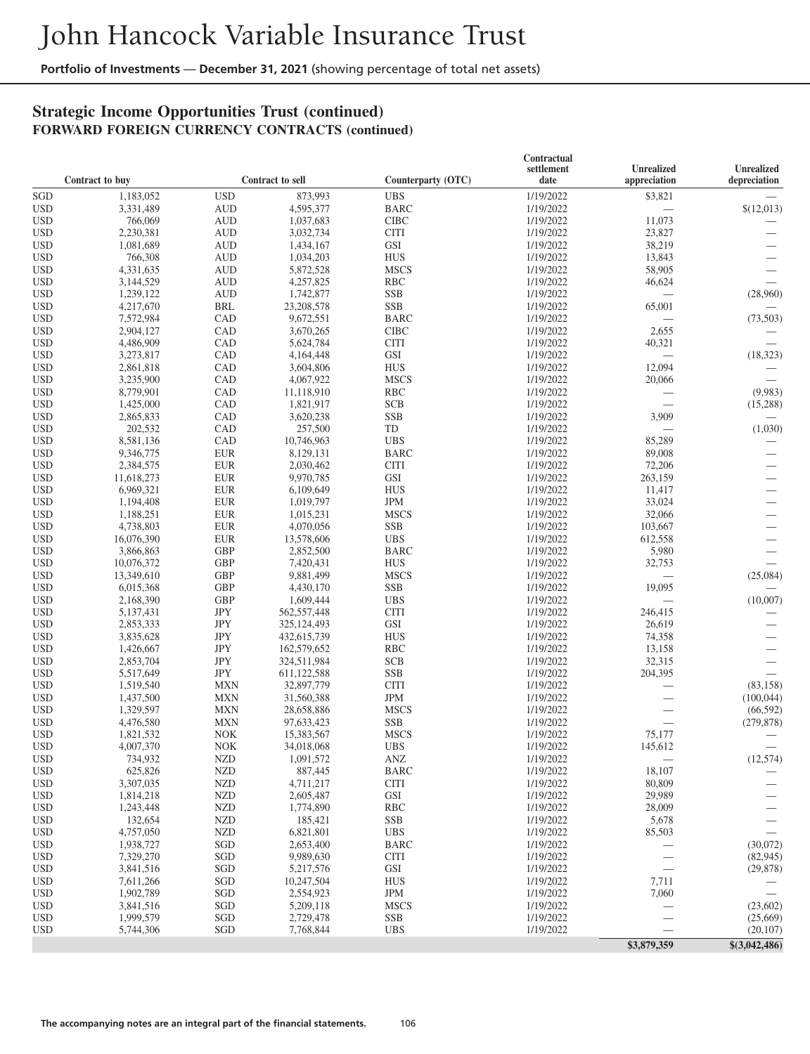# John Hancock Variable Insurance Trust

**Portfolio of Investments** — **December 31, 2021** (showing percentage of total net assets)

## Strategic Income Opportunities Trust (continued)

### FORWARD FOREIGN CURRENCY CONTRACTS (continued)

| Contract to buy | | Contract to sell | | Counterparty (OTC) | Contractual settlement date | Unrealized appreciation | Unrealized depreciation |
|---|---|---|---|---|---|---|---|
| SGD | 1,183,052 | USD | 873,993 | UBS | 1/19/2022 | $3,821 | — |
| USD | 3,331,489 | AUD | 4,595,377 | BARC | 1/19/2022 | — | $(12,013) |
| USD | 766,069 | AUD | 1,037,683 | CIBC | 1/19/2022 | 11,073 | — |
| USD | 2,230,381 | AUD | 3,032,734 | CITI | 1/19/2022 | 23,827 | — |
| USD | 1,081,689 | AUD | 1,434,167 | GSI | 1/19/2022 | 38,219 | — |
| USD | 766,308 | AUD | 1,034,203 | HUS | 1/19/2022 | 13,843 | — |
| USD | 4,331,635 | AUD | 5,872,528 | MSCS | 1/19/2022 | 58,905 | — |
| USD | 3,144,529 | AUD | 4,257,825 | RBC | 1/19/2022 | 46,624 | — |
| USD | 1,239,122 | AUD | 1,742,877 | SSB | 1/19/2022 | — | (28,960) |
| USD | 4,217,670 | BRL | 23,208,578 | SSB | 1/19/2022 | 65,001 | — |
| USD | 7,572,984 | CAD | 9,672,551 | BARC | 1/19/2022 | — | (73,503) |
| USD | 2,904,127 | CAD | 3,670,265 | CIBC | 1/19/2022 | 2,655 | — |
| USD | 4,486,909 | CAD | 5,624,784 | CITI | 1/19/2022 | 40,321 | — |
| USD | 3,273,817 | CAD | 4,164,448 | GSI | 1/19/2022 | — | (18,323) |
| USD | 2,861,818 | CAD | 3,604,806 | HUS | 1/19/2022 | 12,094 | — |
| USD | 3,235,900 | CAD | 4,067,922 | MSCS | 1/19/2022 | 20,066 | — |
| USD | 8,779,901 | CAD | 11,118,910 | RBC | 1/19/2022 | — | (9,983) |
| USD | 1,425,000 | CAD | 1,821,917 | SCB | 1/19/2022 | — | (15,288) |
| USD | 2,865,833 | CAD | 3,620,238 | SSB | 1/19/2022 | 3,909 | — |
| USD | 202,532 | CAD | 257,500 | TD | 1/19/2022 | — | (1,030) |
| USD | 8,581,136 | CAD | 10,746,963 | UBS | 1/19/2022 | 85,289 | — |
| USD | 9,346,775 | EUR | 8,129,131 | BARC | 1/19/2022 | 89,008 | — |
| USD | 2,384,575 | EUR | 2,030,462 | CITI | 1/19/2022 | 72,206 | — |
| USD | 11,618,273 | EUR | 9,970,785 | GSI | 1/19/2022 | 263,159 | — |
| USD | 6,969,321 | EUR | 6,109,649 | HUS | 1/19/2022 | 11,417 | — |
| USD | 1,194,408 | EUR | 1,019,797 | JPM | 1/19/2022 | 33,024 | — |
| USD | 1,188,251 | EUR | 1,015,231 | MSCS | 1/19/2022 | 32,066 | — |
| USD | 4,738,803 | EUR | 4,070,056 | SSB | 1/19/2022 | 103,667 | — |
| USD | 16,076,390 | EUR | 13,578,606 | UBS | 1/19/2022 | 612,558 | — |
| USD | 3,866,863 | GBP | 2,852,500 | BARC | 1/19/2022 | 5,980 | — |
| USD | 10,076,372 | GBP | 7,420,431 | HUS | 1/19/2022 | 32,753 | — |
| USD | 13,349,610 | GBP | 9,881,499 | MSCS | 1/19/2022 | — | (25,084) |
| USD | 6,015,368 | GBP | 4,430,170 | SSB | 1/19/2022 | 19,095 | — |
| USD | 2,168,390 | GBP | 1,609,444 | UBS | 1/19/2022 | — | (10,007) |
| USD | 5,137,431 | JPY | 562,557,448 | CITI | 1/19/2022 | 246,415 | — |
| USD | 2,853,333 | JPY | 325,124,493 | GSI | 1/19/2022 | 26,619 | — |
| USD | 3,835,628 | JPY | 432,615,739 | HUS | 1/19/2022 | 74,358 | — |
| USD | 1,426,667 | JPY | 162,579,652 | RBC | 1/19/2022 | 13,158 | — |
| USD | 2,853,704 | JPY | 324,511,984 | SCB | 1/19/2022 | 32,315 | — |
| USD | 5,517,649 | JPY | 611,122,588 | SSB | 1/19/2022 | 204,395 | — |
| USD | 1,519,540 | MXN | 32,897,779 | CITI | 1/19/2022 | — | (83,158) |
| USD | 1,437,500 | MXN | 31,560,388 | JPM | 1/19/2022 | — | (100,044) |
| USD | 1,329,597 | MXN | 28,658,886 | MSCS | 1/19/2022 | — | (66,592) |
| USD | 4,476,580 | MXN | 97,633,423 | SSB | 1/19/2022 | — | (279,878) |
| USD | 1,821,532 | NOK | 15,383,567 | MSCS | 1/19/2022 | 75,177 | — |
| USD | 4,007,370 | NOK | 34,018,068 | UBS | 1/19/2022 | 145,612 | — |
| USD | 734,932 | NZD | 1,091,572 | ANZ | 1/19/2022 | — | (12,574) |
| USD | 625,826 | NZD | 887,445 | BARC | 1/19/2022 | 18,107 | — |
| USD | 3,307,035 | NZD | 4,711,217 | CITI | 1/19/2022 | 80,809 | — |
| USD | 1,814,218 | NZD | 2,605,487 | GSI | 1/19/2022 | 29,989 | — |
| USD | 1,243,448 | NZD | 1,774,890 | RBC | 1/19/2022 | 28,009 | — |
| USD | 132,654 | NZD | 185,421 | SSB | 1/19/2022 | 5,678 | — |
| USD | 4,757,050 | NZD | 6,821,801 | UBS | 1/19/2022 | 85,503 | — |
| USD | 1,938,727 | SGD | 2,653,400 | BARC | 1/19/2022 | — | (30,072) |
| USD | 7,329,270 | SGD | 9,989,630 | CITI | 1/19/2022 | — | (82,945) |
| USD | 3,841,516 | SGD | 5,217,576 | GSI | 1/19/2022 | — | (29,878) |
| USD | 7,611,266 | SGD | 10,247,504 | HUS | 1/19/2022 | 7,711 | — |
| USD | 1,902,789 | SGD | 2,554,923 | JPM | 1/19/2022 | 7,060 | — |
| USD | 3,841,516 | SGD | 5,209,118 | MSCS | 1/19/2022 | — | (23,602) |
| USD | 1,999,579 | SGD | 2,729,478 | SSB | 1/19/2022 | — | (25,669) |
| USD | 5,744,306 | SGD | 7,768,844 | UBS | 1/19/2022 | — | (20,107) |
| | | | | | | **$3,879,359** | **$(3,042,486)** |

**The accompanying notes are an integral part of the financial statements.**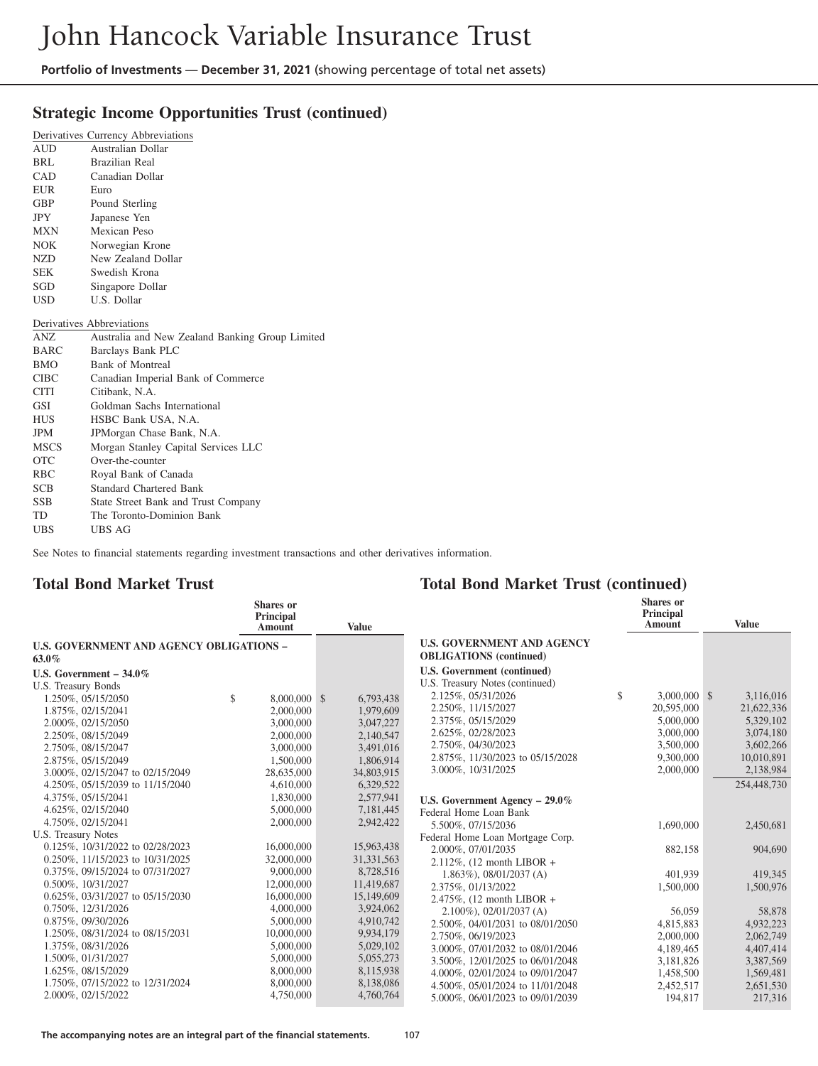## Strategic Income Opportunities Trust (continued)

| Derivatives Currency Abbreviations | |
|---|---|
| AUD | Australian Dollar |
| BRL | Brazilian Real |
| CAD | Canadian Dollar |
| EUR | Euro |
| GBP | Pound Sterling |
| JPY | Japanese Yen |
| MXN | Mexican Peso |
| NOK | Norwegian Krone |
| NZD | New Zealand Dollar |
| SEK | Swedish Krona |
| SGD | Singapore Dollar |
| USD | U.S. Dollar |

| Derivatives Abbreviations | |
|---|---|
| ANZ | Australia and New Zealand Banking Group Limited |
| BARC | Barclays Bank PLC |
| BMO | Bank of Montreal |
| CIBC | Canadian Imperial Bank of Commerce |
| CITI | Citibank, N.A. |
| GSI | Goldman Sachs International |
| HUS | HSBC Bank USA, N.A. |
| JPM | JPMorgan Chase Bank, N.A. |
| MSCS | Morgan Stanley Capital Services LLC |
| OTC | Over-the-counter |
| RBC | Royal Bank of Canada |
| SCB | Standard Chartered Bank |
| SSB | State Street Bank and Trust Company |
| TD | The Toronto-Dominion Bank |
| UBS | UBS AG |

See Notes to financial statements regarding investment transactions and other derivatives information.

## Total Bond Market Trust

| | Shares or Principal Amount | Value |
|---|---|---|
| **U.S. GOVERNMENT AND AGENCY OBLIGATIONS – 63.0%** | | |
| **U.S. Government – 34.0%** | | |
| U.S. Treasury Bonds | | |
| 1.250%, 05/15/2050 | $ 8,000,000 | $ 6,793,438 |
| 1.875%, 02/15/2041 | 2,000,000 | 1,979,609 |
| 2.000%, 02/15/2050 | 3,000,000 | 3,047,227 |
| 2.250%, 08/15/2049 | 2,000,000 | 2,140,547 |
| 2.750%, 08/15/2047 | 3,000,000 | 3,491,016 |
| 2.875%, 05/15/2049 | 1,500,000 | 1,806,914 |
| 3.000%, 02/15/2047 to 02/15/2049 | 28,635,000 | 34,803,915 |
| 4.250%, 05/15/2039 to 11/15/2040 | 4,610,000 | 6,329,522 |
| 4.375%, 05/15/2041 | 1,830,000 | 2,577,941 |
| 4.625%, 02/15/2040 | 5,000,000 | 7,181,445 |
| 4.750%, 02/15/2041 | 2,000,000 | 2,942,422 |
| U.S. Treasury Notes | | |
| 0.125%, 10/31/2022 to 02/28/2023 | 16,000,000 | 15,963,438 |
| 0.250%, 11/15/2023 to 10/31/2025 | 32,000,000 | 31,331,563 |
| 0.375%, 09/15/2024 to 07/31/2027 | 9,000,000 | 8,728,516 |
| 0.500%, 10/31/2027 | 12,000,000 | 11,419,687 |
| 0.625%, 03/31/2027 to 05/15/2030 | 16,000,000 | 15,149,609 |
| 0.750%, 12/31/2026 | 4,000,000 | 3,924,062 |
| 0.875%, 09/30/2026 | 5,000,000 | 4,910,742 |
| 1.250%, 08/31/2024 to 08/15/2031 | 10,000,000 | 9,934,179 |
| 1.375%, 08/31/2026 | 5,000,000 | 5,029,102 |
| 1.500%, 01/31/2027 | 5,000,000 | 5,055,273 |
| 1.625%, 08/15/2029 | 8,000,000 | 8,115,938 |
| 1.750%, 07/15/2022 to 12/31/2024 | 8,000,000 | 8,138,086 |
| 2.000%, 02/15/2022 | 4,750,000 | 4,760,764 |

## Total Bond Market Trust (continued)

| | Shares or Principal Amount | Value |
|---|---|---|
| **U.S. GOVERNMENT AND AGENCY OBLIGATIONS (continued)** | | |
| **U.S. Government (continued)** | | |
| U.S. Treasury Notes (continued) | | |
| 2.125%, 05/31/2026 | $ 3,000,000 | $ 3,116,016 |
| 2.250%, 11/15/2027 | 20,595,000 | 21,622,336 |
| 2.375%, 05/15/2029 | 5,000,000 | 5,329,102 |
| 2.625%, 02/28/2023 | 3,000,000 | 3,074,180 |
| 2.750%, 04/30/2023 | 3,500,000 | 3,602,266 |
| 2.875%, 11/30/2023 to 05/15/2028 | 9,300,000 | 10,010,891 |
| 3.000%, 10/31/2025 | 2,000,000 | 2,138,984 |
| | | 254,448,730 |
| **U.S. Government Agency – 29.0%** | | |
| Federal Home Loan Bank | | |
| 5.500%, 07/15/2036 | 1,690,000 | 2,450,681 |
| Federal Home Loan Mortgage Corp. | | |
| 2.000%, 07/01/2035 | 882,158 | 904,690 |
| 2.112%, (12 month LIBOR + 1.863%), 08/01/2037 (A) | 401,939 | 419,345 |
| 2.375%, 01/13/2022 | 1,500,000 | 1,500,976 |
| 2.475%, (12 month LIBOR + 2.100%), 02/01/2037 (A) | 56,059 | 58,878 |
| 2.500%, 04/01/2031 to 08/01/2050 | 4,815,883 | 4,932,223 |
| 2.750%, 06/19/2023 | 2,000,000 | 2,062,749 |
| 3.000%, 07/01/2032 to 08/01/2046 | 4,189,465 | 4,407,414 |
| 3.500%, 12/01/2025 to 06/01/2048 | 3,181,826 | 3,387,569 |
| 4.000%, 02/01/2024 to 09/01/2047 | 1,458,500 | 1,569,481 |
| 4.500%, 05/01/2024 to 11/01/2048 | 2,452,517 | 2,651,530 |
| 5.000%, 06/01/2023 to 09/01/2039 | 194,817 | 217,316 |

**The accompanying notes are an integral part of the financial statements.**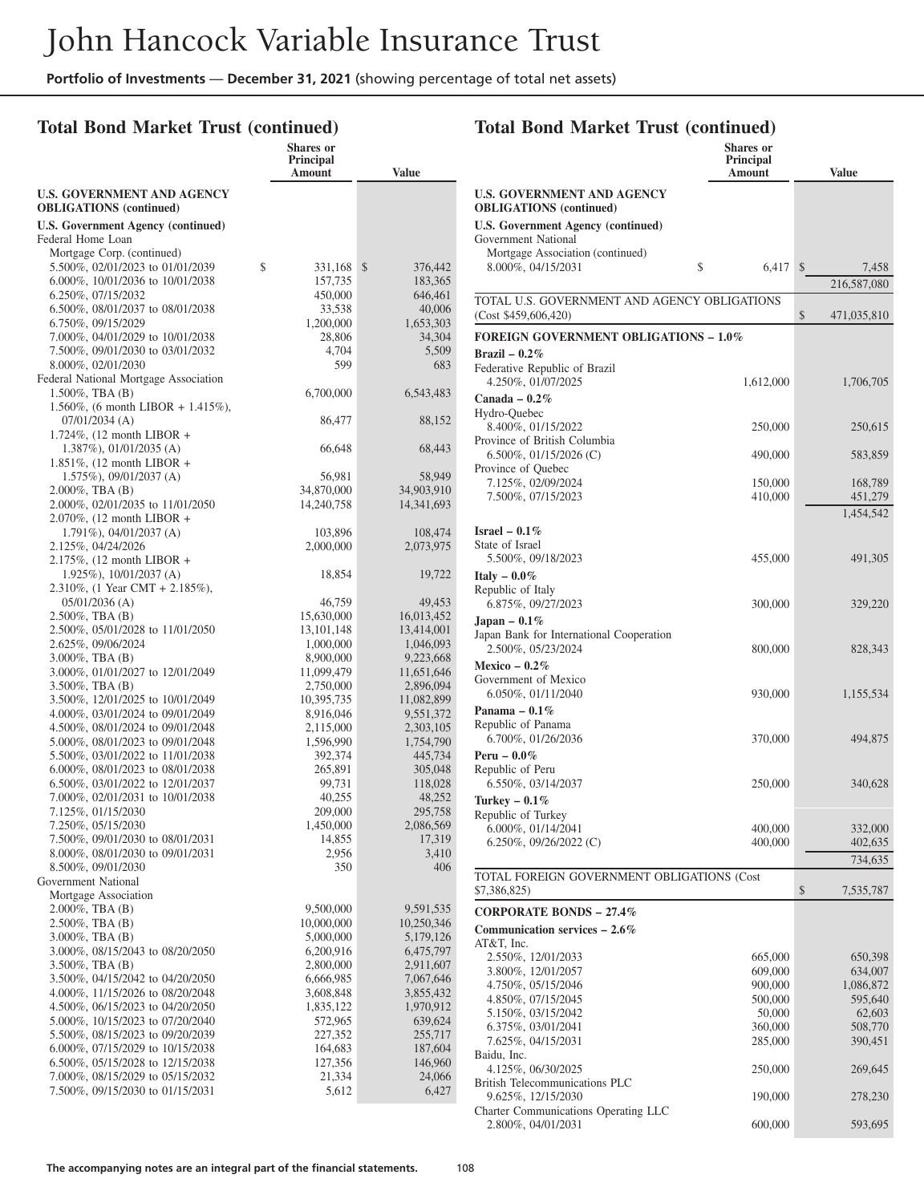# Total Bond Market Trust (continued)

| | Shares or Principal Amount | Value |
|---|---|---|
| **U.S. GOVERNMENT AND AGENCY OBLIGATIONS (continued)** | | |
| **U.S. Government Agency (continued)** | | |
| Federal Home Loan Mortgage Corp. (continued) | | |
| 5.500%, 02/01/2023 to 01/01/2039 | $ 331,168 | $ 376,442 |
| 6.000%, 10/01/2036 to 10/01/2038 | 157,735 | 183,365 |
| 6.250%, 07/15/2032 | 450,000 | 646,461 |
| 6.500%, 08/01/2037 to 08/01/2038 | 33,538 | 40,006 |
| 6.750%, 09/15/2029 | 1,200,000 | 1,653,303 |
| 7.000%, 04/01/2029 to 10/01/2038 | 28,806 | 34,304 |
| 7.500%, 09/01/2030 to 03/01/2032 | 4,704 | 5,509 |
| 8.000%, 02/01/2030 | 599 | 683 |
| Federal National Mortgage Association | | |
| 1.500%, TBA (B) | 6,700,000 | 6,543,483 |
| 1.560%, (6 month LIBOR + 1.415%), 07/01/2034 (A) | 86,477 | 88,152 |
| 1.724%, (12 month LIBOR + 1.387%), 01/01/2035 (A) | 66,648 | 68,443 |
| 1.851%, (12 month LIBOR + 1.575%), 09/01/2037 (A) | 56,981 | 58,949 |
| 2.000%, TBA (B) | 34,870,000 | 34,903,910 |
| 2.000%, 02/01/2035 to 11/01/2050 | 14,240,758 | 14,341,693 |
| 2.070%, (12 month LIBOR + 1.791%), 04/01/2037 (A) | 103,896 | 108,474 |
| 2.125%, 04/24/2026 | 2,000,000 | 2,073,975 |
| 2.175%, (12 month LIBOR + 1.925%), 10/01/2037 (A) | 18,854 | 19,722 |
| 2.310%, (1 Year CMT + 2.185%), 05/01/2036 (A) | 46,759 | 49,453 |
| 2.500%, TBA (B) | 15,630,000 | 16,013,452 |
| 2.500%, 05/01/2028 to 11/01/2050 | 13,101,148 | 13,414,001 |
| 2.625%, 09/06/2024 | 1,000,000 | 1,046,093 |
| 3.000%, TBA (B) | 8,900,000 | 9,223,668 |
| 3.000%, 01/01/2027 to 12/01/2049 | 11,099,479 | 11,651,646 |
| 3.500%, TBA (B) | 2,750,000 | 2,896,094 |
| 3.500%, 12/01/2025 to 10/01/2049 | 10,395,735 | 11,082,899 |
| 4.000%, 03/01/2024 to 09/01/2049 | 8,916,046 | 9,551,372 |
| 4.500%, 08/01/2024 to 09/01/2048 | 2,115,000 | 2,303,105 |
| 5.000%, 08/01/2023 to 09/01/2048 | 1,596,990 | 1,754,790 |
| 5.500%, 03/01/2022 to 11/01/2038 | 392,374 | 445,734 |
| 6.000%, 08/01/2023 to 08/01/2038 | 265,891 | 305,048 |
| 6.500%, 03/01/2022 to 12/01/2037 | 99,731 | 118,028 |
| 7.000%, 02/01/2031 to 10/01/2038 | 40,255 | 48,252 |
| 7.125%, 01/15/2030 | 209,000 | 295,758 |
| 7.250%, 05/15/2030 | 1,450,000 | 2,086,569 |
| 7.500%, 09/01/2030 to 08/01/2031 | 14,855 | 17,319 |
| 8.000%, 08/01/2030 to 09/01/2031 | 2,956 | 3,410 |
| 8.500%, 09/01/2030 | 350 | 406 |
| Government National Mortgage Association | | |
| 2.000%, TBA (B) | 9,500,000 | 9,591,535 |
| 2.500%, TBA (B) | 10,000,000 | 10,250,346 |
| 3.000%, TBA (B) | 5,000,000 | 5,179,126 |
| 3.000%, 08/15/2043 to 08/20/2050 | 6,200,916 | 6,475,797 |
| 3.500%, TBA (B) | 2,800,000 | 2,911,607 |
| 3.500%, 04/15/2042 to 04/20/2050 | 6,666,985 | 7,067,646 |
| 4.000%, 11/15/2026 to 08/20/2048 | 3,608,848 | 3,855,432 |
| 4.500%, 06/15/2023 to 04/20/2050 | 1,835,122 | 1,970,912 |
| 5.000%, 10/15/2023 to 07/20/2040 | 572,965 | 639,624 |
| 5.500%, 08/15/2023 to 09/20/2039 | 227,352 | 255,717 |
| 6.000%, 07/15/2029 to 10/15/2038 | 164,683 | 187,604 |
| 6.500%, 05/15/2028 to 12/15/2038 | 127,356 | 146,960 |
| 7.000%, 08/15/2029 to 05/15/2032 | 21,334 | 24,066 |
| 7.500%, 09/15/2030 to 01/15/2031 | 5,612 | 6,427 |
| 8.000%, 04/15/2031 | $ 6,417 | $ 7,458 |
| | | 216,587,080 |
| TOTAL U.S. GOVERNMENT AND AGENCY OBLIGATIONS (Cost $459,606,420) | | $ 471,035,810 |
| **FOREIGN GOVERNMENT OBLIGATIONS – 1.0%** | | |
| **Brazil – 0.2%** | | |
| Federative Republic of Brazil | | |
| 4.250%, 01/07/2025 | 1,612,000 | 1,706,705 |
| **Canada – 0.2%** | | |
| Hydro-Quebec | | |
| 8.400%, 01/15/2022 | 250,000 | 250,615 |
| Province of British Columbia | | |
| 6.500%, 01/15/2026 (C) | 490,000 | 583,859 |
| Province of Quebec | | |
| 7.125%, 02/09/2024 | 150,000 | 168,789 |
| 7.500%, 07/15/2023 | 410,000 | 451,279 |
| | | 1,454,542 |
| **Israel – 0.1%** | | |
| State of Israel | | |
| 5.500%, 09/18/2023 | 455,000 | 491,305 |
| **Italy – 0.0%** | | |
| Republic of Italy | | |
| 6.875%, 09/27/2023 | 300,000 | 329,220 |
| **Japan – 0.1%** | | |
| Japan Bank for International Cooperation | | |
| 2.500%, 05/23/2024 | 800,000 | 828,343 |
| **Mexico – 0.2%** | | |
| Government of Mexico | | |
| 6.050%, 01/11/2040 | 930,000 | 1,155,534 |
| **Panama – 0.1%** | | |
| Republic of Panama | | |
| 6.700%, 01/26/2036 | 370,000 | 494,875 |
| **Peru – 0.0%** | | |
| Republic of Peru | | |
| 6.550%, 03/14/2037 | 250,000 | 340,628 |
| **Turkey – 0.1%** | | |
| Republic of Turkey | | |
| 6.000%, 01/14/2041 | 400,000 | 332,000 |
| 6.250%, 09/26/2022 (C) | 400,000 | 402,635 |
| | | 734,635 |
| TOTAL FOREIGN GOVERNMENT OBLIGATIONS (Cost $7,386,825) | | $ 7,535,787 |
| **CORPORATE BONDS – 27.4%** | | |
| **Communication services – 2.6%** | | |
| AT&T, Inc. | | |
| 2.550%, 12/01/2033 | 665,000 | 650,398 |
| 3.800%, 12/01/2057 | 609,000 | 634,007 |
| 4.750%, 05/15/2046 | 900,000 | 1,086,872 |
| 4.850%, 07/15/2045 | 500,000 | 595,640 |
| 5.150%, 03/15/2042 | 50,000 | 62,603 |
| 6.375%, 03/01/2041 | 360,000 | 508,770 |
| 7.625%, 04/15/2031 | 285,000 | 390,451 |
| Baidu, Inc. | | |
| 4.125%, 06/30/2025 | 250,000 | 269,645 |
| British Telecommunications PLC | | |
| 9.625%, 12/15/2030 | 190,000 | 278,230 |
| Charter Communications Operating LLC | | |
| 2.800%, 04/01/2031 | 600,000 | 593,695 |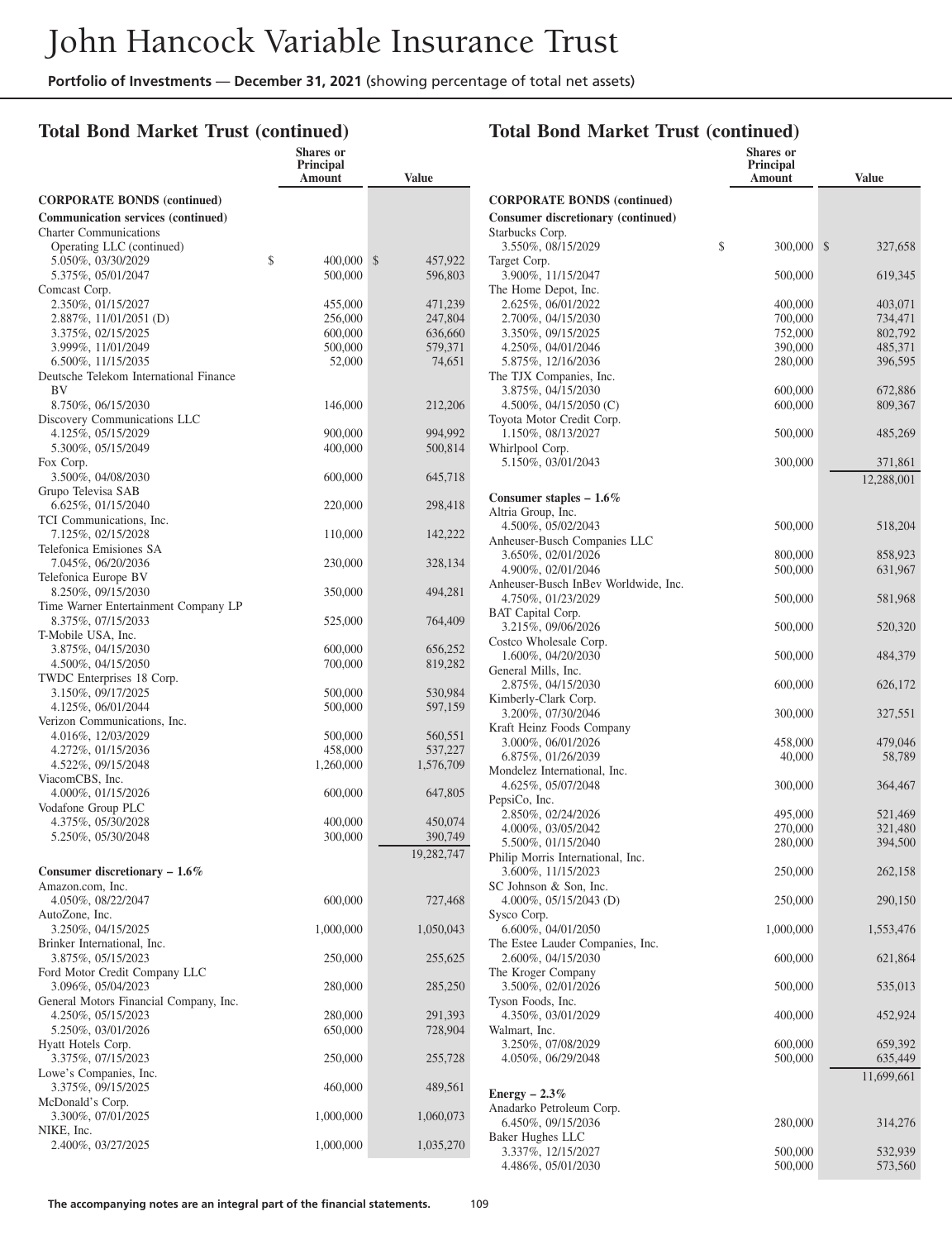## Total Bond Market Trust (continued)

| | Shares or Principal Amount | Value |
|---|---|---|
| **CORPORATE BONDS (continued)** | | |
| **Communication services (continued)** | | |
| Charter Communications Operating LLC (continued) | | |
| 5.050%, 03/30/2029 | $ 400,000 | $ 457,922 |
| 5.375%, 05/01/2047 | 500,000 | 596,803 |
| Comcast Corp. | | |
| 2.350%, 01/15/2027 | 455,000 | 471,239 |
| 2.887%, 11/01/2051 (D) | 256,000 | 247,804 |
| 3.375%, 02/15/2025 | 600,000 | 636,660 |
| 3.999%, 11/01/2049 | 500,000 | 579,371 |
| 6.500%, 11/15/2035 | 52,000 | 74,651 |
| Deutsche Telekom International Finance BV | | |
| 8.750%, 06/15/2030 | 146,000 | 212,206 |
| Discovery Communications LLC | | |
| 4.125%, 05/15/2029 | 900,000 | 994,992 |
| 5.300%, 05/15/2049 | 400,000 | 500,814 |
| Fox Corp. | | |
| 3.500%, 04/08/2030 | 600,000 | 645,718 |
| Grupo Televisa SAB | | |
| 6.625%, 01/15/2040 | 220,000 | 298,418 |
| TCI Communications, Inc. | | |
| 7.125%, 02/15/2028 | 110,000 | 142,222 |
| Telefonica Emisiones SA | | |
| 7.045%, 06/20/2036 | 230,000 | 328,134 |
| Telefonica Europe BV | | |
| 8.250%, 09/15/2030 | 350,000 | 494,281 |
| Time Warner Entertainment Company LP | | |
| 8.375%, 07/15/2033 | 525,000 | 764,409 |
| T-Mobile USA, Inc. | | |
| 3.875%, 04/15/2030 | 600,000 | 656,252 |
| 4.500%, 04/15/2050 | 700,000 | 819,282 |
| TWDC Enterprises 18 Corp. | | |
| 3.150%, 09/17/2025 | 500,000 | 530,984 |
| 4.125%, 06/01/2044 | 500,000 | 597,159 |
| Verizon Communications, Inc. | | |
| 4.016%, 12/03/2029 | 500,000 | 560,551 |
| 4.272%, 01/15/2036 | 458,000 | 537,227 |
| 4.522%, 09/15/2048 | 1,260,000 | 1,576,709 |
| ViacomCBS, Inc. | | |
| 4.000%, 01/15/2026 | 600,000 | 647,805 |
| Vodafone Group PLC | | |
| 4.375%, 05/30/2028 | 400,000 | 450,074 |
| 5.250%, 05/30/2048 | 300,000 | 390,749 |
| | | 19,282,747 |
| **Consumer discretionary – 1.6%** | | |
| Amazon.com, Inc. | | |
| 4.050%, 08/22/2047 | 600,000 | 727,468 |
| AutoZone, Inc. | | |
| 3.250%, 04/15/2025 | 1,000,000 | 1,050,043 |
| Brinker International, Inc. | | |
| 3.875%, 05/15/2023 | 250,000 | 255,625 |
| Ford Motor Credit Company LLC | | |
| 3.096%, 05/04/2023 | 280,000 | 285,250 |
| General Motors Financial Company, Inc. | | |
| 4.250%, 05/15/2023 | 280,000 | 291,393 |
| 5.250%, 03/01/2026 | 650,000 | 728,904 |
| Hyatt Hotels Corp. | | |
| 3.375%, 07/15/2023 | 250,000 | 255,728 |
| Lowe's Companies, Inc. | | |
| 3.375%, 09/15/2025 | 460,000 | 489,561 |
| McDonald's Corp. | | |
| 3.300%, 07/01/2025 | 1,000,000 | 1,060,073 |
| NIKE, Inc. | | |
| 2.400%, 03/27/2025 | 1,000,000 | 1,035,270 |
| Starbucks Corp. | | |
| 3.550%, 08/15/2029 | $ 300,000 | $ 327,658 |
| Target Corp. | | |
| 3.900%, 11/15/2047 | 500,000 | 619,345 |
| The Home Depot, Inc. | | |
| 2.625%, 06/01/2022 | 400,000 | 403,071 |
| 2.700%, 04/15/2030 | 700,000 | 734,471 |
| 3.350%, 09/15/2025 | 752,000 | 802,792 |
| 4.250%, 04/01/2046 | 390,000 | 485,371 |
| 5.875%, 12/16/2036 | 280,000 | 396,595 |
| The TJX Companies, Inc. | | |
| 3.875%, 04/15/2030 | 600,000 | 672,886 |
| 4.500%, 04/15/2050 (C) | 600,000 | 809,367 |
| Toyota Motor Credit Corp. | | |
| 1.150%, 08/13/2027 | 500,000 | 485,269 |
| Whirlpool Corp. | | |
| 5.150%, 03/01/2043 | 300,000 | 371,861 |
| | | 12,288,001 |
| **Consumer staples – 1.6%** | | |
| Altria Group, Inc. | | |
| 4.500%, 05/02/2043 | 500,000 | 518,204 |
| Anheuser-Busch Companies LLC | | |
| 3.650%, 02/01/2026 | 800,000 | 858,923 |
| 4.900%, 02/01/2046 | 500,000 | 631,967 |
| Anheuser-Busch InBev Worldwide, Inc. | | |
| 4.750%, 01/23/2029 | 500,000 | 581,968 |
| BAT Capital Corp. | | |
| 3.215%, 09/06/2026 | 500,000 | 520,320 |
| Costco Wholesale Corp. | | |
| 1.600%, 04/20/2030 | 500,000 | 484,379 |
| General Mills, Inc. | | |
| 2.875%, 04/15/2030 | 600,000 | 626,172 |
| Kimberly-Clark Corp. | | |
| 3.200%, 07/30/2046 | 300,000 | 327,551 |
| Kraft Heinz Foods Company | | |
| 3.000%, 06/01/2026 | 458,000 | 479,046 |
| 6.875%, 01/26/2039 | 40,000 | 58,789 |
| Mondelez International, Inc. | | |
| 4.625%, 05/07/2048 | 300,000 | 364,467 |
| PepsiCo, Inc. | | |
| 2.850%, 02/24/2026 | 495,000 | 521,469 |
| 4.000%, 03/05/2042 | 270,000 | 321,480 |
| 5.500%, 01/15/2040 | 280,000 | 394,500 |
| Philip Morris International, Inc. | | |
| 3.600%, 11/15/2023 | 250,000 | 262,158 |
| SC Johnson & Son, Inc. | | |
| 4.000%, 05/15/2043 (D) | 250,000 | 290,150 |
| Sysco Corp. | | |
| 6.600%, 04/01/2050 | 1,000,000 | 1,553,476 |
| The Estee Lauder Companies, Inc. | | |
| 2.600%, 04/15/2030 | 600,000 | 621,864 |
| The Kroger Company | | |
| 3.500%, 02/01/2026 | 500,000 | 535,013 |
| Tyson Foods, Inc. | | |
| 4.350%, 03/01/2029 | 400,000 | 452,924 |
| Walmart, Inc. | | |
| 3.250%, 07/08/2029 | 600,000 | 659,392 |
| 4.050%, 06/29/2048 | 500,000 | 635,449 |
| | | 11,699,661 |
| **Energy – 2.3%** | | |
| Anadarko Petroleum Corp. | | |
| 6.450%, 09/15/2036 | 280,000 | 314,276 |
| Baker Hughes LLC | | |
| 3.337%, 12/15/2027 | 500,000 | 532,939 |
| 4.486%, 05/01/2030 | 500,000 | 573,560 |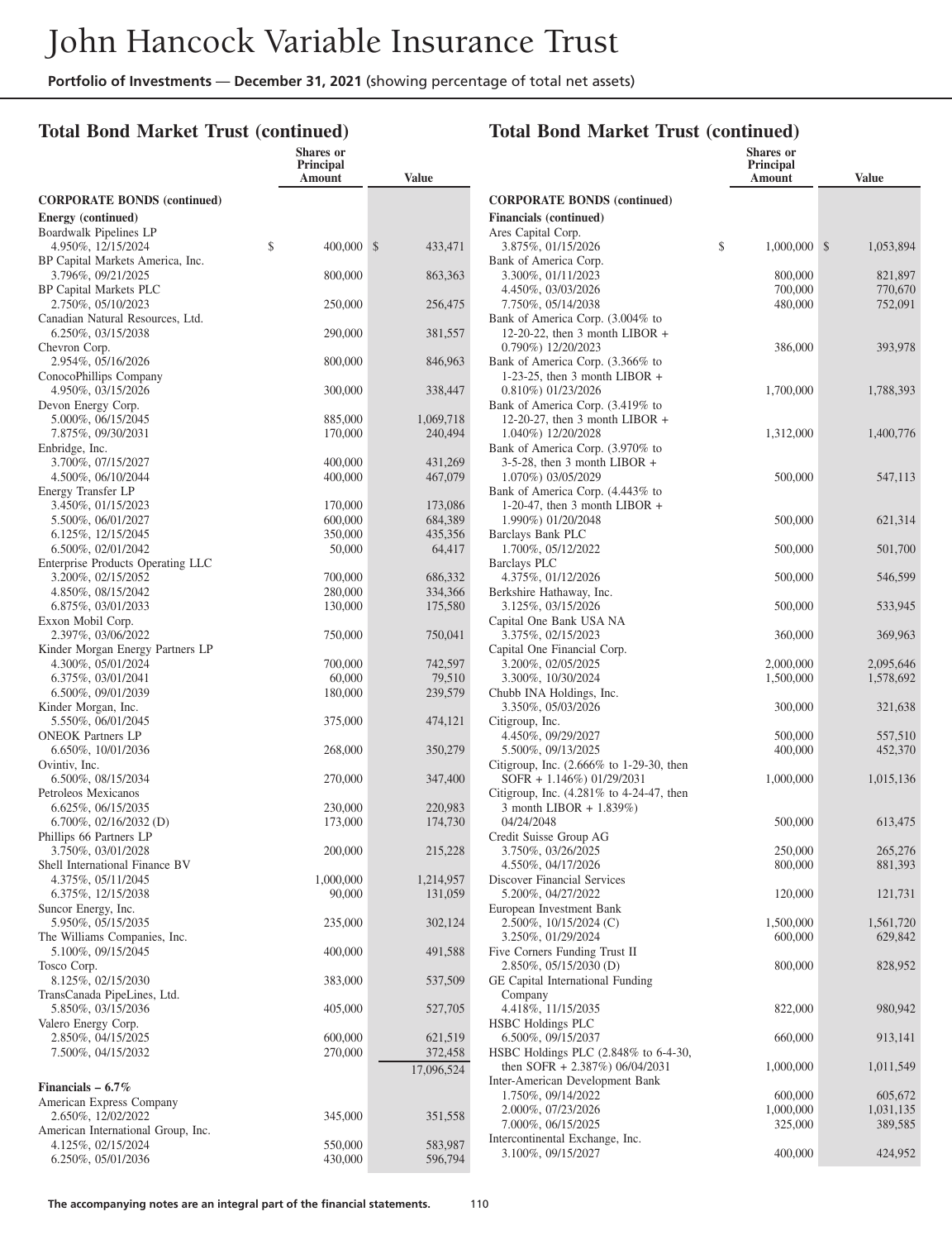# John Hancock Variable Insurance Trust

**Portfolio of Investments** — **December 31, 2021** (showing percentage of total net assets)

## Total Bond Market Trust (continued)

| | Shares or Principal Amount | Value |
|---|---|---|
| **CORPORATE BONDS (continued)** | | |
| **Energy (continued)** | | |
| Boardwalk Pipelines LP | | |
| 4.950%, 12/15/2024 | $ 400,000 | $ 433,471 |
| BP Capital Markets America, Inc. | | |
| 3.796%, 09/21/2025 | 800,000 | 863,363 |
| BP Capital Markets PLC | | |
| 2.750%, 05/10/2023 | 250,000 | 256,475 |
| Canadian Natural Resources, Ltd. | | |
| 6.250%, 03/15/2038 | 290,000 | 381,557 |
| Chevron Corp. | | |
| 2.954%, 05/16/2026 | 800,000 | 846,963 |
| ConocoPhillips Company | | |
| 4.950%, 03/15/2026 | 300,000 | 338,447 |
| Devon Energy Corp. | | |
| 5.000%, 06/15/2045 | 885,000 | 1,069,718 |
| 7.875%, 09/30/2031 | 170,000 | 240,494 |
| Enbridge, Inc. | | |
| 3.700%, 07/15/2027 | 400,000 | 431,269 |
| 4.500%, 06/10/2044 | 400,000 | 467,079 |
| Energy Transfer LP | | |
| 3.450%, 01/15/2023 | 170,000 | 173,086 |
| 5.500%, 06/01/2027 | 600,000 | 684,389 |
| 6.125%, 12/15/2045 | 350,000 | 435,356 |
| 6.500%, 02/01/2042 | 50,000 | 64,417 |
| Enterprise Products Operating LLC | | |
| 3.200%, 02/15/2052 | 700,000 | 686,332 |
| 4.850%, 08/15/2042 | 280,000 | 334,366 |
| 6.875%, 03/01/2033 | 130,000 | 175,580 |
| Exxon Mobil Corp. | | |
| 2.397%, 03/06/2022 | 750,000 | 750,041 |
| Kinder Morgan Energy Partners LP | | |
| 4.300%, 05/01/2024 | 700,000 | 742,597 |
| 6.375%, 03/01/2041 | 60,000 | 79,510 |
| 6.500%, 09/01/2039 | 180,000 | 239,579 |
| Kinder Morgan, Inc. | | |
| 5.550%, 06/01/2045 | 375,000 | 474,121 |
| ONEOK Partners LP | | |
| 6.650%, 10/01/2036 | 268,000 | 350,279 |
| Ovintiv, Inc. | | |
| 6.500%, 08/15/2034 | 270,000 | 347,400 |
| Petroleos Mexicanos | | |
| 6.625%, 06/15/2035 | 230,000 | 220,983 |
| 6.700%, 02/16/2032 (D) | 173,000 | 174,730 |
| Phillips 66 Partners LP | | |
| 3.750%, 03/01/2028 | 200,000 | 215,228 |
| Shell International Finance BV | | |
| 4.375%, 05/11/2045 | 1,000,000 | 1,214,957 |
| 6.375%, 12/15/2038 | 90,000 | 131,059 |
| Suncor Energy, Inc. | | |
| 5.950%, 05/15/2035 | 235,000 | 302,124 |
| The Williams Companies, Inc. | | |
| 5.100%, 09/15/2045 | 400,000 | 491,588 |
| Tosco Corp. | | |
| 8.125%, 02/15/2030 | 383,000 | 537,509 |
| TransCanada PipeLines, Ltd. | | |
| 5.850%, 03/15/2036 | 405,000 | 527,705 |
| Valero Energy Corp. | | |
| 2.850%, 04/15/2025 | 600,000 | 621,519 |
| 7.500%, 04/15/2032 | 270,000 | 372,458 |
| | | 17,096,524 |
| **Financials – 6.7%** | | |
| American Express Company | | |
| 2.650%, 12/02/2022 | 345,000 | 351,558 |
| American International Group, Inc. | | |
| 4.125%, 02/15/2024 | 550,000 | 583,987 |
| 6.250%, 05/01/2036 | 430,000 | 596,794 |
| **Financials (continued)** | | |
| Ares Capital Corp. | | |
| 3.875%, 01/15/2026 | $ 1,000,000 | $ 1,053,894 |
| Bank of America Corp. | | |
| 3.300%, 01/11/2023 | 800,000 | 821,897 |
| 4.450%, 03/03/2026 | 700,000 | 770,670 |
| 7.750%, 05/14/2038 | 480,000 | 752,091 |
| Bank of America Corp. (3.004% to 12-20-22, then 3 month LIBOR + 0.790%) 12/20/2023 | 386,000 | 393,978 |
| Bank of America Corp. (3.366% to 1-23-25, then 3 month LIBOR + 0.810%) 01/23/2026 | 1,700,000 | 1,788,393 |
| Bank of America Corp. (3.419% to 12-20-27, then 3 month LIBOR + 1.040%) 12/20/2028 | 1,312,000 | 1,400,776 |
| Bank of America Corp. (3.970% to 3-5-28, then 3 month LIBOR + 1.070%) 03/05/2029 | 500,000 | 547,113 |
| Bank of America Corp. (4.443% to 1-20-47, then 3 month LIBOR + 1.990%) 01/20/2048 | 500,000 | 621,314 |
| Barclays Bank PLC | | |
| 1.700%, 05/12/2022 | 500,000 | 501,700 |
| Barclays PLC | | |
| 4.375%, 01/12/2026 | 500,000 | 546,599 |
| Berkshire Hathaway, Inc. | | |
| 3.125%, 03/15/2026 | 500,000 | 533,945 |
| Capital One Bank USA NA | | |
| 3.375%, 02/15/2023 | 360,000 | 369,963 |
| Capital One Financial Corp. | | |
| 3.200%, 02/05/2025 | 2,000,000 | 2,095,646 |
| 3.300%, 10/30/2024 | 1,500,000 | 1,578,692 |
| Chubb INA Holdings, Inc. | | |
| 3.350%, 05/03/2026 | 300,000 | 321,638 |
| Citigroup, Inc. | | |
| 4.450%, 09/29/2027 | 500,000 | 557,510 |
| 5.500%, 09/13/2025 | 400,000 | 452,370 |
| Citigroup, Inc. (2.666% to 1-29-30, then SOFR + 1.146%) 01/29/2031 | 1,000,000 | 1,015,136 |
| Citigroup, Inc. (4.281% to 4-24-47, then 3 month LIBOR + 1.839%) 04/24/2048 | 500,000 | 613,475 |
| Credit Suisse Group AG | | |
| 3.750%, 03/26/2025 | 250,000 | 265,276 |
| 4.550%, 04/17/2026 | 800,000 | 881,393 |
| Discover Financial Services | | |
| 5.200%, 04/27/2022 | 120,000 | 121,731 |
| European Investment Bank | | |
| 2.500%, 10/15/2024 (C) | 1,500,000 | 1,561,720 |
| 3.250%, 01/29/2024 | 600,000 | 629,842 |
| Five Corners Funding Trust II | | |
| 2.850%, 05/15/2030 (D) | 800,000 | 828,952 |
| GE Capital International Funding Company | | |
| 4.418%, 11/15/2035 | 822,000 | 980,942 |
| HSBC Holdings PLC | | |
| 6.500%, 09/15/2037 | 660,000 | 913,141 |
| HSBC Holdings PLC (2.848% to 6-4-30, then SOFR + 2.387%) 06/04/2031 | 1,000,000 | 1,011,549 |
| Inter-American Development Bank | | |
| 1.750%, 09/14/2022 | 600,000 | 605,672 |
| 2.000%, 07/23/2026 | 1,000,000 | 1,031,135 |
| 7.000%, 06/15/2025 | 325,000 | 389,585 |
| Intercontinental Exchange, Inc. | | |
| 3.100%, 09/15/2027 | 400,000 | 424,952 |

The accompanying notes are an integral part of the financial statements.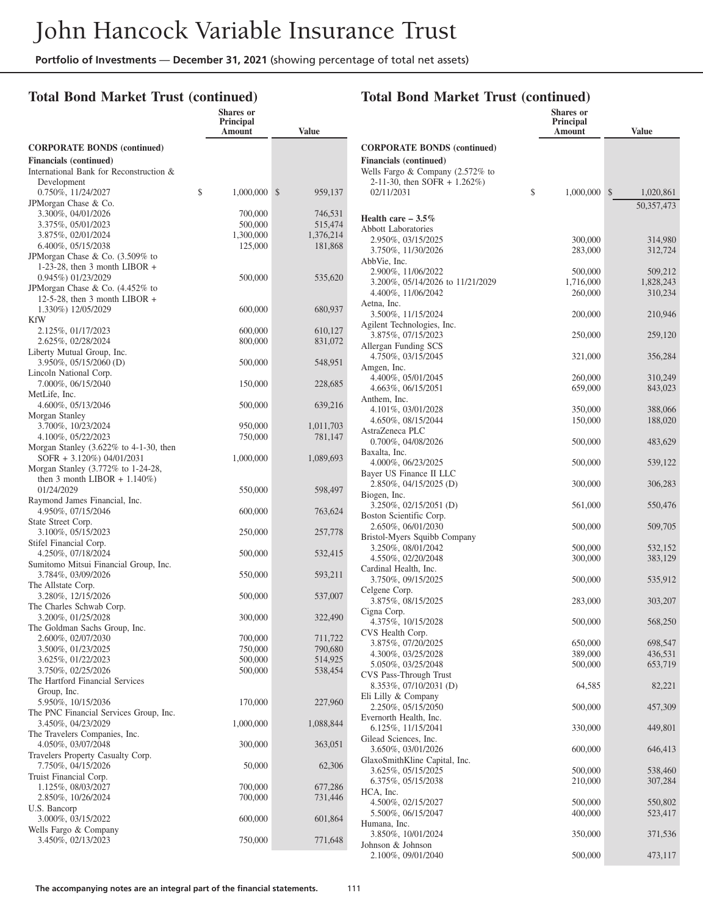# John Hancock Variable Insurance Trust

**Portfolio of Investments** — **December 31, 2021** (showing percentage of total net assets)

## Total Bond Market Trust (continued)

| | Shares or Principal Amount | Value |
|---|---|---|
| **CORPORATE BONDS (continued)** | | |
| **Financials (continued)** | | |
| International Bank for Reconstruction & Development | | |
| 0.750%, 11/24/2027 | $ 1,000,000 | $ 959,137 |
| JPMorgan Chase & Co. | | |
| 3.300%, 04/01/2026 | 700,000 | 746,531 |
| 3.375%, 05/01/2023 | 500,000 | 515,474 |
| 3.875%, 02/01/2024 | 1,300,000 | 1,376,214 |
| 6.400%, 05/15/2038 | 125,000 | 181,868 |
| JPMorgan Chase & Co. (3.509% to 1-23-28, then 3 month LIBOR + 0.945%) 01/23/2029 | 500,000 | 535,620 |
| JPMorgan Chase & Co. (4.452% to 12-5-28, then 3 month LIBOR + 1.330%) 12/05/2029 | 600,000 | 680,937 |
| KfW | | |
| 2.125%, 01/17/2023 | 600,000 | 610,127 |
| 2.625%, 02/28/2024 | 800,000 | 831,072 |
| Liberty Mutual Group, Inc. | | |
| 3.950%, 05/15/2060 (D) | 500,000 | 548,951 |
| Lincoln National Corp. | | |
| 7.000%, 06/15/2040 | 150,000 | 228,685 |
| MetLife, Inc. | | |
| 4.600%, 05/13/2046 | 500,000 | 639,216 |
| Morgan Stanley | | |
| 3.700%, 10/23/2024 | 950,000 | 1,011,703 |
| 4.100%, 05/22/2023 | 750,000 | 781,147 |
| Morgan Stanley (3.622% to 4-1-30, then SOFR + 3.120%) 04/01/2031 | 1,000,000 | 1,089,693 |
| Morgan Stanley (3.772% to 1-24-28, then 3 month LIBOR + 1.140%) 01/24/2029 | 550,000 | 598,497 |
| Raymond James Financial, Inc. | | |
| 4.950%, 07/15/2046 | 600,000 | 763,624 |
| State Street Corp. | | |
| 3.100%, 05/15/2023 | 250,000 | 257,778 |
| Stifel Financial Corp. | | |
| 4.250%, 07/18/2024 | 500,000 | 532,415 |
| Sumitomo Mitsui Financial Group, Inc. | | |
| 3.784%, 03/09/2026 | 550,000 | 593,211 |
| The Allstate Corp. | | |
| 3.280%, 12/15/2026 | 500,000 | 537,007 |
| The Charles Schwab Corp. | | |
| 3.200%, 01/25/2028 | 300,000 | 322,490 |
| The Goldman Sachs Group, Inc. | | |
| 2.600%, 02/07/2030 | 700,000 | 711,722 |
| 3.500%, 01/23/2025 | 750,000 | 790,680 |
| 3.625%, 01/22/2023 | 500,000 | 514,925 |
| 3.750%, 02/25/2026 | 500,000 | 538,454 |
| The Hartford Financial Services Group, Inc. | | |
| 5.950%, 10/15/2036 | 170,000 | 227,960 |
| The PNC Financial Services Group, Inc. | | |
| 3.450%, 04/23/2029 | 1,000,000 | 1,088,844 |
| The Travelers Companies, Inc. | | |
| 4.050%, 03/07/2048 | 300,000 | 363,051 |
| Travelers Property Casualty Corp. | | |
| 7.750%, 04/15/2026 | 50,000 | 62,306 |
| Truist Financial Corp. | | |
| 1.125%, 08/03/2027 | 700,000 | 677,286 |
| 2.850%, 10/26/2024 | 700,000 | 731,446 |
| U.S. Bancorp | | |
| 3.000%, 03/15/2022 | 600,000 | 601,864 |
| Wells Fargo & Company | | |
| 3.450%, 02/13/2023 | 750,000 | 771,648 |
| Wells Fargo & Company (2.572% to 2-11-30, then SOFR + 1.262%) 02/11/2031 | $ 1,000,000 | $ 1,020,861 |
| | | 50,357,473 |
| **Health care – 3.5%** | | |
| Abbott Laboratories | | |
| 2.950%, 03/15/2025 | 300,000 | 314,980 |
| 3.750%, 11/30/2026 | 283,000 | 312,724 |
| AbbVie, Inc. | | |
| 2.900%, 11/06/2022 | 500,000 | 509,212 |
| 3.200%, 05/14/2026 to 11/21/2029 | 1,716,000 | 1,828,243 |
| 4.400%, 11/06/2042 | 260,000 | 310,234 |
| Aetna, Inc. | | |
| 3.500%, 11/15/2024 | 200,000 | 210,946 |
| Agilent Technologies, Inc. | | |
| 3.875%, 07/15/2023 | 250,000 | 259,120 |
| Allergan Funding SCS | | |
| 4.750%, 03/15/2045 | 321,000 | 356,284 |
| Amgen, Inc. | | |
| 4.400%, 05/01/2045 | 260,000 | 310,249 |
| 4.663%, 06/15/2051 | 659,000 | 843,023 |
| Anthem, Inc. | | |
| 4.101%, 03/01/2028 | 350,000 | 388,066 |
| 4.650%, 08/15/2044 | 150,000 | 188,020 |
| AstraZeneca PLC | | |
| 0.700%, 04/08/2026 | 500,000 | 483,629 |
| Baxalta, Inc. | | |
| 4.000%, 06/23/2025 | 500,000 | 539,122 |
| Bayer US Finance II LLC | | |
| 2.850%, 04/15/2025 (D) | 300,000 | 306,283 |
| Biogen, Inc. | | |
| 3.250%, 02/15/2051 (D) | 561,000 | 550,476 |
| Boston Scientific Corp. | | |
| 2.650%, 06/01/2030 | 500,000 | 509,705 |
| Bristol-Myers Squibb Company | | |
| 3.250%, 08/01/2042 | 500,000 | 532,152 |
| 4.550%, 02/20/2048 | 300,000 | 383,129 |
| Cardinal Health, Inc. | | |
| 3.750%, 09/15/2025 | 500,000 | 535,912 |
| Celgene Corp. | | |
| 3.875%, 08/15/2025 | 283,000 | 303,207 |
| Cigna Corp. | | |
| 4.375%, 10/15/2028 | 500,000 | 568,250 |
| CVS Health Corp. | | |
| 3.875%, 07/20/2025 | 650,000 | 698,547 |
| 4.300%, 03/25/2028 | 389,000 | 436,531 |
| 5.050%, 03/25/2048 | 500,000 | 653,719 |
| CVS Pass-Through Trust | | |
| 8.353%, 07/10/2031 (D) | 64,585 | 82,221 |
| Eli Lilly & Company | | |
| 2.250%, 05/15/2050 | 500,000 | 457,309 |
| Evernorth Health, Inc. | | |
| 6.125%, 11/15/2041 | 330,000 | 449,801 |
| Gilead Sciences, Inc. | | |
| 3.650%, 03/01/2026 | 600,000 | 646,413 |
| GlaxoSmithKline Capital, Inc. | | |
| 3.625%, 05/15/2025 | 500,000 | 538,460 |
| 6.375%, 05/15/2038 | 210,000 | 307,284 |
| HCA, Inc. | | |
| 4.500%, 02/15/2027 | 500,000 | 550,802 |
| 5.500%, 06/15/2047 | 400,000 | 523,417 |
| Humana, Inc. | | |
| 3.850%, 10/01/2024 | 350,000 | 371,536 |
| Johnson & Johnson | | |
| 2.100%, 09/01/2040 | 500,000 | 473,117 |

**The accompanying notes are an integral part of the financial statements.**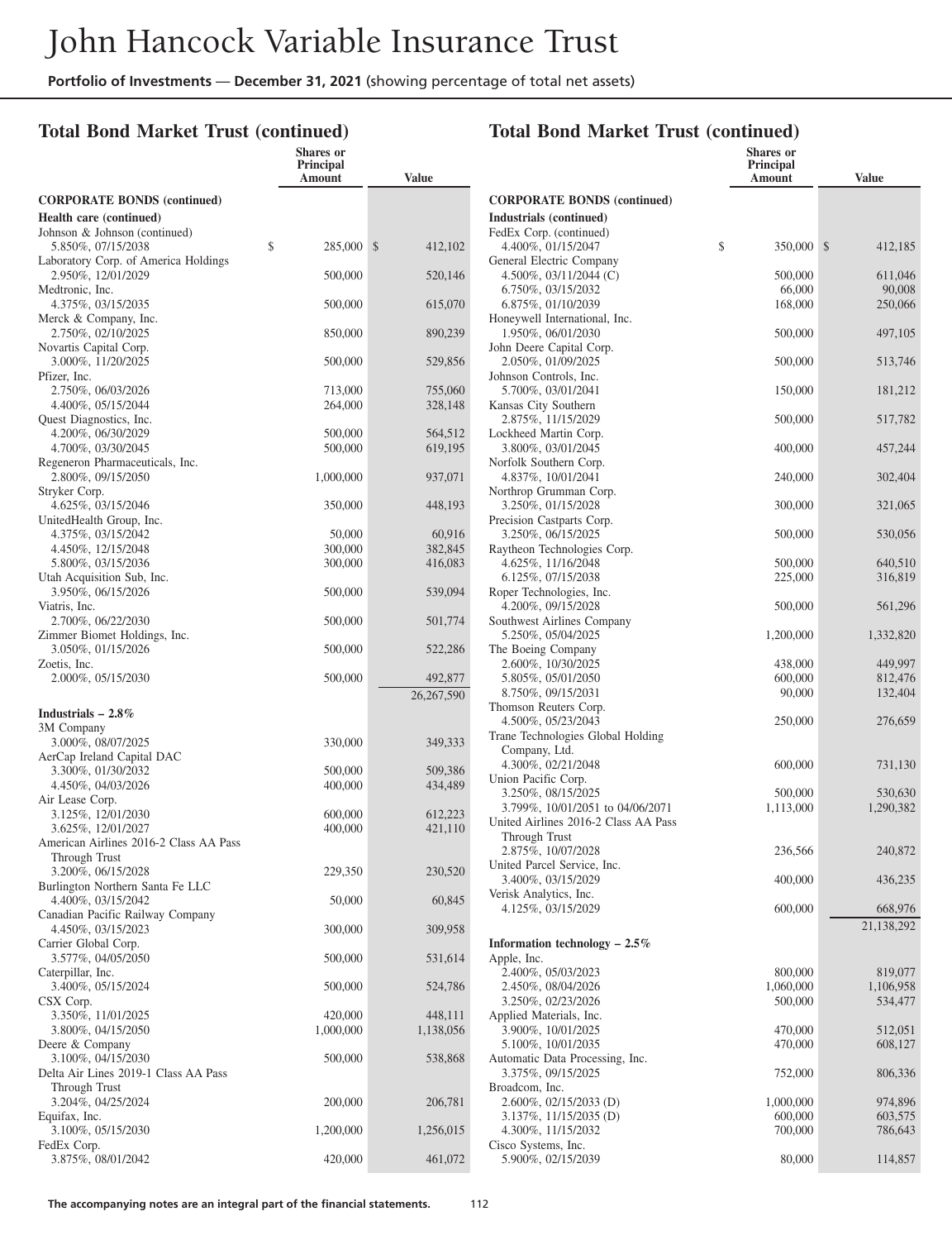# John Hancock Variable Insurance Trust

**Portfolio of Investments — December 31, 2021** (showing percentage of total net assets)

## Total Bond Market Trust (continued)

| | Shares or Principal Amount | Value |
|---|---|---|
| **CORPORATE BONDS (continued)** | | |
| **Health care (continued)** | | |
| Johnson & Johnson (continued) | | |
| 5.850%, 07/15/2038 | $ 285,000 | $ 412,102 |
| Laboratory Corp. of America Holdings | | |
| 2.950%, 12/01/2029 | 500,000 | 520,146 |
| Medtronic, Inc. | | |
| 4.375%, 03/15/2035 | 500,000 | 615,070 |
| Merck & Company, Inc. | | |
| 2.750%, 02/10/2025 | 850,000 | 890,239 |
| Novartis Capital Corp. | | |
| 3.000%, 11/20/2025 | 500,000 | 529,856 |
| Pfizer, Inc. | | |
| 2.750%, 06/03/2026 | 713,000 | 755,060 |
| 4.400%, 05/15/2044 | 264,000 | 328,148 |
| Quest Diagnostics, Inc. | | |
| 4.200%, 06/30/2029 | 500,000 | 564,512 |
| 4.700%, 03/30/2045 | 500,000 | 619,195 |
| Regeneron Pharmaceuticals, Inc. | | |
| 2.800%, 09/15/2050 | 1,000,000 | 937,071 |
| Stryker Corp. | | |
| 4.625%, 03/15/2046 | 350,000 | 448,193 |
| UnitedHealth Group, Inc. | | |
| 4.375%, 03/15/2042 | 50,000 | 60,916 |
| 4.450%, 12/15/2048 | 300,000 | 382,845 |
| 5.800%, 03/15/2036 | 300,000 | 416,083 |
| Utah Acquisition Sub, Inc. | | |
| 3.950%, 06/15/2026 | 500,000 | 539,094 |
| Viatris, Inc. | | |
| 2.700%, 06/22/2030 | 500,000 | 501,774 |
| Zimmer Biomet Holdings, Inc. | | |
| 3.050%, 01/15/2026 | 500,000 | 522,286 |
| Zoetis, Inc. | | |
| 2.000%, 05/15/2030 | 500,000 | 492,877 |
| | | 26,267,590 |
| **Industrials – 2.8%** | | |
| 3M Company | | |
| 3.000%, 08/07/2025 | 330,000 | 349,333 |
| AerCap Ireland Capital DAC | | |
| 3.300%, 01/30/2032 | 500,000 | 509,386 |
| 4.450%, 04/03/2026 | 400,000 | 434,489 |
| Air Lease Corp. | | |
| 3.125%, 12/01/2030 | 600,000 | 612,223 |
| 3.625%, 12/01/2027 | 400,000 | 421,110 |
| American Airlines 2016-2 Class AA Pass Through Trust | | |
| 3.200%, 06/15/2028 | 229,350 | 230,520 |
| Burlington Northern Santa Fe LLC | | |
| 4.400%, 03/15/2042 | 50,000 | 60,845 |
| Canadian Pacific Railway Company | | |
| 4.450%, 03/15/2023 | 300,000 | 309,958 |
| Carrier Global Corp. | | |
| 3.577%, 04/05/2050 | 500,000 | 531,614 |
| Caterpillar, Inc. | | |
| 3.400%, 05/15/2024 | 500,000 | 524,786 |
| CSX Corp. | | |
| 3.350%, 11/01/2025 | 420,000 | 448,111 |
| 3.800%, 04/15/2050 | 1,000,000 | 1,138,056 |
| Deere & Company | | |
| 3.100%, 04/15/2030 | 500,000 | 538,868 |
| Delta Air Lines 2019-1 Class AA Pass Through Trust | | |
| 3.204%, 04/25/2024 | 200,000 | 206,781 |
| Equifax, Inc. | | |
| 3.100%, 05/15/2030 | 1,200,000 | 1,256,015 |
| FedEx Corp. | | |
| 3.875%, 08/01/2042 | 420,000 | 461,072 |
| 4.400%, 01/15/2047 | $ 350,000 | $ 412,185 |
| General Electric Company | | |
| 4.500%, 03/11/2044 (C) | 500,000 | 611,046 |
| 6.750%, 03/15/2032 | 66,000 | 90,008 |
| 6.875%, 01/10/2039 | 168,000 | 250,066 |
| Honeywell International, Inc. | | |
| 1.950%, 06/01/2030 | 500,000 | 497,105 |
| John Deere Capital Corp. | | |
| 2.050%, 01/09/2025 | 500,000 | 513,746 |
| Johnson Controls, Inc. | | |
| 5.700%, 03/01/2041 | 150,000 | 181,212 |
| Kansas City Southern | | |
| 2.875%, 11/15/2029 | 500,000 | 517,782 |
| Lockheed Martin Corp. | | |
| 3.800%, 03/01/2045 | 400,000 | 457,244 |
| Norfolk Southern Corp. | | |
| 4.837%, 10/01/2041 | 240,000 | 302,404 |
| Northrop Grumman Corp. | | |
| 3.250%, 01/15/2028 | 300,000 | 321,065 |
| Precision Castparts Corp. | | |
| 3.250%, 06/15/2025 | 500,000 | 530,056 |
| Raytheon Technologies Corp. | | |
| 4.625%, 11/16/2048 | 500,000 | 640,510 |
| 6.125%, 07/15/2038 | 225,000 | 316,819 |
| Roper Technologies, Inc. | | |
| 4.200%, 09/15/2028 | 500,000 | 561,296 |
| Southwest Airlines Company | | |
| 5.250%, 05/04/2025 | 1,200,000 | 1,332,820 |
| The Boeing Company | | |
| 2.600%, 10/30/2025 | 438,000 | 449,997 |
| 5.805%, 05/01/2050 | 600,000 | 812,476 |
| 8.750%, 09/15/2031 | 90,000 | 132,404 |
| Thomson Reuters Corp. | | |
| 4.500%, 05/23/2043 | 250,000 | 276,659 |
| Trane Technologies Global Holding Company, Ltd. | | |
| 4.300%, 02/21/2048 | 600,000 | 731,130 |
| Union Pacific Corp. | | |
| 3.250%, 08/15/2025 | 500,000 | 530,630 |
| 3.799%, 10/01/2051 to 04/06/2071 | 1,113,000 | 1,290,382 |
| United Airlines 2016-2 Class AA Pass Through Trust | | |
| 2.875%, 10/07/2028 | 236,566 | 240,872 |
| United Parcel Service, Inc. | | |
| 3.400%, 03/15/2029 | 400,000 | 436,235 |
| Verisk Analytics, Inc. | | |
| 4.125%, 03/15/2029 | 600,000 | 668,976 |
| | | 21,138,292 |
| **Information technology – 2.5%** | | |
| Apple, Inc. | | |
| 2.400%, 05/03/2023 | 800,000 | 819,077 |
| 2.450%, 08/04/2026 | 1,060,000 | 1,106,958 |
| 3.250%, 02/23/2026 | 500,000 | 534,477 |
| Applied Materials, Inc. | | |
| 3.900%, 10/01/2025 | 470,000 | 512,051 |
| 5.100%, 10/01/2035 | 470,000 | 608,127 |
| Automatic Data Processing, Inc. | | |
| 3.375%, 09/15/2025 | 752,000 | 806,336 |
| Broadcom, Inc. | | |
| 2.600%, 02/15/2033 (D) | 1,000,000 | 974,896 |
| 3.137%, 11/15/2035 (D) | 600,000 | 603,575 |
| 4.300%, 11/15/2032 | 700,000 | 786,643 |
| Cisco Systems, Inc. | | |
| 5.900%, 02/15/2039 | 80,000 | 114,857 |

The accompanying notes are an integral part of the financial statements.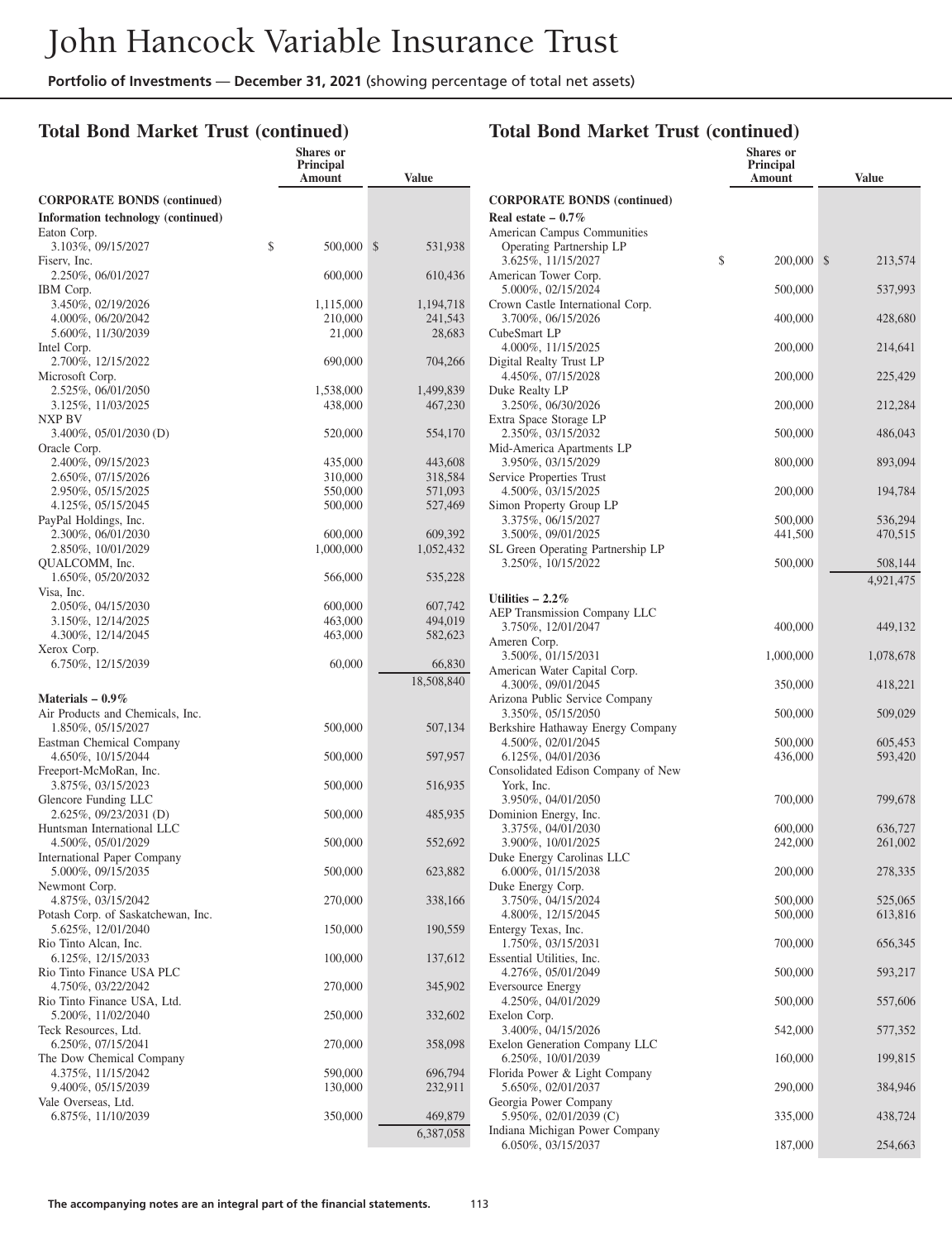# John Hancock Variable Insurance Trust

**Portfolio of Investments** — **December 31, 2021** (showing percentage of total net assets)

## Total Bond Market Trust (continued)

| | Shares or Principal Amount | Value |
|---|---|---|
| **CORPORATE BONDS (continued)** | | |
| **Information technology (continued)** | | |
| Eaton Corp. | | |
| 3.103%, 09/15/2027 | $ 500,000 | $ 531,938 |
| Fiserv, Inc. | | |
| 2.250%, 06/01/2027 | 600,000 | 610,436 |
| IBM Corp. | | |
| 3.450%, 02/19/2026 | 1,115,000 | 1,194,718 |
| 4.000%, 06/20/2042 | 210,000 | 241,543 |
| 5.600%, 11/30/2039 | 21,000 | 28,683 |
| Intel Corp. | | |
| 2.700%, 12/15/2022 | 690,000 | 704,266 |
| Microsoft Corp. | | |
| 2.525%, 06/01/2050 | 1,538,000 | 1,499,839 |
| 3.125%, 11/03/2025 | 438,000 | 467,230 |
| NXP BV | | |
| 3.400%, 05/01/2030 (D) | 520,000 | 554,170 |
| Oracle Corp. | | |
| 2.400%, 09/15/2023 | 435,000 | 443,608 |
| 2.650%, 07/15/2026 | 310,000 | 318,584 |
| 2.950%, 05/15/2025 | 550,000 | 571,093 |
| 4.125%, 05/15/2045 | 500,000 | 527,469 |
| PayPal Holdings, Inc. | | |
| 2.300%, 06/01/2030 | 600,000 | 609,392 |
| 2.850%, 10/01/2029 | 1,000,000 | 1,052,432 |
| QUALCOMM, Inc. | | |
| 1.650%, 05/20/2032 | 566,000 | 535,228 |
| Visa, Inc. | | |
| 2.050%, 04/15/2030 | 600,000 | 607,742 |
| 3.150%, 12/14/2025 | 463,000 | 494,019 |
| 4.300%, 12/14/2045 | 463,000 | 582,623 |
| Xerox Corp. | | |
| 6.750%, 12/15/2039 | 60,000 | 66,830 |
| | | 18,508,840 |
| **Materials – 0.9%** | | |
| Air Products and Chemicals, Inc. | | |
| 1.850%, 05/15/2027 | 500,000 | 507,134 |
| Eastman Chemical Company | | |
| 4.650%, 10/15/2044 | 500,000 | 597,957 |
| Freeport-McMoRan, Inc. | | |
| 3.875%, 03/15/2023 | 500,000 | 516,935 |
| Glencore Funding LLC | | |
| 2.625%, 09/23/2031 (D) | 500,000 | 485,935 |
| Huntsman International LLC | | |
| 4.500%, 05/01/2029 | 500,000 | 552,692 |
| International Paper Company | | |
| 5.000%, 09/15/2035 | 500,000 | 623,882 |
| Newmont Corp. | | |
| 4.875%, 03/15/2042 | 270,000 | 338,166 |
| Potash Corp. of Saskatchewan, Inc. | | |
| 5.625%, 12/01/2040 | 150,000 | 190,559 |
| Rio Tinto Alcan, Inc. | | |
| 6.125%, 12/15/2033 | 100,000 | 137,612 |
| Rio Tinto Finance USA PLC | | |
| 4.750%, 03/22/2042 | 270,000 | 345,902 |
| Rio Tinto Finance USA, Ltd. | | |
| 5.200%, 11/02/2040 | 250,000 | 332,602 |
| Teck Resources, Ltd. | | |
| 6.250%, 07/15/2041 | 270,000 | 358,098 |
| The Dow Chemical Company | | |
| 4.375%, 11/15/2042 | 590,000 | 696,794 |
| 9.400%, 05/15/2039 | 130,000 | 232,911 |
| Vale Overseas, Ltd. | | |
| 6.875%, 11/10/2039 | 350,000 | 469,879 |
| | | 6,387,058 |
| **Real estate – 0.7%** | | |
| American Campus Communities Operating Partnership LP | | |
| 3.625%, 11/15/2027 | $ 200,000 | $ 213,574 |
| American Tower Corp. | | |
| 5.000%, 02/15/2024 | 500,000 | 537,993 |
| Crown Castle International Corp. | | |
| 3.700%, 06/15/2026 | 400,000 | 428,680 |
| CubeSmart LP | | |
| 4.000%, 11/15/2025 | 200,000 | 214,641 |
| Digital Realty Trust LP | | |
| 4.450%, 07/15/2028 | 200,000 | 225,429 |
| Duke Realty LP | | |
| 3.250%, 06/30/2026 | 200,000 | 212,284 |
| Extra Space Storage LP | | |
| 2.350%, 03/15/2032 | 500,000 | 486,043 |
| Mid-America Apartments LP | | |
| 3.950%, 03/15/2029 | 800,000 | 893,094 |
| Service Properties Trust | | |
| 4.500%, 03/15/2025 | 200,000 | 194,784 |
| Simon Property Group LP | | |
| 3.375%, 06/15/2027 | 500,000 | 536,294 |
| 3.500%, 09/01/2025 | 441,500 | 470,515 |
| SL Green Operating Partnership LP | | |
| 3.250%, 10/15/2022 | 500,000 | 508,144 |
| | | 4,921,475 |
| **Utilities – 2.2%** | | |
| AEP Transmission Company LLC | | |
| 3.750%, 12/01/2047 | 400,000 | 449,132 |
| Ameren Corp. | | |
| 3.500%, 01/15/2031 | 1,000,000 | 1,078,678 |
| American Water Capital Corp. | | |
| 4.300%, 09/01/2045 | 350,000 | 418,221 |
| Arizona Public Service Company | | |
| 3.350%, 05/15/2050 | 500,000 | 509,029 |
| Berkshire Hathaway Energy Company | | |
| 4.500%, 02/01/2045 | 500,000 | 605,453 |
| 6.125%, 04/01/2036 | 436,000 | 593,420 |
| Consolidated Edison Company of New York, Inc. | | |
| 3.950%, 04/01/2050 | 700,000 | 799,678 |
| Dominion Energy, Inc. | | |
| 3.375%, 04/01/2030 | 600,000 | 636,727 |
| 3.900%, 10/01/2025 | 242,000 | 261,002 |
| Duke Energy Carolinas LLC | | |
| 6.000%, 01/15/2038 | 200,000 | 278,335 |
| Duke Energy Corp. | | |
| 3.750%, 04/15/2024 | 500,000 | 525,065 |
| 4.800%, 12/15/2045 | 500,000 | 613,816 |
| Entergy Texas, Inc. | | |
| 1.750%, 03/15/2031 | 700,000 | 656,345 |
| Essential Utilities, Inc. | | |
| 4.276%, 05/01/2049 | 500,000 | 593,217 |
| Eversource Energy | | |
| 4.250%, 04/01/2029 | 500,000 | 557,606 |
| Exelon Corp. | | |
| 3.400%, 04/15/2026 | 542,000 | 577,352 |
| Exelon Generation Company LLC | | |
| 6.250%, 10/01/2039 | 160,000 | 199,815 |
| Florida Power & Light Company | | |
| 5.650%, 02/01/2037 | 290,000 | 384,946 |
| Georgia Power Company | | |
| 5.950%, 02/01/2039 (C) | 335,000 | 438,724 |
| Indiana Michigan Power Company | | |
| 6.050%, 03/15/2037 | 187,000 | 254,663 |

**The accompanying notes are an integral part of the financial statements.**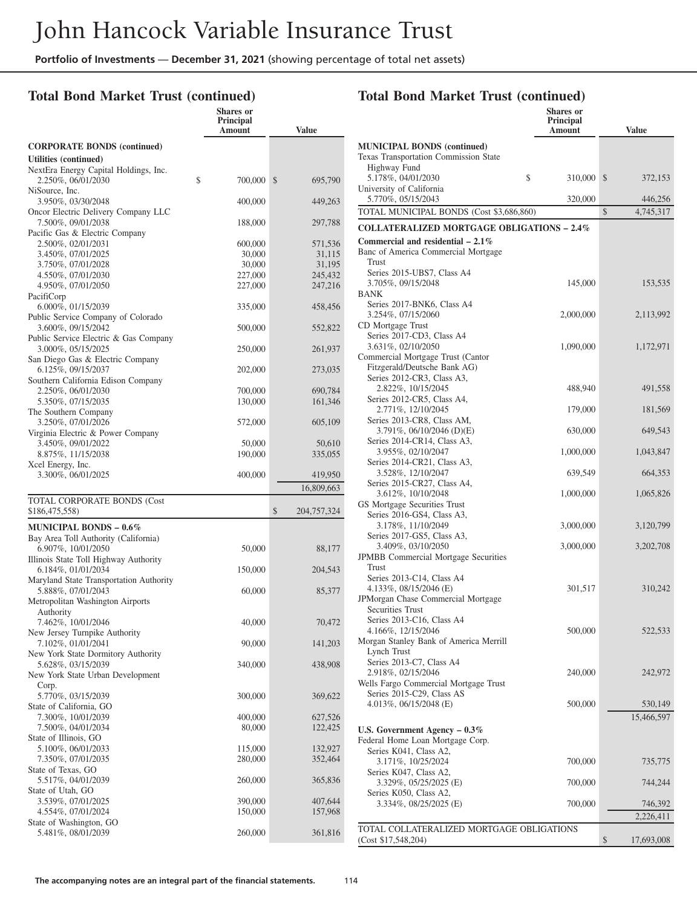## Total Bond Market Trust (continued)

| | Shares or Principal Amount | Value |
|---|---|---|
| **CORPORATE BONDS (continued)** | | |
| **Utilities (continued)** | | |
| NextEra Energy Capital Holdings, Inc. | | |
| 2.250%, 06/01/2030 | $ 700,000 | $ 695,790 |
| NiSource, Inc. | | |
| 3.950%, 03/30/2048 | 400,000 | 449,263 |
| Oncor Electric Delivery Company LLC | | |
| 7.500%, 09/01/2038 | 188,000 | 297,788 |
| Pacific Gas & Electric Company | | |
| 2.500%, 02/01/2031 | 600,000 | 571,536 |
| 3.450%, 07/01/2025 | 30,000 | 31,115 |
| 3.750%, 07/01/2028 | 30,000 | 31,195 |
| 4.550%, 07/01/2030 | 227,000 | 245,432 |
| 4.950%, 07/01/2050 | 227,000 | 247,216 |
| PacifiCorp | | |
| 6.000%, 01/15/2039 | 335,000 | 458,456 |
| Public Service Company of Colorado | | |
| 3.600%, 09/15/2042 | 500,000 | 552,822 |
| Public Service Electric & Gas Company | | |
| 3.000%, 05/15/2025 | 250,000 | 261,937 |
| San Diego Gas & Electric Company | | |
| 6.125%, 09/15/2037 | 202,000 | 273,035 |
| Southern California Edison Company | | |
| 2.250%, 06/01/2030 | 700,000 | 690,784 |
| 5.350%, 07/15/2035 | 130,000 | 161,346 |
| The Southern Company | | |
| 3.250%, 07/01/2026 | 572,000 | 605,109 |
| Virginia Electric & Power Company | | |
| 3.450%, 09/01/2022 | 50,000 | 50,610 |
| 8.875%, 11/15/2038 | 190,000 | 335,055 |
| Xcel Energy, Inc. | | |
| 3.300%, 06/01/2025 | 400,000 | 419,950 |
| | | 16,809,663 |
| TOTAL CORPORATE BONDS (Cost $186,475,558) | | $ 204,757,324 |
| **MUNICIPAL BONDS – 0.6%** | | |
| Bay Area Toll Authority (California) | | |
| 6.907%, 10/01/2050 | 50,000 | 88,177 |
| Illinois State Toll Highway Authority | | |
| 6.184%, 01/01/2034 | 150,000 | 204,543 |
| Maryland State Transportation Authority | | |
| 5.888%, 07/01/2043 | 60,000 | 85,377 |
| Metropolitan Washington Airports Authority | | |
| 7.462%, 10/01/2046 | 40,000 | 70,472 |
| New Jersey Turnpike Authority | | |
| 7.102%, 01/01/2041 | 90,000 | 141,203 |
| New York State Dormitory Authority | | |
| 5.628%, 03/15/2039 | 340,000 | 438,908 |
| New York State Urban Development Corp. | | |
| 5.770%, 03/15/2039 | 300,000 | 369,622 |
| State of California, GO | | |
| 7.300%, 10/01/2039 | 400,000 | 627,526 |
| 7.500%, 04/01/2034 | 80,000 | 122,425 |
| State of Illinois, GO | | |
| 5.100%, 06/01/2033 | 115,000 | 132,927 |
| 7.350%, 07/01/2035 | 280,000 | 352,464 |
| State of Texas, GO | | |
| 5.517%, 04/01/2039 | 260,000 | 365,836 |
| State of Utah, GO | | |
| 3.539%, 07/01/2025 | 390,000 | 407,644 |
| 4.554%, 07/01/2024 | 150,000 | 157,968 |
| State of Washington, GO | | |
| 5.481%, 08/01/2039 | 260,000 | 361,816 |

## Total Bond Market Trust (continued)

| | Shares or Principal Amount | Value |
|---|---|---|
| **MUNICIPAL BONDS (continued)** | | |
| Texas Transportation Commission State Highway Fund | | |
| 5.178%, 04/01/2030 | $ 310,000 | $ 372,153 |
| University of California | | |
| 5.770%, 05/15/2043 | 320,000 | 446,256 |
| TOTAL MUNICIPAL BONDS (Cost $3,686,860) | | $ 4,745,317 |
| **COLLATERALIZED MORTGAGE OBLIGATIONS – 2.4%** | | |
| **Commercial and residential – 2.1%** | | |
| Banc of America Commercial Mortgage Trust | | |
| Series 2015-UBS7, Class A4 | | |
| 3.705%, 09/15/2048 | 145,000 | 153,535 |
| BANK | | |
| Series 2017-BNK6, Class A4 | | |
| 3.254%, 07/15/2060 | 2,000,000 | 2,113,992 |
| CD Mortgage Trust | | |
| Series 2017-CD3, Class A4 | | |
| 3.631%, 02/10/2050 | 1,090,000 | 1,172,971 |
| Commercial Mortgage Trust (Cantor Fitzgerald/Deutsche Bank AG) | | |
| Series 2012-CR3, Class A3, | | |
| 2.822%, 10/15/2045 | 488,940 | 491,558 |
| Series 2012-CR5, Class A4, | | |
| 2.771%, 12/10/2045 | 179,000 | 181,569 |
| Series 2013-CR8, Class AM, | | |
| 3.791%, 06/10/2046 (D)(E) | 630,000 | 649,543 |
| Series 2014-CR14, Class A3, | | |
| 3.955%, 02/10/2047 | 1,000,000 | 1,043,847 |
| Series 2014-CR21, Class A3, | | |
| 3.528%, 12/10/2047 | 639,549 | 664,353 |
| Series 2015-CR27, Class A4, | | |
| 3.612%, 10/10/2048 | 1,000,000 | 1,065,826 |
| GS Mortgage Securities Trust | | |
| Series 2016-GS4, Class A3, | | |
| 3.178%, 11/10/2049 | 3,000,000 | 3,120,799 |
| Series 2017-GS5, Class A3, | | |
| 3.409%, 03/10/2050 | 3,000,000 | 3,202,708 |
| JPMBB Commercial Mortgage Securities Trust | | |
| Series 2013-C14, Class A4 | | |
| 4.133%, 08/15/2046 (E) | 301,517 | 310,242 |
| JPMorgan Chase Commercial Mortgage Securities Trust | | |
| Series 2013-C16, Class A4 | | |
| 4.166%, 12/15/2046 | 500,000 | 522,533 |
| Morgan Stanley Bank of America Merrill Lynch Trust | | |
| Series 2013-C7, Class A4 | | |
| 2.918%, 02/15/2046 | 240,000 | 242,972 |
| Wells Fargo Commercial Mortgage Trust | | |
| Series 2015-C29, Class AS | | |
| 4.013%, 06/15/2048 (E) | 500,000 | 530,149 |
| | | 15,466,597 |
| **U.S. Government Agency – 0.3%** | | |
| Federal Home Loan Mortgage Corp. | | |
| Series K041, Class A2, | | |
| 3.171%, 10/25/2024 | 700,000 | 735,775 |
| Series K047, Class A2, | | |
| 3.329%, 05/25/2025 (E) | 700,000 | 744,244 |
| Series K050, Class A2, | | |
| 3.334%, 08/25/2025 (E) | 700,000 | 746,392 |
| | | 2,226,411 |
| TOTAL COLLATERALIZED MORTGAGE OBLIGATIONS (Cost $17,548,204) | | $ 17,693,008 |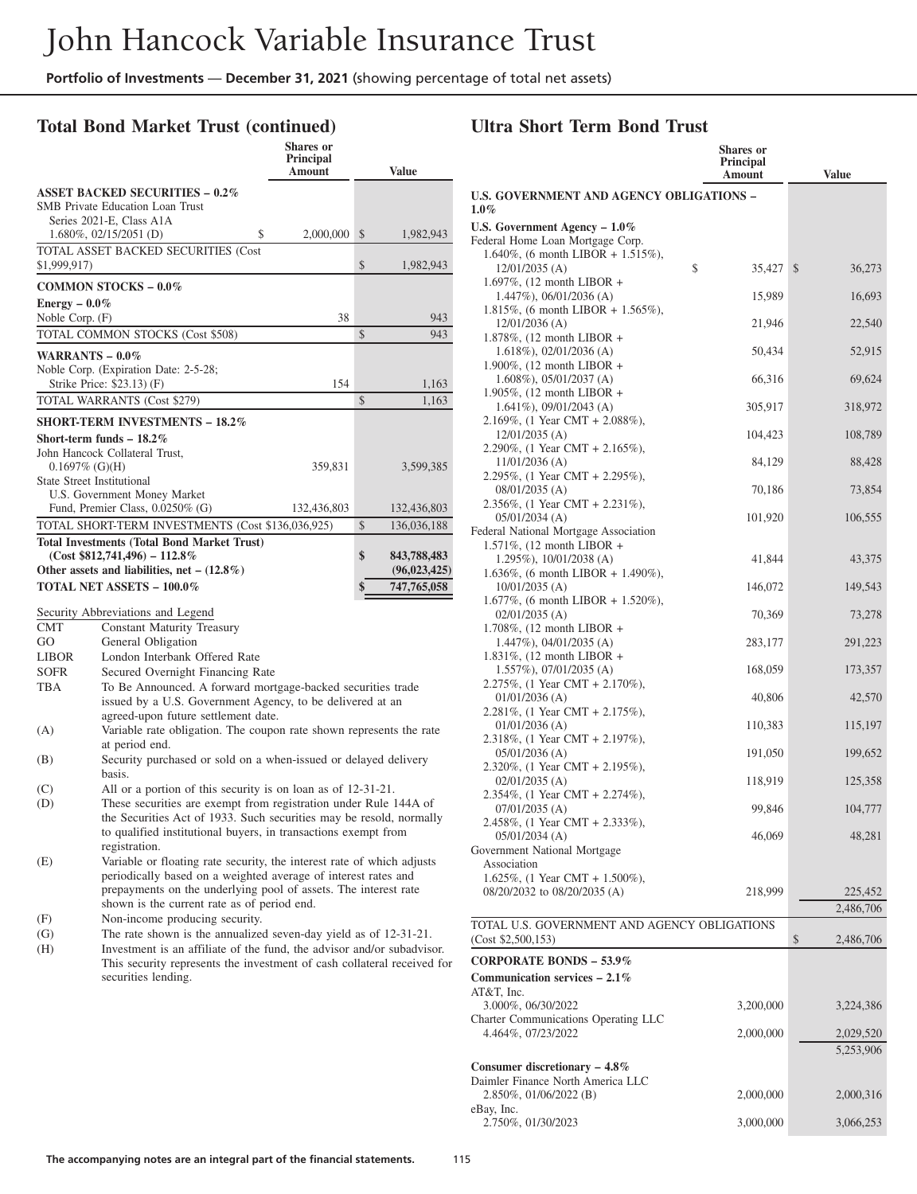# John Hancock Variable Insurance Trust

**Portfolio of Investments** — **December 31, 2021** (showing percentage of total net assets)

## Total Bond Market Trust (continued)

| | Shares or Principal Amount | Value |
|---|---|---|
| **ASSET BACKED SECURITIES – 0.2%** | | |
| SMB Private Education Loan Trust Series 2021-E, Class A1A 1.680%, 02/15/2051 (D) | $ 2,000,000 | $ 1,982,943 |
| TOTAL ASSET BACKED SECURITIES (Cost $1,999,917) | | $ 1,982,943 |
| **COMMON STOCKS – 0.0%** | | |
| **Energy – 0.0%** | | |
| Noble Corp. (F) | 38 | 943 |
| TOTAL COMMON STOCKS (Cost $508) | | $ 943 |
| **WARRANTS – 0.0%** | | |
| Noble Corp. (Expiration Date: 2-5-28; Strike Price: $23.13) (F) | 154 | 1,163 |
| TOTAL WARRANTS (Cost $279) | | $ 1,163 |
| **SHORT-TERM INVESTMENTS – 18.2%** | | |
| **Short-term funds – 18.2%** | | |
| John Hancock Collateral Trust, 0.1697% (G)(H) | 359,831 | 3,599,385 |
| State Street Institutional U.S. Government Money Market Fund, Premier Class, 0.0250% (G) | 132,436,803 | 132,436,803 |
| TOTAL SHORT-TERM INVESTMENTS (Cost $136,036,925) | | $ 136,036,188 |
| **Total Investments (Total Bond Market Trust) (Cost $812,741,496) – 112.8%** | | **$ 843,788,483** |
| **Other assets and liabilities, net – (12.8%)** | | **(96,023,425)** |
| **TOTAL NET ASSETS – 100.0%** | | **$ 747,765,058** |

Security Abbreviations and Legend

| | |
|---|---|
| CMT | Constant Maturity Treasury |
| GO | General Obligation |
| LIBOR | London Interbank Offered Rate |
| SOFR | Secured Overnight Financing Rate |
| TBA | To Be Announced. A forward mortgage-backed securities trade issued by a U.S. Government Agency, to be delivered at an agreed-upon future settlement date. |
| (A) | Variable rate obligation. The coupon rate shown represents the rate at period end. |
| (B) | Security purchased or sold on a when-issued or delayed delivery basis. |
| (C) | All or a portion of this security is on loan as of 12-31-21. |
| (D) | These securities are exempt from registration under Rule 144A of the Securities Act of 1933. Such securities may be resold, normally to qualified institutional buyers, in transactions exempt from registration. |
| (E) | Variable or floating rate security, the interest rate of which adjusts periodically based on a weighted average of interest rates and prepayments on the underlying pool of assets. The interest rate shown is the current rate as of period end. |
| (F) | Non-income producing security. |
| (G) | The rate shown is the annualized seven-day yield as of 12-31-21. |
| (H) | Investment is an affiliate of the fund, the advisor and/or subadvisor. This security represents the investment of cash collateral received for securities lending. |

## Ultra Short Term Bond Trust

| | Shares or Principal Amount | Value |
|---|---|---|
| **U.S. GOVERNMENT AND AGENCY OBLIGATIONS – 1.0%** | | |
| **U.S. Government Agency – 1.0%** | | |
| Federal Home Loan Mortgage Corp. | | |
| 1.640%, (6 month LIBOR + 1.515%), 12/01/2035 (A) | $ 35,427 | $ 36,273 |
| 1.697%, (12 month LIBOR + 1.447%), 06/01/2036 (A) | 15,989 | 16,693 |
| 1.815%, (6 month LIBOR + 1.565%), 12/01/2036 (A) | 21,946 | 22,540 |
| 1.878%, (12 month LIBOR + 1.618%), 02/01/2036 (A) | 50,434 | 52,915 |
| 1.900%, (12 month LIBOR + 1.608%), 05/01/2037 (A) | 66,316 | 69,624 |
| 1.905%, (12 month LIBOR + 1.641%), 09/01/2043 (A) | 305,917 | 318,972 |
| 2.169%, (1 Year CMT + 2.088%), 12/01/2035 (A) | 104,423 | 108,789 |
| 2.290%, (1 Year CMT + 2.165%), 11/01/2036 (A) | 84,129 | 88,428 |
| 2.295%, (1 Year CMT + 2.295%), 08/01/2035 (A) | 70,186 | 73,854 |
| 2.356%, (1 Year CMT + 2.231%), 05/01/2034 (A) | 101,920 | 106,555 |
| Federal National Mortgage Association | | |
| 1.571%, (12 month LIBOR + 1.295%), 10/01/2038 (A) | 41,844 | 43,375 |
| 1.636%, (6 month LIBOR + 1.490%), 10/01/2035 (A) | 146,072 | 149,543 |
| 1.677%, (6 month LIBOR + 1.520%), 02/01/2035 (A) | 70,369 | 73,278 |
| 1.708%, (12 month LIBOR + 1.447%), 04/01/2035 (A) | 283,177 | 291,223 |
| 1.831%, (12 month LIBOR + 1.557%), 07/01/2035 (A) | 168,059 | 173,357 |
| 2.275%, (1 Year CMT + 2.170%), 01/01/2036 (A) | 40,806 | 42,570 |
| 2.281%, (1 Year CMT + 2.175%), 01/01/2036 (A) | 110,383 | 115,197 |
| 2.318%, (1 Year CMT + 2.197%), 05/01/2036 (A) | 191,050 | 199,652 |
| 2.320%, (1 Year CMT + 2.195%), 02/01/2035 (A) | 118,919 | 125,358 |
| 2.354%, (1 Year CMT + 2.274%), 07/01/2035 (A) | 99,846 | 104,777 |
| 2.458%, (1 Year CMT + 2.333%), 05/01/2034 (A) | 46,069 | 48,281 |
| Government National Mortgage Association | | |
| 1.625%, (1 Year CMT + 1.500%), 08/20/2032 to 08/20/2035 (A) | 218,999 | 225,452 |
| | | 2,486,706 |
| TOTAL U.S. GOVERNMENT AND AGENCY OBLIGATIONS (Cost $2,500,153) | | $ 2,486,706 |
| **CORPORATE BONDS – 53.9%** | | |
| **Communication services – 2.1%** | | |
| AT&T, Inc. 3.000%, 06/30/2022 | 3,200,000 | 3,224,386 |
| Charter Communications Operating LLC 4.464%, 07/23/2022 | 2,000,000 | 2,029,520 |
| | | 5,253,906 |
| **Consumer discretionary – 4.8%** | | |
| Daimler Finance North America LLC 2.850%, 01/06/2022 (B) | 2,000,000 | 2,000,316 |
| eBay, Inc. 2.750%, 01/30/2023 | 3,000,000 | 3,066,253 |

**The accompanying notes are an integral part of the financial statements.**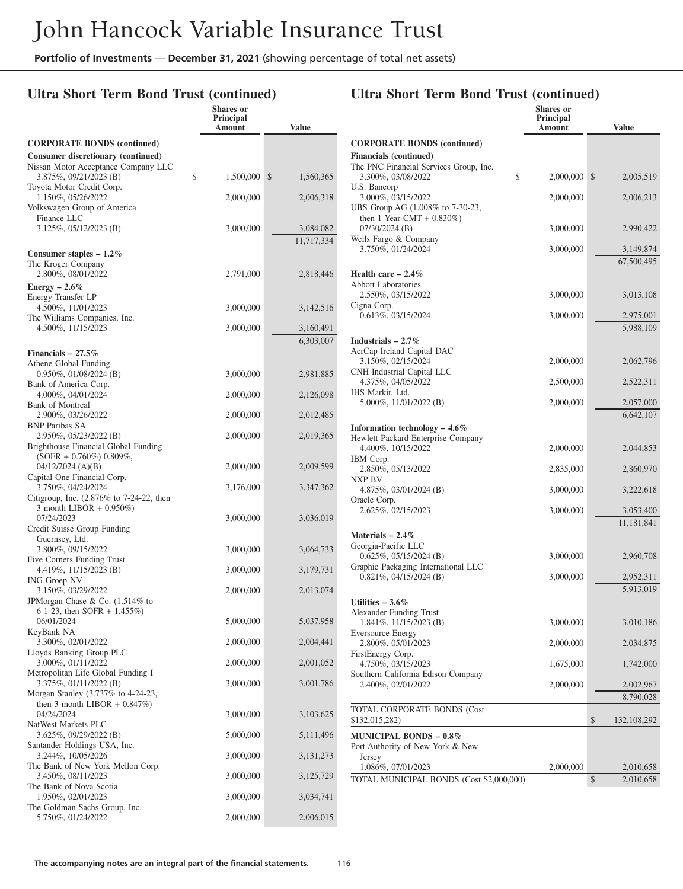# John Hancock Variable Insurance Trust

**Portfolio of Investments** — **December 31, 2021** (showing percentage of total net assets)

## Ultra Short Term Bond Trust (continued)

| | Shares or Principal Amount | Value |
|---|---|---|
| **CORPORATE BONDS (continued)** | | |
| **Consumer discretionary (continued)** | | |
| Nissan Motor Acceptance Company LLC 3.875%, 09/21/2023 (B) | $ 1,500,000 | $ 1,560,365 |
| Toyota Motor Credit Corp. 1.150%, 05/26/2022 | 2,000,000 | 2,006,318 |
| Volkswagen Group of America Finance LLC 3.125%, 05/12/2023 (B) | 3,000,000 | 3,084,082 |
| | | 11,717,334 |
| **Consumer staples – 1.2%** | | |
| The Kroger Company 2.800%, 08/01/2022 | 2,791,000 | 2,818,446 |
| **Energy – 2.6%** | | |
| Energy Transfer LP 4.500%, 11/01/2023 | 3,000,000 | 3,142,516 |
| The Williams Companies, Inc. 4.500%, 11/15/2023 | 3,000,000 | 3,160,491 |
| | | 6,303,007 |
| **Financials – 27.5%** | | |
| Athene Global Funding 0.950%, 01/08/2024 (B) | 3,000,000 | 2,981,885 |
| Bank of America Corp. 4.000%, 04/01/2024 | 2,000,000 | 2,126,098 |
| Bank of Montreal 2.900%, 03/26/2022 | 2,000,000 | 2,012,485 |
| BNP Paribas SA 2.950%, 05/23/2022 (B) | 2,000,000 | 2,019,365 |
| Brighthouse Financial Global Funding (SOFR + 0.760%) 0.809%, 04/12/2024 (A)(B) | 2,000,000 | 2,009,599 |
| Capital One Financial Corp. 3.750%, 04/24/2024 | 3,176,000 | 3,347,362 |
| Citigroup, Inc. (2.876% to 7-24-22, then 3 month LIBOR + 0.950%) 07/24/2023 | 3,000,000 | 3,036,019 |
| Credit Suisse Group Funding Guernsey, Ltd. 3.800%, 09/15/2022 | 3,000,000 | 3,064,733 |
| Five Corners Funding Trust 4.419%, 11/15/2023 (B) | 3,000,000 | 3,179,731 |
| ING Groep NV 3.150%, 03/29/2022 | 2,000,000 | 2,013,074 |
| JPMorgan Chase & Co. (1.514% to 6-1-23, then SOFR + 1.455%) 06/01/2024 | 5,000,000 | 5,037,958 |
| KeyBank NA 3.300%, 02/01/2022 | 2,000,000 | 2,004,441 |
| Lloyds Banking Group PLC 3.000%, 01/11/2022 | 2,000,000 | 2,001,052 |
| Metropolitan Life Global Funding I 3.375%, 01/11/2022 (B) | 3,000,000 | 3,001,786 |
| Morgan Stanley (3.737% to 4-24-23, then 3 month LIBOR + 0.847%) 04/24/2024 | 3,000,000 | 3,103,625 |
| NatWest Markets PLC 3.625%, 09/29/2022 (B) | 5,000,000 | 5,111,496 |
| Santander Holdings USA, Inc. 3.244%, 10/05/2026 | 3,000,000 | 3,131,273 |
| The Bank of New York Mellon Corp. 3.450%, 08/11/2023 | 3,000,000 | 3,125,729 |
| The Bank of Nova Scotia 1.950%, 02/01/2023 | 3,000,000 | 3,034,741 |
| The Goldman Sachs Group, Inc. 5.750%, 01/24/2022 | 2,000,000 | 2,006,015 |
| **Financials (continued)** | | |
| The PNC Financial Services Group, Inc. 3.300%, 03/08/2022 | $ 2,000,000 | $ 2,005,519 |
| U.S. Bancorp 3.000%, 03/15/2022 | 2,000,000 | 2,006,213 |
| UBS Group AG (1.008% to 7-30-23, then 1 Year CMT + 0.830%) 07/30/2024 (B) | 3,000,000 | 2,990,422 |
| Wells Fargo & Company 3.750%, 01/24/2024 | 3,000,000 | 3,149,874 |
| | | 67,500,495 |
| **Health care – 2.4%** | | |
| Abbott Laboratories 2.550%, 03/15/2022 | 3,000,000 | 3,013,108 |
| Cigna Corp. 0.613%, 03/15/2024 | 3,000,000 | 2,975,001 |
| | | 5,988,109 |
| **Industrials – 2.7%** | | |
| AerCap Ireland Capital DAC 3.150%, 02/15/2024 | 2,000,000 | 2,062,796 |
| CNH Industrial Capital LLC 4.375%, 04/05/2022 | 2,500,000 | 2,522,311 |
| IHS Markit, Ltd. 5.000%, 11/01/2022 (B) | 2,000,000 | 2,057,000 |
| | | 6,642,107 |
| **Information technology – 4.6%** | | |
| Hewlett Packard Enterprise Company 4.400%, 10/15/2022 | 2,000,000 | 2,044,853 |
| IBM Corp. 2.850%, 05/13/2022 | 2,835,000 | 2,860,970 |
| NXP BV 4.875%, 03/01/2024 (B) | 3,000,000 | 3,222,618 |
| Oracle Corp. 2.625%, 02/15/2023 | 3,000,000 | 3,053,400 |
| | | 11,181,841 |
| **Materials – 2.4%** | | |
| Georgia-Pacific LLC 0.625%, 05/15/2024 (B) | 3,000,000 | 2,960,708 |
| Graphic Packaging International LLC 0.821%, 04/15/2024 (B) | 3,000,000 | 2,952,311 |
| | | 5,913,019 |
| **Utilities – 3.6%** | | |
| Alexander Funding Trust 1.841%, 11/15/2023 (B) | 3,000,000 | 3,010,186 |
| Eversource Energy 2.800%, 05/01/2023 | 2,000,000 | 2,034,875 |
| FirstEnergy Corp. 4.750%, 03/15/2023 | 1,675,000 | 1,742,000 |
| Southern California Edison Company 2.400%, 02/01/2022 | 2,000,000 | 2,002,967 |
| | | 8,790,028 |
| TOTAL CORPORATE BONDS (Cost $132,015,282) | | $ 132,108,292 |
| **MUNICIPAL BONDS – 0.8%** | | |
| Port Authority of New York & New Jersey 1.086%, 07/01/2023 | 2,000,000 | 2,010,658 |
| TOTAL MUNICIPAL BONDS (Cost $2,000,000) | | $ 2,010,658 |

**The accompanying notes are an integral part of the financial statements.**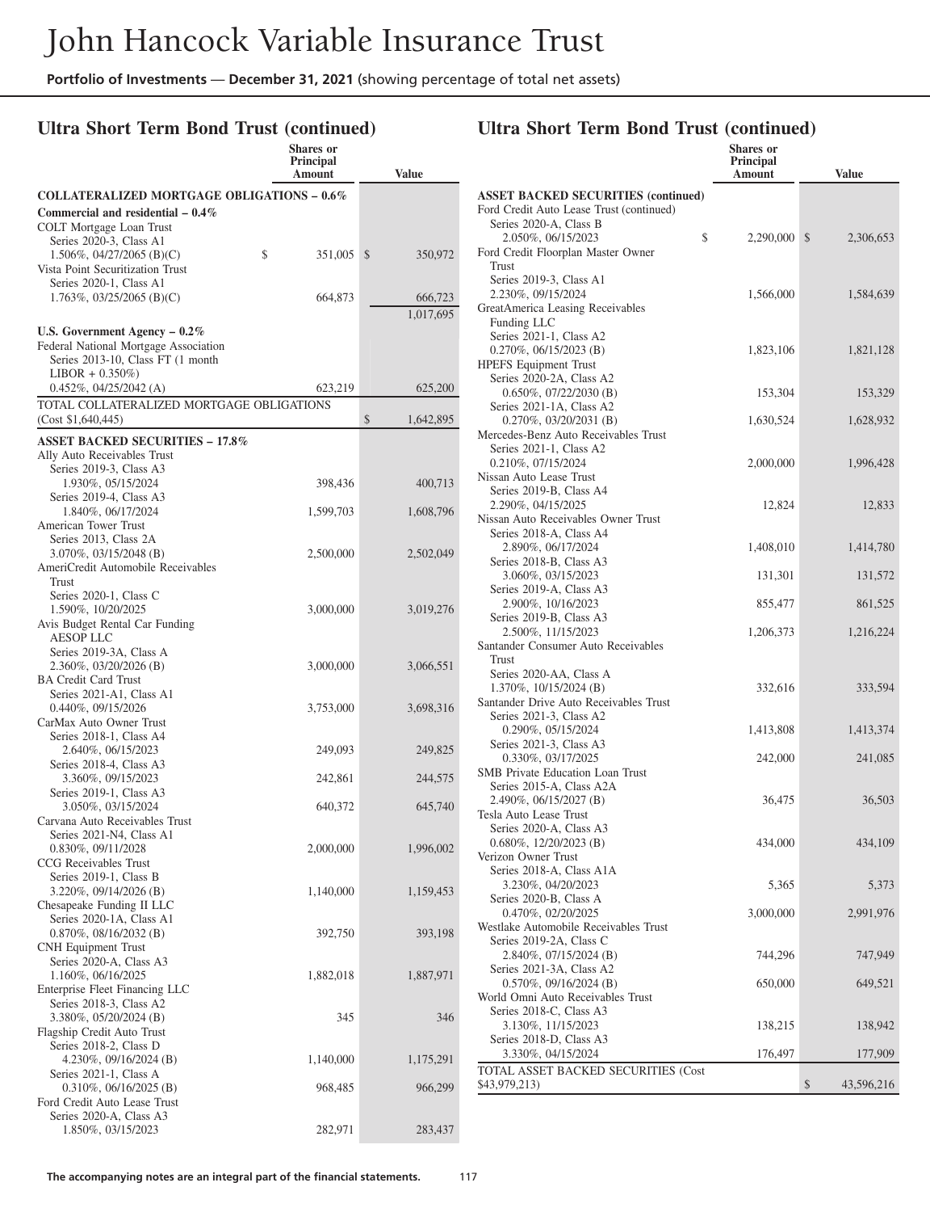# John Hancock Variable Insurance Trust

**Portfolio of Investments — December 31, 2021** (showing percentage of total net assets)

## Ultra Short Term Bond Trust (continued)

| | Shares or Principal Amount | Value |
|---|---|---|
| **COLLATERALIZED MORTGAGE OBLIGATIONS – 0.6%** | | |
| **Commercial and residential – 0.4%** | | |
| COLT Mortgage Loan Trust | | |
| Series 2020-3, Class A1 1.506%, 04/27/2065 (B)(C) | $ 351,005 | $ 350,972 |
| Vista Point Securitization Trust | | |
| Series 2020-1, Class A1 1.763%, 03/25/2065 (B)(C) | 664,873 | 666,723 |
| | | 1,017,695 |
| **U.S. Government Agency – 0.2%** | | |
| Federal National Mortgage Association | | |
| Series 2013-10, Class FT (1 month LIBOR + 0.350%) 0.452%, 04/25/2042 (A) | 623,219 | 625,200 |
| TOTAL COLLATERALIZED MORTGAGE OBLIGATIONS (Cost $1,640,445) | | $ 1,642,895 |
| **ASSET BACKED SECURITIES – 17.8%** | | |
| Ally Auto Receivables Trust | | |
| Series 2019-3, Class A3 1.930%, 05/15/2024 | 398,436 | 400,713 |
| Series 2019-4, Class A3 1.840%, 06/17/2024 | 1,599,703 | 1,608,796 |
| American Tower Trust | | |
| Series 2013, Class 2A 3.070%, 03/15/2048 (B) | 2,500,000 | 2,502,049 |
| AmeriCredit Automobile Receivables Trust | | |
| Series 2020-1, Class C 1.590%, 10/20/2025 | 3,000,000 | 3,019,276 |
| Avis Budget Rental Car Funding AESOP LLC | | |
| Series 2019-3A, Class A 2.360%, 03/20/2026 (B) | 3,000,000 | 3,066,551 |
| BA Credit Card Trust | | |
| Series 2021-A1, Class A1 0.440%, 09/15/2026 | 3,753,000 | 3,698,316 |
| CarMax Auto Owner Trust | | |
| Series 2018-1, Class A4 2.640%, 06/15/2023 | 249,093 | 249,825 |
| Series 2018-4, Class A3 3.360%, 09/15/2023 | 242,861 | 244,575 |
| Series 2019-1, Class A3 3.050%, 03/15/2024 | 640,372 | 645,740 |
| Carvana Auto Receivables Trust | | |
| Series 2021-N4, Class A1 0.830%, 09/11/2028 | 2,000,000 | 1,996,002 |
| CCG Receivables Trust | | |
| Series 2019-1, Class B 3.220%, 09/14/2026 (B) | 1,140,000 | 1,159,453 |
| Chesapeake Funding II LLC | | |
| Series 2020-1A, Class A1 0.870%, 08/16/2032 (B) | 392,750 | 393,198 |
| CNH Equipment Trust | | |
| Series 2020-A, Class A3 1.160%, 06/16/2025 | 1,882,018 | 1,887,971 |
| Enterprise Fleet Financing LLC | | |
| Series 2018-3, Class A2 3.380%, 05/20/2024 (B) | 345 | 346 |
| Flagship Credit Auto Trust | | |
| Series 2018-2, Class D 4.230%, 09/16/2024 (B) | 1,140,000 | 1,175,291 |
| Series 2021-1, Class A 0.310%, 06/16/2025 (B) | 968,485 | 966,299 |
| Ford Credit Auto Lease Trust | | |
| Series 2020-A, Class A3 1.850%, 03/15/2023 | 282,971 | 283,437 |

## Ultra Short Term Bond Trust (continued)

| | Shares or Principal Amount | Value |
|---|---|---|
| **ASSET BACKED SECURITIES (continued)** | | |
| Ford Credit Auto Lease Trust (continued) | | |
| Series 2020-A, Class B 2.050%, 06/15/2023 | $ 2,290,000 | $ 2,306,653 |
| Ford Credit Floorplan Master Owner Trust | | |
| Series 2019-3, Class A1 2.230%, 09/15/2024 | 1,566,000 | 1,584,639 |
| GreatAmerica Leasing Receivables Funding LLC | | |
| Series 2021-1, Class A2 0.270%, 06/15/2023 (B) | 1,823,106 | 1,821,128 |
| HPEFS Equipment Trust | | |
| Series 2020-2A, Class A2 0.650%, 07/22/2030 (B) | 153,304 | 153,329 |
| Series 2021-1A, Class A2 0.270%, 03/20/2031 (B) | 1,630,524 | 1,628,932 |
| Mercedes-Benz Auto Receivables Trust | | |
| Series 2021-1, Class A2 0.210%, 07/15/2024 | 2,000,000 | 1,996,428 |
| Nissan Auto Lease Trust | | |
| Series 2019-B, Class A4 2.290%, 04/15/2025 | 12,824 | 12,833 |
| Nissan Auto Receivables Owner Trust | | |
| Series 2018-A, Class A4 2.890%, 06/17/2024 | 1,408,010 | 1,414,780 |
| Series 2018-B, Class A3 3.060%, 03/15/2023 | 131,301 | 131,572 |
| Series 2019-A, Class A3 2.900%, 10/16/2023 | 855,477 | 861,525 |
| Series 2019-B, Class A3 2.500%, 11/15/2023 | 1,206,373 | 1,216,224 |
| Santander Consumer Auto Receivables Trust | | |
| Series 2020-AA, Class A 1.370%, 10/15/2024 (B) | 332,616 | 333,594 |
| Santander Drive Auto Receivables Trust | | |
| Series 2021-3, Class A2 0.290%, 05/15/2024 | 1,413,808 | 1,413,374 |
| Series 2021-3, Class A3 0.330%, 03/17/2025 | 242,000 | 241,085 |
| SMB Private Education Loan Trust | | |
| Series 2015-A, Class A2A 2.490%, 06/15/2027 (B) | 36,475 | 36,503 |
| Tesla Auto Lease Trust | | |
| Series 2020-A, Class A3 0.680%, 12/20/2023 (B) | 434,000 | 434,109 |
| Verizon Owner Trust | | |
| Series 2018-A, Class A1A 3.230%, 04/20/2023 | 5,365 | 5,373 |
| Series 2020-B, Class A 0.470%, 02/20/2025 | 3,000,000 | 2,991,976 |
| Westlake Automobile Receivables Trust | | |
| Series 2019-2A, Class C 2.840%, 07/15/2024 (B) | 744,296 | 747,949 |
| Series 2021-3A, Class A2 0.570%, 09/16/2024 (B) | 650,000 | 649,521 |
| World Omni Auto Receivables Trust | | |
| Series 2018-C, Class A3 3.130%, 11/15/2023 | 138,215 | 138,942 |
| Series 2018-D, Class A3 3.330%, 04/15/2024 | 176,497 | 177,909 |
| TOTAL ASSET BACKED SECURITIES (Cost $43,979,213) | | $ 43,596,216 |

**The accompanying notes are an integral part of the financial statements.**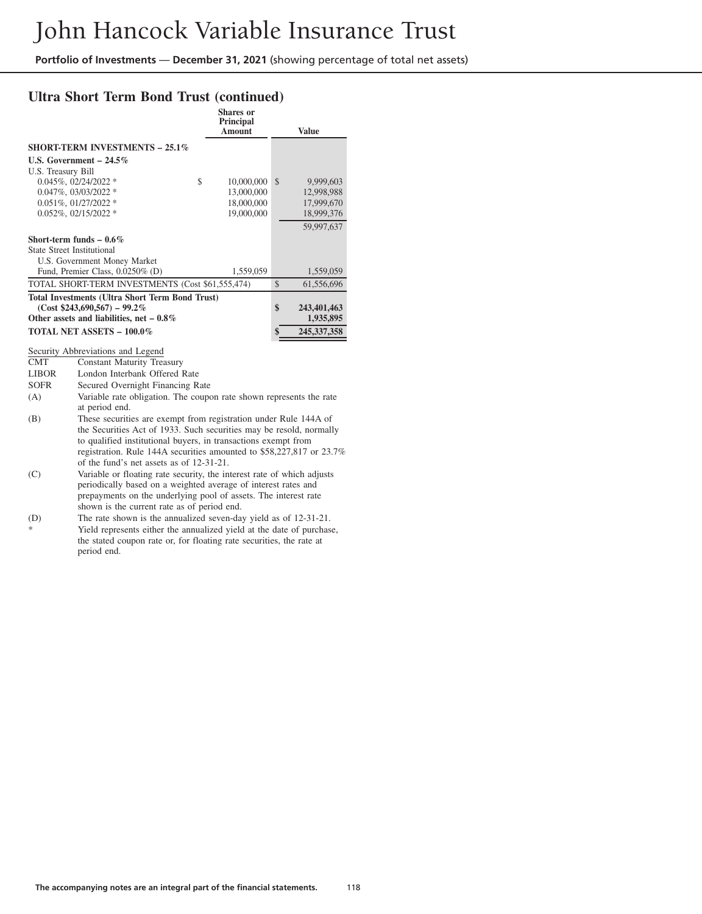# John Hancock Variable Insurance Trust

**Portfolio of Investments** — **December 31, 2021** (showing percentage of total net assets)

## Ultra Short Term Bond Trust (continued)

| | Shares or Principal Amount | Value |
|---|---|---|
| **SHORT-TERM INVESTMENTS – 25.1%** | | |
| **U.S. Government – 24.5%** | | |
| U.S. Treasury Bill | | |
| 0.045%, 02/24/2022 * | $ 10,000,000 | $ 9,999,603 |
| 0.047%, 03/03/2022 * | 13,000,000 | 12,998,988 |
| 0.051%, 01/27/2022 * | 18,000,000 | 17,999,670 |
| 0.052%, 02/15/2022 * | 19,000,000 | 18,999,376 |
| | | 59,997,637 |
| **Short-term funds – 0.6%** | | |
| State Street Institutional U.S. Government Money Market Fund, Premier Class, 0.0250% (D) | 1,559,059 | 1,559,059 |
| TOTAL SHORT-TERM INVESTMENTS (Cost $61,555,474) | | $ 61,556,696 |
| **Total Investments (Ultra Short Term Bond Trust) (Cost $243,690,567) – 99.2%** | | **$ 243,401,463** |
| **Other assets and liabilities, net – 0.8%** | | **1,935,895** |
| **TOTAL NET ASSETS – 100.0%** | | **$ 245,337,358** |

Security Abbreviations and Legend

| | |
|---|---|
| CMT | Constant Maturity Treasury |
| LIBOR | London Interbank Offered Rate |
| SOFR | Secured Overnight Financing Rate |
| (A) | Variable rate obligation. The coupon rate shown represents the rate at period end. |
| (B) | These securities are exempt from registration under Rule 144A of the Securities Act of 1933. Such securities may be resold, normally to qualified institutional buyers, in transactions exempt from registration. Rule 144A securities amounted to $58,227,817 or 23.7% of the fund's net assets as of 12-31-21. |
| (C) | Variable or floating rate security, the interest rate of which adjusts periodically based on a weighted average of interest rates and prepayments on the underlying pool of assets. The interest rate shown is the current rate as of period end. |
| (D) | The rate shown is the annualized seven-day yield as of 12-31-21. |
| * | Yield represents either the annualized yield at the date of purchase, the stated coupon rate or, for floating rate securities, the rate at period end. |

The accompanying notes are an integral part of the financial statements.